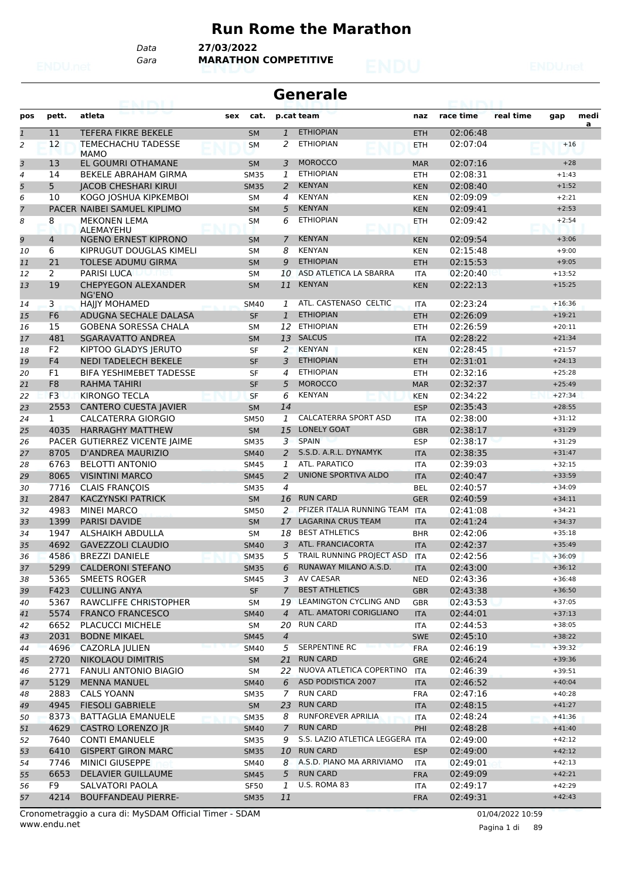# Run Rome the Marathon

Data **27/03/2022**

Gara **MARATHON COMPETITIVE**

## Generale

| pos | pett. | atleta | sex | cat. | p.cat | team | naz | race time | real time | gap | media |
|---|---|---|---|---|---|---|---|---|---|---|---|
| 1 | 11 | TEFERA FIKRE BEKELE | | SM | 1 | ETHIOPIAN | ETH | 02:06:48 | | | |
| 2 | 12 | TEMECHACHU TADESSE MAMO | | SM | 2 | ETHIOPIAN | ETH | 02:07:04 | | +16 | |
| 3 | 13 | EL GOUMRI OTHAMANE | | SM | 3 | MOROCCO | MAR | 02:07:16 | | +28 | |
| 4 | 14 | BEKELE ABRAHAM GIRMA | | SM35 | 1 | ETHIOPIAN | ETH | 02:08:31 | | +1:43 | |
| 5 | 5 | JACOB CHESHARI KIRUI | | SM35 | 2 | KENYAN | KEN | 02:08:40 | | +1:52 | |
| 6 | 10 | KOGO JOSHUA KIPKEMBOI | | SM | 4 | KENYAN | KEN | 02:09:09 | | +2:21 | |
| 7 | PACER | NAIBEI SAMUEL KIPLIMO | | SM | 5 | KENYAN | KEN | 02:09:41 | | +2:53 | |
| 8 | 8 | MEKONEN LEMA ALEMAYEHU | | SM | 6 | ETHIOPIAN | ETH | 02:09:42 | | +2:54 | |
| 9 | 4 | NGENO ERNEST KIPRONO | | SM | 7 | KENYAN | KEN | 02:09:54 | | +3:06 | |
| 10 | 6 | KIPRUGUT DOUGLAS KIMELI | | SM | 8 | KENYAN | KEN | 02:15:48 | | +9:00 | |
| 11 | 21 | TOLESE ADUMU GIRMA | | SM | 9 | ETHIOPIAN | ETH | 02:15:53 | | +9:05 | |
| 12 | 2 | PARISI LUCA | | SM | 10 | ASD ATLETICA LA SBARRA | ITA | 02:20:40 | | +13:52 | |
| 13 | 19 | CHEPYEGON ALEXANDER NG'ENO | | SM | 11 | KENYAN | KEN | 02:22:13 | | +15:25 | |
| 14 | 3 | HAJJY MOHAMED | | SM40 | 1 | ATL. CASTENASO CELTIC | ITA | 02:23:24 | | +16:36 | |
| 15 | F6 | ADUGNA SECHALE DALASA | | SF | 1 | ETHIOPIAN | ETH | 02:26:09 | | +19:21 | |
| 16 | 15 | GOBENA SORESSA CHALA | | SM | 12 | ETHIOPIAN | ETH | 02:26:59 | | +20:11 | |
| 17 | 481 | SGARAVATTO ANDREA | | SM | 13 | SALCUS | ITA | 02:28:22 | | +21:34 | |
| 18 | F2 | KIPTOO GLADYS JERUTO | | SF | 2 | KENYAN | KEN | 02:28:45 | | +21:57 | |
| 19 | F4 | NEDI TADELECH BEKELE | | SF | 3 | ETHIOPIAN | ETH | 02:31:01 | | +24:13 | |
| 20 | F1 | BIFA YESHIMEBET TADESSE | | SF | 4 | ETHIOPIAN | ETH | 02:32:16 | | +25:28 | |
| 21 | F8 | RAHMA TAHIRI | | SF | 5 | MOROCCO | MAR | 02:32:37 | | +25:49 | |
| 22 | F3 | KIRONGO TECLA | | SF | 6 | KENYAN | KEN | 02:34:22 | | +27:34 | |
| 23 | 2553 | CANTERO CUESTA JAVIER | | SM | 14 | | ESP | 02:35:43 | | +28:55 | |
| 24 | 1 | CALCATERRA GIORGIO | | SM50 | 1 | CALCATERRA SPORT ASD | ITA | 02:38:00 | | +31:12 | |
| 25 | 4035 | HARRAGHY MATTHEW | | SM | 15 | LONELY GOAT | GBR | 02:38:17 | | +31:29 | |
| 26 | PACER | GUTIERREZ VICENTE JAIME | | SM35 | 3 | SPAIN | ESP | 02:38:17 | | +31:29 | |
| 27 | 8705 | D'ANDREA MAURIZIO | | SM40 | 2 | S.S.D. A.R.L. DYNAMYK | ITA | 02:38:35 | | +31:47 | |
| 28 | 6763 | BELOTTI ANTONIO | | SM45 | 1 | ATL. PARATICO | ITA | 02:39:03 | | +32:15 | |
| 29 | 8065 | VISINTINI MARCO | | SM45 | 2 | UNIONE SPORTIVA ALDO | ITA | 02:40:47 | | +33:59 | |
| 30 | 7716 | CLAIS FRANÇOIS | | SM35 | 4 | | BEL | 02:40:57 | | +34:09 | |
| 31 | 2847 | KACZYNSKI PATRICK | | SM | 16 | RUN CARD | GER | 02:40:59 | | +34:11 | |
| 32 | 4983 | MINEI MARCO | | SM50 | 2 | PFIZER ITALIA RUNNING TEAM | ITA | 02:41:08 | | +34:21 | |
| 33 | 1399 | PARISI DAVIDE | | SM | 17 | LAGARINA CRUS TEAM | ITA | 02:41:24 | | +34:37 | |
| 34 | 1947 | ALSHAIKH ABDULLA | | SM | 18 | BEST ATHLETICS | BHR | 02:42:06 | | +35:18 | |
| 35 | 4692 | GAVEZZOLI CLAUDIO | | SM40 | 3 | ATL. FRANCIACORTA | ITA | 02:42:37 | | +35:49 | |
| 36 | 4586 | BREZZI DANIELE | | SM35 | 5 | TRAIL RUNNING PROJECT ASD | ITA | 02:42:56 | | +36:09 | |
| 37 | 5299 | CALDERONI STEFANO | | SM35 | 6 | RUNAWAY MILANO A.S.D. | ITA | 02:43:00 | | +36:12 | |
| 38 | 5365 | SMEETS ROGER | | SM45 | 3 | AV CAESAR | NED | 02:43:36 | | +36:48 | |
| 39 | F423 | CULLING ANYA | | SF | 7 | BEST ATHLETICS | GBR | 02:43:38 | | +36:50 | |
| 40 | 5367 | RAWCLIFFE CHRISTOPHER | | SM | 19 | LEAMINGTON CYCLING AND | GBR | 02:43:53 | | +37:05 | |
| 41 | 5574 | FRANCO FRANCESCO | | SM40 | 4 | ATL. AMATORI CORIGLIANO | ITA | 02:44:01 | | +37:13 | |
| 42 | 6652 | PLACUCCI MICHELE | | SM | 20 | RUN CARD | ITA | 02:44:53 | | +38:05 | |
| 43 | 2031 | BODNE MIKAEL | | SM45 | 4 | | SWE | 02:45:10 | | +38:22 | |
| 44 | 4696 | CAZORLA JULIEN | | SM40 | 5 | SERPENTINE RC | FRA | 02:46:19 | | +39:32 | |
| 45 | 2720 | NIKOLAOU DIMITRIS | | SM | 21 | RUN CARD | GRE | 02:46:24 | | +39:36 | |
| 46 | 2771 | FANULI ANTONIO BIAGIO | | SM | 22 | NUOVA ATLETICA COPERTINO | ITA | 02:46:39 | | +39:51 | |
| 47 | 5129 | MENNA MANUEL | | SM40 | 6 | ASD PODISTICA 2007 | ITA | 02:46:52 | | +40:04 | |
| 48 | 2883 | CALS YOANN | | SM35 | 7 | RUN CARD | FRA | 02:47:16 | | +40:28 | |
| 49 | 4945 | FIESOLI GABRIELE | | SM | 23 | RUN CARD | ITA | 02:48:15 | | +41:27 | |
| 50 | 8373 | BATTAGLIA EMANUELE | | SM35 | 8 | RUNFOREVER APRILIA | ITA | 02:48:24 | | +41:36 | |
| 51 | 4629 | CASTRO LORENZO JR | | SM40 | 7 | RUN CARD | PHI | 02:48:28 | | +41:40 | |
| 52 | 7640 | CONTI EMANUELE | | SM35 | 9 | S.S. LAZIO ATLETICA LEGGERA | ITA | 02:49:00 | | +42:12 | |
| 53 | 6410 | GISPERT GIRON MARC | | SM35 | 10 | RUN CARD | ESP | 02:49:00 | | +42:12 | |
| 54 | 7746 | MINICI GIUSEPPE | | SM40 | 8 | A.S.D. PIANO MA ARRIVIAMO | ITA | 02:49:01 | | +42:13 | |
| 55 | 6653 | DELAVIER GUILLAUME | | SM45 | 5 | RUN CARD | FRA | 02:49:09 | | +42:21 | |
| 56 | F9 | SALVATORI PAOLA | | SF50 | 1 | U.S. ROMA 83 | ITA | 02:49:17 | | +42:29 | |
| 57 | 4214 | BOUFFANDEAU PIERRE- | | SM35 | 11 | | FRA | 02:49:31 | | +42:43 | |

Cronometraggio a cura di: MySDAM Official Timer - SDAM
www.endu.net

01/04/2022 10:59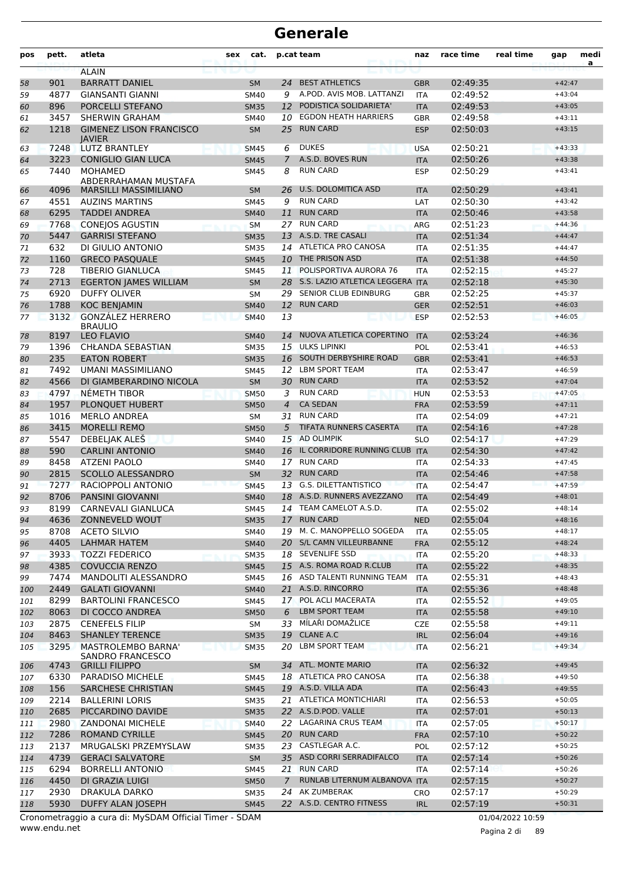# Generale

| pos | pett. | atleta | sex | cat. | p.cat | team | naz | race time | real time | gap | media |
|---|---|---|---|---|---|---|---|---|---|---|---|
| | | ALAIN | | | | | | | | | |
| 58 | 901 | BARRATT DANIEL | | SM | 24 | BEST ATHLETICS | GBR | 02:49:35 | | +42:47 | |
| 59 | 4877 | GIANSANTI GIANNI | | SM40 | 9 | A.POD. AVIS MOB. LATTANZI | ITA | 02:49:52 | | +43:04 | |
| 60 | 896 | PORCELLI STEFANO | | SM35 | 12 | PODISTICA SOLIDARIETA' | ITA | 02:49:53 | | +43:05 | |
| 61 | 3457 | SHERWIN GRAHAM | | SM40 | 10 | EGDON HEATH HARRIERS | GBR | 02:49:58 | | +43:11 | |
| 62 | 1218 | GIMENEZ LISON FRANCISCO JAVIER | | SM | 25 | RUN CARD | ESP | 02:50:03 | | +43:15 | |
| 63 | 7248 | LUTZ BRANTLEY | | SM45 | 6 | DUKES | USA | 02:50:21 | | +43:33 | |
| 64 | 3223 | CONIGLIO GIAN LUCA | | SM45 | 7 | A.S.D. BOVES RUN | ITA | 02:50:26 | | +43:38 | |
| 65 | 7440 | MOHAMED ABDERRAHAMAN MUSTAFA | | SM45 | 8 | RUN CARD | ESP | 02:50:29 | | +43:41 | |
| 66 | 4096 | MARSILLI MASSIMILIANO | | SM | 26 | U.S. DOLOMITICA ASD | ITA | 02:50:29 | | +43:41 | |
| 67 | 4551 | AUZINS MARTINS | | SM45 | 9 | RUN CARD | LAT | 02:50:30 | | +43:42 | |
| 68 | 6295 | TADDEI ANDREA | | SM40 | 11 | RUN CARD | ITA | 02:50:46 | | +43:58 | |
| 69 | 7768 | CONEJOS AGUSTIN | | SM | 27 | RUN CARD | ARG | 02:51:23 | | +44:36 | |
| 70 | 5447 | GARRISI STEFANO | | SM35 | 13 | A.S.D. TRE CASALI | ITA | 02:51:34 | | +44:47 | |
| 71 | 632 | DI GIULIO ANTONIO | | SM35 | 14 | ATLETICA PRO CANOSA | ITA | 02:51:35 | | +44:47 | |
| 72 | 1160 | GRECO PASQUALE | | SM45 | 10 | THE PRISON ASD | ITA | 02:51:38 | | +44:50 | |
| 73 | 728 | TIBERIO GIANLUCA | | SM45 | 11 | POLISPORTIVA AURORA 76 | ITA | 02:52:15 | | +45:27 | |
| 74 | 2713 | EGERTON JAMES WILLIAM | | SM | 28 | S.S. LAZIO ATLETICA LEGGERA | ITA | 02:52:18 | | +45:30 | |
| 75 | 6920 | DUFFY OLIVER | | SM | 29 | SENIOR CLUB EDINBURG | GBR | 02:52:25 | | +45:37 | |
| 76 | 1788 | KOC BENJAMIN | | SM40 | 12 | RUN CARD | GER | 02:52:51 | | +46:03 | |
| 77 | 3132 | GONZÁLEZ HERRERO BRAULIO | | SM40 | 13 | | ESP | 02:52:53 | | +46:05 | |
| 78 | 8197 | LEO FLAVIO | | SM40 | 14 | NUOVA ATLETICA COPERTINO | ITA | 02:53:24 | | +46:36 | |
| 79 | 1396 | CHŁANDA SEBASTIAN | | SM35 | 15 | ULKS LIPINKI | POL | 02:53:41 | | +46:53 | |
| 80 | 235 | EATON ROBERT | | SM35 | 16 | SOUTH DERBYSHIRE ROAD | GBR | 02:53:41 | | +46:53 | |
| 81 | 7492 | UMANI MASSIMILIANO | | SM45 | 12 | LBM SPORT TEAM | ITA | 02:53:47 | | +46:59 | |
| 82 | 4566 | DI GIAMBERARDINO NICOLA | | SM | 30 | RUN CARD | ITA | 02:53:52 | | +47:04 | |
| 83 | 4797 | NÉMETH TIBOR | | SM50 | 3 | RUN CARD | HUN | 02:53:53 | | +47:05 | |
| 84 | 1957 | PLONQUET HUBERT | | SM50 | 4 | CA SEDAN | FRA | 02:53:59 | | +47:11 | |
| 85 | 1016 | MERLO ANDREA | | SM | 31 | RUN CARD | ITA | 02:54:09 | | +47:21 | |
| 86 | 3415 | MORELLI REMO | | SM50 | 5 | TIFATA RUNNERS CASERTA | ITA | 02:54:16 | | +47:28 | |
| 87 | 5547 | DEBELJAK ALEŠ | | SM40 | 15 | AD OLIMPIK | SLO | 02:54:17 | | +47:29 | |
| 88 | 590 | CARLINI ANTONIO | | SM40 | 16 | IL CORRIDORE RUNNING CLUB | ITA | 02:54:30 | | +47:42 | |
| 89 | 8458 | ATZENI PAOLO | | SM40 | 17 | RUN CARD | ITA | 02:54:33 | | +47:45 | |
| 90 | 2815 | SCOLLO ALESSANDRO | | SM | 32 | RUN CARD | ITA | 02:54:46 | | +47:58 | |
| 91 | 7277 | RACIOPPOLI ANTONIO | | SM45 | 13 | G.S. DILETTANTISTICO | ITA | 02:54:47 | | +47:59 | |
| 92 | 8706 | PANSINI GIOVANNI | | SM40 | 18 | A.S.D. RUNNERS AVEZZANO | ITA | 02:54:49 | | +48:01 | |
| 93 | 8199 | CARNEVALI GIANLUCA | | SM45 | 14 | TEAM CAMELOT A.S.D. | ITA | 02:55:02 | | +48:14 | |
| 94 | 4636 | ZONNEVELD WOUT | | SM35 | 17 | RUN CARD | NED | 02:55:04 | | +48:16 | |
| 95 | 8708 | ACETO SILVIO | | SM40 | 19 | M. C. MANOPPELLO SOGEDA | ITA | 02:55:05 | | +48:17 | |
| 96 | 4405 | LAHMAR HATEM | | SM40 | 20 | S/L CAMN VILLEURBANNE | FRA | 02:55:12 | | +48:24 | |
| 97 | 3933 | TOZZI FEDERICO | | SM35 | 18 | SEVENLIFE SSD | ITA | 02:55:20 | | +48:33 | |
| 98 | 4385 | COVUCCIA RENZO | | SM45 | 15 | A.S. ROMA ROAD R.CLUB | ITA | 02:55:22 | | +48:35 | |
| 99 | 7474 | MANDOLITI ALESSANDRO | | SM45 | 16 | ASD TALENTI RUNNING TEAM | ITA | 02:55:31 | | +48:43 | |
| 100 | 2449 | GALATI GIOVANNI | | SM40 | 21 | A.S.D. RINCORRO | ITA | 02:55:36 | | +48:48 | |
| 101 | 8299 | BARTOLINI FRANCESCO | | SM45 | 17 | POL ACLI MACERATA | ITA | 02:55:52 | | +49:05 | |
| 102 | 8063 | DI COCCO ANDREA | | SM50 | 6 | LBM SPORT TEAM | ITA | 02:55:58 | | +49:10 | |
| 103 | 2875 | CENEFELS FILIP | | SM | 33 | MÍLAŘI DOMAŽLICE | CZE | 02:55:58 | | +49:11 | |
| 104 | 8463 | SHANLEY TERENCE | | SM35 | 19 | CLANE A.C | IRL | 02:56:04 | | +49:16 | |
| 105 | 3295 | MASTROLEMBO BARNA' SANDRO FRANCESCO | | SM35 | 20 | LBM SPORT TEAM | ITA | 02:56:21 | | +49:34 | |
| 106 | 4743 | GRILLI FILIPPO | | SM | 34 | ATL. MONTE MARIO | ITA | 02:56:32 | | +49:45 | |
| 107 | 6330 | PARADISO MICHELE | | SM45 | 18 | ATLETICA PRO CANOSA | ITA | 02:56:38 | | +49:50 | |
| 108 | 156 | SARCHESE CHRISTIAN | | SM45 | 19 | A.S.D. VILLA ADA | ITA | 02:56:43 | | +49:55 | |
| 109 | 2214 | BALLERINI LORIS | | SM35 | 21 | ATLETICA MONTICHIARI | ITA | 02:56:53 | | +50:05 | |
| 110 | 2685 | PICCARDINO DAVIDE | | SM35 | 22 | A.S.D.POD. VALLE | ITA | 02:57:01 | | +50:13 | |
| 111 | 2980 | ZANDONAI MICHELE | | SM40 | 22 | LAGARINA CRUS TEAM | ITA | 02:57:05 | | +50:17 | |
| 112 | 7286 | ROMAND CYRILLE | | SM45 | 20 | RUN CARD | FRA | 02:57:10 | | +50:22 | |
| 113 | 2137 | MRUGALSKI PRZEMYSLAW | | SM35 | 23 | CASTLEGAR A.C. | POL | 02:57:12 | | +50:25 | |
| 114 | 4739 | GERACI SALVATORE | | SM | 35 | ASD CORRI SERRADIFALCO | ITA | 02:57:14 | | +50:26 | |
| 115 | 6294 | BORRELLI ANTONIO | | SM45 | 21 | RUN CARD | ITA | 02:57:14 | | +50:26 | |
| 116 | 4450 | DI GRAZIA LUIGI | | SM50 | 7 | RUNLAB LITERNUM ALBANOVA | ITA | 02:57:15 | | +50:27 | |
| 117 | 2930 | DRAKULA DARKO | | SM35 | 24 | AK ZUMBERAK | CRO | 02:57:17 | | +50:29 | |
| 118 | 5930 | DUFFY ALAN JOSEPH | | SM45 | 22 | A.S.D. CENTRO FITNESS | IRL | 02:57:19 | | +50:31 | |

Cronometraggio a cura di: MySDAM Official Timer - SDAM

www.endu.net

01/04/2022 10:59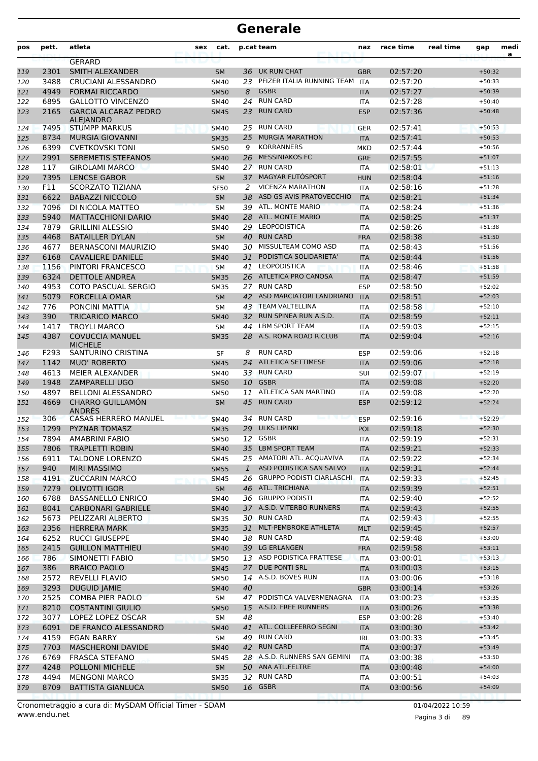# Generale

| pos | pett. | atleta | sex | cat. | p.cat | team | naz | race time | real time | gap | medi a |
|---|---|---|---|---|---|---|---|---|---|---|---|
| | | GERARD | | | | | | | | | |
| 119 | 2301 | SMITH ALEXANDER | | SM | 36 | UK RUN CHAT | GBR | 02:57:20 | | +50:32 | |
| 120 | 3488 | CRUCIANI ALESSANDRO | | SM40 | 23 | PFIZER ITALIA RUNNING TEAM | ITA | 02:57:20 | | +50:33 | |
| 121 | 4949 | FORMAI RICCARDO | | SM50 | 8 | GSBR | ITA | 02:57:27 | | +50:39 | |
| 122 | 6895 | GALLOTTO VINCENZO | | SM40 | 24 | RUN CARD | ITA | 02:57:28 | | +50:40 | |
| 123 | 2165 | GARCIA ALCARAZ PEDRO ALEJANDRO | | SM45 | 23 | RUN CARD | ESP | 02:57:36 | | +50:48 | |
| 124 | 7495 | STUMPP MARKUS | | SM40 | 25 | RUN CARD | GER | 02:57:41 | | +50:53 | |
| 125 | 8734 | MURGIA GIOVANNI | | SM35 | 25 | MURGIA MARATHON | ITA | 02:57:41 | | +50:53 | |
| 126 | 6399 | CVETKOVSKI TONI | | SM50 | 9 | KORRANNERS | MKD | 02:57:44 | | +50:56 | |
| 127 | 2991 | SEREMETIS STEFANOS | | SM40 | 26 | MESSINIAKOS FC | GRE | 02:57:55 | | +51:07 | |
| 128 | 117 | GIROLAMI MARCO | | SM40 | 27 | RUN CARD | ITA | 02:58:01 | | +51:13 | |
| 129 | 7395 | LENCSE GABOR | | SM | 37 | MAGYAR FUTÓSPORT | HUN | 02:58:04 | | +51:16 | |
| 130 | F11 | SCORZATO TIZIANA | | SF50 | 2 | VICENZA MARATHON | ITA | 02:58:16 | | +51:28 | |
| 131 | 6622 | BABAZZI NICCOLO | | SM | 38 | ASD GS AVIS PRATOVECCHIO | ITA | 02:58:21 | | +51:34 | |
| 132 | 7096 | DI NICOLA MATTEO | | SM | 39 | ATL. MONTE MARIO | ITA | 02:58:24 | | +51:36 | |
| 133 | 5940 | MATTACCHIONI DARIO | | SM40 | 28 | ATL. MONTE MARIO | ITA | 02:58:25 | | +51:37 | |
| 134 | 7879 | GRILLINI ALESSIO | | SM40 | 29 | LEOPODISTICA | ITA | 02:58:26 | | +51:38 | |
| 135 | 4468 | BATAILLER DYLAN | | SM | 40 | RUN CARD | FRA | 02:58:38 | | +51:50 | |
| 136 | 4677 | BERNASCONI MAURIZIO | | SM40 | 30 | MISSULTEAM COMO ASD | ITA | 02:58:43 | | +51:56 | |
| 137 | 6168 | CAVALIERE DANIELE | | SM40 | 31 | PODISTICA SOLIDARIETA' | ITA | 02:58:44 | | +51:56 | |
| 138 | 1156 | PINTORI FRANCESCO | | SM | 41 | LEOPODISTICA | ITA | 02:58:46 | | +51:58 | |
| 139 | 6324 | DETTOLE ANDREA | | SM35 | 26 | ATLETICA PRO CANOSA | ITA | 02:58:47 | | +51:59 | |
| 140 | 4953 | COTO PASCUAL SERGIO | | SM35 | 27 | RUN CARD | ESP | 02:58:50 | | +52:02 | |
| 141 | 5079 | FORCELLA OMAR | | SM | 42 | ASD MARCIATORI LANDRIANO | ITA | 02:58:51 | | +52:03 | |
| 142 | 776 | PONCINI MATTIA | | SM | 43 | TEAM VALTELLINA | ITA | 02:58:58 | | +52:10 | |
| 143 | 390 | TRICARICO MARCO | | SM40 | 32 | RUN SPINEA RUN A.S.D. | ITA | 02:58:59 | | +52:11 | |
| 144 | 1417 | TROYLI MARCO | | SM | 44 | LBM SPORT TEAM | ITA | 02:59:03 | | +52:15 | |
| 145 | 4387 | COVUCCIA MANUEL MICHELE | | SM35 | 28 | A.S. ROMA ROAD R.CLUB | ITA | 02:59:04 | | +52:16 | |
| 146 | F293 | SANTURINO CRISTINA | | SF | 8 | RUN CARD | ESP | 02:59:06 | | +52:18 | |
| 147 | 1142 | MUO' ROBERTO | | SM45 | 24 | ATLETICA SETTIMESE | ITA | 02:59:06 | | +52:18 | |
| 148 | 4613 | MEIER ALEXANDER | | SM40 | 33 | RUN CARD | SUI | 02:59:07 | | +52:19 | |
| 149 | 1948 | ZAMPARELLI UGO | | SM50 | 10 | GSBR | ITA | 02:59:08 | | +52:20 | |
| 150 | 4897 | BELLONI ALESSANDRO | | SM50 | 11 | ATLETICA SAN MARTINO | ITA | 02:59:08 | | +52:20 | |
| 151 | 4669 | CHARRO GUILLAMÓN ANDRÉS | | SM | 45 | RUN CARD | ESP | 02:59:12 | | +52:24 | |
| 152 | 306 | CASAS HERRERO MANUEL | | SM40 | 34 | RUN CARD | ESP | 02:59:16 | | +52:29 | |
| 153 | 1299 | PYZNAR TOMASZ | | SM35 | 29 | ULKS LIPINKI | POL | 02:59:18 | | +52:30 | |
| 154 | 7894 | AMABRINI FABIO | | SM50 | 12 | GSBR | ITA | 02:59:19 | | +52:31 | |
| 155 | 7806 | TRAPLETTI ROBIN | | SM40 | 35 | LBM SPORT TEAM | ITA | 02:59:21 | | +52:33 | |
| 156 | 6911 | TALDONE LORENZO | | SM45 | 25 | AMATORI ATL. ACQUAVIVA | ITA | 02:59:22 | | +52:34 | |
| 157 | 940 | MIRI MASSIMO | | SM55 | 1 | ASD PODISTICA SAN SALVO | ITA | 02:59:31 | | +52:44 | |
| 158 | 4191 | ZUCCARIN MARCO | | SM45 | 26 | GRUPPO PODISTI CIARLASCHI | ITA | 02:59:33 | | +52:45 | |
| 159 | 7279 | OLIVOTTI IGOR | | SM | 46 | ATL. TRICHIANA | ITA | 02:59:39 | | +52:51 | |
| 160 | 6788 | BASSANELLO ENRICO | | SM40 | 36 | GRUPPO PODISTI | ITA | 02:59:40 | | +52:52 | |
| 161 | 8041 | CARBONARI GABRIELE | | SM40 | 37 | A.S.D. VITERBO RUNNERS | ITA | 02:59:43 | | +52:55 | |
| 162 | 5673 | PELIZZARI ALBERTO | | SM35 | 30 | RUN CARD | ITA | 02:59:43 | | +52:55 | |
| 163 | 2356 | HERRERA MARK | | SM35 | 31 | MLT-PEMBROKE ATHLETA | MLT | 02:59:45 | | +52:57 | |
| 164 | 6252 | RUCCI GIUSEPPE | | SM40 | 38 | RUN CARD | ITA | 02:59:48 | | +53:00 | |
| 165 | 2415 | GUILLON MATTHIEU | | SM40 | 39 | LG ERLANGEN | FRA | 02:59:58 | | +53:11 | |
| 166 | 786 | SIMONETTI FABIO | | SM50 | 13 | ASD PODISTICA FRATTESE | ITA | 03:00:01 | | +53:13 | |
| 167 | 386 | BRAICO PAOLO | | SM45 | 27 | DUE PONTI SRL | ITA | 03:00:03 | | +53:15 | |
| 168 | 2572 | REVELLI FLAVIO | | SM50 | 14 | A.S.D. BOVES RUN | ITA | 03:00:06 | | +53:18 | |
| 169 | 3293 | DUGUID JAMIE | | SM40 | 40 | | GBR | 03:00:14 | | +53:26 | |
| 170 | 2525 | COMBA PIER PAOLO | | SM | 47 | PODISTICA VALVERMENAGNA | ITA | 03:00:23 | | +53:35 | |
| 171 | 8210 | COSTANTINI GIULIO | | SM50 | 15 | A.S.D. FREE RUNNERS | ITA | 03:00:26 | | +53:38 | |
| 172 | 3077 | LOPEZ LOPEZ OSCAR | | SM | 48 | | ESP | 03:00:28 | | +53:40 | |
| 173 | 6091 | DE FRANCO ALESSANDRO | | SM40 | 41 | ATL. COLLEFERRO SEGNI | ITA | 03:00:30 | | +53:42 | |
| 174 | 4159 | EGAN BARRY | | SM | 49 | RUN CARD | IRL | 03:00:33 | | +53:45 | |
| 175 | 7703 | MASCHERONI DAVIDE | | SM40 | 42 | RUN CARD | ITA | 03:00:37 | | +53:49 | |
| 176 | 6769 | FRASCA STEFANO | | SM45 | 28 | A.S.D. RUNNERS SAN GEMINI | ITA | 03:00:38 | | +53:50 | |
| 177 | 4248 | POLLONI MICHELE | | SM | 50 | ANA ATL.FELTRE | ITA | 03:00:48 | | +54:00 | |
| 178 | 4494 | MENGONI MARCO | | SM35 | 32 | RUN CARD | ITA | 03:00:51 | | +54:03 | |
| 179 | 8709 | BATTISTA GIANLUCA | | SM50 | 16 | GSBR | ITA | 03:00:56 | | +54:09 | |

Cronometraggio a cura di: MySDAM Official Timer - SDAM
www.endu.net

01/04/2022 10:59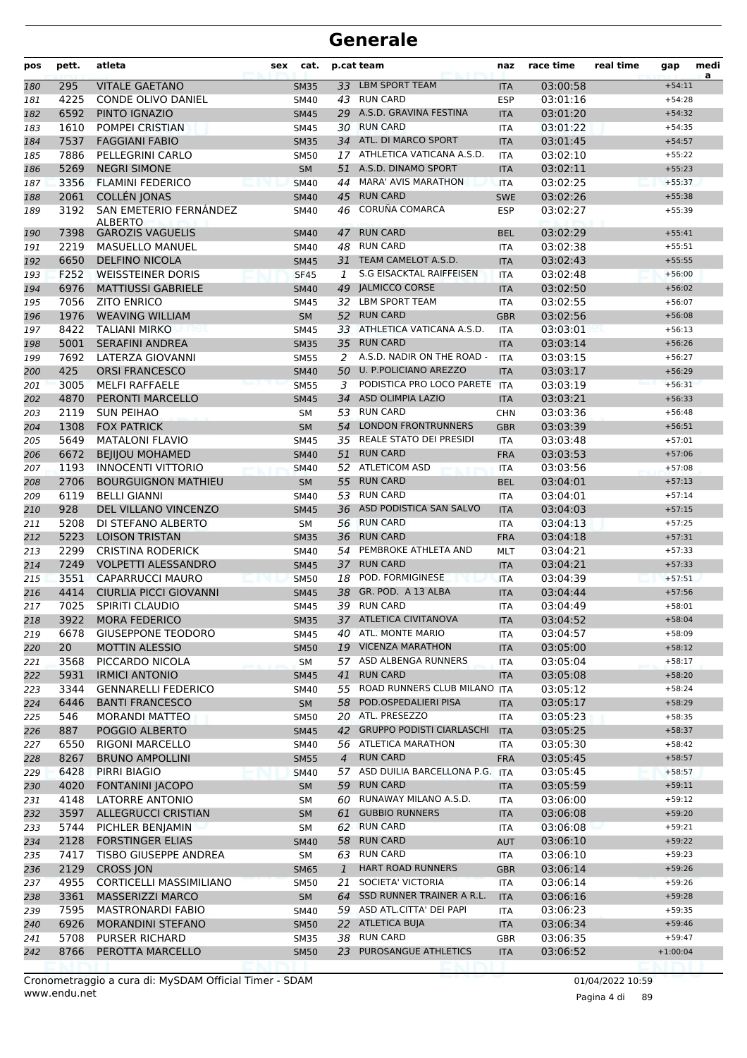# Generale

| pos | pett. | atleta | sex | cat. | p.cat | team | naz | race time | real time | gap | media |
|---|---|---|---|---|---|---|---|---|---|---|---|
| 180 | 295 | VITALE GAETANO | | SM35 | 33 | LBM SPORT TEAM | ITA | 03:00:58 | | +54:11 | |
| 181 | 4225 | CONDE OLIVO DANIEL | | SM40 | 43 | RUN CARD | ESP | 03:01:16 | | +54:28 | |
| 182 | 6592 | PINTO IGNAZIO | | SM45 | 29 | A.S.D. GRAVINA FESTINA | ITA | 03:01:20 | | +54:32 | |
| 183 | 1610 | POMPEI CRISTIAN | | SM45 | 30 | RUN CARD | ITA | 03:01:22 | | +54:35 | |
| 184 | 7537 | FAGGIANI FABIO | | SM35 | 34 | ATL. DI MARCO SPORT | ITA | 03:01:45 | | +54:57 | |
| 185 | 7886 | PELLEGRINI CARLO | | SM50 | 17 | ATHLETICA VATICANA A.S.D. | ITA | 03:02:10 | | +55:22 | |
| 186 | 5269 | NEGRI SIMONE | | SM | 51 | A.S.D. DINAMO SPORT | ITA | 03:02:11 | | +55:23 | |
| 187 | 3356 | FLAMINI FEDERICO | | SM40 | 44 | MARA' AVIS MARATHON | ITA | 03:02:25 | | +55:37 | |
| 188 | 2061 | COLLÉN JONAS | | SM40 | 45 | RUN CARD | SWE | 03:02:26 | | +55:38 | |
| 189 | 3192 | SAN EMETERIO FERNÁNDEZ ALBERTO | | SM40 | 46 | CORUÑA COMARCA | ESP | 03:02:27 | | +55:39 | |
| 190 | 7398 | GAROZIS VAGUELIS | | SM40 | 47 | RUN CARD | BEL | 03:02:29 | | +55:41 | |
| 191 | 2219 | MASUELLO MANUEL | | SM40 | 48 | RUN CARD | ITA | 03:02:38 | | +55:51 | |
| 192 | 6650 | DELFINO NICOLA | | SM45 | 31 | TEAM CAMELOT A.S.D. | ITA | 03:02:43 | | +55:55 | |
| 193 | F252 | WEISSTEINER DORIS | | SF45 | 1 | S.G EISACKTAL RAIFFEISEN | ITA | 03:02:48 | | +56:00 | |
| 194 | 6976 | MATTIUSSI GABRIELE | | SM40 | 49 | JALMICCO CORSE | ITA | 03:02:50 | | +56:02 | |
| 195 | 7056 | ZITO ENRICO | | SM45 | 32 | LBM SPORT TEAM | ITA | 03:02:55 | | +56:07 | |
| 196 | 1976 | WEAVING WILLIAM | | SM | 52 | RUN CARD | GBR | 03:02:56 | | +56:08 | |
| 197 | 8422 | TALIANI MIRKO | | SM45 | 33 | ATHLETICA VATICANA A.S.D. | ITA | 03:03:01 | | +56:13 | |
| 198 | 5001 | SERAFINI ANDREA | | SM35 | 35 | RUN CARD | ITA | 03:03:14 | | +56:26 | |
| 199 | 7692 | LATERZA GIOVANNI | | SM55 | 2 | A.S.D. NADIR ON THE ROAD - | ITA | 03:03:15 | | +56:27 | |
| 200 | 425 | ORSI FRANCESCO | | SM40 | 50 | U. P.POLICIANO AREZZO | ITA | 03:03:17 | | +56:29 | |
| 201 | 3005 | MELFI RAFFAELE | | SM55 | 3 | PODISTICA PRO LOCO PARETE | ITA | 03:03:19 | | +56:31 | |
| 202 | 4870 | PERONTI MARCELLO | | SM45 | 34 | ASD OLIMPIA LAZIO | ITA | 03:03:21 | | +56:33 | |
| 203 | 2119 | SUN PEIHAO | | SM | 53 | RUN CARD | CHN | 03:03:36 | | +56:48 | |
| 204 | 1308 | FOX PATRICK | | SM | 54 | LONDON FRONTRUNNERS | GBR | 03:03:39 | | +56:51 | |
| 205 | 5649 | MATALONI FLAVIO | | SM45 | 35 | REALE STATO DEI PRESIDI | ITA | 03:03:48 | | +57:01 | |
| 206 | 6672 | BEJIJOU MOHAMED | | SM40 | 51 | RUN CARD | FRA | 03:03:53 | | +57:06 | |
| 207 | 1193 | INNOCENTI VITTORIO | | SM40 | 52 | ATLETICOM ASD | ITA | 03:03:56 | | +57:08 | |
| 208 | 2706 | BOURGUIGNON MATHIEU | | SM | 55 | RUN CARD | BEL | 03:04:01 | | +57:13 | |
| 209 | 6119 | BELLI GIANNI | | SM40 | 53 | RUN CARD | ITA | 03:04:01 | | +57:14 | |
| 210 | 928 | DEL VILLANO VINCENZO | | SM45 | 36 | ASD PODISTICA SAN SALVO | ITA | 03:04:03 | | +57:15 | |
| 211 | 5208 | DI STEFANO ALBERTO | | SM | 56 | RUN CARD | ITA | 03:04:13 | | +57:25 | |
| 212 | 5223 | LOISON TRISTAN | | SM35 | 36 | RUN CARD | FRA | 03:04:18 | | +57:31 | |
| 213 | 2299 | CRISTINA RODERICK | | SM40 | 54 | PEMBROKE ATHLETA AND | MLT | 03:04:21 | | +57:33 | |
| 214 | 7249 | VOLPETTI ALESSANDRO | | SM45 | 37 | RUN CARD | ITA | 03:04:21 | | +57:33 | |
| 215 | 3551 | CAPARRUCCI MAURO | | SM50 | 18 | POD. FORMIGINESE | ITA | 03:04:39 | | +57:51 | |
| 216 | 4414 | CIURLIA PICCI GIOVANNI | | SM45 | 38 | GR. POD. A 13 ALBA | ITA | 03:04:44 | | +57:56 | |
| 217 | 7025 | SPIRITI CLAUDIO | | SM45 | 39 | RUN CARD | ITA | 03:04:49 | | +58:01 | |
| 218 | 3922 | MORA FEDERICO | | SM35 | 37 | ATLETICA CIVITANOVA | ITA | 03:04:52 | | +58:04 | |
| 219 | 6678 | GIUSEPPONE TEODORO | | SM45 | 40 | ATL. MONTE MARIO | ITA | 03:04:57 | | +58:09 | |
| 220 | 20 | MOTTIN ALESSIO | | SM50 | 19 | VICENZA MARATHON | ITA | 03:05:00 | | +58:12 | |
| 221 | 3568 | PICCARDO NICOLA | | SM | 57 | ASD ALBENGA RUNNERS | ITA | 03:05:04 | | +58:17 | |
| 222 | 5931 | IRMICI ANTONIO | | SM45 | 41 | RUN CARD | ITA | 03:05:08 | | +58:20 | |
| 223 | 3344 | GENNARELLI FEDERICO | | SM40 | 55 | ROAD RUNNERS CLUB MILANO | ITA | 03:05:12 | | +58:24 | |
| 224 | 6446 | BANTI FRANCESCO | | SM | 58 | POD.OSPEDALIERI PISA | ITA | 03:05:17 | | +58:29 | |
| 225 | 546 | MORANDI MATTEO | | SM50 | 20 | ATL. PRESEZZO | ITA | 03:05:23 | | +58:35 | |
| 226 | 887 | POGGIO ALBERTO | | SM45 | 42 | GRUPPO PODISTI CIARLASCHI | ITA | 03:05:25 | | +58:37 | |
| 227 | 6550 | RIGONI MARCELLO | | SM40 | 56 | ATLETICA MARATHON | ITA | 03:05:30 | | +58:42 | |
| 228 | 8267 | BRUNO AMPOLLINI | | SM55 | 4 | RUN CARD | FRA | 03:05:45 | | +58:57 | |
| 229 | 6428 | PIRRI BIAGIO | | SM40 | 57 | ASD DUILIA BARCELLONA P.G. | ITA | 03:05:45 | | +58:57 | |
| 230 | 4020 | FONTANINI JACOPO | | SM | 59 | RUN CARD | ITA | 03:05:59 | | +59:11 | |
| 231 | 4148 | LATORRE ANTONIO | | SM | 60 | RUNAWAY MILANO A.S.D. | ITA | 03:06:00 | | +59:12 | |
| 232 | 3597 | ALLEGRUCCI CRISTIAN | | SM | 61 | GUBBIO RUNNERS | ITA | 03:06:08 | | +59:20 | |
| 233 | 5744 | PICHLER BENJAMIN | | SM | 62 | RUN CARD | ITA | 03:06:08 | | +59:21 | |
| 234 | 2128 | FORSTINGER ELIAS | | SM40 | 58 | RUN CARD | AUT | 03:06:10 | | +59:22 | |
| 235 | 7417 | TISBO GIUSEPPE ANDREA | | SM | 63 | RUN CARD | ITA | 03:06:10 | | +59:23 | |
| 236 | 2129 | CROSS JON | | SM65 | 1 | HART ROAD RUNNERS | GBR | 03:06:14 | | +59:26 | |
| 237 | 4955 | CORTICELLI MASSIMILIANO | | SM50 | 21 | SOCIETA' VICTORIA | ITA | 03:06:14 | | +59:26 | |
| 238 | 3361 | MASSERIZZI MARCO | | SM | 64 | SSD RUNNER TRAINER A R.L. | ITA | 03:06:16 | | +59:28 | |
| 239 | 7595 | MASTRONARDI FABIO | | SM40 | 59 | ASD ATL.CITTA' DEI PAPI | ITA | 03:06:23 | | +59:35 | |
| 240 | 6926 | MORANDINI STEFANO | | SM50 | 22 | ATLETICA BUJA | ITA | 03:06:34 | | +59:46 | |
| 241 | 5708 | PURSER RICHARD | | SM35 | 38 | RUN CARD | GBR | 03:06:35 | | +59:47 | |
| 242 | 8766 | PEROTTA MARCELLO | | SM50 | 23 | PUROSANGUE ATHLETICS | ITA | 03:06:52 | | +1:00:04 | |

Cronometraggio a cura di: MySDAM Official Timer - SDAM
www.endu.net

01/04/2022 10:59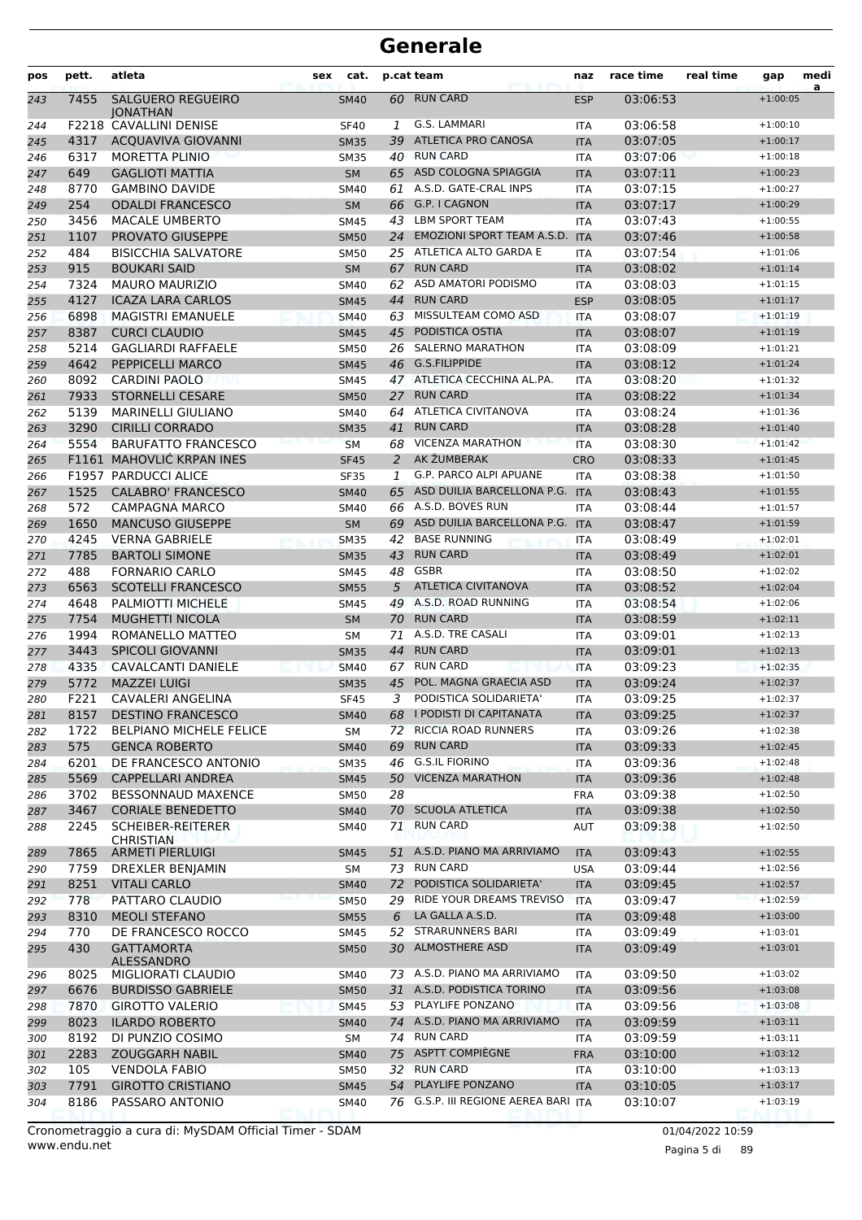# Generale

| pos | pett. | atleta | sex | cat. | p.cat | team | naz | race time | real time | gap | medi a |
|---|---|---|---|---|---|---|---|---|---|---|---|
| 243 | 7455 | SALGUERO REGUEIRO JONATHAN | | SM40 | 60 | RUN CARD | ESP | 03:06:53 | | +1:00:05 | |
| 244 | F2218 | CAVALLINI DENISE | | SF40 | 1 | G.S. LAMMARI | ITA | 03:06:58 | | +1:00:10 | |
| 245 | 4317 | ACQUAVIVA GIOVANNI | | SM35 | 39 | ATLETICA PRO CANOSA | ITA | 03:07:05 | | +1:00:17 | |
| 246 | 6317 | MORETTA PLINIO | | SM35 | 40 | RUN CARD | ITA | 03:07:06 | | +1:00:18 | |
| 247 | 649 | GAGLIOTI MATTIA | | SM | 65 | ASD COLOGNA SPIAGGIA | ITA | 03:07:11 | | +1:00:23 | |
| 248 | 8770 | GAMBINO DAVIDE | | SM40 | 61 | A.S.D. GATE-CRAL INPS | ITA | 03:07:15 | | +1:00:27 | |
| 249 | 254 | ODALDI FRANCESCO | | SM | 66 | G.P. I CAGNON | ITA | 03:07:17 | | +1:00:29 | |
| 250 | 3456 | MACALE UMBERTO | | SM45 | 43 | LBM SPORT TEAM | ITA | 03:07:43 | | +1:00:55 | |
| 251 | 1107 | PROVATO GIUSEPPE | | SM50 | 24 | EMOZIONI SPORT TEAM A.S.D. | ITA | 03:07:46 | | +1:00:58 | |
| 252 | 484 | BISICCHIA SALVATORE | | SM50 | 25 | ATLETICA ALTO GARDA E | ITA | 03:07:54 | | +1:01:06 | |
| 253 | 915 | BOUKARI SAID | | SM | 67 | RUN CARD | ITA | 03:08:02 | | +1:01:14 | |
| 254 | 7324 | MAURO MAURIZIO | | SM40 | 62 | ASD AMATORI PODISMO | ITA | 03:08:03 | | +1:01:15 | |
| 255 | 4127 | ICAZA LARA CARLOS | | SM45 | 44 | RUN CARD | ESP | 03:08:05 | | +1:01:17 | |
| 256 | 6898 | MAGISTRI EMANUELE | | SM40 | 63 | MISSULTEAM COMO ASD | ITA | 03:08:07 | | +1:01:19 | |
| 257 | 8387 | CURCI CLAUDIO | | SM45 | 45 | PODISTICA OSTIA | ITA | 03:08:07 | | +1:01:19 | |
| 258 | 5214 | GAGLIARDI RAFFAELE | | SM50 | 26 | SALERNO MARATHON | ITA | 03:08:09 | | +1:01:21 | |
| 259 | 4642 | PEPPICELLI MARCO | | SM45 | 46 | G.S.FILIPPIDE | ITA | 03:08:12 | | +1:01:24 | |
| 260 | 8092 | CARDINI PAOLO | | SM45 | 47 | ATLETICA CECCHINA AL.PA. | ITA | 03:08:20 | | +1:01:32 | |
| 261 | 7933 | STORNELLI CESARE | | SM50 | 27 | RUN CARD | ITA | 03:08:22 | | +1:01:34 | |
| 262 | 5139 | MARINELLI GIULIANO | | SM40 | 64 | ATLETICA CIVITANOVA | ITA | 03:08:24 | | +1:01:36 | |
| 263 | 3290 | CIRILLI CORRADO | | SM35 | 41 | RUN CARD | ITA | 03:08:28 | | +1:01:40 | |
| 264 | 5554 | BARUFATTO FRANCESCO | | SM | 68 | VICENZA MARATHON | ITA | 03:08:30 | | +1:01:42 | |
| 265 | F1161 | MAHOVLIĆ KRPAN INES | | SF45 | 2 | AK ŽUMBERAK | CRO | 03:08:33 | | +1:01:45 | |
| 266 | F1957 | PARDUCCI ALICE | | SF35 | 1 | G.P. PARCO ALPI APUANE | ITA | 03:08:38 | | +1:01:50 | |
| 267 | 1525 | CALABRO' FRANCESCO | | SM40 | 65 | ASD DUILIA BARCELLONA P.G. | ITA | 03:08:43 | | +1:01:55 | |
| 268 | 572 | CAMPAGNA MARCO | | SM40 | 66 | A.S.D. BOVES RUN | ITA | 03:08:44 | | +1:01:57 | |
| 269 | 1650 | MANCUSO GIUSEPPE | | SM | 69 | ASD DUILIA BARCELLONA P.G. | ITA | 03:08:47 | | +1:01:59 | |
| 270 | 4245 | VERNA GABRIELE | | SM35 | 42 | BASE RUNNING | ITA | 03:08:49 | | +1:02:01 | |
| 271 | 7785 | BARTOLI SIMONE | | SM35 | 43 | RUN CARD | ITA | 03:08:49 | | +1:02:01 | |
| 272 | 488 | FORNARIO CARLO | | SM45 | 48 | GSBR | ITA | 03:08:50 | | +1:02:02 | |
| 273 | 6563 | SCOTELLI FRANCESCO | | SM55 | 5 | ATLETICA CIVITANOVA | ITA | 03:08:52 | | +1:02:04 | |
| 274 | 4648 | PALMIOTTI MICHELE | | SM45 | 49 | A.S.D. ROAD RUNNING | ITA | 03:08:54 | | +1:02:06 | |
| 275 | 7754 | MUGHETTI NICOLA | | SM | 70 | RUN CARD | ITA | 03:08:59 | | +1:02:11 | |
| 276 | 1994 | ROMANELLO MATTEO | | SM | 71 | A.S.D. TRE CASALI | ITA | 03:09:01 | | +1:02:13 | |
| 277 | 3443 | SPICOLI GIOVANNI | | SM35 | 44 | RUN CARD | ITA | 03:09:01 | | +1:02:13 | |
| 278 | 4335 | CAVALCANTI DANIELE | | SM40 | 67 | RUN CARD | ITA | 03:09:23 | | +1:02:35 | |
| 279 | 5772 | MAZZEI LUIGI | | SM35 | 45 | POL. MAGNA GRAECIA ASD | ITA | 03:09:24 | | +1:02:37 | |
| 280 | F221 | CAVALERI ANGELINA | | SF45 | 3 | PODISTICA SOLIDARIETA' | ITA | 03:09:25 | | +1:02:37 | |
| 281 | 8157 | DESTINO FRANCESCO | | SM40 | 68 | I PODISTI DI CAPITANATA | ITA | 03:09:25 | | +1:02:37 | |
| 282 | 1722 | BELPIANO MICHELE FELICE | | SM | 72 | RICCIA ROAD RUNNERS | ITA | 03:09:26 | | +1:02:38 | |
| 283 | 575 | GENCA ROBERTO | | SM40 | 69 | RUN CARD | ITA | 03:09:33 | | +1:02:45 | |
| 284 | 6201 | DE FRANCESCO ANTONIO | | SM35 | 46 | G.S.IL FIORINO | ITA | 03:09:36 | | +1:02:48 | |
| 285 | 5569 | CAPPELLARI ANDREA | | SM45 | 50 | VICENZA MARATHON | ITA | 03:09:36 | | +1:02:48 | |
| 286 | 3702 | BESSONNAUD MAXENCE | | SM50 | 28 | | FRA | 03:09:38 | | +1:02:50 | |
| 287 | 3467 | CORIALE BENEDETTO | | SM40 | 70 | SCUOLA ATLETICA | ITA | 03:09:38 | | +1:02:50 | |
| 288 | 2245 | SCHEIBER-REITERER CHRISTIAN | | SM40 | 71 | RUN CARD | AUT | 03:09:38 | | +1:02:50 | |
| 289 | 7865 | ARMETI PIERLUIGI | | SM45 | 51 | A.S.D. PIANO MA ARRIVIAMO | ITA | 03:09:43 | | +1:02:55 | |
| 290 | 7759 | DREXLER BENJAMIN | | SM | 73 | RUN CARD | USA | 03:09:44 | | +1:02:56 | |
| 291 | 8251 | VITALI CARLO | | SM40 | 72 | PODISTICA SOLIDARIETA' | ITA | 03:09:45 | | +1:02:57 | |
| 292 | 778 | PATTARO CLAUDIO | | SM50 | 29 | RIDE YOUR DREAMS TREVISO | ITA | 03:09:47 | | +1:02:59 | |
| 293 | 8310 | MEOLI STEFANO | | SM55 | 6 | LA GALLA A.S.D. | ITA | 03:09:48 | | +1:03:00 | |
| 294 | 770 | DE FRANCESCO ROCCO | | SM45 | 52 | STRARUNNERS BARI | ITA | 03:09:49 | | +1:03:01 | |
| 295 | 430 | GATTAMORTA ALESSANDRO | | SM50 | 30 | ALMOSTHERE ASD | ITA | 03:09:49 | | +1:03:01 | |
| 296 | 8025 | MIGLIORATI CLAUDIO | | SM40 | 73 | A.S.D. PIANO MA ARRIVIAMO | ITA | 03:09:50 | | +1:03:02 | |
| 297 | 6676 | BURDISSO GABRIELE | | SM50 | 31 | A.S.D. PODISTICA TORINO | ITA | 03:09:56 | | +1:03:08 | |
| 298 | 7870 | GIROTTO VALERIO | | SM45 | 53 | PLAYLIFE PONZANO | ITA | 03:09:56 | | +1:03:08 | |
| 299 | 8023 | ILARDO ROBERTO | | SM40 | 74 | A.S.D. PIANO MA ARRIVIAMO | ITA | 03:09:59 | | +1:03:11 | |
| 300 | 8192 | DI PUNZIO COSIMO | | SM | 74 | RUN CARD | ITA | 03:09:59 | | +1:03:11 | |
| 301 | 2283 | ZOUGGARH NABIL | | SM40 | 75 | ASPTT COMPIÈGNE | FRA | 03:10:00 | | +1:03:12 | |
| 302 | 105 | VENDOLA FABIO | | SM50 | 32 | RUN CARD | ITA | 03:10:00 | | +1:03:13 | |
| 303 | 7791 | GIROTTO CRISTIANO | | SM45 | 54 | PLAYLIFE PONZANO | ITA | 03:10:05 | | +1:03:17 | |
| 304 | 8186 | PASSARO ANTONIO | | SM40 | 76 | G.S.P. III REGIONE AEREA BARI | ITA | 03:10:07 | | +1:03:19 | |

Cronometraggio a cura di: MySDAM Official Timer - SDAM
www.endu.net

01/04/2022 10:59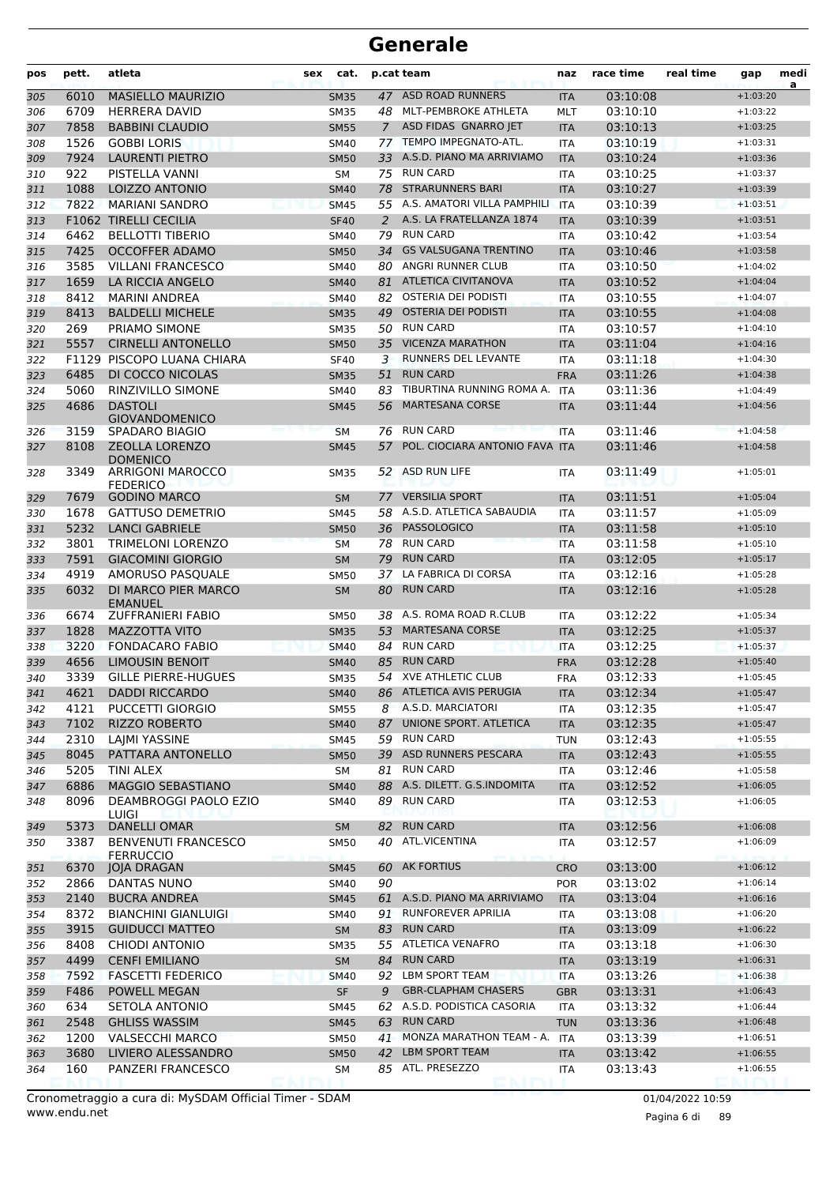# Generale

| pos | pett. | atleta | sex | cat. | p.cat | team | naz | race time | real time | gap | medi a |
|---|---|---|---|---|---|---|---|---|---|---|---|
| 305 | 6010 | MASIELLO MAURIZIO | | SM35 | 47 | ASD ROAD RUNNERS | ITA | 03:10:08 | | +1:03:20 | |
| 306 | 6709 | HERRERA DAVID | | SM35 | 48 | MLT-PEMBROKE ATHLETA | MLT | 03:10:10 | | +1:03:22 | |
| 307 | 7858 | BABBINI CLAUDIO | | SM55 | 7 | ASD FIDAS GNARRO JET | ITA | 03:10:13 | | +1:03:25 | |
| 308 | 1526 | GOBBI LORIS | | SM40 | 77 | TEMPO IMPEGNATO-ATL. | ITA | 03:10:19 | | +1:03:31 | |
| 309 | 7924 | LAURENTI PIETRO | | SM50 | 33 | A.S.D. PIANO MA ARRIVIAMO | ITA | 03:10:24 | | +1:03:36 | |
| 310 | 922 | PISTELLA VANNI | | SM | 75 | RUN CARD | ITA | 03:10:25 | | +1:03:37 | |
| 311 | 1088 | LOIZZO ANTONIO | | SM40 | 78 | STRARUNNERS BARI | ITA | 03:10:27 | | +1:03:39 | |
| 312 | 7822 | MARIANI SANDRO | | SM45 | 55 | A.S. AMATORI VILLA PAMPHILI | ITA | 03:10:39 | | +1:03:51 | |
| 313 | F1062 | TIRELLI CECILIA | | SF40 | 2 | A.S. LA FRATELLANZA 1874 | ITA | 03:10:39 | | +1:03:51 | |
| 314 | 6462 | BELLOTTI TIBERIO | | SM40 | 79 | RUN CARD | ITA | 03:10:42 | | +1:03:54 | |
| 315 | 7425 | OCCOFFER ADAMO | | SM50 | 34 | GS VALSUGANA TRENTINO | ITA | 03:10:46 | | +1:03:58 | |
| 316 | 3585 | VILLANI FRANCESCO | | SM40 | 80 | ANGRI RUNNER CLUB | ITA | 03:10:50 | | +1:04:02 | |
| 317 | 1659 | LA RICCIA ANGELO | | SM40 | 81 | ATLETICA CIVITANOVA | ITA | 03:10:52 | | +1:04:04 | |
| 318 | 8412 | MARINI ANDREA | | SM40 | 82 | OSTERIA DEI PODISTI | ITA | 03:10:55 | | +1:04:07 | |
| 319 | 8413 | BALDELLI MICHELE | | SM35 | 49 | OSTERIA DEI PODISTI | ITA | 03:10:55 | | +1:04:08 | |
| 320 | 269 | PRIAMO SIMONE | | SM35 | 50 | RUN CARD | ITA | 03:10:57 | | +1:04:10 | |
| 321 | 5557 | CIRNELLI ANTONELLO | | SM50 | 35 | VICENZA MARATHON | ITA | 03:11:04 | | +1:04:16 | |
| 322 | F1129 | PISCOPO LUANA CHIARA | | SF40 | 3 | RUNNERS DEL LEVANTE | ITA | 03:11:18 | | +1:04:30 | |
| 323 | 6485 | DI COCCO NICOLAS | | SM35 | 51 | RUN CARD | FRA | 03:11:26 | | +1:04:38 | |
| 324 | 5060 | RINZIVILLO SIMONE | | SM40 | 83 | TIBURTINA RUNNING ROMA A. | ITA | 03:11:36 | | +1:04:49 | |
| 325 | 4686 | DASTOLI GIOVANDOMENICO | | SM45 | 56 | MARTESANA CORSE | ITA | 03:11:44 | | +1:04:56 | |
| 326 | 3159 | SPADARO BIAGIO | | SM | 76 | RUN CARD | ITA | 03:11:46 | | +1:04:58 | |
| 327 | 8108 | ZEOLLA LORENZO DOMENICO | | SM45 | 57 | POL. CIOCIARA ANTONIO FAVA | ITA | 03:11:46 | | +1:04:58 | |
| 328 | 3349 | ARRIGONI MAROCCO FEDERICO | | SM35 | 52 | ASD RUN LIFE | ITA | 03:11:49 | | +1:05:01 | |
| 329 | 7679 | GODINO MARCO | | SM | 77 | VERSILIA SPORT | ITA | 03:11:51 | | +1:05:04 | |
| 330 | 1678 | GATTUSO DEMETRIO | | SM45 | 58 | A.S.D. ATLETICA SABAUDIA | ITA | 03:11:57 | | +1:05:09 | |
| 331 | 5232 | LANCI GABRIELE | | SM50 | 36 | PASSOLOGICO | ITA | 03:11:58 | | +1:05:10 | |
| 332 | 3801 | TRIMELONI LORENZO | | SM | 78 | RUN CARD | ITA | 03:11:58 | | +1:05:10 | |
| 333 | 7591 | GIACOMINI GIORGIO | | SM | 79 | RUN CARD | ITA | 03:12:05 | | +1:05:17 | |
| 334 | 4919 | AMORUSO PASQUALE | | SM50 | 37 | LA FABRICA DI CORSA | ITA | 03:12:16 | | +1:05:28 | |
| 335 | 6032 | DI MARCO PIER MARCO EMANUEL | | SM | 80 | RUN CARD | ITA | 03:12:16 | | +1:05:28 | |
| 336 | 6674 | ZUFFRANIERI FABIO | | SM50 | 38 | A.S. ROMA ROAD R.CLUB | ITA | 03:12:22 | | +1:05:34 | |
| 337 | 1828 | MAZZOTTA VITO | | SM35 | 53 | MARTESANA CORSE | ITA | 03:12:25 | | +1:05:37 | |
| 338 | 3220 | FONDACARO FABIO | | SM40 | 84 | RUN CARD | ITA | 03:12:25 | | +1:05:37 | |
| 339 | 4656 | LIMOUSIN BENOIT | | SM40 | 85 | RUN CARD | FRA | 03:12:28 | | +1:05:40 | |
| 340 | 3339 | GILLE PIERRE-HUGUES | | SM35 | 54 | XVE ATHLETIC CLUB | FRA | 03:12:33 | | +1:05:45 | |
| 341 | 4621 | DADDI RICCARDO | | SM40 | 86 | ATLETICA AVIS PERUGIA | ITA | 03:12:34 | | +1:05:47 | |
| 342 | 4121 | PUCCETTI GIORGIO | | SM55 | 8 | A.S.D. MARCIATORI | ITA | 03:12:35 | | +1:05:47 | |
| 343 | 7102 | RIZZO ROBERTO | | SM40 | 87 | UNIONE SPORT. ATLETICA | ITA | 03:12:35 | | +1:05:47 | |
| 344 | 2310 | LAJMI YASSINE | | SM45 | 59 | RUN CARD | TUN | 03:12:43 | | +1:05:55 | |
| 345 | 8045 | PATTARA ANTONELLO | | SM50 | 39 | ASD RUNNERS PESCARA | ITA | 03:12:43 | | +1:05:55 | |
| 346 | 5205 | TINI ALEX | | SM | 81 | RUN CARD | ITA | 03:12:46 | | +1:05:58 | |
| 347 | 6886 | MAGGIO SEBASTIANO | | SM40 | 88 | A.S. DILETT. G.S.INDOMITA | ITA | 03:12:52 | | +1:06:05 | |
| 348 | 8096 | DEAMBROGGI PAOLO EZIO LUIGI | | SM40 | 89 | RUN CARD | ITA | 03:12:53 | | +1:06:05 | |
| 349 | 5373 | DANELLI OMAR | | SM | 82 | RUN CARD | ITA | 03:12:56 | | +1:06:08 | |
| 350 | 3387 | BENVENUTI FRANCESCO FERRUCCIO | | SM50 | 40 | ATL.VICENTINA | ITA | 03:12:57 | | +1:06:09 | |
| 351 | 6370 | JOJA DRAGAN | | SM45 | 60 | AK FORTIUS | CRO | 03:13:00 | | +1:06:12 | |
| 352 | 2866 | DANTAS NUNO | | SM40 | 90 | | POR | 03:13:02 | | +1:06:14 | |
| 353 | 2140 | BUCRA ANDREA | | SM45 | 61 | A.S.D. PIANO MA ARRIVIAMO | ITA | 03:13:04 | | +1:06:16 | |
| 354 | 8372 | BIANCHINI GIANLUIGI | | SM40 | 91 | RUNFOREVER APRILIA | ITA | 03:13:08 | | +1:06:20 | |
| 355 | 3915 | GUIDUCCI MATTEO | | SM | 83 | RUN CARD | ITA | 03:13:09 | | +1:06:22 | |
| 356 | 8408 | CHIODI ANTONIO | | SM35 | 55 | ATLETICA VENAFRO | ITA | 03:13:18 | | +1:06:30 | |
| 357 | 4499 | CENFI EMILIANO | | SM | 84 | RUN CARD | ITA | 03:13:19 | | +1:06:31 | |
| 358 | 7592 | FASCETTI FEDERICO | | SM40 | 92 | LBM SPORT TEAM | ITA | 03:13:26 | | +1:06:38 | |
| 359 | F486 | POWELL MEGAN | | SF | 9 | GBR-CLAPHAM CHASERS | GBR | 03:13:31 | | +1:06:43 | |
| 360 | 634 | SETOLA ANTONIO | | SM45 | 62 | A.S.D. PODISTICA CASORIA | ITA | 03:13:32 | | +1:06:44 | |
| 361 | 2548 | GHLISS WASSIM | | SM45 | 63 | RUN CARD | TUN | 03:13:36 | | +1:06:48 | |
| 362 | 1200 | VALSECCHI MARCO | | SM50 | 41 | MONZA MARATHON TEAM - A. | ITA | 03:13:39 | | +1:06:51 | |
| 363 | 3680 | LIVIERO ALESSANDRO | | SM50 | 42 | LBM SPORT TEAM | ITA | 03:13:42 | | +1:06:55 | |
| 364 | 160 | PANZERI FRANCESCO | | SM | 85 | ATL. PRESEZZO | ITA | 03:13:43 | | +1:06:55 | |

Cronometraggio a cura di: MySDAM Official Timer - SDAM
www.endu.net

01/04/2022 10:59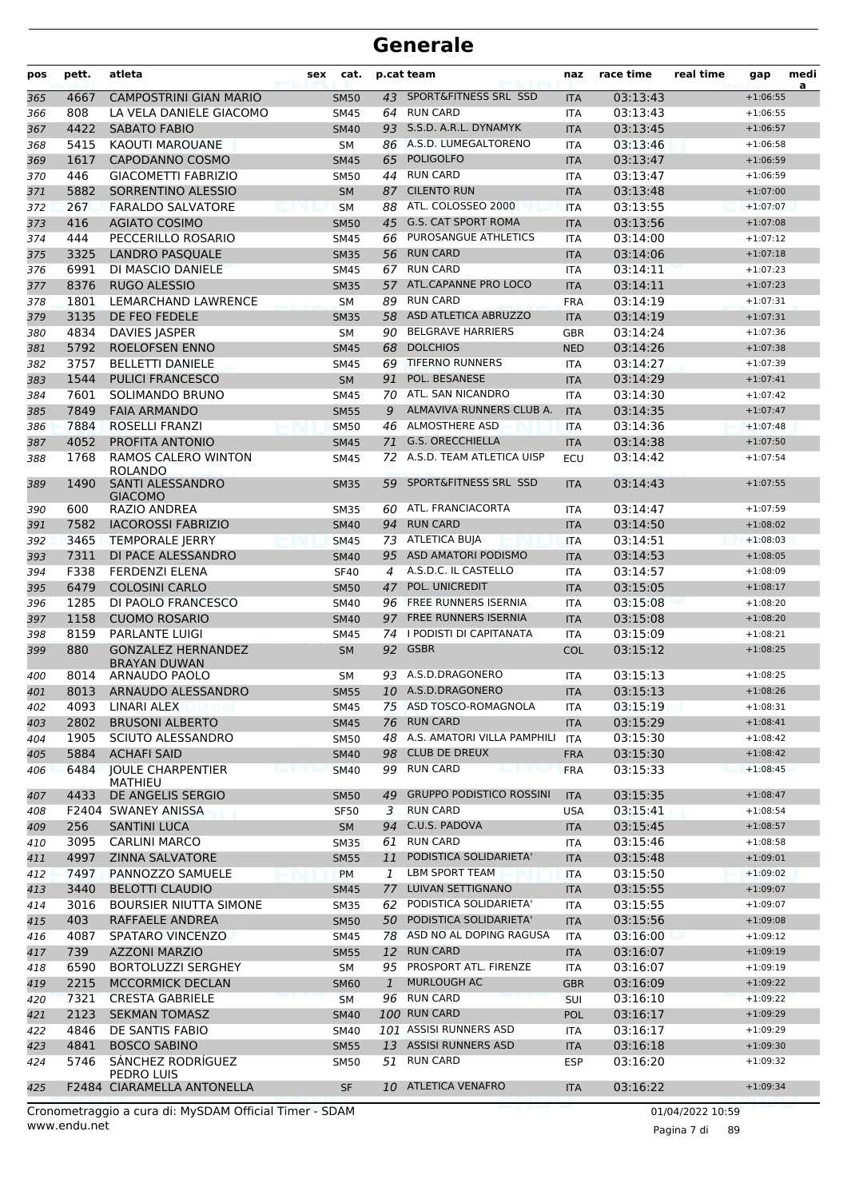# Generale

| pos | pett. | atleta | sex | cat. | p.cat | team | naz | race time | real time | gap | media |
|---|---|---|---|---|---|---|---|---|---|---|---|
| 365 | 4667 | CAMPOSTRINI GIAN MARIO | | SM50 | 43 | SPORT&FITNESS SRL SSD | ITA | 03:13:43 | | +1:06:55 | |
| 366 | 808 | LA VELA DANIELE GIACOMO | | SM45 | 64 | RUN CARD | ITA | 03:13:43 | | +1:06:55 | |
| 367 | 4422 | SABATO FABIO | | SM40 | 93 | S.S.D. A.R.L. DYNAMYK | ITA | 03:13:45 | | +1:06:57 | |
| 368 | 5415 | KAOUTI MAROUANE | | SM | 86 | A.S.D. LUMEGALTORENO | ITA | 03:13:46 | | +1:06:58 | |
| 369 | 1617 | CAPODANNO COSMO | | SM45 | 65 | POLIGOLFO | ITA | 03:13:47 | | +1:06:59 | |
| 370 | 446 | GIACOMETTI FABRIZIO | | SM50 | 44 | RUN CARD | ITA | 03:13:47 | | +1:06:59 | |
| 371 | 5882 | SORRENTINO ALESSIO | | SM | 87 | CILENTO RUN | ITA | 03:13:48 | | +1:07:00 | |
| 372 | 267 | FARALDO SALVATORE | | SM | 88 | ATL. COLOSSEO 2000 | ITA | 03:13:55 | | +1:07:07 | |
| 373 | 416 | AGIATO COSIMO | | SM50 | 45 | G.S. CAT SPORT ROMA | ITA | 03:13:56 | | +1:07:08 | |
| 374 | 444 | PECCERILLO ROSARIO | | SM45 | 66 | PUROSANGUE ATHLETICS | ITA | 03:14:00 | | +1:07:12 | |
| 375 | 3325 | LANDRO PASQUALE | | SM35 | 56 | RUN CARD | ITA | 03:14:06 | | +1:07:18 | |
| 376 | 6991 | DI MASCIO DANIELE | | SM45 | 67 | RUN CARD | ITA | 03:14:11 | | +1:07:23 | |
| 377 | 8376 | RUGO ALESSIO | | SM35 | 57 | ATL.CAPANNE PRO LOCO | ITA | 03:14:11 | | +1:07:23 | |
| 378 | 1801 | LEMARCHAND LAWRENCE | | SM | 89 | RUN CARD | FRA | 03:14:19 | | +1:07:31 | |
| 379 | 3135 | DE FEO FEDELE | | SM35 | 58 | ASD ATLETICA ABRUZZO | ITA | 03:14:19 | | +1:07:31 | |
| 380 | 4834 | DAVIES JASPER | | SM | 90 | BELGRAVE HARRIERS | GBR | 03:14:24 | | +1:07:36 | |
| 381 | 5792 | ROELOFSEN ENNO | | SM45 | 68 | DOLCHIOS | NED | 03:14:26 | | +1:07:38 | |
| 382 | 3757 | BELLETTI DANIELE | | SM45 | 69 | TIFERNO RUNNERS | ITA | 03:14:27 | | +1:07:39 | |
| 383 | 1544 | PULICI FRANCESCO | | SM | 91 | POL. BESANESE | ITA | 03:14:29 | | +1:07:41 | |
| 384 | 7601 | SOLIMANDO BRUNO | | SM45 | 70 | ATL. SAN NICANDRO | ITA | 03:14:30 | | +1:07:42 | |
| 385 | 7849 | FAIA ARMANDO | | SM55 | 9 | ALMAVIVA RUNNERS CLUB A. | ITA | 03:14:35 | | +1:07:47 | |
| 386 | 7884 | ROSELLI FRANZI | | SM50 | 46 | ALMOSTHERE ASD | ITA | 03:14:36 | | +1:07:48 | |
| 387 | 4052 | PROFITA ANTONIO | | SM45 | 71 | G.S. ORECCHIELLA | ITA | 03:14:38 | | +1:07:50 | |
| 388 | 1768 | RAMOS CALERO WINTON ROLANDO | | SM45 | 72 | A.S.D. TEAM ATLETICA UISP | ECU | 03:14:42 | | +1:07:54 | |
| 389 | 1490 | SANTI ALESSANDRO GIACOMO | | SM35 | 59 | SPORT&FITNESS SRL SSD | ITA | 03:14:43 | | +1:07:55 | |
| 390 | 600 | RAZIO ANDREA | | SM35 | 60 | ATL. FRANCIACORTA | ITA | 03:14:47 | | +1:07:59 | |
| 391 | 7582 | IACOROSSI FABRIZIO | | SM40 | 94 | RUN CARD | ITA | 03:14:50 | | +1:08:02 | |
| 392 | 3465 | TEMPORALE JERRY | | SM45 | 73 | ATLETICA BUJA | ITA | 03:14:51 | | +1:08:03 | |
| 393 | 7311 | DI PACE ALESSANDRO | | SM40 | 95 | ASD AMATORI PODISMO | ITA | 03:14:53 | | +1:08:05 | |
| 394 | F338 | FERDENZI ELENA | | SF40 | 4 | A.S.D.C. IL CASTELLO | ITA | 03:14:57 | | +1:08:09 | |
| 395 | 6479 | COLOSINI CARLO | | SM50 | 47 | POL. UNICREDIT | ITA | 03:15:05 | | +1:08:17 | |
| 396 | 1285 | DI PAOLO FRANCESCO | | SM40 | 96 | FREE RUNNERS ISERNIA | ITA | 03:15:08 | | +1:08:20 | |
| 397 | 1158 | CUOMO ROSARIO | | SM40 | 97 | FREE RUNNERS ISERNIA | ITA | 03:15:08 | | +1:08:20 | |
| 398 | 8159 | PARLANTE LUIGI | | SM45 | 74 | I PODISTI DI CAPITANATA | ITA | 03:15:09 | | +1:08:21 | |
| 399 | 880 | GONZALEZ HERNANDEZ BRAYAN DUWAN | | SM | 92 | GSBR | COL | 03:15:12 | | +1:08:25 | |
| 400 | 8014 | ARNAUDO PAOLO | | SM | 93 | A.S.D.DRAGONERO | ITA | 03:15:13 | | +1:08:25 | |
| 401 | 8013 | ARNAUDO ALESSANDRO | | SM55 | 10 | A.S.D.DRAGONERO | ITA | 03:15:13 | | +1:08:26 | |
| 402 | 4093 | LINARI ALEX | | SM45 | 75 | ASD TOSCO-ROMAGNOLA | ITA | 03:15:19 | | +1:08:31 | |
| 403 | 2802 | BRUSONI ALBERTO | | SM45 | 76 | RUN CARD | ITA | 03:15:29 | | +1:08:41 | |
| 404 | 1905 | SCIUTO ALESSANDRO | | SM50 | 48 | A.S. AMATORI VILLA PAMPHILI | ITA | 03:15:30 | | +1:08:42 | |
| 405 | 5884 | ACHAFI SAID | | SM40 | 98 | CLUB DE DREUX | FRA | 03:15:30 | | +1:08:42 | |
| 406 | 6484 | JOULE CHARPENTIER MATHIEU | | SM40 | 99 | RUN CARD | FRA | 03:15:33 | | +1:08:45 | |
| 407 | 4433 | DE ANGELIS SERGIO | | SM50 | 49 | GRUPPO PODISTICO ROSSINI | ITA | 03:15:35 | | +1:08:47 | |
| 408 | F2404 | SWANEY ANISSA | | SF50 | 3 | RUN CARD | USA | 03:15:41 | | +1:08:54 | |
| 409 | 256 | SANTINI LUCA | | SM | 94 | C.U.S. PADOVA | ITA | 03:15:45 | | +1:08:57 | |
| 410 | 3095 | CARLINI MARCO | | SM35 | 61 | RUN CARD | ITA | 03:15:46 | | +1:08:58 | |
| 411 | 4997 | ZINNA SALVATORE | | SM55 | 11 | PODISTICA SOLIDARIETA' | ITA | 03:15:48 | | +1:09:01 | |
| 412 | 7497 | PANNOZZO SAMUELE | | PM | 1 | LBM SPORT TEAM | ITA | 03:15:50 | | +1:09:02 | |
| 413 | 3440 | BELOTTI CLAUDIO | | SM45 | 77 | LUIVAN SETTIGNANO | ITA | 03:15:55 | | +1:09:07 | |
| 414 | 3016 | BOURSIER NIUTTA SIMONE | | SM35 | 62 | PODISTICA SOLIDARIETA' | ITA | 03:15:55 | | +1:09:07 | |
| 415 | 403 | RAFFAELE ANDREA | | SM50 | 50 | PODISTICA SOLIDARIETA' | ITA | 03:15:56 | | +1:09:08 | |
| 416 | 4087 | SPATARO VINCENZO | | SM45 | 78 | ASD NO AL DOPING RAGUSA | ITA | 03:16:00 | | +1:09:12 | |
| 417 | 739 | AZZONI MARZIO | | SM55 | 12 | RUN CARD | ITA | 03:16:07 | | +1:09:19 | |
| 418 | 6590 | BORTOLUZZI SERGHEY | | SM | 95 | PROSPORT ATL. FIRENZE | ITA | 03:16:07 | | +1:09:19 | |
| 419 | 2215 | MCCORMICK DECLAN | | SM60 | 1 | MURLOUGH AC | GBR | 03:16:09 | | +1:09:22 | |
| 420 | 7321 | CRESTA GABRIELE | | SM | 96 | RUN CARD | SUI | 03:16:10 | | +1:09:22 | |
| 421 | 2123 | SEKMAN TOMASZ | | SM40 | 100 | RUN CARD | POL | 03:16:17 | | +1:09:29 | |
| 422 | 4846 | DE SANTIS FABIO | | SM40 | 101 | ASSISI RUNNERS ASD | ITA | 03:16:17 | | +1:09:29 | |
| 423 | 4841 | BOSCO SABINO | | SM55 | 13 | ASSISI RUNNERS ASD | ITA | 03:16:18 | | +1:09:30 | |
| 424 | 5746 | SÁNCHEZ RODRÍGUEZ PEDRO LUIS | | SM50 | 51 | RUN CARD | ESP | 03:16:20 | | +1:09:32 | |
| 425 | F2484 | CIARAMELLA ANTONELLA | | SF | 10 | ATLETICA VENAFRO | ITA | 03:16:22 | | +1:09:34 | |

Cronometraggio a cura di: MySDAM Official Timer - SDAM
www.endu.net

01/04/2022 10:59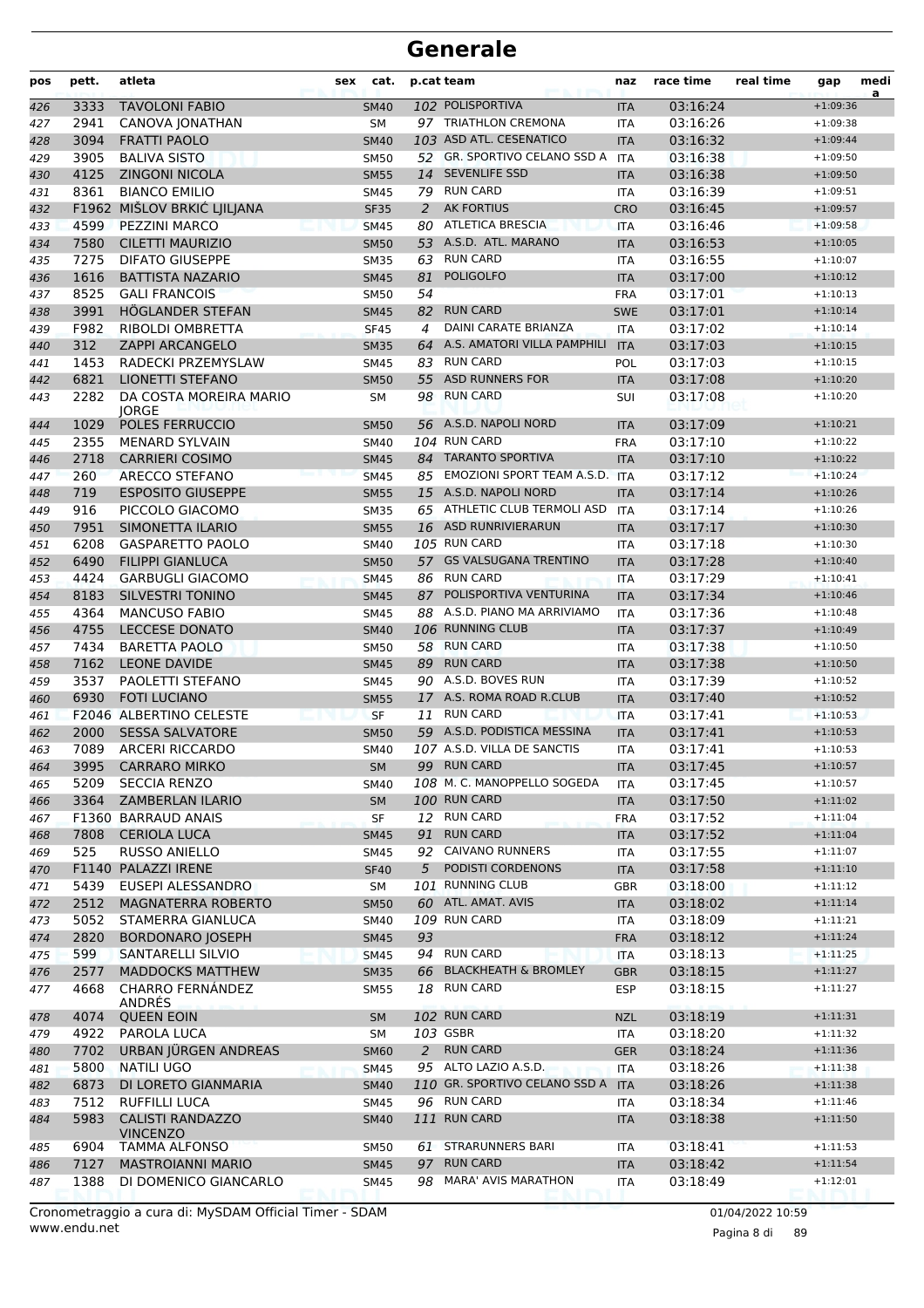# Generale

| pos | pett. | atleta | sex | cat. | p.cat | team | naz | race time | real time | gap | medi a |
|---|---|---|---|---|---|---|---|---|---|---|---|
| 426 | 3333 | TAVOLONI FABIO | | SM40 | 102 | POLISPORTIVA | ITA | 03:16:24 | | +1:09:36 | |
| 427 | 2941 | CANOVA JONATHAN | | SM | 97 | TRIATHLON CREMONA | ITA | 03:16:26 | | +1:09:38 | |
| 428 | 3094 | FRATTI PAOLO | | SM40 | 103 | ASD ATL. CESENATICO | ITA | 03:16:32 | | +1:09:44 | |
| 429 | 3905 | BALIVA SISTO | | SM50 | 52 | GR. SPORTIVO CELANO SSD A | ITA | 03:16:38 | | +1:09:50 | |
| 430 | 4125 | ZINGONI NICOLA | | SM55 | 14 | SEVENLIFE SSD | ITA | 03:16:38 | | +1:09:50 | |
| 431 | 8361 | BIANCO EMILIO | | SM45 | 79 | RUN CARD | ITA | 03:16:39 | | +1:09:51 | |
| 432 | F1962 | MIŠLOV BRKIĆ LJILJANA | | SF35 | 2 | AK FORTIUS | CRO | 03:16:45 | | +1:09:57 | |
| 433 | 4599 | PEZZINI MARCO | | SM45 | 80 | ATLETICA BRESCIA | ITA | 03:16:46 | | +1:09:58 | |
| 434 | 7580 | CILETTI MAURIZIO | | SM50 | 53 | A.S.D. ATL. MARANO | ITA | 03:16:53 | | +1:10:05 | |
| 435 | 7275 | DIFATO GIUSEPPE | | SM35 | 63 | RUN CARD | ITA | 03:16:55 | | +1:10:07 | |
| 436 | 1616 | BATTISTA NAZARIO | | SM45 | 81 | POLIGOLFO | ITA | 03:17:00 | | +1:10:12 | |
| 437 | 8525 | GALI FRANCOIS | | SM50 | 54 | | FRA | 03:17:01 | | +1:10:13 | |
| 438 | 3991 | HÖGLANDER STEFAN | | SM45 | 82 | RUN CARD | SWE | 03:17:01 | | +1:10:14 | |
| 439 | F982 | RIBOLDI OMBRETTA | | SF45 | 4 | DAINI CARATE BRIANZA | ITA | 03:17:02 | | +1:10:14 | |
| 440 | 312 | ZAPPI ARCANGELO | | SM35 | 64 | A.S. AMATORI VILLA PAMPHILI | ITA | 03:17:03 | | +1:10:15 | |
| 441 | 1453 | RADECKI PRZEMYSLAW | | SM45 | 83 | RUN CARD | POL | 03:17:03 | | +1:10:15 | |
| 442 | 6821 | LIONETTI STEFANO | | SM50 | 55 | ASD RUNNERS FOR | ITA | 03:17:08 | | +1:10:20 | |
| 443 | 2282 | DA COSTA MOREIRA MARIO JORGE | | SM | 98 | RUN CARD | SUI | 03:17:08 | | +1:10:20 | |
| 444 | 1029 | POLES FERRUCCIO | | SM50 | 56 | A.S.D. NAPOLI NORD | ITA | 03:17:09 | | +1:10:21 | |
| 445 | 2355 | MENARD SYLVAIN | | SM40 | 104 | RUN CARD | FRA | 03:17:10 | | +1:10:22 | |
| 446 | 2718 | CARRIERI COSIMO | | SM45 | 84 | TARANTO SPORTIVA | ITA | 03:17:10 | | +1:10:22 | |
| 447 | 260 | ARECCO STEFANO | | SM45 | 85 | EMOZIONI SPORT TEAM A.S.D. | ITA | 03:17:12 | | +1:10:24 | |
| 448 | 719 | ESPOSITO GIUSEPPE | | SM55 | 15 | A.S.D. NAPOLI NORD | ITA | 03:17:14 | | +1:10:26 | |
| 449 | 916 | PICCOLO GIACOMO | | SM35 | 65 | ATHLETIC CLUB TERMOLI ASD | ITA | 03:17:14 | | +1:10:26 | |
| 450 | 7951 | SIMONETTA ILARIO | | SM55 | 16 | ASD RUNRIVIERARUN | ITA | 03:17:17 | | +1:10:30 | |
| 451 | 6208 | GASPARETTO PAOLO | | SM40 | 105 | RUN CARD | ITA | 03:17:18 | | +1:10:30 | |
| 452 | 6490 | FILIPPI GIANLUCA | | SM50 | 57 | GS VALSUGANA TRENTINO | ITA | 03:17:28 | | +1:10:40 | |
| 453 | 4424 | GARBUGLI GIACOMO | | SM45 | 86 | RUN CARD | ITA | 03:17:29 | | +1:10:41 | |
| 454 | 8183 | SILVESTRI TONINO | | SM45 | 87 | POLISPORTIVA VENTURINA | ITA | 03:17:34 | | +1:10:46 | |
| 455 | 4364 | MANCUSO FABIO | | SM45 | 88 | A.S.D. PIANO MA ARRIVIAMO | ITA | 03:17:36 | | +1:10:48 | |
| 456 | 4755 | LECCESE DONATO | | SM40 | 106 | RUNNING CLUB | ITA | 03:17:37 | | +1:10:49 | |
| 457 | 7434 | BARETTA PAOLO | | SM50 | 58 | RUN CARD | ITA | 03:17:38 | | +1:10:50 | |
| 458 | 7162 | LEONE DAVIDE | | SM45 | 89 | RUN CARD | ITA | 03:17:38 | | +1:10:50 | |
| 459 | 3537 | PAOLETTI STEFANO | | SM45 | 90 | A.S.D. BOVES RUN | ITA | 03:17:39 | | +1:10:52 | |
| 460 | 6930 | FOTI LUCIANO | | SM55 | 17 | A.S. ROMA ROAD R.CLUB | ITA | 03:17:40 | | +1:10:52 | |
| 461 | F2046 | ALBERTINO CELESTE | | SF | 11 | RUN CARD | ITA | 03:17:41 | | +1:10:53 | |
| 462 | 2000 | SESSA SALVATORE | | SM50 | 59 | A.S.D. PODISTICA MESSINA | ITA | 03:17:41 | | +1:10:53 | |
| 463 | 7089 | ARCERI RICCARDO | | SM40 | 107 | A.S.D. VILLA DE SANCTIS | ITA | 03:17:41 | | +1:10:53 | |
| 464 | 3995 | CARRARO MIRKO | | SM | 99 | RUN CARD | ITA | 03:17:45 | | +1:10:57 | |
| 465 | 5209 | SECCIA RENZO | | SM40 | 108 | M. C. MANOPPELLO SOGEDA | ITA | 03:17:45 | | +1:10:57 | |
| 466 | 3364 | ZAMBERLAN ILARIO | | SM | 100 | RUN CARD | ITA | 03:17:50 | | +1:11:02 | |
| 467 | F1360 | BARRAUD ANAIS | | SF | 12 | RUN CARD | FRA | 03:17:52 | | +1:11:04 | |
| 468 | 7808 | CERIOLA LUCA | | SM45 | 91 | RUN CARD | ITA | 03:17:52 | | +1:11:04 | |
| 469 | 525 | RUSSO ANIELLO | | SM45 | 92 | CAIVANO RUNNERS | ITA | 03:17:55 | | +1:11:07 | |
| 470 | F1140 | PALAZZI IRENE | | SF40 | 5 | PODISTI CORDENONS | ITA | 03:17:58 | | +1:11:10 | |
| 471 | 5439 | EUSEPI ALESSANDRO | | SM | 101 | RUNNING CLUB | GBR | 03:18:00 | | +1:11:12 | |
| 472 | 2512 | MAGNATERRA ROBERTO | | SM50 | 60 | ATL. AMAT. AVIS | ITA | 03:18:02 | | +1:11:14 | |
| 473 | 5052 | STAMERRA GIANLUCA | | SM40 | 109 | RUN CARD | ITA | 03:18:09 | | +1:11:21 | |
| 474 | 2820 | BORDONARO JOSEPH | | SM45 | 93 | | FRA | 03:18:12 | | +1:11:24 | |
| 475 | 599 | SANTARELLI SILVIO | | SM45 | 94 | RUN CARD | ITA | 03:18:13 | | +1:11:25 | |
| 476 | 2577 | MADDOCKS MATTHEW | | SM35 | 66 | BLACKHEATH & BROMLEY | GBR | 03:18:15 | | +1:11:27 | |
| 477 | 4668 | CHARRO FERNÁNDEZ ANDRÉS | | SM55 | 18 | RUN CARD | ESP | 03:18:15 | | +1:11:27 | |
| 478 | 4074 | QUEEN EOIN | | SM | 102 | RUN CARD | NZL | 03:18:19 | | +1:11:31 | |
| 479 | 4922 | PAROLA LUCA | | SM | 103 | GSBR | ITA | 03:18:20 | | +1:11:32 | |
| 480 | 7702 | URBAN JÜRGEN ANDREAS | | SM60 | 2 | RUN CARD | GER | 03:18:24 | | +1:11:36 | |
| 481 | 5800 | NATILI UGO | | SM45 | 95 | ALTO LAZIO A.S.D. | ITA | 03:18:26 | | +1:11:38 | |
| 482 | 6873 | DI LORETO GIANMARIA | | SM40 | 110 | GR. SPORTIVO CELANO SSD A | ITA | 03:18:26 | | +1:11:38 | |
| 483 | 7512 | RUFFILLI LUCA | | SM45 | 96 | RUN CARD | ITA | 03:18:34 | | +1:11:46 | |
| 484 | 5983 | CALISTI RANDAZZO VINCENZO | | SM40 | 111 | RUN CARD | ITA | 03:18:38 | | +1:11:50 | |
| 485 | 6904 | TAMMA ALFONSO | | SM50 | 61 | STRARUNNERS BARI | ITA | 03:18:41 | | +1:11:53 | |
| 486 | 7127 | MASTROIANNI MARIO | | SM45 | 97 | RUN CARD | ITA | 03:18:42 | | +1:11:54 | |
| 487 | 1388 | DI DOMENICO GIANCARLO | | SM45 | 98 | MARA' AVIS MARATHON | ITA | 03:18:49 | | +1:12:01 | |

Cronometraggio a cura di: MySDAM Official Timer - SDAM
www.endu.net

01/04/2022 10:59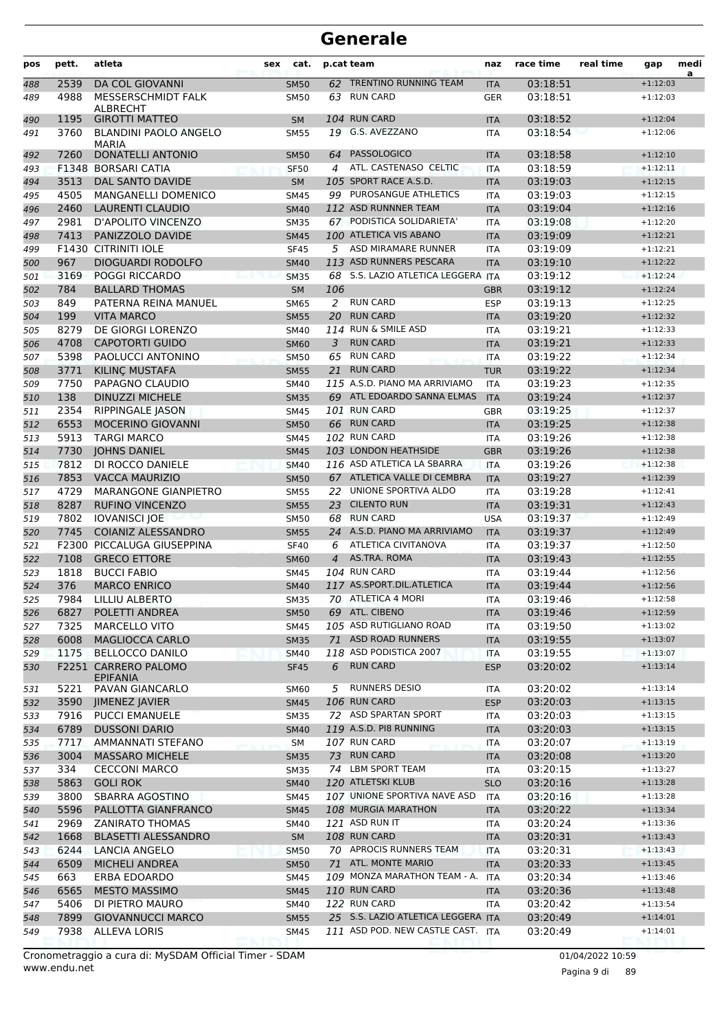# Generale

| pos | pett. | atleta | sex | cat. | p.cat | team | naz | race time | real time | gap | media |
|---|---|---|---|---|---|---|---|---|---|---|---|
| 488 | 2539 | DA COL GIOVANNI | | SM50 | 62 | TRENTINO RUNNING TEAM | ITA | 03:18:51 | | +1:12:03 | |
| 489 | 4988 | MESSERSCHMIDT FALK ALBRECHT | | SM50 | 63 | RUN CARD | GER | 03:18:51 | | +1:12:03 | |
| 490 | 1195 | GIROTTI MATTEO | | SM | 104 | RUN CARD | ITA | 03:18:52 | | +1:12:04 | |
| 491 | 3760 | BLANDINI PAOLO ANGELO MARIA | | SM55 | 19 | G.S. AVEZZANO | ITA | 03:18:54 | | +1:12:06 | |
| 492 | 7260 | DONATELLI ANTONIO | | SM50 | 64 | PASSOLOGICO | ITA | 03:18:58 | | +1:12:10 | |
| 493 | F1348 | BORSARI CATIA | | SF50 | 4 | ATL. CASTENASO CELTIC | ITA | 03:18:59 | | +1:12:11 | |
| 494 | 3513 | DAL SANTO DAVIDE | | SM | 105 | SPORT RACE A.S.D. | ITA | 03:19:03 | | +1:12:15 | |
| 495 | 4505 | MANGANELLI DOMENICO | | SM45 | 99 | PUROSANGUE ATHLETICS | ITA | 03:19:03 | | +1:12:15 | |
| 496 | 2460 | LAURENTI CLAUDIO | | SM40 | 112 | ASD RUNNNER TEAM | ITA | 03:19:04 | | +1:12:16 | |
| 497 | 2981 | D'APOLITO VINCENZO | | SM35 | 67 | PODISTICA SOLIDARIETA' | ITA | 03:19:08 | | +1:12:20 | |
| 498 | 7413 | PANIZZOLO DAVIDE | | SM45 | 100 | ATLETICA VIS ABANO | ITA | 03:19:09 | | +1:12:21 | |
| 499 | F1430 | CITRINITI IOLE | | SF45 | 5 | ASD MIRAMARE RUNNER | ITA | 03:19:09 | | +1:12:21 | |
| 500 | 967 | DIOGUARDI RODOLFO | | SM40 | 113 | ASD RUNNERS PESCARA | ITA | 03:19:10 | | +1:12:22 | |
| 501 | 3169 | POGGI RICCARDO | | SM35 | 68 | S.S. LAZIO ATLETICA LEGGERA | ITA | 03:19:12 | | +1:12:24 | |
| 502 | 784 | BALLARD THOMAS | | SM | 106 | | GBR | 03:19:12 | | +1:12:24 | |
| 503 | 849 | PATERNA REINA MANUEL | | SM65 | 2 | RUN CARD | ESP | 03:19:13 | | +1:12:25 | |
| 504 | 199 | VITA MARCO | | SM55 | 20 | RUN CARD | ITA | 03:19:20 | | +1:12:32 | |
| 505 | 8279 | DE GIORGI LORENZO | | SM40 | 114 | RUN & SMILE ASD | ITA | 03:19:21 | | +1:12:33 | |
| 506 | 4708 | CAPOTORTI GUIDO | | SM60 | 3 | RUN CARD | ITA | 03:19:21 | | +1:12:33 | |
| 507 | 5398 | PAOLUCCI ANTONINO | | SM50 | 65 | RUN CARD | ITA | 03:19:22 | | +1:12:34 | |
| 508 | 3771 | KILINÇ MUSTAFA | | SM55 | 21 | RUN CARD | TUR | 03:19:22 | | +1:12:34 | |
| 509 | 7750 | PAPAGNO CLAUDIO | | SM40 | 115 | A.S.D. PIANO MA ARRIVIAMO | ITA | 03:19:23 | | +1:12:35 | |
| 510 | 138 | DINUZZI MICHELE | | SM35 | 69 | ATL EDOARDO SANNA ELMAS | ITA | 03:19:24 | | +1:12:37 | |
| 511 | 2354 | RIPPINGALE JASON | | SM45 | 101 | RUN CARD | GBR | 03:19:25 | | +1:12:37 | |
| 512 | 6553 | MOCERINO GIOVANNI | | SM50 | 66 | RUN CARD | ITA | 03:19:25 | | +1:12:38 | |
| 513 | 5913 | TARGI MARCO | | SM45 | 102 | RUN CARD | ITA | 03:19:26 | | +1:12:38 | |
| 514 | 7730 | JOHNS DANIEL | | SM45 | 103 | LONDON HEATHSIDE | GBR | 03:19:26 | | +1:12:38 | |
| 515 | 7812 | DI ROCCO DANIELE | | SM40 | 116 | ASD ATLETICA LA SBARRA | ITA | 03:19:26 | | +1:12:38 | |
| 516 | 7853 | VACCA MAURIZIO | | SM50 | 67 | ATLETICA VALLE DI CEMBRA | ITA | 03:19:27 | | +1:12:39 | |
| 517 | 4729 | MARANGONE GIANPIETRO | | SM55 | 22 | UNIONE SPORTIVA ALDO | ITA | 03:19:28 | | +1:12:41 | |
| 518 | 8287 | RUFINO VINCENZO | | SM55 | 23 | CILENTO RUN | ITA | 03:19:31 | | +1:12:43 | |
| 519 | 7802 | IOVANISCI JOE | | SM50 | 68 | RUN CARD | USA | 03:19:37 | | +1:12:49 | |
| 520 | 7745 | COIANIZ ALESSANDRO | | SM55 | 24 | A.S.D. PIANO MA ARRIVIAMO | ITA | 03:19:37 | | +1:12:49 | |
| 521 | F2300 | PICCALUGA GIUSEPPINA | | SF40 | 6 | ATLETICA CIVITANOVA | ITA | 03:19:37 | | +1:12:50 | |
| 522 | 7108 | GRECO ETTORE | | SM60 | 4 | AS.TRA. ROMA | ITA | 03:19:43 | | +1:12:55 | |
| 523 | 1818 | BUCCI FABIO | | SM45 | 104 | RUN CARD | ITA | 03:19:44 | | +1:12:56 | |
| 524 | 376 | MARCO ENRICO | | SM40 | 117 | AS.SPORT.DIL.ATLETICA | ITA | 03:19:44 | | +1:12:56 | |
| 525 | 7984 | LILLIU ALBERTO | | SM35 | 70 | ATLETICA 4 MORI | ITA | 03:19:46 | | +1:12:58 | |
| 526 | 6827 | POLETTI ANDREA | | SM50 | 69 | ATL. CIBENO | ITA | 03:19:46 | | +1:12:59 | |
| 527 | 7325 | MARCELLO VITO | | SM45 | 105 | ASD RUTIGLIANO ROAD | ITA | 03:19:50 | | +1:13:02 | |
| 528 | 6008 | MAGLIOCCA CARLO | | SM35 | 71 | ASD ROAD RUNNERS | ITA | 03:19:55 | | +1:13:07 | |
| 529 | 1175 | BELLOCCO DANILO | | SM40 | 118 | ASD PODISTICA 2007 | ITA | 03:19:55 | | +1:13:07 | |
| 530 | F2251 | CARRERO PALOMO EPIFANIA | | SF45 | 6 | RUN CARD | ESP | 03:20:02 | | +1:13:14 | |
| 531 | 5221 | PAVAN GIANCARLO | | SM60 | 5 | RUNNERS DESIO | ITA | 03:20:02 | | +1:13:14 | |
| 532 | 3590 | JIMENEZ JAVIER | | SM45 | 106 | RUN CARD | ESP | 03:20:03 | | +1:13:15 | |
| 533 | 7916 | PUCCI EMANUELE | | SM35 | 72 | ASD SPARTAN SPORT | ITA | 03:20:03 | | +1:13:15 | |
| 534 | 6789 | DUSSONI DARIO | | SM40 | 119 | A.S.D. PI8 RUNNING | ITA | 03:20:03 | | +1:13:15 | |
| 535 | 7717 | AMMANNATI STEFANO | | SM | 107 | RUN CARD | ITA | 03:20:07 | | +1:13:19 | |
| 536 | 3004 | MASSARO MICHELE | | SM35 | 73 | RUN CARD | ITA | 03:20:08 | | +1:13:20 | |
| 537 | 334 | CECCONI MARCO | | SM35 | 74 | LBM SPORT TEAM | ITA | 03:20:15 | | +1:13:27 | |
| 538 | 5863 | GOLI ROK | | SM40 | 120 | ATLETSKI KLUB | SLO | 03:20:16 | | +1:13:28 | |
| 539 | 3800 | SBARRA AGOSTINO | | SM45 | 107 | UNIONE SPORTIVA NAVE ASD | ITA | 03:20:16 | | +1:13:28 | |
| 540 | 5596 | PALLOTTA GIANFRANCO | | SM45 | 108 | MURGIA MARATHON | ITA | 03:20:22 | | +1:13:34 | |
| 541 | 2969 | ZANIRATO THOMAS | | SM40 | 121 | ASD RUN IT | ITA | 03:20:24 | | +1:13:36 | |
| 542 | 1668 | BLASETTI ALESSANDRO | | SM | 108 | RUN CARD | ITA | 03:20:31 | | +1:13:43 | |
| 543 | 6244 | LANCIA ANGELO | | SM50 | 70 | APROCIS RUNNERS TEAM | ITA | 03:20:31 | | +1:13:43 | |
| 544 | 6509 | MICHELI ANDREA | | SM50 | 71 | ATL. MONTE MARIO | ITA | 03:20:33 | | +1:13:45 | |
| 545 | 663 | ERBA EDOARDO | | SM45 | 109 | MONZA MARATHON TEAM - A. | ITA | 03:20:34 | | +1:13:46 | |
| 546 | 6565 | MESTO MASSIMO | | SM45 | 110 | RUN CARD | ITA | 03:20:36 | | +1:13:48 | |
| 547 | 5406 | DI PIETRO MAURO | | SM40 | 122 | RUN CARD | ITA | 03:20:42 | | +1:13:54 | |
| 548 | 7899 | GIOVANNUCCI MARCO | | SM55 | 25 | S.S. LAZIO ATLETICA LEGGERA | ITA | 03:20:49 | | +1:14:01 | |
| 549 | 7938 | ALLEVA LORIS | | SM45 | 111 | ASD POD. NEW CASTLE CAST. | ITA | 03:20:49 | | +1:14:01 | |

Cronometraggio a cura di: MySDAM Official Timer - SDAM
www.endu.net

01/04/2022 10:59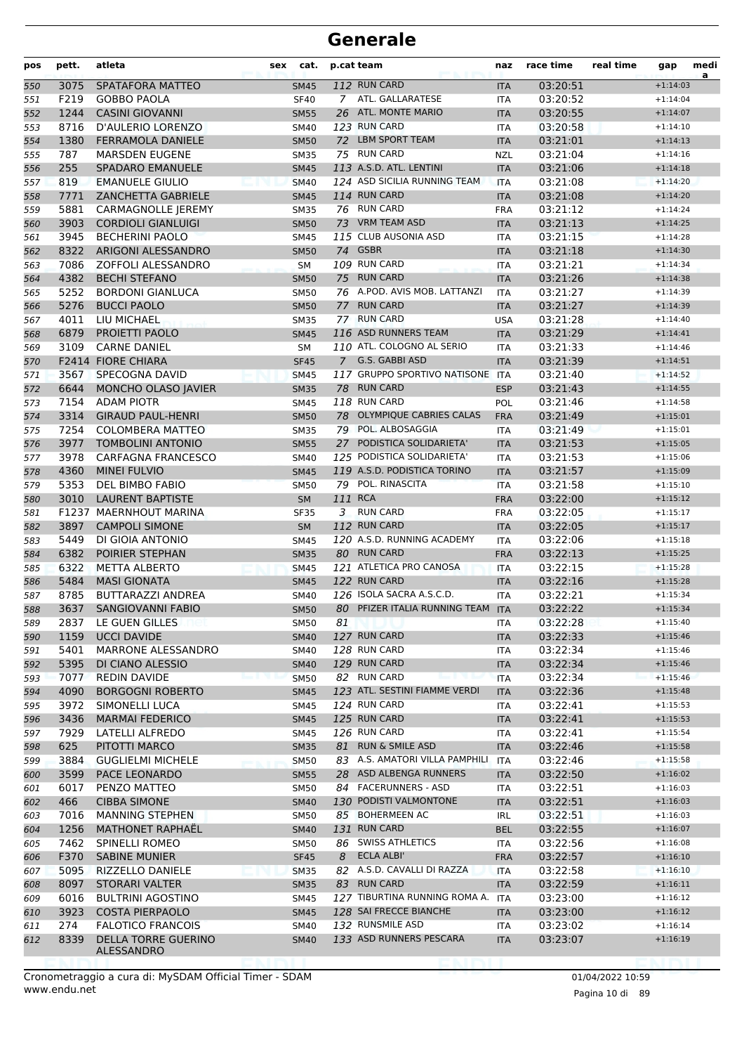# Generale

| pos | pett. | atleta | sex | cat. | p.cat | team | naz | race time | real time | gap | medi a |
|---|---|---|---|---|---|---|---|---|---|---|---|
| 550 | 3075 | SPATAFORA MATTEO | | SM45 | 112 | RUN CARD | ITA | 03:20:51 | | +1:14:03 | |
| 551 | F219 | GOBBO PAOLA | | SF40 | 7 | ATL. GALLARATESE | ITA | 03:20:52 | | +1:14:04 | |
| 552 | 1244 | CASINI GIOVANNI | | SM55 | 26 | ATL. MONTE MARIO | ITA | 03:20:55 | | +1:14:07 | |
| 553 | 8716 | D'AULERIO LORENZO | | SM40 | 123 | RUN CARD | ITA | 03:20:58 | | +1:14:10 | |
| 554 | 1380 | FERRAMOLA DANIELE | | SM50 | 72 | LBM SPORT TEAM | ITA | 03:21:01 | | +1:14:13 | |
| 555 | 787 | MARSDEN EUGENE | | SM35 | 75 | RUN CARD | NZL | 03:21:04 | | +1:14:16 | |
| 556 | 255 | SPADARO EMANUELE | | SM45 | 113 | A.S.D. ATL. LENTINI | ITA | 03:21:06 | | +1:14:18 | |
| 557 | 819 | EMANUELE GIULIO | | SM40 | 124 | ASD SICILIA RUNNING TEAM | ITA | 03:21:08 | | +1:14:20 | |
| 558 | 7771 | ZANCHETTA GABRIELE | | SM45 | 114 | RUN CARD | ITA | 03:21:08 | | +1:14:20 | |
| 559 | 5881 | CARMAGNOLLE JEREMY | | SM35 | 76 | RUN CARD | FRA | 03:21:12 | | +1:14:24 | |
| 560 | 3903 | CORDIOLI GIANLUIGI | | SM50 | 73 | VRM TEAM ASD | ITA | 03:21:13 | | +1:14:25 | |
| 561 | 3945 | BECHERINI PAOLO | | SM45 | 115 | CLUB AUSONIA ASD | ITA | 03:21:15 | | +1:14:28 | |
| 562 | 8322 | ARIGONI ALESSANDRO | | SM50 | 74 | GSBR | ITA | 03:21:18 | | +1:14:30 | |
| 563 | 7086 | ZOFFOLI ALESSANDRO | | SM | 109 | RUN CARD | ITA | 03:21:21 | | +1:14:34 | |
| 564 | 4382 | BECHI STEFANO | | SM50 | 75 | RUN CARD | ITA | 03:21:26 | | +1:14:38 | |
| 565 | 5252 | BORDONI GIANLUCA | | SM50 | 76 | A.POD. AVIS MOB. LATTANZI | ITA | 03:21:27 | | +1:14:39 | |
| 566 | 5276 | BUCCI PAOLO | | SM50 | 77 | RUN CARD | ITA | 03:21:27 | | +1:14:39 | |
| 567 | 4011 | LIU MICHAEL | | SM35 | 77 | RUN CARD | USA | 03:21:28 | | +1:14:40 | |
| 568 | 6879 | PROIETTI PAOLO | | SM45 | 116 | ASD RUNNERS TEAM | ITA | 03:21:29 | | +1:14:41 | |
| 569 | 3109 | CARNE DANIEL | | SM | 110 | ATL. COLOGNO AL SERIO | ITA | 03:21:33 | | +1:14:46 | |
| 570 | F2414 | FIORE CHIARA | | SF45 | 7 | G.S. GABBI ASD | ITA | 03:21:39 | | +1:14:51 | |
| 571 | 3567 | SPECOGNA DAVID | | SM45 | 117 | GRUPPO SPORTIVO NATISONE | ITA | 03:21:40 | | +1:14:52 | |
| 572 | 6644 | MONCHO OLASO JAVIER | | SM35 | 78 | RUN CARD | ESP | 03:21:43 | | +1:14:55 | |
| 573 | 7154 | ADAM PIOTR | | SM45 | 118 | RUN CARD | POL | 03:21:46 | | +1:14:58 | |
| 574 | 3314 | GIRAUD PAUL-HENRI | | SM50 | 78 | OLYMPIQUE CABRIES CALAS | FRA | 03:21:49 | | +1:15:01 | |
| 575 | 7254 | COLOMBERA MATTEO | | SM35 | 79 | POL. ALBOSAGGIA | ITA | 03:21:49 | | +1:15:01 | |
| 576 | 3977 | TOMBOLINI ANTONIO | | SM55 | 27 | PODISTICA SOLIDARIETA' | ITA | 03:21:53 | | +1:15:05 | |
| 577 | 3978 | CARFAGNA FRANCESCO | | SM40 | 125 | PODISTICA SOLIDARIETA' | ITA | 03:21:53 | | +1:15:06 | |
| 578 | 4360 | MINEI FULVIO | | SM45 | 119 | A.S.D. PODISTICA TORINO | ITA | 03:21:57 | | +1:15:09 | |
| 579 | 5353 | DEL BIMBO FABIO | | SM50 | 79 | POL. RINASCITA | ITA | 03:21:58 | | +1:15:10 | |
| 580 | 3010 | LAURENT BAPTISTE | | SM | 111 | RCA | FRA | 03:22:00 | | +1:15:12 | |
| 581 | F1237 | MAERNHOUT MARINA | | SF35 | 3 | RUN CARD | FRA | 03:22:05 | | +1:15:17 | |
| 582 | 3897 | CAMPOLI SIMONE | | SM | 112 | RUN CARD | ITA | 03:22:05 | | +1:15:17 | |
| 583 | 5449 | DI GIOIA ANTONIO | | SM45 | 120 | A.S.D. RUNNING ACADEMY | ITA | 03:22:06 | | +1:15:18 | |
| 584 | 6382 | POIRIER STEPHAN | | SM35 | 80 | RUN CARD | FRA | 03:22:13 | | +1:15:25 | |
| 585 | 6322 | METTA ALBERTO | | SM45 | 121 | ATLETICA PRO CANOSA | ITA | 03:22:15 | | +1:15:28 | |
| 586 | 5484 | MASI GIONATA | | SM45 | 122 | RUN CARD | ITA | 03:22:16 | | +1:15:28 | |
| 587 | 8785 | BUTTARAZZI ANDREA | | SM40 | 126 | ISOLA SACRA A.S.C.D. | ITA | 03:22:21 | | +1:15:34 | |
| 588 | 3637 | SANGIOVANNI FABIO | | SM50 | 80 | PFIZER ITALIA RUNNING TEAM | ITA | 03:22:22 | | +1:15:34 | |
| 589 | 2837 | LE GUEN GILLES | | SM50 | 81 | | ITA | 03:22:28 | | +1:15:40 | |
| 590 | 1159 | UCCI DAVIDE | | SM40 | 127 | RUN CARD | ITA | 03:22:33 | | +1:15:46 | |
| 591 | 5401 | MARRONE ALESSANDRO | | SM40 | 128 | RUN CARD | ITA | 03:22:34 | | +1:15:46 | |
| 592 | 5395 | DI CIANO ALESSIO | | SM40 | 129 | RUN CARD | ITA | 03:22:34 | | +1:15:46 | |
| 593 | 7077 | REDIN DAVIDE | | SM50 | 82 | RUN CARD | ITA | 03:22:34 | | +1:15:46 | |
| 594 | 4090 | BORGOGNI ROBERTO | | SM45 | 123 | ATL. SESTINI FIAMME VERDI | ITA | 03:22:36 | | +1:15:48 | |
| 595 | 3972 | SIMONELLI LUCA | | SM45 | 124 | RUN CARD | ITA | 03:22:41 | | +1:15:53 | |
| 596 | 3436 | MARMAI FEDERICO | | SM45 | 125 | RUN CARD | ITA | 03:22:41 | | +1:15:53 | |
| 597 | 7929 | LATELLI ALFREDO | | SM45 | 126 | RUN CARD | ITA | 03:22:41 | | +1:15:54 | |
| 598 | 625 | PITOTTI MARCO | | SM35 | 81 | RUN & SMILE ASD | ITA | 03:22:46 | | +1:15:58 | |
| 599 | 3884 | GUGLIELMI MICHELE | | SM50 | 83 | A.S. AMATORI VILLA PAMPHILI | ITA | 03:22:46 | | +1:15:58 | |
| 600 | 3599 | PACE LEONARDO | | SM55 | 28 | ASD ALBENGA RUNNERS | ITA | 03:22:50 | | +1:16:02 | |
| 601 | 6017 | PENZO MATTEO | | SM50 | 84 | FACERUNNERS - ASD | ITA | 03:22:51 | | +1:16:03 | |
| 602 | 466 | CIBBA SIMONE | | SM40 | 130 | PODISTI VALMONTONE | ITA | 03:22:51 | | +1:16:03 | |
| 603 | 7016 | MANNING STEPHEN | | SM50 | 85 | BOHERMEEN AC | IRL | 03:22:51 | | +1:16:03 | |
| 604 | 1256 | MATHONET RAPHAËL | | SM40 | 131 | RUN CARD | BEL | 03:22:55 | | +1:16:07 | |
| 605 | 7462 | SPINELLI ROMEO | | SM50 | 86 | SWISS ATHLETICS | ITA | 03:22:56 | | +1:16:08 | |
| 606 | F370 | SABINE MUNIER | | SF45 | 8 | ECLA ALBI' | FRA | 03:22:57 | | +1:16:10 | |
| 607 | 5095 | RIZZELLO DANIELE | | SM35 | 82 | A.S.D. CAVALLI DI RAZZA | ITA | 03:22:58 | | +1:16:10 | |
| 608 | 8097 | STORARI VALTER | | SM35 | 83 | RUN CARD | ITA | 03:22:59 | | +1:16:11 | |
| 609 | 6016 | BULTRINI AGOSTINO | | SM45 | 127 | TIBURTINA RUNNING ROMA A. | ITA | 03:23:00 | | +1:16:12 | |
| 610 | 3923 | COSTA PIERPAOLO | | SM45 | 128 | SAI FRECCE BIANCHE | ITA | 03:23:00 | | +1:16:12 | |
| 611 | 274 | FALOTICO FRANCOIS | | SM40 | 132 | RUNSMILE ASD | ITA | 03:23:02 | | +1:16:14 | |
| 612 | 8339 | DELLA TORRE GUERINO ALESSANDRO | | SM40 | 133 | ASD RUNNERS PESCARA | ITA | 03:23:07 | | +1:16:19 | |

Cronometraggio a cura di: MySDAM Official Timer - SDAM
www.endu.net

01/04/2022 10:59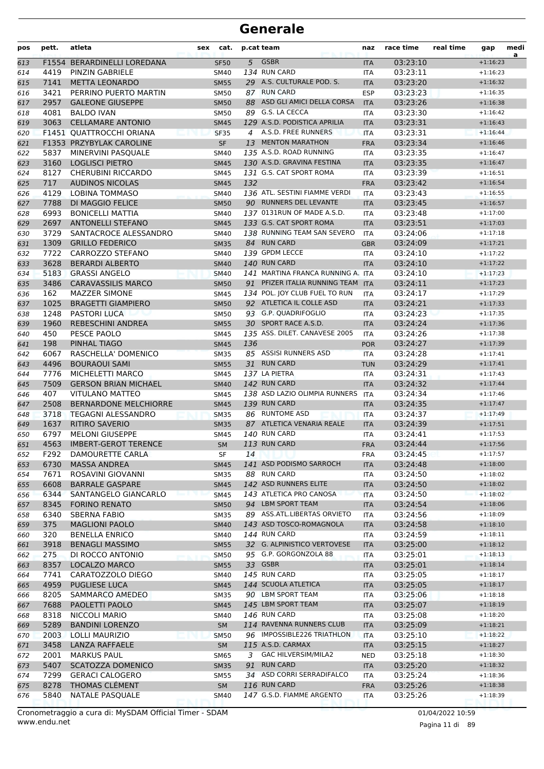# Generale

| pos | pett. | atleta | sex | cat. | p.cat | team | naz | race time | real time | gap | media |
|---|---|---|---|---|---|---|---|---|---|---|---|
| 613 | F1554 | BERARDINELLI LOREDANA | | SF50 | 5 | GSBR | ITA | 03:23:10 | | +1:16:23 | |
| 614 | 4419 | PINZIN GABRIELE | | SM40 | 134 | RUN CARD | ITA | 03:23:11 | | +1:16:23 | |
| 615 | 7141 | METTA LEONARDO | | SM55 | 29 | A.S. CULTURALE POD. S. | ITA | 03:23:20 | | +1:16:32 | |
| 616 | 3421 | PERRINO PUERTO MARTIN | | SM50 | 87 | RUN CARD | ESP | 03:23:23 | | +1:16:35 | |
| 617 | 2957 | GALEONE GIUSEPPE | | SM50 | 88 | ASD GLI AMICI DELLA CORSA | ITA | 03:23:26 | | +1:16:38 | |
| 618 | 4081 | BALDO IVAN | | SM50 | 89 | G.S. LA CECCA | ITA | 03:23:30 | | +1:16:42 | |
| 619 | 3063 | CELLAMARE ANTONIO | | SM45 | 129 | A.S.D. PODISTICA APRILIA | ITA | 03:23:31 | | +1:16:43 | |
| 620 | F1451 | QUATTROCCHI ORIANA | | SF35 | 4 | A.S.D. FREE RUNNERS | ITA | 03:23:31 | | +1:16:44 | |
| 621 | F1353 | PRZYBYLAK CAROLINE | | SF | 13 | MENTON MARATHON | FRA | 03:23:34 | | +1:16:46 | |
| 622 | 5837 | MINERVINI PASQUALE | | SM40 | 135 | A.S.D. ROAD RUNNING | ITA | 03:23:35 | | +1:16:47 | |
| 623 | 3160 | LOGLISCI PIETRO | | SM45 | 130 | A.S.D. GRAVINA FESTINA | ITA | 03:23:35 | | +1:16:47 | |
| 624 | 8127 | CHERUBINI RICCARDO | | SM45 | 131 | G.S. CAT SPORT ROMA | ITA | 03:23:39 | | +1:16:51 | |
| 625 | 717 | AUDINOS NICOLAS | | SM45 | 132 | | FRA | 03:23:42 | | +1:16:54 | |
| 626 | 4129 | LOBINA TOMMASO | | SM40 | 136 | ATL. SESTINI FIAMME VERDI | ITA | 03:23:43 | | +1:16:55 | |
| 627 | 7788 | DI MAGGIO FELICE | | SM50 | 90 | RUNNERS DEL LEVANTE | ITA | 03:23:45 | | +1:16:57 | |
| 628 | 6993 | BONICELLI MATTIA | | SM40 | 137 | 0131RUN OF MADE A.S.D. | ITA | 03:23:48 | | +1:17:00 | |
| 629 | 2697 | ANTONELLI STEFANO | | SM45 | 133 | G.S. CAT SPORT ROMA | ITA | 03:23:51 | | +1:17:03 | |
| 630 | 3729 | SANTACROCE ALESSANDRO | | SM40 | 138 | RUNNING TEAM SAN SEVERO | ITA | 03:24:06 | | +1:17:18 | |
| 631 | 1309 | GRILLO FEDERICO | | SM35 | 84 | RUN CARD | GBR | 03:24:09 | | +1:17:21 | |
| 632 | 7722 | CARROZZO STEFANO | | SM40 | 139 | GPDM LECCE | ITA | 03:24:10 | | +1:17:22 | |
| 633 | 3628 | BERARDI ALBERTO | | SM40 | 140 | RUN CARD | ITA | 03:24:10 | | +1:17:22 | |
| 634 | 5183 | GRASSI ANGELO | | SM40 | 141 | MARTINA FRANCA RUNNING A. | ITA | 03:24:10 | | +1:17:23 | |
| 635 | 3486 | CARAVASSILIS MARCO | | SM50 | 91 | PFIZER ITALIA RUNNING TEAM | ITA | 03:24:11 | | +1:17:23 | |
| 636 | 162 | MAZZER SIMONE | | SM45 | 134 | POL. JOY CLUB FUEL TO RUN | ITA | 03:24:17 | | +1:17:29 | |
| 637 | 1025 | BRAGETTI GIAMPIERO | | SM50 | 92 | ATLETICA IL COLLE ASD | ITA | 03:24:21 | | +1:17:33 | |
| 638 | 1248 | PASTORI LUCA | | SM50 | 93 | G.P. QUADRIFOGLIO | ITA | 03:24:23 | | +1:17:35 | |
| 639 | 1960 | REBESCHINI ANDREA | | SM55 | 30 | SPORT RACE A.S.D. | ITA | 03:24:24 | | +1:17:36 | |
| 640 | 450 | PESCE PAOLO | | SM45 | 135 | ASS. DILET. CANAVESE 2005 | ITA | 03:24:26 | | +1:17:38 | |
| 641 | 198 | PINHAL TIAGO | | SM45 | 136 | | POR | 03:24:27 | | +1:17:39 | |
| 642 | 6067 | RASCHELLA' DOMENICO | | SM35 | 85 | ASSISI RUNNERS ASD | ITA | 03:24:28 | | +1:17:41 | |
| 643 | 4496 | BOURAOUI SAMI | | SM55 | 31 | RUN CARD | TUN | 03:24:29 | | +1:17:41 | |
| 644 | 7776 | MICHELETTI MARCO | | SM45 | 137 | LA PIETRA | ITA | 03:24:31 | | +1:17:43 | |
| 645 | 7509 | GERSON BRIAN MICHAEL | | SM40 | 142 | RUN CARD | ITA | 03:24:32 | | +1:17:44 | |
| 646 | 407 | VITULANO MATTEO | | SM45 | 138 | ASD LAZIO OLIMPIA RUNNERS | ITA | 03:24:34 | | +1:17:46 | |
| 647 | 2508 | BERNARDONE MELCHIORRE | | SM45 | 139 | RUN CARD | ITA | 03:24:35 | | +1:17:47 | |
| 648 | 3718 | TEGAGNI ALESSANDRO | | SM35 | 86 | RUNTOME ASD | ITA | 03:24:37 | | +1:17:49 | |
| 649 | 1637 | RITIRO SAVERIO | | SM35 | 87 | ATLETICA VENARIA REALE | ITA | 03:24:39 | | +1:17:51 | |
| 650 | 6797 | MELONI GIUSEPPE | | SM45 | 140 | RUN CARD | ITA | 03:24:41 | | +1:17:53 | |
| 651 | 4563 | IMBERT-GEROT TERENCE | | SM | 113 | RUN CARD | FRA | 03:24:44 | | +1:17:56 | |
| 652 | F292 | DAMOURETTE CARLA | | SF | 14 | | FRA | 03:24:45 | | +1:17:57 | |
| 653 | 6730 | MASSA ANDREA | | SM45 | 141 | ASD PODISMO SARROCH | ITA | 03:24:48 | | +1:18:00 | |
| 654 | 7671 | ROSAVINI GIOVANNI | | SM35 | 88 | RUN CARD | ITA | 03:24:50 | | +1:18:02 | |
| 655 | 6608 | BARRALE GASPARE | | SM45 | 142 | ASD RUNNERS ELITE | ITA | 03:24:50 | | +1:18:02 | |
| 656 | 6344 | SANTANGELO GIANCARLO | | SM45 | 143 | ATLETICA PRO CANOSA | ITA | 03:24:50 | | +1:18:02 | |
| 657 | 8345 | FORINO RENATO | | SM50 | 94 | LBM SPORT TEAM | ITA | 03:24:54 | | +1:18:06 | |
| 658 | 6340 | SBERNA FABIO | | SM35 | 89 | ASS.ATL.LIBERTAS ORVIETO | ITA | 03:24:56 | | +1:18:09 | |
| 659 | 375 | MAGLIONI PAOLO | | SM40 | 143 | ASD TOSCO-ROMAGNOLA | ITA | 03:24:58 | | +1:18:10 | |
| 660 | 320 | BENELLA ENRICO | | SM40 | 144 | RUN CARD | ITA | 03:24:59 | | +1:18:11 | |
| 661 | 3918 | BENAGLI MASSIMO | | SM55 | 32 | G. ALPINISTICO VERTOVESE | ITA | 03:25:00 | | +1:18:12 | |
| 662 | 275 | DI ROCCO ANTONIO | | SM50 | 95 | G.P. GORGONZOLA 88 | ITA | 03:25:01 | | +1:18:13 | |
| 663 | 8357 | LOCALZO MARCO | | SM55 | 33 | GSBR | ITA | 03:25:01 | | +1:18:14 | |
| 664 | 7741 | CARATOZZOLO DIEGO | | SM40 | 145 | RUN CARD | ITA | 03:25:05 | | +1:18:17 | |
| 665 | 4959 | PUGLIESE LUCA | | SM45 | 144 | SCUOLA ATLETICA | ITA | 03:25:05 | | +1:18:17 | |
| 666 | 8205 | SAMMARCO AMEDEO | | SM35 | 90 | LBM SPORT TEAM | ITA | 03:25:06 | | +1:18:18 | |
| 667 | 7688 | PAOLETTI PAOLO | | SM45 | 145 | LBM SPORT TEAM | ITA | 03:25:07 | | +1:18:19 | |
| 668 | 8318 | NICCOLI MARIO | | SM40 | 146 | RUN CARD | ITA | 03:25:08 | | +1:18:20 | |
| 669 | 5289 | BANDINI LORENZO | | SM | 114 | RAVENNA RUNNERS CLUB | ITA | 03:25:09 | | +1:18:21 | |
| 670 | 2003 | LOLLI MAURIZIO | | SM50 | 96 | IMPOSSIBLE226 TRIATHLON | ITA | 03:25:10 | | +1:18:22 | |
| 671 | 3458 | LANZA RAFFAELE | | SM | 115 | A.S.D. CARMAX | ITA | 03:25:15 | | +1:18:27 | |
| 672 | 2001 | MARKUS PAUL | | SM65 | 3 | GAC HILVERSIM/MILA2 | NED | 03:25:18 | | +1:18:30 | |
| 673 | 5407 | SCATOZZA DOMENICO | | SM35 | 91 | RUN CARD | ITA | 03:25:20 | | +1:18:32 | |
| 674 | 7299 | GERACI CALOGERO | | SM55 | 34 | ASD CORRI SERRADIFALCO | ITA | 03:25:24 | | +1:18:36 | |
| 675 | 8278 | THOMAS CLÉMENT | | SM | 116 | RUN CARD | FRA | 03:25:26 | | +1:18:38 | |
| 676 | 5840 | NATALE PASQUALE | | SM40 | 147 | G.S.D. FIAMME ARGENTO | ITA | 03:25:26 | | +1:18:39 | |

Cronometraggio a cura di: MySDAM Official Timer - SDAM
www.endu.net
01/04/2022 10:59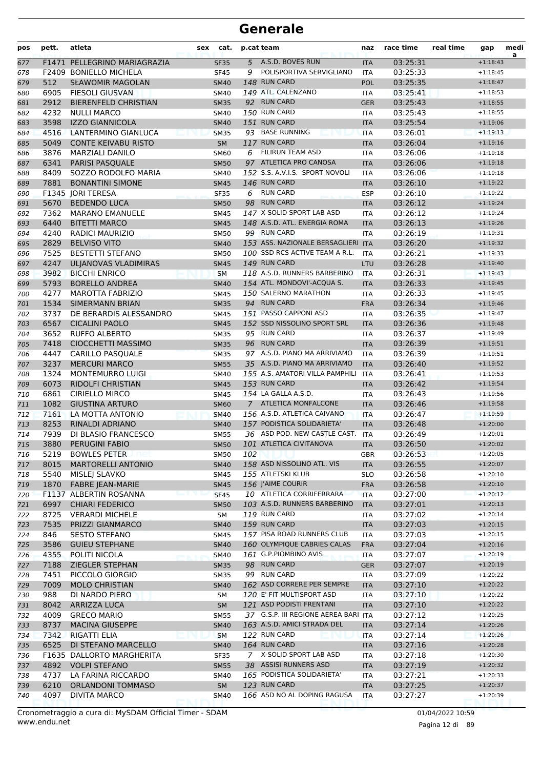# Generale

| pos | pett. | atleta | sex | cat. | p.cat | team | naz | race time | real time | gap | media |
|---|---|---|---|---|---|---|---|---|---|---|---|
| 677 | F1471 | PELLEGRINO MARIAGRAZIA | | SF35 | 5 | A.S.D. BOVES RUN | ITA | 03:25:31 | | +1:18:43 | |
| 678 | F2409 | BONIELLO MICHELA | | SF45 | 9 | POLISPORTIVA SERVIGLIANO | ITA | 03:25:33 | | +1:18:45 | |
| 679 | 512 | SŁAWOMIR MAGOLAN | | SM40 | 148 | RUN CARD | POL | 03:25:35 | | +1:18:47 | |
| 680 | 6905 | FIESOLI GIUSVAN | | SM40 | 149 | ATL. CALENZANO | ITA | 03:25:41 | | +1:18:53 | |
| 681 | 2912 | BIERENFELD CHRISTIAN | | SM35 | 92 | RUN CARD | GER | 03:25:43 | | +1:18:55 | |
| 682 | 4232 | NULLI MARCO | | SM40 | 150 | RUN CARD | ITA | 03:25:43 | | +1:18:55 | |
| 683 | 3598 | IZZO GIANNICOLA | | SM40 | 151 | RUN CARD | ITA | 03:25:54 | | +1:19:06 | |
| 684 | 4516 | LANTERMINO GIANLUCA | | SM35 | 93 | BASE RUNNING | ITA | 03:26:01 | | +1:19:13 | |
| 685 | 5049 | CONTE KEIVABU RISTO | | SM | 117 | RUN CARD | ITA | 03:26:04 | | +1:19:16 | |
| 686 | 3876 | MARZIALI DANILO | | SM60 | 6 | FILIRUN TEAM ASD | ITA | 03:26:06 | | +1:19:18 | |
| 687 | 6341 | PARISI PASQUALE | | SM50 | 97 | ATLETICA PRO CANOSA | ITA | 03:26:06 | | +1:19:18 | |
| 688 | 8409 | SOZZO RODOLFO MARIA | | SM40 | 152 | S.S. A.V.I.S. SPORT NOVOLI | ITA | 03:26:06 | | +1:19:18 | |
| 689 | 7881 | BONANTINI SIMONE | | SM45 | 146 | RUN CARD | ITA | 03:26:10 | | +1:19:22 | |
| 690 | F1345 | JORI TERESA | | SF35 | 6 | RUN CARD | ESP | 03:26:10 | | +1:19:22 | |
| 691 | 5670 | BEDENDO LUCA | | SM50 | 98 | RUN CARD | ITA | 03:26:12 | | +1:19:24 | |
| 692 | 7362 | MARANO EMANUELE | | SM45 | 147 | X-SOLID SPORT LAB ASD | ITA | 03:26:12 | | +1:19:24 | |
| 693 | 6440 | BITETTI MARCO | | SM45 | 148 | A.S.D. ATL. ENERGIA ROMA | ITA | 03:26:13 | | +1:19:26 | |
| 694 | 4240 | RADICI MAURIZIO | | SM50 | 99 | RUN CARD | ITA | 03:26:19 | | +1:19:31 | |
| 695 | 2829 | BELVISO VITO | | SM40 | 153 | ASS. NAZIONALE BERSAGLIERI | ITA | 03:26:20 | | +1:19:32 | |
| 696 | 7525 | BESTETTI STEFANO | | SM50 | 100 | SSD RCS ACTIVE TEAM A R.L. | ITA | 03:26:21 | | +1:19:33 | |
| 697 | 4247 | ULJANOVAS VLADIMIRAS | | SM45 | 149 | RUN CARD | LTU | 03:26:28 | | +1:19:40 | |
| 698 | 3982 | BICCHI ENRICO | | SM | 118 | A.S.D. RUNNERS BARBERINO | ITA | 03:26:31 | | +1:19:43 | |
| 699 | 5793 | BORELLO ANDREA | | SM40 | 154 | ATL. MONDOVI'-ACQUA S. | ITA | 03:26:33 | | +1:19:45 | |
| 700 | 4277 | MAROTTA FABRIZIO | | SM45 | 150 | SALERNO MARATHON | ITA | 03:26:33 | | +1:19:45 | |
| 701 | 1534 | SIMERMANN BRIAN | | SM35 | 94 | RUN CARD | FRA | 03:26:34 | | +1:19:46 | |
| 702 | 3737 | DE BERARDIS ALESSANDRO | | SM45 | 151 | PASSO CAPPONI ASD | ITA | 03:26:35 | | +1:19:47 | |
| 703 | 6567 | CICALINI PAOLO | | SM45 | 152 | SSD NISSOLINO SPORT SRL | ITA | 03:26:36 | | +1:19:48 | |
| 704 | 3652 | RUFFO ALBERTO | | SM35 | 95 | RUN CARD | ITA | 03:26:37 | | +1:19:49 | |
| 705 | 7418 | CIOCCHETTI MASSIMO | | SM35 | 96 | RUN CARD | ITA | 03:26:39 | | +1:19:51 | |
| 706 | 4447 | CARILLO PASQUALE | | SM35 | 97 | A.S.D. PIANO MA ARRIVIAMO | ITA | 03:26:39 | | +1:19:51 | |
| 707 | 3237 | MERCURI MARCO | | SM55 | 35 | A.S.D. PIANO MA ARRIVIAMO | ITA | 03:26:40 | | +1:19:52 | |
| 708 | 1324 | MONTEMURRO LUIGI | | SM40 | 155 | A.S. AMATORI VILLA PAMPHILI | ITA | 03:26:41 | | +1:19:53 | |
| 709 | 6073 | RIDOLFI CHRISTIAN | | SM45 | 153 | RUN CARD | ITA | 03:26:42 | | +1:19:54 | |
| 710 | 6861 | CIRIELLO MIRCO | | SM45 | 154 | LA GALLA A.S.D. | ITA | 03:26:43 | | +1:19:56 | |
| 711 | 1082 | GIUSTINA ARTURO | | SM60 | 7 | ATLETICA MONFALCONE | ITA | 03:26:46 | | +1:19:58 | |
| 712 | 7161 | LA MOTTA ANTONIO | | SM40 | 156 | A.S.D. ATLETICA CAIVANO | ITA | 03:26:47 | | +1:19:59 | |
| 713 | 8253 | RINALDI ADRIANO | | SM40 | 157 | PODISTICA SOLIDARIETA' | ITA | 03:26:48 | | +1:20:00 | |
| 714 | 7939 | DI BLASIO FRANCESCO | | SM55 | 36 | ASD POD. NEW CASTLE CAST. | ITA | 03:26:49 | | +1:20:01 | |
| 715 | 3880 | PERUGINI FABIO | | SM50 | 101 | ATLETICA CIVITANOVA | ITA | 03:26:50 | | +1:20:02 | |
| 716 | 5219 | BOWLES PETER | | SM50 | 102 | | GBR | 03:26:53 | | +1:20:05 | |
| 717 | 8015 | MARTORELLI ANTONIO | | SM40 | 158 | ASD NISSOLINO ATL. VIS | ITA | 03:26:55 | | +1:20:07 | |
| 718 | 5540 | MISLEJ SLAVKO | | SM45 | 155 | ATLETSKI KLUB | SLO | 03:26:58 | | +1:20:10 | |
| 719 | 1870 | FABRE JEAN-MARIE | | SM45 | 156 | J'AIME COURIR | FRA | 03:26:58 | | +1:20:10 | |
| 720 | F1137 | ALBERTIN ROSANNA | | SF45 | 10 | ATLETICA CORRIFERRARA | ITA | 03:27:00 | | +1:20:12 | |
| 721 | 6997 | CHIARI FEDERICO | | SM50 | 103 | A.S.D. RUNNERS BARBERINO | ITA | 03:27:01 | | +1:20:13 | |
| 722 | 8725 | VERARDI MICHELE | | SM | 119 | RUN CARD | ITA | 03:27:02 | | +1:20:14 | |
| 723 | 7535 | PRIZZI GIANMARCO | | SM40 | 159 | RUN CARD | ITA | 03:27:03 | | +1:20:15 | |
| 724 | 846 | SESTO STEFANO | | SM45 | 157 | PISA ROAD RUNNERS CLUB | ITA | 03:27:03 | | +1:20:15 | |
| 725 | 3586 | GUIEU STEPHANE | | SM40 | 160 | OLYMPIQUE CABRIES CALAS | FRA | 03:27:04 | | +1:20:16 | |
| 726 | 4355 | POLITI NICOLA | | SM40 | 161 | G.P.PIOMBINO AVIS | ITA | 03:27:07 | | +1:20:19 | |
| 727 | 7188 | ZIEGLER STEPHAN | | SM35 | 98 | RUN CARD | GER | 03:27:07 | | +1:20:19 | |
| 728 | 7451 | PICCOLO GIORGIO | | SM35 | 99 | RUN CARD | ITA | 03:27:09 | | +1:20:22 | |
| 729 | 7009 | MOLO CHRISTIAN | | SM40 | 162 | ASD CORRERE PER SEMPRE | ITA | 03:27:10 | | +1:20:22 | |
| 730 | 988 | DI NARDO PIERO | | SM | 120 | E' FIT MULTISPORT ASD | ITA | 03:27:10 | | +1:20:22 | |
| 731 | 8042 | ARRIZZA LUCA | | SM | 121 | ASD PODISTI FRENTANI | ITA | 03:27:10 | | +1:20:22 | |
| 732 | 4009 | GRECO MARIO | | SM55 | 37 | G.S.P. III REGIONE AEREA BARI | ITA | 03:27:12 | | +1:20:25 | |
| 733 | 8737 | MACINA GIUSEPPE | | SM40 | 163 | A.S.D. AMICI STRADA DEL | ITA | 03:27:14 | | +1:20:26 | |
| 734 | 7342 | RIGATTI ELIA | | SM | 122 | RUN CARD | ITA | 03:27:14 | | +1:20:26 | |
| 735 | 6525 | DI STEFANO MARCELLO | | SM40 | 164 | RUN CARD | ITA | 03:27:16 | | +1:20:28 | |
| 736 | F1635 | DALLORTO MARGHERITA | | SF35 | 7 | X-SOLID SPORT LAB ASD | ITA | 03:27:18 | | +1:20:30 | |
| 737 | 4892 | VOLPI STEFANO | | SM55 | 38 | ASSISI RUNNERS ASD | ITA | 03:27:19 | | +1:20:32 | |
| 738 | 4737 | LA FARINA RICCARDO | | SM40 | 165 | PODISTICA SOLIDARIETA' | ITA | 03:27:21 | | +1:20:33 | |
| 739 | 6210 | ORLANDONI TOMMASO | | SM | 123 | RUN CARD | ITA | 03:27:25 | | +1:20:37 | |
| 740 | 4097 | DIVITA MARCO | | SM40 | 166 | ASD NO AL DOPING RAGUSA | ITA | 03:27:27 | | +1:20:39 | |

Cronometraggio a cura di: MySDAM Official Timer - SDAM
www.endu.net

01/04/2022 10:59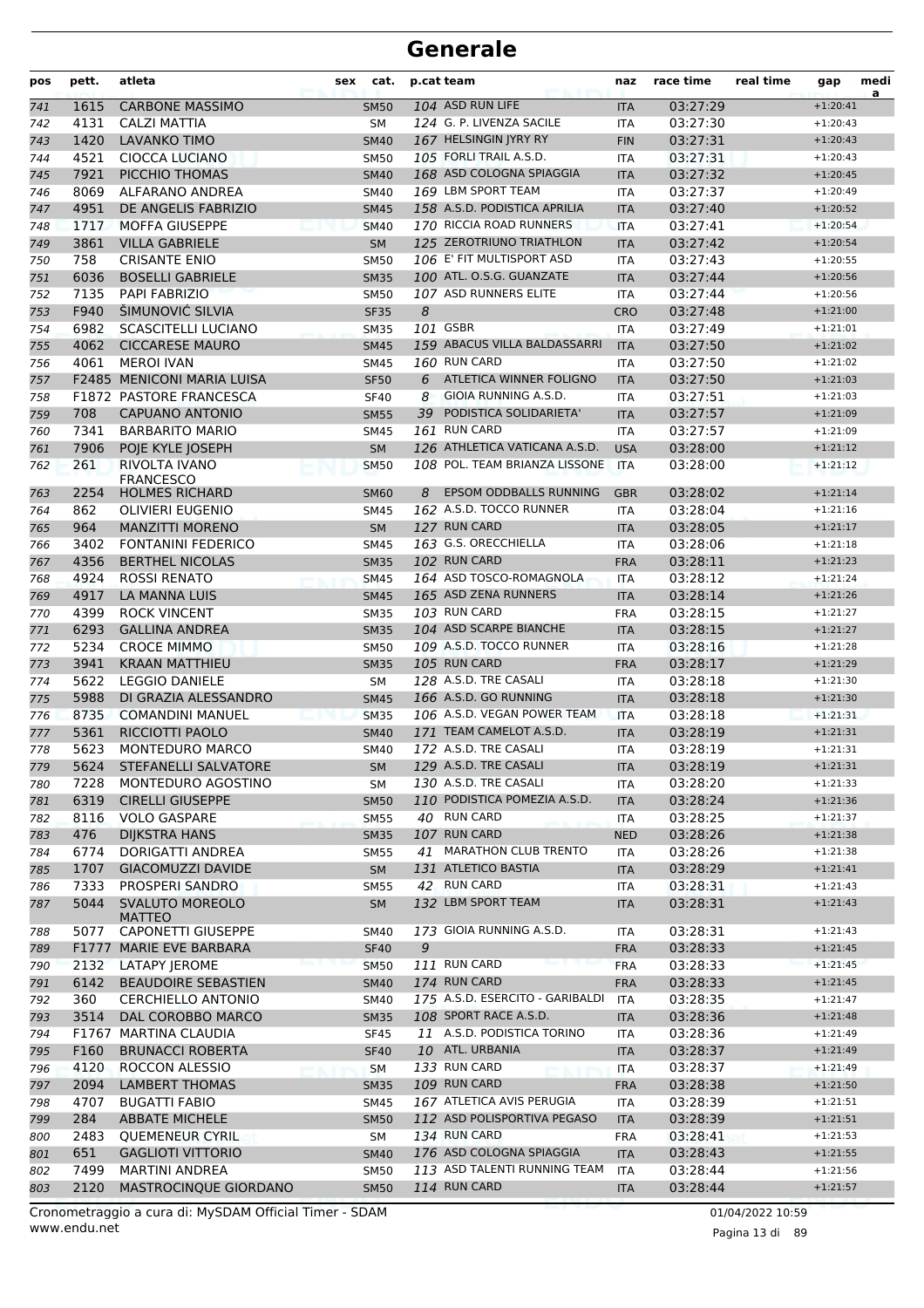# Generale

| pos | pett. | atleta | sex | cat. | p.cat | team | naz | race time | real time | gap | medi a |
|---|---|---|---|---|---|---|---|---|---|---|---|
| 741 | 1615 | CARBONE MASSIMO | | SM50 | 104 | ASD RUN LIFE | ITA | 03:27:29 | | +1:20:41 | |
| 742 | 4131 | CALZI MATTIA | | SM | 124 | G. P. LIVENZA SACILE | ITA | 03:27:30 | | +1:20:43 | |
| 743 | 1420 | LAVANKO TIMO | | SM40 | 167 | HELSINGIN JYRY RY | FIN | 03:27:31 | | +1:20:43 | |
| 744 | 4521 | CIOCCA LUCIANO | | SM50 | 105 | FORLI TRAIL A.S.D. | ITA | 03:27:31 | | +1:20:43 | |
| 745 | 7921 | PICCHIO THOMAS | | SM40 | 168 | ASD COLOGNA SPIAGGIA | ITA | 03:27:32 | | +1:20:45 | |
| 746 | 8069 | ALFARANO ANDREA | | SM40 | 169 | LBM SPORT TEAM | ITA | 03:27:37 | | +1:20:49 | |
| 747 | 4951 | DE ANGELIS FABRIZIO | | SM45 | 158 | A.S.D. PODISTICA APRILIA | ITA | 03:27:40 | | +1:20:52 | |
| 748 | 1717 | MOFFA GIUSEPPE | | SM40 | 170 | RICCIA ROAD RUNNERS | ITA | 03:27:41 | | +1:20:54 | |
| 749 | 3861 | VILLA GABRIELE | | SM | 125 | ZEROTRIUNO TRIATHLON | ITA | 03:27:42 | | +1:20:54 | |
| 750 | 758 | CRISANTE ENIO | | SM50 | 106 | E' FIT MULTISPORT ASD | ITA | 03:27:43 | | +1:20:55 | |
| 751 | 6036 | BOSELLI GABRIELE | | SM35 | 100 | ATL. O.S.G. GUANZATE | ITA | 03:27:44 | | +1:20:56 | |
| 752 | 7135 | PAPI FABRIZIO | | SM50 | 107 | ASD RUNNERS ELITE | ITA | 03:27:44 | | +1:20:56 | |
| 753 | F940 | ŠIMUNOVIĆ SILVIA | | SF35 | 8 | | CRO | 03:27:48 | | +1:21:00 | |
| 754 | 6982 | SCASCITELLI LUCIANO | | SM35 | 101 | GSBR | ITA | 03:27:49 | | +1:21:01 | |
| 755 | 4062 | CICCARESE MAURO | | SM45 | 159 | ABACUS VILLA BALDASSARRI | ITA | 03:27:50 | | +1:21:02 | |
| 756 | 4061 | MEROI IVAN | | SM45 | 160 | RUN CARD | ITA | 03:27:50 | | +1:21:02 | |
| 757 | F2485 | MENICONI MARIA LUISA | | SF50 | 6 | ATLETICA WINNER FOLIGNO | ITA | 03:27:50 | | +1:21:03 | |
| 758 | F1872 | PASTORE FRANCESCA | | SF40 | 8 | GIOIA RUNNING A.S.D. | ITA | 03:27:51 | | +1:21:03 | |
| 759 | 708 | CAPUANO ANTONIO | | SM55 | 39 | PODISTICA SOLIDARIETA' | ITA | 03:27:57 | | +1:21:09 | |
| 760 | 7341 | BARBARITO MARIO | | SM45 | 161 | RUN CARD | ITA | 03:27:57 | | +1:21:09 | |
| 761 | 7906 | POJE KYLE JOSEPH | | SM | 126 | ATHLETICA VATICANA A.S.D. | USA | 03:28:00 | | +1:21:12 | |
| 762 | 261 | RIVOLTA IVANO FRANCESCO | | SM50 | 108 | POL. TEAM BRIANZA LISSONE | ITA | 03:28:00 | | +1:21:12 | |
| 763 | 2254 | HOLMES RICHARD | | SM60 | 8 | EPSOM ODDBALLS RUNNING | GBR | 03:28:02 | | +1:21:14 | |
| 764 | 862 | OLIVIERI EUGENIO | | SM45 | 162 | A.S.D. TOCCO RUNNER | ITA | 03:28:04 | | +1:21:16 | |
| 765 | 964 | MANZITTI MORENO | | SM | 127 | RUN CARD | ITA | 03:28:05 | | +1:21:17 | |
| 766 | 3402 | FONTANINI FEDERICO | | SM45 | 163 | G.S. ORECCHIELLA | ITA | 03:28:06 | | +1:21:18 | |
| 767 | 4356 | BERTHEL NICOLAS | | SM35 | 102 | RUN CARD | FRA | 03:28:11 | | +1:21:23 | |
| 768 | 4924 | ROSSI RENATO | | SM45 | 164 | ASD TOSCO-ROMAGNOLA | ITA | 03:28:12 | | +1:21:24 | |
| 769 | 4917 | LA MANNA LUIS | | SM45 | 165 | ASD ZENA RUNNERS | ITA | 03:28:14 | | +1:21:26 | |
| 770 | 4399 | ROCK VINCENT | | SM35 | 103 | RUN CARD | FRA | 03:28:15 | | +1:21:27 | |
| 771 | 6293 | GALLINA ANDREA | | SM35 | 104 | ASD SCARPE BIANCHE | ITA | 03:28:15 | | +1:21:27 | |
| 772 | 5234 | CROCE MIMMO | | SM50 | 109 | A.S.D. TOCCO RUNNER | ITA | 03:28:16 | | +1:21:28 | |
| 773 | 3941 | KRAAN MATTHIEU | | SM35 | 105 | RUN CARD | FRA | 03:28:17 | | +1:21:29 | |
| 774 | 5622 | LEGGIO DANIELE | | SM | 128 | A.S.D. TRE CASALI | ITA | 03:28:18 | | +1:21:30 | |
| 775 | 5988 | DI GRAZIA ALESSANDRO | | SM45 | 166 | A.S.D. GO RUNNING | ITA | 03:28:18 | | +1:21:30 | |
| 776 | 8735 | COMANDINI MANUEL | | SM35 | 106 | A.S.D. VEGAN POWER TEAM | ITA | 03:28:18 | | +1:21:31 | |
| 777 | 5361 | RICCIOTTI PAOLO | | SM40 | 171 | TEAM CAMELOT A.S.D. | ITA | 03:28:19 | | +1:21:31 | |
| 778 | 5623 | MONTEDURO MARCO | | SM40 | 172 | A.S.D. TRE CASALI | ITA | 03:28:19 | | +1:21:31 | |
| 779 | 5624 | STEFANELLI SALVATORE | | SM | 129 | A.S.D. TRE CASALI | ITA | 03:28:19 | | +1:21:31 | |
| 780 | 7228 | MONTEDURO AGOSTINO | | SM | 130 | A.S.D. TRE CASALI | ITA | 03:28:20 | | +1:21:33 | |
| 781 | 6319 | CIRELLI GIUSEPPE | | SM50 | 110 | PODISTICA POMEZIA A.S.D. | ITA | 03:28:24 | | +1:21:36 | |
| 782 | 8116 | VOLO GASPARE | | SM55 | 40 | RUN CARD | ITA | 03:28:25 | | +1:21:37 | |
| 783 | 476 | DIJKSTRA HANS | | SM35 | 107 | RUN CARD | NED | 03:28:26 | | +1:21:38 | |
| 784 | 6774 | DORIGATTI ANDREA | | SM55 | 41 | MARATHON CLUB TRENTO | ITA | 03:28:26 | | +1:21:38 | |
| 785 | 1707 | GIACOMUZZI DAVIDE | | SM | 131 | ATLETICO BASTIA | ITA | 03:28:29 | | +1:21:41 | |
| 786 | 7333 | PROSPERI SANDRO | | SM55 | 42 | RUN CARD | ITA | 03:28:31 | | +1:21:43 | |
| 787 | 5044 | SVALUTO MOREOLO MATTEO | | SM | 132 | LBM SPORT TEAM | ITA | 03:28:31 | | +1:21:43 | |
| 788 | 5077 | CAPONETTI GIUSEPPE | | SM40 | 173 | GIOIA RUNNING A.S.D. | ITA | 03:28:31 | | +1:21:43 | |
| 789 | F1777 | MARIE EVE BARBARA | | SF40 | 9 | | FRA | 03:28:33 | | +1:21:45 | |
| 790 | 2132 | LATAPY JEROME | | SM50 | 111 | RUN CARD | FRA | 03:28:33 | | +1:21:45 | |
| 791 | 6142 | BEAUDOIRE SEBASTIEN | | SM40 | 174 | RUN CARD | FRA | 03:28:33 | | +1:21:45 | |
| 792 | 360 | CERCHIELLO ANTONIO | | SM40 | 175 | A.S.D. ESERCITO - GARIBALDI | ITA | 03:28:35 | | +1:21:47 | |
| 793 | 3514 | DAL COROBBO MARCO | | SM35 | 108 | SPORT RACE A.S.D. | ITA | 03:28:36 | | +1:21:48 | |
| 794 | F1767 | MARTINA CLAUDIA | | SF45 | 11 | A.S.D. PODISTICA TORINO | ITA | 03:28:36 | | +1:21:49 | |
| 795 | F160 | BRUNACCI ROBERTA | | SF40 | 10 | ATL. URBANIA | ITA | 03:28:37 | | +1:21:49 | |
| 796 | 4120 | ROCCON ALESSIO | | SM | 133 | RUN CARD | ITA | 03:28:37 | | +1:21:49 | |
| 797 | 2094 | LAMBERT THOMAS | | SM35 | 109 | RUN CARD | FRA | 03:28:38 | | +1:21:50 | |
| 798 | 4707 | BUGATTI FABIO | | SM45 | 167 | ATLETICA AVIS PERUGIA | ITA | 03:28:39 | | +1:21:51 | |
| 799 | 284 | ABBATE MICHELE | | SM50 | 112 | ASD POLISPORTIVA PEGASO | ITA | 03:28:39 | | +1:21:51 | |
| 800 | 2483 | QUEMENEUR CYRIL | | SM | 134 | RUN CARD | FRA | 03:28:41 | | +1:21:53 | |
| 801 | 651 | GAGLIOTI VITTORIO | | SM40 | 176 | ASD COLOGNA SPIAGGIA | ITA | 03:28:43 | | +1:21:55 | |
| 802 | 7499 | MARTINI ANDREA | | SM50 | 113 | ASD TALENTI RUNNING TEAM | ITA | 03:28:44 | | +1:21:56 | |
| 803 | 2120 | MASTROCINQUE GIORDANO | | SM50 | 114 | RUN CARD | ITA | 03:28:44 | | +1:21:57 | |

Cronometraggio a cura di: MySDAM Official Timer - SDAM
www.endu.net

01/04/2022 10:59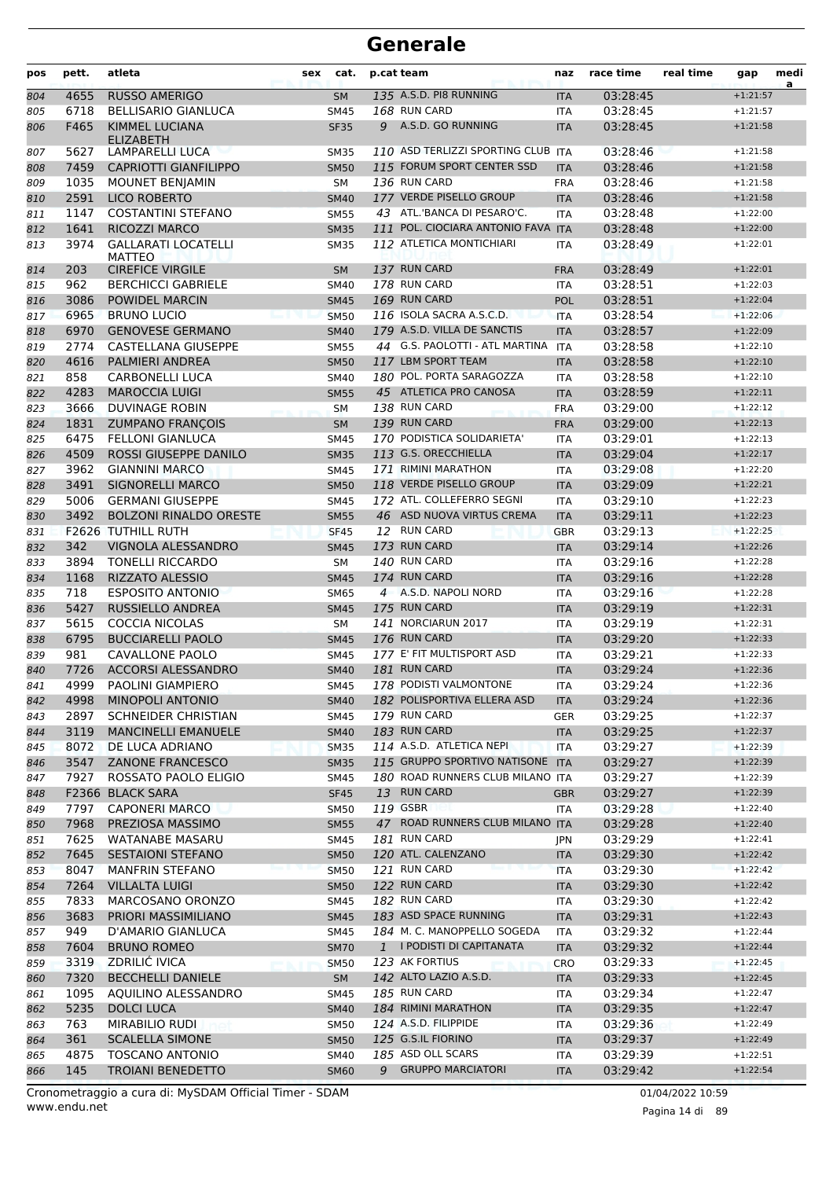# Generale

| pos | pett. | atleta | sex | cat. | p.cat | team | naz | race time | real time | gap | media |
|---|---|---|---|---|---|---|---|---|---|---|---|
| 804 | 4655 | RUSSO AMERIGO | | SM | 135 | A.S.D. PI8 RUNNING | ITA | 03:28:45 | | +1:21:57 | |
| 805 | 6718 | BELLISARIO GIANLUCA | | SM45 | 168 | RUN CARD | ITA | 03:28:45 | | +1:21:57 | |
| 806 | F465 | KIMMEL LUCIANA ELIZABETH | | SF35 | 9 | A.S.D. GO RUNNING | ITA | 03:28:45 | | +1:21:58 | |
| 807 | 5627 | LAMPARELLI LUCA | | SM35 | 110 | ASD TERLIZZI SPORTING CLUB | ITA | 03:28:46 | | +1:21:58 | |
| 808 | 7459 | CAPRIOTTI GIANFILIPPO | | SM50 | 115 | FORUM SPORT CENTER SSD | ITA | 03:28:46 | | +1:21:58 | |
| 809 | 1035 | MOUNET BENJAMIN | | SM | 136 | RUN CARD | FRA | 03:28:46 | | +1:21:58 | |
| 810 | 2591 | LICO ROBERTO | | SM40 | 177 | VERDE PISELLO GROUP | ITA | 03:28:46 | | +1:21:58 | |
| 811 | 1147 | COSTANTINI STEFANO | | SM55 | 43 | ATL.'BANCA DI PESARO'C. | ITA | 03:28:48 | | +1:22:00 | |
| 812 | 1641 | RICOZZI MARCO | | SM35 | 111 | POL. CIOCIARA ANTONIO FAVA | ITA | 03:28:48 | | +1:22:00 | |
| 813 | 3974 | GALLARATI LOCATELLI MATTEO | | SM35 | 112 | ATLETICA MONTICHIARI | ITA | 03:28:49 | | +1:22:01 | |
| 814 | 203 | CIREFICE VIRGILE | | SM | 137 | RUN CARD | FRA | 03:28:49 | | +1:22:01 | |
| 815 | 962 | BERCHICCI GABRIELE | | SM40 | 178 | RUN CARD | ITA | 03:28:51 | | +1:22:03 | |
| 816 | 3086 | POWIDEL MARCIN | | SM45 | 169 | RUN CARD | POL | 03:28:51 | | +1:22:04 | |
| 817 | 6965 | BRUNO LUCIO | | SM50 | 116 | ISOLA SACRA A.S.C.D. | ITA | 03:28:54 | | +1:22:06 | |
| 818 | 6970 | GENOVESE GERMANO | | SM40 | 179 | A.S.D. VILLA DE SANCTIS | ITA | 03:28:57 | | +1:22:09 | |
| 819 | 2774 | CASTELLANA GIUSEPPE | | SM55 | 44 | G.S. PAOLOTTI - ATL MARTINA | ITA | 03:28:58 | | +1:22:10 | |
| 820 | 4616 | PALMIERI ANDREA | | SM50 | 117 | LBM SPORT TEAM | ITA | 03:28:58 | | +1:22:10 | |
| 821 | 858 | CARBONELLI LUCA | | SM40 | 180 | POL. PORTA SARAGOZZA | ITA | 03:28:58 | | +1:22:10 | |
| 822 | 4283 | MAROCCIA LUIGI | | SM55 | 45 | ATLETICA PRO CANOSA | ITA | 03:28:59 | | +1:22:11 | |
| 823 | 3666 | DUVINAGE ROBIN | | SM | 138 | RUN CARD | FRA | 03:29:00 | | +1:22:12 | |
| 824 | 1831 | ZUMPANO FRANÇOIS | | SM | 139 | RUN CARD | FRA | 03:29:00 | | +1:22:13 | |
| 825 | 6475 | FELLONI GIANLUCA | | SM45 | 170 | PODISTICA SOLIDARIETA' | ITA | 03:29:01 | | +1:22:13 | |
| 826 | 4509 | ROSSI GIUSEPPE DANILO | | SM35 | 113 | G.S. ORECCHIELLA | ITA | 03:29:04 | | +1:22:17 | |
| 827 | 3962 | GIANNINI MARCO | | SM45 | 171 | RIMINI MARATHON | ITA | 03:29:08 | | +1:22:20 | |
| 828 | 3491 | SIGNORELLI MARCO | | SM50 | 118 | VERDE PISELLO GROUP | ITA | 03:29:09 | | +1:22:21 | |
| 829 | 5006 | GERMANI GIUSEPPE | | SM45 | 172 | ATL. COLLEFERRO SEGNI | ITA | 03:29:10 | | +1:22:23 | |
| 830 | 3492 | BOLZONI RINALDO ORESTE | | SM55 | 46 | ASD NUOVA VIRTUS CREMA | ITA | 03:29:11 | | +1:22:23 | |
| 831 | F2626 | TUTHILL RUTH | | SF45 | 12 | RUN CARD | GBR | 03:29:13 | | +1:22:25 | |
| 832 | 342 | VIGNOLA ALESSANDRO | | SM45 | 173 | RUN CARD | ITA | 03:29:14 | | +1:22:26 | |
| 833 | 3894 | TONELLI RICCARDO | | SM | 140 | RUN CARD | ITA | 03:29:16 | | +1:22:28 | |
| 834 | 1168 | RIZZATO ALESSIO | | SM45 | 174 | RUN CARD | ITA | 03:29:16 | | +1:22:28 | |
| 835 | 718 | ESPOSITO ANTONIO | | SM65 | 4 | A.S.D. NAPOLI NORD | ITA | 03:29:16 | | +1:22:28 | |
| 836 | 5427 | RUSSIELLO ANDREA | | SM45 | 175 | RUN CARD | ITA | 03:29:19 | | +1:22:31 | |
| 837 | 5615 | COCCIA NICOLAS | | SM | 141 | NORCIARUN 2017 | ITA | 03:29:19 | | +1:22:31 | |
| 838 | 6795 | BUCCIARELLI PAOLO | | SM45 | 176 | RUN CARD | ITA | 03:29:20 | | +1:22:33 | |
| 839 | 981 | CAVALLONE PAOLO | | SM45 | 177 | E' FIT MULTISPORT ASD | ITA | 03:29:21 | | +1:22:33 | |
| 840 | 7726 | ACCORSI ALESSANDRO | | SM40 | 181 | RUN CARD | ITA | 03:29:24 | | +1:22:36 | |
| 841 | 4999 | PAOLINI GIAMPIERO | | SM45 | 178 | PODISTI VALMONTONE | ITA | 03:29:24 | | +1:22:36 | |
| 842 | 4998 | MINOPOLI ANTONIO | | SM40 | 182 | POLISPORTIVA ELLERA ASD | ITA | 03:29:24 | | +1:22:36 | |
| 843 | 2897 | SCHNEIDER CHRISTIAN | | SM45 | 179 | RUN CARD | GER | 03:29:25 | | +1:22:37 | |
| 844 | 3119 | MANCINELLI EMANUELE | | SM40 | 183 | RUN CARD | ITA | 03:29:25 | | +1:22:37 | |
| 845 | 8072 | DE LUCA ADRIANO | | SM35 | 114 | A.S.D. ATLETICA NEPI | ITA | 03:29:27 | | +1:22:39 | |
| 846 | 3547 | ZANONE FRANCESCO | | SM35 | 115 | GRUPPO SPORTIVO NATISONE | ITA | 03:29:27 | | +1:22:39 | |
| 847 | 7927 | ROSSATO PAOLO ELIGIO | | SM45 | 180 | ROAD RUNNERS CLUB MILANO | ITA | 03:29:27 | | +1:22:39 | |
| 848 | F2366 | BLACK SARA | | SF45 | 13 | RUN CARD | GBR | 03:29:27 | | +1:22:39 | |
| 849 | 7797 | CAPONERI MARCO | | SM50 | 119 | GSBR | ITA | 03:29:28 | | +1:22:40 | |
| 850 | 7968 | PREZIOSA MASSIMO | | SM55 | 47 | ROAD RUNNERS CLUB MILANO | ITA | 03:29:28 | | +1:22:40 | |
| 851 | 7625 | WATANABE MASARU | | SM45 | 181 | RUN CARD | JPN | 03:29:29 | | +1:22:41 | |
| 852 | 7645 | SESTAIONI STEFANO | | SM50 | 120 | ATL. CALENZANO | ITA | 03:29:30 | | +1:22:42 | |
| 853 | 8047 | MANFRIN STEFANO | | SM50 | 121 | RUN CARD | ITA | 03:29:30 | | +1:22:42 | |
| 854 | 7264 | VILLALTA LUIGI | | SM50 | 122 | RUN CARD | ITA | 03:29:30 | | +1:22:42 | |
| 855 | 7833 | MARCOSANO ORONZO | | SM45 | 182 | RUN CARD | ITA | 03:29:30 | | +1:22:42 | |
| 856 | 3683 | PRIORI MASSIMILIANO | | SM45 | 183 | ASD SPACE RUNNING | ITA | 03:29:31 | | +1:22:43 | |
| 857 | 949 | D'AMARIO GIANLUCA | | SM45 | 184 | M. C. MANOPPELLO SOGEDA | ITA | 03:29:32 | | +1:22:44 | |
| 858 | 7604 | BRUNO ROMEO | | SM70 | 1 | I PODISTI DI CAPITANATA | ITA | 03:29:32 | | +1:22:44 | |
| 859 | 3319 | ZDRILIĆ IVICA | | SM50 | 123 | AK FORTIUS | CRO | 03:29:33 | | +1:22:45 | |
| 860 | 7320 | BECCHELLI DANIELE | | SM | 142 | ALTO LAZIO A.S.D. | ITA | 03:29:33 | | +1:22:45 | |
| 861 | 1095 | AQUILINO ALESSANDRO | | SM45 | 185 | RUN CARD | ITA | 03:29:34 | | +1:22:47 | |
| 862 | 5235 | DOLCI LUCA | | SM40 | 184 | RIMINI MARATHON | ITA | 03:29:35 | | +1:22:47 | |
| 863 | 763 | MIRABILIO RUDI | | SM50 | 124 | A.S.D. FILIPPIDE | ITA | 03:29:36 | | +1:22:49 | |
| 864 | 361 | SCALELLA SIMONE | | SM50 | 125 | G.S.IL FIORINO | ITA | 03:29:37 | | +1:22:49 | |
| 865 | 4875 | TOSCANO ANTONIO | | SM40 | 185 | ASD OLL SCARS | ITA | 03:29:39 | | +1:22:51 | |
| 866 | 145 | TROIANI BENEDETTO | | SM60 | 9 | GRUPPO MARCIATORI | ITA | 03:29:42 | | +1:22:54 | |

Cronometraggio a cura di: MySDAM Official Timer - SDAM
www.endu.net

01/04/2022 10:59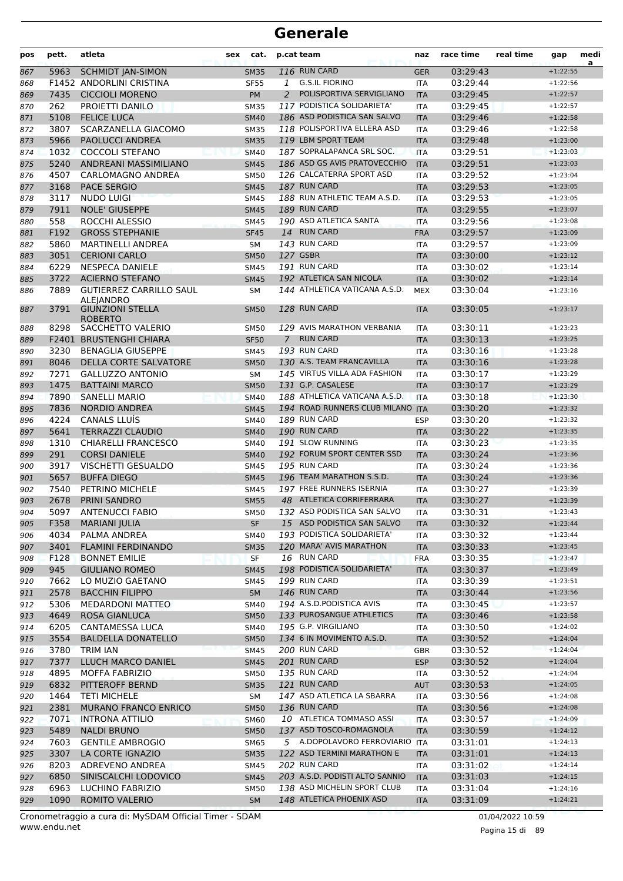# Generale

| pos | pett. | atleta | sex | cat. | p.cat | team | naz | race time | real time | gap | medi a |
|---|---|---|---|---|---|---|---|---|---|---|---|
| 867 | 5963 | SCHMIDT JAN-SIMON | | SM35 | 116 | RUN CARD | GER | 03:29:43 | | +1:22:55 | |
| 868 | F1452 | ANDORLINI CRISTINA | | SF55 | 1 | G.S.IL FIORINO | ITA | 03:29:44 | | +1:22:56 | |
| 869 | 7435 | CICCIOLI MORENO | | PM | 2 | POLISPORTIVA SERVIGLIANO | ITA | 03:29:45 | | +1:22:57 | |
| 870 | 262 | PROIETTI DANILO | | SM35 | 117 | PODISTICA SOLIDARIETA' | ITA | 03:29:45 | | +1:22:57 | |
| 871 | 5108 | FELICE LUCA | | SM40 | 186 | ASD PODISTICA SAN SALVO | ITA | 03:29:46 | | +1:22:58 | |
| 872 | 3807 | SCARZANELLA GIACOMO | | SM35 | 118 | POLISPORTIVA ELLERA ASD | ITA | 03:29:46 | | +1:22:58 | |
| 873 | 5966 | PAOLUCCI ANDREA | | SM35 | 119 | LBM SPORT TEAM | ITA | 03:29:48 | | +1:23:00 | |
| 874 | 1032 | COCCOLI STEFANO | | SM40 | 187 | SOPRALAPANCA SRL SOC. | ITA | 03:29:51 | | +1:23:03 | |
| 875 | 5240 | ANDREANI MASSIMILIANO | | SM45 | 186 | ASD GS AVIS PRATOVECCHIO | ITA | 03:29:51 | | +1:23:03 | |
| 876 | 4507 | CARLOMAGNO ANDREA | | SM50 | 126 | CALCATERRA SPORT ASD | ITA | 03:29:52 | | +1:23:04 | |
| 877 | 3168 | PACE SERGIO | | SM45 | 187 | RUN CARD | ITA | 03:29:53 | | +1:23:05 | |
| 878 | 3117 | NUDO LUIGI | | SM45 | 188 | RUN ATHLETIC TEAM A.S.D. | ITA | 03:29:53 | | +1:23:05 | |
| 879 | 7911 | NOLE' GIUSEPPE | | SM45 | 189 | RUN CARD | ITA | 03:29:55 | | +1:23:07 | |
| 880 | 558 | ROCCHI ALESSIO | | SM45 | 190 | ASD ATLETICA SANTA | ITA | 03:29:56 | | +1:23:08 | |
| 881 | F192 | GROSS STEPHANIE | | SF45 | 14 | RUN CARD | FRA | 03:29:57 | | +1:23:09 | |
| 882 | 5860 | MARTINELLI ANDREA | | SM | 143 | RUN CARD | ITA | 03:29:57 | | +1:23:09 | |
| 883 | 3051 | CERIONI CARLO | | SM50 | 127 | GSBR | ITA | 03:30:00 | | +1:23:12 | |
| 884 | 6229 | NESPECA DANIELE | | SM45 | 191 | RUN CARD | ITA | 03:30:02 | | +1:23:14 | |
| 885 | 3722 | ACIERNO STEFANO | | SM45 | 192 | ATLETICA SAN NICOLA | ITA | 03:30:02 | | +1:23:14 | |
| 886 | 7889 | GUTIERREZ CARRILLO SAUL ALEJANDRO | | SM | 144 | ATHLETICA VATICANA A.S.D. | MEX | 03:30:04 | | +1:23:16 | |
| 887 | 3791 | GIUNZIONI STELLA ROBERTO | | SM50 | 128 | RUN CARD | ITA | 03:30:05 | | +1:23:17 | |
| 888 | 8298 | SACCHETTO VALERIO | | SM50 | 129 | AVIS MARATHON VERBANIA | ITA | 03:30:11 | | +1:23:23 | |
| 889 | F2401 | BRUSTENGHI CHIARA | | SF50 | 7 | RUN CARD | ITA | 03:30:13 | | +1:23:25 | |
| 890 | 3230 | BENAGLIA GIUSEPPE | | SM45 | 193 | RUN CARD | ITA | 03:30:16 | | +1:23:28 | |
| 891 | 8046 | DELLA CORTE SALVATORE | | SM50 | 130 | A.S. TEAM FRANCAVILLA | ITA | 03:30:16 | | +1:23:28 | |
| 892 | 7271 | GALLUZZO ANTONIO | | SM | 145 | VIRTUS VILLA ADA FASHION | ITA | 03:30:17 | | +1:23:29 | |
| 893 | 1475 | BATTAINI MARCO | | SM50 | 131 | G.P. CASALESE | ITA | 03:30:17 | | +1:23:29 | |
| 894 | 7890 | SANELLI MARIO | | SM40 | 188 | ATHLETICA VATICANA A.S.D. | ITA | 03:30:18 | | +1:23:30 | |
| 895 | 7836 | NORDIO ANDREA | | SM45 | 194 | ROAD RUNNERS CLUB MILANO | ITA | 03:30:20 | | +1:23:32 | |
| 896 | 4224 | CANALS LLUÍS | | SM40 | 189 | RUN CARD | ESP | 03:30:20 | | +1:23:32 | |
| 897 | 5641 | TERRAZZI CLAUDIO | | SM40 | 190 | RUN CARD | ITA | 03:30:22 | | +1:23:35 | |
| 898 | 1310 | CHIARELLI FRANCESCO | | SM40 | 191 | SLOW RUNNING | ITA | 03:30:23 | | +1:23:35 | |
| 899 | 291 | CORSI DANIELE | | SM40 | 192 | FORUM SPORT CENTER SSD | ITA | 03:30:24 | | +1:23:36 | |
| 900 | 3917 | VISCHETTI GESUALDO | | SM45 | 195 | RUN CARD | ITA | 03:30:24 | | +1:23:36 | |
| 901 | 5657 | BUFFA DIEGO | | SM45 | 196 | TEAM MARATHON S.S.D. | ITA | 03:30:24 | | +1:23:36 | |
| 902 | 7540 | PETRINO MICHELE | | SM45 | 197 | FREE RUNNERS ISERNIA | ITA | 03:30:27 | | +1:23:39 | |
| 903 | 2678 | PRINI SANDRO | | SM55 | 48 | ATLETICA CORRIFERRARA | ITA | 03:30:27 | | +1:23:39 | |
| 904 | 5097 | ANTENUCCI FABIO | | SM50 | 132 | ASD PODISTICA SAN SALVO | ITA | 03:30:31 | | +1:23:43 | |
| 905 | F358 | MARIANI JULIA | | SF | 15 | ASD PODISTICA SAN SALVO | ITA | 03:30:32 | | +1:23:44 | |
| 906 | 4034 | PALMA ANDREA | | SM40 | 193 | PODISTICA SOLIDARIETA' | ITA | 03:30:32 | | +1:23:44 | |
| 907 | 3401 | FLAMINI FERDINANDO | | SM35 | 120 | MARA' AVIS MARATHON | ITA | 03:30:33 | | +1:23:45 | |
| 908 | F128 | BONNET EMILIE | | SF | 16 | RUN CARD | FRA | 03:30:35 | | +1:23:47 | |
| 909 | 945 | GIULIANO ROMEO | | SM45 | 198 | PODISTICA SOLIDARIETA' | ITA | 03:30:37 | | +1:23:49 | |
| 910 | 7662 | LO MUZIO GAETANO | | SM45 | 199 | RUN CARD | ITA | 03:30:39 | | +1:23:51 | |
| 911 | 2578 | BACCHIN FILIPPO | | SM | 146 | RUN CARD | ITA | 03:30:44 | | +1:23:56 | |
| 912 | 5306 | MEDARDONI MATTEO | | SM40 | 194 | A.S.D.PODISTICA AVIS | ITA | 03:30:45 | | +1:23:57 | |
| 913 | 4649 | ROSA GIANLUCA | | SM50 | 133 | PUROSANGUE ATHLETICS | ITA | 03:30:46 | | +1:23:58 | |
| 914 | 6205 | CANTAMESSA LUCA | | SM40 | 195 | G.P. VIRGILIANO | ITA | 03:30:50 | | +1:24:02 | |
| 915 | 3554 | BALDELLA DONATELLO | | SM50 | 134 | 6 IN MOVIMENTO A.S.D. | ITA | 03:30:52 | | +1:24:04 | |
| 916 | 3780 | TRIM IAN | | SM45 | 200 | RUN CARD | GBR | 03:30:52 | | +1:24:04 | |
| 917 | 7377 | LLUCH MARCO DANIEL | | SM45 | 201 | RUN CARD | ESP | 03:30:52 | | +1:24:04 | |
| 918 | 4895 | MOFFA FABRIZIO | | SM50 | 135 | RUN CARD | ITA | 03:30:52 | | +1:24:04 | |
| 919 | 6832 | PITTEROFF BERND | | SM35 | 121 | RUN CARD | AUT | 03:30:53 | | +1:24:05 | |
| 920 | 1464 | TETI MICHELE | | SM | 147 | ASD ATLETICA LA SBARRA | ITA | 03:30:56 | | +1:24:08 | |
| 921 | 2381 | MURANO FRANCO ENRICO | | SM50 | 136 | RUN CARD | ITA | 03:30:56 | | +1:24:08 | |
| 922 | 7071 | INTRONA ATTILIO | | SM60 | 10 | ATLETICA TOMMASO ASSI | ITA | 03:30:57 | | +1:24:09 | |
| 923 | 5489 | NALDI BRUNO | | SM50 | 137 | ASD TOSCO-ROMAGNOLA | ITA | 03:30:59 | | +1:24:12 | |
| 924 | 7603 | GENTILE AMBROGIO | | SM65 | 5 | A.DOPOLAVORO FERROVIARIO | ITA | 03:31:01 | | +1:24:13 | |
| 925 | 3307 | LA CORTE IGNAZIO | | SM35 | 122 | ASD TERMINI MARATHON E | ITA | 03:31:01 | | +1:24:13 | |
| 926 | 8203 | ADREVENO ANDREA | | SM45 | 202 | RUN CARD | ITA | 03:31:02 | | +1:24:14 | |
| 927 | 6850 | SINISCALCHI LODOVICO | | SM45 | 203 | A.S.D. PODISTI ALTO SANNIO | ITA | 03:31:03 | | +1:24:15 | |
| 928 | 6963 | LUCHINO FABRIZIO | | SM50 | 138 | ASD MICHELIN SPORT CLUB | ITA | 03:31:04 | | +1:24:16 | |
| 929 | 1090 | ROMITO VALERIO | | SM | 148 | ATLETICA PHOENIX ASD | ITA | 03:31:09 | | +1:24:21 | |

Cronometraggio a cura di: MySDAM Official Timer - SDAM
www.endu.net

01/04/2022 10:59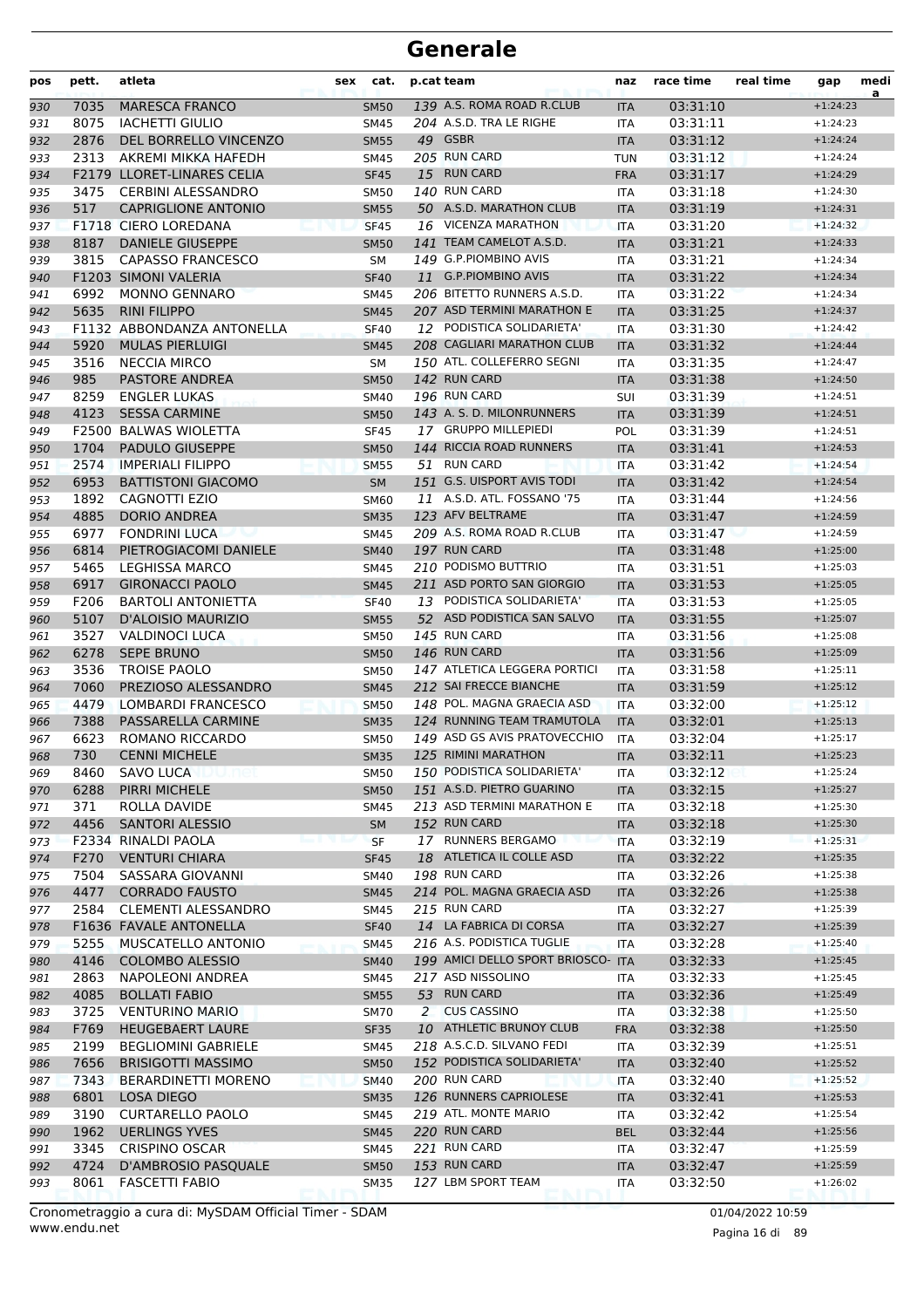# Generale

| pos | pett. | atleta | sex | cat. | p.cat | team | naz | race time | real time | gap | medi a |
|---|---|---|---|---|---|---|---|---|---|---|---|
| 930 | 7035 | MARESCA FRANCO | | SM50 | 139 | A.S. ROMA ROAD R.CLUB | ITA | 03:31:10 | | +1:24:23 | |
| 931 | 8075 | IACHETTI GIULIO | | SM45 | 204 | A.S.D. TRA LE RIGHE | ITA | 03:31:11 | | +1:24:23 | |
| 932 | 2876 | DEL BORRELLO VINCENZO | | SM55 | 49 | GSBR | ITA | 03:31:12 | | +1:24:24 | |
| 933 | 2313 | AKREMI MIKKA HAFEDH | | SM45 | 205 | RUN CARD | TUN | 03:31:12 | | +1:24:24 | |
| 934 | F2179 | LLORET-LINARES CELIA | | SF45 | 15 | RUN CARD | FRA | 03:31:17 | | +1:24:29 | |
| 935 | 3475 | CERBINI ALESSANDRO | | SM50 | 140 | RUN CARD | ITA | 03:31:18 | | +1:24:30 | |
| 936 | 517 | CAPRIGLIONE ANTONIO | | SM55 | 50 | A.S.D. MARATHON CLUB | ITA | 03:31:19 | | +1:24:31 | |
| 937 | F1718 | CIERO LOREDANA | | SF45 | 16 | VICENZA MARATHON | ITA | 03:31:20 | | +1:24:32 | |
| 938 | 8187 | DANIELE GIUSEPPE | | SM50 | 141 | TEAM CAMELOT A.S.D. | ITA | 03:31:21 | | +1:24:33 | |
| 939 | 3815 | CAPASSO FRANCESCO | | SM | 149 | G.P.PIOMBINO AVIS | ITA | 03:31:21 | | +1:24:34 | |
| 940 | F1203 | SIMONI VALERIA | | SF40 | 11 | G.P.PIOMBINO AVIS | ITA | 03:31:22 | | +1:24:34 | |
| 941 | 6992 | MONNO GENNARO | | SM45 | 206 | BITETTO RUNNERS A.S.D. | ITA | 03:31:22 | | +1:24:34 | |
| 942 | 5635 | RINI FILIPPO | | SM45 | 207 | ASD TERMINI MARATHON E | ITA | 03:31:25 | | +1:24:37 | |
| 943 | F1132 | ABBONDANZA ANTONELLA | | SF40 | 12 | PODISTICA SOLIDARIETA' | ITA | 03:31:30 | | +1:24:42 | |
| 944 | 5920 | MULAS PIERLUIGI | | SM45 | 208 | CAGLIARI MARATHON CLUB | ITA | 03:31:32 | | +1:24:44 | |
| 945 | 3516 | NECCIA MIRCO | | SM | 150 | ATL. COLLEFERRO SEGNI | ITA | 03:31:35 | | +1:24:47 | |
| 946 | 985 | PASTORE ANDREA | | SM50 | 142 | RUN CARD | ITA | 03:31:38 | | +1:24:50 | |
| 947 | 8259 | ENGLER LUKAS | | SM40 | 196 | RUN CARD | SUI | 03:31:39 | | +1:24:51 | |
| 948 | 4123 | SESSA CARMINE | | SM50 | 143 | A. S. D. MILONRUNNERS | ITA | 03:31:39 | | +1:24:51 | |
| 949 | F2500 | BALWAS WIOLETTA | | SF45 | 17 | GRUPPO MILLEPIEDI | POL | 03:31:39 | | +1:24:51 | |
| 950 | 1704 | PADULO GIUSEPPE | | SM50 | 144 | RICCIA ROAD RUNNERS | ITA | 03:31:41 | | +1:24:53 | |
| 951 | 2574 | IMPERIALI FILIPPO | | SM55 | 51 | RUN CARD | ITA | 03:31:42 | | +1:24:54 | |
| 952 | 6953 | BATTISTONI GIACOMO | | SM | 151 | G.S. UISPORT AVIS TODI | ITA | 03:31:42 | | +1:24:54 | |
| 953 | 1892 | CAGNOTTI EZIO | | SM60 | 11 | A.S.D. ATL. FOSSANO '75 | ITA | 03:31:44 | | +1:24:56 | |
| 954 | 4885 | DORIO ANDREA | | SM35 | 123 | AFV BELTRAME | ITA | 03:31:47 | | +1:24:59 | |
| 955 | 6977 | FONDRINI LUCA | | SM45 | 209 | A.S. ROMA ROAD R.CLUB | ITA | 03:31:47 | | +1:24:59 | |
| 956 | 6814 | PIETROGIACOMI DANIELE | | SM40 | 197 | RUN CARD | ITA | 03:31:48 | | +1:25:00 | |
| 957 | 5465 | LEGHISSA MARCO | | SM45 | 210 | PODISMO BUTTRIO | ITA | 03:31:51 | | +1:25:03 | |
| 958 | 6917 | GIRONACCI PAOLO | | SM45 | 211 | ASD PORTO SAN GIORGIO | ITA | 03:31:53 | | +1:25:05 | |
| 959 | F206 | BARTOLI ANTONIETTA | | SF40 | 13 | PODISTICA SOLIDARIETA' | ITA | 03:31:53 | | +1:25:05 | |
| 960 | 5107 | D'ALOISIO MAURIZIO | | SM55 | 52 | ASD PODISTICA SAN SALVO | ITA | 03:31:55 | | +1:25:07 | |
| 961 | 3527 | VALDINOCI LUCA | | SM50 | 145 | RUN CARD | ITA | 03:31:56 | | +1:25:08 | |
| 962 | 6278 | SEPE BRUNO | | SM50 | 146 | RUN CARD | ITA | 03:31:56 | | +1:25:09 | |
| 963 | 3536 | TROISE PAOLO | | SM50 | 147 | ATLETICA LEGGERA PORTICI | ITA | 03:31:58 | | +1:25:11 | |
| 964 | 7060 | PREZIOSO ALESSANDRO | | SM45 | 212 | SAI FRECCE BIANCHE | ITA | 03:31:59 | | +1:25:12 | |
| 965 | 4479 | LOMBARDI FRANCESCO | | SM50 | 148 | POL. MAGNA GRAECIA ASD | ITA | 03:32:00 | | +1:25:12 | |
| 966 | 7388 | PASSARELLA CARMINE | | SM35 | 124 | RUNNING TEAM TRAMUTOLA | ITA | 03:32:01 | | +1:25:13 | |
| 967 | 6623 | ROMANO RICCARDO | | SM50 | 149 | ASD GS AVIS PRATOVECCHIO | ITA | 03:32:04 | | +1:25:17 | |
| 968 | 730 | CENNI MICHELE | | SM35 | 125 | RIMINI MARATHON | ITA | 03:32:11 | | +1:25:23 | |
| 969 | 8460 | SAVO LUCA | | SM50 | 150 | PODISTICA SOLIDARIETA' | ITA | 03:32:12 | | +1:25:24 | |
| 970 | 6288 | PIRRI MICHELE | | SM50 | 151 | A.S.D. PIETRO GUARINO | ITA | 03:32:15 | | +1:25:27 | |
| 971 | 371 | ROLLA DAVIDE | | SM45 | 213 | ASD TERMINI MARATHON E | ITA | 03:32:18 | | +1:25:30 | |
| 972 | 4456 | SANTORI ALESSIO | | SM | 152 | RUN CARD | ITA | 03:32:18 | | +1:25:30 | |
| 973 | F2334 | RINALDI PAOLA | | SF | 17 | RUNNERS BERGAMO | ITA | 03:32:19 | | +1:25:31 | |
| 974 | F270 | VENTURI CHIARA | | SF45 | 18 | ATLETICA IL COLLE ASD | ITA | 03:32:22 | | +1:25:35 | |
| 975 | 7504 | SASSARA GIOVANNI | | SM40 | 198 | RUN CARD | ITA | 03:32:26 | | +1:25:38 | |
| 976 | 4477 | CORRADO FAUSTO | | SM45 | 214 | POL. MAGNA GRAECIA ASD | ITA | 03:32:26 | | +1:25:38 | |
| 977 | 2584 | CLEMENTI ALESSANDRO | | SM45 | 215 | RUN CARD | ITA | 03:32:27 | | +1:25:39 | |
| 978 | F1636 | FAVALE ANTONELLA | | SF40 | 14 | LA FABRICA DI CORSA | ITA | 03:32:27 | | +1:25:39 | |
| 979 | 5255 | MUSCATELLO ANTONIO | | SM45 | 216 | A.S. PODISTICA TUGLIE | ITA | 03:32:28 | | +1:25:40 | |
| 980 | 4146 | COLOMBO ALESSIO | | SM40 | 199 | AMICI DELLO SPORT BRIOSCO- | ITA | 03:32:33 | | +1:25:45 | |
| 981 | 2863 | NAPOLEONI ANDREA | | SM45 | 217 | ASD NISSOLINO | ITA | 03:32:33 | | +1:25:45 | |
| 982 | 4085 | BOLLATI FABIO | | SM55 | 53 | RUN CARD | ITA | 03:32:36 | | +1:25:49 | |
| 983 | 3725 | VENTURINO MARIO | | SM70 | 2 | CUS CASSINO | ITA | 03:32:38 | | +1:25:50 | |
| 984 | F769 | HEUGEBAERT LAURE | | SF35 | 10 | ATHLETIC BRUNOY CLUB | FRA | 03:32:38 | | +1:25:50 | |
| 985 | 2199 | BEGLIOMINI GABRIELE | | SM45 | 218 | A.S.C.D. SILVANO FEDI | ITA | 03:32:39 | | +1:25:51 | |
| 986 | 7656 | BRISIGOTTI MASSIMO | | SM50 | 152 | PODISTICA SOLIDARIETA' | ITA | 03:32:40 | | +1:25:52 | |
| 987 | 7343 | BERARDINETTI MORENO | | SM40 | 200 | RUN CARD | ITA | 03:32:40 | | +1:25:52 | |
| 988 | 6801 | LOSA DIEGO | | SM35 | 126 | RUNNERS CAPRIOLESE | ITA | 03:32:41 | | +1:25:53 | |
| 989 | 3190 | CURTARELLO PAOLO | | SM45 | 219 | ATL. MONTE MARIO | ITA | 03:32:42 | | +1:25:54 | |
| 990 | 1962 | UERLINGS YVES | | SM45 | 220 | RUN CARD | BEL | 03:32:44 | | +1:25:56 | |
| 991 | 3345 | CRISPINO OSCAR | | SM45 | 221 | RUN CARD | ITA | 03:32:47 | | +1:25:59 | |
| 992 | 4724 | D'AMBROSIO PASQUALE | | SM50 | 153 | RUN CARD | ITA | 03:32:47 | | +1:25:59 | |
| 993 | 8061 | FASCETTI FABIO | | SM35 | 127 | LBM SPORT TEAM | ITA | 03:32:50 | | +1:26:02 | |

Cronometraggio a cura di: MySDAM Official Timer - SDAM
www.endu.net

01/04/2022 10:59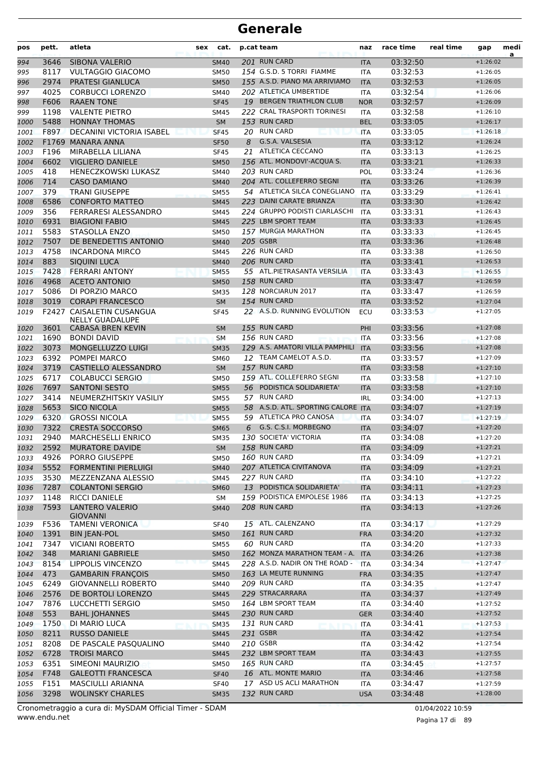# Generale

| pos | pett. | atleta | sex | cat. | p.cat | team | naz | race time | real time | gap | medi a |
|---|---|---|---|---|---|---|---|---|---|---|---|
| 994 | 3646 | SIBONA VALERIO | | SM40 | 201 | RUN CARD | ITA | 03:32:50 | | +1:26:02 | |
| 995 | 8117 | VULTAGGIO GIACOMO | | SM50 | 154 | G.S.D. 5 TORRI FIAMME | ITA | 03:32:53 | | +1:26:05 | |
| 996 | 2974 | PRATESI GIANLUCA | | SM50 | 155 | A.S.D. PIANO MA ARRIVIAMO | ITA | 03:32:53 | | +1:26:05 | |
| 997 | 4025 | CORBUCCI LORENZO | | SM40 | 202 | ATLETICA UMBERTIDE | ITA | 03:32:54 | | +1:26:06 | |
| 998 | F606 | RAAEN TONE | | SF45 | 19 | BERGEN TRIATHLON CLUB | NOR | 03:32:57 | | +1:26:09 | |
| 999 | 1198 | VALENTE PIETRO | | SM45 | 222 | CRAL TRASPORTI TORINESI | ITA | 03:32:58 | | +1:26:10 | |
| 1000 | 5488 | HONNAY THOMAS | | SM | 153 | RUN CARD | BEL | 03:33:05 | | +1:26:17 | |
| 1001 | F897 | DECANINI VICTORIA ISABEL | | SF45 | 20 | RUN CARD | ITA | 03:33:05 | | +1:26:18 | |
| 1002 | F1769 | MANARA ANNA | | SF50 | 8 | G.S.A. VALSESIA | ITA | 03:33:12 | | +1:26:24 | |
| 1003 | F196 | MIRABELLA LILIANA | | SF45 | 21 | ATLETICA CECCANO | ITA | 03:33:13 | | +1:26:25 | |
| 1004 | 6602 | VIGLIERO DANIELE | | SM50 | 156 | ATL. MONDOVI'-ACQUA S. | ITA | 03:33:21 | | +1:26:33 | |
| 1005 | 418 | HENECZKOWSKI LUKASZ | | SM40 | 203 | RUN CARD | POL | 03:33:24 | | +1:26:36 | |
| 1006 | 714 | CASO DAMIANO | | SM40 | 204 | ATL. COLLEFERRO SEGNI | ITA | 03:33:26 | | +1:26:39 | |
| 1007 | 379 | TRANI GIUSEPPE | | SM55 | 54 | ATLETICA SILCA CONEGLIANO | ITA | 03:33:29 | | +1:26:41 | |
| 1008 | 6586 | CONFORTO MATTEO | | SM45 | 223 | DAINI CARATE BRIANZA | ITA | 03:33:30 | | +1:26:42 | |
| 1009 | 356 | FERRARESI ALESSANDRO | | SM45 | 224 | GRUPPO PODISTI CIARLASCHI | ITA | 03:33:31 | | +1:26:43 | |
| 1010 | 6931 | BIAGIONI FABIO | | SM45 | 225 | LBM SPORT TEAM | ITA | 03:33:33 | | +1:26:45 | |
| 1011 | 5583 | STASOLLA ENZO | | SM50 | 157 | MURGIA MARATHON | ITA | 03:33:33 | | +1:26:45 | |
| 1012 | 7507 | DE BENEDETTIS ANTONIO | | SM40 | 205 | GSBR | ITA | 03:33:36 | | +1:26:48 | |
| 1013 | 4758 | INCARDONA MIRCO | | SM45 | 226 | RUN CARD | ITA | 03:33:38 | | +1:26:50 | |
| 1014 | 883 | SIQUINI LUCA | | SM40 | 206 | RUN CARD | ITA | 03:33:41 | | +1:26:53 | |
| 1015 | 7428 | FERRARI ANTONY | | SM55 | 55 | ATL.PIETRASANTA VERSILIA | ITA | 03:33:43 | | +1:26:55 | |
| 1016 | 4968 | ACETO ANTONIO | | SM50 | 158 | RUN CARD | ITA | 03:33:47 | | +1:26:59 | |
| 1017 | 5086 | DI PORZIO MARCO | | SM35 | 128 | NORCIARUN 2017 | ITA | 03:33:47 | | +1:26:59 | |
| 1018 | 3019 | CORAPI FRANCESCO | | SM | 154 | RUN CARD | ITA | 03:33:52 | | +1:27:04 | |
| 1019 | F2427 | CAISALETIN CUSANGUA NELLY GUADALUPE | | SF45 | 22 | A.S.D. RUNNING EVOLUTION | ECU | 03:33:53 | | +1:27:05 | |
| 1020 | 3601 | CABASA BREN KEVIN | | SM | 155 | RUN CARD | PHI | 03:33:56 | | +1:27:08 | |
| 1021 | 1690 | BONDI DAVID | | SM | 156 | RUN CARD | ITA | 03:33:56 | | +1:27:08 | |
| 1022 | 3073 | MONGELLUZZO LUIGI | | SM35 | 129 | A.S. AMATORI VILLA PAMPHILI | ITA | 03:33:56 | | +1:27:08 | |
| 1023 | 6392 | POMPEI MARCO | | SM60 | 12 | TEAM CAMELOT A.S.D. | ITA | 03:33:57 | | +1:27:09 | |
| 1024 | 3719 | CASTIELLO ALESSANDRO | | SM | 157 | RUN CARD | ITA | 03:33:58 | | +1:27:10 | |
| 1025 | 6717 | COLABUCCI SERGIO | | SM50 | 159 | ATL. COLLEFERRO SEGNI | ITA | 03:33:58 | | +1:27:10 | |
| 1026 | 7697 | SANTONI SESTO | | SM55 | 56 | PODISTICA SOLIDARIETA' | ITA | 03:33:58 | | +1:27:10 | |
| 1027 | 3414 | NEUMERZHITSKIY VASILIY | | SM55 | 57 | RUN CARD | IRL | 03:34:00 | | +1:27:13 | |
| 1028 | 5653 | SICO NICOLA | | SM55 | 58 | A.S.D. ATL. SPORTING CALORE | ITA | 03:34:07 | | +1:27:19 | |
| 1029 | 6320 | GROSSI NICOLA | | SM55 | 59 | ATLETICA PRO CANOSA | ITA | 03:34:07 | | +1:27:19 | |
| 1030 | 7322 | CRESTA SOCCORSO | | SM65 | 6 | G.S. C.S.I. MORBEGNO | ITA | 03:34:07 | | +1:27:20 | |
| 1031 | 2940 | MARCHESELLI ENRICO | | SM35 | 130 | SOCIETA' VICTORIA | ITA | 03:34:08 | | +1:27:20 | |
| 1032 | 2592 | MURATORE DAVIDE | | SM | 158 | RUN CARD | ITA | 03:34:09 | | +1:27:21 | |
| 1033 | 4926 | PORRO GIUSEPPE | | SM50 | 160 | RUN CARD | ITA | 03:34:09 | | +1:27:21 | |
| 1034 | 5552 | FORMENTINI PIERLUIGI | | SM40 | 207 | ATLETICA CIVITANOVA | ITA | 03:34:09 | | +1:27:21 | |
| 1035 | 3530 | MEZZENZANA ALESSIO | | SM45 | 227 | RUN CARD | ITA | 03:34:10 | | +1:27:22 | |
| 1036 | 7287 | COLANTONI SERGIO | | SM60 | 13 | PODISTICA SOLIDARIETA' | ITA | 03:34:11 | | +1:27:23 | |
| 1037 | 1148 | RICCI DANIELE | | SM | 159 | PODISTICA EMPOLESE 1986 | ITA | 03:34:13 | | +1:27:25 | |
| 1038 | 7593 | LANTERO VALERIO GIOVANNI | | SM40 | 208 | RUN CARD | ITA | 03:34:13 | | +1:27:26 | |
| 1039 | F536 | TAMENI VERONICA | | SF40 | 15 | ATL. CALENZANO | ITA | 03:34:17 | | +1:27:29 | |
| 1040 | 1391 | BIN JEAN-POL | | SM50 | 161 | RUN CARD | FRA | 03:34:20 | | +1:27:32 | |
| 1041 | 7347 | VICIANI ROBERTO | | SM55 | 60 | RUN CARD | ITA | 03:34:20 | | +1:27:33 | |
| 1042 | 348 | MARIANI GABRIELE | | SM50 | 162 | MONZA MARATHON TEAM - A. | ITA | 03:34:26 | | +1:27:38 | |
| 1043 | 8154 | LIPPOLIS VINCENZO | | SM45 | 228 | A.S.D. NADIR ON THE ROAD - | ITA | 03:34:34 | | +1:27:47 | |
| 1044 | 473 | GAMBARIN FRANÇOIS | | SM50 | 163 | LA MEUTE RUNNING | FRA | 03:34:35 | | +1:27:47 | |
| 1045 | 6249 | GIOVANNELLI ROBERTO | | SM40 | 209 | RUN CARD | ITA | 03:34:35 | | +1:27:47 | |
| 1046 | 2576 | DE BORTOLI LORENZO | | SM45 | 229 | STRACARRARA | ITA | 03:34:37 | | +1:27:49 | |
| 1047 | 7876 | LUCCHETTI SERGIO | | SM50 | 164 | LBM SPORT TEAM | ITA | 03:34:40 | | +1:27:52 | |
| 1048 | 553 | BAHL JOHANNES | | SM45 | 230 | RUN CARD | GER | 03:34:40 | | +1:27:52 | |
| 1049 | 1750 | DI MARIO LUCA | | SM35 | 131 | RUN CARD | ITA | 03:34:41 | | +1:27:53 | |
| 1050 | 8211 | RUSSO DANIELE | | SM45 | 231 | GSBR | ITA | 03:34:42 | | +1:27:54 | |
| 1051 | 8208 | DE PASCALE PASQUALINO | | SM40 | 210 | GSBR | ITA | 03:34:42 | | +1:27:54 | |
| 1052 | 6728 | TROISI MARCO | | SM45 | 232 | LBM SPORT TEAM | ITA | 03:34:43 | | +1:27:55 | |
| 1053 | 6351 | SIMEONI MAURIZIO | | SM50 | 165 | RUN CARD | ITA | 03:34:45 | | +1:27:57 | |
| 1054 | F748 | GALEOTTI FRANCESCA | | SF40 | 16 | ATL. MONTE MARIO | ITA | 03:34:46 | | +1:27:58 | |
| 1055 | F151 | MASCIULLI ARIANNA | | SF40 | 17 | ASD US ACLI MARATHON | ITA | 03:34:47 | | +1:27:59 | |
| 1056 | 3298 | WOLINSKY CHARLES | | SM35 | 132 | RUN CARD | USA | 03:34:48 | | +1:28:00 | |

Cronometraggio a cura di: MySDAM Official Timer - SDAM
www.endu.net

01/04/2022 10:59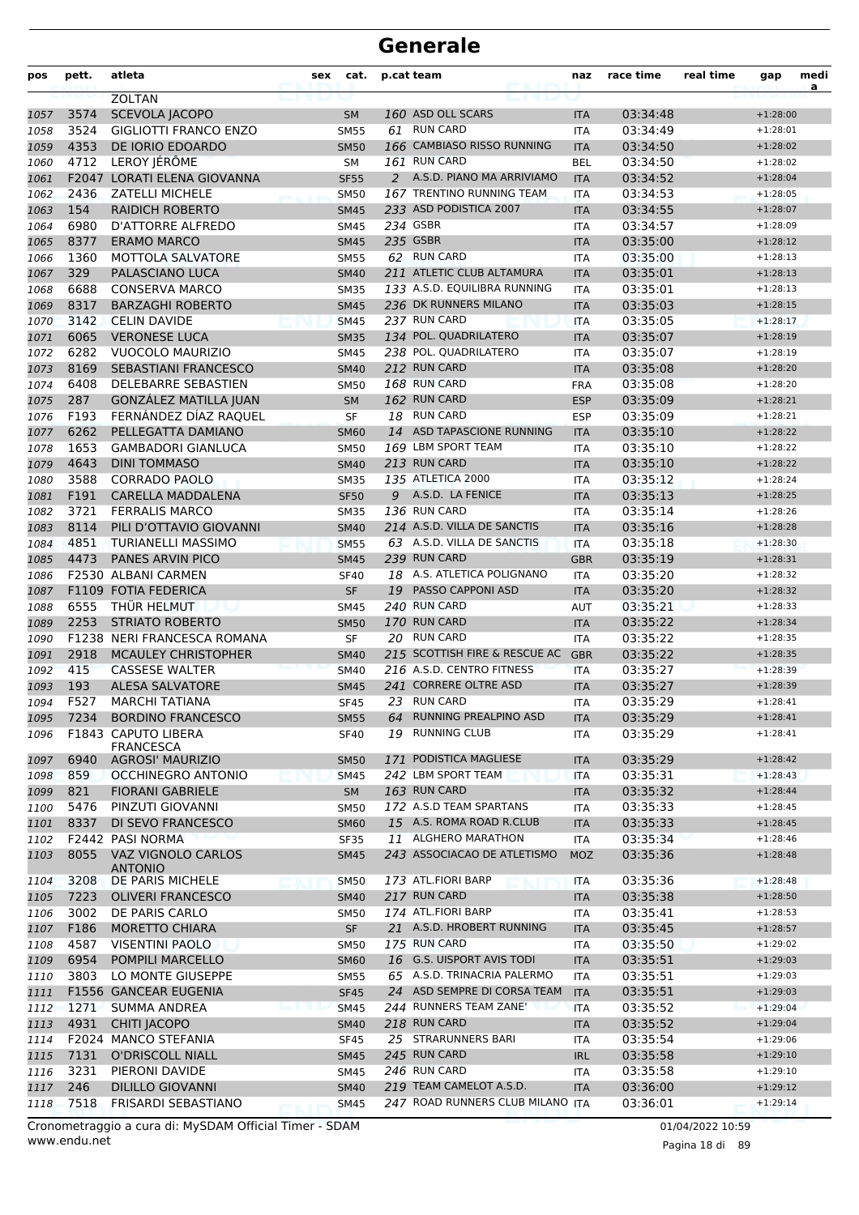# Generale

| pos | pett. | atleta | sex | cat. | p.cat | team | naz | race time | real time | gap | media |
|---|---|---|---|---|---|---|---|---|---|---|---|
| | | ZOLTAN | | | | | | | | | |
| 1057 | 3574 | SCEVOLA JACOPO | | SM | 160 | ASD OLL SCARS | ITA | 03:34:48 | | +1:28:00 | |
| 1058 | 3524 | GIGLIOTTI FRANCO ENZO | | SM55 | 61 | RUN CARD | ITA | 03:34:49 | | +1:28:01 | |
| 1059 | 4353 | DE IORIO EDOARDO | | SM50 | 166 | CAMBIASO RISSO RUNNING | ITA | 03:34:50 | | +1:28:02 | |
| 1060 | 4712 | LEROY JÉRÔME | | SM | 161 | RUN CARD | BEL | 03:34:50 | | +1:28:02 | |
| 1061 | F2047 | LORATI ELENA GIOVANNA | | SF55 | 2 | A.S.D. PIANO MA ARRIVIAMO | ITA | 03:34:52 | | +1:28:04 | |
| 1062 | 2436 | ZATELLI MICHELE | | SM50 | 167 | TRENTINO RUNNING TEAM | ITA | 03:34:53 | | +1:28:05 | |
| 1063 | 154 | RAIDICH ROBERTO | | SM45 | 233 | ASD PODISTICA 2007 | ITA | 03:34:55 | | +1:28:07 | |
| 1064 | 6980 | D'ATTORRE ALFREDO | | SM45 | 234 | GSBR | ITA | 03:34:57 | | +1:28:09 | |
| 1065 | 8377 | ERAMO MARCO | | SM45 | 235 | GSBR | ITA | 03:35:00 | | +1:28:12 | |
| 1066 | 1360 | MOTTOLA SALVATORE | | SM55 | 62 | RUN CARD | ITA | 03:35:00 | | +1:28:13 | |
| 1067 | 329 | PALASCIANO LUCA | | SM40 | 211 | ATLETIC CLUB ALTAMURA | ITA | 03:35:01 | | +1:28:13 | |
| 1068 | 6688 | CONSERVA MARCO | | SM35 | 133 | A.S.D. EQUILIBRA RUNNING | ITA | 03:35:01 | | +1:28:13 | |
| 1069 | 8317 | BARZAGHI ROBERTO | | SM45 | 236 | DK RUNNERS MILANO | ITA | 03:35:03 | | +1:28:15 | |
| 1070 | 3142 | CELIN DAVIDE | | SM45 | 237 | RUN CARD | ITA | 03:35:05 | | +1:28:17 | |
| 1071 | 6065 | VERONESE LUCA | | SM35 | 134 | POL. QUADRILATERO | ITA | 03:35:07 | | +1:28:19 | |
| 1072 | 6282 | VUOCOLO MAURIZIO | | SM45 | 238 | POL. QUADRILATERO | ITA | 03:35:07 | | +1:28:19 | |
| 1073 | 8169 | SEBASTIANI FRANCESCO | | SM40 | 212 | RUN CARD | ITA | 03:35:08 | | +1:28:20 | |
| 1074 | 6408 | DELEBARRE SEBASTIEN | | SM50 | 168 | RUN CARD | FRA | 03:35:08 | | +1:28:20 | |
| 1075 | 287 | GONZÁLEZ MATILLA JUAN | | SM | 162 | RUN CARD | ESP | 03:35:09 | | +1:28:21 | |
| 1076 | F193 | FERNÁNDEZ DÍAZ RAQUEL | | SF | 18 | RUN CARD | ESP | 03:35:09 | | +1:28:21 | |
| 1077 | 6262 | PELLEGATTA DAMIANO | | SM60 | 14 | ASD TAPASCIONE RUNNING | ITA | 03:35:10 | | +1:28:22 | |
| 1078 | 1653 | GAMBADORI GIANLUCA | | SM50 | 169 | LBM SPORT TEAM | ITA | 03:35:10 | | +1:28:22 | |
| 1079 | 4643 | DINI TOMMASO | | SM40 | 213 | RUN CARD | ITA | 03:35:10 | | +1:28:22 | |
| 1080 | 3588 | CORRADO PAOLO | | SM35 | 135 | ATLETICA 2000 | ITA | 03:35:12 | | +1:28:24 | |
| 1081 | F191 | CARELLA MADDALENA | | SF50 | 9 | A.S.D. LA FENICE | ITA | 03:35:13 | | +1:28:25 | |
| 1082 | 3721 | FERRALIS MARCO | | SM35 | 136 | RUN CARD | ITA | 03:35:14 | | +1:28:26 | |
| 1083 | 8114 | PILI D'OTTAVIO GIOVANNI | | SM40 | 214 | A.S.D. VILLA DE SANCTIS | ITA | 03:35:16 | | +1:28:28 | |
| 1084 | 4851 | TURIANELLI MASSIMO | | SM55 | 63 | A.S.D. VILLA DE SANCTIS | ITA | 03:35:18 | | +1:28:30 | |
| 1085 | 4473 | PANES ARVIN PICO | | SM45 | 239 | RUN CARD | GBR | 03:35:19 | | +1:28:31 | |
| 1086 | F2530 | ALBANI CARMEN | | SF40 | 18 | A.S. ATLETICA POLIGNANO | ITA | 03:35:20 | | +1:28:32 | |
| 1087 | F1109 | FOTIA FEDERICA | | SF | 19 | PASSO CAPPONI ASD | ITA | 03:35:20 | | +1:28:32 | |
| 1088 | 6555 | THÜR HELMUT | | SM45 | 240 | RUN CARD | AUT | 03:35:21 | | +1:28:33 | |
| 1089 | 2253 | STRIATO ROBERTO | | SM50 | 170 | RUN CARD | ITA | 03:35:22 | | +1:28:34 | |
| 1090 | F1238 | NERI FRANCESCA ROMANA | | SF | 20 | RUN CARD | ITA | 03:35:22 | | +1:28:35 | |
| 1091 | 2918 | MCAULEY CHRISTOPHER | | SM40 | 215 | SCOTTISH FIRE & RESCUE AC | GBR | 03:35:22 | | +1:28:35 | |
| 1092 | 415 | CASSESE WALTER | | SM40 | 216 | A.S.D. CENTRO FITNESS | ITA | 03:35:27 | | +1:28:39 | |
| 1093 | 193 | ALESA SALVATORE | | SM45 | 241 | CORRERE OLTRE ASD | ITA | 03:35:27 | | +1:28:39 | |
| 1094 | F527 | MARCHI TATIANA | | SF45 | 23 | RUN CARD | ITA | 03:35:29 | | +1:28:41 | |
| 1095 | 7234 | BORDINO FRANCESCO | | SM55 | 64 | RUNNING PREALPINO ASD | ITA | 03:35:29 | | +1:28:41 | |
| 1096 | F1843 | CAPUTO LIBERA FRANCESCA | | SF40 | 19 | RUNNING CLUB | ITA | 03:35:29 | | +1:28:41 | |
| 1097 | 6940 | AGROSI' MAURIZIO | | SM50 | 171 | PODISTICA MAGLIESE | ITA | 03:35:29 | | +1:28:42 | |
| 1098 | 859 | OCCHINEGRO ANTONIO | | SM45 | 242 | LBM SPORT TEAM | ITA | 03:35:31 | | +1:28:43 | |
| 1099 | 821 | FIORANI GABRIELE | | SM | 163 | RUN CARD | ITA | 03:35:32 | | +1:28:44 | |
| 1100 | 5476 | PINZUTI GIOVANNI | | SM50 | 172 | A.S.D TEAM SPARTANS | ITA | 03:35:33 | | +1:28:45 | |
| 1101 | 8337 | DI SEVO FRANCESCO | | SM60 | 15 | A.S. ROMA ROAD R.CLUB | ITA | 03:35:33 | | +1:28:45 | |
| 1102 | F2442 | PASI NORMA | | SF35 | 11 | ALGHERO MARATHON | ITA | 03:35:34 | | +1:28:46 | |
| 1103 | 8055 | VAZ VIGNOLO CARLOS ANTONIO | | SM45 | 243 | ASSOCIACAO DE ATLETISMO | MOZ | 03:35:36 | | +1:28:48 | |
| 1104 | 3208 | DE PARIS MICHELE | | SM50 | 173 | ATL.FIORI BARP | ITA | 03:35:36 | | +1:28:48 | |
| 1105 | 7223 | OLIVERI FRANCESCO | | SM40 | 217 | RUN CARD | ITA | 03:35:38 | | +1:28:50 | |
| 1106 | 3002 | DE PARIS CARLO | | SM50 | 174 | ATL.FIORI BARP | ITA | 03:35:41 | | +1:28:53 | |
| 1107 | F186 | MORETTO CHIARA | | SF | 21 | A.S.D. HROBERT RUNNING | ITA | 03:35:45 | | +1:28:57 | |
| 1108 | 4587 | VISENTINI PAOLO | | SM50 | 175 | RUN CARD | ITA | 03:35:50 | | +1:29:02 | |
| 1109 | 6954 | POMPILI MARCELLO | | SM60 | 16 | G.S. UISPORT AVIS TODI | ITA | 03:35:51 | | +1:29:03 | |
| 1110 | 3803 | LO MONTE GIUSEPPE | | SM55 | 65 | A.S.D. TRINACRIA PALERMO | ITA | 03:35:51 | | +1:29:03 | |
| 1111 | F1556 | GANCEAR EUGENIA | | SF45 | 24 | ASD SEMPRE DI CORSA TEAM | ITA | 03:35:51 | | +1:29:03 | |
| 1112 | 1271 | SUMMA ANDREA | | SM45 | 244 | RUNNERS TEAM ZANE' | ITA | 03:35:52 | | +1:29:04 | |
| 1113 | 4931 | CHITI JACOPO | | SM40 | 218 | RUN CARD | ITA | 03:35:52 | | +1:29:04 | |
| 1114 | F2024 | MANCO STEFANIA | | SF45 | 25 | STRARUNNERS BARI | ITA | 03:35:54 | | +1:29:06 | |
| 1115 | 7131 | O'DRISCOLL NIALL | | SM45 | 245 | RUN CARD | IRL | 03:35:58 | | +1:29:10 | |
| 1116 | 3231 | PIERONI DAVIDE | | SM45 | 246 | RUN CARD | ITA | 03:35:58 | | +1:29:10 | |
| 1117 | 246 | DILILLO GIOVANNI | | SM40 | 219 | TEAM CAMELOT A.S.D. | ITA | 03:36:00 | | +1:29:12 | |
| 1118 | 7518 | FRISARDI SEBASTIANO | | SM45 | 247 | ROAD RUNNERS CLUB MILANO | ITA | 03:36:01 | | +1:29:14 | |

Cronometraggio a cura di: MySDAM Official Timer - SDAM
www.endu.net

01/04/2022 10:59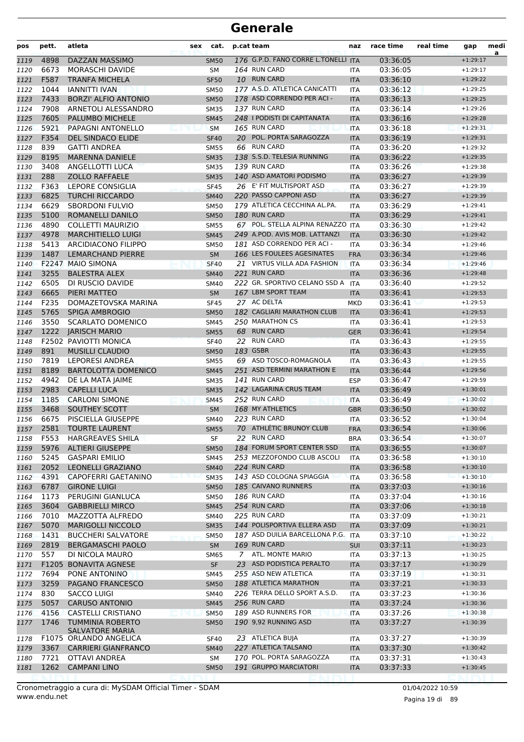# Generale

| pos | pett. | atleta | sex | cat. | p.cat | team | naz | race time | real time | gap | medi a |
|---|---|---|---|---|---|---|---|---|---|---|---|
| 1119 | 4898 | DAZZAN MASSIMO | | SM50 | 176 | G.P.D. FANO CORRE L.TONELLI | ITA | 03:36:05 | | +1:29:17 | |
| 1120 | 6673 | MORASCHI DAVIDE | | SM | 164 | RUN CARD | ITA | 03:36:05 | | +1:29:17 | |
| 1121 | F587 | TRANFA MICHELA | | SF50 | 10 | RUN CARD | ITA | 03:36:10 | | +1:29:22 | |
| 1122 | 1044 | IANNITTI IVAN | | SM50 | 177 | A.S.D. ATLETICA CANICATTI | ITA | 03:36:12 | | +1:29:25 | |
| 1123 | 7433 | BORZI' ALFIO ANTONIO | | SM50 | 178 | ASD CORRENDO PER ACI - | ITA | 03:36:13 | | +1:29:25 | |
| 1124 | 7908 | ARNETOLI ALESSANDRO | | SM35 | 137 | RUN CARD | ITA | 03:36:14 | | +1:29:26 | |
| 1125 | 7605 | PALUMBO MICHELE | | SM45 | 248 | I PODISTI DI CAPITANATA | ITA | 03:36:16 | | +1:29:28 | |
| 1126 | 5921 | PAPAGNI ANTONELLO | | SM | 165 | RUN CARD | ITA | 03:36:18 | | +1:29:31 | |
| 1127 | F354 | DEL SINDACO ELIDE | | SF40 | 20 | POL. PORTA SARAGOZZA | ITA | 03:36:19 | | +1:29:31 | |
| 1128 | 839 | GATTI ANDREA | | SM55 | 66 | RUN CARD | ITA | 03:36:20 | | +1:29:32 | |
| 1129 | 8195 | MARENNA DANIELE | | SM35 | 138 | S.S.D. TELESIA RUNNING | ITA | 03:36:22 | | +1:29:35 | |
| 1130 | 3408 | ANGELLOTTI LUCA | | SM35 | 139 | RUN CARD | ITA | 03:36:26 | | +1:29:38 | |
| 1131 | 288 | ZOLLO RAFFAELE | | SM35 | 140 | ASD AMATORI PODISMO | ITA | 03:36:27 | | +1:29:39 | |
| 1132 | F363 | LEPORE CONSIGLIA | | SF45 | 26 | E' FIT MULTISPORT ASD | ITA | 03:36:27 | | +1:29:39 | |
| 1133 | 6825 | TURCHI RICCARDO | | SM40 | 220 | PASSO CAPPONI ASD | ITA | 03:36:27 | | +1:29:39 | |
| 1134 | 6629 | SBORDONI FULVIO | | SM50 | 179 | ATLETICA CECCHINA AL.PA. | ITA | 03:36:29 | | +1:29:41 | |
| 1135 | 5100 | ROMANELLI DANILO | | SM50 | 180 | RUN CARD | ITA | 03:36:29 | | +1:29:41 | |
| 1136 | 4890 | COLLETTI MAURIZIO | | SM55 | 67 | POL. STELLA ALPINA RENAZZO | ITA | 03:36:30 | | +1:29:42 | |
| 1137 | 4978 | MARCHITIELLO LUIGI | | SM45 | 249 | A.POD. AVIS MOB. LATTANZI | ITA | 03:36:30 | | +1:29:42 | |
| 1138 | 5413 | ARCIDIACONO FILIPPO | | SM50 | 181 | ASD CORRENDO PER ACI - | ITA | 03:36:34 | | +1:29:46 | |
| 1139 | 1487 | LEMARCHAND PIERRE | | SM | 166 | LES FOULEES AGESINATES | FRA | 03:36:34 | | +1:29:46 | |
| 1140 | F2247 | MAIO SIMONA | | SF40 | 21 | VIRTUS VILLA ADA FASHION | ITA | 03:36:34 | | +1:29:46 | |
| 1141 | 3255 | BALESTRA ALEX | | SM40 | 221 | RUN CARD | ITA | 03:36:36 | | +1:29:48 | |
| 1142 | 6505 | DI RUSCIO DAVIDE | | SM40 | 222 | GR. SPORTIVO CELANO SSD A | ITA | 03:36:40 | | +1:29:52 | |
| 1143 | 6665 | PIERI MATTEO | | SM | 167 | LBM SPORT TEAM | ITA | 03:36:41 | | +1:29:53 | |
| 1144 | F235 | DOMAZETOVSKA MARINA | | SF45 | 27 | AC DELTA | MKD | 03:36:41 | | +1:29:53 | |
| 1145 | 5765 | SPIGA AMBROGIO | | SM50 | 182 | CAGLIARI MARATHON CLUB | ITA | 03:36:41 | | +1:29:53 | |
| 1146 | 3550 | SCARLATO DOMENICO | | SM45 | 250 | MARATHON CS | ITA | 03:36:41 | | +1:29:53 | |
| 1147 | 1222 | JARISCH MARIO | | SM55 | 68 | RUN CARD | GER | 03:36:41 | | +1:29:54 | |
| 1148 | F2502 | PAVIOTTI MONICA | | SF40 | 22 | RUN CARD | ITA | 03:36:43 | | +1:29:55 | |
| 1149 | 891 | MUSILLI CLAUDIO | | SM50 | 183 | GSBR | ITA | 03:36:43 | | +1:29:55 | |
| 1150 | 7819 | LEPORESI ANDREA | | SM55 | 69 | ASD TOSCO-ROMAGNOLA | ITA | 03:36:43 | | +1:29:55 | |
| 1151 | 8189 | BARTOLOTTA DOMENICO | | SM45 | 251 | ASD TERMINI MARATHON E | ITA | 03:36:44 | | +1:29:56 | |
| 1152 | 4942 | DE LA MATA JAIME | | SM35 | 141 | RUN CARD | ESP | 03:36:47 | | +1:29:59 | |
| 1153 | 2983 | CAPELLI LUCA | | SM35 | 142 | LAGARINA CRUS TEAM | ITA | 03:36:49 | | +1:30:01 | |
| 1154 | 1185 | CARLONI SIMONE | | SM45 | 252 | RUN CARD | ITA | 03:36:49 | | +1:30:02 | |
| 1155 | 3468 | SOUTHEY SCOTT | | SM | 168 | MY ATHLETICS | GBR | 03:36:50 | | +1:30:02 | |
| 1156 | 6675 | PISCIELLA GIUSEPPE | | SM40 | 223 | RUN CARD | ITA | 03:36:52 | | +1:30:04 | |
| 1157 | 2581 | TOURTE LAURENT | | SM55 | 70 | ATHLÉTIC BRUNOY CLUB | FRA | 03:36:54 | | +1:30:06 | |
| 1158 | F553 | HARGREAVES SHILA | | SF | 22 | RUN CARD | BRA | 03:36:54 | | +1:30:07 | |
| 1159 | 5976 | ALTIERI GIUSEPPE | | SM50 | 184 | FORUM SPORT CENTER SSD | ITA | 03:36:55 | | +1:30:07 | |
| 1160 | 5245 | GASPARI EMILIO | | SM45 | 253 | MEZZOFONDO CLUB ASCOLI | ITA | 03:36:58 | | +1:30:10 | |
| 1161 | 2052 | LEONELLI GRAZIANO | | SM40 | 224 | RUN CARD | ITA | 03:36:58 | | +1:30:10 | |
| 1162 | 4391 | CAPOFERRI GAETANINO | | SM35 | 143 | ASD COLOGNA SPIAGGIA | ITA | 03:36:58 | | +1:30:10 | |
| 1163 | 6787 | GIRONE LUIGI | | SM50 | 185 | CAIVANO RUNNERS | ITA | 03:37:03 | | +1:30:16 | |
| 1164 | 1173 | PERUGINI GIANLUCA | | SM50 | 186 | RUN CARD | ITA | 03:37:04 | | +1:30:16 | |
| 1165 | 3604 | GABBRIELLI MIRCO | | SM45 | 254 | RUN CARD | ITA | 03:37:06 | | +1:30:18 | |
| 1166 | 7010 | MAZZOTTA ALFREDO | | SM40 | 225 | RUN CARD | ITA | 03:37:09 | | +1:30:21 | |
| 1167 | 5070 | MARIGOLLI NICCOLO | | SM35 | 144 | POLISPORTIVA ELLERA ASD | ITA | 03:37:09 | | +1:30:21 | |
| 1168 | 1431 | BUCCHERI SALVATORE | | SM50 | 187 | ASD DUILIA BARCELLONA P.G. | ITA | 03:37:10 | | +1:30:22 | |
| 1169 | 2819 | BERGAMASCHI PAOLO | | SM | 169 | RUN CARD | SUI | 03:37:11 | | +1:30:23 | |
| 1170 | 557 | DI NICOLA MAURO | | SM65 | 7 | ATL. MONTE MARIO | ITA | 03:37:13 | | +1:30:25 | |
| 1171 | F1205 | BONAVITA AGNESE | | SF | 23 | ASD PODISTICA PERALTO | ITA | 03:37:17 | | +1:30:29 | |
| 1172 | 7694 | PONE ANTONINO | | SM45 | 255 | ASD NEW ATLETICA | ITA | 03:37:19 | | +1:30:31 | |
| 1173 | 3259 | PAGANO FRANCESCO | | SM50 | 188 | ATLETICA MARATHON | ITA | 03:37:21 | | +1:30:33 | |
| 1174 | 830 | SACCO LUIGI | | SM40 | 226 | TERRA DELLO SPORT A.S.D. | ITA | 03:37:23 | | +1:30:36 | |
| 1175 | 5057 | CARUSO ANTONIO | | SM45 | 256 | RUN CARD | ITA | 03:37:24 | | +1:30:36 | |
| 1176 | 4156 | CASTELLI CRISTIANO | | SM50 | 189 | ASD RUNNERS FOR | ITA | 03:37:26 | | +1:30:38 | |
| 1177 | 1746 | TUMMINIA ROBERTO SALVATORE MARIA | | SM50 | 190 | 9,92 RUNNING ASD | ITA | 03:37:27 | | +1:30:39 | |
| 1178 | F1075 | ORLANDO ANGELICA | | SF40 | 23 | ATLETICA BUJA | ITA | 03:37:27 | | +1:30:39 | |
| 1179 | 3367 | CARRIERI GIANFRANCO | | SM40 | 227 | ATLETICA TALSANO | ITA | 03:37:30 | | +1:30:42 | |
| 1180 | 7721 | OTTAVI ANDREA | | SM | 170 | POL. PORTA SARAGOZZA | ITA | 03:37:31 | | +1:30:43 | |
| 1181 | 1262 | CAMPANI LINO | | SM50 | 191 | GRUPPO MARCIATORI | ITA | 03:37:33 | | +1:30:45 | |

Cronometraggio a cura di: MySDAM Official Timer - SDAM www.endu.net

01/04/2022 10:59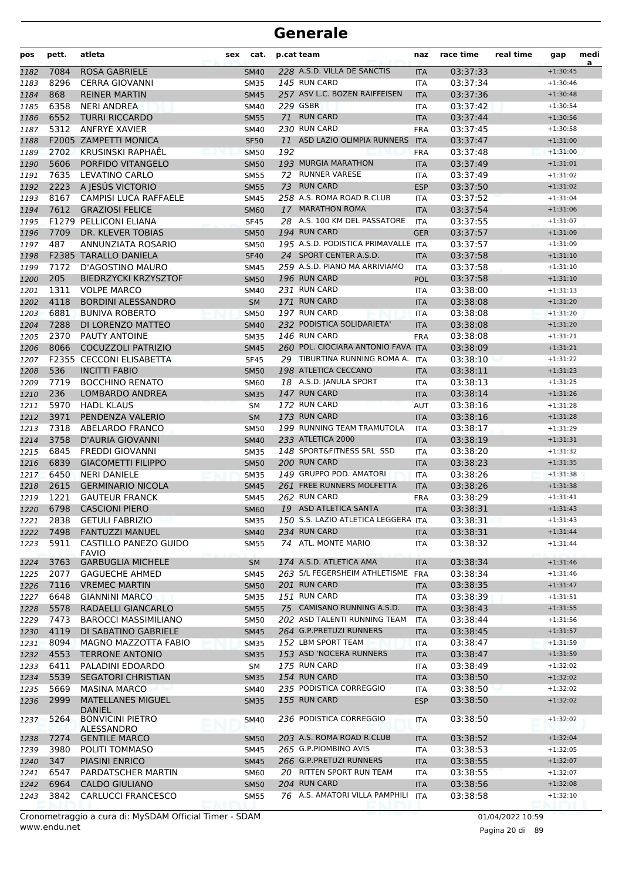# Generale

| pos | pett. | atleta | sex | cat. | p.cat | team | naz | race time | real time | gap | medi a |
|---|---|---|---|---|---|---|---|---|---|---|---|
| 1182 | 7084 | ROSA GABRIELE | | SM40 | 228 | A.S.D. VILLA DE SANCTIS | ITA | 03:37:33 | | +1:30:45 | |
| 1183 | 8296 | CERRA GIOVANNI | | SM35 | 145 | RUN CARD | ITA | 03:37:34 | | +1:30:46 | |
| 1184 | 868 | REINER MARTIN | | SM45 | 257 | ASV L.C. BOZEN RAIFFEISEN | ITA | 03:37:36 | | +1:30:48 | |
| 1185 | 6358 | NERI ANDREA | | SM40 | 229 | GSBR | ITA | 03:37:42 | | +1:30:54 | |
| 1186 | 6552 | TURRI RICCARDO | | SM55 | 71 | RUN CARD | ITA | 03:37:44 | | +1:30:56 | |
| 1187 | 5312 | ANFRYE XAVIER | | SM40 | 230 | RUN CARD | FRA | 03:37:45 | | +1:30:58 | |
| 1188 | F2005 | ZAMPETTI MONICA | | SF50 | 11 | ASD LAZIO OLIMPIA RUNNERS | ITA | 03:37:47 | | +1:31:00 | |
| 1189 | 2702 | KRUSINSKI RAPHAËL | | SM50 | 192 | | FRA | 03:37:48 | | +1:31:00 | |
| 1190 | 5606 | PORFIDO VITANGELO | | SM50 | 193 | MURGIA MARATHON | ITA | 03:37:49 | | +1:31:01 | |
| 1191 | 7635 | LEVATINO CARLO | | SM55 | 72 | RUNNER VARESE | ITA | 03:37:49 | | +1:31:02 | |
| 1192 | 2223 | A JESÚS VICTORIO | | SM55 | 73 | RUN CARD | ESP | 03:37:50 | | +1:31:02 | |
| 1193 | 8167 | CAMPISI LUCA RAFFAELE | | SM45 | 258 | A.S. ROMA ROAD R.CLUB | ITA | 03:37:52 | | +1:31:04 | |
| 1194 | 7612 | GRAZIOSI FELICE | | SM60 | 17 | MARATHON ROMA | ITA | 03:37:54 | | +1:31:06 | |
| 1195 | F1279 | PELLICONI ELIANA | | SF45 | 28 | A.S. 100 KM DEL PASSATORE | ITA | 03:37:55 | | +1:31:07 | |
| 1196 | 7709 | DR. KLEVER TOBIAS | | SM50 | 194 | RUN CARD | GER | 03:37:57 | | +1:31:09 | |
| 1197 | 487 | ANNUNZIATA ROSARIO | | SM50 | 195 | A.S.D. PODISTICA PRIMAVALLE | ITA | 03:37:57 | | +1:31:09 | |
| 1198 | F2385 | TARALLO DANIELA | | SF40 | 24 | SPORT CENTER A.S.D. | ITA | 03:37:58 | | +1:31:10 | |
| 1199 | 7172 | D'AGOSTINO MAURO | | SM45 | 259 | A.S.D. PIANO MA ARRIVIAMO | ITA | 03:37:58 | | +1:31:10 | |
| 1200 | 205 | BIEDRZYCKI KRZYSZTOF | | SM50 | 196 | RUN CARD | POL | 03:37:58 | | +1:31:10 | |
| 1201 | 1311 | VOLPE MARCO | | SM40 | 231 | RUN CARD | ITA | 03:38:00 | | +1:31:13 | |
| 1202 | 4118 | BORDINI ALESSANDRO | | SM | 171 | RUN CARD | ITA | 03:38:08 | | +1:31:20 | |
| 1203 | 6881 | BUNIVA ROBERTO | | SM50 | 197 | RUN CARD | ITA | 03:38:08 | | +1:31:20 | |
| 1204 | 7288 | DI LORENZO MATTEO | | SM40 | 232 | PODISTICA SOLIDARIETA' | ITA | 03:38:08 | | +1:31:20 | |
| 1205 | 2370 | PAUTY ANTOINE | | SM35 | 146 | RUN CARD | FRA | 03:38:08 | | +1:31:21 | |
| 1206 | 8066 | COCUZZOLI PATRIZIO | | SM45 | 260 | POL. CIOCIARA ANTONIO FAVA | ITA | 03:38:09 | | +1:31:21 | |
| 1207 | F2355 | CECCONI ELISABETTA | | SF45 | 29 | TIBURTINA RUNNING ROMA A. | ITA | 03:38:10 | | +1:31:22 | |
| 1208 | 536 | INCITTI FABIO | | SM50 | 198 | ATLETICA CECCANO | ITA | 03:38:11 | | +1:31:23 | |
| 1209 | 7719 | BOCCHINO RENATO | | SM60 | 18 | A.S.D. JANULA SPORT | ITA | 03:38:13 | | +1:31:25 | |
| 1210 | 236 | LOMBARDO ANDREA | | SM35 | 147 | RUN CARD | ITA | 03:38:14 | | +1:31:26 | |
| 1211 | 5970 | HADL KLAUS | | SM | 172 | RUN CARD | AUT | 03:38:16 | | +1:31:28 | |
| 1212 | 3971 | PENDENZA VALERIO | | SM | 173 | RUN CARD | ITA | 03:38:16 | | +1:31:28 | |
| 1213 | 7318 | ABELARDO FRANCO | | SM50 | 199 | RUNNING TEAM TRAMUTOLA | ITA | 03:38:17 | | +1:31:29 | |
| 1214 | 3758 | D'AURIA GIOVANNI | | SM40 | 233 | ATLETICA 2000 | ITA | 03:38:19 | | +1:31:31 | |
| 1215 | 6845 | FREDDI GIOVANNI | | SM35 | 148 | SPORT&FITNESS SRL SSD | ITA | 03:38:20 | | +1:31:32 | |
| 1216 | 6839 | GIACOMETTI FILIPPO | | SM50 | 200 | RUN CARD | ITA | 03:38:23 | | +1:31:35 | |
| 1217 | 6450 | NERI DANIELE | | SM35 | 149 | GRUPPO POD. AMATORI | ITA | 03:38:26 | | +1:31:38 | |
| 1218 | 2615 | GERMINARIO NICOLA | | SM45 | 261 | FREE RUNNERS MOLFETTA | ITA | 03:38:26 | | +1:31:38 | |
| 1219 | 1221 | GAUTEUR FRANCK | | SM45 | 262 | RUN CARD | FRA | 03:38:29 | | +1:31:41 | |
| 1220 | 6798 | CASCIONI PIERO | | SM60 | 19 | ASD ATLETICA SANTA | ITA | 03:38:31 | | +1:31:43 | |
| 1221 | 2838 | GETULI FABRIZIO | | SM35 | 150 | S.S. LAZIO ATLETICA LEGGERA | ITA | 03:38:31 | | +1:31:43 | |
| 1222 | 7498 | FANTUZZI MANUEL | | SM40 | 234 | RUN CARD | ITA | 03:38:31 | | +1:31:44 | |
| 1223 | 5911 | CASTILLO PANEZO GUIDO FAVIO | | SM55 | 74 | ATL. MONTE MARIO | ITA | 03:38:32 | | +1:31:44 | |
| 1224 | 3763 | GARBUGLIA MICHELE | | SM | 174 | A.S.D. ATLETICA AMA | ITA | 03:38:34 | | +1:31:46 | |
| 1225 | 2077 | GAGUECHE AHMED | | SM45 | 263 | S/L FEGERSHEIM ATHLETISME | FRA | 03:38:34 | | +1:31:46 | |
| 1226 | 7116 | VREMEC MARTIN | | SM50 | 201 | RUN CARD | ITA | 03:38:35 | | +1:31:47 | |
| 1227 | 6648 | GIANNINI MARCO | | SM35 | 151 | RUN CARD | ITA | 03:38:39 | | +1:31:51 | |
| 1228 | 5578 | RADAELLI GIANCARLO | | SM55 | 75 | CAMISANO RUNNING A.S.D. | ITA | 03:38:43 | | +1:31:55 | |
| 1229 | 7473 | BAROCCI MASSIMILIANO | | SM50 | 202 | ASD TALENTI RUNNING TEAM | ITA | 03:38:44 | | +1:31:56 | |
| 1230 | 4119 | DI SABATINO GABRIELE | | SM45 | 264 | G.P.PRETUZI RUNNERS | ITA | 03:38:45 | | +1:31:57 | |
| 1231 | 8094 | MAGNO MAZZOTTA FABIO | | SM35 | 152 | LBM SPORT TEAM | ITA | 03:38:47 | | +1:31:59 | |
| 1232 | 4553 | TERRONE ANTONIO | | SM35 | 153 | ASD 'NOCERA RUNNERS | ITA | 03:38:47 | | +1:31:59 | |
| 1233 | 6411 | PALADINI EDOARDO | | SM | 175 | RUN CARD | ITA | 03:38:49 | | +1:32:02 | |
| 1234 | 5539 | SEGATORI CHRISTIAN | | SM35 | 154 | RUN CARD | ITA | 03:38:50 | | +1:32:02 | |
| 1235 | 5669 | MASINA MARCO | | SM40 | 235 | PODISTICA CORREGGIO | ITA | 03:38:50 | | +1:32:02 | |
| 1236 | 2999 | MATELLANES MIGUEL DANIEL | | SM35 | 155 | RUN CARD | ESP | 03:38:50 | | +1:32:02 | |
| 1237 | 5264 | BONVICINI PIETRO ALESSANDRO | | SM40 | 236 | PODISTICA CORREGGIO | ITA | 03:38:50 | | +1:32:02 | |
| 1238 | 7274 | GENTILE MARCO | | SM50 | 203 | A.S. ROMA ROAD R.CLUB | ITA | 03:38:52 | | +1:32:04 | |
| 1239 | 3980 | POLITI TOMMASO | | SM45 | 265 | G.P.PIOMBINO AVIS | ITA | 03:38:53 | | +1:32:05 | |
| 1240 | 347 | PIASINI ENRICO | | SM45 | 266 | G.P.PRETUZI RUNNERS | ITA | 03:38:55 | | +1:32:07 | |
| 1241 | 6547 | PARDATSCHER MARTIN | | SM60 | 20 | RITTEN SPORT RUN TEAM | ITA | 03:38:55 | | +1:32:07 | |
| 1242 | 6964 | CALDO GIULIANO | | SM50 | 204 | RUN CARD | ITA | 03:38:56 | | +1:32:08 | |
| 1243 | 3842 | CARLUCCI FRANCESCO | | SM55 | 76 | A.S. AMATORI VILLA PAMPHILI | ITA | 03:38:58 | | +1:32:10 | |

Cronometraggio a cura di: MySDAM Official Timer - SDAM
www.endu.net

01/04/2022 10:59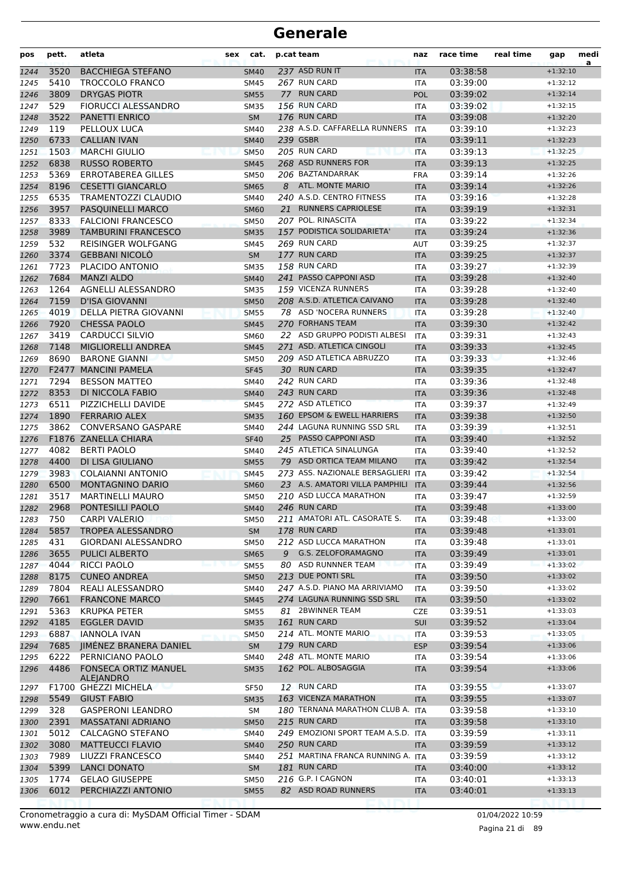# Generale

| pos | pett. | atleta | sex | cat. | p.cat | team | naz | race time | real time | gap | medi a |
|---|---|---|---|---|---|---|---|---|---|---|---|
| 1244 | 3520 | BACCHIEGA STEFANO | | SM40 | 237 | ASD RUN IT | ITA | 03:38:58 | | +1:32:10 | |
| 1245 | 5410 | TROCCOLO FRANCO | | SM45 | 267 | RUN CARD | ITA | 03:39:00 | | +1:32:12 | |
| 1246 | 3809 | DRYGAS PIOTR | | SM55 | 77 | RUN CARD | POL | 03:39:02 | | +1:32:14 | |
| 1247 | 529 | FIORUCCI ALESSANDRO | | SM35 | 156 | RUN CARD | ITA | 03:39:02 | | +1:32:15 | |
| 1248 | 3522 | PANETTI ENRICO | | SM | 176 | RUN CARD | ITA | 03:39:08 | | +1:32:20 | |
| 1249 | 119 | PELLOUX LUCA | | SM40 | 238 | A.S.D. CAFFARELLA RUNNERS | ITA | 03:39:10 | | +1:32:23 | |
| 1250 | 6733 | CALLIAN IVAN | | SM40 | 239 | GSBR | ITA | 03:39:11 | | +1:32:23 | |
| 1251 | 1503 | MARCHI GIULIO | | SM50 | 205 | RUN CARD | ITA | 03:39:13 | | +1:32:25 | |
| 1252 | 6838 | RUSSO ROBERTO | | SM45 | 268 | ASD RUNNERS FOR | ITA | 03:39:13 | | +1:32:25 | |
| 1253 | 5369 | ERROTABEREA GILLES | | SM50 | 206 | BAZTANDARRAK | FRA | 03:39:14 | | +1:32:26 | |
| 1254 | 8196 | CESETTI GIANCARLO | | SM65 | 8 | ATL. MONTE MARIO | ITA | 03:39:14 | | +1:32:26 | |
| 1255 | 6535 | TRAMENTOZZI CLAUDIO | | SM40 | 240 | A.S.D. CENTRO FITNESS | ITA | 03:39:16 | | +1:32:28 | |
| 1256 | 3957 | PASQUINELLI MARCO | | SM60 | 21 | RUNNERS CAPRIOLESE | ITA | 03:39:19 | | +1:32:31 | |
| 1257 | 8333 | FALCIONI FRANCESCO | | SM50 | 207 | POL. RINASCITA | ITA | 03:39:22 | | +1:32:34 | |
| 1258 | 3989 | TAMBURINI FRANCESCO | | SM35 | 157 | PODISTICA SOLIDARIETA' | ITA | 03:39:24 | | +1:32:36 | |
| 1259 | 532 | REISINGER WOLFGANG | | SM45 | 269 | RUN CARD | AUT | 03:39:25 | | +1:32:37 | |
| 1260 | 3374 | GEBBANI NICOLÒ | | SM | 177 | RUN CARD | ITA | 03:39:25 | | +1:32:37 | |
| 1261 | 7723 | PLACIDO ANTONIO | | SM35 | 158 | RUN CARD | ITA | 03:39:27 | | +1:32:39 | |
| 1262 | 7684 | MANZI ALDO | | SM40 | 241 | PASSO CAPPONI ASD | ITA | 03:39:28 | | +1:32:40 | |
| 1263 | 1264 | AGNELLI ALESSANDRO | | SM35 | 159 | VICENZA RUNNERS | ITA | 03:39:28 | | +1:32:40 | |
| 1264 | 7159 | D'ISA GIOVANNI | | SM50 | 208 | A.S.D. ATLETICA CAIVANO | ITA | 03:39:28 | | +1:32:40 | |
| 1265 | 4019 | DELLA PIETRA GIOVANNI | | SM55 | 78 | ASD 'NOCERA RUNNERS | ITA | 03:39:28 | | +1:32:40 | |
| 1266 | 7920 | CHESSA PAOLO | | SM45 | 270 | FORHANS TEAM | ITA | 03:39:30 | | +1:32:42 | |
| 1267 | 3419 | CARDUCCI SILVIO | | SM60 | 22 | ASD GRUPPO PODISTI ALBESI | ITA | 03:39:31 | | +1:32:43 | |
| 1268 | 7148 | MIGLIORELLI ANDREA | | SM45 | 271 | ASD. ATLETICA CINGOLI | ITA | 03:39:33 | | +1:32:45 | |
| 1269 | 8690 | BARONE GIANNI | | SM50 | 209 | ASD ATLETICA ABRUZZO | ITA | 03:39:33 | | +1:32:46 | |
| 1270 | F2477 | MANCINI PAMELA | | SF45 | 30 | RUN CARD | ITA | 03:39:35 | | +1:32:47 | |
| 1271 | 7294 | BESSON MATTEO | | SM40 | 242 | RUN CARD | ITA | 03:39:36 | | +1:32:48 | |
| 1272 | 8353 | DI NICCOLA FABIO | | SM40 | 243 | RUN CARD | ITA | 03:39:36 | | +1:32:48 | |
| 1273 | 6511 | PIZZICHELLI DAVIDE | | SM45 | 272 | ASD ATLETICO | ITA | 03:39:37 | | +1:32:49 | |
| 1274 | 1890 | FERRARIO ALEX | | SM35 | 160 | EPSOM & EWELL HARRIERS | ITA | 03:39:38 | | +1:32:50 | |
| 1275 | 3862 | CONVERSANO GASPARE | | SM40 | 244 | LAGUNA RUNNING SSD SRL | ITA | 03:39:39 | | +1:32:51 | |
| 1276 | F1876 | ZANELLA CHIARA | | SF40 | 25 | PASSO CAPPONI ASD | ITA | 03:39:40 | | +1:32:52 | |
| 1277 | 4082 | BERTI PAOLO | | SM40 | 245 | ATLETICA SINALUNGA | ITA | 03:39:40 | | +1:32:52 | |
| 1278 | 4400 | DI LISA GIULIANO | | SM55 | 79 | ASD ORTICA TEAM MILANO | ITA | 03:39:42 | | +1:32:54 | |
| 1279 | 3983 | COLAIANNI ANTONIO | | SM45 | 273 | ASS. NAZIONALE BERSAGLIERI | ITA | 03:39:42 | | +1:32:54 | |
| 1280 | 6500 | MONTAGNINO DARIO | | SM60 | 23 | A.S. AMATORI VILLA PAMPHILI | ITA | 03:39:44 | | +1:32:56 | |
| 1281 | 3517 | MARTINELLI MAURO | | SM50 | 210 | ASD LUCCA MARATHON | ITA | 03:39:47 | | +1:32:59 | |
| 1282 | 2968 | PONTESILLI PAOLO | | SM40 | 246 | RUN CARD | ITA | 03:39:48 | | +1:33:00 | |
| 1283 | 750 | CARPI VALERIO | | SM50 | 211 | AMATORI ATL. CASORATE S. | ITA | 03:39:48 | | +1:33:00 | |
| 1284 | 5857 | TROPEA ALESSANDRO | | SM | 178 | RUN CARD | ITA | 03:39:48 | | +1:33:01 | |
| 1285 | 431 | GIORDANI ALESSANDRO | | SM50 | 212 | ASD LUCCA MARATHON | ITA | 03:39:48 | | +1:33:01 | |
| 1286 | 3655 | PULICI ALBERTO | | SM65 | 9 | G.S. ZELOFORAMAGNO | ITA | 03:39:49 | | +1:33:01 | |
| 1287 | 4044 | RICCI PAOLO | | SM55 | 80 | ASD RUNNNER TEAM | ITA | 03:39:49 | | +1:33:02 | |
| 1288 | 8175 | CUNEO ANDREA | | SM50 | 213 | DUE PONTI SRL | ITA | 03:39:50 | | +1:33:02 | |
| 1289 | 7804 | REALI ALESSANDRO | | SM40 | 247 | A.S.D. PIANO MA ARRIVIAMO | ITA | 03:39:50 | | +1:33:02 | |
| 1290 | 7661 | FRANCONE MARCO | | SM45 | 274 | LAGUNA RUNNING SSD SRL | ITA | 03:39:50 | | +1:33:02 | |
| 1291 | 5363 | KRUPKA PETER | | SM55 | 81 | 2BWINNER TEAM | CZE | 03:39:51 | | +1:33:03 | |
| 1292 | 4185 | EGGLER DAVID | | SM35 | 161 | RUN CARD | SUI | 03:39:52 | | +1:33:04 | |
| 1293 | 6887 | IANNOLA IVAN | | SM50 | 214 | ATL. MONTE MARIO | ITA | 03:39:53 | | +1:33:05 | |
| 1294 | 7685 | JIMÉNEZ BRANERA DANIEL | | SM | 179 | RUN CARD | ESP | 03:39:54 | | +1:33:06 | |
| 1295 | 6222 | PERNICIANO PAOLO | | SM40 | 248 | ATL. MONTE MARIO | ITA | 03:39:54 | | +1:33:06 | |
| 1296 | 4486 | FONSECA ORTIZ MANUEL ALEJANDRO | | SM35 | 162 | POL. ALBOSAGGIA | ITA | 03:39:54 | | +1:33:06 | |
| 1297 | F1700 | GHEZZI MICHELA | | SF50 | 12 | RUN CARD | ITA | 03:39:55 | | +1:33:07 | |
| 1298 | 5549 | GIUST FABIO | | SM35 | 163 | VICENZA MARATHON | ITA | 03:39:55 | | +1:33:07 | |
| 1299 | 328 | GASPERONI LEANDRO | | SM | 180 | TERNANA MARATHON CLUB A. | ITA | 03:39:58 | | +1:33:10 | |
| 1300 | 2391 | MASSATANI ADRIANO | | SM50 | 215 | RUN CARD | ITA | 03:39:58 | | +1:33:10 | |
| 1301 | 5012 | CALCAGNO STEFANO | | SM40 | 249 | EMOZIONI SPORT TEAM A.S.D. | ITA | 03:39:59 | | +1:33:11 | |
| 1302 | 3080 | MATTEUCCI FLAVIO | | SM40 | 250 | RUN CARD | ITA | 03:39:59 | | +1:33:12 | |
| 1303 | 7989 | LIUZZI FRANCESCO | | SM40 | 251 | MARTINA FRANCA RUNNING A. | ITA | 03:39:59 | | +1:33:12 | |
| 1304 | 5399 | LANCI DONATO | | SM | 181 | RUN CARD | ITA | 03:40:00 | | +1:33:12 | |
| 1305 | 1774 | GELAO GIUSEPPE | | SM50 | 216 | G.P. I CAGNON | ITA | 03:40:01 | | +1:33:13 | |
| 1306 | 6012 | PERCHIAZZI ANTONIO | | SM55 | 82 | ASD ROAD RUNNERS | ITA | 03:40:01 | | +1:33:13 | |

Cronometraggio a cura di: MySDAM Official Timer - SDAM
www.endu.net

01/04/2022 10:59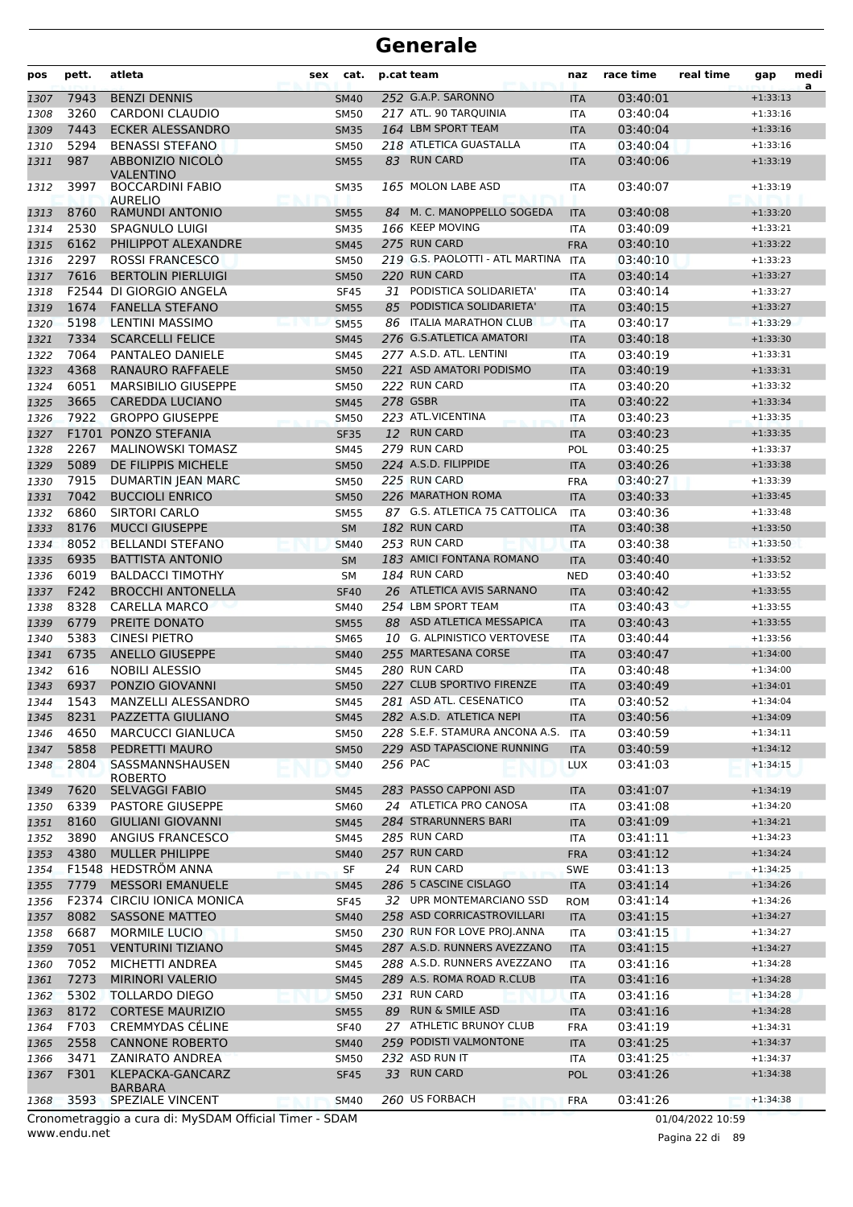# Generale

| pos | pett. | atleta | sex | cat. | p.cat | team | naz | race time | real time | gap | medi a |
|---|---|---|---|---|---|---|---|---|---|---|---|
| 1307 | 7943 | BENZI DENNIS | | SM40 | 252 | G.A.P. SARONNO | ITA | 03:40:01 | | +1:33:13 | |
| 1308 | 3260 | CARDONI CLAUDIO | | SM50 | 217 | ATL. 90 TARQUINIA | ITA | 03:40:04 | | +1:33:16 | |
| 1309 | 7443 | ECKER ALESSANDRO | | SM35 | 164 | LBM SPORT TEAM | ITA | 03:40:04 | | +1:33:16 | |
| 1310 | 5294 | BENASSI STEFANO | | SM50 | 218 | ATLETICA GUASTALLA | ITA | 03:40:04 | | +1:33:16 | |
| 1311 | 987 | ABBONIZIO NICOLÒ VALENTINO | | SM55 | 83 | RUN CARD | ITA | 03:40:06 | | +1:33:19 | |
| 1312 | 3997 | BOCCARDINI FABIO AURELIO | | SM35 | 165 | MOLON LABE ASD | ITA | 03:40:07 | | +1:33:19 | |
| 1313 | 8760 | RAMUNDI ANTONIO | | SM55 | 84 | M. C. MANOPPELLO SOGEDA | ITA | 03:40:08 | | +1:33:20 | |
| 1314 | 2530 | SPAGNULO LUIGI | | SM35 | 166 | KEEP MOVING | ITA | 03:40:09 | | +1:33:21 | |
| 1315 | 6162 | PHILIPPOT ALEXANDRE | | SM45 | 275 | RUN CARD | FRA | 03:40:10 | | +1:33:22 | |
| 1316 | 2297 | ROSSI FRANCESCO | | SM50 | 219 | G.S. PAOLOTTI - ATL MARTINA | ITA | 03:40:10 | | +1:33:23 | |
| 1317 | 7616 | BERTOLIN PIERLUIGI | | SM50 | 220 | RUN CARD | ITA | 03:40:14 | | +1:33:27 | |
| 1318 | F2544 | DI GIORGIO ANGELA | | SF45 | 31 | PODISTICA SOLIDARIETA' | ITA | 03:40:14 | | +1:33:27 | |
| 1319 | 1674 | FANELLA STEFANO | | SM55 | 85 | PODISTICA SOLIDARIETA' | ITA | 03:40:15 | | +1:33:27 | |
| 1320 | 5198 | LENTINI MASSIMO | | SM55 | 86 | ITALIA MARATHON CLUB | ITA | 03:40:17 | | +1:33:29 | |
| 1321 | 7334 | SCARCELLI FELICE | | SM45 | 276 | G.S.ATLETICA AMATORI | ITA | 03:40:18 | | +1:33:30 | |
| 1322 | 7064 | PANTALEO DANIELE | | SM45 | 277 | A.S.D. ATL. LENTINI | ITA | 03:40:19 | | +1:33:31 | |
| 1323 | 4368 | RANAURO RAFFAELE | | SM50 | 221 | ASD AMATORI PODISMO | ITA | 03:40:19 | | +1:33:31 | |
| 1324 | 6051 | MARSIBILIO GIUSEPPE | | SM50 | 222 | RUN CARD | ITA | 03:40:20 | | +1:33:32 | |
| 1325 | 3665 | CAREDDA LUCIANO | | SM45 | 278 | GSBR | ITA | 03:40:22 | | +1:33:34 | |
| 1326 | 7922 | GROPPO GIUSEPPE | | SM50 | 223 | ATL.VICENTINA | ITA | 03:40:23 | | +1:33:35 | |
| 1327 | F1701 | PONZO STEFANIA | | SF35 | 12 | RUN CARD | ITA | 03:40:23 | | +1:33:35 | |
| 1328 | 2267 | MALINOWSKI TOMASZ | | SM45 | 279 | RUN CARD | POL | 03:40:25 | | +1:33:37 | |
| 1329 | 5089 | DE FILIPPIS MICHELE | | SM50 | 224 | A.S.D. FILIPPIDE | ITA | 03:40:26 | | +1:33:38 | |
| 1330 | 7915 | DUMARTIN JEAN MARC | | SM50 | 225 | RUN CARD | FRA | 03:40:27 | | +1:33:39 | |
| 1331 | 7042 | BUCCIOLI ENRICO | | SM50 | 226 | MARATHON ROMA | ITA | 03:40:33 | | +1:33:45 | |
| 1332 | 6860 | SIRTORI CARLO | | SM55 | 87 | G.S. ATLETICA 75 CATTOLICA | ITA | 03:40:36 | | +1:33:48 | |
| 1333 | 8176 | MUCCI GIUSEPPE | | SM | 182 | RUN CARD | ITA | 03:40:38 | | +1:33:50 | |
| 1334 | 8052 | BELLANDI STEFANO | | SM40 | 253 | RUN CARD | ITA | 03:40:38 | | +1:33:50 | |
| 1335 | 6935 | BATTISTA ANTONIO | | SM | 183 | AMICI FONTANA ROMANO | ITA | 03:40:40 | | +1:33:52 | |
| 1336 | 6019 | BALDACCI TIMOTHY | | SM | 184 | RUN CARD | NED | 03:40:40 | | +1:33:52 | |
| 1337 | F242 | BROCCHI ANTONELLA | | SF40 | 26 | ATLETICA AVIS SARNANO | ITA | 03:40:42 | | +1:33:55 | |
| 1338 | 8328 | CARELLA MARCO | | SM40 | 254 | LBM SPORT TEAM | ITA | 03:40:43 | | +1:33:55 | |
| 1339 | 6779 | PREITE DONATO | | SM55 | 88 | ASD ATLETICA MESSAPICA | ITA | 03:40:43 | | +1:33:55 | |
| 1340 | 5383 | CINESI PIETRO | | SM65 | 10 | G. ALPINISTICO VERTOVESE | ITA | 03:40:44 | | +1:33:56 | |
| 1341 | 6735 | ANELLO GIUSEPPE | | SM40 | 255 | MARTESANA CORSE | ITA | 03:40:47 | | +1:34:00 | |
| 1342 | 616 | NOBILI ALESSIO | | SM45 | 280 | RUN CARD | ITA | 03:40:48 | | +1:34:00 | |
| 1343 | 6937 | PONZIO GIOVANNI | | SM50 | 227 | CLUB SPORTIVO FIRENZE | ITA | 03:40:49 | | +1:34:01 | |
| 1344 | 1543 | MANZELLI ALESSANDRO | | SM45 | 281 | ASD ATL. CESENATICO | ITA | 03:40:52 | | +1:34:04 | |
| 1345 | 8231 | PAZZETTA GIULIANO | | SM45 | 282 | A.S.D. ATLETICA NEPI | ITA | 03:40:56 | | +1:34:09 | |
| 1346 | 4650 | MARCUCCI GIANLUCA | | SM50 | 228 | S.E.F. STAMURA ANCONA A.S. | ITA | 03:40:59 | | +1:34:11 | |
| 1347 | 5858 | PEDRETTI MAURO | | SM50 | 229 | ASD TAPASCIONE RUNNING | ITA | 03:40:59 | | +1:34:12 | |
| 1348 | 2804 | SASSMANNSHAUSEN ROBERTO | | SM40 | 256 | PAC | LUX | 03:41:03 | | +1:34:15 | |
| 1349 | 7620 | SELVAGGI FABIO | | SM45 | 283 | PASSO CAPPONI ASD | ITA | 03:41:07 | | +1:34:19 | |
| 1350 | 6339 | PASTORE GIUSEPPE | | SM60 | 24 | ATLETICA PRO CANOSA | ITA | 03:41:08 | | +1:34:20 | |
| 1351 | 8160 | GIULIANI GIOVANNI | | SM45 | 284 | STRARUNNERS BARI | ITA | 03:41:09 | | +1:34:21 | |
| 1352 | 3890 | ANGIUS FRANCESCO | | SM45 | 285 | RUN CARD | ITA | 03:41:11 | | +1:34:23 | |
| 1353 | 4380 | MULLER PHILIPPE | | SM40 | 257 | RUN CARD | FRA | 03:41:12 | | +1:34:24 | |
| 1354 | F1548 | HEDSTRÖM ANNA | | SF | 24 | RUN CARD | SWE | 03:41:13 | | +1:34:25 | |
| 1355 | 7779 | MESSORI EMANUELE | | SM45 | 286 | 5 CASCINE CISLAGO | ITA | 03:41:14 | | +1:34:26 | |
| 1356 | F2374 | CIRCIU IONICA MONICA | | SF45 | 32 | UPR MONTEMARCIANO SSD | ROM | 03:41:14 | | +1:34:26 | |
| 1357 | 8082 | SASSONE MATTEO | | SM40 | 258 | ASD CORRICASTROVILLARI | ITA | 03:41:15 | | +1:34:27 | |
| 1358 | 6687 | MORMILE LUCIO | | SM50 | 230 | RUN FOR LOVE PROJ.ANNA | ITA | 03:41:15 | | +1:34:27 | |
| 1359 | 7051 | VENTURINI TIZIANO | | SM45 | 287 | A.S.D. RUNNERS AVEZZANO | ITA | 03:41:15 | | +1:34:27 | |
| 1360 | 7052 | MICHETTI ANDREA | | SM45 | 288 | A.S.D. RUNNERS AVEZZANO | ITA | 03:41:16 | | +1:34:28 | |
| 1361 | 7273 | MIRINORI VALERIO | | SM45 | 289 | A.S. ROMA ROAD R.CLUB | ITA | 03:41:16 | | +1:34:28 | |
| 1362 | 5302 | TOLLARDO DIEGO | | SM50 | 231 | RUN CARD | ITA | 03:41:16 | | +1:34:28 | |
| 1363 | 8172 | CORTESE MAURIZIO | | SM55 | 89 | RUN & SMILE ASD | ITA | 03:41:16 | | +1:34:28 | |
| 1364 | F703 | CREMMYDAS CÉLINE | | SF40 | 27 | ATHLETIC BRUNOY CLUB | FRA | 03:41:19 | | +1:34:31 | |
| 1365 | 2558 | CANNONE ROBERTO | | SM40 | 259 | PODISTI VALMONTONE | ITA | 03:41:25 | | +1:34:37 | |
| 1366 | 3471 | ZANIRATO ANDREA | | SM50 | 232 | ASD RUN IT | ITA | 03:41:25 | | +1:34:37 | |
| 1367 | F301 | KLEPACKA-GANCARZ BARBARA | | SF45 | 33 | RUN CARD | POL | 03:41:26 | | +1:34:38 | |
| 1368 | 3593 | SPEZIALE VINCENT | | SM40 | 260 | US FORBACH | FRA | 03:41:26 | | +1:34:38 | |

Cronometraggio a cura di: MySDAM Official Timer - SDAM
www.endu.net
01/04/2022 10:59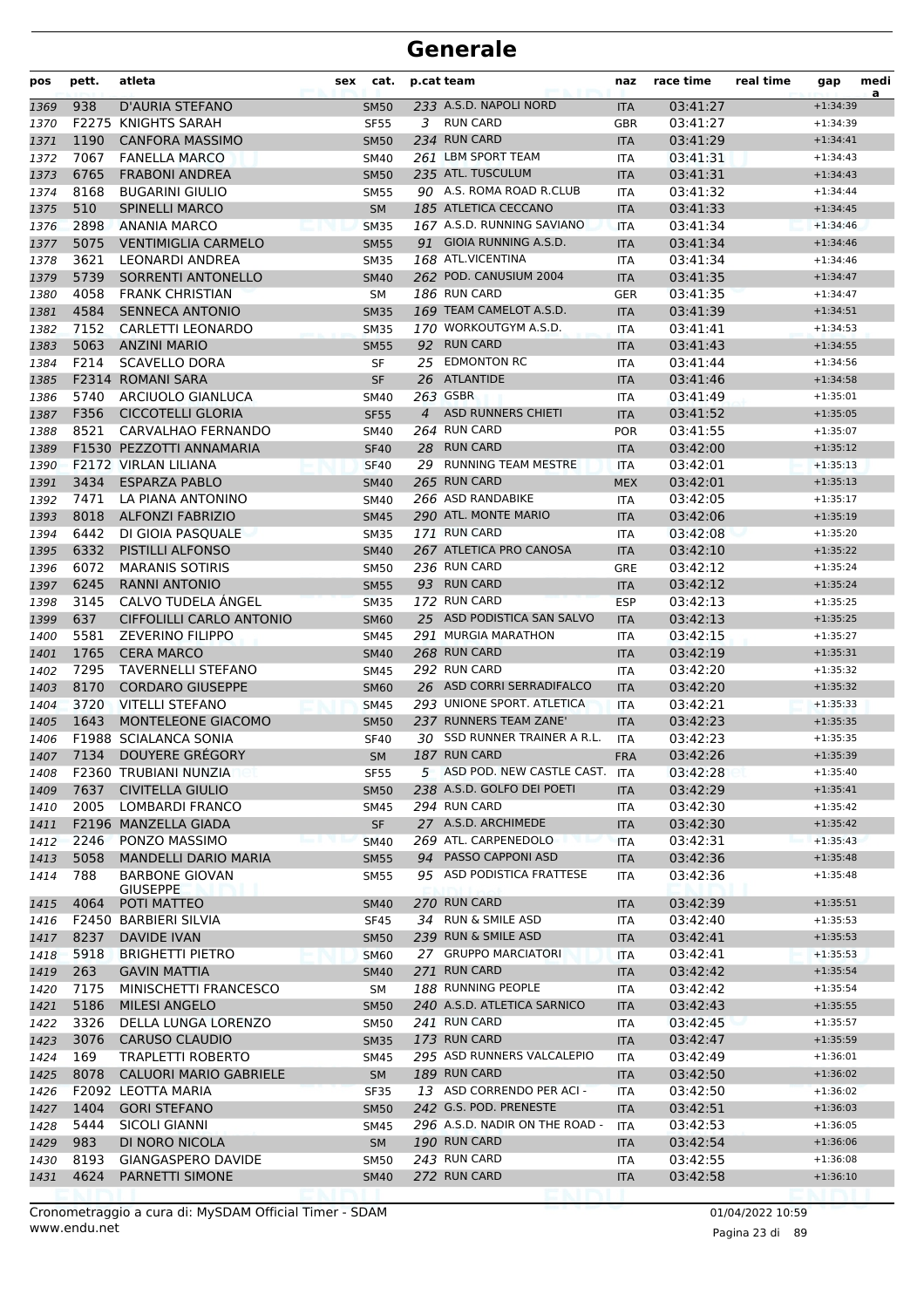# Generale

| pos | pett. | atleta | sex | cat. | p.cat | team | naz | race time | real time | gap | medi a |
|---|---|---|---|---|---|---|---|---|---|---|---|
| 1369 | 938 | D'AURIA STEFANO | | SM50 | 233 | A.S.D. NAPOLI NORD | ITA | 03:41:27 | | +1:34:39 | |
| 1370 | F2275 | KNIGHTS SARAH | | SF55 | 3 | RUN CARD | GBR | 03:41:27 | | +1:34:39 | |
| 1371 | 1190 | CANFORA MASSIMO | | SM50 | 234 | RUN CARD | ITA | 03:41:29 | | +1:34:41 | |
| 1372 | 7067 | FANELLA MARCO | | SM40 | 261 | LBM SPORT TEAM | ITA | 03:41:31 | | +1:34:43 | |
| 1373 | 6765 | FRABONI ANDREA | | SM50 | 235 | ATL. TUSCULUM | ITA | 03:41:31 | | +1:34:43 | |
| 1374 | 8168 | BUGARINI GIULIO | | SM55 | 90 | A.S. ROMA ROAD R.CLUB | ITA | 03:41:32 | | +1:34:44 | |
| 1375 | 510 | SPINELLI MARCO | | SM | 185 | ATLETICA CECCANO | ITA | 03:41:33 | | +1:34:45 | |
| 1376 | 2898 | ANANIA MARCO | | SM35 | 167 | A.S.D. RUNNING SAVIANO | ITA | 03:41:34 | | +1:34:46 | |
| 1377 | 5075 | VENTIMIGLIA CARMELO | | SM55 | 91 | GIOIA RUNNING A.S.D. | ITA | 03:41:34 | | +1:34:46 | |
| 1378 | 3621 | LEONARDI ANDREA | | SM35 | 168 | ATL.VICENTINA | ITA | 03:41:34 | | +1:34:46 | |
| 1379 | 5739 | SORRENTI ANTONELLO | | SM40 | 262 | POD. CANUSIUM 2004 | ITA | 03:41:35 | | +1:34:47 | |
| 1380 | 4058 | FRANK CHRISTIAN | | SM | 186 | RUN CARD | GER | 03:41:35 | | +1:34:47 | |
| 1381 | 4584 | SENNECA ANTONIO | | SM35 | 169 | TEAM CAMELOT A.S.D. | ITA | 03:41:39 | | +1:34:51 | |
| 1382 | 7152 | CARLETTI LEONARDO | | SM35 | 170 | WORKOUTGYM A.S.D. | ITA | 03:41:41 | | +1:34:53 | |
| 1383 | 5063 | ANZINI MARIO | | SM55 | 92 | RUN CARD | ITA | 03:41:43 | | +1:34:55 | |
| 1384 | F214 | SCAVELLO DORA | | SF | 25 | EDMONTON RC | ITA | 03:41:44 | | +1:34:56 | |
| 1385 | F2314 | ROMANI SARA | | SF | 26 | ATLANTIDE | ITA | 03:41:46 | | +1:34:58 | |
| 1386 | 5740 | ARCIUOLO GIANLUCA | | SM40 | 263 | GSBR | ITA | 03:41:49 | | +1:35:01 | |
| 1387 | F356 | CICCOTELLI GLORIA | | SF55 | 4 | ASD RUNNERS CHIETI | ITA | 03:41:52 | | +1:35:05 | |
| 1388 | 8521 | CARVALHAO FERNANDO | | SM40 | 264 | RUN CARD | POR | 03:41:55 | | +1:35:07 | |
| 1389 | F1530 | PEZZOTTI ANNAMARIA | | SF40 | 28 | RUN CARD | ITA | 03:42:00 | | +1:35:12 | |
| 1390 | F2172 | VIRLAN LILIANA | | SF40 | 29 | RUNNING TEAM MESTRE | ITA | 03:42:01 | | +1:35:13 | |
| 1391 | 3434 | ESPARZA PABLO | | SM40 | 265 | RUN CARD | MEX | 03:42:01 | | +1:35:13 | |
| 1392 | 7471 | LA PIANA ANTONINO | | SM40 | 266 | ASD RANDABIKE | ITA | 03:42:05 | | +1:35:17 | |
| 1393 | 8018 | ALFONZI FABRIZIO | | SM45 | 290 | ATL. MONTE MARIO | ITA | 03:42:06 | | +1:35:19 | |
| 1394 | 6442 | DI GIOIA PASQUALE | | SM35 | 171 | RUN CARD | ITA | 03:42:08 | | +1:35:20 | |
| 1395 | 6332 | PISTILLI ALFONSO | | SM40 | 267 | ATLETICA PRO CANOSA | ITA | 03:42:10 | | +1:35:22 | |
| 1396 | 6072 | MARANIS SOTIRIS | | SM50 | 236 | RUN CARD | GRE | 03:42:12 | | +1:35:24 | |
| 1397 | 6245 | RANNI ANTONIO | | SM55 | 93 | RUN CARD | ITA | 03:42:12 | | +1:35:24 | |
| 1398 | 3145 | CALVO TUDELA ÁNGEL | | SM35 | 172 | RUN CARD | ESP | 03:42:13 | | +1:35:25 | |
| 1399 | 637 | CIFFOLILLI CARLO ANTONIO | | SM60 | 25 | ASD PODISTICA SAN SALVO | ITA | 03:42:13 | | +1:35:25 | |
| 1400 | 5581 | ZEVERINO FILIPPO | | SM45 | 291 | MURGIA MARATHON | ITA | 03:42:15 | | +1:35:27 | |
| 1401 | 1765 | CERA MARCO | | SM40 | 268 | RUN CARD | ITA | 03:42:19 | | +1:35:31 | |
| 1402 | 7295 | TAVERNELLI STEFANO | | SM45 | 292 | RUN CARD | ITA | 03:42:20 | | +1:35:32 | |
| 1403 | 8170 | CORDARO GIUSEPPE | | SM60 | 26 | ASD CORRI SERRADIFALCO | ITA | 03:42:20 | | +1:35:32 | |
| 1404 | 3720 | VITELLI STEFANO | | SM45 | 293 | UNIONE SPORT. ATLETICA | ITA | 03:42:21 | | +1:35:33 | |
| 1405 | 1643 | MONTELEONE GIACOMO | | SM50 | 237 | RUNNERS TEAM ZANE' | ITA | 03:42:23 | | +1:35:35 | |
| 1406 | F1988 | SCIALANCA SONIA | | SF40 | 30 | SSD RUNNER TRAINER A R.L. | ITA | 03:42:23 | | +1:35:35 | |
| 1407 | 7134 | DOUYERE GRÉGORY | | SM | 187 | RUN CARD | FRA | 03:42:26 | | +1:35:39 | |
| 1408 | F2360 | TRUBIANI NUNZIA | | SF55 | 5 | ASD POD. NEW CASTLE CAST. | ITA | 03:42:28 | | +1:35:40 | |
| 1409 | 7637 | CIVITELLA GIULIO | | SM50 | 238 | A.S.D. GOLFO DEI POETI | ITA | 03:42:29 | | +1:35:41 | |
| 1410 | 2005 | LOMBARDI FRANCO | | SM45 | 294 | RUN CARD | ITA | 03:42:30 | | +1:35:42 | |
| 1411 | F2196 | MANZELLA GIADA | | SF | 27 | A.S.D. ARCHIMEDE | ITA | 03:42:30 | | +1:35:42 | |
| 1412 | 2246 | PONZO MASSIMO | | SM40 | 269 | ATL. CARPENEDOLO | ITA | 03:42:31 | | +1:35:43 | |
| 1413 | 5058 | MANDELLI DARIO MARIA | | SM55 | 94 | PASSO CAPPONI ASD | ITA | 03:42:36 | | +1:35:48 | |
| 1414 | 788 | BARBONE GIOVAN GIUSEPPE | | SM55 | 95 | ASD PODISTICA FRATTESE | ITA | 03:42:36 | | +1:35:48 | |
| 1415 | 4064 | POTI MATTEO | | SM40 | 270 | RUN CARD | ITA | 03:42:39 | | +1:35:51 | |
| 1416 | F2450 | BARBIERI SILVIA | | SF45 | 34 | RUN & SMILE ASD | ITA | 03:42:40 | | +1:35:53 | |
| 1417 | 8237 | DAVIDE IVAN | | SM50 | 239 | RUN & SMILE ASD | ITA | 03:42:41 | | +1:35:53 | |
| 1418 | 5918 | BRIGHETTI PIETRO | | SM60 | 27 | GRUPPO MARCIATORI | ITA | 03:42:41 | | +1:35:53 | |
| 1419 | 263 | GAVIN MATTIA | | SM40 | 271 | RUN CARD | ITA | 03:42:42 | | +1:35:54 | |
| 1420 | 7175 | MINISCHETTI FRANCESCO | | SM | 188 | RUNNING PEOPLE | ITA | 03:42:42 | | +1:35:54 | |
| 1421 | 5186 | MILESI ANGELO | | SM50 | 240 | A.S.D. ATLETICA SARNICO | ITA | 03:42:43 | | +1:35:55 | |
| 1422 | 3326 | DELLA LUNGA LORENZO | | SM50 | 241 | RUN CARD | ITA | 03:42:45 | | +1:35:57 | |
| 1423 | 3076 | CARUSO CLAUDIO | | SM35 | 173 | RUN CARD | ITA | 03:42:47 | | +1:35:59 | |
| 1424 | 169 | TRAPLETTI ROBERTO | | SM45 | 295 | ASD RUNNERS VALCALEPIO | ITA | 03:42:49 | | +1:36:01 | |
| 1425 | 8078 | CALUORI MARIO GABRIELE | | SM | 189 | RUN CARD | ITA | 03:42:50 | | +1:36:02 | |
| 1426 | F2092 | LEOTTA MARIA | | SF35 | 13 | ASD CORRENDO PER ACI - | ITA | 03:42:50 | | +1:36:02 | |
| 1427 | 1404 | GORI STEFANO | | SM50 | 242 | G.S. POD. PRENESTE | ITA | 03:42:51 | | +1:36:03 | |
| 1428 | 5444 | SICOLI GIANNI | | SM45 | 296 | A.S.D. NADIR ON THE ROAD - | ITA | 03:42:53 | | +1:36:05 | |
| 1429 | 983 | DI NORO NICOLA | | SM | 190 | RUN CARD | ITA | 03:42:54 | | +1:36:06 | |
| 1430 | 8193 | GIANGASPERO DAVIDE | | SM50 | 243 | RUN CARD | ITA | 03:42:55 | | +1:36:08 | |
| 1431 | 4624 | PARNETTI SIMONE | | SM40 | 272 | RUN CARD | ITA | 03:42:58 | | +1:36:10 | |

Cronometraggio a cura di: MySDAM Official Timer - SDAM
www.endu.net

01/04/2022 10:59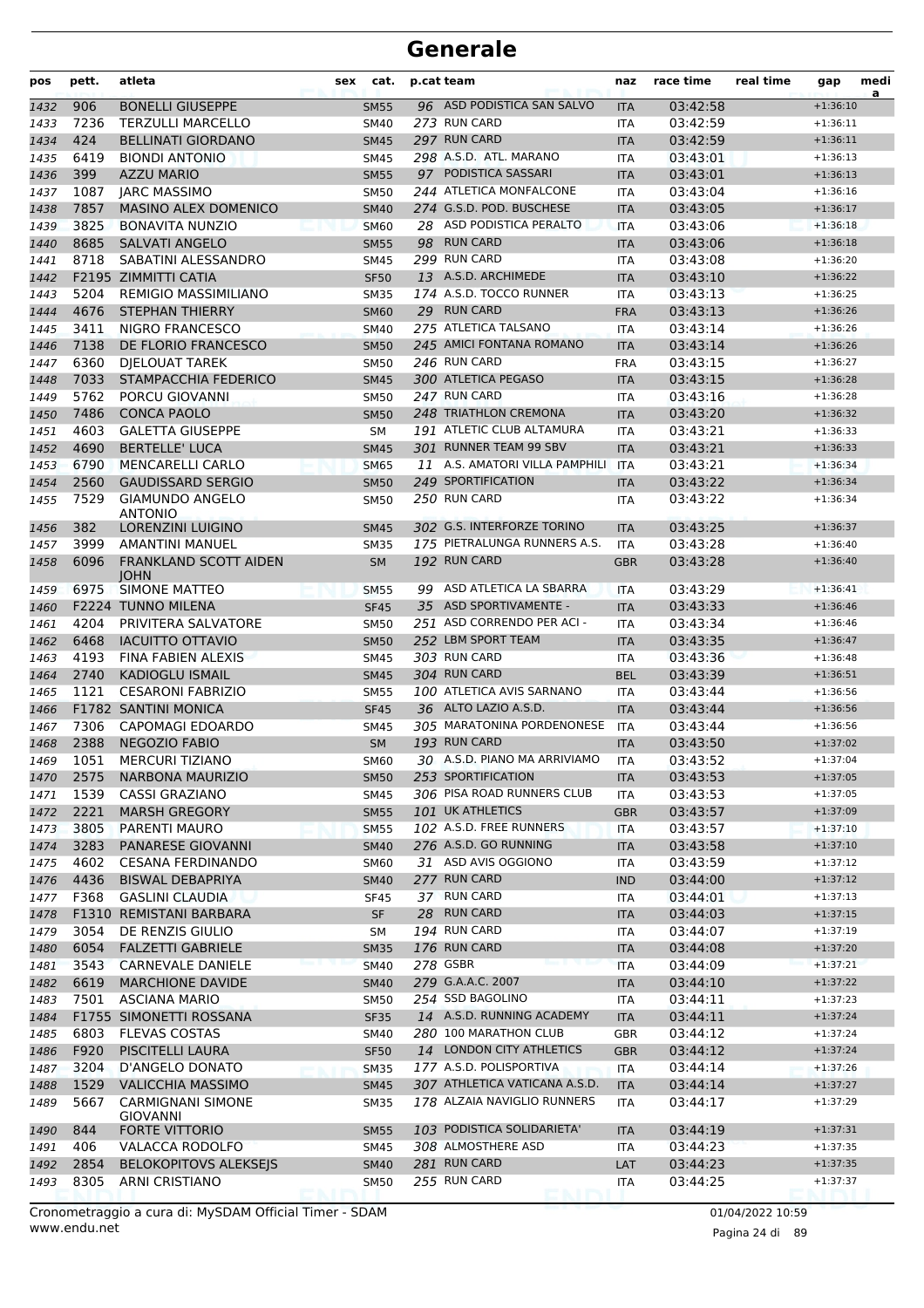# Generale

| pos | pett. | atleta | sex | cat. | p.cat | team | naz | race time | real time | gap | media |
|---|---|---|---|---|---|---|---|---|---|---|---|
| 1432 | 906 | BONELLI GIUSEPPE | | SM55 | 96 | ASD PODISTICA SAN SALVO | ITA | 03:42:58 | | +1:36:10 | |
| 1433 | 7236 | TERZULLI MARCELLO | | SM40 | 273 | RUN CARD | ITA | 03:42:59 | | +1:36:11 | |
| 1434 | 424 | BELLINATI GIORDANO | | SM45 | 297 | RUN CARD | ITA | 03:42:59 | | +1:36:11 | |
| 1435 | 6419 | BIONDI ANTONIO | | SM45 | 298 | A.S.D. ATL. MARANO | ITA | 03:43:01 | | +1:36:13 | |
| 1436 | 399 | AZZU MARIO | | SM55 | 97 | PODISTICA SASSARI | ITA | 03:43:01 | | +1:36:13 | |
| 1437 | 1087 | JARC MASSIMO | | SM50 | 244 | ATLETICA MONFALCONE | ITA | 03:43:04 | | +1:36:16 | |
| 1438 | 7857 | MASINO ALEX DOMENICO | | SM40 | 274 | G.S.D. POD. BUSCHESE | ITA | 03:43:05 | | +1:36:17 | |
| 1439 | 3825 | BONAVITA NUNZIO | | SM60 | 28 | ASD PODISTICA PERALTO | ITA | 03:43:06 | | +1:36:18 | |
| 1440 | 8685 | SALVATI ANGELO | | SM55 | 98 | RUN CARD | ITA | 03:43:06 | | +1:36:18 | |
| 1441 | 8718 | SABATINI ALESSANDRO | | SM45 | 299 | RUN CARD | ITA | 03:43:08 | | +1:36:20 | |
| 1442 | F2195 | ZIMMITTI CATIA | | SF50 | 13 | A.S.D. ARCHIMEDE | ITA | 03:43:10 | | +1:36:22 | |
| 1443 | 5204 | REMIGIO MASSIMILIANO | | SM35 | 174 | A.S.D. TOCCO RUNNER | ITA | 03:43:13 | | +1:36:25 | |
| 1444 | 4676 | STEPHAN THIERRY | | SM60 | 29 | RUN CARD | FRA | 03:43:13 | | +1:36:26 | |
| 1445 | 3411 | NIGRO FRANCESCO | | SM40 | 275 | ATLETICA TALSANO | ITA | 03:43:14 | | +1:36:26 | |
| 1446 | 7138 | DE FLORIO FRANCESCO | | SM50 | 245 | AMICI FONTANA ROMANO | ITA | 03:43:14 | | +1:36:26 | |
| 1447 | 6360 | DJELOUAT TAREK | | SM50 | 246 | RUN CARD | FRA | 03:43:15 | | +1:36:27 | |
| 1448 | 7033 | STAMPACCHIA FEDERICO | | SM45 | 300 | ATLETICA PEGASO | ITA | 03:43:15 | | +1:36:28 | |
| 1449 | 5762 | PORCU GIOVANNI | | SM50 | 247 | RUN CARD | ITA | 03:43:16 | | +1:36:28 | |
| 1450 | 7486 | CONCA PAOLO | | SM50 | 248 | TRIATHLON CREMONA | ITA | 03:43:20 | | +1:36:32 | |
| 1451 | 4603 | GALETTA GIUSEPPE | | SM | 191 | ATLETIC CLUB ALTAMURA | ITA | 03:43:21 | | +1:36:33 | |
| 1452 | 4690 | BERTELLE' LUCA | | SM45 | 301 | RUNNER TEAM 99 SBV | ITA | 03:43:21 | | +1:36:33 | |
| 1453 | 6790 | MENCARELLI CARLO | | SM65 | 11 | A.S. AMATORI VILLA PAMPHILI | ITA | 03:43:21 | | +1:36:34 | |
| 1454 | 2560 | GAUDISSARD SERGIO | | SM50 | 249 | SPORTIFICATION | ITA | 03:43:22 | | +1:36:34 | |
| 1455 | 7529 | GIAMUNDO ANGELO ANTONIO | | SM50 | 250 | RUN CARD | ITA | 03:43:22 | | +1:36:34 | |
| 1456 | 382 | LORENZINI LUIGINO | | SM45 | 302 | G.S. INTERFORZE TORINO | ITA | 03:43:25 | | +1:36:37 | |
| 1457 | 3999 | AMANTINI MANUEL | | SM35 | 175 | PIETRALUNGA RUNNERS A.S. | ITA | 03:43:28 | | +1:36:40 | |
| 1458 | 6096 | FRANKLAND SCOTT AIDEN JOHN | | SM | 192 | RUN CARD | GBR | 03:43:28 | | +1:36:40 | |
| 1459 | 6975 | SIMONE MATTEO | | SM55 | 99 | ASD ATLETICA LA SBARRA | ITA | 03:43:29 | | +1:36:41 | |
| 1460 | F2224 | TUNNO MILENA | | SF45 | 35 | ASD SPORTIVAMENTE - | ITA | 03:43:33 | | +1:36:46 | |
| 1461 | 4204 | PRIVITERA SALVATORE | | SM50 | 251 | ASD CORRENDO PER ACI - | ITA | 03:43:34 | | +1:36:46 | |
| 1462 | 6468 | IACUITTO OTTAVIO | | SM50 | 252 | LBM SPORT TEAM | ITA | 03:43:35 | | +1:36:47 | |
| 1463 | 4193 | FINA FABIEN ALEXIS | | SM45 | 303 | RUN CARD | ITA | 03:43:36 | | +1:36:48 | |
| 1464 | 2740 | KADIOGLU ISMAIL | | SM45 | 304 | RUN CARD | BEL | 03:43:39 | | +1:36:51 | |
| 1465 | 1121 | CESARONI FABRIZIO | | SM55 | 100 | ATLETICA AVIS SARNANO | ITA | 03:43:44 | | +1:36:56 | |
| 1466 | F1782 | SANTINI MONICA | | SF45 | 36 | ALTO LAZIO A.S.D. | ITA | 03:43:44 | | +1:36:56 | |
| 1467 | 7306 | CAPOMAGI EDOARDO | | SM45 | 305 | MARATONINA PORDENONESE | ITA | 03:43:44 | | +1:36:56 | |
| 1468 | 2388 | NEGOZIO FABIO | | SM | 193 | RUN CARD | ITA | 03:43:50 | | +1:37:02 | |
| 1469 | 1051 | MERCURI TIZIANO | | SM60 | 30 | A.S.D. PIANO MA ARRIVIAMO | ITA | 03:43:52 | | +1:37:04 | |
| 1470 | 2575 | NARBONA MAURIZIO | | SM50 | 253 | SPORTIFICATION | ITA | 03:43:53 | | +1:37:05 | |
| 1471 | 1539 | CASSI GRAZIANO | | SM45 | 306 | PISA ROAD RUNNERS CLUB | ITA | 03:43:53 | | +1:37:05 | |
| 1472 | 2221 | MARSH GREGORY | | SM55 | 101 | UK ATHLETICS | GBR | 03:43:57 | | +1:37:09 | |
| 1473 | 3805 | PARENTI MAURO | | SM55 | 102 | A.S.D. FREE RUNNERS | ITA | 03:43:57 | | +1:37:10 | |
| 1474 | 3283 | PANARESE GIOVANNI | | SM40 | 276 | A.S.D. GO RUNNING | ITA | 03:43:58 | | +1:37:10 | |
| 1475 | 4602 | CESANA FERDINANDO | | SM60 | 31 | ASD AVIS OGGIONO | ITA | 03:43:59 | | +1:37:12 | |
| 1476 | 4436 | BISWAL DEBAPRIYA | | SM40 | 277 | RUN CARD | IND | 03:44:00 | | +1:37:12 | |
| 1477 | F368 | GASLINI CLAUDIA | | SF45 | 37 | RUN CARD | ITA | 03:44:01 | | +1:37:13 | |
| 1478 | F1310 | REMISTANI BARBARA | | SF | 28 | RUN CARD | ITA | 03:44:03 | | +1:37:15 | |
| 1479 | 3054 | DE RENZIS GIULIO | | SM | 194 | RUN CARD | ITA | 03:44:07 | | +1:37:19 | |
| 1480 | 6054 | FALZETTI GABRIELE | | SM35 | 176 | RUN CARD | ITA | 03:44:08 | | +1:37:20 | |
| 1481 | 3543 | CARNEVALE DANIELE | | SM40 | 278 | GSBR | ITA | 03:44:09 | | +1:37:21 | |
| 1482 | 6619 | MARCHIONE DAVIDE | | SM40 | 279 | G.A.A.C. 2007 | ITA | 03:44:10 | | +1:37:22 | |
| 1483 | 7501 | ASCIANA MARIO | | SM50 | 254 | SSD BAGOLINO | ITA | 03:44:11 | | +1:37:23 | |
| 1484 | F1755 | SIMONETTI ROSSANA | | SF35 | 14 | A.S.D. RUNNING ACADEMY | ITA | 03:44:11 | | +1:37:24 | |
| 1485 | 6803 | FLEVAS COSTAS | | SM40 | 280 | 100 MARATHON CLUB | GBR | 03:44:12 | | +1:37:24 | |
| 1486 | F920 | PISCITELLI LAURA | | SF50 | 14 | LONDON CITY ATHLETICS | GBR | 03:44:12 | | +1:37:24 | |
| 1487 | 3204 | D'ANGELO DONATO | | SM35 | 177 | A.S.D. POLISPORTIVA | ITA | 03:44:14 | | +1:37:26 | |
| 1488 | 1529 | VALICCHIA MASSIMO | | SM45 | 307 | ATHLETICA VATICANA A.S.D. | ITA | 03:44:14 | | +1:37:27 | |
| 1489 | 5667 | CARMIGNANI SIMONE GIOVANNI | | SM35 | 178 | ALZAIA NAVIGLIO RUNNERS | ITA | 03:44:17 | | +1:37:29 | |
| 1490 | 844 | FORTE VITTORIO | | SM55 | 103 | PODISTICA SOLIDARIETA' | ITA | 03:44:19 | | +1:37:31 | |
| 1491 | 406 | VALACCA RODOLFO | | SM45 | 308 | ALMOSTHERE ASD | ITA | 03:44:23 | | +1:37:35 | |
| 1492 | 2854 | BELOKOPITOVS ALEKSEJS | | SM40 | 281 | RUN CARD | LAT | 03:44:23 | | +1:37:35 | |
| 1493 | 8305 | ARNI CRISTIANO | | SM50 | 255 | RUN CARD | ITA | 03:44:25 | | +1:37:37 | |

Cronometraggio a cura di: MySDAM Official Timer - SDAM
www.endu.net
01/04/2022 10:59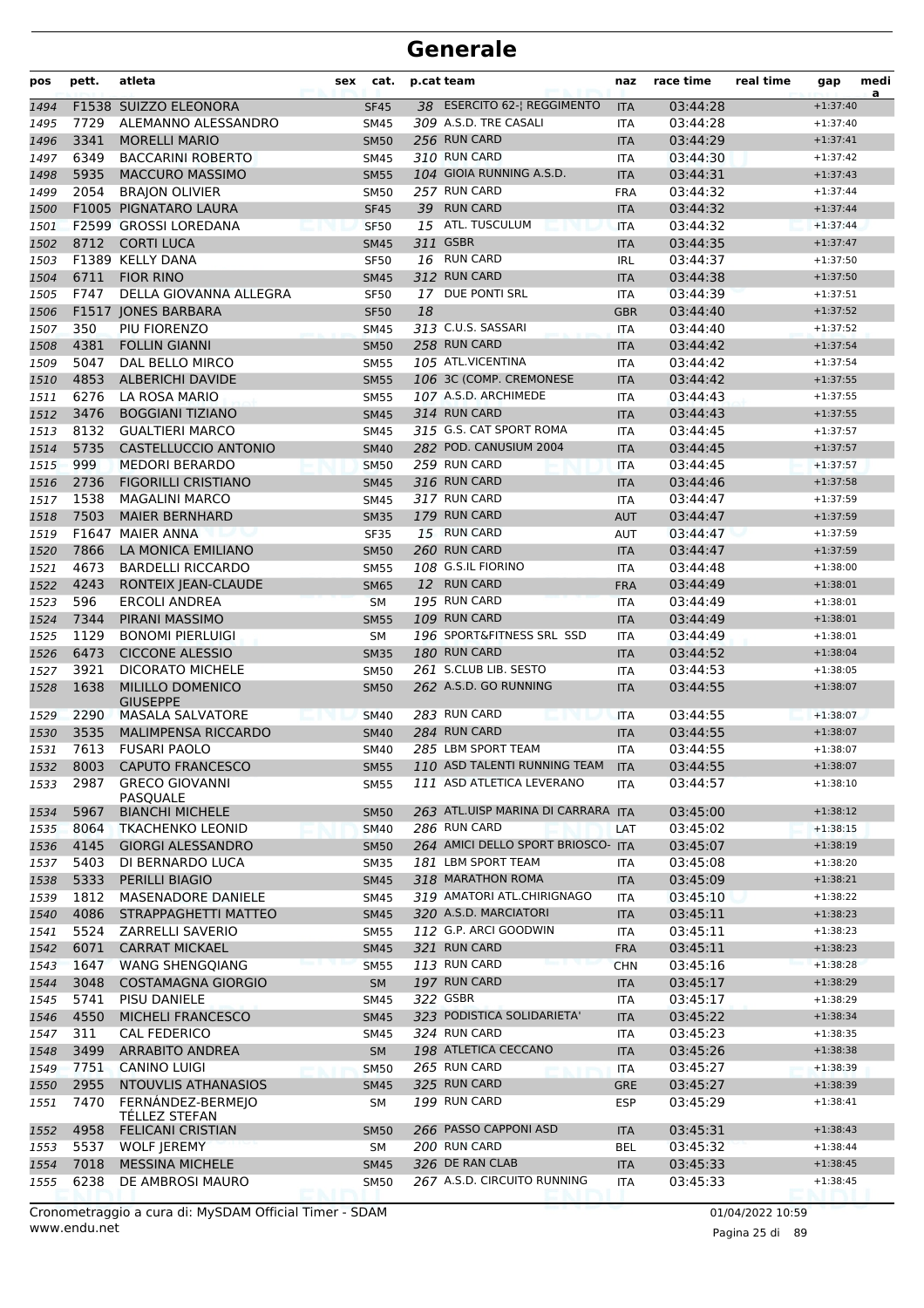# Generale

| pos | pett. | atleta | sex | cat. | p.cat | team | naz | race time | real time | gap | media |
|---|---|---|---|---|---|---|---|---|---|---|---|
| 1494 | F1538 | SUIZZO ELEONORA | | SF45 | 38 | ESERCITO 62-¦ REGGIMENTO | ITA | 03:44:28 | | +1:37:40 | |
| 1495 | 7729 | ALEMANNO ALESSANDRO | | SM45 | 309 | A.S.D. TRE CASALI | ITA | 03:44:28 | | +1:37:40 | |
| 1496 | 3341 | MORELLI MARIO | | SM50 | 256 | RUN CARD | ITA | 03:44:29 | | +1:37:41 | |
| 1497 | 6349 | BACCARINI ROBERTO | | SM45 | 310 | RUN CARD | ITA | 03:44:30 | | +1:37:42 | |
| 1498 | 5935 | MACCURO MASSIMO | | SM55 | 104 | GIOIA RUNNING A.S.D. | ITA | 03:44:31 | | +1:37:43 | |
| 1499 | 2054 | BRAJON OLIVIER | | SM50 | 257 | RUN CARD | FRA | 03:44:32 | | +1:37:44 | |
| 1500 | F1005 | PIGNATARO LAURA | | SF45 | 39 | RUN CARD | ITA | 03:44:32 | | +1:37:44 | |
| 1501 | F2599 | GROSSI LOREDANA | | SF50 | 15 | ATL. TUSCULUM | ITA | 03:44:32 | | +1:37:44 | |
| 1502 | 8712 | CORTI LUCA | | SM45 | 311 | GSBR | ITA | 03:44:35 | | +1:37:47 | |
| 1503 | F1389 | KELLY DANA | | SF50 | 16 | RUN CARD | IRL | 03:44:37 | | +1:37:50 | |
| 1504 | 6711 | FIOR RINO | | SM45 | 312 | RUN CARD | ITA | 03:44:38 | | +1:37:50 | |
| 1505 | F747 | DELLA GIOVANNA ALLEGRA | | SF50 | 17 | DUE PONTI SRL | ITA | 03:44:39 | | +1:37:51 | |
| 1506 | F1517 | JONES BARBARA | | SF50 | 18 | | GBR | 03:44:40 | | +1:37:52 | |
| 1507 | 350 | PIU FIORENZO | | SM45 | 313 | C.U.S. SASSARI | ITA | 03:44:40 | | +1:37:52 | |
| 1508 | 4381 | FOLLIN GIANNI | | SM50 | 258 | RUN CARD | ITA | 03:44:42 | | +1:37:54 | |
| 1509 | 5047 | DAL BELLO MIRCO | | SM55 | 105 | ATL.VICENTINA | ITA | 03:44:42 | | +1:37:54 | |
| 1510 | 4853 | ALBERICHI DAVIDE | | SM55 | 106 | 3C (COMP. CREMONESE | ITA | 03:44:42 | | +1:37:55 | |
| 1511 | 6276 | LA ROSA MARIO | | SM55 | 107 | A.S.D. ARCHIMEDE | ITA | 03:44:43 | | +1:37:55 | |
| 1512 | 3476 | BOGGIANI TIZIANO | | SM45 | 314 | RUN CARD | ITA | 03:44:43 | | +1:37:55 | |
| 1513 | 8132 | GUALTIERI MARCO | | SM45 | 315 | G.S. CAT SPORT ROMA | ITA | 03:44:45 | | +1:37:57 | |
| 1514 | 5735 | CASTELLUCCIO ANTONIO | | SM40 | 282 | POD. CANUSIUM 2004 | ITA | 03:44:45 | | +1:37:57 | |
| 1515 | 999 | MEDORI BERARDO | | SM50 | 259 | RUN CARD | ITA | 03:44:45 | | +1:37:57 | |
| 1516 | 2736 | FIGORILLI CRISTIANO | | SM45 | 316 | RUN CARD | ITA | 03:44:46 | | +1:37:58 | |
| 1517 | 1538 | MAGALINI MARCO | | SM45 | 317 | RUN CARD | ITA | 03:44:47 | | +1:37:59 | |
| 1518 | 7503 | MAIER BERNHARD | | SM35 | 179 | RUN CARD | AUT | 03:44:47 | | +1:37:59 | |
| 1519 | F1647 | MAIER ANNA | | SF35 | 15 | RUN CARD | AUT | 03:44:47 | | +1:37:59 | |
| 1520 | 7866 | LA MONICA EMILIANO | | SM50 | 260 | RUN CARD | ITA | 03:44:47 | | +1:37:59 | |
| 1521 | 4673 | BARDELLI RICCARDO | | SM55 | 108 | G.S.IL FIORINO | ITA | 03:44:48 | | +1:38:00 | |
| 1522 | 4243 | RONTEIX JEAN-CLAUDE | | SM65 | 12 | RUN CARD | FRA | 03:44:49 | | +1:38:01 | |
| 1523 | 596 | ERCOLI ANDREA | | SM | 195 | RUN CARD | ITA | 03:44:49 | | +1:38:01 | |
| 1524 | 7344 | PIRANI MASSIMO | | SM55 | 109 | RUN CARD | ITA | 03:44:49 | | +1:38:01 | |
| 1525 | 1129 | BONOMI PIERLUIGI | | SM | 196 | SPORT&FITNESS SRL SSD | ITA | 03:44:49 | | +1:38:01 | |
| 1526 | 6473 | CICCONE ALESSIO | | SM35 | 180 | RUN CARD | ITA | 03:44:52 | | +1:38:04 | |
| 1527 | 3921 | DICORATO MICHELE | | SM50 | 261 | S.CLUB LIB. SESTO | ITA | 03:44:53 | | +1:38:05 | |
| 1528 | 1638 | MILILLO DOMENICO GIUSEPPE | | SM50 | 262 | A.S.D. GO RUNNING | ITA | 03:44:55 | | +1:38:07 | |
| 1529 | 2290 | MASALA SALVATORE | | SM40 | 283 | RUN CARD | ITA | 03:44:55 | | +1:38:07 | |
| 1530 | 3535 | MALIMPENSA RICCARDO | | SM40 | 284 | RUN CARD | ITA | 03:44:55 | | +1:38:07 | |
| 1531 | 7613 | FUSARI PAOLO | | SM40 | 285 | LBM SPORT TEAM | ITA | 03:44:55 | | +1:38:07 | |
| 1532 | 8003 | CAPUTO FRANCESCO | | SM55 | 110 | ASD TALENTI RUNNING TEAM | ITA | 03:44:55 | | +1:38:07 | |
| 1533 | 2987 | GRECO GIOVANNI PASQUALE | | SM55 | 111 | ASD ATLETICA LEVERANO | ITA | 03:44:57 | | +1:38:10 | |
| 1534 | 5967 | BIANCHI MICHELE | | SM50 | 263 | ATL.UISP MARINA DI CARRARA | ITA | 03:45:00 | | +1:38:12 | |
| 1535 | 8064 | TKACHENKO LEONID | | SM40 | 286 | RUN CARD | LAT | 03:45:02 | | +1:38:15 | |
| 1536 | 4145 | GIORGI ALESSANDRO | | SM50 | 264 | AMICI DELLO SPORT BRIOSCO- | ITA | 03:45:07 | | +1:38:19 | |
| 1537 | 5403 | DI BERNARDO LUCA | | SM35 | 181 | LBM SPORT TEAM | ITA | 03:45:08 | | +1:38:20 | |
| 1538 | 5333 | PERILLI BIAGIO | | SM45 | 318 | MARATHON ROMA | ITA | 03:45:09 | | +1:38:21 | |
| 1539 | 1812 | MASENADORE DANIELE | | SM45 | 319 | AMATORI ATL.CHIRIGNAGO | ITA | 03:45:10 | | +1:38:22 | |
| 1540 | 4086 | STRAPPAGHETTI MATTEO | | SM45 | 320 | A.S.D. MARCIATORI | ITA | 03:45:11 | | +1:38:23 | |
| 1541 | 5524 | ZARRELLI SAVERIO | | SM55 | 112 | G.P. ARCI GOODWIN | ITA | 03:45:11 | | +1:38:23 | |
| 1542 | 6071 | CARRAT MICKAEL | | SM45 | 321 | RUN CARD | FRA | 03:45:11 | | +1:38:23 | |
| 1543 | 1647 | WANG SHENGQIANG | | SM55 | 113 | RUN CARD | CHN | 03:45:16 | | +1:38:28 | |
| 1544 | 3048 | COSTAMAGNA GIORGIO | | SM | 197 | RUN CARD | ITA | 03:45:17 | | +1:38:29 | |
| 1545 | 5741 | PISU DANIELE | | SM45 | 322 | GSBR | ITA | 03:45:17 | | +1:38:29 | |
| 1546 | 4550 | MICHELI FRANCESCO | | SM45 | 323 | PODISTICA SOLIDARIETA' | ITA | 03:45:22 | | +1:38:34 | |
| 1547 | 311 | CAL FEDERICO | | SM45 | 324 | RUN CARD | ITA | 03:45:23 | | +1:38:35 | |
| 1548 | 3499 | ARRABITO ANDREA | | SM | 198 | ATLETICA CECCANO | ITA | 03:45:26 | | +1:38:38 | |
| 1549 | 7751 | CANINO LUIGI | | SM50 | 265 | RUN CARD | ITA | 03:45:27 | | +1:38:39 | |
| 1550 | 2955 | NTOUVLIS ATHANASIOS | | SM45 | 325 | RUN CARD | GRE | 03:45:27 | | +1:38:39 | |
| 1551 | 7470 | FERNÁNDEZ-BERMEJO TÉLLEZ STEFAN | | SM | 199 | RUN CARD | ESP | 03:45:29 | | +1:38:41 | |
| 1552 | 4958 | FELICANI CRISTIAN | | SM50 | 266 | PASSO CAPPONI ASD | ITA | 03:45:31 | | +1:38:43 | |
| 1553 | 5537 | WOLF JEREMY | | SM | 200 | RUN CARD | BEL | 03:45:32 | | +1:38:44 | |
| 1554 | 7018 | MESSINA MICHELE | | SM45 | 326 | DE RAN CLAB | ITA | 03:45:33 | | +1:38:45 | |
| 1555 | 6238 | DE AMBROSI MAURO | | SM50 | 267 | A.S.D. CIRCUITO RUNNING | ITA | 03:45:33 | | +1:38:45 | |

Cronometraggio a cura di: MySDAM Official Timer - SDAM
www.endu.net
01/04/2022 10:59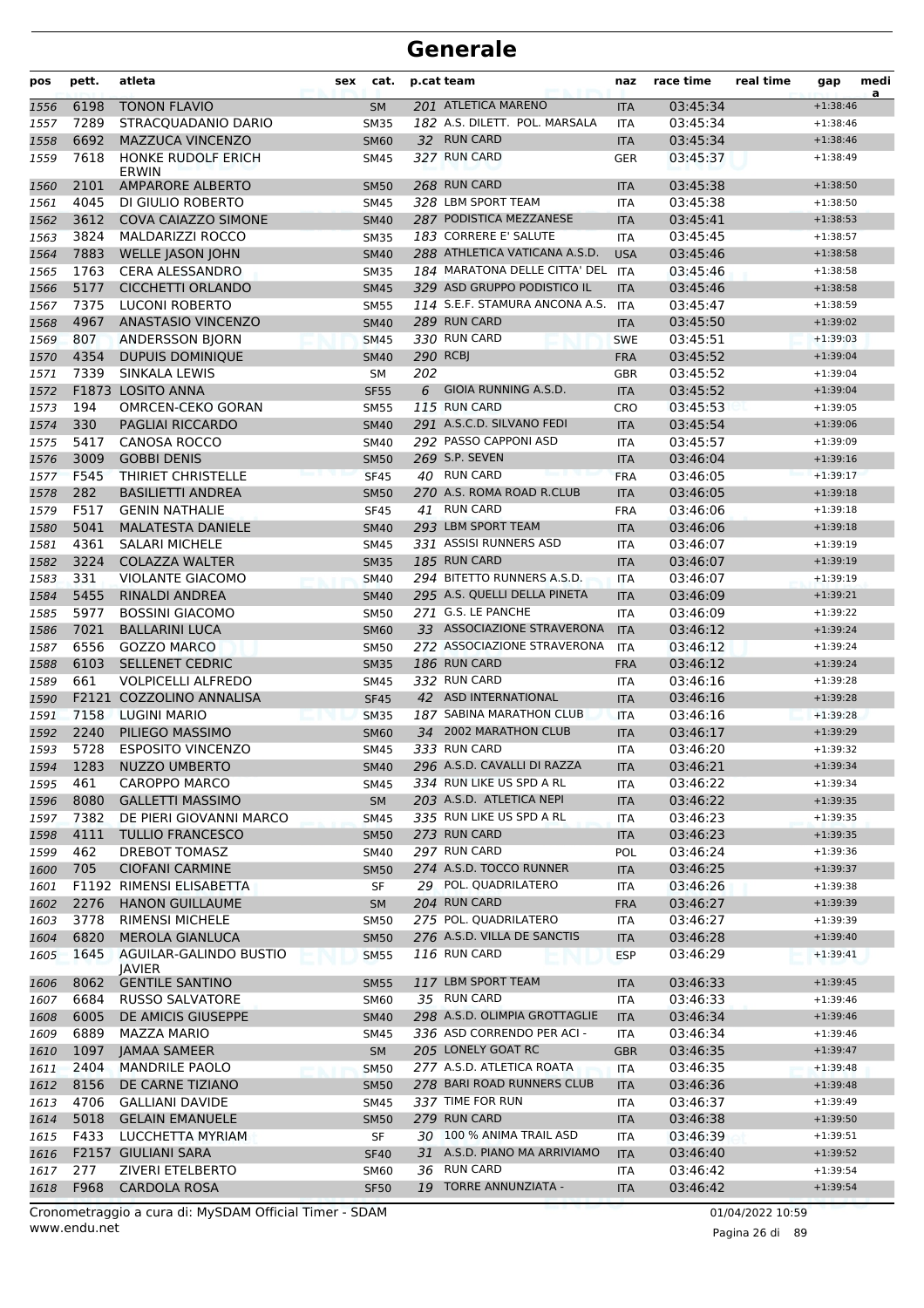# Generale

| pos | pett. | atleta | sex | cat. | p.cat | team | naz | race time | real time | gap | medi a |
|---|---|---|---|---|---|---|---|---|---|---|---|
| 1556 | 6198 | TONON FLAVIO | | SM | 201 | ATLETICA MARENO | ITA | 03:45:34 | | +1:38:46 | |
| 1557 | 7289 | STRACQUADANIO DARIO | | SM35 | 182 | A.S. DILETT. POL. MARSALA | ITA | 03:45:34 | | +1:38:46 | |
| 1558 | 6692 | MAZZUCA VINCENZO | | SM60 | 32 | RUN CARD | ITA | 03:45:34 | | +1:38:46 | |
| 1559 | 7618 | HONKE RUDOLF ERICH ERWIN | | SM45 | 327 | RUN CARD | GER | 03:45:37 | | +1:38:49 | |
| 1560 | 2101 | AMPARORE ALBERTO | | SM50 | 268 | RUN CARD | ITA | 03:45:38 | | +1:38:50 | |
| 1561 | 4045 | DI GIULIO ROBERTO | | SM45 | 328 | LBM SPORT TEAM | ITA | 03:45:38 | | +1:38:50 | |
| 1562 | 3612 | COVA CAIAZZO SIMONE | | SM40 | 287 | PODISTICA MEZZANESE | ITA | 03:45:41 | | +1:38:53 | |
| 1563 | 3824 | MALDARIZZI ROCCO | | SM35 | 183 | CORRERE E' SALUTE | ITA | 03:45:45 | | +1:38:57 | |
| 1564 | 7883 | WELLE JASON JOHN | | SM40 | 288 | ATHLETICA VATICANA A.S.D. | USA | 03:45:46 | | +1:38:58 | |
| 1565 | 1763 | CERA ALESSANDRO | | SM35 | 184 | MARATONA DELLE CITTA' DEL | ITA | 03:45:46 | | +1:38:58 | |
| 1566 | 5177 | CICCHETTI ORLANDO | | SM45 | 329 | ASD GRUPPO PODISTICO IL | ITA | 03:45:46 | | +1:38:58 | |
| 1567 | 7375 | LUCONI ROBERTO | | SM55 | 114 | S.E.F. STAMURA ANCONA A.S. | ITA | 03:45:47 | | +1:38:59 | |
| 1568 | 4967 | ANASTASIO VINCENZO | | SM40 | 289 | RUN CARD | ITA | 03:45:50 | | +1:39:02 | |
| 1569 | 807 | ANDERSSON BJORN | | SM45 | 330 | RUN CARD | SWE | 03:45:51 | | +1:39:03 | |
| 1570 | 4354 | DUPUIS DOMINIQUE | | SM40 | 290 | RCBJ | FRA | 03:45:52 | | +1:39:04 | |
| 1571 | 7339 | SINKALA LEWIS | | SM | 202 | | GBR | 03:45:52 | | +1:39:04 | |
| 1572 | F1873 | LOSITO ANNA | | SF55 | 6 | GIOIA RUNNING A.S.D. | ITA | 03:45:52 | | +1:39:04 | |
| 1573 | 194 | OMRCEN-CEKO GORAN | | SM55 | 115 | RUN CARD | CRO | 03:45:53 | | +1:39:05 | |
| 1574 | 330 | PAGLIAI RICCARDO | | SM40 | 291 | A.S.C.D. SILVANO FEDI | ITA | 03:45:54 | | +1:39:06 | |
| 1575 | 5417 | CANOSA ROCCO | | SM40 | 292 | PASSO CAPPONI ASD | ITA | 03:45:57 | | +1:39:09 | |
| 1576 | 3009 | GOBBI DENIS | | SM50 | 269 | S.P. SEVEN | ITA | 03:46:04 | | +1:39:16 | |
| 1577 | F545 | THIRIET CHRISTELLE | | SF45 | 40 | RUN CARD | FRA | 03:46:05 | | +1:39:17 | |
| 1578 | 282 | BASILIETTI ANDREA | | SM50 | 270 | A.S. ROMA ROAD R.CLUB | ITA | 03:46:05 | | +1:39:18 | |
| 1579 | F517 | GENIN NATHALIE | | SF45 | 41 | RUN CARD | FRA | 03:46:06 | | +1:39:18 | |
| 1580 | 5041 | MALATESTA DANIELE | | SM40 | 293 | LBM SPORT TEAM | ITA | 03:46:06 | | +1:39:18 | |
| 1581 | 4361 | SALARI MICHELE | | SM45 | 331 | ASSISI RUNNERS ASD | ITA | 03:46:07 | | +1:39:19 | |
| 1582 | 3224 | COLAZZA WALTER | | SM35 | 185 | RUN CARD | ITA | 03:46:07 | | +1:39:19 | |
| 1583 | 331 | VIOLANTE GIACOMO | | SM40 | 294 | BITETTO RUNNERS A.S.D. | ITA | 03:46:07 | | +1:39:19 | |
| 1584 | 5455 | RINALDI ANDREA | | SM40 | 295 | A.S. QUELLI DELLA PINETA | ITA | 03:46:09 | | +1:39:21 | |
| 1585 | 5977 | BOSSINI GIACOMO | | SM50 | 271 | G.S. LE PANCHE | ITA | 03:46:09 | | +1:39:22 | |
| 1586 | 7021 | BALLARINI LUCA | | SM60 | 33 | ASSOCIAZIONE STRAVERONA | ITA | 03:46:12 | | +1:39:24 | |
| 1587 | 6556 | GOZZO MARCO | | SM50 | 272 | ASSOCIAZIONE STRAVERONA | ITA | 03:46:12 | | +1:39:24 | |
| 1588 | 6103 | SELLENET CEDRIC | | SM35 | 186 | RUN CARD | FRA | 03:46:12 | | +1:39:24 | |
| 1589 | 661 | VOLPICELLI ALFREDO | | SM45 | 332 | RUN CARD | ITA | 03:46:16 | | +1:39:28 | |
| 1590 | F2121 | COZZOLINO ANNALISA | | SF45 | 42 | ASD INTERNATIONAL | ITA | 03:46:16 | | +1:39:28 | |
| 1591 | 7158 | LUGINI MARIO | | SM35 | 187 | SABINA MARATHON CLUB | ITA | 03:46:16 | | +1:39:28 | |
| 1592 | 2240 | PILIEGO MASSIMO | | SM60 | 34 | 2002 MARATHON CLUB | ITA | 03:46:17 | | +1:39:29 | |
| 1593 | 5728 | ESPOSITO VINCENZO | | SM45 | 333 | RUN CARD | ITA | 03:46:20 | | +1:39:32 | |
| 1594 | 1283 | NUZZO UMBERTO | | SM40 | 296 | A.S.D. CAVALLI DI RAZZA | ITA | 03:46:21 | | +1:39:34 | |
| 1595 | 461 | CAROPPO MARCO | | SM45 | 334 | RUN LIKE US SPD A RL | ITA | 03:46:22 | | +1:39:34 | |
| 1596 | 8080 | GALLETTI MASSIMO | | SM | 203 | A.S.D. ATLETICA NEPI | ITA | 03:46:22 | | +1:39:35 | |
| 1597 | 7382 | DE PIERI GIOVANNI MARCO | | SM45 | 335 | RUN LIKE US SPD A RL | ITA | 03:46:23 | | +1:39:35 | |
| 1598 | 4111 | TULLIO FRANCESCO | | SM50 | 273 | RUN CARD | ITA | 03:46:23 | | +1:39:35 | |
| 1599 | 462 | DREBOT TOMASZ | | SM40 | 297 | RUN CARD | POL | 03:46:24 | | +1:39:36 | |
| 1600 | 705 | CIOFANI CARMINE | | SM50 | 274 | A.S.D. TOCCO RUNNER | ITA | 03:46:25 | | +1:39:37 | |
| 1601 | F1192 | RIMENSI ELISABETTA | | SF | 29 | POL. QUADRILATERO | ITA | 03:46:26 | | +1:39:38 | |
| 1602 | 2276 | HANON GUILLAUME | | SM | 204 | RUN CARD | FRA | 03:46:27 | | +1:39:39 | |
| 1603 | 3778 | RIMENSI MICHELE | | SM50 | 275 | POL. QUADRILATERO | ITA | 03:46:27 | | +1:39:39 | |
| 1604 | 6820 | MEROLA GIANLUCA | | SM50 | 276 | A.S.D. VILLA DE SANCTIS | ITA | 03:46:28 | | +1:39:40 | |
| 1605 | 1645 | AGUILAR-GALINDO BUSTIO JAVIER | | SM55 | 116 | RUN CARD | ESP | 03:46:29 | | +1:39:41 | |
| 1606 | 8062 | GENTILE SANTINO | | SM55 | 117 | LBM SPORT TEAM | ITA | 03:46:33 | | +1:39:45 | |
| 1607 | 6684 | RUSSO SALVATORE | | SM60 | 35 | RUN CARD | ITA | 03:46:33 | | +1:39:46 | |
| 1608 | 6005 | DE AMICIS GIUSEPPE | | SM40 | 298 | A.S.D. OLIMPIA GROTTAGLIE | ITA | 03:46:34 | | +1:39:46 | |
| 1609 | 6889 | MAZZA MARIO | | SM45 | 336 | ASD CORRENDO PER ACI - | ITA | 03:46:34 | | +1:39:46 | |
| 1610 | 1097 | JAMAA SAMEER | | SM | 205 | LONELY GOAT RC | GBR | 03:46:35 | | +1:39:47 | |
| 1611 | 2404 | MANDRILE PAOLO | | SM50 | 277 | A.S.D. ATLETICA ROATA | ITA | 03:46:35 | | +1:39:48 | |
| 1612 | 8156 | DE CARNE TIZIANO | | SM50 | 278 | BARI ROAD RUNNERS CLUB | ITA | 03:46:36 | | +1:39:48 | |
| 1613 | 4706 | GALLIANI DAVIDE | | SM45 | 337 | TIME FOR RUN | ITA | 03:46:37 | | +1:39:49 | |
| 1614 | 5018 | GELAIN EMANUELE | | SM50 | 279 | RUN CARD | ITA | 03:46:38 | | +1:39:50 | |
| 1615 | F433 | LUCCHETTA MYRIAM | | SF | 30 | 100 % ANIMA TRAIL ASD | ITA | 03:46:39 | | +1:39:51 | |
| 1616 | F2157 | GIULIANI SARA | | SF40 | 31 | A.S.D. PIANO MA ARRIVIAMO | ITA | 03:46:40 | | +1:39:52 | |
| 1617 | 277 | ZIVERI ETELBERTO | | SM60 | 36 | RUN CARD | ITA | 03:46:42 | | +1:39:54 | |
| 1618 | F968 | CARDOLA ROSA | | SF50 | 19 | TORRE ANNUNZIATA - | ITA | 03:46:42 | | +1:39:54 | |

Cronometraggio a cura di: MySDAM Official Timer - SDAM
www.endu.net

01/04/2022 10:59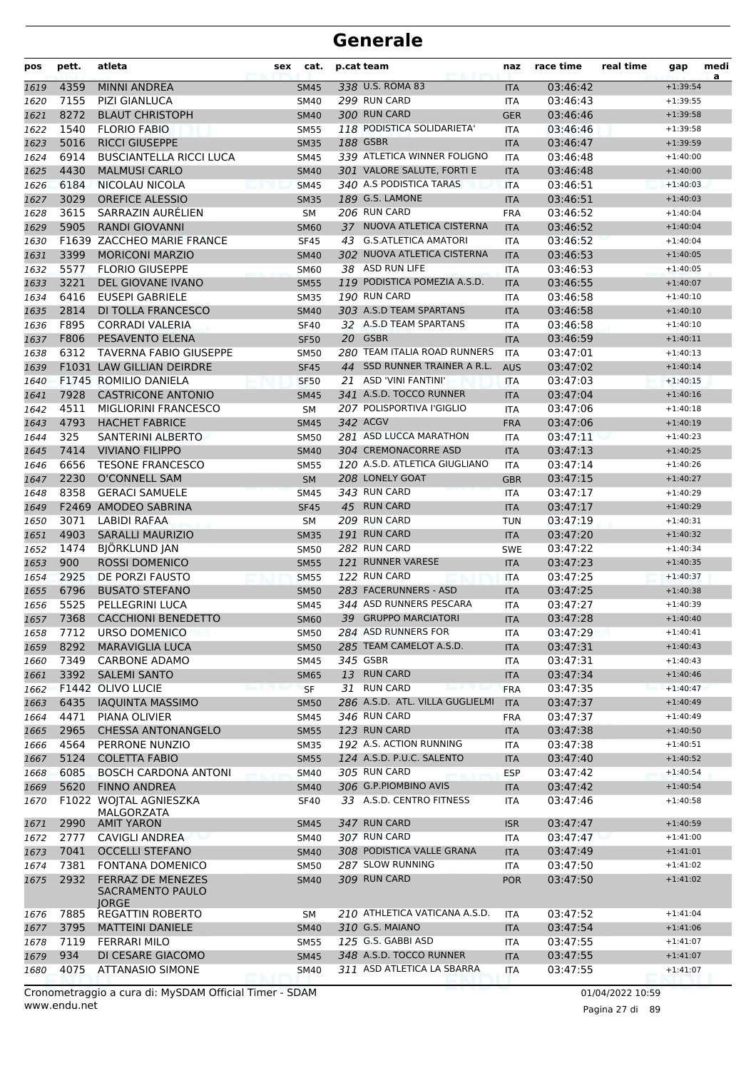# Generale

| pos | pett. | atleta | sex | cat. | p.cat | team | naz | race time | real time | gap | medi a |
|---|---|---|---|---|---|---|---|---|---|---|---|
| 1619 | 4359 | MINNI ANDREA | | SM45 | 338 | U.S. ROMA 83 | ITA | 03:46:42 | | +1:39:54 | |
| 1620 | 7155 | PIZI GIANLUCA | | SM40 | 299 | RUN CARD | ITA | 03:46:43 | | +1:39:55 | |
| 1621 | 8272 | BLAUT CHRISTOPH | | SM40 | 300 | RUN CARD | GER | 03:46:46 | | +1:39:58 | |
| 1622 | 1540 | FLORIO FABIO | | SM55 | 118 | PODISTICA SOLIDARIETA' | ITA | 03:46:46 | | +1:39:58 | |
| 1623 | 5016 | RICCI GIUSEPPE | | SM35 | 188 | GSBR | ITA | 03:46:47 | | +1:39:59 | |
| 1624 | 6914 | BUSCIANTELLA RICCI LUCA | | SM45 | 339 | ATLETICA WINNER FOLIGNO | ITA | 03:46:48 | | +1:40:00 | |
| 1625 | 4430 | MALMUSI CARLO | | SM40 | 301 | VALORE SALUTE, FORTI E | ITA | 03:46:48 | | +1:40:00 | |
| 1626 | 6184 | NICOLAU NICOLA | | SM45 | 340 | A.S PODISTICA TARAS | ITA | 03:46:51 | | +1:40:03 | |
| 1627 | 3029 | OREFICE ALESSIO | | SM35 | 189 | G.S. LAMONE | ITA | 03:46:51 | | +1:40:03 | |
| 1628 | 3615 | SARRAZIN AURÉLIEN | | SM | 206 | RUN CARD | FRA | 03:46:52 | | +1:40:04 | |
| 1629 | 5905 | RANDI GIOVANNI | | SM60 | 37 | NUOVA ATLETICA CISTERNA | ITA | 03:46:52 | | +1:40:04 | |
| 1630 | F1639 | ZACCHEO MARIE FRANCE | | SF45 | 43 | G.S.ATLETICA AMATORI | ITA | 03:46:52 | | +1:40:04 | |
| 1631 | 3399 | MORICONI MARZIO | | SM40 | 302 | NUOVA ATLETICA CISTERNA | ITA | 03:46:53 | | +1:40:05 | |
| 1632 | 5577 | FLORIO GIUSEPPE | | SM60 | 38 | ASD RUN LIFE | ITA | 03:46:53 | | +1:40:05 | |
| 1633 | 3221 | DEL GIOVANE IVANO | | SM55 | 119 | PODISTICA POMEZIA A.S.D. | ITA | 03:46:55 | | +1:40:07 | |
| 1634 | 6416 | EUSEPI GABRIELE | | SM35 | 190 | RUN CARD | ITA | 03:46:58 | | +1:40:10 | |
| 1635 | 2814 | DI TOLLA FRANCESCO | | SM40 | 303 | A.S.D TEAM SPARTANS | ITA | 03:46:58 | | +1:40:10 | |
| 1636 | F895 | CORRADI VALERIA | | SF40 | 32 | A.S.D TEAM SPARTANS | ITA | 03:46:58 | | +1:40:10 | |
| 1637 | F806 | PESAVENTO ELENA | | SF50 | 20 | GSBR | ITA | 03:46:59 | | +1:40:11 | |
| 1638 | 6312 | TAVERNA FABIO GIUSEPPE | | SM50 | 280 | TEAM ITALIA ROAD RUNNERS | ITA | 03:47:01 | | +1:40:13 | |
| 1639 | F1031 | LAW GILLIAN DEIRDRE | | SF45 | 44 | SSD RUNNER TRAINER A R.L. | AUS | 03:47:02 | | +1:40:14 | |
| 1640 | F1745 | ROMILIO DANIELA | | SF50 | 21 | ASD 'VINI FANTINI' | ITA | 03:47:03 | | +1:40:15 | |
| 1641 | 7928 | CASTRICONE ANTONIO | | SM45 | 341 | A.S.D. TOCCO RUNNER | ITA | 03:47:04 | | +1:40:16 | |
| 1642 | 4511 | MIGLIORINI FRANCESCO | | SM | 207 | POLISPORTIVA I'GIGLIO | ITA | 03:47:06 | | +1:40:18 | |
| 1643 | 4793 | HACHET FABRICE | | SM45 | 342 | ACGV | FRA | 03:47:06 | | +1:40:19 | |
| 1644 | 325 | SANTERINI ALBERTO | | SM50 | 281 | ASD LUCCA MARATHON | ITA | 03:47:11 | | +1:40:23 | |
| 1645 | 7414 | VIVIANO FILIPPO | | SM40 | 304 | CREMONACORRE ASD | ITA | 03:47:13 | | +1:40:25 | |
| 1646 | 6656 | TESONE FRANCESCO | | SM55 | 120 | A.S.D. ATLETICA GIUGLIANO | ITA | 03:47:14 | | +1:40:26 | |
| 1647 | 2230 | O'CONNELL SAM | | SM | 208 | LONELY GOAT | GBR | 03:47:15 | | +1:40:27 | |
| 1648 | 8358 | GERACI SAMUELE | | SM45 | 343 | RUN CARD | ITA | 03:47:17 | | +1:40:29 | |
| 1649 | F2469 | AMODEO SABRINA | | SF45 | 45 | RUN CARD | ITA | 03:47:17 | | +1:40:29 | |
| 1650 | 3071 | LABIDI RAFAA | | SM | 209 | RUN CARD | TUN | 03:47:19 | | +1:40:31 | |
| 1651 | 4903 | SARALLI MAURIZIO | | SM35 | 191 | RUN CARD | ITA | 03:47:20 | | +1:40:32 | |
| 1652 | 1474 | BJÖRKLUND JAN | | SM50 | 282 | RUN CARD | SWE | 03:47:22 | | +1:40:34 | |
| 1653 | 900 | ROSSI DOMENICO | | SM55 | 121 | RUNNER VARESE | ITA | 03:47:23 | | +1:40:35 | |
| 1654 | 2925 | DE PORZI FAUSTO | | SM55 | 122 | RUN CARD | ITA | 03:47:25 | | +1:40:37 | |
| 1655 | 6796 | BUSATO STEFANO | | SM50 | 283 | FACERUNNERS - ASD | ITA | 03:47:25 | | +1:40:38 | |
| 1656 | 5525 | PELLEGRINI LUCA | | SM45 | 344 | ASD RUNNERS PESCARA | ITA | 03:47:27 | | +1:40:39 | |
| 1657 | 7368 | CACCHIONI BENEDETTO | | SM60 | 39 | GRUPPO MARCIATORI | ITA | 03:47:28 | | +1:40:40 | |
| 1658 | 7712 | URSO DOMENICO | | SM50 | 284 | ASD RUNNERS FOR | ITA | 03:47:29 | | +1:40:41 | |
| 1659 | 8292 | MARAVIGLIA LUCA | | SM50 | 285 | TEAM CAMELOT A.S.D. | ITA | 03:47:31 | | +1:40:43 | |
| 1660 | 7349 | CARBONE ADAMO | | SM45 | 345 | GSBR | ITA | 03:47:31 | | +1:40:43 | |
| 1661 | 3392 | SALEMI SANTO | | SM65 | 13 | RUN CARD | ITA | 03:47:34 | | +1:40:46 | |
| 1662 | F1442 | OLIVO LUCIE | | SF | 31 | RUN CARD | FRA | 03:47:35 | | +1:40:47 | |
| 1663 | 6435 | IAQUINTA MASSIMO | | SM50 | 286 | A.S.D. ATL. VILLA GUGLIELMI | ITA | 03:47:37 | | +1:40:49 | |
| 1664 | 4471 | PIANA OLIVIER | | SM45 | 346 | RUN CARD | FRA | 03:47:37 | | +1:40:49 | |
| 1665 | 2965 | CHESSA ANTONANGELO | | SM55 | 123 | RUN CARD | ITA | 03:47:38 | | +1:40:50 | |
| 1666 | 4564 | PERRONE NUNZIO | | SM35 | 192 | A.S. ACTION RUNNING | ITA | 03:47:38 | | +1:40:51 | |
| 1667 | 5124 | COLETTA FABIO | | SM55 | 124 | A.S.D. P.U.C. SALENTO | ITA | 03:47:40 | | +1:40:52 | |
| 1668 | 6085 | BOSCH CARDONA ANTONI | | SM40 | 305 | RUN CARD | ESP | 03:47:42 | | +1:40:54 | |
| 1669 | 5620 | FINNO ANDREA | | SM40 | 306 | G.P.PIOMBINO AVIS | ITA | 03:47:42 | | +1:40:54 | |
| 1670 | F1022 | WOJTAL AGNIESZKA MALGORZATA | | SF40 | 33 | A.S.D. CENTRO FITNESS | ITA | 03:47:46 | | +1:40:58 | |
| 1671 | 2990 | AMIT YARON | | SM45 | 347 | RUN CARD | ISR | 03:47:47 | | +1:40:59 | |
| 1672 | 2777 | CAVIGLI ANDREA | | SM40 | 307 | RUN CARD | ITA | 03:47:47 | | +1:41:00 | |
| 1673 | 7041 | OCCELLI STEFANO | | SM40 | 308 | PODISTICA VALLE GRANA | ITA | 03:47:49 | | +1:41:01 | |
| 1674 | 7381 | FONTANA DOMENICO | | SM50 | 287 | SLOW RUNNING | ITA | 03:47:50 | | +1:41:02 | |
| 1675 | 2932 | FERRAZ DE MENEZES SACRAMENTO PAULO JORGE | | SM40 | 309 | RUN CARD | POR | 03:47:50 | | +1:41:02 | |
| 1676 | 7885 | REGATTIN ROBERTO | | SM | 210 | ATHLETICA VATICANA A.S.D. | ITA | 03:47:52 | | +1:41:04 | |
| 1677 | 3795 | MATTEINI DANIELE | | SM40 | 310 | G.S. MAIANO | ITA | 03:47:54 | | +1:41:06 | |
| 1678 | 7119 | FERRARI MILO | | SM55 | 125 | G.S. GABBI ASD | ITA | 03:47:55 | | +1:41:07 | |
| 1679 | 934 | DI CESARE GIACOMO | | SM45 | 348 | A.S.D. TOCCO RUNNER | ITA | 03:47:55 | | +1:41:07 | |
| 1680 | 4075 | ATTANASIO SIMONE | | SM40 | 311 | ASD ATLETICA LA SBARRA | ITA | 03:47:55 | | +1:41:07 | |

Cronometraggio a cura di: MySDAM Official Timer - SDAM
www.endu.net

01/04/2022 10:59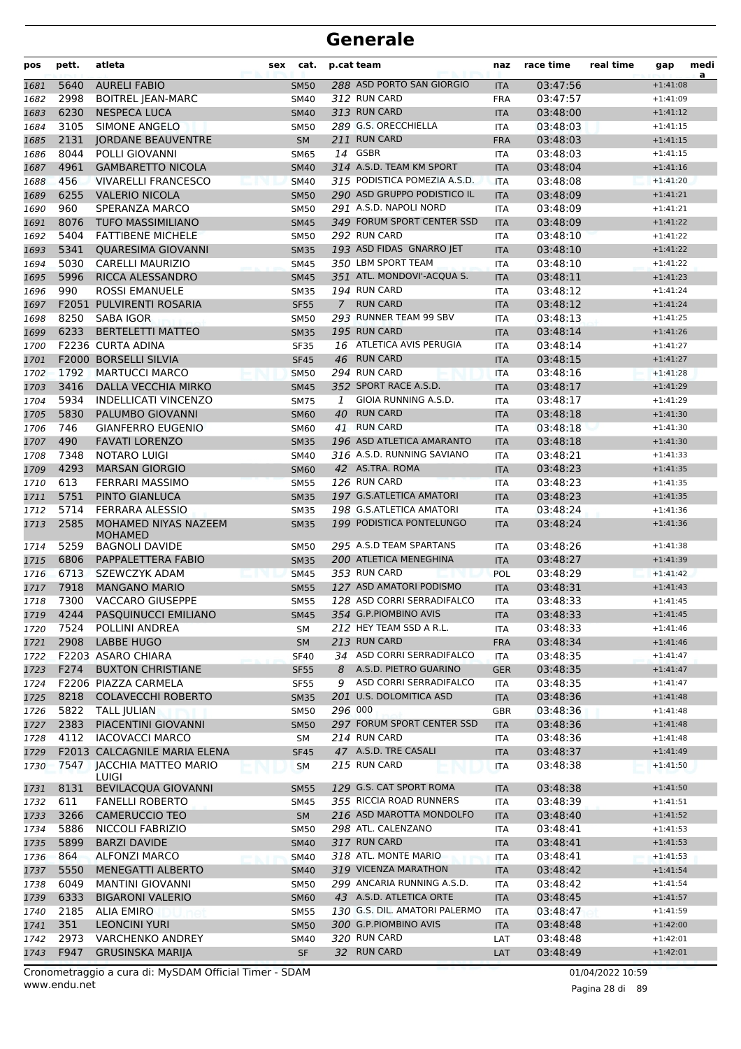# Generale

| pos | pett. | atleta | sex | cat. | p.cat | team | naz | race time | real time | gap | medi a |
|---|---|---|---|---|---|---|---|---|---|---|---|
| 1681 | 5640 | AURELI FABIO | | SM50 | 288 | ASD PORTO SAN GIORGIO | ITA | 03:47:56 | | +1:41:08 | |
| 1682 | 2998 | BOITREL JEAN-MARC | | SM40 | 312 | RUN CARD | FRA | 03:47:57 | | +1:41:09 | |
| 1683 | 6230 | NESPECA LUCA | | SM40 | 313 | RUN CARD | ITA | 03:48:00 | | +1:41:12 | |
| 1684 | 3105 | SIMONE ANGELO | | SM50 | 289 | G.S. ORECCHIELLA | ITA | 03:48:03 | | +1:41:15 | |
| 1685 | 2131 | JORDANE BEAUVENTRE | | SM | 211 | RUN CARD | FRA | 03:48:03 | | +1:41:15 | |
| 1686 | 8044 | POLLI GIOVANNI | | SM65 | 14 | GSBR | ITA | 03:48:03 | | +1:41:15 | |
| 1687 | 4961 | GAMBARETTO NICOLA | | SM40 | 314 | A.S.D. TEAM KM SPORT | ITA | 03:48:04 | | +1:41:16 | |
| 1688 | 456 | VIVARELLI FRANCESCO | | SM40 | 315 | PODISTICA POMEZIA A.S.D. | ITA | 03:48:08 | | +1:41:20 | |
| 1689 | 6255 | VALERIO NICOLA | | SM50 | 290 | ASD GRUPPO PODISTICO IL | ITA | 03:48:09 | | +1:41:21 | |
| 1690 | 960 | SPERANZA MARCO | | SM50 | 291 | A.S.D. NAPOLI NORD | ITA | 03:48:09 | | +1:41:21 | |
| 1691 | 8076 | TUFO MASSIMILIANO | | SM45 | 349 | FORUM SPORT CENTER SSD | ITA | 03:48:09 | | +1:41:22 | |
| 1692 | 5404 | FATTIBENE MICHELE | | SM50 | 292 | RUN CARD | ITA | 03:48:10 | | +1:41:22 | |
| 1693 | 5341 | QUARESIMA GIOVANNI | | SM35 | 193 | ASD FIDAS GNARRO JET | ITA | 03:48:10 | | +1:41:22 | |
| 1694 | 5030 | CARELLI MAURIZIO | | SM45 | 350 | LBM SPORT TEAM | ITA | 03:48:10 | | +1:41:22 | |
| 1695 | 5996 | RICCA ALESSANDRO | | SM45 | 351 | ATL. MONDOVI'-ACQUA S. | ITA | 03:48:11 | | +1:41:23 | |
| 1696 | 990 | ROSSI EMANUELE | | SM35 | 194 | RUN CARD | ITA | 03:48:12 | | +1:41:24 | |
| 1697 | F2051 | PULVIRENTI ROSARIA | | SF55 | 7 | RUN CARD | ITA | 03:48:12 | | +1:41:24 | |
| 1698 | 8250 | SABA IGOR | | SM50 | 293 | RUNNER TEAM 99 SBV | ITA | 03:48:13 | | +1:41:25 | |
| 1699 | 6233 | BERTELETTI MATTEO | | SM35 | 195 | RUN CARD | ITA | 03:48:14 | | +1:41:26 | |
| 1700 | F2236 | CURTA ADINA | | SF35 | 16 | ATLETICA AVIS PERUGIA | ITA | 03:48:14 | | +1:41:27 | |
| 1701 | F2000 | BORSELLI SILVIA | | SF45 | 46 | RUN CARD | ITA | 03:48:15 | | +1:41:27 | |
| 1702 | 1792 | MARTUCCI MARCO | | SM50 | 294 | RUN CARD | ITA | 03:48:16 | | +1:41:28 | |
| 1703 | 3416 | DALLA VECCHIA MIRKO | | SM45 | 352 | SPORT RACE A.S.D. | ITA | 03:48:17 | | +1:41:29 | |
| 1704 | 5934 | INDELLICATI VINCENZO | | SM75 | 1 | GIOIA RUNNING A.S.D. | ITA | 03:48:17 | | +1:41:29 | |
| 1705 | 5830 | PALUMBO GIOVANNI | | SM60 | 40 | RUN CARD | ITA | 03:48:18 | | +1:41:30 | |
| 1706 | 746 | GIANFERRO EUGENIO | | SM60 | 41 | RUN CARD | ITA | 03:48:18 | | +1:41:30 | |
| 1707 | 490 | FAVATI LORENZO | | SM35 | 196 | ASD ATLETICA AMARANTO | ITA | 03:48:18 | | +1:41:30 | |
| 1708 | 7348 | NOTARO LUIGI | | SM40 | 316 | A.S.D. RUNNING SAVIANO | ITA | 03:48:21 | | +1:41:33 | |
| 1709 | 4293 | MARSAN GIORGIO | | SM60 | 42 | AS.TRA. ROMA | ITA | 03:48:23 | | +1:41:35 | |
| 1710 | 613 | FERRARI MASSIMO | | SM55 | 126 | RUN CARD | ITA | 03:48:23 | | +1:41:35 | |
| 1711 | 5751 | PINTO GIANLUCA | | SM35 | 197 | G.S.ATLETICA AMATORI | ITA | 03:48:23 | | +1:41:35 | |
| 1712 | 5714 | FERRARA ALESSIO | | SM35 | 198 | G.S.ATLETICA AMATORI | ITA | 03:48:24 | | +1:41:36 | |
| 1713 | 2585 | MOHAMED NIYAS NAZEEM MOHAMED | | SM35 | 199 | PODISTICA PONTELUNGO | ITA | 03:48:24 | | +1:41:36 | |
| 1714 | 5259 | BAGNOLI DAVIDE | | SM50 | 295 | A.S.D TEAM SPARTANS | ITA | 03:48:26 | | +1:41:38 | |
| 1715 | 6806 | PAPPALETTERA FABIO | | SM35 | 200 | ATLETICA MENEGHINA | ITA | 03:48:27 | | +1:41:39 | |
| 1716 | 6713 | SZEWCZYK ADAM | | SM45 | 353 | RUN CARD | POL | 03:48:29 | | +1:41:42 | |
| 1717 | 7918 | MANGANO MARIO | | SM55 | 127 | ASD AMATORI PODISMO | ITA | 03:48:31 | | +1:41:43 | |
| 1718 | 7300 | VACCARO GIUSEPPE | | SM55 | 128 | ASD CORRI SERRADIFALCO | ITA | 03:48:33 | | +1:41:45 | |
| 1719 | 4244 | PASQUINUCCI EMILIANO | | SM45 | 354 | G.P.PIOMBINO AVIS | ITA | 03:48:33 | | +1:41:45 | |
| 1720 | 7524 | POLLINI ANDREA | | SM | 212 | HEY TEAM SSD A R.L. | ITA | 03:48:33 | | +1:41:46 | |
| 1721 | 2908 | LABBE HUGO | | SM | 213 | RUN CARD | FRA | 03:48:34 | | +1:41:46 | |
| 1722 | F2203 | ASARO CHIARA | | SF40 | 34 | ASD CORRI SERRADIFALCO | ITA | 03:48:35 | | +1:41:47 | |
| 1723 | F274 | BUXTON CHRISTIANE | | SF55 | 8 | A.S.D. PIETRO GUARINO | GER | 03:48:35 | | +1:41:47 | |
| 1724 | F2206 | PIAZZA CARMELA | | SF55 | 9 | ASD CORRI SERRADIFALCO | ITA | 03:48:35 | | +1:41:47 | |
| 1725 | 8218 | COLAVECCHI ROBERTO | | SM35 | 201 | U.S. DOLOMITICA ASD | ITA | 03:48:36 | | +1:41:48 | |
| 1726 | 5822 | TALL JULIAN | | SM50 | 296 | 000 | GBR | 03:48:36 | | +1:41:48 | |
| 1727 | 2383 | PIACENTINI GIOVANNI | | SM50 | 297 | FORUM SPORT CENTER SSD | ITA | 03:48:36 | | +1:41:48 | |
| 1728 | 4112 | IACOVACCI MARCO | | SM | 214 | RUN CARD | ITA | 03:48:36 | | +1:41:48 | |
| 1729 | F2013 | CALCAGNILE MARIA ELENA | | SF45 | 47 | A.S.D. TRE CASALI | ITA | 03:48:37 | | +1:41:49 | |
| 1730 | 7547 | JACCHIA MATTEO MARIO LUIGI | | SM | 215 | RUN CARD | ITA | 03:48:38 | | +1:41:50 | |
| 1731 | 8131 | BEVILACQUA GIOVANNI | | SM55 | 129 | G.S. CAT SPORT ROMA | ITA | 03:48:38 | | +1:41:50 | |
| 1732 | 611 | FANELLI ROBERTO | | SM45 | 355 | RICCIA ROAD RUNNERS | ITA | 03:48:39 | | +1:41:51 | |
| 1733 | 3266 | CAMERUCCIO TEO | | SM | 216 | ASD MAROTTA MONDOLFO | ITA | 03:48:40 | | +1:41:52 | |
| 1734 | 5886 | NICCOLI FABRIZIO | | SM50 | 298 | ATL. CALENZANO | ITA | 03:48:41 | | +1:41:53 | |
| 1735 | 5899 | BARZI DAVIDE | | SM40 | 317 | RUN CARD | ITA | 03:48:41 | | +1:41:53 | |
| 1736 | 864 | ALFONZI MARCO | | SM40 | 318 | ATL. MONTE MARIO | ITA | 03:48:41 | | +1:41:53 | |
| 1737 | 5550 | MENEGATTI ALBERTO | | SM40 | 319 | VICENZA MARATHON | ITA | 03:48:42 | | +1:41:54 | |
| 1738 | 6049 | MANTINI GIOVANNI | | SM50 | 299 | ANCARIA RUNNING A.S.D. | ITA | 03:48:42 | | +1:41:54 | |
| 1739 | 6333 | BIGARONI VALERIO | | SM60 | 43 | A.S.D. ATLETICA ORTE | ITA | 03:48:45 | | +1:41:57 | |
| 1740 | 2185 | ALIA EMIRO | | SM55 | 130 | G.S. DIL. AMATORI PALERMO | ITA | 03:48:47 | | +1:41:59 | |
| 1741 | 351 | LEONCINI YURI | | SM50 | 300 | G.P.PIOMBINO AVIS | ITA | 03:48:48 | | +1:42:00 | |
| 1742 | 2973 | VARCHENKO ANDREY | | SM40 | 320 | RUN CARD | LAT | 03:48:48 | | +1:42:01 | |
| 1743 | F947 | GRUSINSKA MARIJA | | SF | 32 | RUN CARD | LAT | 03:48:49 | | +1:42:01 | |

Cronometraggio a cura di: MySDAM Official Timer - SDAM
www.endu.net

01/04/2022 10:59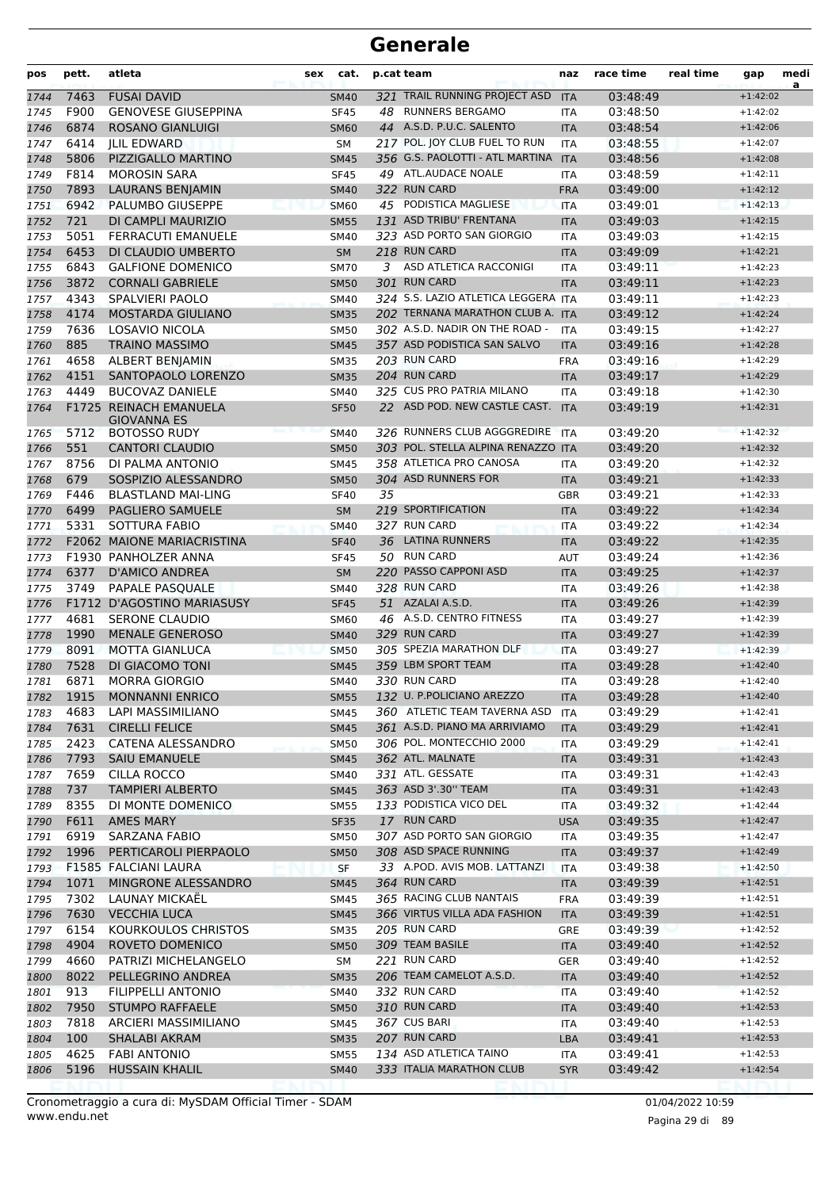# Generale

| pos | pett. | atleta | sex | cat. | p.cat | team | naz | race time | real time | gap | medi a |
|---|---|---|---|---|---|---|---|---|---|---|---|
| 1744 | 7463 | FUSAI DAVID | | SM40 | 321 | TRAIL RUNNING PROJECT ASD | ITA | 03:48:49 | | +1:42:02 | |
| 1745 | F900 | GENOVESE GIUSEPPINA | | SF45 | 48 | RUNNERS BERGAMO | ITA | 03:48:50 | | +1:42:02 | |
| 1746 | 6874 | ROSANO GIANLUIGI | | SM60 | 44 | A.S.D. P.U.C. SALENTO | ITA | 03:48:54 | | +1:42:06 | |
| 1747 | 6414 | JLIL EDWARD | | SM | 217 | POL. JOY CLUB FUEL TO RUN | ITA | 03:48:55 | | +1:42:07 | |
| 1748 | 5806 | PIZZIGALLO MARTINO | | SM45 | 356 | G.S. PAOLOTTI - ATL MARTINA | ITA | 03:48:56 | | +1:42:08 | |
| 1749 | F814 | MOROSIN SARA | | SF45 | 49 | ATL.AUDACE NOALE | ITA | 03:48:59 | | +1:42:11 | |
| 1750 | 7893 | LAURANS BENJAMIN | | SM40 | 322 | RUN CARD | FRA | 03:49:00 | | +1:42:12 | |
| 1751 | 6942 | PALUMBO GIUSEPPE | | SM60 | 45 | PODISTICA MAGLIESE | ITA | 03:49:01 | | +1:42:13 | |
| 1752 | 721 | DI CAMPLI MAURIZIO | | SM55 | 131 | ASD TRIBU' FRENTANA | ITA | 03:49:03 | | +1:42:15 | |
| 1753 | 5051 | FERRACUTI EMANUELE | | SM40 | 323 | ASD PORTO SAN GIORGIO | ITA | 03:49:03 | | +1:42:15 | |
| 1754 | 6453 | DI CLAUDIO UMBERTO | | SM | 218 | RUN CARD | ITA | 03:49:09 | | +1:42:21 | |
| 1755 | 6843 | GALFIONE DOMENICO | | SM70 | 3 | ASD ATLETICA RACCONIGI | ITA | 03:49:11 | | +1:42:23 | |
| 1756 | 3872 | CORNALI GABRIELE | | SM50 | 301 | RUN CARD | ITA | 03:49:11 | | +1:42:23 | |
| 1757 | 4343 | SPALVIERI PAOLO | | SM40 | 324 | S.S. LAZIO ATLETICA LEGGERA | ITA | 03:49:11 | | +1:42:23 | |
| 1758 | 4174 | MOSTARDA GIULIANO | | SM35 | 202 | TERNANA MARATHON CLUB A. | ITA | 03:49:12 | | +1:42:24 | |
| 1759 | 7636 | LOSAVIO NICOLA | | SM50 | 302 | A.S.D. NADIR ON THE ROAD - | ITA | 03:49:15 | | +1:42:27 | |
| 1760 | 885 | TRAINO MASSIMO | | SM45 | 357 | ASD PODISTICA SAN SALVO | ITA | 03:49:16 | | +1:42:28 | |
| 1761 | 4658 | ALBERT BENJAMIN | | SM35 | 203 | RUN CARD | FRA | 03:49:16 | | +1:42:29 | |
| 1762 | 4151 | SANTOPAOLO LORENZO | | SM35 | 204 | RUN CARD | ITA | 03:49:17 | | +1:42:29 | |
| 1763 | 4449 | BUCOVAZ DANIELE | | SM40 | 325 | CUS PRO PATRIA MILANO | ITA | 03:49:18 | | +1:42:30 | |
| 1764 | F1725 | REINACH EMANUELA GIOVANNA ES | | SF50 | 22 | ASD POD. NEW CASTLE CAST. | ITA | 03:49:19 | | +1:42:31 | |
| 1765 | 5712 | BOTOSSO RUDY | | SM40 | 326 | RUNNERS CLUB AGGGREDIRE | ITA | 03:49:20 | | +1:42:32 | |
| 1766 | 551 | CANTORI CLAUDIO | | SM50 | 303 | POL. STELLA ALPINA RENAZZO | ITA | 03:49:20 | | +1:42:32 | |
| 1767 | 8756 | DI PALMA ANTONIO | | SM45 | 358 | ATLETICA PRO CANOSA | ITA | 03:49:20 | | +1:42:32 | |
| 1768 | 679 | SOSPIZIO ALESSANDRO | | SM50 | 304 | ASD RUNNERS FOR | ITA | 03:49:21 | | +1:42:33 | |
| 1769 | F446 | BLASTLAND MAI-LING | | SF40 | 35 | | GBR | 03:49:21 | | +1:42:33 | |
| 1770 | 6499 | PAGLIERO SAMUELE | | SM | 219 | SPORTIFICATION | ITA | 03:49:22 | | +1:42:34 | |
| 1771 | 5331 | SOTTURA FABIO | | SM40 | 327 | RUN CARD | ITA | 03:49:22 | | +1:42:34 | |
| 1772 | F2062 | MAIONE MARIACRISTINA | | SF40 | 36 | LATINA RUNNERS | ITA | 03:49:22 | | +1:42:35 | |
| 1773 | F1930 | PANHOLZER ANNA | | SF45 | 50 | RUN CARD | AUT | 03:49:24 | | +1:42:36 | |
| 1774 | 6377 | D'AMICO ANDREA | | SM | 220 | PASSO CAPPONI ASD | ITA | 03:49:25 | | +1:42:37 | |
| 1775 | 3749 | PAPALE PASQUALE | | SM40 | 328 | RUN CARD | ITA | 03:49:26 | | +1:42:38 | |
| 1776 | F1712 | D'AGOSTINO MARIASUSY | | SF45 | 51 | AZALAI A.S.D. | ITA | 03:49:26 | | +1:42:39 | |
| 1777 | 4681 | SERONE CLAUDIO | | SM60 | 46 | A.S.D. CENTRO FITNESS | ITA | 03:49:27 | | +1:42:39 | |
| 1778 | 1990 | MENALE GENEROSO | | SM40 | 329 | RUN CARD | ITA | 03:49:27 | | +1:42:39 | |
| 1779 | 8091 | MOTTA GIANLUCA | | SM50 | 305 | SPEZIA MARATHON DLF | ITA | 03:49:27 | | +1:42:39 | |
| 1780 | 7528 | DI GIACOMO TONI | | SM45 | 359 | LBM SPORT TEAM | ITA | 03:49:28 | | +1:42:40 | |
| 1781 | 6871 | MORRA GIORGIO | | SM40 | 330 | RUN CARD | ITA | 03:49:28 | | +1:42:40 | |
| 1782 | 1915 | MONNANNI ENRICO | | SM55 | 132 | U. P.POLICIANO AREZZO | ITA | 03:49:28 | | +1:42:40 | |
| 1783 | 4683 | LAPI MASSIMILIANO | | SM45 | 360 | ATLETIC TEAM TAVERNA ASD | ITA | 03:49:29 | | +1:42:41 | |
| 1784 | 7631 | CIRELLI FELICE | | SM45 | 361 | A.S.D. PIANO MA ARRIVIAMO | ITA | 03:49:29 | | +1:42:41 | |
| 1785 | 2423 | CATENA ALESSANDRO | | SM50 | 306 | POL. MONTECCHIO 2000 | ITA | 03:49:29 | | +1:42:41 | |
| 1786 | 7793 | SAIU EMANUELE | | SM45 | 362 | ATL. MALNATE | ITA | 03:49:31 | | +1:42:43 | |
| 1787 | 7659 | CILLA ROCCO | | SM40 | 331 | ATL. GESSATE | ITA | 03:49:31 | | +1:42:43 | |
| 1788 | 737 | TAMPIERI ALBERTO | | SM45 | 363 | ASD 3'.30'' TEAM | ITA | 03:49:31 | | +1:42:43 | |
| 1789 | 8355 | DI MONTE DOMENICO | | SM55 | 133 | PODISTICA VICO DEL | ITA | 03:49:32 | | +1:42:44 | |
| 1790 | F611 | AMES MARY | | SF35 | 17 | RUN CARD | USA | 03:49:35 | | +1:42:47 | |
| 1791 | 6919 | SARZANA FABIO | | SM50 | 307 | ASD PORTO SAN GIORGIO | ITA | 03:49:35 | | +1:42:47 | |
| 1792 | 1996 | PERTICAROLI PIERPAOLO | | SM50 | 308 | ASD SPACE RUNNING | ITA | 03:49:37 | | +1:42:49 | |
| 1793 | F1585 | FALCIANI LAURA | | SF | 33 | A.POD. AVIS MOB. LATTANZI | ITA | 03:49:38 | | +1:42:50 | |
| 1794 | 1071 | MINGRONE ALESSANDRO | | SM45 | 364 | RUN CARD | ITA | 03:49:39 | | +1:42:51 | |
| 1795 | 7302 | LAUNAY MICKAËL | | SM45 | 365 | RACING CLUB NANTAIS | FRA | 03:49:39 | | +1:42:51 | |
| 1796 | 7630 | VECCHIA LUCA | | SM45 | 366 | VIRTUS VILLA ADA FASHION | ITA | 03:49:39 | | +1:42:51 | |
| 1797 | 6154 | KOURKOULOS CHRISTOS | | SM35 | 205 | RUN CARD | GRE | 03:49:39 | | +1:42:52 | |
| 1798 | 4904 | ROVETO DOMENICO | | SM50 | 309 | TEAM BASILE | ITA | 03:49:40 | | +1:42:52 | |
| 1799 | 4660 | PATRIZI MICHELANGELO | | SM | 221 | RUN CARD | GER | 03:49:40 | | +1:42:52 | |
| 1800 | 8022 | PELLEGRINO ANDREA | | SM35 | 206 | TEAM CAMELOT A.S.D. | ITA | 03:49:40 | | +1:42:52 | |
| 1801 | 913 | FILIPPELLI ANTONIO | | SM40 | 332 | RUN CARD | ITA | 03:49:40 | | +1:42:52 | |
| 1802 | 7950 | STUMPO RAFFAELE | | SM50 | 310 | RUN CARD | ITA | 03:49:40 | | +1:42:53 | |
| 1803 | 7818 | ARCIERI MASSIMILIANO | | SM45 | 367 | CUS BARI | ITA | 03:49:40 | | +1:42:53 | |
| 1804 | 100 | SHALABI AKRAM | | SM35 | 207 | RUN CARD | LBA | 03:49:41 | | +1:42:53 | |
| 1805 | 4625 | FABI ANTONIO | | SM55 | 134 | ASD ATLETICA TAINO | ITA | 03:49:41 | | +1:42:53 | |
| 1806 | 5196 | HUSSAIN KHALIL | | SM40 | 333 | ITALIA MARATHON CLUB | SYR | 03:49:42 | | +1:42:54 | |

Cronometraggio a cura di: MySDAM Official Timer - SDAM
www.endu.net

01/04/2022 10:59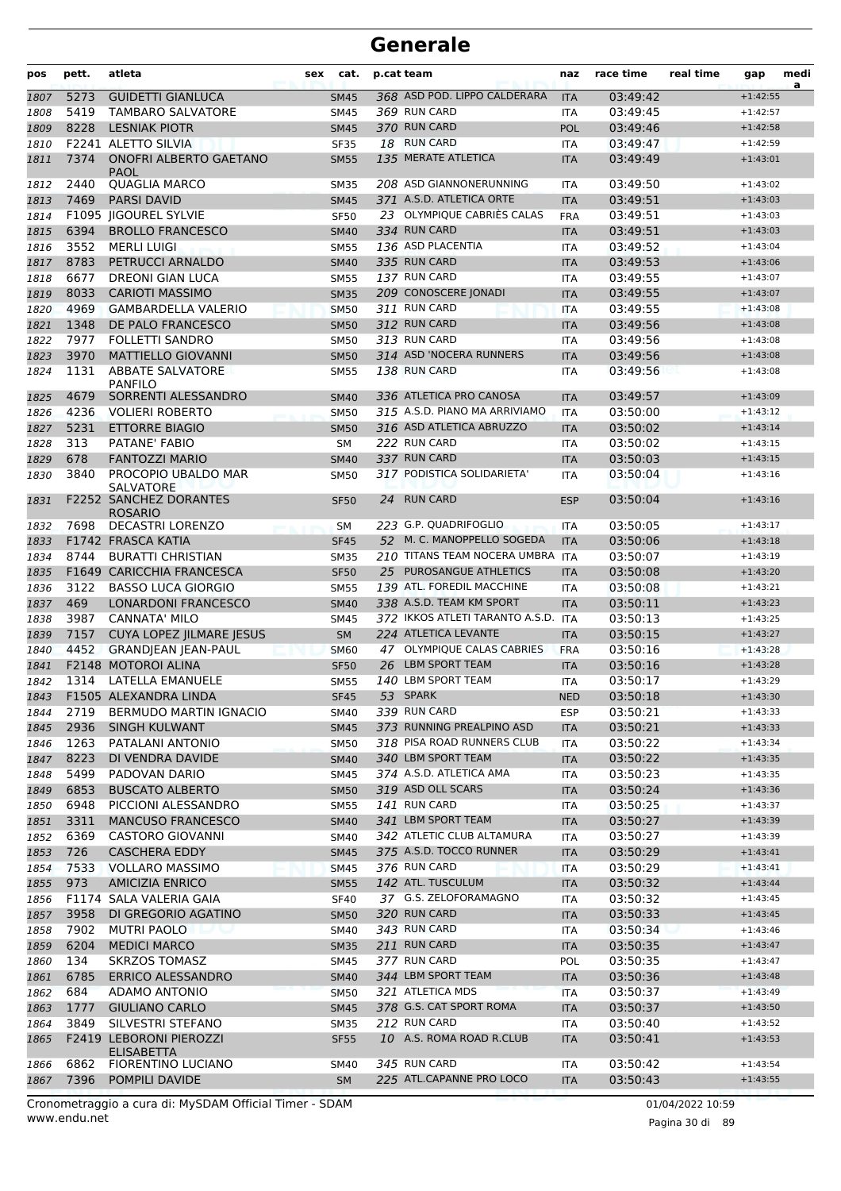# Generale

| pos | pett. | atleta | sex | cat. | p.cat | team | naz | race time | real time | gap | medi a |
|---|---|---|---|---|---|---|---|---|---|---|---|
| 1807 | 5273 | GUIDETTI GIANLUCA | | SM45 | 368 | ASD POD. LIPPO CALDERARA | ITA | 03:49:42 | | +1:42:55 | |
| 1808 | 5419 | TAMBARO SALVATORE | | SM45 | 369 | RUN CARD | ITA | 03:49:45 | | +1:42:57 | |
| 1809 | 8228 | LESNIAK PIOTR | | SM45 | 370 | RUN CARD | POL | 03:49:46 | | +1:42:58 | |
| 1810 | F2241 | ALETTO SILVIA | | SF35 | 18 | RUN CARD | ITA | 03:49:47 | | +1:42:59 | |
| 1811 | 7374 | ONOFRI ALBERTO GAETANO PAOL | | SM55 | 135 | MERATE ATLETICA | ITA | 03:49:49 | | +1:43:01 | |
| 1812 | 2440 | QUAGLIA MARCO | | SM35 | 208 | ASD GIANNONERUNNING | ITA | 03:49:50 | | +1:43:02 | |
| 1813 | 7469 | PARSI DAVID | | SM45 | 371 | A.S.D. ATLETICA ORTE | ITA | 03:49:51 | | +1:43:03 | |
| 1814 | F1095 | JIGOUREL SYLVIE | | SF50 | 23 | OLYMPIQUE CABRIÈS CALAS | FRA | 03:49:51 | | +1:43:03 | |
| 1815 | 6394 | BROLLO FRANCESCO | | SM40 | 334 | RUN CARD | ITA | 03:49:51 | | +1:43:03 | |
| 1816 | 3552 | MERLI LUIGI | | SM55 | 136 | ASD PLACENTIA | ITA | 03:49:52 | | +1:43:04 | |
| 1817 | 8783 | PETRUCCI ARNALDO | | SM40 | 335 | RUN CARD | ITA | 03:49:53 | | +1:43:06 | |
| 1818 | 6677 | DREONI GIAN LUCA | | SM55 | 137 | RUN CARD | ITA | 03:49:55 | | +1:43:07 | |
| 1819 | 8033 | CARIOTI MASSIMO | | SM35 | 209 | CONOSCERE JONADI | ITA | 03:49:55 | | +1:43:07 | |
| 1820 | 4969 | GAMBARDELLA VALERIO | | SM50 | 311 | RUN CARD | ITA | 03:49:55 | | +1:43:08 | |
| 1821 | 1348 | DE PALO FRANCESCO | | SM50 | 312 | RUN CARD | ITA | 03:49:56 | | +1:43:08 | |
| 1822 | 7977 | FOLLETTI SANDRO | | SM50 | 313 | RUN CARD | ITA | 03:49:56 | | +1:43:08 | |
| 1823 | 3970 | MATTIELLO GIOVANNI | | SM50 | 314 | ASD 'NOCERA RUNNERS | ITA | 03:49:56 | | +1:43:08 | |
| 1824 | 1131 | ABBATE SALVATORE PANFILO | | SM55 | 138 | RUN CARD | ITA | 03:49:56 | | +1:43:08 | |
| 1825 | 4679 | SORRENTI ALESSANDRO | | SM40 | 336 | ATLETICA PRO CANOSA | ITA | 03:49:57 | | +1:43:09 | |
| 1826 | 4236 | VOLIERI ROBERTO | | SM50 | 315 | A.S.D. PIANO MA ARRIVIAMO | ITA | 03:50:00 | | +1:43:12 | |
| 1827 | 5231 | ETTORRE BIAGIO | | SM50 | 316 | ASD ATLETICA ABRUZZO | ITA | 03:50:02 | | +1:43:14 | |
| 1828 | 313 | PATANE' FABIO | | SM | 222 | RUN CARD | ITA | 03:50:02 | | +1:43:15 | |
| 1829 | 678 | FANTOZZI MARIO | | SM40 | 337 | RUN CARD | ITA | 03:50:03 | | +1:43:15 | |
| 1830 | 3840 | PROCOPIO UBALDO MAR SALVATORE | | SM50 | 317 | PODISTICA SOLIDARIETA' | ITA | 03:50:04 | | +1:43:16 | |
| 1831 | F2252 | SANCHEZ DORANTES ROSARIO | | SF50 | 24 | RUN CARD | ESP | 03:50:04 | | +1:43:16 | |
| 1832 | 7698 | DECASTRI LORENZO | | SM | 223 | G.P. QUADRIFOGLIO | ITA | 03:50:05 | | +1:43:17 | |
| 1833 | F1742 | FRASCA KATIA | | SF45 | 52 | M. C. MANOPPELLO SOGEDA | ITA | 03:50:06 | | +1:43:18 | |
| 1834 | 8744 | BURATTI CHRISTIAN | | SM35 | 210 | TITANS TEAM NOCERA UMBRA | ITA | 03:50:07 | | +1:43:19 | |
| 1835 | F1649 | CARICCHIA FRANCESCA | | SF50 | 25 | PUROSANGUE ATHLETICS | ITA | 03:50:08 | | +1:43:20 | |
| 1836 | 3122 | BASSO LUCA GIORGIO | | SM55 | 139 | ATL. FOREDIL MACCHINE | ITA | 03:50:08 | | +1:43:21 | |
| 1837 | 469 | LONARDONI FRANCESCO | | SM40 | 338 | A.S.D. TEAM KM SPORT | ITA | 03:50:11 | | +1:43:23 | |
| 1838 | 3987 | CANNATA' MILO | | SM45 | 372 | IKKOS ATLETI TARANTO A.S.D. | ITA | 03:50:13 | | +1:43:25 | |
| 1839 | 7157 | CUYA LOPEZ JILMARE JESUS | | SM | 224 | ATLETICA LEVANTE | ITA | 03:50:15 | | +1:43:27 | |
| 1840 | 4452 | GRANDJEAN JEAN-PAUL | | SM60 | 47 | OLYMPIQUE CALAS CABRIES | FRA | 03:50:16 | | +1:43:28 | |
| 1841 | F2148 | MOTOROI ALINA | | SF50 | 26 | LBM SPORT TEAM | ITA | 03:50:16 | | +1:43:28 | |
| 1842 | 1314 | LATELLA EMANUELE | | SM55 | 140 | LBM SPORT TEAM | ITA | 03:50:17 | | +1:43:29 | |
| 1843 | F1505 | ALEXANDRA LINDA | | SF45 | 53 | SPARK | NED | 03:50:18 | | +1:43:30 | |
| 1844 | 2719 | BERMUDO MARTIN IGNACIO | | SM40 | 339 | RUN CARD | ESP | 03:50:21 | | +1:43:33 | |
| 1845 | 2936 | SINGH KULWANT | | SM45 | 373 | RUNNING PREALPINO ASD | ITA | 03:50:21 | | +1:43:33 | |
| 1846 | 1263 | PATALANI ANTONIO | | SM50 | 318 | PISA ROAD RUNNERS CLUB | ITA | 03:50:22 | | +1:43:34 | |
| 1847 | 8223 | DI VENDRA DAVIDE | | SM40 | 340 | LBM SPORT TEAM | ITA | 03:50:22 | | +1:43:35 | |
| 1848 | 5499 | PADOVAN DARIO | | SM45 | 374 | A.S.D. ATLETICA AMA | ITA | 03:50:23 | | +1:43:35 | |
| 1849 | 6853 | BUSCATO ALBERTO | | SM50 | 319 | ASD OLL SCARS | ITA | 03:50:24 | | +1:43:36 | |
| 1850 | 6948 | PICCIONI ALESSANDRO | | SM55 | 141 | RUN CARD | ITA | 03:50:25 | | +1:43:37 | |
| 1851 | 3311 | MANCUSO FRANCESCO | | SM40 | 341 | LBM SPORT TEAM | ITA | 03:50:27 | | +1:43:39 | |
| 1852 | 6369 | CASTORO GIOVANNI | | SM40 | 342 | ATLETIC CLUB ALTAMURA | ITA | 03:50:27 | | +1:43:39 | |
| 1853 | 726 | CASCHERA EDDY | | SM45 | 375 | A.S.D. TOCCO RUNNER | ITA | 03:50:29 | | +1:43:41 | |
| 1854 | 7533 | VOLLARO MASSIMO | | SM45 | 376 | RUN CARD | ITA | 03:50:29 | | +1:43:41 | |
| 1855 | 973 | AMICIZIA ENRICO | | SM55 | 142 | ATL. TUSCULUM | ITA | 03:50:32 | | +1:43:44 | |
| 1856 | F1174 | SALA VALERIA GAIA | | SF40 | 37 | G.S. ZELOFORAMAGNO | ITA | 03:50:32 | | +1:43:45 | |
| 1857 | 3958 | DI GREGORIO AGATINO | | SM50 | 320 | RUN CARD | ITA | 03:50:33 | | +1:43:45 | |
| 1858 | 7902 | MUTRI PAOLO | | SM40 | 343 | RUN CARD | ITA | 03:50:34 | | +1:43:46 | |
| 1859 | 6204 | MEDICI MARCO | | SM35 | 211 | RUN CARD | ITA | 03:50:35 | | +1:43:47 | |
| 1860 | 134 | SKRZOS TOMASZ | | SM45 | 377 | RUN CARD | POL | 03:50:35 | | +1:43:47 | |
| 1861 | 6785 | ERRICO ALESSANDRO | | SM40 | 344 | LBM SPORT TEAM | ITA | 03:50:36 | | +1:43:48 | |
| 1862 | 684 | ADAMO ANTONIO | | SM50 | 321 | ATLETICA MDS | ITA | 03:50:37 | | +1:43:49 | |
| 1863 | 1777 | GIULIANO CARLO | | SM45 | 378 | G.S. CAT SPORT ROMA | ITA | 03:50:37 | | +1:43:50 | |
| 1864 | 3849 | SILVESTRI STEFANO | | SM35 | 212 | RUN CARD | ITA | 03:50:40 | | +1:43:52 | |
| 1865 | F2419 | LEBORONI PIEROZZI ELISABETTA | | SF55 | 10 | A.S. ROMA ROAD R.CLUB | ITA | 03:50:41 | | +1:43:53 | |
| 1866 | 6862 | FIORENTINO LUCIANO | | SM40 | 345 | RUN CARD | ITA | 03:50:42 | | +1:43:54 | |
| 1867 | 7396 | POMPILI DAVIDE | | SM | 225 | ATL.CAPANNE PRO LOCO | ITA | 03:50:43 | | +1:43:55 | |

Cronometraggio a cura di: MySDAM Official Timer - SDAM
www.endu.net

01/04/2022 10:59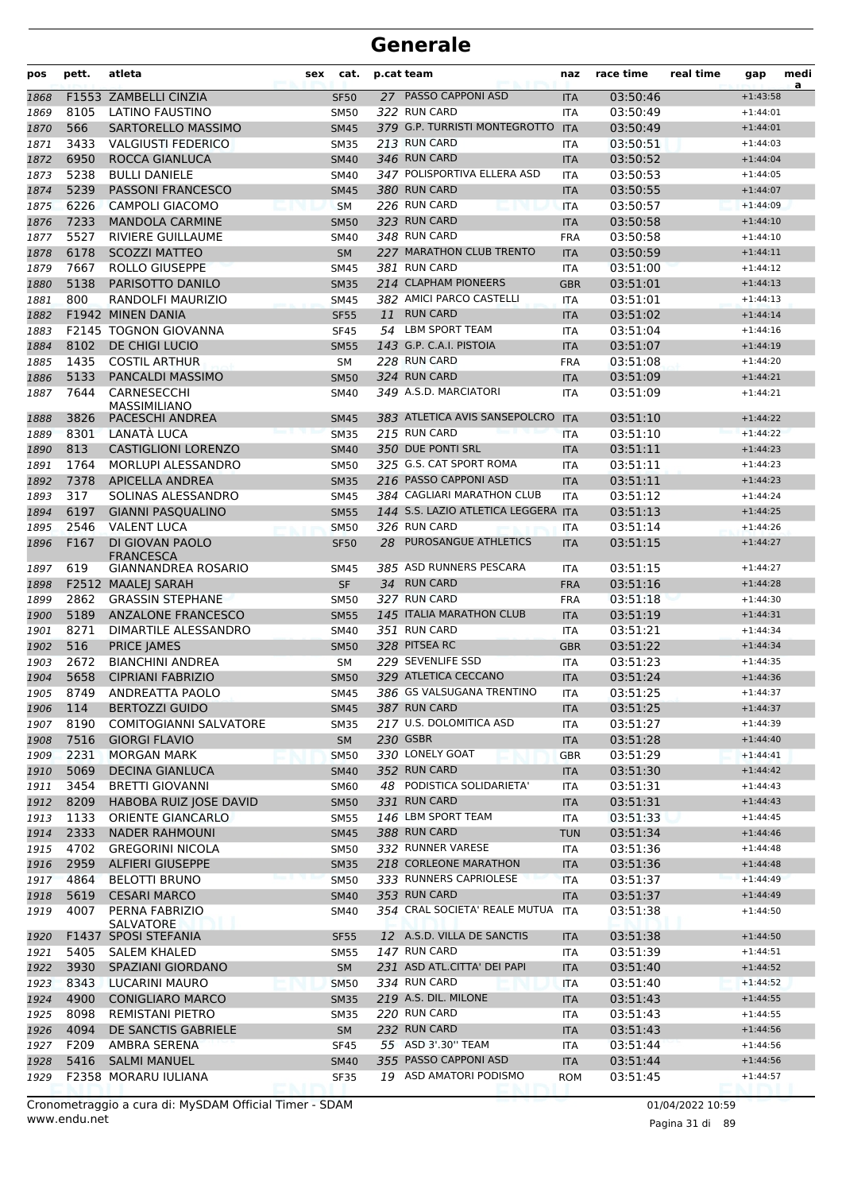# Generale

| pos | pett. | atleta | sex | cat. | p.cat | team | naz | race time | real time | gap | medi a |
|---|---|---|---|---|---|---|---|---|---|---|---|
| 1868 | F1553 | ZAMBELLI CINZIA | | SF50 | 27 | PASSO CAPPONI ASD | ITA | 03:50:46 | | +1:43:58 | |
| 1869 | 8105 | LATINO FAUSTINO | | SM50 | 322 | RUN CARD | ITA | 03:50:49 | | +1:44:01 | |
| 1870 | 566 | SARTORELLO MASSIMO | | SM45 | 379 | G.P. TURRISTI MONTEGROTTO | ITA | 03:50:49 | | +1:44:01 | |
| 1871 | 3433 | VALGIUSTI FEDERICO | | SM35 | 213 | RUN CARD | ITA | 03:50:51 | | +1:44:03 | |
| 1872 | 6950 | ROCCA GIANLUCA | | SM40 | 346 | RUN CARD | ITA | 03:50:52 | | +1:44:04 | |
| 1873 | 5238 | BULLI DANIELE | | SM40 | 347 | POLISPORTIVA ELLERA ASD | ITA | 03:50:53 | | +1:44:05 | |
| 1874 | 5239 | PASSONI FRANCESCO | | SM45 | 380 | RUN CARD | ITA | 03:50:55 | | +1:44:07 | |
| 1875 | 6226 | CAMPOLI GIACOMO | | SM | 226 | RUN CARD | ITA | 03:50:57 | | +1:44:09 | |
| 1876 | 7233 | MANDOLA CARMINE | | SM50 | 323 | RUN CARD | ITA | 03:50:58 | | +1:44:10 | |
| 1877 | 5527 | RIVIERE GUILLAUME | | SM40 | 348 | RUN CARD | FRA | 03:50:58 | | +1:44:10 | |
| 1878 | 6178 | SCOZZI MATTEO | | SM | 227 | MARATHON CLUB TRENTO | ITA | 03:50:59 | | +1:44:11 | |
| 1879 | 7667 | ROLLO GIUSEPPE | | SM45 | 381 | RUN CARD | ITA | 03:51:00 | | +1:44:12 | |
| 1880 | 5138 | PARISOTTO DANILO | | SM35 | 214 | CLAPHAM PIONEERS | GBR | 03:51:01 | | +1:44:13 | |
| 1881 | 800 | RANDOLFI MAURIZIO | | SM45 | 382 | AMICI PARCO CASTELLI | ITA | 03:51:01 | | +1:44:13 | |
| 1882 | F1942 | MINEN DANIA | | SF55 | 11 | RUN CARD | ITA | 03:51:02 | | +1:44:14 | |
| 1883 | F2145 | TOGNON GIOVANNA | | SF45 | 54 | LBM SPORT TEAM | ITA | 03:51:04 | | +1:44:16 | |
| 1884 | 8102 | DE CHIGI LUCIO | | SM55 | 143 | G.P. C.A.I. PISTOIA | ITA | 03:51:07 | | +1:44:19 | |
| 1885 | 1435 | COSTIL ARTHUR | | SM | 228 | RUN CARD | FRA | 03:51:08 | | +1:44:20 | |
| 1886 | 5133 | PANCALDI MASSIMO | | SM50 | 324 | RUN CARD | ITA | 03:51:09 | | +1:44:21 | |
| 1887 | 7644 | CARNESECCHI MASSIMILIANO | | SM40 | 349 | A.S.D. MARCIATORI | ITA | 03:51:09 | | +1:44:21 | |
| 1888 | 3826 | PACESCHI ANDREA | | SM45 | 383 | ATLETICA AVIS SANSEPOLCRO | ITA | 03:51:10 | | +1:44:22 | |
| 1889 | 8301 | LANATÀ LUCA | | SM35 | 215 | RUN CARD | ITA | 03:51:10 | | +1:44:22 | |
| 1890 | 813 | CASTIGLIONI LORENZO | | SM40 | 350 | DUE PONTI SRL | ITA | 03:51:11 | | +1:44:23 | |
| 1891 | 1764 | MORLUPI ALESSANDRO | | SM50 | 325 | G.S. CAT SPORT ROMA | ITA | 03:51:11 | | +1:44:23 | |
| 1892 | 7378 | APICELLA ANDREA | | SM35 | 216 | PASSO CAPPONI ASD | ITA | 03:51:11 | | +1:44:23 | |
| 1893 | 317 | SOLINAS ALESSANDRO | | SM45 | 384 | CAGLIARI MARATHON CLUB | ITA | 03:51:12 | | +1:44:24 | |
| 1894 | 6197 | GIANNI PASQUALINO | | SM55 | 144 | S.S. LAZIO ATLETICA LEGGERA | ITA | 03:51:13 | | +1:44:25 | |
| 1895 | 2546 | VALENT LUCA | | SM50 | 326 | RUN CARD | ITA | 03:51:14 | | +1:44:26 | |
| 1896 | F167 | DI GIOVAN PAOLO FRANCESCA | | SF50 | 28 | PUROSANGUE ATHLETICS | ITA | 03:51:15 | | +1:44:27 | |
| 1897 | 619 | GIANNANDREA ROSARIO | | SM45 | 385 | ASD RUNNERS PESCARA | ITA | 03:51:15 | | +1:44:27 | |
| 1898 | F2512 | MAALEJ SARAH | | SF | 34 | RUN CARD | FRA | 03:51:16 | | +1:44:28 | |
| 1899 | 2862 | GRASSIN STEPHANE | | SM50 | 327 | RUN CARD | FRA | 03:51:18 | | +1:44:30 | |
| 1900 | 5189 | ANZALONE FRANCESCO | | SM55 | 145 | ITALIA MARATHON CLUB | ITA | 03:51:19 | | +1:44:31 | |
| 1901 | 8271 | DIMARTILE ALESSANDRO | | SM40 | 351 | RUN CARD | ITA | 03:51:21 | | +1:44:34 | |
| 1902 | 516 | PRICE JAMES | | SM50 | 328 | PITSEA RC | GBR | 03:51:22 | | +1:44:34 | |
| 1903 | 2672 | BIANCHINI ANDREA | | SM | 229 | SEVENLIFE SSD | ITA | 03:51:23 | | +1:44:35 | |
| 1904 | 5658 | CIPRIANI FABRIZIO | | SM50 | 329 | ATLETICA CECCANO | ITA | 03:51:24 | | +1:44:36 | |
| 1905 | 8749 | ANDREATTA PAOLO | | SM45 | 386 | GS VALSUGANA TRENTINO | ITA | 03:51:25 | | +1:44:37 | |
| 1906 | 114 | BERTOZZI GUIDO | | SM45 | 387 | RUN CARD | ITA | 03:51:25 | | +1:44:37 | |
| 1907 | 8190 | COMITOGIANNI SALVATORE | | SM35 | 217 | U.S. DOLOMITICA ASD | ITA | 03:51:27 | | +1:44:39 | |
| 1908 | 7516 | GIORGI FLAVIO | | SM | 230 | GSBR | ITA | 03:51:28 | | +1:44:40 | |
| 1909 | 2231 | MORGAN MARK | | SM50 | 330 | LONELY GOAT | GBR | 03:51:29 | | +1:44:41 | |
| 1910 | 5069 | DECINA GIANLUCA | | SM40 | 352 | RUN CARD | ITA | 03:51:30 | | +1:44:42 | |
| 1911 | 3454 | BRETTI GIOVANNI | | SM60 | 48 | PODISTICA SOLIDARIETA' | ITA | 03:51:31 | | +1:44:43 | |
| 1912 | 8209 | HABOBA RUIZ JOSE DAVID | | SM50 | 331 | RUN CARD | ITA | 03:51:31 | | +1:44:43 | |
| 1913 | 1133 | ORIENTE GIANCARLO | | SM55 | 146 | LBM SPORT TEAM | ITA | 03:51:33 | | +1:44:45 | |
| 1914 | 2333 | NADER RAHMOUNI | | SM45 | 388 | RUN CARD | TUN | 03:51:34 | | +1:44:46 | |
| 1915 | 4702 | GREGORINI NICOLA | | SM50 | 332 | RUNNER VARESE | ITA | 03:51:36 | | +1:44:48 | |
| 1916 | 2959 | ALFIERI GIUSEPPE | | SM35 | 218 | CORLEONE MARATHON | ITA | 03:51:36 | | +1:44:48 | |
| 1917 | 4864 | BELOTTI BRUNO | | SM50 | 333 | RUNNERS CAPRIOLESE | ITA | 03:51:37 | | +1:44:49 | |
| 1918 | 5619 | CESARI MARCO | | SM40 | 353 | RUN CARD | ITA | 03:51:37 | | +1:44:49 | |
| 1919 | 4007 | PERNA FABRIZIO SALVATORE | | SM40 | 354 | CRAL SOCIETA' REALE MUTUA | ITA | 03:51:38 | | +1:44:50 | |
| 1920 | F1437 | SPOSI STEFANIA | | SF55 | 12 | A.S.D. VILLA DE SANCTIS | ITA | 03:51:38 | | +1:44:50 | |
| 1921 | 5405 | SALEM KHALED | | SM55 | 147 | RUN CARD | ITA | 03:51:39 | | +1:44:51 | |
| 1922 | 3930 | SPAZIANI GIORDANO | | SM | 231 | ASD ATL.CITTA' DEI PAPI | ITA | 03:51:40 | | +1:44:52 | |
| 1923 | 8343 | LUCARINI MAURO | | SM50 | 334 | RUN CARD | ITA | 03:51:40 | | +1:44:52 | |
| 1924 | 4900 | CONIGLIARO MARCO | | SM35 | 219 | A.S. DIL. MILONE | ITA | 03:51:43 | | +1:44:55 | |
| 1925 | 8098 | REMISTANI PIETRO | | SM35 | 220 | RUN CARD | ITA | 03:51:43 | | +1:44:55 | |
| 1926 | 4094 | DE SANCTIS GABRIELE | | SM | 232 | RUN CARD | ITA | 03:51:43 | | +1:44:56 | |
| 1927 | F209 | AMBRA SERENA | | SF45 | 55 | ASD 3'.30'' TEAM | ITA | 03:51:44 | | +1:44:56 | |
| 1928 | 5416 | SALMI MANUEL | | SM40 | 355 | PASSO CAPPONI ASD | ITA | 03:51:44 | | +1:44:56 | |
| 1929 | F2358 | MORARU IULIANA | | SF35 | 19 | ASD AMATORI PODISMO | ROM | 03:51:45 | | +1:44:57 | |

Cronometraggio a cura di: MySDAM Official Timer - SDAM
www.endu.net

01/04/2022 10:59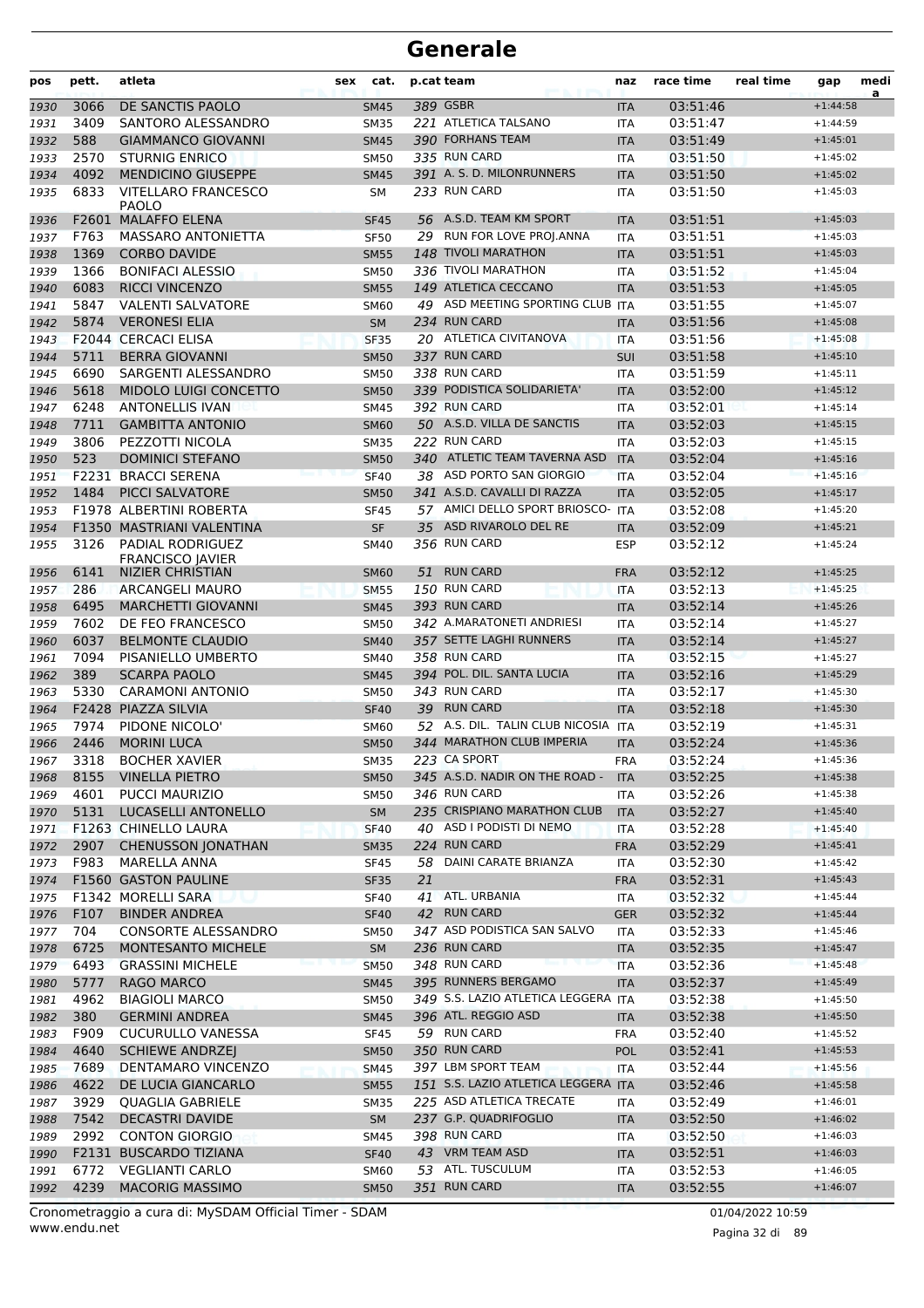# Generale

| pos | pett. | atleta | sex | cat. | p.cat | team | naz | race time | real time | gap | media |
|---|---|---|---|---|---|---|---|---|---|---|---|
| 1930 | 3066 | DE SANCTIS PAOLO | | SM45 | 389 | GSBR | ITA | 03:51:46 | | +1:44:58 | |
| 1931 | 3409 | SANTORO ALESSANDRO | | SM35 | 221 | ATLETICA TALSANO | ITA | 03:51:47 | | +1:44:59 | |
| 1932 | 588 | GIAMMANCO GIOVANNI | | SM45 | 390 | FORHANS TEAM | ITA | 03:51:49 | | +1:45:01 | |
| 1933 | 2570 | STURNIG ENRICO | | SM50 | 335 | RUN CARD | ITA | 03:51:50 | | +1:45:02 | |
| 1934 | 4092 | MENDICINO GIUSEPPE | | SM45 | 391 | A. S. D. MILONRUNNERS | ITA | 03:51:50 | | +1:45:02 | |
| 1935 | 6833 | VITELLARO FRANCESCO PAOLO | | SM | 233 | RUN CARD | ITA | 03:51:50 | | +1:45:03 | |
| 1936 | F2601 | MALAFFO ELENA | | SF45 | 56 | A.S.D. TEAM KM SPORT | ITA | 03:51:51 | | +1:45:03 | |
| 1937 | F763 | MASSARO ANTONIETTA | | SF50 | 29 | RUN FOR LOVE PROJ.ANNA | ITA | 03:51:51 | | +1:45:03 | |
| 1938 | 1369 | CORBO DAVIDE | | SM55 | 148 | TIVOLI MARATHON | ITA | 03:51:51 | | +1:45:03 | |
| 1939 | 1366 | BONIFACI ALESSIO | | SM50 | 336 | TIVOLI MARATHON | ITA | 03:51:52 | | +1:45:04 | |
| 1940 | 6083 | RICCI VINCENZO | | SM55 | 149 | ATLETICA CECCANO | ITA | 03:51:53 | | +1:45:05 | |
| 1941 | 5847 | VALENTI SALVATORE | | SM60 | 49 | ASD MEETING SPORTING CLUB | ITA | 03:51:55 | | +1:45:07 | |
| 1942 | 5874 | VERONESI ELIA | | SM | 234 | RUN CARD | ITA | 03:51:56 | | +1:45:08 | |
| 1943 | F2044 | CERCACI ELISA | | SF35 | 20 | ATLETICA CIVITANOVA | ITA | 03:51:56 | | +1:45:08 | |
| 1944 | 5711 | BERRA GIOVANNI | | SM50 | 337 | RUN CARD | SUI | 03:51:58 | | +1:45:10 | |
| 1945 | 6690 | SARGENTI ALESSANDRO | | SM50 | 338 | RUN CARD | ITA | 03:51:59 | | +1:45:11 | |
| 1946 | 5618 | MIDOLO LUIGI CONCETTO | | SM50 | 339 | PODISTICA SOLIDARIETA' | ITA | 03:52:00 | | +1:45:12 | |
| 1947 | 6248 | ANTONELLIS IVAN | | SM45 | 392 | RUN CARD | ITA | 03:52:01 | | +1:45:14 | |
| 1948 | 7711 | GAMBITTA ANTONIO | | SM60 | 50 | A.S.D. VILLA DE SANCTIS | ITA | 03:52:03 | | +1:45:15 | |
| 1949 | 3806 | PEZZOTTI NICOLA | | SM35 | 222 | RUN CARD | ITA | 03:52:03 | | +1:45:15 | |
| 1950 | 523 | DOMINICI STEFANO | | SM50 | 340 | ATLETIC TEAM TAVERNA ASD | ITA | 03:52:04 | | +1:45:16 | |
| 1951 | F2231 | BRACCI SERENA | | SF40 | 38 | ASD PORTO SAN GIORGIO | ITA | 03:52:04 | | +1:45:16 | |
| 1952 | 1484 | PICCI SALVATORE | | SM50 | 341 | A.S.D. CAVALLI DI RAZZA | ITA | 03:52:05 | | +1:45:17 | |
| 1953 | F1978 | ALBERTINI ROBERTA | | SF45 | 57 | AMICI DELLO SPORT BRIOSCO- | ITA | 03:52:08 | | +1:45:20 | |
| 1954 | F1350 | MASTRIANI VALENTINA | | SF | 35 | ASD RIVAROLO DEL RE | ITA | 03:52:09 | | +1:45:21 | |
| 1955 | 3126 | PADIAL RODRIGUEZ FRANCISCO JAVIER | | SM40 | 356 | RUN CARD | ESP | 03:52:12 | | +1:45:24 | |
| 1956 | 6141 | NIZIER CHRISTIAN | | SM60 | 51 | RUN CARD | FRA | 03:52:12 | | +1:45:25 | |
| 1957 | 286 | ARCANGELI MAURO | | SM55 | 150 | RUN CARD | ITA | 03:52:13 | | +1:45:25 | |
| 1958 | 6495 | MARCHETTI GIOVANNI | | SM45 | 393 | RUN CARD | ITA | 03:52:14 | | +1:45:26 | |
| 1959 | 7602 | DE FEO FRANCESCO | | SM50 | 342 | A.MARATONETI ANDRIESI | ITA | 03:52:14 | | +1:45:27 | |
| 1960 | 6037 | BELMONTE CLAUDIO | | SM40 | 357 | SETTE LAGHI RUNNERS | ITA | 03:52:14 | | +1:45:27 | |
| 1961 | 7094 | PISANIELLO UMBERTO | | SM40 | 358 | RUN CARD | ITA | 03:52:15 | | +1:45:27 | |
| 1962 | 389 | SCARPA PAOLO | | SM45 | 394 | POL. DIL. SANTA LUCIA | ITA | 03:52:16 | | +1:45:29 | |
| 1963 | 5330 | CARAMONI ANTONIO | | SM50 | 343 | RUN CARD | ITA | 03:52:17 | | +1:45:30 | |
| 1964 | F2428 | PIAZZA SILVIA | | SF40 | 39 | RUN CARD | ITA | 03:52:18 | | +1:45:30 | |
| 1965 | 7974 | PIDONE NICOLO' | | SM60 | 52 | A.S. DIL. TALIN CLUB NICOSIA | ITA | 03:52:19 | | +1:45:31 | |
| 1966 | 2446 | MORINI LUCA | | SM50 | 344 | MARATHON CLUB IMPERIA | ITA | 03:52:24 | | +1:45:36 | |
| 1967 | 3318 | BOCHER XAVIER | | SM35 | 223 | CA SPORT | FRA | 03:52:24 | | +1:45:36 | |
| 1968 | 8155 | VINELLA PIETRO | | SM50 | 345 | A.S.D. NADIR ON THE ROAD - | ITA | 03:52:25 | | +1:45:38 | |
| 1969 | 4601 | PUCCI MAURIZIO | | SM50 | 346 | RUN CARD | ITA | 03:52:26 | | +1:45:38 | |
| 1970 | 5131 | LUCASELLI ANTONELLO | | SM | 235 | CRISPIANO MARATHON CLUB | ITA | 03:52:27 | | +1:45:40 | |
| 1971 | F1263 | CHINELLO LAURA | | SF40 | 40 | ASD I PODISTI DI NEMO | ITA | 03:52:28 | | +1:45:40 | |
| 1972 | 2907 | CHENUSSON JONATHAN | | SM35 | 224 | RUN CARD | FRA | 03:52:29 | | +1:45:41 | |
| 1973 | F983 | MARELLA ANNA | | SF45 | 58 | DAINI CARATE BRIANZA | ITA | 03:52:30 | | +1:45:42 | |
| 1974 | F1560 | GASTON PAULINE | | SF35 | 21 | | FRA | 03:52:31 | | +1:45:43 | |
| 1975 | F1342 | MORELLI SARA | | SF40 | 41 | ATL. URBANIA | ITA | 03:52:32 | | +1:45:44 | |
| 1976 | F107 | BINDER ANDREA | | SF40 | 42 | RUN CARD | GER | 03:52:32 | | +1:45:44 | |
| 1977 | 704 | CONSORTE ALESSANDRO | | SM50 | 347 | ASD PODISTICA SAN SALVO | ITA | 03:52:33 | | +1:45:46 | |
| 1978 | 6725 | MONTESANTO MICHELE | | SM | 236 | RUN CARD | ITA | 03:52:35 | | +1:45:47 | |
| 1979 | 6493 | GRASSINI MICHELE | | SM50 | 348 | RUN CARD | ITA | 03:52:36 | | +1:45:48 | |
| 1980 | 5777 | RAGO MARCO | | SM45 | 395 | RUNNERS BERGAMO | ITA | 03:52:37 | | +1:45:49 | |
| 1981 | 4962 | BIAGIOLI MARCO | | SM50 | 349 | S.S. LAZIO ATLETICA LEGGERA | ITA | 03:52:38 | | +1:45:50 | |
| 1982 | 380 | GERMINI ANDREA | | SM45 | 396 | ATL. REGGIO ASD | ITA | 03:52:38 | | +1:45:50 | |
| 1983 | F909 | CUCURULLO VANESSA | | SF45 | 59 | RUN CARD | FRA | 03:52:40 | | +1:45:52 | |
| 1984 | 4640 | SCHIEWE ANDRZEJ | | SM50 | 350 | RUN CARD | POL | 03:52:41 | | +1:45:53 | |
| 1985 | 7689 | DENTAMARO VINCENZO | | SM45 | 397 | LBM SPORT TEAM | ITA | 03:52:44 | | +1:45:56 | |
| 1986 | 4622 | DE LUCIA GIANCARLO | | SM55 | 151 | S.S. LAZIO ATLETICA LEGGERA | ITA | 03:52:46 | | +1:45:58 | |
| 1987 | 3929 | QUAGLIA GABRIELE | | SM35 | 225 | ASD ATLETICA TRECATE | ITA | 03:52:49 | | +1:46:01 | |
| 1988 | 7542 | DECASTRI DAVIDE | | SM | 237 | G.P. QUADRIFOGLIO | ITA | 03:52:50 | | +1:46:02 | |
| 1989 | 2992 | CONTON GIORGIO | | SM45 | 398 | RUN CARD | ITA | 03:52:50 | | +1:46:03 | |
| 1990 | F2131 | BUSCARDO TIZIANA | | SF40 | 43 | VRM TEAM ASD | ITA | 03:52:51 | | +1:46:03 | |
| 1991 | 6772 | VEGLIANTI CARLO | | SM60 | 53 | ATL. TUSCULUM | ITA | 03:52:53 | | +1:46:05 | |
| 1992 | 4239 | MACORIG MASSIMO | | SM50 | 351 | RUN CARD | ITA | 03:52:55 | | +1:46:07 | |

Cronometraggio a cura di: MySDAM Official Timer - SDAM
www.endu.net
01/04/2022 10:59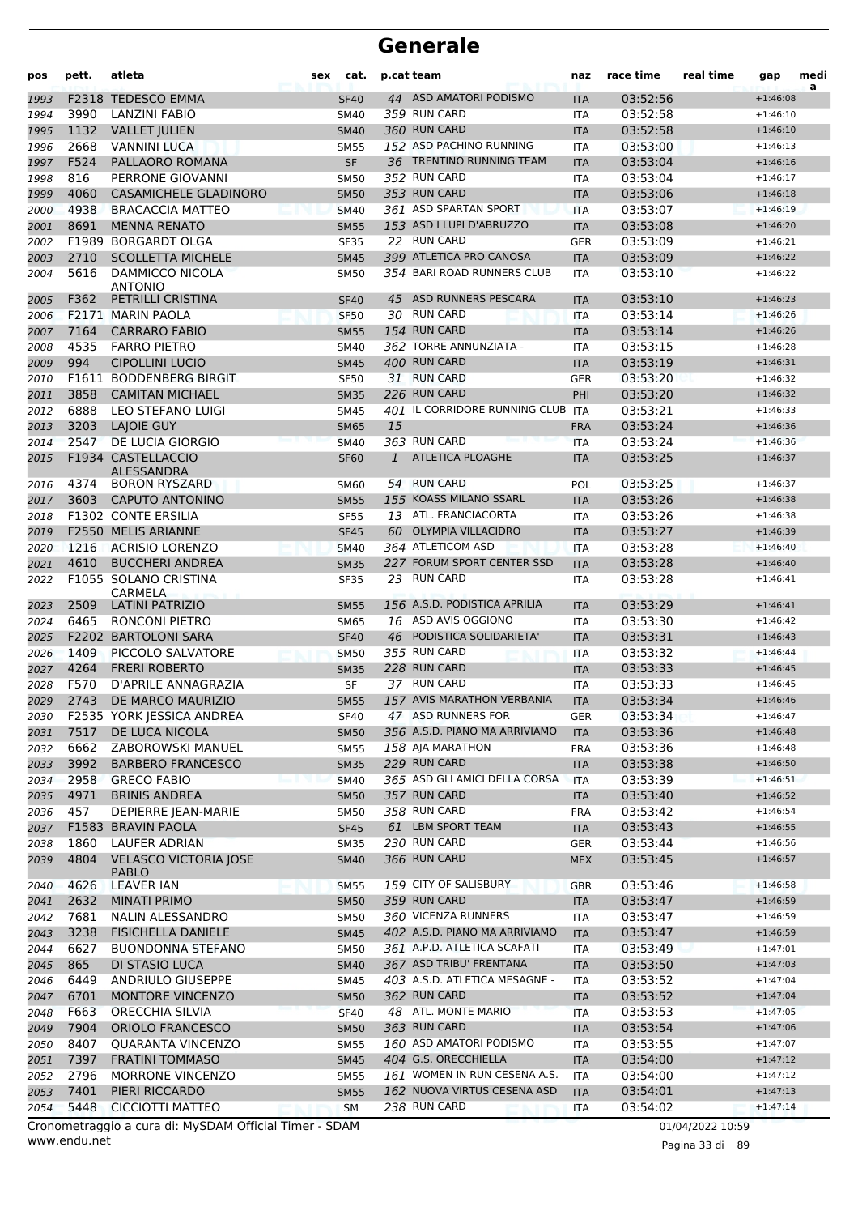# Generale

| pos | pett. | atleta | sex | cat. | p.cat | team | naz | race time | real time | gap | media |
|---|---|---|---|---|---|---|---|---|---|---|---|
| 1993 | F2318 | TEDESCO EMMA | | SF40 | 44 | ASD AMATORI PODISMO | ITA | 03:52:56 | | +1:46:08 | |
| 1994 | 3990 | LANZINI FABIO | | SM40 | 359 | RUN CARD | ITA | 03:52:58 | | +1:46:10 | |
| 1995 | 1132 | VALLET JULIEN | | SM40 | 360 | RUN CARD | ITA | 03:52:58 | | +1:46:10 | |
| 1996 | 2668 | VANNINI LUCA | | SM55 | 152 | ASD PACHINO RUNNING | ITA | 03:53:00 | | +1:46:13 | |
| 1997 | F524 | PALLAORO ROMANA | | SF | 36 | TRENTINO RUNNING TEAM | ITA | 03:53:04 | | +1:46:16 | |
| 1998 | 816 | PERRONE GIOVANNI | | SM50 | 352 | RUN CARD | ITA | 03:53:04 | | +1:46:17 | |
| 1999 | 4060 | CASAMICHELE GLADINORO | | SM50 | 353 | RUN CARD | ITA | 03:53:06 | | +1:46:18 | |
| 2000 | 4938 | BRACACCIA MATTEO | | SM40 | 361 | ASD SPARTAN SPORT | ITA | 03:53:07 | | +1:46:19 | |
| 2001 | 8691 | MENNA RENATO | | SM55 | 153 | ASD I LUPI D'ABRUZZO | ITA | 03:53:08 | | +1:46:20 | |
| 2002 | F1989 | BORGARDT OLGA | | SF35 | 22 | RUN CARD | GER | 03:53:09 | | +1:46:21 | |
| 2003 | 2710 | SCOLLETTA MICHELE | | SM45 | 399 | ATLETICA PRO CANOSA | ITA | 03:53:09 | | +1:46:22 | |
| 2004 | 5616 | DAMMICCO NICOLA ANTONIO | | SM50 | 354 | BARI ROAD RUNNERS CLUB | ITA | 03:53:10 | | +1:46:22 | |
| 2005 | F362 | PETRILLI CRISTINA | | SF40 | 45 | ASD RUNNERS PESCARA | ITA | 03:53:10 | | +1:46:23 | |
| 2006 | F2171 | MARIN PAOLA | | SF50 | 30 | RUN CARD | ITA | 03:53:14 | | +1:46:26 | |
| 2007 | 7164 | CARRARO FABIO | | SM55 | 154 | RUN CARD | ITA | 03:53:14 | | +1:46:26 | |
| 2008 | 4535 | FARRO PIETRO | | SM40 | 362 | TORRE ANNUNZIATA - | ITA | 03:53:15 | | +1:46:28 | |
| 2009 | 994 | CIPOLLINI LUCIO | | SM45 | 400 | RUN CARD | ITA | 03:53:19 | | +1:46:31 | |
| 2010 | F1611 | BODDENBERG BIRGIT | | SF50 | 31 | RUN CARD | GER | 03:53:20 | | +1:46:32 | |
| 2011 | 3858 | CAMITAN MICHAEL | | SM35 | 226 | RUN CARD | PHI | 03:53:20 | | +1:46:32 | |
| 2012 | 6888 | LEO STEFANO LUIGI | | SM45 | 401 | IL CORRIDORE RUNNING CLUB | ITA | 03:53:21 | | +1:46:33 | |
| 2013 | 3203 | LAJOIE GUY | | SM65 | 15 | | FRA | 03:53:24 | | +1:46:36 | |
| 2014 | 2547 | DE LUCIA GIORGIO | | SM40 | 363 | RUN CARD | ITA | 03:53:24 | | +1:46:36 | |
| 2015 | F1934 | CASTELLACCIO ALESSANDRA | | SF60 | 1 | ATLETICA PLOAGHE | ITA | 03:53:25 | | +1:46:37 | |
| 2016 | 4374 | BORON RYSZARD | | SM60 | 54 | RUN CARD | POL | 03:53:25 | | +1:46:37 | |
| 2017 | 3603 | CAPUTO ANTONINO | | SM55 | 155 | KOASS MILANO SSARL | ITA | 03:53:26 | | +1:46:38 | |
| 2018 | F1302 | CONTE ERSILIA | | SF55 | 13 | ATL. FRANCIACORTA | ITA | 03:53:26 | | +1:46:38 | |
| 2019 | F2550 | MELIS ARIANNE | | SF45 | 60 | OLYMPIA VILLACIDRO | ITA | 03:53:27 | | +1:46:39 | |
| 2020 | 1216 | ACRISIO LORENZO | | SM40 | 364 | ATLETICOM ASD | ITA | 03:53:28 | | +1:46:40 | |
| 2021 | 4610 | BUCCHERI ANDREA | | SM35 | 227 | FORUM SPORT CENTER SSD | ITA | 03:53:28 | | +1:46:40 | |
| 2022 | F1055 | SOLANO CRISTINA CARMELA | | SF35 | 23 | RUN CARD | ITA | 03:53:28 | | +1:46:41 | |
| 2023 | 2509 | LATINI PATRIZIO | | SM55 | 156 | A.S.D. PODISTICA APRILIA | ITA | 03:53:29 | | +1:46:41 | |
| 2024 | 6465 | RONCONI PIETRO | | SM65 | 16 | ASD AVIS OGGIONO | ITA | 03:53:30 | | +1:46:42 | |
| 2025 | F2202 | BARTOLONI SARA | | SF40 | 46 | PODISTICA SOLIDARIETA' | ITA | 03:53:31 | | +1:46:43 | |
| 2026 | 1409 | PICCOLO SALVATORE | | SM50 | 355 | RUN CARD | ITA | 03:53:32 | | +1:46:44 | |
| 2027 | 4264 | FRERI ROBERTO | | SM35 | 228 | RUN CARD | ITA | 03:53:33 | | +1:46:45 | |
| 2028 | F570 | D'APRILE ANNAGRAZIA | | SF | 37 | RUN CARD | ITA | 03:53:33 | | +1:46:45 | |
| 2029 | 2743 | DE MARCO MAURIZIO | | SM55 | 157 | AVIS MARATHON VERBANIA | ITA | 03:53:34 | | +1:46:46 | |
| 2030 | F2535 | YORK JESSICA ANDREA | | SF40 | 47 | ASD RUNNERS FOR | GER | 03:53:34 | | +1:46:47 | |
| 2031 | 7517 | DE LUCA NICOLA | | SM50 | 356 | A.S.D. PIANO MA ARRIVIAMO | ITA | 03:53:36 | | +1:46:48 | |
| 2032 | 6662 | ZABOROWSKI MANUEL | | SM55 | 158 | AJA MARATHON | FRA | 03:53:36 | | +1:46:48 | |
| 2033 | 3992 | BARBERO FRANCESCO | | SM35 | 229 | RUN CARD | ITA | 03:53:38 | | +1:46:50 | |
| 2034 | 2958 | GRECO FABIO | | SM40 | 365 | ASD GLI AMICI DELLA CORSA | ITA | 03:53:39 | | +1:46:51 | |
| 2035 | 4971 | BRINIS ANDREA | | SM50 | 357 | RUN CARD | ITA | 03:53:40 | | +1:46:52 | |
| 2036 | 457 | DEPIERRE JEAN-MARIE | | SM50 | 358 | RUN CARD | FRA | 03:53:42 | | +1:46:54 | |
| 2037 | F1583 | BRAVIN PAOLA | | SF45 | 61 | LBM SPORT TEAM | ITA | 03:53:43 | | +1:46:55 | |
| 2038 | 1860 | LAUFER ADRIAN | | SM35 | 230 | RUN CARD | GER | 03:53:44 | | +1:46:56 | |
| 2039 | 4804 | VELASCO VICTORIA JOSE PABLO | | SM40 | 366 | RUN CARD | MEX | 03:53:45 | | +1:46:57 | |
| 2040 | 4626 | LEAVER IAN | | SM55 | 159 | CITY OF SALISBURY | GBR | 03:53:46 | | +1:46:58 | |
| 2041 | 2632 | MINATI PRIMO | | SM50 | 359 | RUN CARD | ITA | 03:53:47 | | +1:46:59 | |
| 2042 | 7681 | NALIN ALESSANDRO | | SM50 | 360 | VICENZA RUNNERS | ITA | 03:53:47 | | +1:46:59 | |
| 2043 | 3238 | FISICHELLA DANIELE | | SM45 | 402 | A.S.D. PIANO MA ARRIVIAMO | ITA | 03:53:47 | | +1:46:59 | |
| 2044 | 6627 | BUONDONNA STEFANO | | SM50 | 361 | A.P.D. ATLETICA SCAFATI | ITA | 03:53:49 | | +1:47:01 | |
| 2045 | 865 | DI STASIO LUCA | | SM40 | 367 | ASD TRIBU' FRENTANA | ITA | 03:53:50 | | +1:47:03 | |
| 2046 | 6449 | ANDRIULO GIUSEPPE | | SM45 | 403 | A.S.D. ATLETICA MESAGNE - | ITA | 03:53:52 | | +1:47:04 | |
| 2047 | 6701 | MONTORE VINCENZO | | SM50 | 362 | RUN CARD | ITA | 03:53:52 | | +1:47:04 | |
| 2048 | F663 | ORECCHIA SILVIA | | SF40 | 48 | ATL. MONTE MARIO | ITA | 03:53:53 | | +1:47:05 | |
| 2049 | 7904 | ORIOLO FRANCESCO | | SM50 | 363 | RUN CARD | ITA | 03:53:54 | | +1:47:06 | |
| 2050 | 8407 | QUARANTA VINCENZO | | SM55 | 160 | ASD AMATORI PODISMO | ITA | 03:53:55 | | +1:47:07 | |
| 2051 | 7397 | FRATINI TOMMASO | | SM45 | 404 | G.S. ORECCHIELLA | ITA | 03:54:00 | | +1:47:12 | |
| 2052 | 2796 | MORRONE VINCENZO | | SM55 | 161 | WOMEN IN RUN CESENA A.S. | ITA | 03:54:00 | | +1:47:12 | |
| 2053 | 7401 | PIERI RICCARDO | | SM55 | 162 | NUOVA VIRTUS CESENA ASD | ITA | 03:54:01 | | +1:47:13 | |
| 2054 | 5448 | CICCIOTTI MATTEO | | SM | 238 | RUN CARD | ITA | 03:54:02 | | +1:47:14 | |

Cronometraggio a cura di: MySDAM Official Timer - SDAM
www.endu.net

01/04/2022 10:59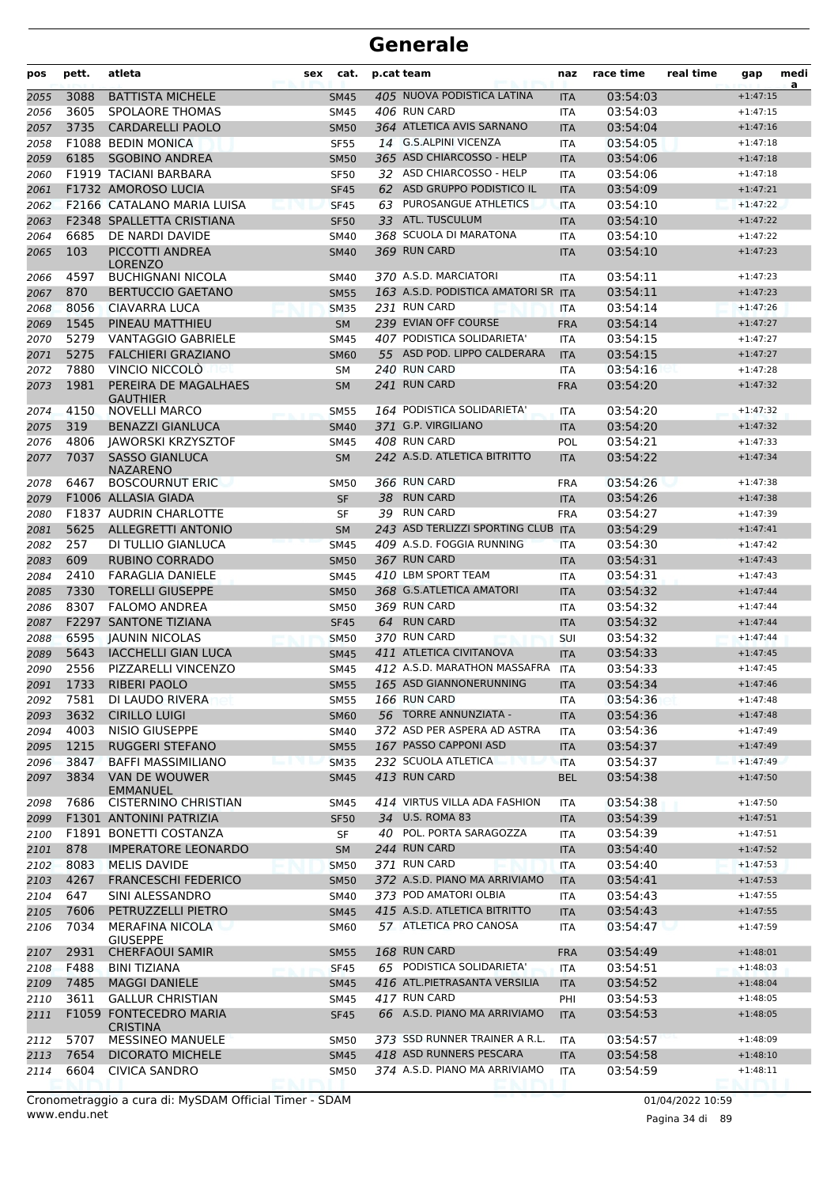# Generale

| pos | pett. | atleta | sex | cat. | p.cat | team | naz | race time | real time | gap | medi a |
|---|---|---|---|---|---|---|---|---|---|---|---|
| 2055 | 3088 | BATTISTA MICHELE | | SM45 | 405 | NUOVA PODISTICA LATINA | ITA | 03:54:03 | | +1:47:15 | |
| 2056 | 3605 | SPOLAORE THOMAS | | SM45 | 406 | RUN CARD | ITA | 03:54:03 | | +1:47:15 | |
| 2057 | 3735 | CARDARELLI PAOLO | | SM50 | 364 | ATLETICA AVIS SARNANO | ITA | 03:54:04 | | +1:47:16 | |
| 2058 | F1088 | BEDIN MONICA | | SF55 | 14 | G.S.ALPINI VICENZA | ITA | 03:54:05 | | +1:47:18 | |
| 2059 | 6185 | SGOBINO ANDREA | | SM50 | 365 | ASD CHIARCOSSO - HELP | ITA | 03:54:06 | | +1:47:18 | |
| 2060 | F1919 | TACIANI BARBARA | | SF50 | 32 | ASD CHIARCOSSO - HELP | ITA | 03:54:06 | | +1:47:18 | |
| 2061 | F1732 | AMOROSO LUCIA | | SF45 | 62 | ASD GRUPPO PODISTICO IL | ITA | 03:54:09 | | +1:47:21 | |
| 2062 | F2166 | CATALANO MARIA LUISA | | SF45 | 63 | PUROSANGUE ATHLETICS | ITA | 03:54:10 | | +1:47:22 | |
| 2063 | F2348 | SPALLETTA CRISTIANA | | SF50 | 33 | ATL. TUSCULUM | ITA | 03:54:10 | | +1:47:22 | |
| 2064 | 6685 | DE NARDI DAVIDE | | SM40 | 368 | SCUOLA DI MARATONA | ITA | 03:54:10 | | +1:47:22 | |
| 2065 | 103 | PICCOTTI ANDREA LORENZO | | SM40 | 369 | RUN CARD | ITA | 03:54:10 | | +1:47:23 | |
| 2066 | 4597 | BUCHIGNANI NICOLA | | SM40 | 370 | A.S.D. MARCIATORI | ITA | 03:54:11 | | +1:47:23 | |
| 2067 | 870 | BERTUCCIO GAETANO | | SM55 | 163 | A.S.D. PODISTICA AMATORI SR | ITA | 03:54:11 | | +1:47:23 | |
| 2068 | 8056 | CIAVARRA LUCA | | SM35 | 231 | RUN CARD | ITA | 03:54:14 | | +1:47:26 | |
| 2069 | 1545 | PINEAU MATTHIEU | | SM | 239 | EVIAN OFF COURSE | FRA | 03:54:14 | | +1:47:27 | |
| 2070 | 5279 | VANTAGGIO GABRIELE | | SM45 | 407 | PODISTICA SOLIDARIETA' | ITA | 03:54:15 | | +1:47:27 | |
| 2071 | 5275 | FALCHIERI GRAZIANO | | SM60 | 55 | ASD POD. LIPPO CALDERARA | ITA | 03:54:15 | | +1:47:27 | |
| 2072 | 7880 | VINCIO NICCOLÒ | | SM | 240 | RUN CARD | ITA | 03:54:16 | | +1:47:28 | |
| 2073 | 1981 | PEREIRA DE MAGALHAES GAUTHIER | | SM | 241 | RUN CARD | FRA | 03:54:20 | | +1:47:32 | |
| 2074 | 4150 | NOVELLI MARCO | | SM55 | 164 | PODISTICA SOLIDARIETA' | ITA | 03:54:20 | | +1:47:32 | |
| 2075 | 319 | BENAZZI GIANLUCA | | SM40 | 371 | G.P. VIRGILIANO | ITA | 03:54:20 | | +1:47:32 | |
| 2076 | 4806 | JAWORSKI KRZYSZTOF | | SM45 | 408 | RUN CARD | POL | 03:54:21 | | +1:47:33 | |
| 2077 | 7037 | SASSO GIANLUCA NAZARENO | | SM | 242 | A.S.D. ATLETICA BITRITTO | ITA | 03:54:22 | | +1:47:34 | |
| 2078 | 6467 | BOSCOURNUT ERIC | | SM50 | 366 | RUN CARD | FRA | 03:54:26 | | +1:47:38 | |
| 2079 | F1006 | ALLASIA GIADA | | SF | 38 | RUN CARD | ITA | 03:54:26 | | +1:47:38 | |
| 2080 | F1837 | AUDRIN CHARLOTTE | | SF | 39 | RUN CARD | FRA | 03:54:27 | | +1:47:39 | |
| 2081 | 5625 | ALLEGRETTI ANTONIO | | SM | 243 | ASD TERLIZZI SPORTING CLUB | ITA | 03:54:29 | | +1:47:41 | |
| 2082 | 257 | DI TULLIO GIANLUCA | | SM45 | 409 | A.S.D. FOGGIA RUNNING | ITA | 03:54:30 | | +1:47:42 | |
| 2083 | 609 | RUBINO CORRADO | | SM50 | 367 | RUN CARD | ITA | 03:54:31 | | +1:47:43 | |
| 2084 | 2410 | FARAGLIA DANIELE | | SM45 | 410 | LBM SPORT TEAM | ITA | 03:54:31 | | +1:47:43 | |
| 2085 | 7330 | TORELLI GIUSEPPE | | SM50 | 368 | G.S.ATLETICA AMATORI | ITA | 03:54:32 | | +1:47:44 | |
| 2086 | 8307 | FALOMO ANDREA | | SM50 | 369 | RUN CARD | ITA | 03:54:32 | | +1:47:44 | |
| 2087 | F2297 | SANTONE TIZIANA | | SF45 | 64 | RUN CARD | ITA | 03:54:32 | | +1:47:44 | |
| 2088 | 6595 | JAUNIN NICOLAS | | SM50 | 370 | RUN CARD | SUI | 03:54:32 | | +1:47:44 | |
| 2089 | 5643 | IACCHELLI GIAN LUCA | | SM45 | 411 | ATLETICA CIVITANOVA | ITA | 03:54:33 | | +1:47:45 | |
| 2090 | 2556 | PIZZARELLI VINCENZO | | SM45 | 412 | A.S.D. MARATHON MASSAFRA | ITA | 03:54:33 | | +1:47:45 | |
| 2091 | 1733 | RIBERI PAOLO | | SM55 | 165 | ASD GIANNONERUNNING | ITA | 03:54:34 | | +1:47:46 | |
| 2092 | 7581 | DI LAUDO RIVERA | | SM55 | 166 | RUN CARD | ITA | 03:54:36 | | +1:47:48 | |
| 2093 | 3632 | CIRILLO LUIGI | | SM60 | 56 | TORRE ANNUNZIATA - | ITA | 03:54:36 | | +1:47:48 | |
| 2094 | 4003 | NISIO GIUSEPPE | | SM40 | 372 | ASD PER ASPERA AD ASTRA | ITA | 03:54:36 | | +1:47:49 | |
| 2095 | 1215 | RUGGERI STEFANO | | SM55 | 167 | PASSO CAPPONI ASD | ITA | 03:54:37 | | +1:47:49 | |
| 2096 | 3847 | BAFFI MASSIMILIANO | | SM35 | 232 | SCUOLA ATLETICA | ITA | 03:54:37 | | +1:47:49 | |
| 2097 | 3834 | VAN DE WOUWER EMMANUEL | | SM45 | 413 | RUN CARD | BEL | 03:54:38 | | +1:47:50 | |
| 2098 | 7686 | CISTERNINO CHRISTIAN | | SM45 | 414 | VIRTUS VILLA ADA FASHION | ITA | 03:54:38 | | +1:47:50 | |
| 2099 | F1301 | ANTONINI PATRIZIA | | SF50 | 34 | U.S. ROMA 83 | ITA | 03:54:39 | | +1:47:51 | |
| 2100 | F1891 | BONETTI COSTANZA | | SF | 40 | POL. PORTA SARAGOZZA | ITA | 03:54:39 | | +1:47:51 | |
| 2101 | 878 | IMPERATORE LEONARDO | | SM | 244 | RUN CARD | ITA | 03:54:40 | | +1:47:52 | |
| 2102 | 8083 | MELIS DAVIDE | | SM50 | 371 | RUN CARD | ITA | 03:54:40 | | +1:47:53 | |
| 2103 | 4267 | FRANCESCHI FEDERICO | | SM50 | 372 | A.S.D. PIANO MA ARRIVIAMO | ITA | 03:54:41 | | +1:47:53 | |
| 2104 | 647 | SINI ALESSANDRO | | SM40 | 373 | POD AMATORI OLBIA | ITA | 03:54:43 | | +1:47:55 | |
| 2105 | 7606 | PETRUZZELLI PIETRO | | SM45 | 415 | A.S.D. ATLETICA BITRITTO | ITA | 03:54:43 | | +1:47:55 | |
| 2106 | 7034 | MERAFINA NICOLA GIUSEPPE | | SM60 | 57 | ATLETICA PRO CANOSA | ITA | 03:54:47 | | +1:47:59 | |
| 2107 | 2931 | CHERFAOUI SAMIR | | SM55 | 168 | RUN CARD | FRA | 03:54:49 | | +1:48:01 | |
| 2108 | F488 | BINI TIZIANA | | SF45 | 65 | PODISTICA SOLIDARIETA' | ITA | 03:54:51 | | +1:48:03 | |
| 2109 | 7485 | MAGGI DANIELE | | SM45 | 416 | ATL.PIETRASANTA VERSILIA | ITA | 03:54:52 | | +1:48:04 | |
| 2110 | 3611 | GALLUR CHRISTIAN | | SM45 | 417 | RUN CARD | PHI | 03:54:53 | | +1:48:05 | |
| 2111 | F1059 | FONTECEDRO MARIA CRISTINA | | SF45 | 66 | A.S.D. PIANO MA ARRIVIAMO | ITA | 03:54:53 | | +1:48:05 | |
| 2112 | 5707 | MESSINEO MANUELE | | SM50 | 373 | SSD RUNNER TRAINER A R.L. | ITA | 03:54:57 | | +1:48:09 | |
| 2113 | 7654 | DICORATO MICHELE | | SM45 | 418 | ASD RUNNERS PESCARA | ITA | 03:54:58 | | +1:48:10 | |
| 2114 | 6604 | CIVICA SANDRO | | SM50 | 374 | A.S.D. PIANO MA ARRIVIAMO | ITA | 03:54:59 | | +1:48:11 | |

Cronometraggio a cura di: MySDAM Official Timer - SDAM
www.endu.net

01/04/2022 10:59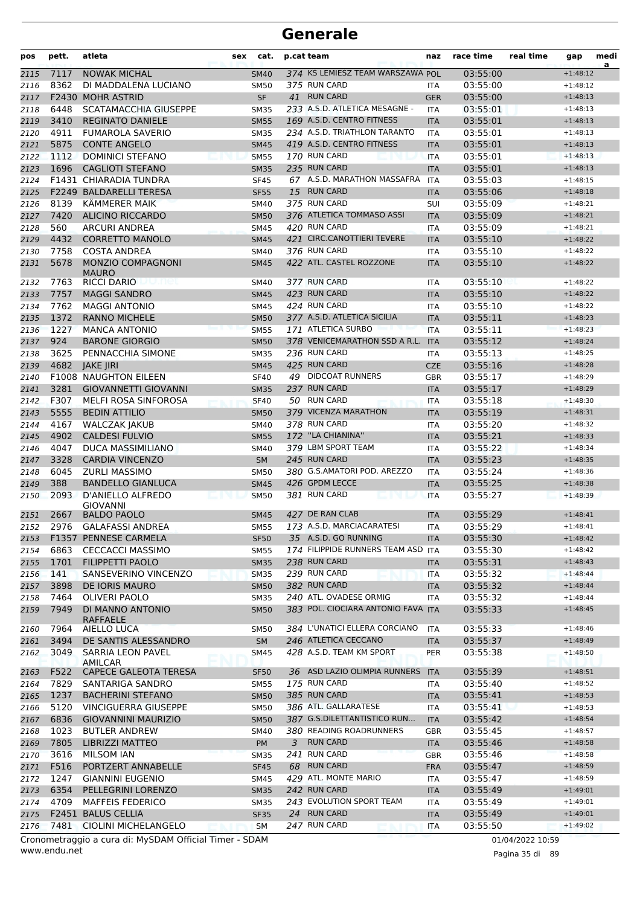# Generale

| pos | pett. | atleta | sex | cat. | p.cat | team | naz | race time | real time | gap | medi a |
|---|---|---|---|---|---|---|---|---|---|---|---|
| 2115 | 7117 | NOWAK MICHAL | | SM40 | 374 | KS LEMIESZ TEAM WARSZAWA | POL | 03:55:00 | | +1:48:12 | |
| 2116 | 8362 | DI MADDALENA LUCIANO | | SM50 | 375 | RUN CARD | ITA | 03:55:00 | | +1:48:12 | |
| 2117 | F2430 | MOHR ASTRID | | SF | 41 | RUN CARD | GER | 03:55:00 | | +1:48:13 | |
| 2118 | 6448 | SCATAMACCHIA GIUSEPPE | | SM35 | 233 | A.S.D. ATLETICA MESAGNE - | ITA | 03:55:01 | | +1:48:13 | |
| 2119 | 3410 | REGINATO DANIELE | | SM55 | 169 | A.S.D. CENTRO FITNESS | ITA | 03:55:01 | | +1:48:13 | |
| 2120 | 4911 | FUMAROLA SAVERIO | | SM35 | 234 | A.S.D. TRIATHLON TARANTO | ITA | 03:55:01 | | +1:48:13 | |
| 2121 | 5875 | CONTE ANGELO | | SM45 | 419 | A.S.D. CENTRO FITNESS | ITA | 03:55:01 | | +1:48:13 | |
| 2122 | 1112 | DOMINICI STEFANO | | SM55 | 170 | RUN CARD | ITA | 03:55:01 | | +1:48:13 | |
| 2123 | 1696 | CAGLIOTI STEFANO | | SM35 | 235 | RUN CARD | ITA | 03:55:01 | | +1:48:13 | |
| 2124 | F1431 | CHIARADIA TUNDRA | | SF45 | 67 | A.S.D. MARATHON MASSAFRA | ITA | 03:55:03 | | +1:48:15 | |
| 2125 | F2249 | BALDARELLI TERESA | | SF55 | 15 | RUN CARD | ITA | 03:55:06 | | +1:48:18 | |
| 2126 | 8139 | KÄMMERER MAIK | | SM40 | 375 | RUN CARD | SUI | 03:55:09 | | +1:48:21 | |
| 2127 | 7420 | ALICINO RICCARDO | | SM50 | 376 | ATLETICA TOMMASO ASSI | ITA | 03:55:09 | | +1:48:21 | |
| 2128 | 560 | ARCURI ANDREA | | SM45 | 420 | RUN CARD | ITA | 03:55:09 | | +1:48:21 | |
| 2129 | 4432 | CORRETTO MANOLO | | SM45 | 421 | CIRC.CANOTTIERI TEVERE | ITA | 03:55:10 | | +1:48:22 | |
| 2130 | 7758 | COSTA ANDREA | | SM40 | 376 | RUN CARD | ITA | 03:55:10 | | +1:48:22 | |
| 2131 | 5678 | MONZIO COMPAGNONI MAURO | | SM45 | 422 | ATL. CASTEL ROZZONE | ITA | 03:55:10 | | +1:48:22 | |
| 2132 | 7763 | RICCI DARIO | | SM40 | 377 | RUN CARD | ITA | 03:55:10 | | +1:48:22 | |
| 2133 | 7757 | MAGGI SANDRO | | SM45 | 423 | RUN CARD | ITA | 03:55:10 | | +1:48:22 | |
| 2134 | 7762 | MAGGI ANTONIO | | SM45 | 424 | RUN CARD | ITA | 03:55:10 | | +1:48:22 | |
| 2135 | 1372 | RANNO MICHELE | | SM50 | 377 | A.S.D. ATLETICA SICILIA | ITA | 03:55:11 | | +1:48:23 | |
| 2136 | 1227 | MANCA ANTONIO | | SM55 | 171 | ATLETICA SURBO | ITA | 03:55:11 | | +1:48:23 | |
| 2137 | 924 | BARONE GIORGIO | | SM50 | 378 | VENICEMARATHON SSD A R.L. | ITA | 03:55:12 | | +1:48:24 | |
| 2138 | 3625 | PENNACCHIA SIMONE | | SM35 | 236 | RUN CARD | ITA | 03:55:13 | | +1:48:25 | |
| 2139 | 4682 | JAKE JIRI | | SM45 | 425 | RUN CARD | CZE | 03:55:16 | | +1:48:28 | |
| 2140 | F1008 | NAUGHTON EILEEN | | SF40 | 49 | DIDCOAT RUNNERS | GBR | 03:55:17 | | +1:48:29 | |
| 2141 | 3281 | GIOVANNETTI GIOVANNI | | SM35 | 237 | RUN CARD | ITA | 03:55:17 | | +1:48:29 | |
| 2142 | F307 | MELFI ROSA SINFOROSA | | SF40 | 50 | RUN CARD | ITA | 03:55:18 | | +1:48:30 | |
| 2143 | 5555 | BEDIN ATTILIO | | SM50 | 379 | VICENZA MARATHON | ITA | 03:55:19 | | +1:48:31 | |
| 2144 | 4167 | WALCZAK JAKUB | | SM40 | 378 | RUN CARD | ITA | 03:55:20 | | +1:48:32 | |
| 2145 | 4902 | CALDESI FULVIO | | SM55 | 172 | ''LA CHIANINA'' | ITA | 03:55:21 | | +1:48:33 | |
| 2146 | 4047 | DUCA MASSIMILIANO | | SM40 | 379 | LBM SPORT TEAM | ITA | 03:55:22 | | +1:48:34 | |
| 2147 | 3328 | CARDIA VINCENZO | | SM | 245 | RUN CARD | ITA | 03:55:23 | | +1:48:35 | |
| 2148 | 6045 | ZURLI MASSIMO | | SM50 | 380 | G.S.AMATORI POD. AREZZO | ITA | 03:55:24 | | +1:48:36 | |
| 2149 | 388 | BANDELLO GIANLUCA | | SM45 | 426 | GPDM LECCE | ITA | 03:55:25 | | +1:48:38 | |
| 2150 | 2093 | D'ANIELLO ALFREDO GIOVANNI | | SM50 | 381 | RUN CARD | ITA | 03:55:27 | | +1:48:39 | |
| 2151 | 2667 | BALDO PAOLO | | SM45 | 427 | DE RAN CLAB | ITA | 03:55:29 | | +1:48:41 | |
| 2152 | 2976 | GALAFASSI ANDREA | | SM55 | 173 | A.S.D. MARCIACARATESI | ITA | 03:55:29 | | +1:48:41 | |
| 2153 | F1357 | PENNESE CARMELA | | SF50 | 35 | A.S.D. GO RUNNING | ITA | 03:55:30 | | +1:48:42 | |
| 2154 | 6863 | CECCACCI MASSIMO | | SM55 | 174 | FILIPPIDE RUNNERS TEAM ASD | ITA | 03:55:30 | | +1:48:42 | |
| 2155 | 1701 | FILIPPETTI PAOLO | | SM35 | 238 | RUN CARD | ITA | 03:55:31 | | +1:48:43 | |
| 2156 | 141 | SANSEVERINO VINCENZO | | SM35 | 239 | RUN CARD | ITA | 03:55:32 | | +1:48:44 | |
| 2157 | 3898 | DE IORIS MAURO | | SM50 | 382 | RUN CARD | ITA | 03:55:32 | | +1:48:44 | |
| 2158 | 7464 | OLIVERI PAOLO | | SM35 | 240 | ATL. OVADESE ORMIG | ITA | 03:55:32 | | +1:48:44 | |
| 2159 | 7949 | DI MANNO ANTONIO RAFFAELE | | SM50 | 383 | POL. CIOCIARA ANTONIO FAVA | ITA | 03:55:33 | | +1:48:45 | |
| 2160 | 7964 | AIELLO LUCA | | SM50 | 384 | L'UNATICI ELLERA CORCIANO | ITA | 03:55:33 | | +1:48:46 | |
| 2161 | 3494 | DE SANTIS ALESSANDRO | | SM | 246 | ATLETICA CECCANO | ITA | 03:55:37 | | +1:48:49 | |
| 2162 | 3049 | SARRIA LEON PAVEL AMILCAR | | SM45 | 428 | A.S.D. TEAM KM SPORT | PER | 03:55:38 | | +1:48:50 | |
| 2163 | F522 | CAPECE GALEOTA TERESA | | SF50 | 36 | ASD LAZIO OLIMPIA RUNNERS | ITA | 03:55:39 | | +1:48:51 | |
| 2164 | 7829 | SANTARIGA SANDRO | | SM55 | 175 | RUN CARD | ITA | 03:55:40 | | +1:48:52 | |
| 2165 | 1237 | BACHERINI STEFANO | | SM50 | 385 | RUN CARD | ITA | 03:55:41 | | +1:48:53 | |
| 2166 | 5120 | VINCIGUERRA GIUSEPPE | | SM50 | 386 | ATL. GALLARATESE | ITA | 03:55:41 | | +1:48:53 | |
| 2167 | 6836 | GIOVANNINI MAURIZIO | | SM50 | 387 | G.S.DILETTANTISTICO RUN... | ITA | 03:55:42 | | +1:48:54 | |
| 2168 | 1023 | BUTLER ANDREW | | SM40 | 380 | READING ROADRUNNERS | GBR | 03:55:45 | | +1:48:57 | |
| 2169 | 7805 | LIBRIZZI MATTEO | | PM | 3 | RUN CARD | ITA | 03:55:46 | | +1:48:58 | |
| 2170 | 3616 | MILSOM IAN | | SM35 | 241 | RUN CARD | GBR | 03:55:46 | | +1:48:58 | |
| 2171 | F516 | PORTZERT ANNABELLE | | SF45 | 68 | RUN CARD | FRA | 03:55:47 | | +1:48:59 | |
| 2172 | 1247 | GIANNINI EUGENIO | | SM45 | 429 | ATL. MONTE MARIO | ITA | 03:55:47 | | +1:48:59 | |
| 2173 | 6354 | PELLEGRINI LORENZO | | SM35 | 242 | RUN CARD | ITA | 03:55:49 | | +1:49:01 | |
| 2174 | 4709 | MAFFEIS FEDERICO | | SM35 | 243 | EVOLUTION SPORT TEAM | ITA | 03:55:49 | | +1:49:01 | |
| 2175 | F2451 | BALUS CELLIA | | SF35 | 24 | RUN CARD | ITA | 03:55:49 | | +1:49:01 | |
| 2176 | 7481 | CIOLINI MICHELANGELO | | SM | 247 | RUN CARD | ITA | 03:55:50 | | +1:49:02 | |

Cronometraggio a cura di: MySDAM Official Timer - SDAM
www.endu.net
01/04/2022 10:59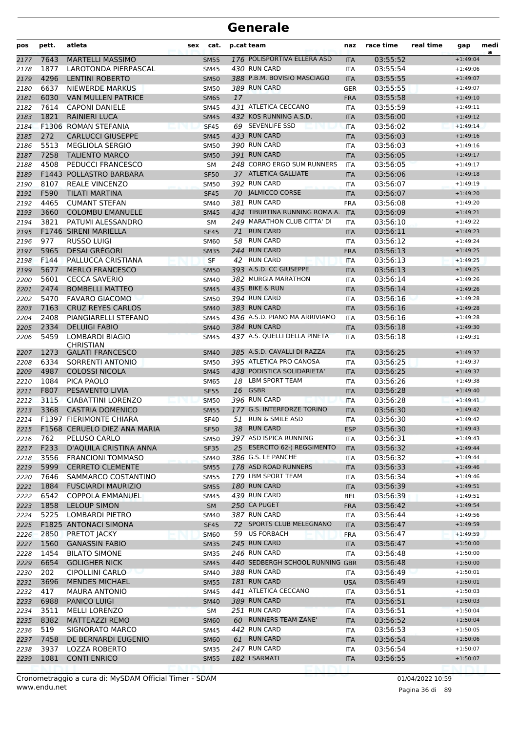# Generale

| pos | pett. | atleta | sex | cat. | p.cat | team | naz | race time | real time | gap | medi a |
|---|---|---|---|---|---|---|---|---|---|---|---|
| 2177 | 7643 | MARTELLI MASSIMO | | SM55 | 176 | POLISPORTIVA ELLERA ASD | ITA | 03:55:52 | | +1:49:04 | |
| 2178 | 1877 | LAROTONDA PIERPASCAL | | SM45 | 430 | RUN CARD | ITA | 03:55:54 | | +1:49:06 | |
| 2179 | 4296 | LENTINI ROBERTO | | SM50 | 388 | P.B.M. BOVISIO MASCIAGO | ITA | 03:55:55 | | +1:49:07 | |
| 2180 | 6637 | NIEWERDE MARKUS | | SM50 | 389 | RUN CARD | GER | 03:55:55 | | +1:49:07 | |
| 2181 | 6030 | VAN MULLEN PATRICE | | SM65 | 17 | | FRA | 03:55:58 | | +1:49:10 | |
| 2182 | 7614 | CAPONI DANIELE | | SM45 | 431 | ATLETICA CECCANO | ITA | 03:55:59 | | +1:49:11 | |
| 2183 | 1821 | RAINIERI LUCA | | SM45 | 432 | KOS RUNNING A.S.D. | ITA | 03:56:00 | | +1:49:12 | |
| 2184 | F1306 | ROMAN STEFANIA | | SF45 | 69 | SEVENLIFE SSD | ITA | 03:56:02 | | +1:49:14 | |
| 2185 | 272 | CARLUCCI GIUSEPPE | | SM45 | 433 | RUN CARD | ITA | 03:56:03 | | +1:49:16 | |
| 2186 | 5513 | MEGLIOLA SERGIO | | SM50 | 390 | RUN CARD | ITA | 03:56:03 | | +1:49:16 | |
| 2187 | 7258 | TALIENTO MARCO | | SM50 | 391 | RUN CARD | ITA | 03:56:05 | | +1:49:17 | |
| 2188 | 4508 | PEDUCCI FRANCESCO | | SM | 248 | CORRO ERGO SUM RUNNERS | ITA | 03:56:05 | | +1:49:17 | |
| 2189 | F1443 | POLLASTRO BARBARA | | SF50 | 37 | ATLETICA GALLIATE | ITA | 03:56:06 | | +1:49:18 | |
| 2190 | 8107 | REALE VINCENZO | | SM50 | 392 | RUN CARD | ITA | 03:56:07 | | +1:49:19 | |
| 2191 | F590 | TILATI MARTINA | | SF45 | 70 | JALMICCO CORSE | ITA | 03:56:07 | | +1:49:20 | |
| 2192 | 4465 | CUMANT STEFAN | | SM40 | 381 | RUN CARD | FRA | 03:56:08 | | +1:49:20 | |
| 2193 | 3660 | COLOMBU EMANUELE | | SM45 | 434 | TIBURTINA RUNNING ROMA A. | ITA | 03:56:09 | | +1:49:21 | |
| 2194 | 3821 | PATUMI ALESSANDRO | | SM | 249 | MARATHON CLUB CITTA' DI | ITA | 03:56:10 | | +1:49:22 | |
| 2195 | F1746 | SIRENI MARIELLA | | SF45 | 71 | RUN CARD | ITA | 03:56:11 | | +1:49:23 | |
| 2196 | 977 | RUSSO LUIGI | | SM60 | 58 | RUN CARD | ITA | 03:56:12 | | +1:49:24 | |
| 2197 | 5965 | DESAI GRÉGORI | | SM35 | 244 | RUN CARD | FRA | 03:56:13 | | +1:49:25 | |
| 2198 | F144 | PALLUCCA CRISTIANA | | SF | 42 | RUN CARD | ITA | 03:56:13 | | +1:49:25 | |
| 2199 | 5677 | MERLO FRANCESCO | | SM50 | 393 | A.S.D. CC GIUSEPPE | ITA | 03:56:13 | | +1:49:25 | |
| 2200 | 5601 | CECCA SAVERIO | | SM40 | 382 | MURGIA MARATHON | ITA | 03:56:14 | | +1:49:26 | |
| 2201 | 2474 | BOMBELLI MATTEO | | SM45 | 435 | BIKE & RUN | ITA | 03:56:14 | | +1:49:26 | |
| 2202 | 5470 | FAVARO GIACOMO | | SM50 | 394 | RUN CARD | ITA | 03:56:16 | | +1:49:28 | |
| 2203 | 7163 | CRUZ REYES CARLOS | | SM40 | 383 | RUN CARD | ITA | 03:56:16 | | +1:49:28 | |
| 2204 | 2408 | PIANGIARELLI STEFANO | | SM45 | 436 | A.S.D. PIANO MA ARRIVIAMO | ITA | 03:56:16 | | +1:49:28 | |
| 2205 | 2334 | DELUIGI FABIO | | SM40 | 384 | RUN CARD | ITA | 03:56:18 | | +1:49:30 | |
| 2206 | 5459 | LOMBARDI BIAGIO CHRISTIAN | | SM45 | 437 | A.S. QUELLI DELLA PINETA | ITA | 03:56:18 | | +1:49:31 | |
| 2207 | 1273 | GALATI FRANCESCO | | SM40 | 385 | A.S.D. CAVALLI DI RAZZA | ITA | 03:56:25 | | +1:49:37 | |
| 2208 | 6334 | SORRENTI ANTONIO | | SM50 | 395 | ATLETICA PRO CANOSA | ITA | 03:56:25 | | +1:49:37 | |
| 2209 | 4987 | COLOSSI NICOLA | | SM45 | 438 | PODISTICA SOLIDARIETA' | ITA | 03:56:25 | | +1:49:37 | |
| 2210 | 1084 | PICA PAOLO | | SM65 | 18 | LBM SPORT TEAM | ITA | 03:56:26 | | +1:49:38 | |
| 2211 | F807 | PESAVENTO LIVIA | | SF55 | 16 | GSBR | ITA | 03:56:28 | | +1:49:40 | |
| 2212 | 3115 | CIABATTINI LORENZO | | SM50 | 396 | RUN CARD | ITA | 03:56:28 | | +1:49:41 | |
| 2213 | 3368 | CASTRIA DOMENICO | | SM55 | 177 | G.S. INTERFORZE TORINO | ITA | 03:56:30 | | +1:49:42 | |
| 2214 | F1397 | FIERIMONTE CHIARA | | SF40 | 51 | RUN & SMILE ASD | ITA | 03:56:30 | | +1:49:42 | |
| 2215 | F1568 | CERUELO DIEZ ANA MARIA | | SF50 | 38 | RUN CARD | ESP | 03:56:30 | | +1:49:43 | |
| 2216 | 762 | PELUSO CARLO | | SM50 | 397 | ASD ISPICA RUNNING | ITA | 03:56:31 | | +1:49:43 | |
| 2217 | F233 | D'AQUILA CRISTINA ANNA | | SF35 | 25 | ESERCITO 62-¦ REGGIMENTO | ITA | 03:56:32 | | +1:49:44 | |
| 2218 | 3556 | FRANCIONI TOMMASO | | SM40 | 386 | G.S. LE PANCHE | ITA | 03:56:32 | | +1:49:44 | |
| 2219 | 5999 | CERRETO CLEMENTE | | SM55 | 178 | ASD ROAD RUNNERS | ITA | 03:56:33 | | +1:49:46 | |
| 2220 | 7646 | SAMMARCO COSTANTINO | | SM55 | 179 | LBM SPORT TEAM | ITA | 03:56:34 | | +1:49:46 | |
| 2221 | 1884 | FUSCIARDI MAURIZIO | | SM55 | 180 | RUN CARD | ITA | 03:56:39 | | +1:49:51 | |
| 2222 | 6542 | COPPOLA EMMANUEL | | SM45 | 439 | RUN CARD | BEL | 03:56:39 | | +1:49:51 | |
| 2223 | 1858 | LELOUP SIMON | | SM | 250 | CA PUGET | FRA | 03:56:42 | | +1:49:54 | |
| 2224 | 5225 | LOMBARDI PIETRO | | SM40 | 387 | RUN CARD | ITA | 03:56:44 | | +1:49:56 | |
| 2225 | F1825 | ANTONACI SIMONA | | SF45 | 72 | SPORTS CLUB MELEGNANO | ITA | 03:56:47 | | +1:49:59 | |
| 2226 | 2850 | PRETOT JACKY | | SM60 | 59 | US FORBACH | FRA | 03:56:47 | | +1:49:59 | |
| 2227 | 1560 | GANASSIN FABIO | | SM35 | 245 | RUN CARD | ITA | 03:56:47 | | +1:50:00 | |
| 2228 | 1454 | BILATO SIMONE | | SM35 | 246 | RUN CARD | ITA | 03:56:48 | | +1:50:00 | |
| 2229 | 6654 | GOLIGHER NICK | | SM45 | 440 | SEDBERGH SCHOOL RUNNING | GBR | 03:56:48 | | +1:50:00 | |
| 2230 | 202 | CIPOLLINI CARLO | | SM40 | 388 | RUN CARD | ITA | 03:56:49 | | +1:50:01 | |
| 2231 | 3696 | MENDES MICHAEL | | SM55 | 181 | RUN CARD | USA | 03:56:49 | | +1:50:01 | |
| 2232 | 417 | MAURA ANTONIO | | SM45 | 441 | ATLETICA CECCANO | ITA | 03:56:51 | | +1:50:03 | |
| 2233 | 6988 | PANICO LUIGI | | SM40 | 389 | RUN CARD | ITA | 03:56:51 | | +1:50:03 | |
| 2234 | 3511 | MELLI LORENZO | | SM | 251 | RUN CARD | ITA | 03:56:51 | | +1:50:04 | |
| 2235 | 8382 | MATTEAZZI REMO | | SM60 | 60 | RUNNERS TEAM ZANE' | ITA | 03:56:52 | | +1:50:04 | |
| 2236 | 519 | SIGNORATO MARCO | | SM45 | 442 | RUN CARD | ITA | 03:56:53 | | +1:50:05 | |
| 2237 | 7458 | DE BERNARDI EUGENIO | | SM60 | 61 | RUN CARD | ITA | 03:56:54 | | +1:50:06 | |
| 2238 | 3937 | LOZZA ROBERTO | | SM35 | 247 | RUN CARD | ITA | 03:56:54 | | +1:50:07 | |
| 2239 | 1081 | CONTI ENRICO | | SM55 | 182 | I SARMATI | ITA | 03:56:55 | | +1:50:07 | |

Cronometraggio a cura di: MySDAM Official Timer - SDAM
www.endu.net

01/04/2022 10:59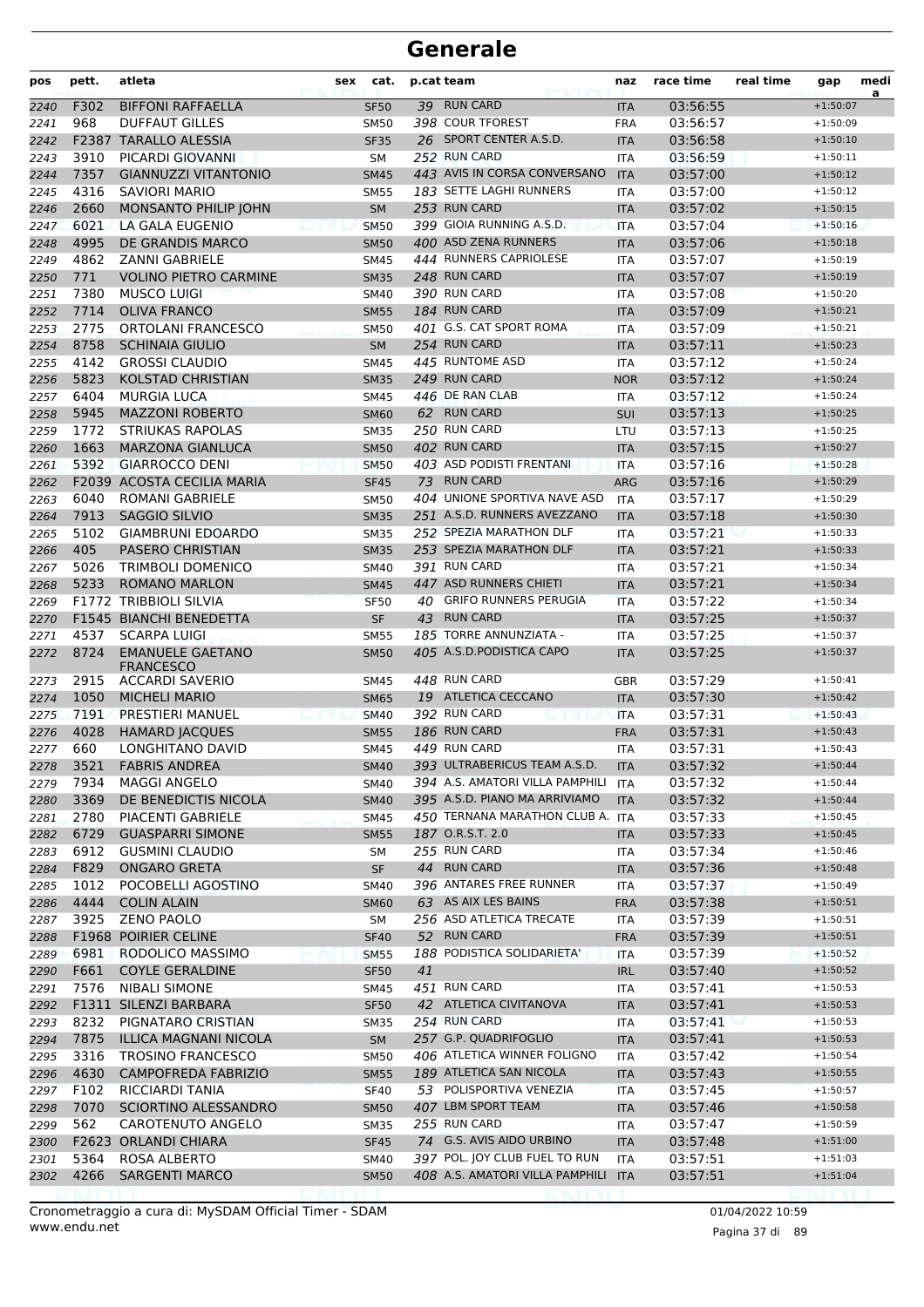# Generale

| pos | pett. | atleta | sex | cat. | p.cat | team | naz | race time | real time | gap | medi a |
|---|---|---|---|---|---|---|---|---|---|---|---|
| 2240 | F302 | BIFFONI RAFFAELLA | | SF50 | 39 | RUN CARD | ITA | 03:56:55 | | +1:50:07 | |
| 2241 | 968 | DUFFAUT GILLES | | SM50 | 398 | COUR TFOREST | FRA | 03:56:57 | | +1:50:09 | |
| 2242 | F2387 | TARALLO ALESSIA | | SF35 | 26 | SPORT CENTER A.S.D. | ITA | 03:56:58 | | +1:50:10 | |
| 2243 | 3910 | PICARDI GIOVANNI | | SM | 252 | RUN CARD | ITA | 03:56:59 | | +1:50:11 | |
| 2244 | 7357 | GIANNUZZI VITANTONIO | | SM45 | 443 | AVIS IN CORSA CONVERSANO | ITA | 03:57:00 | | +1:50:12 | |
| 2245 | 4316 | SAVIORI MARIO | | SM55 | 183 | SETTE LAGHI RUNNERS | ITA | 03:57:00 | | +1:50:12 | |
| 2246 | 2660 | MONSANTO PHILIP JOHN | | SM | 253 | RUN CARD | ITA | 03:57:02 | | +1:50:15 | |
| 2247 | 6021 | LA GALA EUGENIO | | SM50 | 399 | GIOIA RUNNING A.S.D. | ITA | 03:57:04 | | +1:50:16 | |
| 2248 | 4995 | DE GRANDIS MARCO | | SM50 | 400 | ASD ZENA RUNNERS | ITA | 03:57:06 | | +1:50:18 | |
| 2249 | 4862 | ZANNI GABRIELE | | SM45 | 444 | RUNNERS CAPRIOLESE | ITA | 03:57:07 | | +1:50:19 | |
| 2250 | 771 | VOLINO PIETRO CARMINE | | SM35 | 248 | RUN CARD | ITA | 03:57:07 | | +1:50:19 | |
| 2251 | 7380 | MUSCO LUIGI | | SM40 | 390 | RUN CARD | ITA | 03:57:08 | | +1:50:20 | |
| 2252 | 7714 | OLIVA FRANCO | | SM55 | 184 | RUN CARD | ITA | 03:57:09 | | +1:50:21 | |
| 2253 | 2775 | ORTOLANI FRANCESCO | | SM50 | 401 | G.S. CAT SPORT ROMA | ITA | 03:57:09 | | +1:50:21 | |
| 2254 | 8758 | SCHINAIA GIULIO | | SM | 254 | RUN CARD | ITA | 03:57:11 | | +1:50:23 | |
| 2255 | 4142 | GROSSI CLAUDIO | | SM45 | 445 | RUNTOME ASD | ITA | 03:57:12 | | +1:50:24 | |
| 2256 | 5823 | KOLSTAD CHRISTIAN | | SM35 | 249 | RUN CARD | NOR | 03:57:12 | | +1:50:24 | |
| 2257 | 6404 | MURGIA LUCA | | SM45 | 446 | DE RAN CLAB | ITA | 03:57:12 | | +1:50:24 | |
| 2258 | 5945 | MAZZONI ROBERTO | | SM60 | 62 | RUN CARD | SUI | 03:57:13 | | +1:50:25 | |
| 2259 | 1772 | STRIUKAS RAPOLAS | | SM35 | 250 | RUN CARD | LTU | 03:57:13 | | +1:50:25 | |
| 2260 | 1663 | MARZONA GIANLUCA | | SM50 | 402 | RUN CARD | ITA | 03:57:15 | | +1:50:27 | |
| 2261 | 5392 | GIARROCCO DENI | | SM50 | 403 | ASD PODISTI FRENTANI | ITA | 03:57:16 | | +1:50:28 | |
| 2262 | F2039 | ACOSTA CECILIA MARIA | | SF45 | 73 | RUN CARD | ARG | 03:57:16 | | +1:50:29 | |
| 2263 | 6040 | ROMANI GABRIELE | | SM50 | 404 | UNIONE SPORTIVA NAVE ASD | ITA | 03:57:17 | | +1:50:29 | |
| 2264 | 7913 | SAGGIO SILVIO | | SM35 | 251 | A.S.D. RUNNERS AVEZZANO | ITA | 03:57:18 | | +1:50:30 | |
| 2265 | 5102 | GIAMBRUNI EDOARDO | | SM35 | 252 | SPEZIA MARATHON DLF | ITA | 03:57:21 | | +1:50:33 | |
| 2266 | 405 | PASERO CHRISTIAN | | SM35 | 253 | SPEZIA MARATHON DLF | ITA | 03:57:21 | | +1:50:33 | |
| 2267 | 5026 | TRIMBOLI DOMENICO | | SM40 | 391 | RUN CARD | ITA | 03:57:21 | | +1:50:34 | |
| 2268 | 5233 | ROMANO MARLON | | SM45 | 447 | ASD RUNNERS CHIETI | ITA | 03:57:21 | | +1:50:34 | |
| 2269 | F1772 | TRIBBIOLI SILVIA | | SF50 | 40 | GRIFO RUNNERS PERUGIA | ITA | 03:57:22 | | +1:50:34 | |
| 2270 | F1545 | BIANCHI BENEDETTA | | SF | 43 | RUN CARD | ITA | 03:57:25 | | +1:50:37 | |
| 2271 | 4537 | SCARPA LUIGI | | SM55 | 185 | TORRE ANNUNZIATA - | ITA | 03:57:25 | | +1:50:37 | |
| 2272 | 8724 | EMANUELE GAETANO FRANCESCO | | SM50 | 405 | A.S.D.PODISTICA CAPO | ITA | 03:57:25 | | +1:50:37 | |
| 2273 | 2915 | ACCARDI SAVERIO | | SM45 | 448 | RUN CARD | GBR | 03:57:29 | | +1:50:41 | |
| 2274 | 1050 | MICHELI MARIO | | SM65 | 19 | ATLETICA CECCANO | ITA | 03:57:30 | | +1:50:42 | |
| 2275 | 7191 | PRESTIERI MANUEL | | SM40 | 392 | RUN CARD | ITA | 03:57:31 | | +1:50:43 | |
| 2276 | 4028 | HAMARD JACQUES | | SM55 | 186 | RUN CARD | FRA | 03:57:31 | | +1:50:43 | |
| 2277 | 660 | LONGHITANO DAVID | | SM45 | 449 | RUN CARD | ITA | 03:57:31 | | +1:50:43 | |
| 2278 | 3521 | FABRIS ANDREA | | SM40 | 393 | ULTRABERICUS TEAM A.S.D. | ITA | 03:57:32 | | +1:50:44 | |
| 2279 | 7934 | MAGGI ANGELO | | SM40 | 394 | A.S. AMATORI VILLA PAMPHILI | ITA | 03:57:32 | | +1:50:44 | |
| 2280 | 3369 | DE BENEDICTIS NICOLA | | SM40 | 395 | A.S.D. PIANO MA ARRIVIAMO | ITA | 03:57:32 | | +1:50:44 | |
| 2281 | 2780 | PIACENTI GABRIELE | | SM45 | 450 | TERNANA MARATHON CLUB A. | ITA | 03:57:33 | | +1:50:45 | |
| 2282 | 6729 | GUASPARRI SIMONE | | SM55 | 187 | O.R.S.T. 2.0 | ITA | 03:57:33 | | +1:50:45 | |
| 2283 | 6912 | GUSMINI CLAUDIO | | SM | 255 | RUN CARD | ITA | 03:57:34 | | +1:50:46 | |
| 2284 | F829 | ONGARO GRETA | | SF | 44 | RUN CARD | ITA | 03:57:36 | | +1:50:48 | |
| 2285 | 1012 | POCOBELLI AGOSTINO | | SM40 | 396 | ANTARES FREE RUNNER | ITA | 03:57:37 | | +1:50:49 | |
| 2286 | 4444 | COLIN ALAIN | | SM60 | 63 | AS AIX LES BAINS | FRA | 03:57:38 | | +1:50:51 | |
| 2287 | 3925 | ZENO PAOLO | | SM | 256 | ASD ATLETICA TRECATE | ITA | 03:57:39 | | +1:50:51 | |
| 2288 | F1968 | POIRIER CELINE | | SF40 | 52 | RUN CARD | FRA | 03:57:39 | | +1:50:51 | |
| 2289 | 6981 | RODOLICO MASSIMO | | SM55 | 188 | PODISTICA SOLIDARIETA' | ITA | 03:57:39 | | +1:50:52 | |
| 2290 | F661 | COYLE GERALDINE | | SF50 | 41 | | IRL | 03:57:40 | | +1:50:52 | |
| 2291 | 7576 | NIBALI SIMONE | | SM45 | 451 | RUN CARD | ITA | 03:57:41 | | +1:50:53 | |
| 2292 | F1311 | SILENZI BARBARA | | SF50 | 42 | ATLETICA CIVITANOVA | ITA | 03:57:41 | | +1:50:53 | |
| 2293 | 8232 | PIGNATARO CRISTIAN | | SM35 | 254 | RUN CARD | ITA | 03:57:41 | | +1:50:53 | |
| 2294 | 7875 | ILLICA MAGNANI NICOLA | | SM | 257 | G.P. QUADRIFOGLIO | ITA | 03:57:41 | | +1:50:53 | |
| 2295 | 3316 | TROSINO FRANCESCO | | SM50 | 406 | ATLETICA WINNER FOLIGNO | ITA | 03:57:42 | | +1:50:54 | |
| 2296 | 4630 | CAMPOFREDA FABRIZIO | | SM55 | 189 | ATLETICA SAN NICOLA | ITA | 03:57:43 | | +1:50:55 | |
| 2297 | F102 | RICCIARDI TANIA | | SF40 | 53 | POLISPORTIVA VENEZIA | ITA | 03:57:45 | | +1:50:57 | |
| 2298 | 7070 | SCIORTINO ALESSANDRO | | SM50 | 407 | LBM SPORT TEAM | ITA | 03:57:46 | | +1:50:58 | |
| 2299 | 562 | CAROTENUTO ANGELO | | SM35 | 255 | RUN CARD | ITA | 03:57:47 | | +1:50:59 | |
| 2300 | F2623 | ORLANDI CHIARA | | SF45 | 74 | G.S. AVIS AIDO URBINO | ITA | 03:57:48 | | +1:51:00 | |
| 2301 | 5364 | ROSA ALBERTO | | SM40 | 397 | POL. JOY CLUB FUEL TO RUN | ITA | 03:57:51 | | +1:51:03 | |
| 2302 | 4266 | SARGENTI MARCO | | SM50 | 408 | A.S. AMATORI VILLA PAMPHILI | ITA | 03:57:51 | | +1:51:04 | |

Cronometraggio a cura di: MySDAM Official Timer - SDAM
www.endu.net

01/04/2022 10:59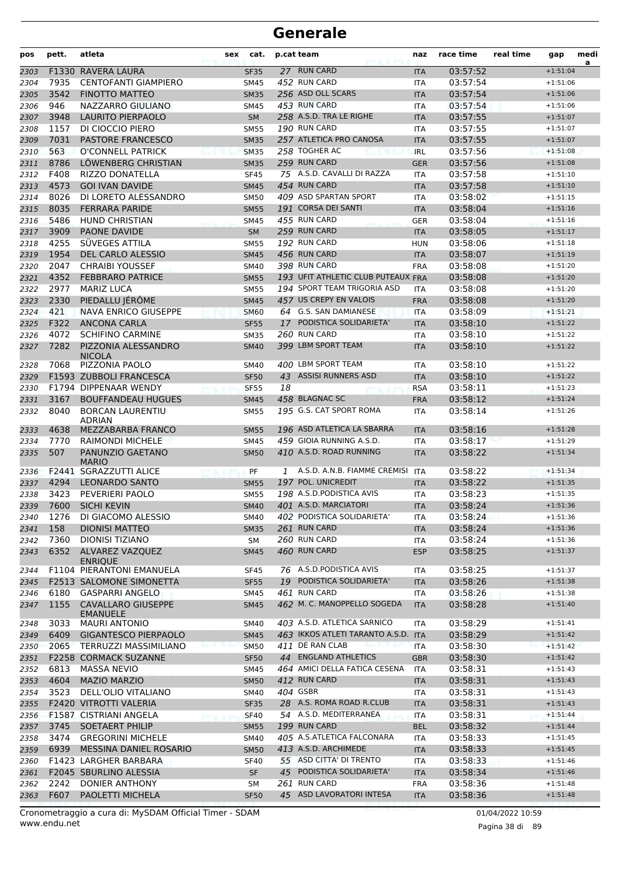# Generale

| pos | pett. | atleta | sex | cat. | p.cat | team | naz | race time | real time | gap | media |
|---|---|---|---|---|---|---|---|---|---|---|---|
| 2303 | F1330 | RAVERA LAURA | | SF35 | 27 | RUN CARD | ITA | 03:57:52 | | +1:51:04 | |
| 2304 | 7935 | CENTOFANTI GIAMPIERO | | SM45 | 452 | RUN CARD | ITA | 03:57:54 | | +1:51:06 | |
| 2305 | 3542 | FINOTTO MATTEO | | SM35 | 256 | ASD OLL SCARS | ITA | 03:57:54 | | +1:51:06 | |
| 2306 | 946 | NAZZARRO GIULIANO | | SM45 | 453 | RUN CARD | ITA | 03:57:54 | | +1:51:06 | |
| 2307 | 3948 | LAURITO PIERPAOLO | | SM | 258 | A.S.D. TRA LE RIGHE | ITA | 03:57:55 | | +1:51:07 | |
| 2308 | 1157 | DI CIOCCIO PIERO | | SM55 | 190 | RUN CARD | ITA | 03:57:55 | | +1:51:07 | |
| 2309 | 7031 | PASTORE FRANCESCO | | SM35 | 257 | ATLETICA PRO CANOSA | ITA | 03:57:55 | | +1:51:07 | |
| 2310 | 563 | O'CONNELL PATRICK | | SM35 | 258 | TOGHER AC | IRL | 03:57:56 | | +1:51:08 | |
| 2311 | 8786 | LÖWENBERG CHRISTIAN | | SM35 | 259 | RUN CARD | GER | 03:57:56 | | +1:51:08 | |
| 2312 | F408 | RIZZO DONATELLA | | SF45 | 75 | A.S.D. CAVALLI DI RAZZA | ITA | 03:57:58 | | +1:51:10 | |
| 2313 | 4573 | GOI IVAN DAVIDE | | SM45 | 454 | RUN CARD | ITA | 03:57:58 | | +1:51:10 | |
| 2314 | 8026 | DI LORETO ALESSANDRO | | SM50 | 409 | ASD SPARTAN SPORT | ITA | 03:58:02 | | +1:51:15 | |
| 2315 | 8035 | FERRARA PARIDE | | SM55 | 191 | CORSA DEI SANTI | ITA | 03:58:04 | | +1:51:16 | |
| 2316 | 5486 | HUND CHRISTIAN | | SM45 | 455 | RUN CARD | GER | 03:58:04 | | +1:51:16 | |
| 2317 | 3909 | PAONE DAVIDE | | SM | 259 | RUN CARD | ITA | 03:58:05 | | +1:51:17 | |
| 2318 | 4255 | SÜVEGES ATTILA | | SM55 | 192 | RUN CARD | HUN | 03:58:06 | | +1:51:18 | |
| 2319 | 1954 | DEL CARLO ALESSIO | | SM45 | 456 | RUN CARD | ITA | 03:58:07 | | +1:51:19 | |
| 2320 | 2047 | CHRAIBI YOUSSEF | | SM40 | 398 | RUN CARD | FRA | 03:58:08 | | +1:51:20 | |
| 2321 | 4352 | FEBBRARO PATRICE | | SM55 | 193 | UFIT ATHLETIC CLUB PUTEAUX | FRA | 03:58:08 | | +1:51:20 | |
| 2322 | 2977 | MARIZ LUCA | | SM55 | 194 | SPORT TEAM TRIGORIA ASD | ITA | 03:58:08 | | +1:51:20 | |
| 2323 | 2330 | PIEDALLU JÉRÔME | | SM45 | 457 | US CREPY EN VALOIS | FRA | 03:58:08 | | +1:51:20 | |
| 2324 | 421 | NAVA ENRICO GIUSEPPE | | SM60 | 64 | G.S. SAN DAMIANESE | ITA | 03:58:09 | | +1:51:21 | |
| 2325 | F322 | ANCONA CARLA | | SF55 | 17 | PODISTICA SOLIDARIETA' | ITA | 03:58:10 | | +1:51:22 | |
| 2326 | 4072 | SCHIFINO CARMINE | | SM35 | 260 | RUN CARD | ITA | 03:58:10 | | +1:51:22 | |
| 2327 | 7282 | PIZZONIA ALESSANDRO NICOLA | | SM40 | 399 | LBM SPORT TEAM | ITA | 03:58:10 | | +1:51:22 | |
| 2328 | 7068 | PIZZONIA PAOLO | | SM40 | 400 | LBM SPORT TEAM | ITA | 03:58:10 | | +1:51:22 | |
| 2329 | F1593 | ZUBBOLI FRANCESCA | | SF50 | 43 | ASSISI RUNNERS ASD | ITA | 03:58:10 | | +1:51:22 | |
| 2330 | F1794 | DIPPENAAR WENDY | | SF55 | 18 | | RSA | 03:58:11 | | +1:51:23 | |
| 2331 | 3167 | BOUFFANDEAU HUGUES | | SM45 | 458 | BLAGNAC SC | FRA | 03:58:12 | | +1:51:24 | |
| 2332 | 8040 | BORCAN LAURENTIU ADRIAN | | SM55 | 195 | G.S. CAT SPORT ROMA | ITA | 03:58:14 | | +1:51:26 | |
| 2333 | 4638 | MEZZABARBA FRANCO | | SM55 | 196 | ASD ATLETICA LA SBARRA | ITA | 03:58:16 | | +1:51:28 | |
| 2334 | 7770 | RAIMONDI MICHELE | | SM45 | 459 | GIOIA RUNNING A.S.D. | ITA | 03:58:17 | | +1:51:29 | |
| 2335 | 507 | PANUNZIO GAETANO MARIO | | SM50 | 410 | A.S.D. ROAD RUNNING | ITA | 03:58:22 | | +1:51:34 | |
| 2336 | F2441 | SGRAZZUTTI ALICE | | PF | 1 | A.S.D. A.N.B. FIAMME CREMISI | ITA | 03:58:22 | | +1:51:34 | |
| 2337 | 4294 | LEONARDO SANTO | | SM55 | 197 | POL. UNICREDIT | ITA | 03:58:22 | | +1:51:35 | |
| 2338 | 3423 | PEVERIERI PAOLO | | SM55 | 198 | A.S.D.PODISTICA AVIS | ITA | 03:58:23 | | +1:51:35 | |
| 2339 | 7600 | SICHI KEVIN | | SM40 | 401 | A.S.D. MARCIATORI | ITA | 03:58:24 | | +1:51:36 | |
| 2340 | 1276 | DI GIACOMO ALESSIO | | SM40 | 402 | PODISTICA SOLIDARIETA' | ITA | 03:58:24 | | +1:51:36 | |
| 2341 | 158 | DIONISI MATTEO | | SM35 | 261 | RUN CARD | ITA | 03:58:24 | | +1:51:36 | |
| 2342 | 7360 | DIONISI TIZIANO | | SM | 260 | RUN CARD | ITA | 03:58:24 | | +1:51:36 | |
| 2343 | 6352 | ALVAREZ VAZQUEZ ENRIQUE | | SM45 | 460 | RUN CARD | ESP | 03:58:25 | | +1:51:37 | |
| 2344 | F1104 | PIERANTONI EMANUELA | | SF45 | 76 | A.S.D.PODISTICA AVIS | ITA | 03:58:25 | | +1:51:37 | |
| 2345 | F2513 | SALOMONE SIMONETTA | | SF55 | 19 | PODISTICA SOLIDARIETA' | ITA | 03:58:26 | | +1:51:38 | |
| 2346 | 6180 | GASPARRI ANGELO | | SM45 | 461 | RUN CARD | ITA | 03:58:26 | | +1:51:38 | |
| 2347 | 1155 | CAVALLARO GIUSEPPE EMANUELE | | SM45 | 462 | M. C. MANOPPELLO SOGEDA | ITA | 03:58:28 | | +1:51:40 | |
| 2348 | 3033 | MAURI ANTONIO | | SM40 | 403 | A.S.D. ATLETICA SARNICO | ITA | 03:58:29 | | +1:51:41 | |
| 2349 | 6409 | GIGANTESCO PIERPAOLO | | SM45 | 463 | IKKOS ATLETI TARANTO A.S.D. | ITA | 03:58:29 | | +1:51:42 | |
| 2350 | 2065 | TERRUZZI MASSIMILIANO | | SM50 | 411 | DE RAN CLAB | ITA | 03:58:30 | | +1:51:42 | |
| 2351 | F2258 | CORMACK SUZANNE | | SF50 | 44 | ENGLAND ATHLETICS | GBR | 03:58:30 | | +1:51:42 | |
| 2352 | 6813 | MASSA NEVIO | | SM45 | 464 | AMICI DELLA FATICA CESENA | ITA | 03:58:31 | | +1:51:43 | |
| 2353 | 4604 | MAZIO MARZIO | | SM50 | 412 | RUN CARD | ITA | 03:58:31 | | +1:51:43 | |
| 2354 | 3523 | DELL'OLIO VITALIANO | | SM40 | 404 | GSBR | ITA | 03:58:31 | | +1:51:43 | |
| 2355 | F2420 | VITROTTI VALERIA | | SF35 | 28 | A.S. ROMA ROAD R.CLUB | ITA | 03:58:31 | | +1:51:43 | |
| 2356 | F1587 | CISTRIANI ANGELA | | SF40 | 54 | A.S.D. MEDITERRANEA | ITA | 03:58:31 | | +1:51:44 | |
| 2357 | 3745 | SOETAERT PHILIP | | SM55 | 199 | RUN CARD | BEL | 03:58:32 | | +1:51:44 | |
| 2358 | 3474 | GREGORINI MICHELE | | SM40 | 405 | A.S.ATLETICA FALCONARA | ITA | 03:58:33 | | +1:51:45 | |
| 2359 | 6939 | MESSINA DANIEL ROSARIO | | SM50 | 413 | A.S.D. ARCHIMEDE | ITA | 03:58:33 | | +1:51:45 | |
| 2360 | F1423 | LARGHER BARBARA | | SF40 | 55 | ASD CITTA' DI TRENTO | ITA | 03:58:33 | | +1:51:46 | |
| 2361 | F2045 | SBURLINO ALESSIA | | SF | 45 | PODISTICA SOLIDARIETA' | ITA | 03:58:34 | | +1:51:46 | |
| 2362 | 2242 | DONIER ANTHONY | | SM | 261 | RUN CARD | FRA | 03:58:36 | | +1:51:48 | |
| 2363 | F607 | PAOLETTI MICHELA | | SF50 | 45 | ASD LAVORATORI INTESA | ITA | 03:58:36 | | +1:51:48 | |

Cronometraggio a cura di: MySDAM Official Timer - SDAM
www.endu.net

01/04/2022 10:59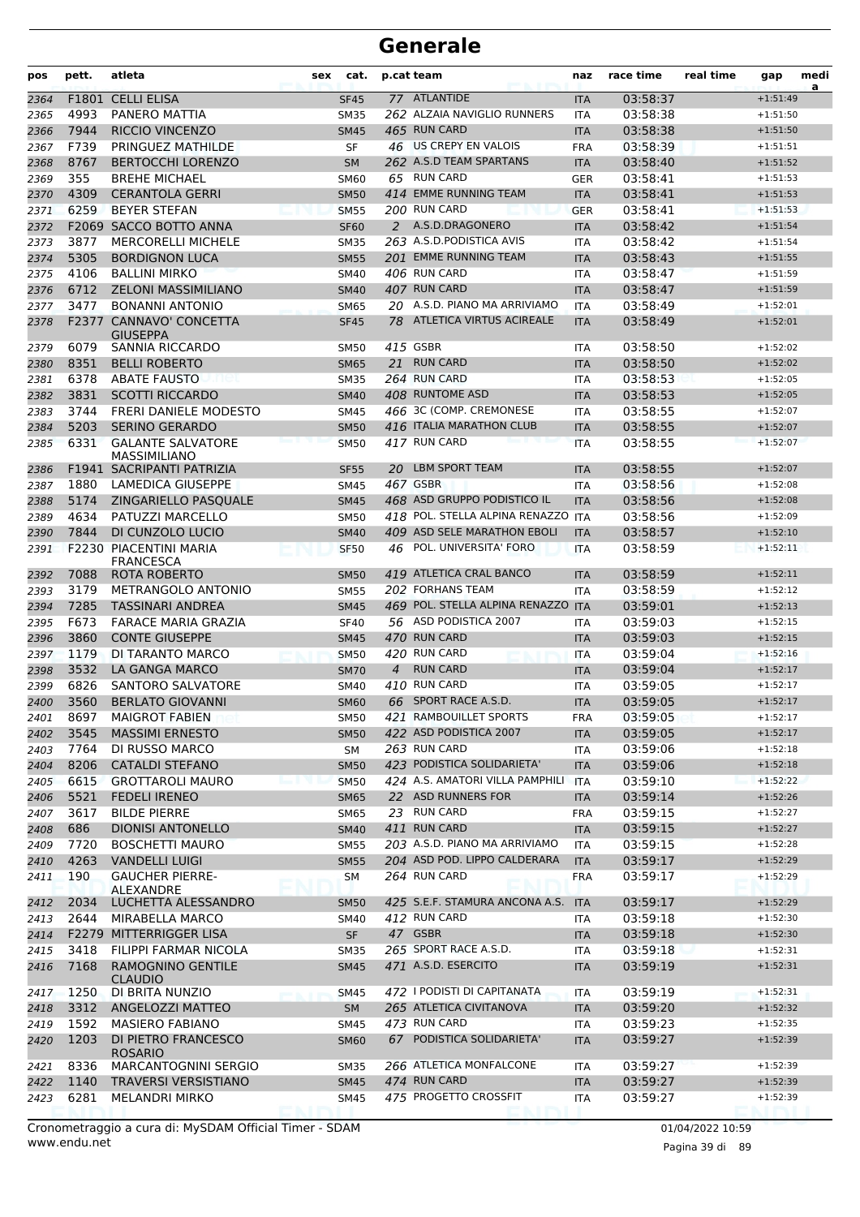# Generale

| pos | pett. | atleta | sex | cat. | p.cat | team | naz | race time | real time | gap | medi a |
|---|---|---|---|---|---|---|---|---|---|---|---|
| 2364 | F1801 | CELLI ELISA | | SF45 | 77 | ATLANTIDE | ITA | 03:58:37 | | +1:51:49 | |
| 2365 | 4993 | PANERO MATTIA | | SM35 | 262 | ALZAIA NAVIGLIO RUNNERS | ITA | 03:58:38 | | +1:51:50 | |
| 2366 | 7944 | RICCIO VINCENZO | | SM45 | 465 | RUN CARD | ITA | 03:58:38 | | +1:51:50 | |
| 2367 | F739 | PRINGUEZ MATHILDE | | SF | 46 | US CREPY EN VALOIS | FRA | 03:58:39 | | +1:51:51 | |
| 2368 | 8767 | BERTOCCHI LORENZO | | SM | 262 | A.S.D TEAM SPARTANS | ITA | 03:58:40 | | +1:51:52 | |
| 2369 | 355 | BREHE MICHAEL | | SM60 | 65 | RUN CARD | GER | 03:58:41 | | +1:51:53 | |
| 2370 | 4309 | CERANTOLA GERRI | | SM50 | 414 | EMME RUNNING TEAM | ITA | 03:58:41 | | +1:51:53 | |
| 2371 | 6259 | BEYER STEFAN | | SM55 | 200 | RUN CARD | GER | 03:58:41 | | +1:51:53 | |
| 2372 | F2069 | SACCO BOTTO ANNA | | SF60 | 2 | A.S.D.DRAGONERO | ITA | 03:58:42 | | +1:51:54 | |
| 2373 | 3877 | MERCORELLI MICHELE | | SM35 | 263 | A.S.D.PODISTICA AVIS | ITA | 03:58:42 | | +1:51:54 | |
| 2374 | 5305 | BORDIGNON LUCA | | SM55 | 201 | EMME RUNNING TEAM | ITA | 03:58:43 | | +1:51:55 | |
| 2375 | 4106 | BALLINI MIRKO | | SM40 | 406 | RUN CARD | ITA | 03:58:47 | | +1:51:59 | |
| 2376 | 6712 | ZELONI MASSIMILIANO | | SM40 | 407 | RUN CARD | ITA | 03:58:47 | | +1:51:59 | |
| 2377 | 3477 | BONANNI ANTONIO | | SM65 | 20 | A.S.D. PIANO MA ARRIVIAMO | ITA | 03:58:49 | | +1:52:01 | |
| 2378 | F2377 | CANNAVO' CONCETTA GIUSEPPA | | SF45 | 78 | ATLETICA VIRTUS ACIREALE | ITA | 03:58:49 | | +1:52:01 | |
| 2379 | 6079 | SANNIA RICCARDO | | SM50 | 415 | GSBR | ITA | 03:58:50 | | +1:52:02 | |
| 2380 | 8351 | BELLI ROBERTO | | SM65 | 21 | RUN CARD | ITA | 03:58:50 | | +1:52:02 | |
| 2381 | 6378 | ABATE FAUSTO | | SM35 | 264 | RUN CARD | ITA | 03:58:53 | | +1:52:05 | |
| 2382 | 3831 | SCOTTI RICCARDO | | SM40 | 408 | RUNTOME ASD | ITA | 03:58:53 | | +1:52:05 | |
| 2383 | 3744 | FRERI DANIELE MODESTO | | SM45 | 466 | 3C (COMP. CREMONESE | ITA | 03:58:55 | | +1:52:07 | |
| 2384 | 5203 | SERINO GERARDO | | SM50 | 416 | ITALIA MARATHON CLUB | ITA | 03:58:55 | | +1:52:07 | |
| 2385 | 6331 | GALANTE SALVATORE MASSIMILIANO | | SM50 | 417 | RUN CARD | ITA | 03:58:55 | | +1:52:07 | |
| 2386 | F1941 | SACRIPANTI PATRIZIA | | SF55 | 20 | LBM SPORT TEAM | ITA | 03:58:55 | | +1:52:07 | |
| 2387 | 1880 | LAMEDICA GIUSEPPE | | SM45 | 467 | GSBR | ITA | 03:58:56 | | +1:52:08 | |
| 2388 | 5174 | ZINGARIELLO PASQUALE | | SM45 | 468 | ASD GRUPPO PODISTICO IL | ITA | 03:58:56 | | +1:52:08 | |
| 2389 | 4634 | PATUZZI MARCELLO | | SM50 | 418 | POL. STELLA ALPINA RENAZZO | ITA | 03:58:56 | | +1:52:09 | |
| 2390 | 7844 | DI CUNZOLO LUCIO | | SM40 | 409 | ASD SELE MARATHON EBOLI | ITA | 03:58:57 | | +1:52:10 | |
| 2391 | F2230 | PIACENTINI MARIA FRANCESCA | | SF50 | 46 | POL. UNIVERSITA' FORO | ITA | 03:58:59 | | +1:52:11 | |
| 2392 | 7088 | ROTA ROBERTO | | SM50 | 419 | ATLETICA CRAL BANCO | ITA | 03:58:59 | | +1:52:11 | |
| 2393 | 3179 | METRANGOLO ANTONIO | | SM55 | 202 | FORHANS TEAM | ITA | 03:58:59 | | +1:52:12 | |
| 2394 | 7285 | TASSINARI ANDREA | | SM45 | 469 | POL. STELLA ALPINA RENAZZO | ITA | 03:59:01 | | +1:52:13 | |
| 2395 | F673 | FARACE MARIA GRAZIA | | SF40 | 56 | ASD PODISTICA 2007 | ITA | 03:59:03 | | +1:52:15 | |
| 2396 | 3860 | CONTE GIUSEPPE | | SM45 | 470 | RUN CARD | ITA | 03:59:03 | | +1:52:15 | |
| 2397 | 1179 | DI TARANTO MARCO | | SM50 | 420 | RUN CARD | ITA | 03:59:04 | | +1:52:16 | |
| 2398 | 3532 | LA GANGA MARCO | | SM70 | 4 | RUN CARD | ITA | 03:59:04 | | +1:52:17 | |
| 2399 | 6826 | SANTORO SALVATORE | | SM40 | 410 | RUN CARD | ITA | 03:59:05 | | +1:52:17 | |
| 2400 | 3560 | BERLATO GIOVANNI | | SM60 | 66 | SPORT RACE A.S.D. | ITA | 03:59:05 | | +1:52:17 | |
| 2401 | 8697 | MAIGROT FABIEN | | SM50 | 421 | RAMBOUILLET SPORTS | FRA | 03:59:05 | | +1:52:17 | |
| 2402 | 3545 | MASSIMI ERNESTO | | SM50 | 422 | ASD PODISTICA 2007 | ITA | 03:59:05 | | +1:52:17 | |
| 2403 | 7764 | DI RUSSO MARCO | | SM | 263 | RUN CARD | ITA | 03:59:06 | | +1:52:18 | |
| 2404 | 8206 | CATALDI STEFANO | | SM50 | 423 | PODISTICA SOLIDARIETA' | ITA | 03:59:06 | | +1:52:18 | |
| 2405 | 6615 | GROTTAROLI MAURO | | SM50 | 424 | A.S. AMATORI VILLA PAMPHILI | ITA | 03:59:10 | | +1:52:22 | |
| 2406 | 5521 | FEDELI IRENEO | | SM65 | 22 | ASD RUNNERS FOR | ITA | 03:59:14 | | +1:52:26 | |
| 2407 | 3617 | BILDE PIERRE | | SM65 | 23 | RUN CARD | FRA | 03:59:15 | | +1:52:27 | |
| 2408 | 686 | DIONISI ANTONELLO | | SM40 | 411 | RUN CARD | ITA | 03:59:15 | | +1:52:27 | |
| 2409 | 7720 | BOSCHETTI MAURO | | SM55 | 203 | A.S.D. PIANO MA ARRIVIAMO | ITA | 03:59:15 | | +1:52:28 | |
| 2410 | 4263 | VANDELLI LUIGI | | SM55 | 204 | ASD POD. LIPPO CALDERARA | ITA | 03:59:17 | | +1:52:29 | |
| 2411 | 190 | GAUCHER PIERRE-ALEXANDRE | | SM | 264 | RUN CARD | FRA | 03:59:17 | | +1:52:29 | |
| 2412 | 2034 | LUCHETTA ALESSANDRO | | SM50 | 425 | S.E.F. STAMURA ANCONA A.S. | ITA | 03:59:17 | | +1:52:29 | |
| 2413 | 2644 | MIRABELLA MARCO | | SM40 | 412 | RUN CARD | ITA | 03:59:18 | | +1:52:30 | |
| 2414 | F2279 | MITTERRIGGER LISA | | SF | 47 | GSBR | ITA | 03:59:18 | | +1:52:30 | |
| 2415 | 3418 | FILIPPI FARMAR NICOLA | | SM35 | 265 | SPORT RACE A.S.D. | ITA | 03:59:18 | | +1:52:31 | |
| 2416 | 7168 | RAMOGNINO GENTILE CLAUDIO | | SM45 | 471 | A.S.D. ESERCITO | ITA | 03:59:19 | | +1:52:31 | |
| 2417 | 1250 | DI BRITA NUNZIO | | SM45 | 472 | I PODISTI DI CAPITANATA | ITA | 03:59:19 | | +1:52:31 | |
| 2418 | 3312 | ANGELOZZI MATTEO | | SM | 265 | ATLETICA CIVITANOVA | ITA | 03:59:20 | | +1:52:32 | |
| 2419 | 1592 | MASIERO FABIANO | | SM45 | 473 | RUN CARD | ITA | 03:59:23 | | +1:52:35 | |
| 2420 | 1203 | DI PIETRO FRANCESCO ROSARIO | | SM60 | 67 | PODISTICA SOLIDARIETA' | ITA | 03:59:27 | | +1:52:39 | |
| 2421 | 8336 | MARCANTOGNINI SERGIO | | SM35 | 266 | ATLETICA MONFALCONE | ITA | 03:59:27 | | +1:52:39 | |
| 2422 | 1140 | TRAVERSI VERSISTIANO | | SM45 | 474 | RUN CARD | ITA | 03:59:27 | | +1:52:39 | |
| 2423 | 6281 | MELANDRI MIRKO | | SM45 | 475 | PROGETTO CROSSFIT | ITA | 03:59:27 | | +1:52:39 | |

Cronometraggio a cura di: MySDAM Official Timer - SDAM
www.endu.net

01/04/2022 10:59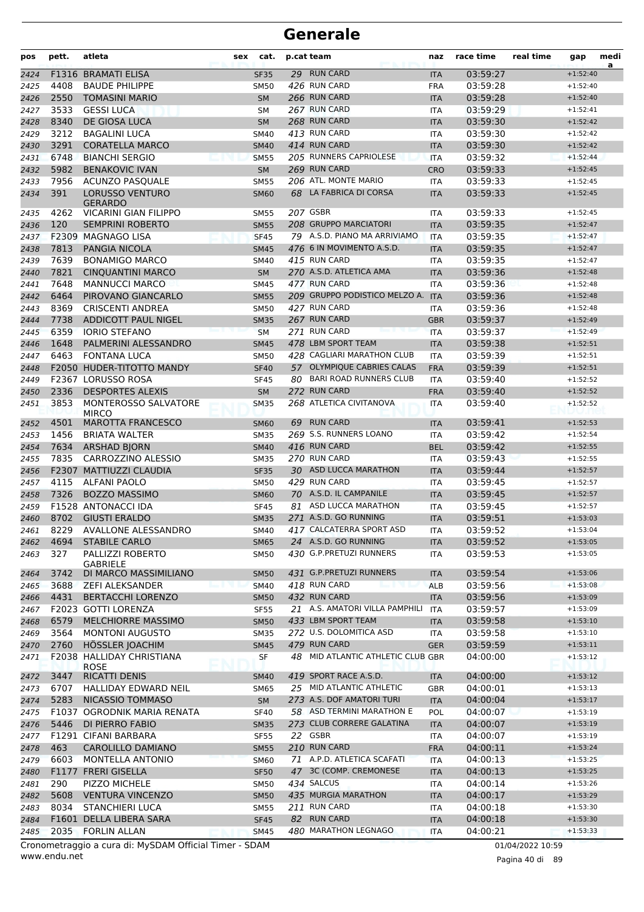# Generale

| pos | pett. | atleta | sex | cat. | p.cat | team | naz | race time | real time | gap | medi a |
|---|---|---|---|---|---|---|---|---|---|---|---|
| 2424 | F1316 | BRAMATI ELISA | | SF35 | 29 | RUN CARD | ITA | 03:59:27 | | +1:52:40 | |
| 2425 | 4408 | BAUDE PHILIPPE | | SM50 | 426 | RUN CARD | FRA | 03:59:28 | | +1:52:40 | |
| 2426 | 2550 | TOMASINI MARIO | | SM | 266 | RUN CARD | ITA | 03:59:28 | | +1:52:40 | |
| 2427 | 3533 | GESSI LUCA | | SM | 267 | RUN CARD | ITA | 03:59:29 | | +1:52:41 | |
| 2428 | 8340 | DE GIOSA LUCA | | SM | 268 | RUN CARD | ITA | 03:59:30 | | +1:52:42 | |
| 2429 | 3212 | BAGALINI LUCA | | SM40 | 413 | RUN CARD | ITA | 03:59:30 | | +1:52:42 | |
| 2430 | 3291 | CORATELLA MARCO | | SM40 | 414 | RUN CARD | ITA | 03:59:30 | | +1:52:42 | |
| 2431 | 6748 | BIANCHI SERGIO | | SM55 | 205 | RUNNERS CAPRIOLESE | ITA | 03:59:32 | | +1:52:44 | |
| 2432 | 5982 | BENAKOVIC IVAN | | SM | 269 | RUN CARD | CRO | 03:59:33 | | +1:52:45 | |
| 2433 | 7956 | ACUNZO PASQUALE | | SM55 | 206 | ATL. MONTE MARIO | ITA | 03:59:33 | | +1:52:45 | |
| 2434 | 391 | LORUSSO VENTURO GERARDO | | SM60 | 68 | LA FABRICA DI CORSA | ITA | 03:59:33 | | +1:52:45 | |
| 2435 | 4262 | VICARINI GIAN FILIPPO | | SM55 | 207 | GSBR | ITA | 03:59:33 | | +1:52:45 | |
| 2436 | 120 | SEMPRINI ROBERTO | | SM55 | 208 | GRUPPO MARCIATORI | ITA | 03:59:35 | | +1:52:47 | |
| 2437 | F2309 | MAGNAGO LISA | | SF45 | 79 | A.S.D. PIANO MA ARRIVIAMO | ITA | 03:59:35 | | +1:52:47 | |
| 2438 | 7813 | PANGIA NICOLA | | SM45 | 476 | 6 IN MOVIMENTO A.S.D. | ITA | 03:59:35 | | +1:52:47 | |
| 2439 | 7639 | BONAMIGO MARCO | | SM40 | 415 | RUN CARD | ITA | 03:59:35 | | +1:52:47 | |
| 2440 | 7821 | CINQUANTINI MARCO | | SM | 270 | A.S.D. ATLETICA AMA | ITA | 03:59:36 | | +1:52:48 | |
| 2441 | 7648 | MANNUCCI MARCO | | SM45 | 477 | RUN CARD | ITA | 03:59:36 | | +1:52:48 | |
| 2442 | 6464 | PIROVANO GIANCARLO | | SM55 | 209 | GRUPPO PODISTICO MELZO A. | ITA | 03:59:36 | | +1:52:48 | |
| 2443 | 8369 | CRISCENTI ANDREA | | SM50 | 427 | RUN CARD | ITA | 03:59:36 | | +1:52:48 | |
| 2444 | 7738 | ADDICOTT PAUL NIGEL | | SM35 | 267 | RUN CARD | GBR | 03:59:37 | | +1:52:49 | |
| 2445 | 6359 | IORIO STEFANO | | SM | 271 | RUN CARD | ITA | 03:59:37 | | +1:52:49 | |
| 2446 | 1648 | PALMERINI ALESSANDRO | | SM45 | 478 | LBM SPORT TEAM | ITA | 03:59:38 | | +1:52:51 | |
| 2447 | 6463 | FONTANA LUCA | | SM50 | 428 | CAGLIARI MARATHON CLUB | ITA | 03:59:39 | | +1:52:51 | |
| 2448 | F2050 | HUDER-TITOTTO MANDY | | SF40 | 57 | OLYMPIQUE CABRIES CALAS | FRA | 03:59:39 | | +1:52:51 | |
| 2449 | F2367 | LORUSSO ROSA | | SF45 | 80 | BARI ROAD RUNNERS CLUB | ITA | 03:59:40 | | +1:52:52 | |
| 2450 | 2336 | DESPORTES ALEXIS | | SM | 272 | RUN CARD | FRA | 03:59:40 | | +1:52:52 | |
| 2451 | 3853 | MONTEROSSO SALVATORE MIRCO | | SM35 | 268 | ATLETICA CIVITANOVA | ITA | 03:59:40 | | +1:52:52 | |
| 2452 | 4501 | MAROTTA FRANCESCO | | SM60 | 69 | RUN CARD | ITA | 03:59:41 | | +1:52:53 | |
| 2453 | 1456 | BRIATA WALTER | | SM35 | 269 | S.S. RUNNERS LOANO | ITA | 03:59:42 | | +1:52:54 | |
| 2454 | 7634 | ARSHAD BJORN | | SM40 | 416 | RUN CARD | BEL | 03:59:42 | | +1:52:55 | |
| 2455 | 7835 | CARROZZINO ALESSIO | | SM35 | 270 | RUN CARD | ITA | 03:59:43 | | +1:52:55 | |
| 2456 | F2307 | MATTIUZZI CLAUDIA | | SF35 | 30 | ASD LUCCA MARATHON | ITA | 03:59:44 | | +1:52:57 | |
| 2457 | 4115 | ALFANI PAOLO | | SM50 | 429 | RUN CARD | ITA | 03:59:45 | | +1:52:57 | |
| 2458 | 7326 | BOZZO MASSIMO | | SM60 | 70 | A.S.D. IL CAMPANILE | ITA | 03:59:45 | | +1:52:57 | |
| 2459 | F1528 | ANTONACCI IDA | | SF45 | 81 | ASD LUCCA MARATHON | ITA | 03:59:45 | | +1:52:57 | |
| 2460 | 8702 | GIUSTI ERALDO | | SM35 | 271 | A.S.D. GO RUNNING | ITA | 03:59:51 | | +1:53:03 | |
| 2461 | 8229 | AVALLONE ALESSANDRO | | SM40 | 417 | CALCATERRA SPORT ASD | ITA | 03:59:52 | | +1:53:04 | |
| 2462 | 4694 | STABILE CARLO | | SM65 | 24 | A.S.D. GO RUNNING | ITA | 03:59:52 | | +1:53:05 | |
| 2463 | 327 | PALLIZZI ROBERTO GABRIELE | | SM50 | 430 | G.P.PRETUZI RUNNERS | ITA | 03:59:53 | | +1:53:05 | |
| 2464 | 3742 | DI MARCO MASSIMILIANO | | SM50 | 431 | G.P.PRETUZI RUNNERS | ITA | 03:59:54 | | +1:53:06 | |
| 2465 | 3688 | ZEFI ALEKSANDER | | SM40 | 418 | RUN CARD | ALB | 03:59:56 | | +1:53:08 | |
| 2466 | 4431 | BERTACCHI LORENZO | | SM50 | 432 | RUN CARD | ITA | 03:59:56 | | +1:53:09 | |
| 2467 | F2023 | GOTTI LORENZA | | SF55 | 21 | A.S. AMATORI VILLA PAMPHILI | ITA | 03:59:57 | | +1:53:09 | |
| 2468 | 6579 | MELCHIORRE MASSIMO | | SM50 | 433 | LBM SPORT TEAM | ITA | 03:59:58 | | +1:53:10 | |
| 2469 | 3564 | MONTONI AUGUSTO | | SM35 | 272 | U.S. DOLOMITICA ASD | ITA | 03:59:58 | | +1:53:10 | |
| 2470 | 2760 | HÖSSLER JOACHIM | | SM45 | 479 | RUN CARD | GER | 03:59:59 | | +1:53:11 | |
| 2471 | F2038 | HALLIDAY CHRISTIANA ROSE | | SF | 48 | MID ATLANTIC ATHLETIC CLUB | GBR | 04:00:00 | | +1:53:12 | |
| 2472 | 3447 | RICATTI DENIS | | SM40 | 419 | SPORT RACE A.S.D. | ITA | 04:00:00 | | +1:53:12 | |
| 2473 | 6707 | HALLIDAY EDWARD NEIL | | SM65 | 25 | MID ATLANTIC ATHLETIC | GBR | 04:00:01 | | +1:53:13 | |
| 2474 | 5283 | NICASSIO TOMMASO | | SM | 273 | A.S. DOF AMATORI TURI | ITA | 04:00:04 | | +1:53:17 | |
| 2475 | F1037 | OGRODNIK MARIA RENATA | | SF40 | 58 | ASD TERMINI MARATHON E | POL | 04:00:07 | | +1:53:19 | |
| 2476 | 5446 | DI PIERRO FABIO | | SM35 | 273 | CLUB CORRERE GALATINA | ITA | 04:00:07 | | +1:53:19 | |
| 2477 | F1291 | CIFANI BARBARA | | SF55 | 22 | GSBR | ITA | 04:00:07 | | +1:53:19 | |
| 2478 | 463 | CAROLILLO DAMIANO | | SM55 | 210 | RUN CARD | FRA | 04:00:11 | | +1:53:24 | |
| 2479 | 6603 | MONTELLA ANTONIO | | SM60 | 71 | A.P.D. ATLETICA SCAFATI | ITA | 04:00:13 | | +1:53:25 | |
| 2480 | F1177 | FRERI GISELLA | | SF50 | 47 | 3C (COMP. CREMONESE | ITA | 04:00:13 | | +1:53:25 | |
| 2481 | 290 | PIZZO MICHELE | | SM50 | 434 | SALCUS | ITA | 04:00:14 | | +1:53:26 | |
| 2482 | 5608 | VENTURA VINCENZO | | SM50 | 435 | MURGIA MARATHON | ITA | 04:00:17 | | +1:53:29 | |
| 2483 | 8034 | STANCHIERI LUCA | | SM55 | 211 | RUN CARD | ITA | 04:00:18 | | +1:53:30 | |
| 2484 | F1601 | DELLA LIBERA SARA | | SF45 | 82 | RUN CARD | ITA | 04:00:18 | | +1:53:30 | |
| 2485 | 2035 | FORLIN ALLAN | | SM45 | 480 | MARATHON LEGNAGO | ITA | 04:00:21 | | +1:53:33 | |

Cronometraggio a cura di: MySDAM Official Timer - SDAM
www.endu.net
01/04/2022 10:59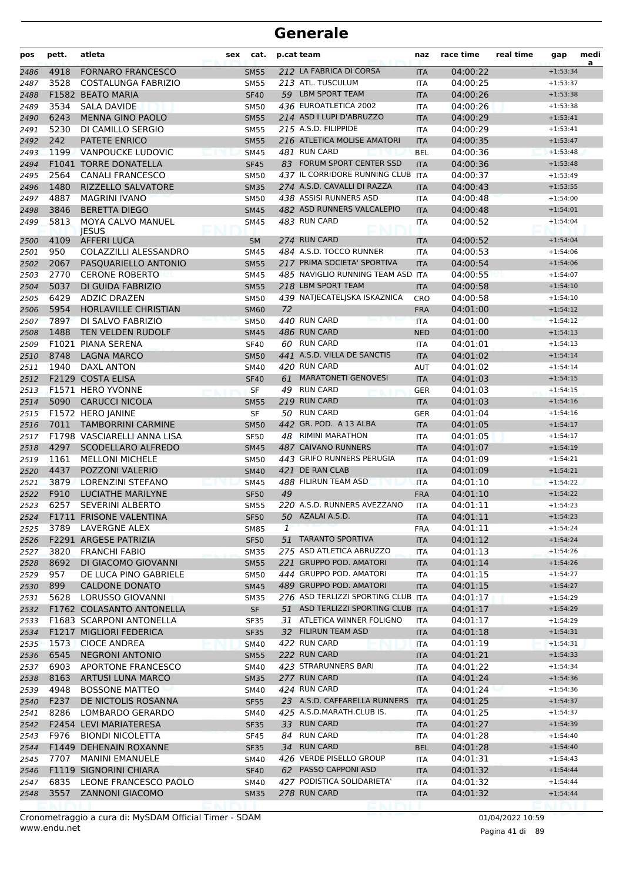# Generale

| pos | pett. | atleta | sex | cat. | p.cat | team | naz | race time | real time | gap | medi a |
|---|---|---|---|---|---|---|---|---|---|---|---|
| 2486 | 4918 | FORNARO FRANCESCO | | SM55 | 212 | LA FABRICA DI CORSA | ITA | 04:00:22 | | +1:53:34 | |
| 2487 | 3528 | COSTALUNGA FABRIZIO | | SM55 | 213 | ATL. TUSCULUM | ITA | 04:00:25 | | +1:53:37 | |
| 2488 | F1582 | BEATO MARIA | | SF40 | 59 | LBM SPORT TEAM | ITA | 04:00:26 | | +1:53:38 | |
| 2489 | 3534 | SALA DAVIDE | | SM50 | 436 | EUROATLETICA 2002 | ITA | 04:00:26 | | +1:53:38 | |
| 2490 | 6243 | MENNA GINO PAOLO | | SM55 | 214 | ASD I LUPI D'ABRUZZO | ITA | 04:00:29 | | +1:53:41 | |
| 2491 | 5230 | DI CAMILLO SERGIO | | SM55 | 215 | A.S.D. FILIPPIDE | ITA | 04:00:29 | | +1:53:41 | |
| 2492 | 242 | PATETE ENRICO | | SM55 | 216 | ATLETICA MOLISE AMATORI | ITA | 04:00:35 | | +1:53:47 | |
| 2493 | 1199 | VANPOUCKE LUDOVIC | | SM45 | 481 | RUN CARD | BEL | 04:00:36 | | +1:53:48 | |
| 2494 | F1041 | TORRE DONATELLA | | SF45 | 83 | FORUM SPORT CENTER SSD | ITA | 04:00:36 | | +1:53:48 | |
| 2495 | 2564 | CANALI FRANCESCO | | SM50 | 437 | IL CORRIDORE RUNNING CLUB | ITA | 04:00:37 | | +1:53:49 | |
| 2496 | 1480 | RIZZELLO SALVATORE | | SM35 | 274 | A.S.D. CAVALLI DI RAZZA | ITA | 04:00:43 | | +1:53:55 | |
| 2497 | 4887 | MAGRINI IVANO | | SM50 | 438 | ASSISI RUNNERS ASD | ITA | 04:00:48 | | +1:54:00 | |
| 2498 | 3846 | BERETTA DIEGO | | SM45 | 482 | ASD RUNNERS VALCALEPIO | ITA | 04:00:48 | | +1:54:01 | |
| 2499 | 5813 | MOYA CALVO MANUEL JESUS | | SM45 | 483 | RUN CARD | ITA | 04:00:52 | | +1:54:04 | |
| 2500 | 4109 | AFFERI LUCA | | SM | 274 | RUN CARD | ITA | 04:00:52 | | +1:54:04 | |
| 2501 | 950 | COLAZZILLI ALESSANDRO | | SM45 | 484 | A.S.D. TOCCO RUNNER | ITA | 04:00:53 | | +1:54:06 | |
| 2502 | 2067 | PASQUARIELLO ANTONIO | | SM55 | 217 | PRIMA SOCIETA' SPORTIVA | ITA | 04:00:54 | | +1:54:06 | |
| 2503 | 2770 | CERONE ROBERTO | | SM45 | 485 | NAVIGLIO RUNNING TEAM ASD | ITA | 04:00:55 | | +1:54:07 | |
| 2504 | 5037 | DI GUIDA FABRIZIO | | SM55 | 218 | LBM SPORT TEAM | ITA | 04:00:58 | | +1:54:10 | |
| 2505 | 6429 | ADZIC DRAZEN | | SM50 | 439 | NATJECATELJSKA ISKAZNICA | CRO | 04:00:58 | | +1:54:10 | |
| 2506 | 5954 | HORLAVILLE CHRISTIAN | | SM60 | 72 | | FRA | 04:01:00 | | +1:54:12 | |
| 2507 | 7897 | DI SALVO FABRIZIO | | SM50 | 440 | RUN CARD | ITA | 04:01:00 | | +1:54:12 | |
| 2508 | 1488 | TEN VELDEN RUDOLF | | SM45 | 486 | RUN CARD | NED | 04:01:00 | | +1:54:13 | |
| 2509 | F1021 | PIANA SERENA | | SF40 | 60 | RUN CARD | ITA | 04:01:01 | | +1:54:13 | |
| 2510 | 8748 | LAGNA MARCO | | SM50 | 441 | A.S.D. VILLA DE SANCTIS | ITA | 04:01:02 | | +1:54:14 | |
| 2511 | 1940 | DAXL ANTON | | SM40 | 420 | RUN CARD | AUT | 04:01:02 | | +1:54:14 | |
| 2512 | F2129 | COSTA ELISA | | SF40 | 61 | MARATONETI GENOVESI | ITA | 04:01:03 | | +1:54:15 | |
| 2513 | F1571 | HERO YVONNE | | SF | 49 | RUN CARD | GER | 04:01:03 | | +1:54:15 | |
| 2514 | 5090 | CARUCCI NICOLA | | SM55 | 219 | RUN CARD | ITA | 04:01:03 | | +1:54:16 | |
| 2515 | F1572 | HERO JANINE | | SF | 50 | RUN CARD | GER | 04:01:04 | | +1:54:16 | |
| 2516 | 7011 | TAMBORRINI CARMINE | | SM50 | 442 | GR. POD. A 13 ALBA | ITA | 04:01:05 | | +1:54:17 | |
| 2517 | F1798 | VASCIARELLI ANNA LISA | | SF50 | 48 | RIMINI MARATHON | ITA | 04:01:05 | | +1:54:17 | |
| 2518 | 4297 | SCODELLARO ALFREDO | | SM45 | 487 | CAIVANO RUNNERS | ITA | 04:01:07 | | +1:54:19 | |
| 2519 | 1161 | MELLONI MICHELE | | SM50 | 443 | GRIFO RUNNERS PERUGIA | ITA | 04:01:09 | | +1:54:21 | |
| 2520 | 4437 | POZZONI VALERIO | | SM40 | 421 | DE RAN CLAB | ITA | 04:01:09 | | +1:54:21 | |
| 2521 | 3879 | LORENZINI STEFANO | | SM45 | 488 | FILIRUN TEAM ASD | ITA | 04:01:10 | | +1:54:22 | |
| 2522 | F910 | LUCIATHE MARILYNE | | SF50 | 49 | | FRA | 04:01:10 | | +1:54:22 | |
| 2523 | 6257 | SEVERINI ALBERTO | | SM55 | 220 | A.S.D. RUNNERS AVEZZANO | ITA | 04:01:11 | | +1:54:23 | |
| 2524 | F1711 | FRISONE VALENTINA | | SF50 | 50 | AZALAI A.S.D. | ITA | 04:01:11 | | +1:54:23 | |
| 2525 | 3789 | LAVERGNE ALEX | | SM85 | 1 | | FRA | 04:01:11 | | +1:54:24 | |
| 2526 | F2291 | ARGESE PATRIZIA | | SF50 | 51 | TARANTO SPORTIVA | ITA | 04:01:12 | | +1:54:24 | |
| 2527 | 3820 | FRANCHI FABIO | | SM35 | 275 | ASD ATLETICA ABRUZZO | ITA | 04:01:13 | | +1:54:26 | |
| 2528 | 8692 | DI GIACOMO GIOVANNI | | SM55 | 221 | GRUPPO POD. AMATORI | ITA | 04:01:14 | | +1:54:26 | |
| 2529 | 957 | DE LUCA PINO GABRIELE | | SM50 | 444 | GRUPPO POD. AMATORI | ITA | 04:01:15 | | +1:54:27 | |
| 2530 | 899 | CALDONE DONATO | | SM45 | 489 | GRUPPO POD. AMATORI | ITA | 04:01:15 | | +1:54:27 | |
| 2531 | 5628 | LORUSSO GIOVANNI | | SM35 | 276 | ASD TERLIZZI SPORTING CLUB | ITA | 04:01:17 | | +1:54:29 | |
| 2532 | F1762 | COLASANTO ANTONELLA | | SF | 51 | ASD TERLIZZI SPORTING CLUB | ITA | 04:01:17 | | +1:54:29 | |
| 2533 | F1683 | SCARPONI ANTONELLA | | SF35 | 31 | ATLETICA WINNER FOLIGNO | ITA | 04:01:17 | | +1:54:29 | |
| 2534 | F1217 | MIGLIORI FEDERICA | | SF35 | 32 | FILIRUN TEAM ASD | ITA | 04:01:18 | | +1:54:31 | |
| 2535 | 1573 | CIOCE ANDREA | | SM40 | 422 | RUN CARD | ITA | 04:01:19 | | +1:54:31 | |
| 2536 | 6545 | NEGRONI ANTONIO | | SM55 | 222 | RUN CARD | ITA | 04:01:21 | | +1:54:33 | |
| 2537 | 6903 | APORTONE FRANCESCO | | SM40 | 423 | STRARUNNERS BARI | ITA | 04:01:22 | | +1:54:34 | |
| 2538 | 8163 | ARTUSI LUNA MARCO | | SM35 | 277 | RUN CARD | ITA | 04:01:24 | | +1:54:36 | |
| 2539 | 4948 | BOSSONE MATTEO | | SM40 | 424 | RUN CARD | ITA | 04:01:24 | | +1:54:36 | |
| 2540 | F237 | DE NICTOLIS ROSANNA | | SF55 | 23 | A.S.D. CAFFARELLA RUNNERS | ITA | 04:01:25 | | +1:54:37 | |
| 2541 | 8286 | LOMBARDO GERARDO | | SM40 | 425 | A.S.D.MARATH.CLUB IS. | ITA | 04:01:25 | | +1:54:37 | |
| 2542 | F2454 | LEVI MARIATERESA | | SF35 | 33 | RUN CARD | ITA | 04:01:27 | | +1:54:39 | |
| 2543 | F976 | BIONDI NICOLETTA | | SF45 | 84 | RUN CARD | ITA | 04:01:28 | | +1:54:40 | |
| 2544 | F1449 | DEHENAIN ROXANNE | | SF35 | 34 | RUN CARD | BEL | 04:01:28 | | +1:54:40 | |
| 2545 | 7707 | MANINI EMANUELE | | SM40 | 426 | VERDE PISELLO GROUP | ITA | 04:01:31 | | +1:54:43 | |
| 2546 | F1119 | SIGNORINI CHIARA | | SF40 | 62 | PASSO CAPPONI ASD | ITA | 04:01:32 | | +1:54:44 | |
| 2547 | 6835 | LEONE FRANCESCO PAOLO | | SM40 | 427 | PODISTICA SOLIDARIETA' | ITA | 04:01:32 | | +1:54:44 | |
| 2548 | 3557 | ZANNONI GIACOMO | | SM35 | 278 | RUN CARD | ITA | 04:01:32 | | +1:54:44 | |

Cronometraggio a cura di: MySDAM Official Timer - SDAM
www.endu.net

01/04/2022 10:59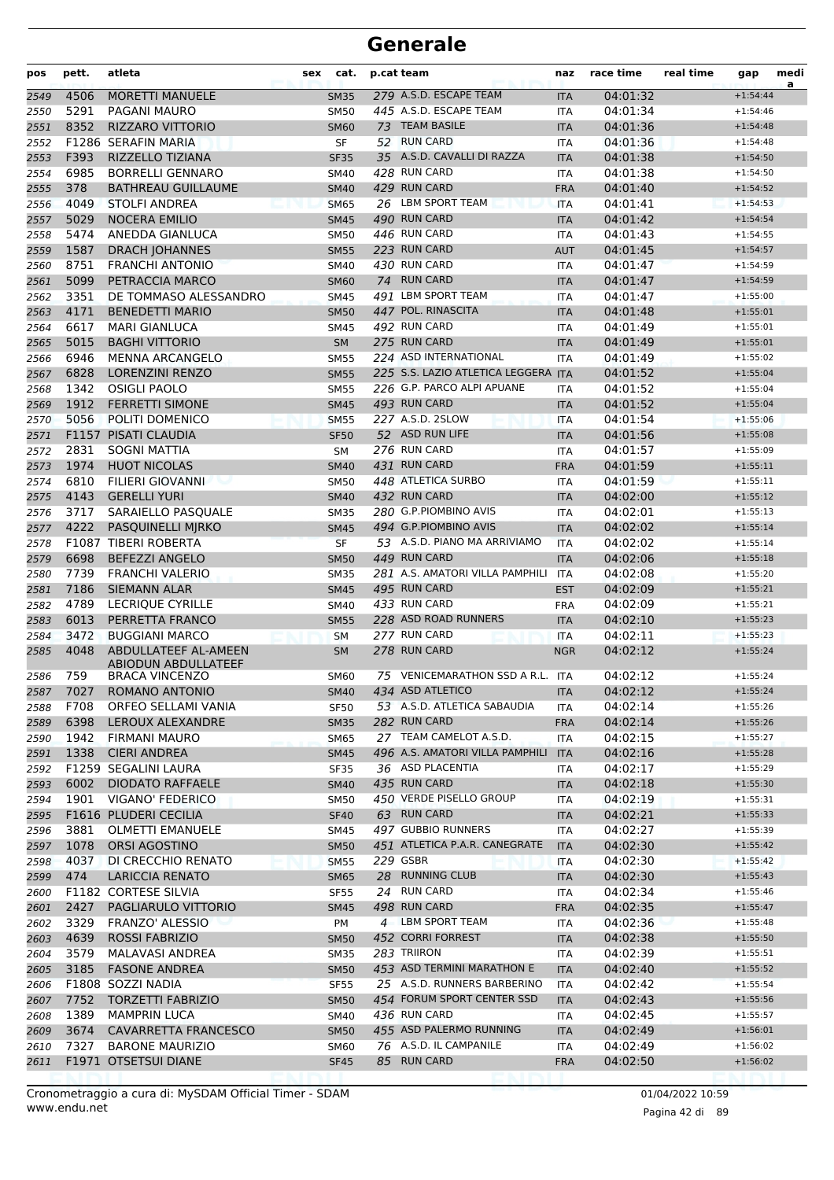# Generale

| pos | pett. | atleta | sex | cat. | p.cat | team | naz | race time | real time | gap | media |
|---|---|---|---|---|---|---|---|---|---|---|---|
| 2549 | 4506 | MORETTI MANUELE | | SM35 | 279 | A.S.D. ESCAPE TEAM | ITA | 04:01:32 | | +1:54:44 | |
| 2550 | 5291 | PAGANI MAURO | | SM50 | 445 | A.S.D. ESCAPE TEAM | ITA | 04:01:34 | | +1:54:46 | |
| 2551 | 8352 | RIZZARO VITTORIO | | SM60 | 73 | TEAM BASILE | ITA | 04:01:36 | | +1:54:48 | |
| 2552 | F1286 | SERAFIN MARIA | | SF | 52 | RUN CARD | ITA | 04:01:36 | | +1:54:48 | |
| 2553 | F393 | RIZZELLO TIZIANA | | SF35 | 35 | A.S.D. CAVALLI DI RAZZA | ITA | 04:01:38 | | +1:54:50 | |
| 2554 | 6985 | BORRELLI GENNARO | | SM40 | 428 | RUN CARD | ITA | 04:01:38 | | +1:54:50 | |
| 2555 | 378 | BATHREAU GUILLAUME | | SM40 | 429 | RUN CARD | FRA | 04:01:40 | | +1:54:52 | |
| 2556 | 4049 | STOLFI ANDREA | | SM65 | 26 | LBM SPORT TEAM | ITA | 04:01:41 | | +1:54:53 | |
| 2557 | 5029 | NOCERA EMILIO | | SM45 | 490 | RUN CARD | ITA | 04:01:42 | | +1:54:54 | |
| 2558 | 5474 | ANEDDA GIANLUCA | | SM50 | 446 | RUN CARD | ITA | 04:01:43 | | +1:54:55 | |
| 2559 | 1587 | DRACH JOHANNES | | SM55 | 223 | RUN CARD | AUT | 04:01:45 | | +1:54:57 | |
| 2560 | 8751 | FRANCHI ANTONIO | | SM40 | 430 | RUN CARD | ITA | 04:01:47 | | +1:54:59 | |
| 2561 | 5099 | PETRACCIA MARCO | | SM60 | 74 | RUN CARD | ITA | 04:01:47 | | +1:54:59 | |
| 2562 | 3351 | DE TOMMASO ALESSANDRO | | SM45 | 491 | LBM SPORT TEAM | ITA | 04:01:47 | | +1:55:00 | |
| 2563 | 4171 | BENEDETTI MARIO | | SM50 | 447 | POL. RINASCITA | ITA | 04:01:48 | | +1:55:01 | |
| 2564 | 6617 | MARI GIANLUCA | | SM45 | 492 | RUN CARD | ITA | 04:01:49 | | +1:55:01 | |
| 2565 | 5015 | BAGHI VITTORIO | | SM | 275 | RUN CARD | ITA | 04:01:49 | | +1:55:01 | |
| 2566 | 6946 | MENNA ARCANGELO | | SM55 | 224 | ASD INTERNATIONAL | ITA | 04:01:49 | | +1:55:02 | |
| 2567 | 6828 | LORENZINI RENZO | | SM55 | 225 | S.S. LAZIO ATLETICA LEGGERA | ITA | 04:01:52 | | +1:55:04 | |
| 2568 | 1342 | OSIGLI PAOLO | | SM55 | 226 | G.P. PARCO ALPI APUANE | ITA | 04:01:52 | | +1:55:04 | |
| 2569 | 1912 | FERRETTI SIMONE | | SM45 | 493 | RUN CARD | ITA | 04:01:52 | | +1:55:04 | |
| 2570 | 5056 | POLITI DOMENICO | | SM55 | 227 | A.S.D. 2SLOW | ITA | 04:01:54 | | +1:55:06 | |
| 2571 | F1157 | PISATI CLAUDIA | | SF50 | 52 | ASD RUN LIFE | ITA | 04:01:56 | | +1:55:08 | |
| 2572 | 2831 | SOGNI MATTIA | | SM | 276 | RUN CARD | ITA | 04:01:57 | | +1:55:09 | |
| 2573 | 1974 | HUOT NICOLAS | | SM40 | 431 | RUN CARD | FRA | 04:01:59 | | +1:55:11 | |
| 2574 | 6810 | FILIERI GIOVANNI | | SM50 | 448 | ATLETICA SURBO | ITA | 04:01:59 | | +1:55:11 | |
| 2575 | 4143 | GERELLI YURI | | SM40 | 432 | RUN CARD | ITA | 04:02:00 | | +1:55:12 | |
| 2576 | 3717 | SARAIELLO PASQUALE | | SM35 | 280 | G.P.PIOMBINO AVIS | ITA | 04:02:01 | | +1:55:13 | |
| 2577 | 4222 | PASQUINELLI MJRKO | | SM45 | 494 | G.P.PIOMBINO AVIS | ITA | 04:02:02 | | +1:55:14 | |
| 2578 | F1087 | TIBERI ROBERTA | | SF | 53 | A.S.D. PIANO MA ARRIVIAMO | ITA | 04:02:02 | | +1:55:14 | |
| 2579 | 6698 | BEFEZZI ANGELO | | SM50 | 449 | RUN CARD | ITA | 04:02:06 | | +1:55:18 | |
| 2580 | 7739 | FRANCHI VALERIO | | SM35 | 281 | A.S. AMATORI VILLA PAMPHILI | ITA | 04:02:08 | | +1:55:20 | |
| 2581 | 7186 | SIEMANN ALAR | | SM45 | 495 | RUN CARD | EST | 04:02:09 | | +1:55:21 | |
| 2582 | 4789 | LECRIQUE CYRILLE | | SM40 | 433 | RUN CARD | FRA | 04:02:09 | | +1:55:21 | |
| 2583 | 6013 | PERRETTA FRANCO | | SM55 | 228 | ASD ROAD RUNNERS | ITA | 04:02:10 | | +1:55:23 | |
| 2584 | 3472 | BUGGIANI MARCO | | SM | 277 | RUN CARD | ITA | 04:02:11 | | +1:55:23 | |
| 2585 | 4048 | ABDULLATEEF AL-AMEEN ABIODUN ABDULLATEEF | | SM | 278 | RUN CARD | NGR | 04:02:12 | | +1:55:24 | |
| 2586 | 759 | BRACA VINCENZO | | SM60 | 75 | VENICEMARATHON SSD A R.L. | ITA | 04:02:12 | | +1:55:24 | |
| 2587 | 7027 | ROMANO ANTONIO | | SM40 | 434 | ASD ATLETICO | ITA | 04:02:12 | | +1:55:24 | |
| 2588 | F708 | ORFEO SELLAMI VANIA | | SF50 | 53 | A.S.D. ATLETICA SABAUDIA | ITA | 04:02:14 | | +1:55:26 | |
| 2589 | 6398 | LEROUX ALEXANDRE | | SM35 | 282 | RUN CARD | FRA | 04:02:14 | | +1:55:26 | |
| 2590 | 1942 | FIRMANI MAURO | | SM65 | 27 | TEAM CAMELOT A.S.D. | ITA | 04:02:15 | | +1:55:27 | |
| 2591 | 1338 | CIERI ANDREA | | SM45 | 496 | A.S. AMATORI VILLA PAMPHILI | ITA | 04:02:16 | | +1:55:28 | |
| 2592 | F1259 | SEGALINI LAURA | | SF35 | 36 | ASD PLACENTIA | ITA | 04:02:17 | | +1:55:29 | |
| 2593 | 6002 | DIODATO RAFFAELE | | SM40 | 435 | RUN CARD | ITA | 04:02:18 | | +1:55:30 | |
| 2594 | 1901 | VIGANO' FEDERICO | | SM50 | 450 | VERDE PISELLO GROUP | ITA | 04:02:19 | | +1:55:31 | |
| 2595 | F1616 | PLUDERI CECILIA | | SF40 | 63 | RUN CARD | ITA | 04:02:21 | | +1:55:33 | |
| 2596 | 3881 | OLMETTI EMANUELE | | SM45 | 497 | GUBBIO RUNNERS | ITA | 04:02:27 | | +1:55:39 | |
| 2597 | 1078 | ORSI AGOSTINO | | SM50 | 451 | ATLETICA P.A.R. CANEGRATE | ITA | 04:02:30 | | +1:55:42 | |
| 2598 | 4037 | DI CRECCHIO RENATO | | SM55 | 229 | GSBR | ITA | 04:02:30 | | +1:55:42 | |
| 2599 | 474 | LARICCIA RENATO | | SM65 | 28 | RUNNING CLUB | ITA | 04:02:30 | | +1:55:43 | |
| 2600 | F1182 | CORTESE SILVIA | | SF55 | 24 | RUN CARD | ITA | 04:02:34 | | +1:55:46 | |
| 2601 | 2427 | PAGLIARULO VITTORIO | | SM45 | 498 | RUN CARD | FRA | 04:02:35 | | +1:55:47 | |
| 2602 | 3329 | FRANZO' ALESSIO | | PM | 4 | LBM SPORT TEAM | ITA | 04:02:36 | | +1:55:48 | |
| 2603 | 4639 | ROSSI FABRIZIO | | SM50 | 452 | CORRI FORREST | ITA | 04:02:38 | | +1:55:50 | |
| 2604 | 3579 | MALAVASI ANDREA | | SM35 | 283 | TRIIRON | ITA | 04:02:39 | | +1:55:51 | |
| 2605 | 3185 | FASONE ANDREA | | SM50 | 453 | ASD TERMINI MARATHON E | ITA | 04:02:40 | | +1:55:52 | |
| 2606 | F1808 | SOZZI NADIA | | SF55 | 25 | A.S.D. RUNNERS BARBERINO | ITA | 04:02:42 | | +1:55:54 | |
| 2607 | 7752 | TORZETTI FABRIZIO | | SM50 | 454 | FORUM SPORT CENTER SSD | ITA | 04:02:43 | | +1:55:56 | |
| 2608 | 1389 | MAMPRIN LUCA | | SM40 | 436 | RUN CARD | ITA | 04:02:45 | | +1:55:57 | |
| 2609 | 3674 | CAVARRETTA FRANCESCO | | SM50 | 455 | ASD PALERMO RUNNING | ITA | 04:02:49 | | +1:56:01 | |
| 2610 | 7327 | BARONE MAURIZIO | | SM60 | 76 | A.S.D. IL CAMPANILE | ITA | 04:02:49 | | +1:56:02 | |
| 2611 | F1971 | OTSETSUI DIANE | | SF45 | 85 | RUN CARD | FRA | 04:02:50 | | +1:56:02 | |

Cronometraggio a cura di: MySDAM Official Timer - SDAM
www.endu.net

01/04/2022 10:59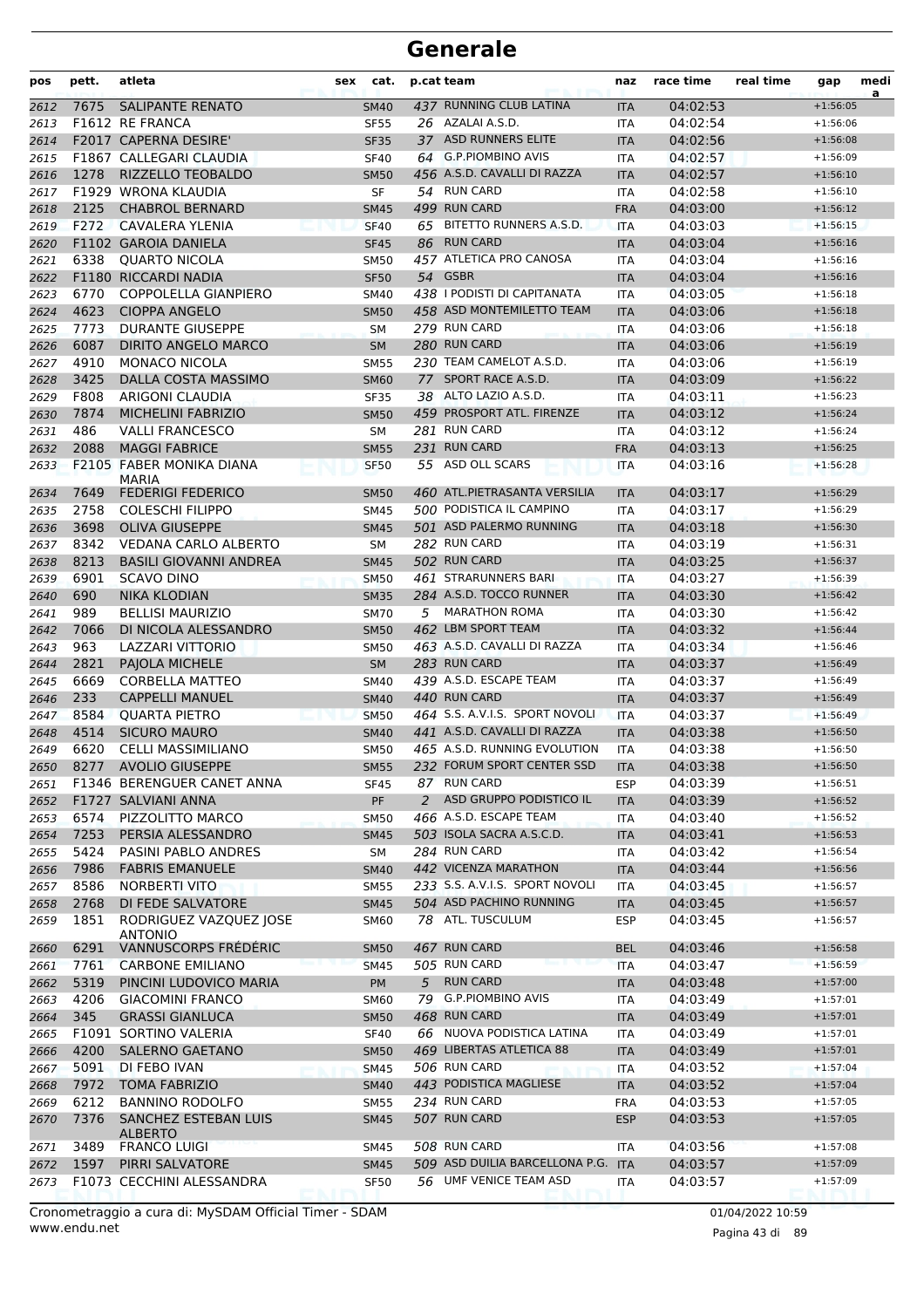# Generale

| pos | pett. | atleta | sex | cat. | p.cat | team | naz | race time | real time | gap | medi a |
|---|---|---|---|---|---|---|---|---|---|---|---|
| 2612 | 7675 | SALIPANTE RENATO | | SM40 | 437 | RUNNING CLUB LATINA | ITA | 04:02:53 | | +1:56:05 | |
| 2613 | F1612 | RE FRANCA | | SF55 | 26 | AZALAI A.S.D. | ITA | 04:02:54 | | +1:56:06 | |
| 2614 | F2017 | CAPERNA DESIRE' | | SF35 | 37 | ASD RUNNERS ELITE | ITA | 04:02:56 | | +1:56:08 | |
| 2615 | F1867 | CALLEGARI CLAUDIA | | SF40 | 64 | G.P.PIOMBINO AVIS | ITA | 04:02:57 | | +1:56:09 | |
| 2616 | 1278 | RIZZELLO TEOBALDO | | SM50 | 456 | A.S.D. CAVALLI DI RAZZA | ITA | 04:02:57 | | +1:56:10 | |
| 2617 | F1929 | WRONA KLAUDIA | | SF | 54 | RUN CARD | ITA | 04:02:58 | | +1:56:10 | |
| 2618 | 2125 | CHABROL BERNARD | | SM45 | 499 | RUN CARD | FRA | 04:03:00 | | +1:56:12 | |
| 2619 | F272 | CAVALERA YLENIA | | SF40 | 65 | BITETTO RUNNERS A.S.D. | ITA | 04:03:03 | | +1:56:15 | |
| 2620 | F1102 | GAROIA DANIELA | | SF45 | 86 | RUN CARD | ITA | 04:03:04 | | +1:56:16 | |
| 2621 | 6338 | QUARTO NICOLA | | SM50 | 457 | ATLETICA PRO CANOSA | ITA | 04:03:04 | | +1:56:16 | |
| 2622 | F1180 | RICCARDI NADIA | | SF50 | 54 | GSBR | ITA | 04:03:04 | | +1:56:16 | |
| 2623 | 6770 | COPPOLELLA GIANPIERO | | SM40 | 438 | I PODISTI DI CAPITANATA | ITA | 04:03:05 | | +1:56:18 | |
| 2624 | 4623 | CIOPPA ANGELO | | SM50 | 458 | ASD MONTEMILETTO TEAM | ITA | 04:03:06 | | +1:56:18 | |
| 2625 | 7773 | DURANTE GIUSEPPE | | SM | 279 | RUN CARD | ITA | 04:03:06 | | +1:56:18 | |
| 2626 | 6087 | DIRITO ANGELO MARCO | | SM | 280 | RUN CARD | ITA | 04:03:06 | | +1:56:19 | |
| 2627 | 4910 | MONACO NICOLA | | SM55 | 230 | TEAM CAMELOT A.S.D. | ITA | 04:03:06 | | +1:56:19 | |
| 2628 | 3425 | DALLA COSTA MASSIMO | | SM60 | 77 | SPORT RACE A.S.D. | ITA | 04:03:09 | | +1:56:22 | |
| 2629 | F808 | ARIGONI CLAUDIA | | SF35 | 38 | ALTO LAZIO A.S.D. | ITA | 04:03:11 | | +1:56:23 | |
| 2630 | 7874 | MICHELINI FABRIZIO | | SM50 | 459 | PROSPORT ATL. FIRENZE | ITA | 04:03:12 | | +1:56:24 | |
| 2631 | 486 | VALLI FRANCESCO | | SM | 281 | RUN CARD | ITA | 04:03:12 | | +1:56:24 | |
| 2632 | 2088 | MAGGI FABRICE | | SM55 | 231 | RUN CARD | FRA | 04:03:13 | | +1:56:25 | |
| 2633 | F2105 | FABER MONIKA DIANA MARIA | | SF50 | 55 | ASD OLL SCARS | ITA | 04:03:16 | | +1:56:28 | |
| 2634 | 7649 | FEDERIGI FEDERICO | | SM50 | 460 | ATL.PIETRASANTA VERSILIA | ITA | 04:03:17 | | +1:56:29 | |
| 2635 | 2758 | COLESCHI FILIPPO | | SM45 | 500 | PODISTICA IL CAMPINO | ITA | 04:03:17 | | +1:56:29 | |
| 2636 | 3698 | OLIVA GIUSEPPE | | SM45 | 501 | ASD PALERMO RUNNING | ITA | 04:03:18 | | +1:56:30 | |
| 2637 | 8342 | VEDANA CARLO ALBERTO | | SM | 282 | RUN CARD | ITA | 04:03:19 | | +1:56:31 | |
| 2638 | 8213 | BASILI GIOVANNI ANDREA | | SM45 | 502 | RUN CARD | ITA | 04:03:25 | | +1:56:37 | |
| 2639 | 6901 | SCAVO DINO | | SM50 | 461 | STRARUNNERS BARI | ITA | 04:03:27 | | +1:56:39 | |
| 2640 | 690 | NIKA KLODIAN | | SM35 | 284 | A.S.D. TOCCO RUNNER | ITA | 04:03:30 | | +1:56:42 | |
| 2641 | 989 | BELLISI MAURIZIO | | SM70 | 5 | MARATHON ROMA | ITA | 04:03:30 | | +1:56:42 | |
| 2642 | 7066 | DI NICOLA ALESSANDRO | | SM50 | 462 | LBM SPORT TEAM | ITA | 04:03:32 | | +1:56:44 | |
| 2643 | 963 | LAZZARI VITTORIO | | SM50 | 463 | A.S.D. CAVALLI DI RAZZA | ITA | 04:03:34 | | +1:56:46 | |
| 2644 | 2821 | PAJOLA MICHELE | | SM | 283 | RUN CARD | ITA | 04:03:37 | | +1:56:49 | |
| 2645 | 6669 | CORBELLA MATTEO | | SM40 | 439 | A.S.D. ESCAPE TEAM | ITA | 04:03:37 | | +1:56:49 | |
| 2646 | 233 | CAPPELLI MANUEL | | SM40 | 440 | RUN CARD | ITA | 04:03:37 | | +1:56:49 | |
| 2647 | 8584 | QUARTA PIETRO | | SM50 | 464 | S.S. A.V.I.S. SPORT NOVOLI | ITA | 04:03:37 | | +1:56:49 | |
| 2648 | 4514 | SICURO MAURO | | SM40 | 441 | A.S.D. CAVALLI DI RAZZA | ITA | 04:03:38 | | +1:56:50 | |
| 2649 | 6620 | CELLI MASSIMILIANO | | SM50 | 465 | A.S.D. RUNNING EVOLUTION | ITA | 04:03:38 | | +1:56:50 | |
| 2650 | 8277 | AVOLIO GIUSEPPE | | SM55 | 232 | FORUM SPORT CENTER SSD | ITA | 04:03:38 | | +1:56:50 | |
| 2651 | F1346 | BERENGUER CANET ANNA | | SF45 | 87 | RUN CARD | ESP | 04:03:39 | | +1:56:51 | |
| 2652 | F1727 | SALVIANI ANNA | | PF | 2 | ASD GRUPPO PODISTICO IL | ITA | 04:03:39 | | +1:56:52 | |
| 2653 | 6574 | PIZZOLITTO MARCO | | SM50 | 466 | A.S.D. ESCAPE TEAM | ITA | 04:03:40 | | +1:56:52 | |
| 2654 | 7253 | PERSIA ALESSANDRO | | SM45 | 503 | ISOLA SACRA A.S.C.D. | ITA | 04:03:41 | | +1:56:53 | |
| 2655 | 5424 | PASINI PABLO ANDRES | | SM | 284 | RUN CARD | ITA | 04:03:42 | | +1:56:54 | |
| 2656 | 7986 | FABRIS EMANUELE | | SM40 | 442 | VICENZA MARATHON | ITA | 04:03:44 | | +1:56:56 | |
| 2657 | 8586 | NORBERTI VITO | | SM55 | 233 | S.S. A.V.I.S. SPORT NOVOLI | ITA | 04:03:45 | | +1:56:57 | |
| 2658 | 2768 | DI FEDE SALVATORE | | SM45 | 504 | ASD PACHINO RUNNING | ITA | 04:03:45 | | +1:56:57 | |
| 2659 | 1851 | RODRIGUEZ VAZQUEZ JOSE ANTONIO | | SM60 | 78 | ATL. TUSCULUM | ESP | 04:03:45 | | +1:56:57 | |
| 2660 | 6291 | VANNUSCORPS FRÉDÉRIC | | SM50 | 467 | RUN CARD | BEL | 04:03:46 | | +1:56:58 | |
| 2661 | 7761 | CARBONE EMILIANO | | SM45 | 505 | RUN CARD | ITA | 04:03:47 | | +1:56:59 | |
| 2662 | 5319 | PINCINI LUDOVICO MARIA | | PM | 5 | RUN CARD | ITA | 04:03:48 | | +1:57:00 | |
| 2663 | 4206 | GIACOMINI FRANCO | | SM60 | 79 | G.P.PIOMBINO AVIS | ITA | 04:03:49 | | +1:57:01 | |
| 2664 | 345 | GRASSI GIANLUCA | | SM50 | 468 | RUN CARD | ITA | 04:03:49 | | +1:57:01 | |
| 2665 | F1091 | SORTINO VALERIA | | SF40 | 66 | NUOVA PODISTICA LATINA | ITA | 04:03:49 | | +1:57:01 | |
| 2666 | 4200 | SALERNO GAETANO | | SM50 | 469 | LIBERTAS ATLETICA 88 | ITA | 04:03:49 | | +1:57:01 | |
| 2667 | 5091 | DI FEBO IVAN | | SM45 | 506 | RUN CARD | ITA | 04:03:52 | | +1:57:04 | |
| 2668 | 7972 | TOMA FABRIZIO | | SM40 | 443 | PODISTICA MAGLIESE | ITA | 04:03:52 | | +1:57:04 | |
| 2669 | 6212 | BANNINO RODOLFO | | SM55 | 234 | RUN CARD | FRA | 04:03:53 | | +1:57:05 | |
| 2670 | 7376 | SANCHEZ ESTEBAN LUIS ALBERTO | | SM45 | 507 | RUN CARD | ESP | 04:03:53 | | +1:57:05 | |
| 2671 | 3489 | FRANCO LUIGI | | SM45 | 508 | RUN CARD | ITA | 04:03:56 | | +1:57:08 | |
| 2672 | 1597 | PIRRI SALVATORE | | SM45 | 509 | ASD DUILIA BARCELLONA P.G. | ITA | 04:03:57 | | +1:57:09 | |
| 2673 | F1073 | CECCHINI ALESSANDRA | | SF50 | 56 | UMF VENICE TEAM ASD | ITA | 04:03:57 | | +1:57:09 | |

Cronometraggio a cura di: MySDAM Official Timer - SDAM
www.endu.net

01/04/2022 10:59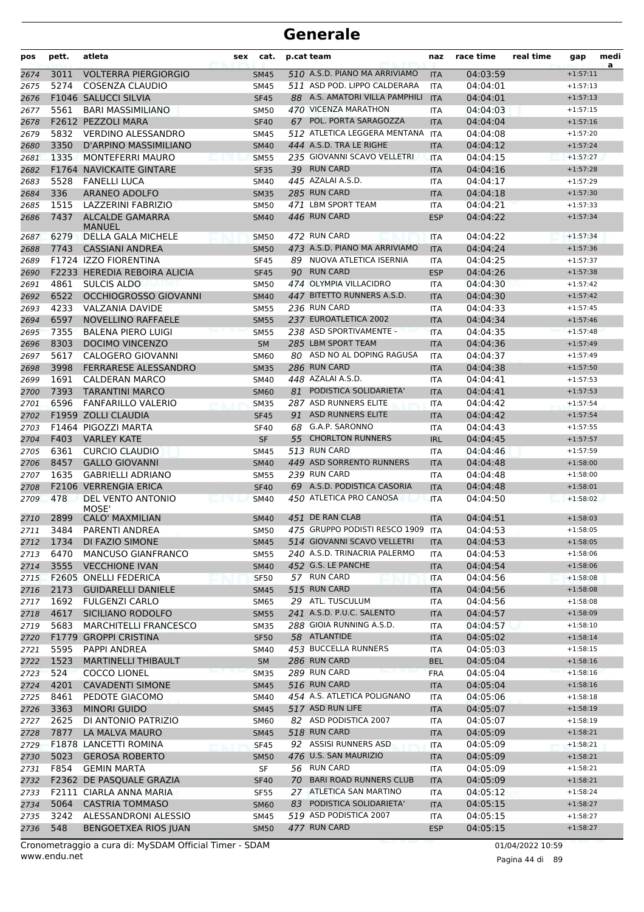# Generale

| pos | pett. | atleta | sex | cat. | p.cat | team | naz | race time | real time | gap | medi a |
|---|---|---|---|---|---|---|---|---|---|---|---|
| 2674 | 3011 | VOLTERRA PIERGIORGIO | | SM45 | 510 | A.S.D. PIANO MA ARRIVIAMO | ITA | 04:03:59 | | +1:57:11 | |
| 2675 | 5274 | COSENZA CLAUDIO | | SM45 | 511 | ASD POD. LIPPO CALDERARA | ITA | 04:04:01 | | +1:57:13 | |
| 2676 | F1046 | SALUCCI SILVIA | | SF45 | 88 | A.S. AMATORI VILLA PAMPHILI | ITA | 04:04:01 | | +1:57:13 | |
| 2677 | 5561 | BARI MASSIMILIANO | | SM50 | 470 | VICENZA MARATHON | ITA | 04:04:03 | | +1:57:15 | |
| 2678 | F2612 | PEZZOLI MARA | | SF40 | 67 | POL. PORTA SARAGOZZA | ITA | 04:04:04 | | +1:57:16 | |
| 2679 | 5832 | VERDINO ALESSANDRO | | SM45 | 512 | ATLETICA LEGGERA MENTANA | ITA | 04:04:08 | | +1:57:20 | |
| 2680 | 3350 | D'ARPINO MASSIMILIANO | | SM40 | 444 | A.S.D. TRA LE RIGHE | ITA | 04:04:12 | | +1:57:24 | |
| 2681 | 1335 | MONTEFERRI MAURO | | SM55 | 235 | GIOVANNI SCAVO VELLETRI | ITA | 04:04:15 | | +1:57:27 | |
| 2682 | F1764 | NAVICKAITE GINTARE | | SF35 | 39 | RUN CARD | ITA | 04:04:16 | | +1:57:28 | |
| 2683 | 5528 | FANELLI LUCA | | SM40 | 445 | AZALAI A.S.D. | ITA | 04:04:17 | | +1:57:29 | |
| 2684 | 336 | ARANEO ADOLFO | | SM35 | 285 | RUN CARD | ITA | 04:04:18 | | +1:57:30 | |
| 2685 | 1515 | LAZZERINI FABRIZIO | | SM50 | 471 | LBM SPORT TEAM | ITA | 04:04:21 | | +1:57:33 | |
| 2686 | 7437 | ALCALDE GAMARRA MANUEL | | SM40 | 446 | RUN CARD | ESP | 04:04:22 | | +1:57:34 | |
| 2687 | 6279 | DELLA GALA MICHELE | | SM50 | 472 | RUN CARD | ITA | 04:04:22 | | +1:57:34 | |
| 2688 | 7743 | CASSIANI ANDREA | | SM50 | 473 | A.S.D. PIANO MA ARRIVIAMO | ITA | 04:04:24 | | +1:57:36 | |
| 2689 | F1724 | IZZO FIORENTINA | | SF45 | 89 | NUOVA ATLETICA ISERNIA | ITA | 04:04:25 | | +1:57:37 | |
| 2690 | F2233 | HEREDIA REBOIRA ALICIA | | SF45 | 90 | RUN CARD | ESP | 04:04:26 | | +1:57:38 | |
| 2691 | 4861 | SULCIS ALDO | | SM50 | 474 | OLYMPIA VILLACIDRO | ITA | 04:04:30 | | +1:57:42 | |
| 2692 | 6522 | OCCHIOGROSSO GIOVANNI | | SM40 | 447 | BITETTO RUNNERS A.S.D. | ITA | 04:04:30 | | +1:57:42 | |
| 2693 | 4233 | VALZANIA DAVIDE | | SM55 | 236 | RUN CARD | ITA | 04:04:33 | | +1:57:45 | |
| 2694 | 6597 | NOVELLINO RAFFAELE | | SM55 | 237 | EUROATLETICA 2002 | ITA | 04:04:34 | | +1:57:46 | |
| 2695 | 7355 | BALENA PIERO LUIGI | | SM55 | 238 | ASD SPORTIVAMENTE - | ITA | 04:04:35 | | +1:57:48 | |
| 2696 | 8303 | DOCIMO VINCENZO | | SM | 285 | LBM SPORT TEAM | ITA | 04:04:36 | | +1:57:49 | |
| 2697 | 5617 | CALOGERO GIOVANNI | | SM60 | 80 | ASD NO AL DOPING RAGUSA | ITA | 04:04:37 | | +1:57:49 | |
| 2698 | 3998 | FERRARESE ALESSANDRO | | SM35 | 286 | RUN CARD | ITA | 04:04:38 | | +1:57:50 | |
| 2699 | 1691 | CALDERAN MARCO | | SM40 | 448 | AZALAI A.S.D. | ITA | 04:04:41 | | +1:57:53 | |
| 2700 | 7393 | TARANTINI MARCO | | SM60 | 81 | PODISTICA SOLIDARIETA' | ITA | 04:04:41 | | +1:57:53 | |
| 2701 | 6596 | FANFARILLO VALERIO | | SM35 | 287 | ASD RUNNERS ELITE | ITA | 04:04:42 | | +1:57:54 | |
| 2702 | F1959 | ZOLLI CLAUDIA | | SF45 | 91 | ASD RUNNERS ELITE | ITA | 04:04:42 | | +1:57:54 | |
| 2703 | F1464 | PIGOZZI MARTA | | SF40 | 68 | G.A.P. SARONNO | ITA | 04:04:43 | | +1:57:55 | |
| 2704 | F403 | VARLEY KATE | | SF | 55 | CHORLTON RUNNERS | IRL | 04:04:45 | | +1:57:57 | |
| 2705 | 6361 | CURCIO CLAUDIO | | SM45 | 513 | RUN CARD | ITA | 04:04:46 | | +1:57:59 | |
| 2706 | 8457 | GALLO GIOVANNI | | SM40 | 449 | ASD SORRENTO RUNNERS | ITA | 04:04:48 | | +1:58:00 | |
| 2707 | 1635 | GABRIELLI ADRIANO | | SM55 | 239 | RUN CARD | ITA | 04:04:48 | | +1:58:00 | |
| 2708 | F2106 | VERRENGIA ERICA | | SF40 | 69 | A.S.D. PODISTICA CASORIA | ITA | 04:04:48 | | +1:58:01 | |
| 2709 | 478 | DEL VENTO ANTONIO MOSE' | | SM40 | 450 | ATLETICA PRO CANOSA | ITA | 04:04:50 | | +1:58:02 | |
| 2710 | 2899 | CALO' MAXMILIAN | | SM40 | 451 | DE RAN CLAB | ITA | 04:04:51 | | +1:58:03 | |
| 2711 | 3484 | PARENTI ANDREA | | SM50 | 475 | GRUPPO PODISTI RESCO 1909 | ITA | 04:04:53 | | +1:58:05 | |
| 2712 | 1734 | DI FAZIO SIMONE | | SM45 | 514 | GIOVANNI SCAVO VELLETRI | ITA | 04:04:53 | | +1:58:05 | |
| 2713 | 6470 | MANCUSO GIANFRANCO | | SM55 | 240 | A.S.D. TRINACRIA PALERMO | ITA | 04:04:53 | | +1:58:06 | |
| 2714 | 3555 | VECCHIONE IVAN | | SM40 | 452 | G.S. LE PANCHE | ITA | 04:04:54 | | +1:58:06 | |
| 2715 | F2605 | ONELLI FEDERICA | | SF50 | 57 | RUN CARD | ITA | 04:04:56 | | +1:58:08 | |
| 2716 | 2173 | GUIDARELLI DANIELE | | SM45 | 515 | RUN CARD | ITA | 04:04:56 | | +1:58:08 | |
| 2717 | 1692 | FULGENZI CARLO | | SM65 | 29 | ATL. TUSCULUM | ITA | 04:04:56 | | +1:58:08 | |
| 2718 | 4617 | SICILIANO RODOLFO | | SM55 | 241 | A.S.D. P.U.C. SALENTO | ITA | 04:04:57 | | +1:58:09 | |
| 2719 | 5683 | MARCHITELLI FRANCESCO | | SM35 | 288 | GIOIA RUNNING A.S.D. | ITA | 04:04:57 | | +1:58:10 | |
| 2720 | F1779 | GROPPI CRISTINA | | SF50 | 58 | ATLANTIDE | ITA | 04:05:02 | | +1:58:14 | |
| 2721 | 5595 | PAPPI ANDREA | | SM40 | 453 | BUCCELLA RUNNERS | ITA | 04:05:03 | | +1:58:15 | |
| 2722 | 1523 | MARTINELLI THIBAULT | | SM | 286 | RUN CARD | BEL | 04:05:04 | | +1:58:16 | |
| 2723 | 524 | COCCO LIONEL | | SM35 | 289 | RUN CARD | FRA | 04:05:04 | | +1:58:16 | |
| 2724 | 4201 | CAVADENTI SIMONE | | SM45 | 516 | RUN CARD | ITA | 04:05:04 | | +1:58:16 | |
| 2725 | 8461 | PEDOTE GIACOMO | | SM40 | 454 | A.S. ATLETICA POLIGNANO | ITA | 04:05:06 | | +1:58:18 | |
| 2726 | 3363 | MINORI GUIDO | | SM45 | 517 | ASD RUN LIFE | ITA | 04:05:07 | | +1:58:19 | |
| 2727 | 2625 | DI ANTONIO PATRIZIO | | SM60 | 82 | ASD PODISTICA 2007 | ITA | 04:05:07 | | +1:58:19 | |
| 2728 | 7877 | LA MALVA MAURO | | SM45 | 518 | RUN CARD | ITA | 04:05:09 | | +1:58:21 | |
| 2729 | F1878 | LANCETTI ROMINA | | SF45 | 92 | ASSISI RUNNERS ASD | ITA | 04:05:09 | | +1:58:21 | |
| 2730 | 5023 | GEROSA ROBERTO | | SM50 | 476 | U.S. SAN MAURIZIO | ITA | 04:05:09 | | +1:58:21 | |
| 2731 | F854 | GEMIN MARTA | | SF | 56 | RUN CARD | ITA | 04:05:09 | | +1:58:21 | |
| 2732 | F2362 | DE PASQUALE GRAZIA | | SF40 | 70 | BARI ROAD RUNNERS CLUB | ITA | 04:05:09 | | +1:58:21 | |
| 2733 | F2111 | CIARLA ANNA MARIA | | SF55 | 27 | ATLETICA SAN MARTINO | ITA | 04:05:12 | | +1:58:24 | |
| 2734 | 5064 | CASTRIA TOMMASO | | SM60 | 83 | PODISTICA SOLIDARIETA' | ITA | 04:05:15 | | +1:58:27 | |
| 2735 | 3242 | ALESSANDRONI ALESSIO | | SM45 | 519 | ASD PODISTICA 2007 | ITA | 04:05:15 | | +1:58:27 | |
| 2736 | 548 | BENGOETXEA RIOS JUAN | | SM50 | 477 | RUN CARD | ESP | 04:05:15 | | +1:58:27 | |

Cronometraggio a cura di: MySDAM Official Timer - SDAM
www.endu.net

01/04/2022 10:59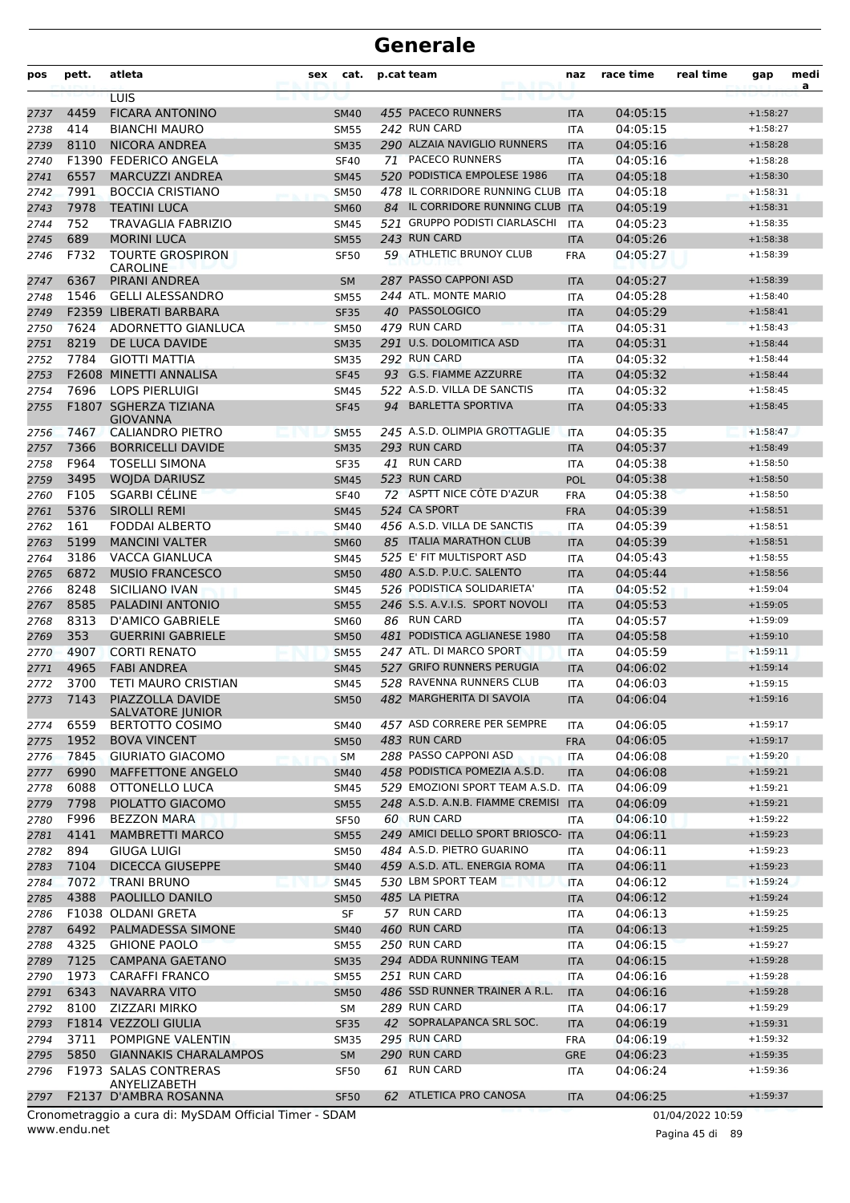# Generale

| pos | pett. | atleta | sex | cat. | p.cat | team | naz | race time | real time | gap | media |
|---|---|---|---|---|---|---|---|---|---|---|---|
| | | LUIS | | | | | | | | | |
| 2737 | 4459 | FICARA ANTONINO | | SM40 | 455 | PACECO RUNNERS | ITA | 04:05:15 | | +1:58:27 | |
| 2738 | 414 | BIANCHI MAURO | | SM55 | 242 | RUN CARD | ITA | 04:05:15 | | +1:58:27 | |
| 2739 | 8110 | NICORA ANDREA | | SM35 | 290 | ALZAIA NAVIGLIO RUNNERS | ITA | 04:05:16 | | +1:58:28 | |
| 2740 | F1390 | FEDERICO ANGELA | | SF40 | 71 | PACECO RUNNERS | ITA | 04:05:16 | | +1:58:28 | |
| 2741 | 6557 | MARCUZZI ANDREA | | SM45 | 520 | PODISTICA EMPOLESE 1986 | ITA | 04:05:18 | | +1:58:30 | |
| 2742 | 7991 | BOCCIA CRISTIANO | | SM50 | 478 | IL CORRIDORE RUNNING CLUB | ITA | 04:05:18 | | +1:58:31 | |
| 2743 | 7978 | TEATINI LUCA | | SM60 | 84 | IL CORRIDORE RUNNING CLUB | ITA | 04:05:19 | | +1:58:31 | |
| 2744 | 752 | TRAVAGLIA FABRIZIO | | SM45 | 521 | GRUPPO PODISTI CIARLASCHI | ITA | 04:05:23 | | +1:58:35 | |
| 2745 | 689 | MORINI LUCA | | SM55 | 243 | RUN CARD | ITA | 04:05:26 | | +1:58:38 | |
| 2746 | F732 | TOURTE GROSPIRON CAROLINE | | SF50 | 59 | ATHLETIC BRUNOY CLUB | FRA | 04:05:27 | | +1:58:39 | |
| 2747 | 6367 | PIRANI ANDREA | | SM | 287 | PASSO CAPPONI ASD | ITA | 04:05:27 | | +1:58:39 | |
| 2748 | 1546 | GELLI ALESSANDRO | | SM55 | 244 | ATL. MONTE MARIO | ITA | 04:05:28 | | +1:58:40 | |
| 2749 | F2359 | LIBERATI BARBARA | | SF35 | 40 | PASSOLOGICO | ITA | 04:05:29 | | +1:58:41 | |
| 2750 | 7624 | ADORNETTO GIANLUCA | | SM50 | 479 | RUN CARD | ITA | 04:05:31 | | +1:58:43 | |
| 2751 | 8219 | DE LUCA DAVIDE | | SM35 | 291 | U.S. DOLOMITICA ASD | ITA | 04:05:31 | | +1:58:44 | |
| 2752 | 7784 | GIOTTI MATTIA | | SM35 | 292 | RUN CARD | ITA | 04:05:32 | | +1:58:44 | |
| 2753 | F2608 | MINETTI ANNALISA | | SF45 | 93 | G.S. FIAMME AZZURRE | ITA | 04:05:32 | | +1:58:44 | |
| 2754 | 7696 | LOPS PIERLUIGI | | SM45 | 522 | A.S.D. VILLA DE SANCTIS | ITA | 04:05:32 | | +1:58:45 | |
| 2755 | F1807 | SGHERZA TIZIANA GIOVANNA | | SF45 | 94 | BARLETTA SPORTIVA | ITA | 04:05:33 | | +1:58:45 | |
| 2756 | 7467 | CALIANDRO PIETRO | | SM55 | 245 | A.S.D. OLIMPIA GROTTAGLIE | ITA | 04:05:35 | | +1:58:47 | |
| 2757 | 7366 | BORRICELLI DAVIDE | | SM35 | 293 | RUN CARD | ITA | 04:05:37 | | +1:58:49 | |
| 2758 | F964 | TOSELLI SIMONA | | SF35 | 41 | RUN CARD | ITA | 04:05:38 | | +1:58:50 | |
| 2759 | 3495 | WOJDA DARIUSZ | | SM45 | 523 | RUN CARD | POL | 04:05:38 | | +1:58:50 | |
| 2760 | F105 | SGARBI CÉLINE | | SF40 | 72 | ASPTT NICE CÔTE D'AZUR | FRA | 04:05:38 | | +1:58:50 | |
| 2761 | 5376 | SIROLLI REMI | | SM45 | 524 | CA SPORT | FRA | 04:05:39 | | +1:58:51 | |
| 2762 | 161 | FODDAI ALBERTO | | SM40 | 456 | A.S.D. VILLA DE SANCTIS | ITA | 04:05:39 | | +1:58:51 | |
| 2763 | 5199 | MANCINI VALTER | | SM60 | 85 | ITALIA MARATHON CLUB | ITA | 04:05:39 | | +1:58:51 | |
| 2764 | 3186 | VACCA GIANLUCA | | SM45 | 525 | E' FIT MULTISPORT ASD | ITA | 04:05:43 | | +1:58:55 | |
| 2765 | 6872 | MUSIO FRANCESCO | | SM50 | 480 | A.S.D. P.U.C. SALENTO | ITA | 04:05:44 | | +1:58:56 | |
| 2766 | 8248 | SICILIANO IVAN | | SM45 | 526 | PODISTICA SOLIDARIETA' | ITA | 04:05:52 | | +1:59:04 | |
| 2767 | 8585 | PALADINI ANTONIO | | SM55 | 246 | S.S. A.V.I.S. SPORT NOVOLI | ITA | 04:05:53 | | +1:59:05 | |
| 2768 | 8313 | D'AMICO GABRIELE | | SM60 | 86 | RUN CARD | ITA | 04:05:57 | | +1:59:09 | |
| 2769 | 353 | GIURINI GABRIELE | | SM50 | 481 | PODISTICA AGLIANESE 1980 | ITA | 04:05:58 | | +1:59:10 | |
| 2770 | 4907 | CORTI RENATO | | SM55 | 247 | ATL. DI MARCO SPORT | ITA | 04:05:59 | | +1:59:11 | |
| 2771 | 4965 | FABI ANDREA | | SM45 | 527 | GRIFO RUNNERS PERUGIA | ITA | 04:06:02 | | +1:59:14 | |
| 2772 | 3700 | TETI MAURO CRISTIAN | | SM45 | 528 | RAVENNA RUNNERS CLUB | ITA | 04:06:03 | | +1:59:15 | |
| 2773 | 7143 | PIAZZOLLA DAVIDE SALVATORE JUNIOR | | SM50 | 482 | MARGHERITA DI SAVOIA | ITA | 04:06:04 | | +1:59:16 | |
| 2774 | 6559 | BERTOTTO COSIMO | | SM40 | 457 | ASD CORRERE PER SEMPRE | ITA | 04:06:05 | | +1:59:17 | |
| 2775 | 1952 | BOVA VINCENT | | SM50 | 483 | RUN CARD | FRA | 04:06:05 | | +1:59:17 | |
| 2776 | 7845 | GIURIATO GIACOMO | | SM | 288 | PASSO CAPPONI ASD | ITA | 04:06:08 | | +1:59:20 | |
| 2777 | 6990 | MAFFETTONE ANGELO | | SM40 | 458 | PODISTICA POMEZIA A.S.D. | ITA | 04:06:08 | | +1:59:21 | |
| 2778 | 6088 | OTTONELLO LUCA | | SM45 | 529 | EMOZIONI SPORT TEAM A.S.D. | ITA | 04:06:09 | | +1:59:21 | |
| 2779 | 7798 | PIOLATTO GIACOMO | | SM55 | 248 | A.S.D. A.N.B. FIAMME CREMISI | ITA | 04:06:09 | | +1:59:21 | |
| 2780 | F996 | BEZZON MARA | | SF50 | 60 | RUN CARD | ITA | 04:06:10 | | +1:59:22 | |
| 2781 | 4141 | MAMBRETTI MARCO | | SM55 | 249 | AMICI DELLO SPORT BRIOSCO- | ITA | 04:06:11 | | +1:59:23 | |
| 2782 | 894 | GIUGA LUIGI | | SM50 | 484 | A.S.D. PIETRO GUARINO | ITA | 04:06:11 | | +1:59:23 | |
| 2783 | 7104 | DICECCA GIUSEPPE | | SM40 | 459 | A.S.D. ATL. ENERGIA ROMA | ITA | 04:06:11 | | +1:59:23 | |
| 2784 | 7072 | TRANI BRUNO | | SM45 | 530 | LBM SPORT TEAM | ITA | 04:06:12 | | +1:59:24 | |
| 2785 | 4388 | PAOLILLO DANILO | | SM50 | 485 | LA PIETRA | ITA | 04:06:12 | | +1:59:24 | |
| 2786 | F1038 | OLDANI GRETA | | SF | 57 | RUN CARD | ITA | 04:06:13 | | +1:59:25 | |
| 2787 | 6492 | PALMADESSA SIMONE | | SM40 | 460 | RUN CARD | ITA | 04:06:13 | | +1:59:25 | |
| 2788 | 4325 | GHIONE PAOLO | | SM55 | 250 | RUN CARD | ITA | 04:06:15 | | +1:59:27 | |
| 2789 | 7125 | CAMPANA GAETANO | | SM35 | 294 | ADDA RUNNING TEAM | ITA | 04:06:15 | | +1:59:28 | |
| 2790 | 1973 | CARAFFI FRANCO | | SM55 | 251 | RUN CARD | ITA | 04:06:16 | | +1:59:28 | |
| 2791 | 6343 | NAVARRA VITO | | SM50 | 486 | SSD RUNNER TRAINER A R.L. | ITA | 04:06:16 | | +1:59:28 | |
| 2792 | 8100 | ZIZZARI MIRKO | | SM | 289 | RUN CARD | ITA | 04:06:17 | | +1:59:29 | |
| 2793 | F1814 | VEZZOLI GIULIA | | SF35 | 42 | SOPRALAPANCA SRL SOC. | ITA | 04:06:19 | | +1:59:31 | |
| 2794 | 3711 | POMPIGNE VALENTIN | | SM35 | 295 | RUN CARD | FRA | 04:06:19 | | +1:59:32 | |
| 2795 | 5850 | GIANNAKIS CHARALAMPOS | | SM | 290 | RUN CARD | GRE | 04:06:23 | | +1:59:35 | |
| 2796 | F1973 | SALAS CONTRERAS ANYELIZABETH | | SF50 | 61 | RUN CARD | ITA | 04:06:24 | | +1:59:36 | |
| 2797 | F2137 | D'AMBRA ROSANNA | | SF50 | 62 | ATLETICA PRO CANOSA | ITA | 04:06:25 | | +1:59:37 | |

Cronometraggio a cura di: MySDAM Official Timer - SDAM
www.endu.net
01/04/2022 10:59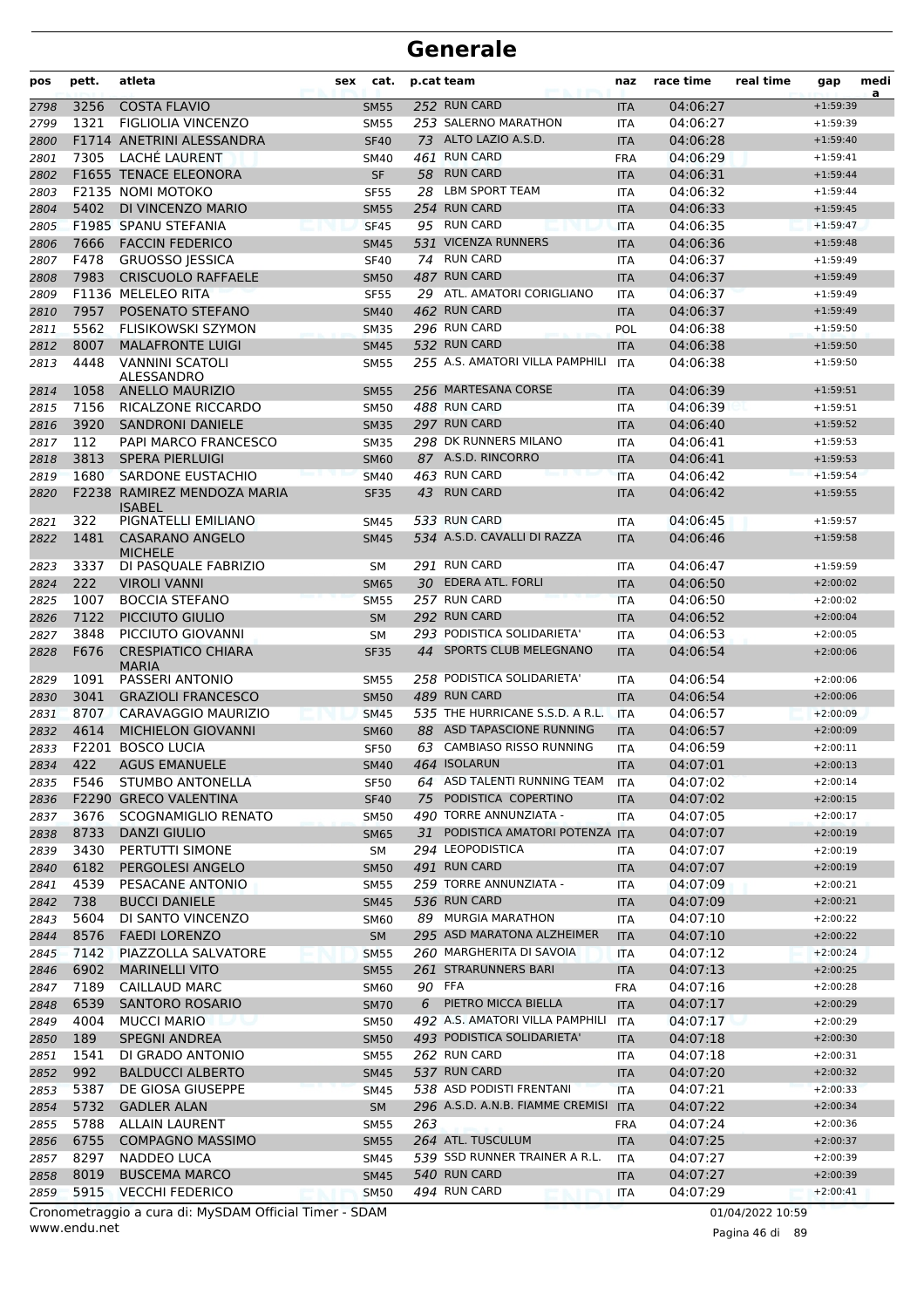# Generale

| pos | pett. | atleta | sex | cat. | p.cat | team | naz | race time | real time | gap | media |
|---|---|---|---|---|---|---|---|---|---|---|---|
| 2798 | 3256 | COSTA FLAVIO | | SM55 | 252 | RUN CARD | ITA | 04:06:27 | | +1:59:39 | |
| 2799 | 1321 | FIGLIOLIA VINCENZO | | SM55 | 253 | SALERNO MARATHON | ITA | 04:06:27 | | +1:59:39 | |
| 2800 | F1714 | ANETRINI ALESSANDRA | | SF40 | 73 | ALTO LAZIO A.S.D. | ITA | 04:06:28 | | +1:59:40 | |
| 2801 | 7305 | LACHÉ LAURENT | | SM40 | 461 | RUN CARD | FRA | 04:06:29 | | +1:59:41 | |
| 2802 | F1655 | TENACE ELEONORA | | SF | 58 | RUN CARD | ITA | 04:06:31 | | +1:59:44 | |
| 2803 | F2135 | NOMI MOTOKO | | SF55 | 28 | LBM SPORT TEAM | ITA | 04:06:32 | | +1:59:44 | |
| 2804 | 5402 | DI VINCENZO MARIO | | SM55 | 254 | RUN CARD | ITA | 04:06:33 | | +1:59:45 | |
| 2805 | F1985 | SPANU STEFANIA | | SF45 | 95 | RUN CARD | ITA | 04:06:35 | | +1:59:47 | |
| 2806 | 7666 | FACCIN FEDERICO | | SM45 | 531 | VICENZA RUNNERS | ITA | 04:06:36 | | +1:59:48 | |
| 2807 | F478 | GRUOSSO JESSICA | | SF40 | 74 | RUN CARD | ITA | 04:06:37 | | +1:59:49 | |
| 2808 | 7983 | CRISCUOLO RAFFAELE | | SM50 | 487 | RUN CARD | ITA | 04:06:37 | | +1:59:49 | |
| 2809 | F1136 | MELELEO RITA | | SF55 | 29 | ATL. AMATORI CORIGLIANO | ITA | 04:06:37 | | +1:59:49 | |
| 2810 | 7957 | POSENATO STEFANO | | SM40 | 462 | RUN CARD | ITA | 04:06:37 | | +1:59:49 | |
| 2811 | 5562 | FLISIKOWSKI SZYMON | | SM35 | 296 | RUN CARD | POL | 04:06:38 | | +1:59:50 | |
| 2812 | 8007 | MALAFRONTE LUIGI | | SM45 | 532 | RUN CARD | ITA | 04:06:38 | | +1:59:50 | |
| 2813 | 4448 | VANNINI SCATOLI ALESSANDRO | | SM55 | 255 | A.S. AMATORI VILLA PAMPHILI | ITA | 04:06:38 | | +1:59:50 | |
| 2814 | 1058 | ANELLO MAURIZIO | | SM55 | 256 | MARTESANA CORSE | ITA | 04:06:39 | | +1:59:51 | |
| 2815 | 7156 | RICALZONE RICCARDO | | SM50 | 488 | RUN CARD | ITA | 04:06:39 | | +1:59:51 | |
| 2816 | 3920 | SANDRONI DANIELE | | SM35 | 297 | RUN CARD | ITA | 04:06:40 | | +1:59:52 | |
| 2817 | 112 | PAPI MARCO FRANCESCO | | SM35 | 298 | DK RUNNERS MILANO | ITA | 04:06:41 | | +1:59:53 | |
| 2818 | 3813 | SPERA PIERLUIGI | | SM60 | 87 | A.S.D. RINCORRO | ITA | 04:06:41 | | +1:59:53 | |
| 2819 | 1680 | SARDONE EUSTACHIO | | SM40 | 463 | RUN CARD | ITA | 04:06:42 | | +1:59:54 | |
| 2820 | F2238 | RAMIREZ MENDOZA MARIA ISABEL | | SF35 | 43 | RUN CARD | ITA | 04:06:42 | | +1:59:55 | |
| 2821 | 322 | PIGNATELLI EMILIANO | | SM45 | 533 | RUN CARD | ITA | 04:06:45 | | +1:59:57 | |
| 2822 | 1481 | CASARANO ANGELO MICHELE | | SM45 | 534 | A.S.D. CAVALLI DI RAZZA | ITA | 04:06:46 | | +1:59:58 | |
| 2823 | 3337 | DI PASQUALE FABRIZIO | | SM | 291 | RUN CARD | ITA | 04:06:47 | | +1:59:59 | |
| 2824 | 222 | VIROLI VANNI | | SM65 | 30 | EDERA ATL. FORLI | ITA | 04:06:50 | | +2:00:02 | |
| 2825 | 1007 | BOCCIA STEFANO | | SM55 | 257 | RUN CARD | ITA | 04:06:50 | | +2:00:02 | |
| 2826 | 7122 | PICCIUTO GIULIO | | SM | 292 | RUN CARD | ITA | 04:06:52 | | +2:00:04 | |
| 2827 | 3848 | PICCIUTO GIOVANNI | | SM | 293 | PODISTICA SOLIDARIETA' | ITA | 04:06:53 | | +2:00:05 | |
| 2828 | F676 | CRESPIATICO CHIARA MARIA | | SF35 | 44 | SPORTS CLUB MELEGNANO | ITA | 04:06:54 | | +2:00:06 | |
| 2829 | 1091 | PASSERI ANTONIO | | SM55 | 258 | PODISTICA SOLIDARIETA' | ITA | 04:06:54 | | +2:00:06 | |
| 2830 | 3041 | GRAZIOLI FRANCESCO | | SM50 | 489 | RUN CARD | ITA | 04:06:54 | | +2:00:06 | |
| 2831 | 8707 | CARAVAGGIO MAURIZIO | | SM45 | 535 | THE HURRICANE S.S.D. A R.L. | ITA | 04:06:57 | | +2:00:09 | |
| 2832 | 4614 | MICHIELON GIOVANNI | | SM60 | 88 | ASD TAPASCIONE RUNNING | ITA | 04:06:57 | | +2:00:09 | |
| 2833 | F2201 | BOSCO LUCIA | | SF50 | 63 | CAMBIASO RISSO RUNNING | ITA | 04:06:59 | | +2:00:11 | |
| 2834 | 422 | AGUS EMANUELE | | SM40 | 464 | ISOLARUN | ITA | 04:07:01 | | +2:00:13 | |
| 2835 | F546 | STUMBO ANTONELLA | | SF50 | 64 | ASD TALENTI RUNNING TEAM | ITA | 04:07:02 | | +2:00:14 | |
| 2836 | F2290 | GRECO VALENTINA | | SF40 | 75 | PODISTICA COPERTINO | ITA | 04:07:02 | | +2:00:15 | |
| 2837 | 3676 | SCOGNAMIGLIO RENATO | | SM50 | 490 | TORRE ANNUNZIATA - | ITA | 04:07:05 | | +2:00:17 | |
| 2838 | 8733 | DANZI GIULIO | | SM65 | 31 | PODISTICA AMATORI POTENZA | ITA | 04:07:07 | | +2:00:19 | |
| 2839 | 3430 | PERTUTTI SIMONE | | SM | 294 | LEOPODISTICA | ITA | 04:07:07 | | +2:00:19 | |
| 2840 | 6182 | PERGOLESI ANGELO | | SM50 | 491 | RUN CARD | ITA | 04:07:07 | | +2:00:19 | |
| 2841 | 4539 | PESACANE ANTONIO | | SM55 | 259 | TORRE ANNUNZIATA - | ITA | 04:07:09 | | +2:00:21 | |
| 2842 | 738 | BUCCI DANIELE | | SM45 | 536 | RUN CARD | ITA | 04:07:09 | | +2:00:21 | |
| 2843 | 5604 | DI SANTO VINCENZO | | SM60 | 89 | MURGIA MARATHON | ITA | 04:07:10 | | +2:00:22 | |
| 2844 | 8576 | FAEDI LORENZO | | SM | 295 | ASD MARATONA ALZHEIMER | ITA | 04:07:10 | | +2:00:22 | |
| 2845 | 7142 | PIAZZOLLA SALVATORE | | SM55 | 260 | MARGHERITA DI SAVOIA | ITA | 04:07:12 | | +2:00:24 | |
| 2846 | 6902 | MARINELLI VITO | | SM55 | 261 | STRARUNNERS BARI | ITA | 04:07:13 | | +2:00:25 | |
| 2847 | 7189 | CAILLAUD MARC | | SM60 | 90 | FFA | FRA | 04:07:16 | | +2:00:28 | |
| 2848 | 6539 | SANTORO ROSARIO | | SM70 | 6 | PIETRO MICCA BIELLA | ITA | 04:07:17 | | +2:00:29 | |
| 2849 | 4004 | MUCCI MARIO | | SM50 | 492 | A.S. AMATORI VILLA PAMPHILI | ITA | 04:07:17 | | +2:00:29 | |
| 2850 | 189 | SPEGNI ANDREA | | SM50 | 493 | PODISTICA SOLIDARIETA' | ITA | 04:07:18 | | +2:00:30 | |
| 2851 | 1541 | DI GRADO ANTONIO | | SM55 | 262 | RUN CARD | ITA | 04:07:18 | | +2:00:31 | |
| 2852 | 992 | BALDUCCI ALBERTO | | SM45 | 537 | RUN CARD | ITA | 04:07:20 | | +2:00:32 | |
| 2853 | 5387 | DE GIOSA GIUSEPPE | | SM45 | 538 | ASD PODISTI FRENTANI | ITA | 04:07:21 | | +2:00:33 | |
| 2854 | 5732 | GADLER ALAN | | SM | 296 | A.S.D. A.N.B. FIAMME CREMISI | ITA | 04:07:22 | | +2:00:34 | |
| 2855 | 5788 | ALLAIN LAURENT | | SM55 | 263 | | FRA | 04:07:24 | | +2:00:36 | |
| 2856 | 6755 | COMPAGNO MASSIMO | | SM55 | 264 | ATL. TUSCULUM | ITA | 04:07:25 | | +2:00:37 | |
| 2857 | 8297 | NADDEO LUCA | | SM45 | 539 | SSD RUNNER TRAINER A R.L. | ITA | 04:07:27 | | +2:00:39 | |
| 2858 | 8019 | BUSCEMA MARCO | | SM45 | 540 | RUN CARD | ITA | 04:07:27 | | +2:00:39 | |
| 2859 | 5915 | VECCHI FEDERICO | | SM50 | 494 | RUN CARD | ITA | 04:07:29 | | +2:00:41 | |

Cronometraggio a cura di: MySDAM Official Timer - SDAM
www.endu.net
01/04/2022 10:59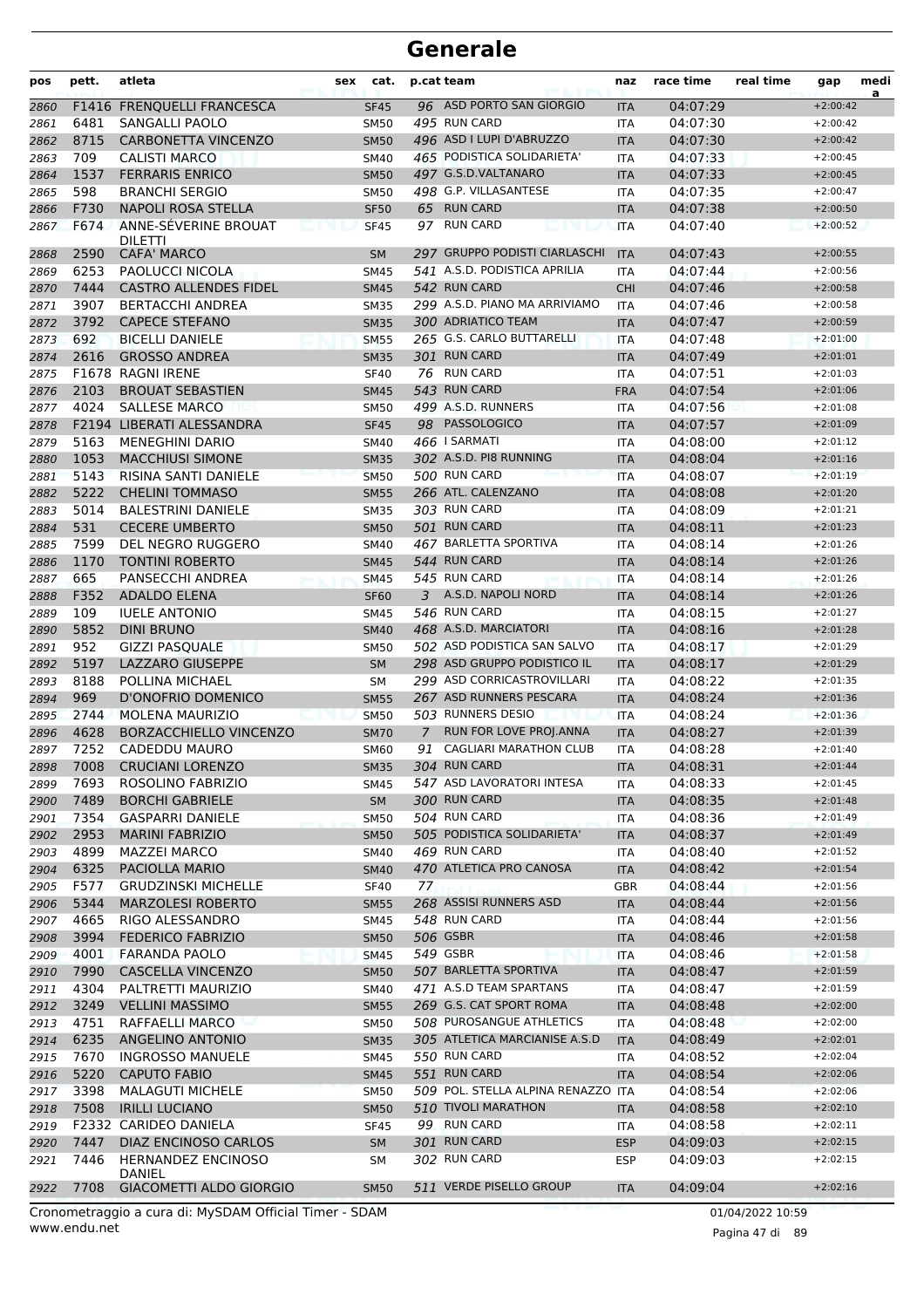# Generale

| pos | pett. | atleta | sex | cat. | p.cat | team | naz | race time | real time | gap | media |
|---|---|---|---|---|---|---|---|---|---|---|---|
| 2860 | F1416 | FRENQUELLI FRANCESCA | | SF45 | 96 | ASD PORTO SAN GIORGIO | ITA | 04:07:29 | | +2:00:42 | |
| 2861 | 6481 | SANGALLI PAOLO | | SM50 | 495 | RUN CARD | ITA | 04:07:30 | | +2:00:42 | |
| 2862 | 8715 | CARBONETTA VINCENZO | | SM50 | 496 | ASD I LUPI D'ABRUZZO | ITA | 04:07:30 | | +2:00:42 | |
| 2863 | 709 | CALISTI MARCO | | SM40 | 465 | PODISTICA SOLIDARIETA' | ITA | 04:07:33 | | +2:00:45 | |
| 2864 | 1537 | FERRARIS ENRICO | | SM50 | 497 | G.S.D.VALTANARO | ITA | 04:07:33 | | +2:00:45 | |
| 2865 | 598 | BRANCHI SERGIO | | SM50 | 498 | G.P. VILLASANTESE | ITA | 04:07:35 | | +2:00:47 | |
| 2866 | F730 | NAPOLI ROSA STELLA | | SF50 | 65 | RUN CARD | ITA | 04:07:38 | | +2:00:50 | |
| 2867 | F674 | ANNE-SÉVERINE BROUAT DILETTI | | SF45 | 97 | RUN CARD | ITA | 04:07:40 | | +2:00:52 | |
| 2868 | 2590 | CAFA' MARCO | | SM | 297 | GRUPPO PODISTI CIARLASCHI | ITA | 04:07:43 | | +2:00:55 | |
| 2869 | 6253 | PAOLUCCI NICOLA | | SM45 | 541 | A.S.D. PODISTICA APRILIA | ITA | 04:07:44 | | +2:00:56 | |
| 2870 | 7444 | CASTRO ALLENDES FIDEL | | SM45 | 542 | RUN CARD | CHI | 04:07:46 | | +2:00:58 | |
| 2871 | 3907 | BERTACCHI ANDREA | | SM35 | 299 | A.S.D. PIANO MA ARRIVIAMO | ITA | 04:07:46 | | +2:00:58 | |
| 2872 | 3792 | CAPECE STEFANO | | SM35 | 300 | ADRIATICO TEAM | ITA | 04:07:47 | | +2:00:59 | |
| 2873 | 692 | BICELLI DANIELE | | SM55 | 265 | G.S. CARLO BUTTARELLI | ITA | 04:07:48 | | +2:01:00 | |
| 2874 | 2616 | GROSSO ANDREA | | SM35 | 301 | RUN CARD | ITA | 04:07:49 | | +2:01:01 | |
| 2875 | F1678 | RAGNI IRENE | | SF40 | 76 | RUN CARD | ITA | 04:07:51 | | +2:01:03 | |
| 2876 | 2103 | BROUAT SEBASTIEN | | SM45 | 543 | RUN CARD | FRA | 04:07:54 | | +2:01:06 | |
| 2877 | 4024 | SALLESE MARCO | | SM50 | 499 | A.S.D. RUNNERS | ITA | 04:07:56 | | +2:01:08 | |
| 2878 | F2194 | LIBERATI ALESSANDRA | | SF45 | 98 | PASSOLOGICO | ITA | 04:07:57 | | +2:01:09 | |
| 2879 | 5163 | MENEGHINI DARIO | | SM40 | 466 | I SARMATI | ITA | 04:08:00 | | +2:01:12 | |
| 2880 | 1053 | MACCHIUSI SIMONE | | SM35 | 302 | A.S.D. PI8 RUNNING | ITA | 04:08:04 | | +2:01:16 | |
| 2881 | 5143 | RISINA SANTI DANIELE | | SM50 | 500 | RUN CARD | ITA | 04:08:07 | | +2:01:19 | |
| 2882 | 5222 | CHELINI TOMMASO | | SM55 | 266 | ATL. CALENZANO | ITA | 04:08:08 | | +2:01:20 | |
| 2883 | 5014 | BALESTRINI DANIELE | | SM35 | 303 | RUN CARD | ITA | 04:08:09 | | +2:01:21 | |
| 2884 | 531 | CECERE UMBERTO | | SM50 | 501 | RUN CARD | ITA | 04:08:11 | | +2:01:23 | |
| 2885 | 7599 | DEL NEGRO RUGGERO | | SM40 | 467 | BARLETTA SPORTIVA | ITA | 04:08:14 | | +2:01:26 | |
| 2886 | 1170 | TONTINI ROBERTO | | SM45 | 544 | RUN CARD | ITA | 04:08:14 | | +2:01:26 | |
| 2887 | 665 | PANSECCHI ANDREA | | SM45 | 545 | RUN CARD | ITA | 04:08:14 | | +2:01:26 | |
| 2888 | F352 | ADALDO ELENA | | SF60 | 3 | A.S.D. NAPOLI NORD | ITA | 04:08:14 | | +2:01:26 | |
| 2889 | 109 | IUELE ANTONIO | | SM45 | 546 | RUN CARD | ITA | 04:08:15 | | +2:01:27 | |
| 2890 | 5852 | DINI BRUNO | | SM40 | 468 | A.S.D. MARCIATORI | ITA | 04:08:16 | | +2:01:28 | |
| 2891 | 952 | GIZZI PASQUALE | | SM50 | 502 | ASD PODISTICA SAN SALVO | ITA | 04:08:17 | | +2:01:29 | |
| 2892 | 5197 | LAZZARO GIUSEPPE | | SM | 298 | ASD GRUPPO PODISTICO IL | ITA | 04:08:17 | | +2:01:29 | |
| 2893 | 8188 | POLLINA MICHAEL | | SM | 299 | ASD CORRICASTROVILLARI | ITA | 04:08:22 | | +2:01:35 | |
| 2894 | 969 | D'ONOFRIO DOMENICO | | SM55 | 267 | ASD RUNNERS PESCARA | ITA | 04:08:24 | | +2:01:36 | |
| 2895 | 2744 | MOLENA MAURIZIO | | SM50 | 503 | RUNNERS DESIO | ITA | 04:08:24 | | +2:01:36 | |
| 2896 | 4628 | BORZACCHIELLO VINCENZO | | SM70 | 7 | RUN FOR LOVE PROJ.ANNA | ITA | 04:08:27 | | +2:01:39 | |
| 2897 | 7252 | CADEDDU MAURO | | SM60 | 91 | CAGLIARI MARATHON CLUB | ITA | 04:08:28 | | +2:01:40 | |
| 2898 | 7008 | CRUCIANI LORENZO | | SM35 | 304 | RUN CARD | ITA | 04:08:31 | | +2:01:44 | |
| 2899 | 7693 | ROSOLINO FABRIZIO | | SM45 | 547 | ASD LAVORATORI INTESA | ITA | 04:08:33 | | +2:01:45 | |
| 2900 | 7489 | BORCHI GABRIELE | | SM | 300 | RUN CARD | ITA | 04:08:35 | | +2:01:48 | |
| 2901 | 7354 | GASPARRI DANIELE | | SM50 | 504 | RUN CARD | ITA | 04:08:36 | | +2:01:49 | |
| 2902 | 2953 | MARINI FABRIZIO | | SM50 | 505 | PODISTICA SOLIDARIETA' | ITA | 04:08:37 | | +2:01:49 | |
| 2903 | 4899 | MAZZEI MARCO | | SM40 | 469 | RUN CARD | ITA | 04:08:40 | | +2:01:52 | |
| 2904 | 6325 | PACIOLLA MARIO | | SM40 | 470 | ATLETICA PRO CANOSA | ITA | 04:08:42 | | +2:01:54 | |
| 2905 | F577 | GRUDZINSKI MICHELLE | | SF40 | 77 | | GBR | 04:08:44 | | +2:01:56 | |
| 2906 | 5344 | MARZOLESI ROBERTO | | SM55 | 268 | ASSISI RUNNERS ASD | ITA | 04:08:44 | | +2:01:56 | |
| 2907 | 4665 | RIGO ALESSANDRO | | SM45 | 548 | RUN CARD | ITA | 04:08:44 | | +2:01:56 | |
| 2908 | 3994 | FEDERICO FABRIZIO | | SM50 | 506 | GSBR | ITA | 04:08:46 | | +2:01:58 | |
| 2909 | 4001 | FARANDA PAOLO | | SM45 | 549 | GSBR | ITA | 04:08:46 | | +2:01:58 | |
| 2910 | 7990 | CASCELLA VINCENZO | | SM50 | 507 | BARLETTA SPORTIVA | ITA | 04:08:47 | | +2:01:59 | |
| 2911 | 4304 | PALTRETTI MAURIZIO | | SM40 | 471 | A.S.D TEAM SPARTANS | ITA | 04:08:47 | | +2:01:59 | |
| 2912 | 3249 | VELLINI MASSIMO | | SM55 | 269 | G.S. CAT SPORT ROMA | ITA | 04:08:48 | | +2:02:00 | |
| 2913 | 4751 | RAFFAELLI MARCO | | SM50 | 508 | PUROSANGUE ATHLETICS | ITA | 04:08:48 | | +2:02:00 | |
| 2914 | 6235 | ANGELINO ANTONIO | | SM35 | 305 | ATLETICA MARCIANISE A.S.D | ITA | 04:08:49 | | +2:02:01 | |
| 2915 | 7670 | INGROSSO MANUELE | | SM45 | 550 | RUN CARD | ITA | 04:08:52 | | +2:02:04 | |
| 2916 | 5220 | CAPUTO FABIO | | SM45 | 551 | RUN CARD | ITA | 04:08:54 | | +2:02:06 | |
| 2917 | 3398 | MALAGUTI MICHELE | | SM50 | 509 | POL. STELLA ALPINA RENAZZO | ITA | 04:08:54 | | +2:02:06 | |
| 2918 | 7508 | IRILLI LUCIANO | | SM50 | 510 | TIVOLI MARATHON | ITA | 04:08:58 | | +2:02:10 | |
| 2919 | F2332 | CARIDEO DANIELA | | SF45 | 99 | RUN CARD | ITA | 04:08:58 | | +2:02:11 | |
| 2920 | 7447 | DIAZ ENCINOSO CARLOS | | SM | 301 | RUN CARD | ESP | 04:09:03 | | +2:02:15 | |
| 2921 | 7446 | HERNANDEZ ENCINOSO DANIEL | | SM | 302 | RUN CARD | ESP | 04:09:03 | | +2:02:15 | |
| 2922 | 7708 | GIACOMETTI ALDO GIORGIO | | SM50 | 511 | VERDE PISELLO GROUP | ITA | 04:09:04 | | +2:02:16 | |

Cronometraggio a cura di: MySDAM Official Timer - SDAM
www.endu.net
01/04/2022 10:59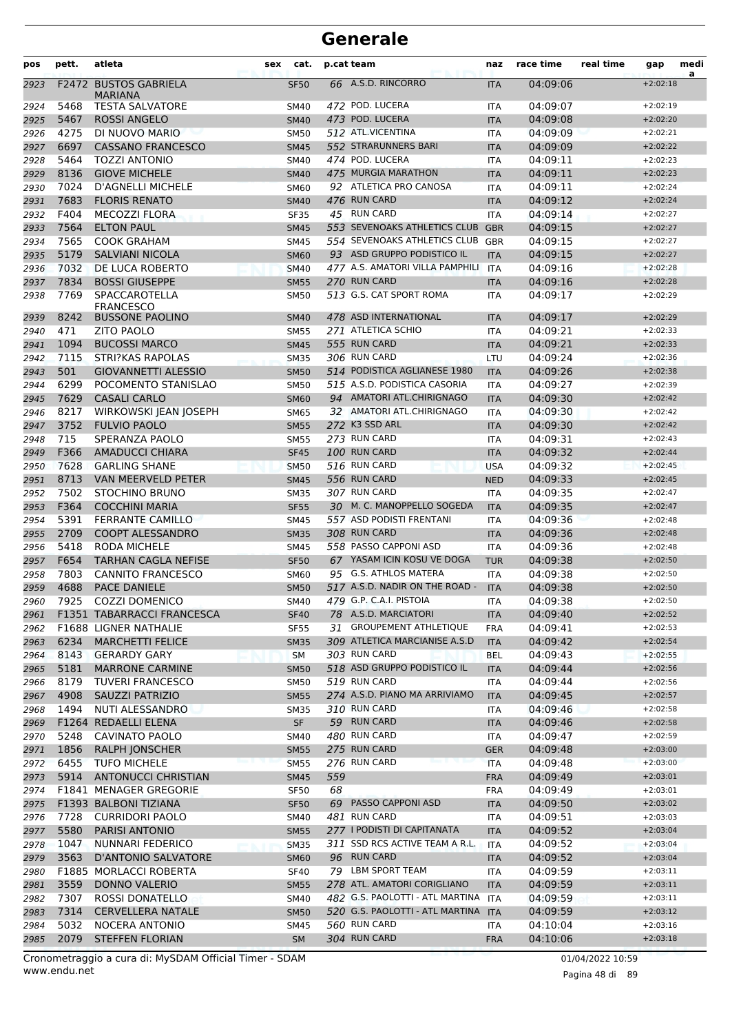# Generale

| pos | pett. | atleta | sex | cat. | p.cat | team | naz | race time | real time | gap | medi a |
|---|---|---|---|---|---|---|---|---|---|---|---|
| 2923 | F2472 | BUSTOS GABRIELA MARIANA | | SF50 | 66 | A.S.D. RINCORRO | ITA | 04:09:06 | | +2:02:18 | |
| 2924 | 5468 | TESTA SALVATORE | | SM40 | 472 | POD. LUCERA | ITA | 04:09:07 | | +2:02:19 | |
| 2925 | 5467 | ROSSI ANGELO | | SM40 | 473 | POD. LUCERA | ITA | 04:09:08 | | +2:02:20 | |
| 2926 | 4275 | DI NUOVO MARIO | | SM50 | 512 | ATL.VICENTINA | ITA | 04:09:09 | | +2:02:21 | |
| 2927 | 6697 | CASSANO FRANCESCO | | SM45 | 552 | STRARUNNERS BARI | ITA | 04:09:09 | | +2:02:22 | |
| 2928 | 5464 | TOZZI ANTONIO | | SM40 | 474 | POD. LUCERA | ITA | 04:09:11 | | +2:02:23 | |
| 2929 | 8136 | GIOVE MICHELE | | SM40 | 475 | MURGIA MARATHON | ITA | 04:09:11 | | +2:02:23 | |
| 2930 | 7024 | D'AGNELLI MICHELE | | SM60 | 92 | ATLETICA PRO CANOSA | ITA | 04:09:11 | | +2:02:24 | |
| 2931 | 7683 | FLORIS RENATO | | SM40 | 476 | RUN CARD | ITA | 04:09:12 | | +2:02:24 | |
| 2932 | F404 | MECOZZI FLORA | | SF35 | 45 | RUN CARD | ITA | 04:09:14 | | +2:02:27 | |
| 2933 | 7564 | ELTON PAUL | | SM45 | 553 | SEVENOAKS ATHLETICS CLUB | GBR | 04:09:15 | | +2:02:27 | |
| 2934 | 7565 | COOK GRAHAM | | SM45 | 554 | SEVENOAKS ATHLETICS CLUB | GBR | 04:09:15 | | +2:02:27 | |
| 2935 | 5179 | SALVIANI NICOLA | | SM60 | 93 | ASD GRUPPO PODISTICO IL | ITA | 04:09:15 | | +2:02:27 | |
| 2936 | 7032 | DE LUCA ROBERTO | | SM40 | 477 | A.S. AMATORI VILLA PAMPHILI | ITA | 04:09:16 | | +2:02:28 | |
| 2937 | 7834 | BOSSI GIUSEPPE | | SM55 | 270 | RUN CARD | ITA | 04:09:16 | | +2:02:28 | |
| 2938 | 7769 | SPACCAROTELLA FRANCESCO | | SM50 | 513 | G.S. CAT SPORT ROMA | ITA | 04:09:17 | | +2:02:29 | |
| 2939 | 8242 | BUSSONE PAOLINO | | SM40 | 478 | ASD INTERNATIONAL | ITA | 04:09:17 | | +2:02:29 | |
| 2940 | 471 | ZITO PAOLO | | SM55 | 271 | ATLETICA SCHIO | ITA | 04:09:21 | | +2:02:33 | |
| 2941 | 1094 | BUCOSSI MARCO | | SM45 | 555 | RUN CARD | ITA | 04:09:21 | | +2:02:33 | |
| 2942 | 7115 | STRI?KAS RAPOLAS | | SM35 | 306 | RUN CARD | LTU | 04:09:24 | | +2:02:36 | |
| 2943 | 501 | GIOVANNETTI ALESSIO | | SM50 | 514 | PODISTICA AGLIANESE 1980 | ITA | 04:09:26 | | +2:02:38 | |
| 2944 | 6299 | POCOMENTO STANISLAO | | SM50 | 515 | A.S.D. PODISTICA CASORIA | ITA | 04:09:27 | | +2:02:39 | |
| 2945 | 7629 | CASALI CARLO | | SM60 | 94 | AMATORI ATL.CHIRIGNAGO | ITA | 04:09:30 | | +2:02:42 | |
| 2946 | 8217 | WIRKOWSKI JEAN JOSEPH | | SM65 | 32 | AMATORI ATL.CHIRIGNAGO | ITA | 04:09:30 | | +2:02:42 | |
| 2947 | 3752 | FULVIO PAOLO | | SM55 | 272 | K3 SSD ARL | ITA | 04:09:30 | | +2:02:42 | |
| 2948 | 715 | SPERANZA PAOLO | | SM55 | 273 | RUN CARD | ITA | 04:09:31 | | +2:02:43 | |
| 2949 | F366 | AMADUCCI CHIARA | | SF45 | 100 | RUN CARD | ITA | 04:09:32 | | +2:02:44 | |
| 2950 | 7628 | GARLING SHANE | | SM50 | 516 | RUN CARD | USA | 04:09:32 | | +2:02:45 | |
| 2951 | 8713 | VAN MEERVELD PETER | | SM45 | 556 | RUN CARD | NED | 04:09:33 | | +2:02:45 | |
| 2952 | 7502 | STOCHINO BRUNO | | SM35 | 307 | RUN CARD | ITA | 04:09:35 | | +2:02:47 | |
| 2953 | F364 | COCCHINI MARIA | | SF55 | 30 | M. C. MANOPPELLO SOGEDA | ITA | 04:09:35 | | +2:02:47 | |
| 2954 | 5391 | FERRANTE CAMILLO | | SM45 | 557 | ASD PODISTI FRENTANI | ITA | 04:09:36 | | +2:02:48 | |
| 2955 | 2709 | COOPT ALESSANDRO | | SM35 | 308 | RUN CARD | ITA | 04:09:36 | | +2:02:48 | |
| 2956 | 5418 | RODA MICHELE | | SM45 | 558 | PASSO CAPPONI ASD | ITA | 04:09:36 | | +2:02:48 | |
| 2957 | F654 | TARHAN CAGLA NEFISE | | SF50 | 67 | YASAM ICIN KOSU VE DOGA | TUR | 04:09:38 | | +2:02:50 | |
| 2958 | 7803 | CANNITO FRANCESCO | | SM60 | 95 | G.S. ATHLOS MATERA | ITA | 04:09:38 | | +2:02:50 | |
| 2959 | 4688 | PACE DANIELE | | SM50 | 517 | A.S.D. NADIR ON THE ROAD - | ITA | 04:09:38 | | +2:02:50 | |
| 2960 | 7925 | COZZI DOMENICO | | SM40 | 479 | G.P. C.A.I. PISTOIA | ITA | 04:09:38 | | +2:02:50 | |
| 2961 | F1351 | TABARRACCI FRANCESCA | | SF40 | 78 | A.S.D. MARCIATORI | ITA | 04:09:40 | | +2:02:52 | |
| 2962 | F1688 | LIGNER NATHALIE | | SF55 | 31 | GROUPEMENT ATHLETIQUE | FRA | 04:09:41 | | +2:02:53 | |
| 2963 | 6234 | MARCHETTI FELICE | | SM35 | 309 | ATLETICA MARCIANISE A.S.D | ITA | 04:09:42 | | +2:02:54 | |
| 2964 | 8143 | GERARDY GARY | | SM | 303 | RUN CARD | BEL | 04:09:43 | | +2:02:55 | |
| 2965 | 5181 | MARRONE CARMINE | | SM50 | 518 | ASD GRUPPO PODISTICO IL | ITA | 04:09:44 | | +2:02:56 | |
| 2966 | 8179 | TUVERI FRANCESCO | | SM50 | 519 | RUN CARD | ITA | 04:09:44 | | +2:02:56 | |
| 2967 | 4908 | SAUZZI PATRIZIO | | SM55 | 274 | A.S.D. PIANO MA ARRIVIAMO | ITA | 04:09:45 | | +2:02:57 | |
| 2968 | 1494 | NUTI ALESSANDRO | | SM35 | 310 | RUN CARD | ITA | 04:09:46 | | +2:02:58 | |
| 2969 | F1264 | REDAELLI ELENA | | SF | 59 | RUN CARD | ITA | 04:09:46 | | +2:02:58 | |
| 2970 | 5248 | CAVINATO PAOLO | | SM40 | 480 | RUN CARD | ITA | 04:09:47 | | +2:02:59 | |
| 2971 | 1856 | RALPH JONSCHER | | SM55 | 275 | RUN CARD | GER | 04:09:48 | | +2:03:00 | |
| 2972 | 6455 | TUFO MICHELE | | SM55 | 276 | RUN CARD | ITA | 04:09:48 | | +2:03:00 | |
| 2973 | 5914 | ANTONUCCI CHRISTIAN | | SM45 | 559 | | FRA | 04:09:49 | | +2:03:01 | |
| 2974 | F1841 | MENAGER GREGORIE | | SF50 | 68 | | FRA | 04:09:49 | | +2:03:01 | |
| 2975 | F1393 | BALBONI TIZIANA | | SF50 | 69 | PASSO CAPPONI ASD | ITA | 04:09:50 | | +2:03:02 | |
| 2976 | 7728 | CURRIDORI PAOLO | | SM40 | 481 | RUN CARD | ITA | 04:09:51 | | +2:03:03 | |
| 2977 | 5580 | PARISI ANTONIO | | SM55 | 277 | I PODISTI DI CAPITANATA | ITA | 04:09:52 | | +2:03:04 | |
| 2978 | 1047 | NUNNARI FEDERICO | | SM35 | 311 | SSD RCS ACTIVE TEAM A R.L. | ITA | 04:09:52 | | +2:03:04 | |
| 2979 | 3563 | D'ANTONIO SALVATORE | | SM60 | 96 | RUN CARD | ITA | 04:09:52 | | +2:03:04 | |
| 2980 | F1885 | MORLACCI ROBERTA | | SF40 | 79 | LBM SPORT TEAM | ITA | 04:09:59 | | +2:03:11 | |
| 2981 | 3559 | DONNO VALERIO | | SM55 | 278 | ATL. AMATORI CORIGLIANO | ITA | 04:09:59 | | +2:03:11 | |
| 2982 | 7307 | ROSSI DONATELLO | | SM40 | 482 | G.S. PAOLOTTI - ATL MARTINA | ITA | 04:09:59 | | +2:03:11 | |
| 2983 | 7314 | CERVELLERA NATALE | | SM50 | 520 | G.S. PAOLOTTI - ATL MARTINA | ITA | 04:09:59 | | +2:03:12 | |
| 2984 | 5032 | NOCERA ANTONIO | | SM45 | 560 | RUN CARD | ITA | 04:10:04 | | +2:03:16 | |
| 2985 | 2079 | STEFFEN FLORIAN | | SM | 304 | RUN CARD | FRA | 04:10:06 | | +2:03:18 | |

Cronometraggio a cura di: MySDAM Official Timer - SDAM
www.endu.net

01/04/2022 10:59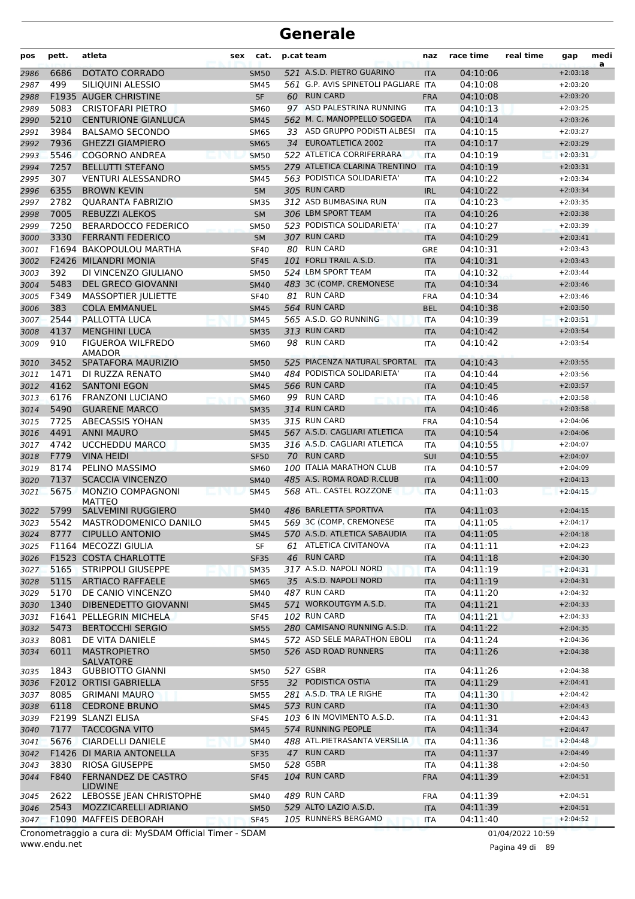# Generale

| pos | pett. | atleta | sex | cat. | p.cat | team | naz | race time | real time | gap | medi a |
|---|---|---|---|---|---|---|---|---|---|---|---|
| 2986 | 6686 | DOTATO CORRADO | | SM50 | 521 | A.S.D. PIETRO GUARINO | ITA | 04:10:06 | | +2:03:18 | |
| 2987 | 499 | SILIQUINI ALESSIO | | SM45 | 561 | G.P. AVIS SPINETOLI PAGLIARE | ITA | 04:10:08 | | +2:03:20 | |
| 2988 | F1935 | AUGER CHRISTINE | | SF | 60 | RUN CARD | FRA | 04:10:08 | | +2:03:20 | |
| 2989 | 5083 | CRISTOFARI PIETRO | | SM60 | 97 | ASD PALESTRINA RUNNING | ITA | 04:10:13 | | +2:03:25 | |
| 2990 | 5210 | CENTURIONE GIANLUCA | | SM45 | 562 | M. C. MANOPPELLO SOGEDA | ITA | 04:10:14 | | +2:03:26 | |
| 2991 | 3984 | BALSAMO SECONDO | | SM65 | 33 | ASD GRUPPO PODISTI ALBESI | ITA | 04:10:15 | | +2:03:27 | |
| 2992 | 7936 | GHEZZI GIAMPIERO | | SM65 | 34 | EUROATLETICA 2002 | ITA | 04:10:17 | | +2:03:29 | |
| 2993 | 5546 | COGORNO ANDREA | | SM50 | 522 | ATLETICA CORRIFERRARA | ITA | 04:10:19 | | +2:03:31 | |
| 2994 | 7257 | BELLUTTI STEFANO | | SM55 | 279 | ATLETICA CLARINA TRENTINO | ITA | 04:10:19 | | +2:03:31 | |
| 2995 | 307 | VENTURI ALESSANDRO | | SM45 | 563 | PODISTICA SOLIDARIETA' | ITA | 04:10:22 | | +2:03:34 | |
| 2996 | 6355 | BROWN KEVIN | | SM | 305 | RUN CARD | IRL | 04:10:22 | | +2:03:34 | |
| 2997 | 2782 | QUARANTA FABRIZIO | | SM35 | 312 | ASD BUMBASINA RUN | ITA | 04:10:23 | | +2:03:35 | |
| 2998 | 7005 | REBUZZI ALEKOS | | SM | 306 | LBM SPORT TEAM | ITA | 04:10:26 | | +2:03:38 | |
| 2999 | 7250 | BERARDOCCO FEDERICO | | SM50 | 523 | PODISTICA SOLIDARIETA' | ITA | 04:10:27 | | +2:03:39 | |
| 3000 | 3330 | FERRANTI FEDERICO | | SM | 307 | RUN CARD | ITA | 04:10:29 | | +2:03:41 | |
| 3001 | F1694 | BAKOPOULOU MARTHA | | SF40 | 80 | RUN CARD | GRE | 04:10:31 | | +2:03:43 | |
| 3002 | F2426 | MILANDRI MONIA | | SF45 | 101 | FORLI TRAIL A.S.D. | ITA | 04:10:31 | | +2:03:43 | |
| 3003 | 392 | DI VINCENZO GIULIANO | | SM50 | 524 | LBM SPORT TEAM | ITA | 04:10:32 | | +2:03:44 | |
| 3004 | 5483 | DEL GRECO GIOVANNI | | SM40 | 483 | 3C (COMP. CREMONESE | ITA | 04:10:34 | | +2:03:46 | |
| 3005 | F349 | MASSOPTIER JULIETTE | | SF40 | 81 | RUN CARD | FRA | 04:10:34 | | +2:03:46 | |
| 3006 | 383 | COLA EMMANUEL | | SM45 | 564 | RUN CARD | BEL | 04:10:38 | | +2:03:50 | |
| 3007 | 2544 | PALLOTTA LUCA | | SM45 | 565 | A.S.D. GO RUNNING | ITA | 04:10:39 | | +2:03:51 | |
| 3008 | 4137 | MENGHINI LUCA | | SM35 | 313 | RUN CARD | ITA | 04:10:42 | | +2:03:54 | |
| 3009 | 910 | FIGUEROA WILFREDO AMADOR | | SM60 | 98 | RUN CARD | ITA | 04:10:42 | | +2:03:54 | |
| 3010 | 3452 | SPATAFORA MAURIZIO | | SM50 | 525 | PIACENZA NATURAL SPORTAL | ITA | 04:10:43 | | +2:03:55 | |
| 3011 | 1471 | DI RUZZA RENATO | | SM40 | 484 | PODISTICA SOLIDARIETA' | ITA | 04:10:44 | | +2:03:56 | |
| 3012 | 4162 | SANTONI EGON | | SM45 | 566 | RUN CARD | ITA | 04:10:45 | | +2:03:57 | |
| 3013 | 6176 | FRANZONI LUCIANO | | SM60 | 99 | RUN CARD | ITA | 04:10:46 | | +2:03:58 | |
| 3014 | 5490 | GUARENE MARCO | | SM35 | 314 | RUN CARD | ITA | 04:10:46 | | +2:03:58 | |
| 3015 | 7725 | ABECASSIS YOHAN | | SM35 | 315 | RUN CARD | FRA | 04:10:54 | | +2:04:06 | |
| 3016 | 4491 | ANNI MAURO | | SM45 | 567 | A.S.D. CAGLIARI ATLETICA | ITA | 04:10:54 | | +2:04:06 | |
| 3017 | 4742 | UCCHEDDU MARCO | | SM35 | 316 | A.S.D. CAGLIARI ATLETICA | ITA | 04:10:55 | | +2:04:07 | |
| 3018 | F779 | VINA HEIDI | | SF50 | 70 | RUN CARD | SUI | 04:10:55 | | +2:04:07 | |
| 3019 | 8174 | PELINO MASSIMO | | SM60 | 100 | ITALIA MARATHON CLUB | ITA | 04:10:57 | | +2:04:09 | |
| 3020 | 7137 | SCACCIA VINCENZO | | SM40 | 485 | A.S. ROMA ROAD R.CLUB | ITA | 04:11:00 | | +2:04:13 | |
| 3021 | 5675 | MONZIO COMPAGNONI MATTEO | | SM45 | 568 | ATL. CASTEL ROZZONE | ITA | 04:11:03 | | +2:04:15 | |
| 3022 | 5799 | SALVEMINI RUGGIERO | | SM40 | 486 | BARLETTA SPORTIVA | ITA | 04:11:03 | | +2:04:15 | |
| 3023 | 5542 | MASTRODOMENICO DANILO | | SM45 | 569 | 3C (COMP. CREMONESE | ITA | 04:11:05 | | +2:04:17 | |
| 3024 | 8777 | CIPULLO ANTONIO | | SM45 | 570 | A.S.D. ATLETICA SABAUDIA | ITA | 04:11:05 | | +2:04:18 | |
| 3025 | F1164 | MECOZZI GIULIA | | SF | 61 | ATLETICA CIVITANOVA | ITA | 04:11:11 | | +2:04:23 | |
| 3026 | F1523 | COSTA CHARLOTTE | | SF35 | 46 | RUN CARD | ITA | 04:11:18 | | +2:04:30 | |
| 3027 | 5165 | STRIPPOLI GIUSEPPE | | SM35 | 317 | A.S.D. NAPOLI NORD | ITA | 04:11:19 | | +2:04:31 | |
| 3028 | 5115 | ARTIACO RAFFAELE | | SM65 | 35 | A.S.D. NAPOLI NORD | ITA | 04:11:19 | | +2:04:31 | |
| 3029 | 5170 | DE CANIO VINCENZO | | SM40 | 487 | RUN CARD | ITA | 04:11:20 | | +2:04:32 | |
| 3030 | 1340 | DIBENEDETTO GIOVANNI | | SM45 | 571 | WORKOUTGYM A.S.D. | ITA | 04:11:21 | | +2:04:33 | |
| 3031 | F1641 | PELLEGRIN MICHELA | | SF45 | 102 | RUN CARD | ITA | 04:11:21 | | +2:04:33 | |
| 3032 | 5473 | BERTOCCHI SERGIO | | SM55 | 280 | CAMISANO RUNNING A.S.D. | ITA | 04:11:22 | | +2:04:35 | |
| 3033 | 8081 | DE VITA DANIELE | | SM45 | 572 | ASD SELE MARATHON EBOLI | ITA | 04:11:24 | | +2:04:36 | |
| 3034 | 6011 | MASTROPIETRO SALVATORE | | SM50 | 526 | ASD ROAD RUNNERS | ITA | 04:11:26 | | +2:04:38 | |
| 3035 | 1843 | GUBBIOTTO GIANNI | | SM50 | 527 | GSBR | ITA | 04:11:26 | | +2:04:38 | |
| 3036 | F2012 | ORTISI GABRIELLA | | SF55 | 32 | PODISTICA OSTIA | ITA | 04:11:29 | | +2:04:41 | |
| 3037 | 8085 | GRIMANI MAURO | | SM55 | 281 | A.S.D. TRA LE RIGHE | ITA | 04:11:30 | | +2:04:42 | |
| 3038 | 6118 | CEDRONE BRUNO | | SM45 | 573 | RUN CARD | ITA | 04:11:30 | | +2:04:43 | |
| 3039 | F2199 | SLANZI ELISA | | SF45 | 103 | 6 IN MOVIMENTO A.S.D. | ITA | 04:11:31 | | +2:04:43 | |
| 3040 | 7177 | TACCOGNA VITO | | SM45 | 574 | RUNNING PEOPLE | ITA | 04:11:34 | | +2:04:47 | |
| 3041 | 5676 | CIARDELLI DANIELE | | SM40 | 488 | ATL.PIETRASANTA VERSILIA | ITA | 04:11:36 | | +2:04:48 | |
| 3042 | F1426 | DI MARIA ANTONELLA | | SF35 | 47 | RUN CARD | ITA | 04:11:37 | | +2:04:49 | |
| 3043 | 3830 | RIOSA GIUSEPPE | | SM50 | 528 | GSBR | ITA | 04:11:38 | | +2:04:50 | |
| 3044 | F840 | FERNANDEZ DE CASTRO LIDWINE | | SF45 | 104 | RUN CARD | FRA | 04:11:39 | | +2:04:51 | |
| 3045 | 2622 | LEBOSSE JEAN CHRISTOPHE | | SM40 | 489 | RUN CARD | FRA | 04:11:39 | | +2:04:51 | |
| 3046 | 2543 | MOZZICARELLI ADRIANO | | SM50 | 529 | ALTO LAZIO A.S.D. | ITA | 04:11:39 | | +2:04:51 | |
| 3047 | F1090 | MAFFEIS DEBORAH | | SF45 | 105 | RUNNERS BERGAMO | ITA | 04:11:40 | | +2:04:52 | |

Cronometraggio a cura di: MySDAM Official Timer - SDAM
www.endu.net
01/04/2022 10:59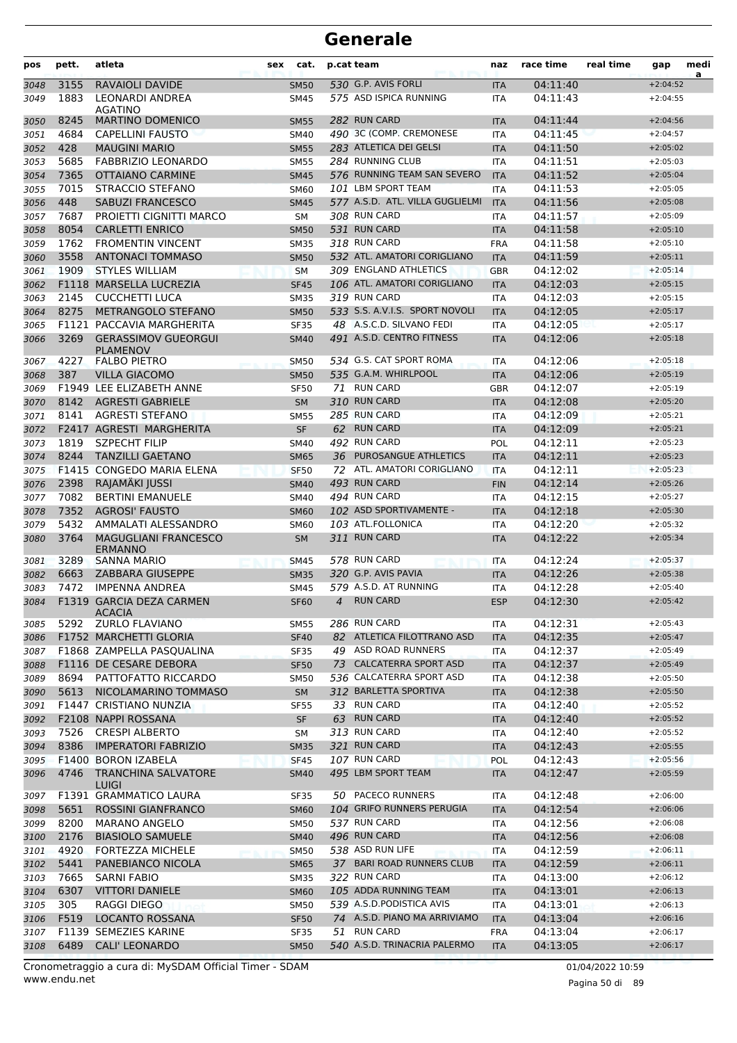# Generale

| pos | pett. | atleta | sex | cat. | p.cat | team | naz | race time | real time | gap | medi a |
|---|---|---|---|---|---|---|---|---|---|---|---|
| 3048 | 3155 | RAVAIOLI DAVIDE | | SM50 | 530 | G.P. AVIS FORLI | ITA | 04:11:40 | | +2:04:52 | |
| 3049 | 1883 | LEONARDI ANDREA AGATINO | | SM45 | 575 | ASD ISPICA RUNNING | ITA | 04:11:43 | | +2:04:55 | |
| 3050 | 8245 | MARTINO DOMENICO | | SM55 | 282 | RUN CARD | ITA | 04:11:44 | | +2:04:56 | |
| 3051 | 4684 | CAPELLINI FAUSTO | | SM40 | 490 | 3C (COMP. CREMONESE | ITA | 04:11:45 | | +2:04:57 | |
| 3052 | 428 | MAUGINI MARIO | | SM55 | 283 | ATLETICA DEI GELSI | ITA | 04:11:50 | | +2:05:02 | |
| 3053 | 5685 | FABBRIZIO LEONARDO | | SM55 | 284 | RUNNING CLUB | ITA | 04:11:51 | | +2:05:03 | |
| 3054 | 7365 | OTTAIANO CARMINE | | SM45 | 576 | RUNNING TEAM SAN SEVERO | ITA | 04:11:52 | | +2:05:04 | |
| 3055 | 7015 | STRACCIO STEFANO | | SM60 | 101 | LBM SPORT TEAM | ITA | 04:11:53 | | +2:05:05 | |
| 3056 | 448 | SABUZI FRANCESCO | | SM45 | 577 | A.S.D. ATL. VILLA GUGLIELMI | ITA | 04:11:56 | | +2:05:08 | |
| 3057 | 7687 | PROIETTI CIGNITTI MARCO | | SM | 308 | RUN CARD | ITA | 04:11:57 | | +2:05:09 | |
| 3058 | 8054 | CARLETTI ENRICO | | SM50 | 531 | RUN CARD | ITA | 04:11:58 | | +2:05:10 | |
| 3059 | 1762 | FROMENTIN VINCENT | | SM35 | 318 | RUN CARD | FRA | 04:11:58 | | +2:05:10 | |
| 3060 | 3558 | ANTONACI TOMMASO | | SM50 | 532 | ATL. AMATORI CORIGLIANO | ITA | 04:11:59 | | +2:05:11 | |
| 3061 | 1909 | STYLES WILLIAM | | SM | 309 | ENGLAND ATHLETICS | GBR | 04:12:02 | | +2:05:14 | |
| 3062 | F1118 | MARSELLA LUCREZIA | | SF45 | 106 | ATL. AMATORI CORIGLIANO | ITA | 04:12:03 | | +2:05:15 | |
| 3063 | 2145 | CUCCHETTI LUCA | | SM35 | 319 | RUN CARD | ITA | 04:12:03 | | +2:05:15 | |
| 3064 | 8275 | METRANGOLO STEFANO | | SM50 | 533 | S.S. A.V.I.S. SPORT NOVOLI | ITA | 04:12:05 | | +2:05:17 | |
| 3065 | F1121 | PACCAVIA MARGHERITA | | SF35 | 48 | A.S.C.D. SILVANO FEDI | ITA | 04:12:05 | | +2:05:17 | |
| 3066 | 3269 | GERASSIMOV GUEORGUI PLAMENOV | | SM40 | 491 | A.S.D. CENTRO FITNESS | ITA | 04:12:06 | | +2:05:18 | |
| 3067 | 4227 | FALBO PIETRO | | SM50 | 534 | G.S. CAT SPORT ROMA | ITA | 04:12:06 | | +2:05:18 | |
| 3068 | 387 | VILLA GIACOMO | | SM50 | 535 | G.A.M. WHIRLPOOL | ITA | 04:12:06 | | +2:05:19 | |
| 3069 | F1949 | LEE ELIZABETH ANNE | | SF50 | 71 | RUN CARD | GBR | 04:12:07 | | +2:05:19 | |
| 3070 | 8142 | AGRESTI GABRIELE | | SM | 310 | RUN CARD | ITA | 04:12:08 | | +2:05:20 | |
| 3071 | 8141 | AGRESTI STEFANO | | SM55 | 285 | RUN CARD | ITA | 04:12:09 | | +2:05:21 | |
| 3072 | F2417 | AGRESTI MARGHERITA | | SF | 62 | RUN CARD | ITA | 04:12:09 | | +2:05:21 | |
| 3073 | 1819 | SZPECHT FILIP | | SM40 | 492 | RUN CARD | POL | 04:12:11 | | +2:05:23 | |
| 3074 | 8244 | TANZILLI GAETANO | | SM65 | 36 | PUROSANGUE ATHLETICS | ITA | 04:12:11 | | +2:05:23 | |
| 3075 | F1415 | CONGEDO MARIA ELENA | | SF50 | 72 | ATL. AMATORI CORIGLIANO | ITA | 04:12:11 | | +2:05:23 | |
| 3076 | 2398 | RAJAMÄKI JUSSI | | SM40 | 493 | RUN CARD | FIN | 04:12:14 | | +2:05:26 | |
| 3077 | 7082 | BERTINI EMANUELE | | SM40 | 494 | RUN CARD | ITA | 04:12:15 | | +2:05:27 | |
| 3078 | 7352 | AGROSI' FAUSTO | | SM60 | 102 | ASD SPORTIVAMENTE - | ITA | 04:12:18 | | +2:05:30 | |
| 3079 | 5432 | AMMALATI ALESSANDRO | | SM60 | 103 | ATL.FOLLONICA | ITA | 04:12:20 | | +2:05:32 | |
| 3080 | 3764 | MAGUGLIANI FRANCESCO ERMANNO | | SM | 311 | RUN CARD | ITA | 04:12:22 | | +2:05:34 | |
| 3081 | 3289 | SANNA MARIO | | SM45 | 578 | RUN CARD | ITA | 04:12:24 | | +2:05:37 | |
| 3082 | 6663 | ZABBARA GIUSEPPE | | SM35 | 320 | G.P. AVIS PAVIA | ITA | 04:12:26 | | +2:05:38 | |
| 3083 | 7472 | IMPENNA ANDREA | | SM45 | 579 | A.S.D. AT RUNNING | ITA | 04:12:28 | | +2:05:40 | |
| 3084 | F1319 | GARCIA DEZA CARMEN ACACIA | | SF60 | 4 | RUN CARD | ESP | 04:12:30 | | +2:05:42 | |
| 3085 | 5292 | ZURLO FLAVIANO | | SM55 | 286 | RUN CARD | ITA | 04:12:31 | | +2:05:43 | |
| 3086 | F1752 | MARCHETTI GLORIA | | SF40 | 82 | ATLETICA FILOTTRANO ASD | ITA | 04:12:35 | | +2:05:47 | |
| 3087 | F1868 | ZAMPELLA PASQUALINA | | SF35 | 49 | ASD ROAD RUNNERS | ITA | 04:12:37 | | +2:05:49 | |
| 3088 | F1116 | DE CESARE DEBORA | | SF50 | 73 | CALCATERRA SPORT ASD | ITA | 04:12:37 | | +2:05:49 | |
| 3089 | 8694 | PATTOFATTO RICCARDO | | SM50 | 536 | CALCATERRA SPORT ASD | ITA | 04:12:38 | | +2:05:50 | |
| 3090 | 5613 | NICOLAMARINO TOMMASO | | SM | 312 | BARLETTA SPORTIVA | ITA | 04:12:38 | | +2:05:50 | |
| 3091 | F1447 | CRISTIANO NUNZIA | | SF55 | 33 | RUN CARD | ITA | 04:12:40 | | +2:05:52 | |
| 3092 | F2108 | NAPPI ROSSANA | | SF | 63 | RUN CARD | ITA | 04:12:40 | | +2:05:52 | |
| 3093 | 7526 | CRESPI ALBERTO | | SM | 313 | RUN CARD | ITA | 04:12:40 | | +2:05:52 | |
| 3094 | 8386 | IMPERATORI FABRIZIO | | SM35 | 321 | RUN CARD | ITA | 04:12:43 | | +2:05:55 | |
| 3095 | F1400 | BORON IZABELA | | SF45 | 107 | RUN CARD | POL | 04:12:43 | | +2:05:56 | |
| 3096 | 4746 | TRANCHINA SALVATORE LUIGI | | SM40 | 495 | LBM SPORT TEAM | ITA | 04:12:47 | | +2:05:59 | |
| 3097 | F1391 | GRAMMATICO LAURA | | SF35 | 50 | PACECO RUNNERS | ITA | 04:12:48 | | +2:06:00 | |
| 3098 | 5651 | ROSSINI GIANFRANCO | | SM60 | 104 | GRIFO RUNNERS PERUGIA | ITA | 04:12:54 | | +2:06:06 | |
| 3099 | 8200 | MARANO ANGELO | | SM50 | 537 | RUN CARD | ITA | 04:12:56 | | +2:06:08 | |
| 3100 | 2176 | BIASIOLO SAMUELE | | SM40 | 496 | RUN CARD | ITA | 04:12:56 | | +2:06:08 | |
| 3101 | 4920 | FORTEZZA MICHELE | | SM50 | 538 | ASD RUN LIFE | ITA | 04:12:59 | | +2:06:11 | |
| 3102 | 5441 | PANEBIANCO NICOLA | | SM65 | 37 | BARI ROAD RUNNERS CLUB | ITA | 04:12:59 | | +2:06:11 | |
| 3103 | 7665 | SARNI FABIO | | SM35 | 322 | RUN CARD | ITA | 04:13:00 | | +2:06:12 | |
| 3104 | 6307 | VITTORI DANIELE | | SM60 | 105 | ADDA RUNNING TEAM | ITA | 04:13:01 | | +2:06:13 | |
| 3105 | 305 | RAGGI DIEGO | | SM50 | 539 | A.S.D.PODISTICA AVIS | ITA | 04:13:01 | | +2:06:13 | |
| 3106 | F519 | LOCANTO ROSSANA | | SF50 | 74 | A.S.D. PIANO MA ARRIVIAMO | ITA | 04:13:04 | | +2:06:16 | |
| 3107 | F1139 | SEMEZIES KARINE | | SF35 | 51 | RUN CARD | FRA | 04:13:04 | | +2:06:17 | |
| 3108 | 6489 | CALI' LEONARDO | | SM50 | 540 | A.S.D. TRINACRIA PALERMO | ITA | 04:13:05 | | +2:06:17 | |

Cronometraggio a cura di: MySDAM Official Timer - SDAM
www.endu.net

01/04/2022 10:59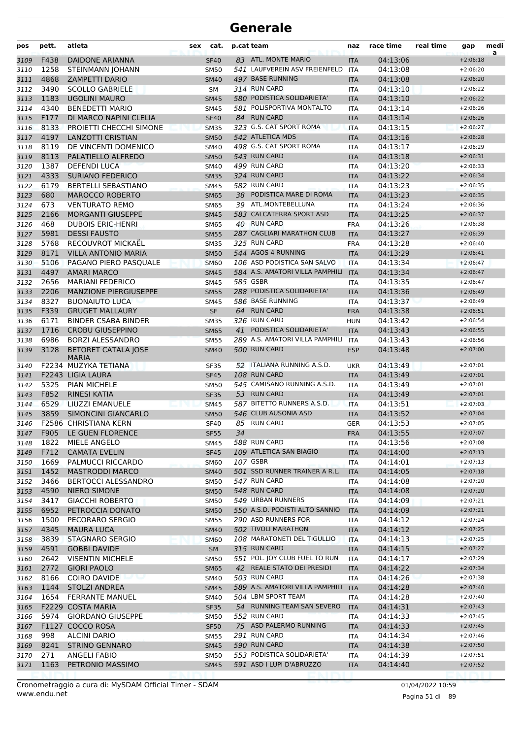# Generale

| pos | pett. | atleta | sex | cat. | p.cat | team | naz | race time | real time | gap | media |
|---|---|---|---|---|---|---|---|---|---|---|---|
| 3109 | F438 | DAIDONE ARIANNA | | SF40 | 83 | ATL. MONTE MARIO | ITA | 04:13:06 | | +2:06:18 | |
| 3110 | 1258 | STEINMANN JOHANN | | SM50 | 541 | LAUFVEREIN ASV FREIENFELD | ITA | 04:13:08 | | +2:06:20 | |
| 3111 | 4868 | ZAMPETTI DARIO | | SM40 | 497 | BASE RUNNING | ITA | 04:13:08 | | +2:06:20 | |
| 3112 | 3490 | SCOLLO GABRIELE | | SM | 314 | RUN CARD | ITA | 04:13:10 | | +2:06:22 | |
| 3113 | 1183 | UGOLINI MAURO | | SM45 | 580 | PODISTICA SOLIDARIETA' | ITA | 04:13:10 | | +2:06:22 | |
| 3114 | 4340 | BENEDETTI MARIO | | SM45 | 581 | POLISPORTIVA MONTALTO | ITA | 04:13:14 | | +2:06:26 | |
| 3115 | F177 | DI MARCO NAPINI CLELIA | | SF40 | 84 | RUN CARD | ITA | 04:13:14 | | +2:06:26 | |
| 3116 | 8133 | PROIETTI CHECCHI SIMONE | | SM35 | 323 | G.S. CAT SPORT ROMA | ITA | 04:13:15 | | +2:06:27 | |
| 3117 | 4197 | LANZOTTI CRISTIAN | | SM50 | 542 | ATLETICA MDS | ITA | 04:13:16 | | +2:06:28 | |
| 3118 | 8119 | DE VINCENTI DOMENICO | | SM40 | 498 | G.S. CAT SPORT ROMA | ITA | 04:13:17 | | +2:06:29 | |
| 3119 | 8113 | PALATIELLO ALFREDO | | SM50 | 543 | RUN CARD | ITA | 04:13:18 | | +2:06:31 | |
| 3120 | 1387 | DEFENDI LUCA | | SM40 | 499 | RUN CARD | ITA | 04:13:20 | | +2:06:33 | |
| 3121 | 4333 | SURIANO FEDERICO | | SM35 | 324 | RUN CARD | ITA | 04:13:22 | | +2:06:34 | |
| 3122 | 6179 | BERTELLI SEBASTIANO | | SM45 | 582 | RUN CARD | ITA | 04:13:23 | | +2:06:35 | |
| 3123 | 680 | MAROCCO ROBERTO | | SM65 | 38 | PODISTICA MARE DI ROMA | ITA | 04:13:23 | | +2:06:35 | |
| 3124 | 673 | VENTURATO REMO | | SM65 | 39 | ATL.MONTEBELLUNA | ITA | 04:13:24 | | +2:06:36 | |
| 3125 | 2166 | MORGANTI GIUSEPPE | | SM45 | 583 | CALCATERRA SPORT ASD | ITA | 04:13:25 | | +2:06:37 | |
| 3126 | 468 | DUBOIS ERIC-HENRI | | SM65 | 40 | RUN CARD | FRA | 04:13:26 | | +2:06:38 | |
| 3127 | 5981 | DESSI FAUSTO | | SM55 | 287 | CAGLIARI MARATHON CLUB | ITA | 04:13:27 | | +2:06:39 | |
| 3128 | 5768 | RECOUVROT MICKAËL | | SM35 | 325 | RUN CARD | FRA | 04:13:28 | | +2:06:40 | |
| 3129 | 8171 | VILLA ANTONIO MARIA | | SM50 | 544 | AGOS 4 RUNNING | ITA | 04:13:29 | | +2:06:41 | |
| 3130 | 5106 | PAGANO PIERO PASQUALE | | SM60 | 106 | ASD PODISTICA SAN SALVO | ITA | 04:13:34 | | +2:06:47 | |
| 3131 | 4497 | AMARI MARCO | | SM45 | 584 | A.S. AMATORI VILLA PAMPHILI | ITA | 04:13:34 | | +2:06:47 | |
| 3132 | 2656 | MARIANI FEDERICO | | SM45 | 585 | GSBR | ITA | 04:13:35 | | +2:06:47 | |
| 3133 | 2206 | MANZIONE PIERGIUSEPPE | | SM55 | 288 | PODISTICA SOLIDARIETA' | ITA | 04:13:36 | | +2:06:49 | |
| 3134 | 8327 | BUONAIUTO LUCA | | SM45 | 586 | BASE RUNNING | ITA | 04:13:37 | | +2:06:49 | |
| 3135 | F339 | GRUGET MALLAURY | | SF | 64 | RUN CARD | FRA | 04:13:38 | | +2:06:51 | |
| 3136 | 6171 | BINDER CSABA BINDER | | SM35 | 326 | RUN CARD | HUN | 04:13:42 | | +2:06:54 | |
| 3137 | 1716 | CROBU GIUSEPPINO | | SM65 | 41 | PODISTICA SOLIDARIETA' | ITA | 04:13:43 | | +2:06:55 | |
| 3138 | 6986 | BORZI ALESSANDRO | | SM55 | 289 | A.S. AMATORI VILLA PAMPHILI | ITA | 04:13:43 | | +2:06:56 | |
| 3139 | 3128 | BETORET CATALA JOSE MARIA | | SM40 | 500 | RUN CARD | ESP | 04:13:48 | | +2:07:00 | |
| 3140 | F2234 | MUZYKA TETIANA | | SF35 | 52 | ITALIANA RUNNING A.S.D. | UKR | 04:13:49 | | +2:07:01 | |
| 3141 | F2243 | LIGIA LAURA | | SF45 | 108 | RUN CARD | ITA | 04:13:49 | | +2:07:01 | |
| 3142 | 5325 | PIAN MICHELE | | SM50 | 545 | CAMISANO RUNNING A.S.D. | ITA | 04:13:49 | | +2:07:01 | |
| 3143 | F852 | RINESI KATIA | | SF35 | 53 | RUN CARD | ITA | 04:13:49 | | +2:07:01 | |
| 3144 | 6529 | LIUZZI EMANUELE | | SM45 | 587 | BITETTO RUNNERS A.S.D. | ITA | 04:13:51 | | +2:07:03 | |
| 3145 | 3859 | SIMONCINI GIANCARLO | | SM50 | 546 | CLUB AUSONIA ASD | ITA | 04:13:52 | | +2:07:04 | |
| 3146 | F2586 | CHRISTIANA KERN | | SF40 | 85 | RUN CARD | GER | 04:13:53 | | +2:07:05 | |
| 3147 | F905 | LE GUEN FLORENCE | | SF55 | 34 | | FRA | 04:13:55 | | +2:07:07 | |
| 3148 | 1822 | MIELE ANGELO | | SM45 | 588 | RUN CARD | ITA | 04:13:56 | | +2:07:08 | |
| 3149 | F712 | CAMATA EVELIN | | SF45 | 109 | ATLETICA SAN BIAGIO | ITA | 04:14:00 | | +2:07:13 | |
| 3150 | 1669 | PALMUCCI RICCARDO | | SM60 | 107 | GSBR | ITA | 04:14:01 | | +2:07:13 | |
| 3151 | 1452 | MASTRODDI MARCO | | SM40 | 501 | SSD RUNNER TRAINER A R.L. | ITA | 04:14:05 | | +2:07:18 | |
| 3152 | 3466 | BERTOCCI ALESSANDRO | | SM50 | 547 | RUN CARD | ITA | 04:14:08 | | +2:07:20 | |
| 3153 | 4590 | NIERO SIMONE | | SM50 | 548 | RUN CARD | ITA | 04:14:08 | | +2:07:20 | |
| 3154 | 3417 | GIACCHI ROBERTO | | SM50 | 549 | URBAN RUNNERS | ITA | 04:14:09 | | +2:07:21 | |
| 3155 | 6952 | PETROCCIA DONATO | | SM50 | 550 | A.S.D. PODISTI ALTO SANNIO | ITA | 04:14:09 | | +2:07:21 | |
| 3156 | 1500 | PECORARO SERGIO | | SM55 | 290 | ASD RUNNERS FOR | ITA | 04:14:12 | | +2:07:24 | |
| 3157 | 4345 | MAURA LUCA | | SM40 | 502 | TIVOLI MARATHON | ITA | 04:14:12 | | +2:07:25 | |
| 3158 | 3839 | STAGNARO SERGIO | | SM60 | 108 | MARATONETI DEL TIGULLIO | ITA | 04:14:13 | | +2:07:25 | |
| 3159 | 4591 | GOBBI DAVIDE | | SM | 315 | RUN CARD | ITA | 04:14:15 | | +2:07:27 | |
| 3160 | 2642 | VISENTIN MICHELE | | SM50 | 551 | POL. JOY CLUB FUEL TO RUN | ITA | 04:14:17 | | +2:07:29 | |
| 3161 | 2772 | GIORI PAOLO | | SM65 | 42 | REALE STATO DEI PRESIDI | ITA | 04:14:22 | | +2:07:34 | |
| 3162 | 8166 | COIRO DAVIDE | | SM40 | 503 | RUN CARD | ITA | 04:14:26 | | +2:07:38 | |
| 3163 | 1144 | STOLZI ANDREA | | SM45 | 589 | A.S. AMATORI VILLA PAMPHILI | ITA | 04:14:28 | | +2:07:40 | |
| 3164 | 1654 | FERRANTE MANUEL | | SM40 | 504 | LBM SPORT TEAM | ITA | 04:14:28 | | +2:07:40 | |
| 3165 | F2229 | COSTA MARIA | | SF35 | 54 | RUNNING TEAM SAN SEVERO | ITA | 04:14:31 | | +2:07:43 | |
| 3166 | 5974 | GIORDANO GIUSEPPE | | SM50 | 552 | RUN CARD | ITA | 04:14:33 | | +2:07:45 | |
| 3167 | F1127 | COCCO ROSA | | SF50 | 75 | ASD PALERMO RUNNING | ITA | 04:14:33 | | +2:07:45 | |
| 3168 | 998 | ALCINI DARIO | | SM55 | 291 | RUN CARD | ITA | 04:14:34 | | +2:07:46 | |
| 3169 | 8241 | STRINO GENNARO | | SM45 | 590 | RUN CARD | ITA | 04:14:38 | | +2:07:50 | |
| 3170 | 271 | ANGELI FABIO | | SM50 | 553 | PODISTICA SOLIDARIETA' | ITA | 04:14:39 | | +2:07:51 | |
| 3171 | 1163 | PETRONIO MASSIMO | | SM45 | 591 | ASD I LUPI D'ABRUZZO | ITA | 04:14:40 | | +2:07:52 | |

Cronometraggio a cura di: MySDAM Official Timer - SDAM
www.endu.net

01/04/2022 10:59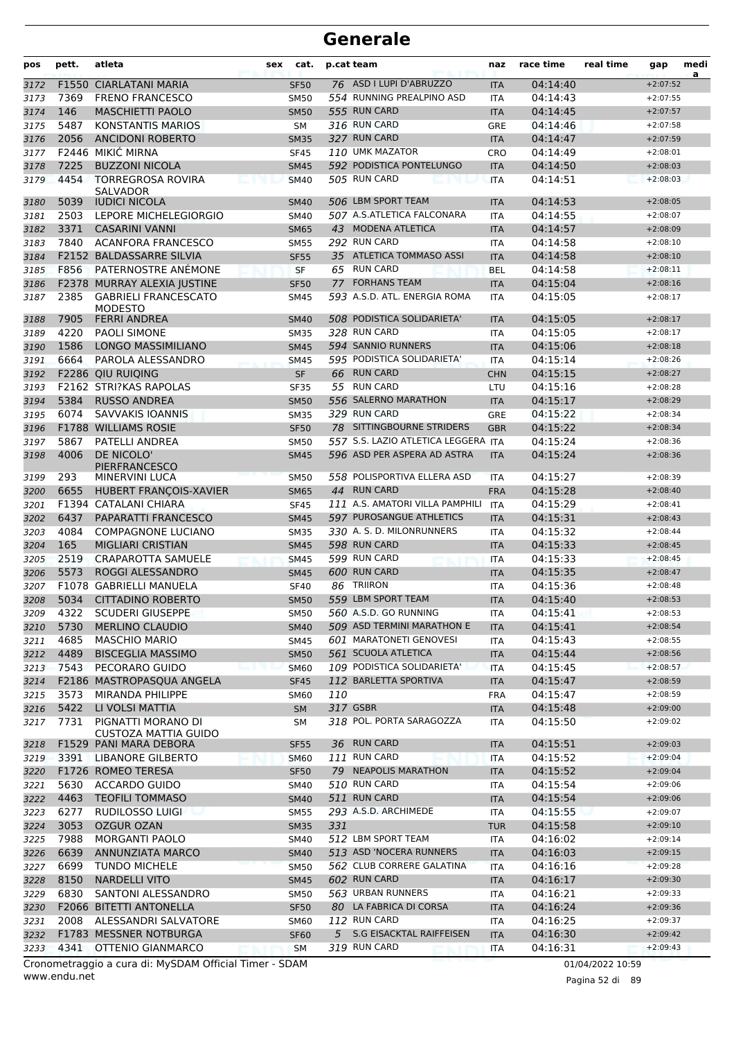# Generale

| pos | pett. | atleta | sex | cat. | p.cat | team | naz | race time | real time | gap | medi a |
|---|---|---|---|---|---|---|---|---|---|---|---|
| 3172 | F1550 | CIARLATANI MARIA | | SF50 | 76 | ASD I LUPI D'ABRUZZO | ITA | 04:14:40 | | +2:07:52 | |
| 3173 | 7369 | FRENO FRANCESCO | | SM50 | 554 | RUNNING PREALPINO ASD | ITA | 04:14:43 | | +2:07:55 | |
| 3174 | 146 | MASCHIETTI PAOLO | | SM50 | 555 | RUN CARD | ITA | 04:14:45 | | +2:07:57 | |
| 3175 | 5487 | KONSTANTIS MARIOS | | SM | 316 | RUN CARD | GRE | 04:14:46 | | +2:07:58 | |
| 3176 | 2056 | ANCIDONI ROBERTO | | SM35 | 327 | RUN CARD | ITA | 04:14:47 | | +2:07:59 | |
| 3177 | F2446 | MIKIĆ MIRNA | | SF45 | 110 | UMK MAZATOR | CRO | 04:14:49 | | +2:08:01 | |
| 3178 | 7225 | BUZZONI NICOLA | | SM45 | 592 | PODISTICA PONTELUNGO | ITA | 04:14:50 | | +2:08:03 | |
| 3179 | 4454 | TORREGROSA ROVIRA SALVADOR | | SM40 | 505 | RUN CARD | ITA | 04:14:51 | | +2:08:03 | |
| 3180 | 5039 | IUDICI NICOLA | | SM40 | 506 | LBM SPORT TEAM | ITA | 04:14:53 | | +2:08:05 | |
| 3181 | 2503 | LEPORE MICHELEGIORGIO | | SM40 | 507 | A.S.ATLETICA FALCONARA | ITA | 04:14:55 | | +2:08:07 | |
| 3182 | 3371 | CASARINI VANNI | | SM65 | 43 | MODENA ATLETICA | ITA | 04:14:57 | | +2:08:09 | |
| 3183 | 7840 | ACANFORA FRANCESCO | | SM55 | 292 | RUN CARD | ITA | 04:14:58 | | +2:08:10 | |
| 3184 | F2152 | BALDASSARRE SILVIA | | SF55 | 35 | ATLETICA TOMMASO ASSI | ITA | 04:14:58 | | +2:08:10 | |
| 3185 | F856 | PATERNOSTRE ANÉMONE | | SF | 65 | RUN CARD | BEL | 04:14:58 | | +2:08:11 | |
| 3186 | F2378 | MURRAY ALEXIA JUSTINE | | SF50 | 77 | FORHANS TEAM | ITA | 04:15:04 | | +2:08:16 | |
| 3187 | 2385 | GABRIELI FRANCESCATO MODESTO | | SM45 | 593 | A.S.D. ATL. ENERGIA ROMA | ITA | 04:15:05 | | +2:08:17 | |
| 3188 | 7905 | FERRI ANDREA | | SM40 | 508 | PODISTICA SOLIDARIETA' | ITA | 04:15:05 | | +2:08:17 | |
| 3189 | 4220 | PAOLI SIMONE | | SM35 | 328 | RUN CARD | ITA | 04:15:05 | | +2:08:17 | |
| 3190 | 1586 | LONGO MASSIMILIANO | | SM45 | 594 | SANNIO RUNNERS | ITA | 04:15:06 | | +2:08:18 | |
| 3191 | 6664 | PAROLA ALESSANDRO | | SM45 | 595 | PODISTICA SOLIDARIETA' | ITA | 04:15:14 | | +2:08:26 | |
| 3192 | F2286 | QIU RUIQING | | SF | 66 | RUN CARD | CHN | 04:15:15 | | +2:08:27 | |
| 3193 | F2162 | STRI?KAS RAPOLAS | | SF35 | 55 | RUN CARD | LTU | 04:15:16 | | +2:08:28 | |
| 3194 | 5384 | RUSSO ANDREA | | SM50 | 556 | SALERNO MARATHON | ITA | 04:15:17 | | +2:08:29 | |
| 3195 | 6074 | SAVVAKIS IOANNIS | | SM35 | 329 | RUN CARD | GRE | 04:15:22 | | +2:08:34 | |
| 3196 | F1788 | WILLIAMS ROSIE | | SF50 | 78 | SITTINGBOURNE STRIDERS | GBR | 04:15:22 | | +2:08:34 | |
| 3197 | 5867 | PATELLI ANDREA | | SM50 | 557 | S.S. LAZIO ATLETICA LEGGERA | ITA | 04:15:24 | | +2:08:36 | |
| 3198 | 4006 | DE NICOLO' PIERFRANCESCO | | SM45 | 596 | ASD PER ASPERA AD ASTRA | ITA | 04:15:24 | | +2:08:36 | |
| 3199 | 293 | MINERVINI LUCA | | SM50 | 558 | POLISPORTIVA ELLERA ASD | ITA | 04:15:27 | | +2:08:39 | |
| 3200 | 6655 | HUBERT FRANÇOIS-XAVIER | | SM65 | 44 | RUN CARD | FRA | 04:15:28 | | +2:08:40 | |
| 3201 | F1394 | CATALANI CHIARA | | SF45 | 111 | A.S. AMATORI VILLA PAMPHILI | ITA | 04:15:29 | | +2:08:41 | |
| 3202 | 6437 | PAPARATTI FRANCESCO | | SM45 | 597 | PUROSANGUE ATHLETICS | ITA | 04:15:31 | | +2:08:43 | |
| 3203 | 4084 | COMPAGNONE LUCIANO | | SM35 | 330 | A. S. D. MILONRUNNERS | ITA | 04:15:32 | | +2:08:44 | |
| 3204 | 165 | MIGLIARI CRISTIAN | | SM45 | 598 | RUN CARD | ITA | 04:15:33 | | +2:08:45 | |
| 3205 | 2519 | CRAPAROTTA SAMUELE | | SM45 | 599 | RUN CARD | ITA | 04:15:33 | | +2:08:45 | |
| 3206 | 5573 | ROGGI ALESSANDRO | | SM45 | 600 | RUN CARD | ITA | 04:15:35 | | +2:08:47 | |
| 3207 | F1078 | GABRIELLI MANUELA | | SF40 | 86 | TRIIRON | ITA | 04:15:36 | | +2:08:48 | |
| 3208 | 5034 | CITTADINO ROBERTO | | SM50 | 559 | LBM SPORT TEAM | ITA | 04:15:40 | | +2:08:53 | |
| 3209 | 4322 | SCUDERI GIUSEPPE | | SM50 | 560 | A.S.D. GO RUNNING | ITA | 04:15:41 | | +2:08:53 | |
| 3210 | 5730 | MERLINO CLAUDIO | | SM40 | 509 | ASD TERMINI MARATHON E | ITA | 04:15:41 | | +2:08:54 | |
| 3211 | 4685 | MASCHIO MARIO | | SM45 | 601 | MARATONETI GENOVESI | ITA | 04:15:43 | | +2:08:55 | |
| 3212 | 4489 | BISCEGLIA MASSIMO | | SM50 | 561 | SCUOLA ATLETICA | ITA | 04:15:44 | | +2:08:56 | |
| 3213 | 7543 | PECORARO GUIDO | | SM60 | 109 | PODISTICA SOLIDARIETA' | ITA | 04:15:45 | | +2:08:57 | |
| 3214 | F2186 | MASTROPASQUA ANGELA | | SF45 | 112 | BARLETTA SPORTIVA | ITA | 04:15:47 | | +2:08:59 | |
| 3215 | 3573 | MIRANDA PHILIPPE | | SM60 | 110 | | FRA | 04:15:47 | | +2:08:59 | |
| 3216 | 5422 | LI VOLSI MATTIA | | SM | 317 | GSBR | ITA | 04:15:48 | | +2:09:00 | |
| 3217 | 7731 | PIGNATTI MORANO DI CUSTOZA MATTIA GUIDO | | SM | 318 | POL. PORTA SARAGOZZA | ITA | 04:15:50 | | +2:09:02 | |
| 3218 | F1529 | PANI MARA DEBORA | | SF55 | 36 | RUN CARD | ITA | 04:15:51 | | +2:09:03 | |
| 3219 | 3391 | LIBANORE GILBERTO | | SM60 | 111 | RUN CARD | ITA | 04:15:52 | | +2:09:04 | |
| 3220 | F1726 | ROMEO TERESA | | SF50 | 79 | NEAPOLIS MARATHON | ITA | 04:15:52 | | +2:09:04 | |
| 3221 | 5630 | ACCARDO GUIDO | | SM40 | 510 | RUN CARD | ITA | 04:15:54 | | +2:09:06 | |
| 3222 | 4463 | TEOFILI TOMMASO | | SM40 | 511 | RUN CARD | ITA | 04:15:54 | | +2:09:06 | |
| 3223 | 6277 | RUDILOSSO LUIGI | | SM55 | 293 | A.S.D. ARCHIMEDE | ITA | 04:15:55 | | +2:09:07 | |
| 3224 | 3053 | OZGUR OZAN | | SM35 | 331 | | TUR | 04:15:58 | | +2:09:10 | |
| 3225 | 7988 | MORGANTI PAOLO | | SM40 | 512 | LBM SPORT TEAM | ITA | 04:16:02 | | +2:09:14 | |
| 3226 | 6639 | ANNUNZIATA MARCO | | SM40 | 513 | ASD 'NOCERA RUNNERS | ITA | 04:16:03 | | +2:09:15 | |
| 3227 | 6699 | TUNDO MICHELE | | SM50 | 562 | CLUB CORRERE GALATINA | ITA | 04:16:16 | | +2:09:28 | |
| 3228 | 8150 | NARDELLI VITO | | SM45 | 602 | RUN CARD | ITA | 04:16:17 | | +2:09:30 | |
| 3229 | 6830 | SANTONI ALESSANDRO | | SM50 | 563 | URBAN RUNNERS | ITA | 04:16:21 | | +2:09:33 | |
| 3230 | F2066 | BITETTI ANTONELLA | | SF50 | 80 | LA FABRICA DI CORSA | ITA | 04:16:24 | | +2:09:36 | |
| 3231 | 2008 | ALESSANDRI SALVATORE | | SM60 | 112 | RUN CARD | ITA | 04:16:25 | | +2:09:37 | |
| 3232 | F1783 | MESSNER NOTBURGA | | SF60 | 5 | S.G EISACKTAL RAIFFEISEN | ITA | 04:16:30 | | +2:09:42 | |
| 3233 | 4341 | OTTENIO GIANMARCO | | SM | 319 | RUN CARD | ITA | 04:16:31 | | +2:09:43 | |

Cronometraggio a cura di: MySDAM Official Timer - SDAM
www.endu.net
01/04/2022 10:59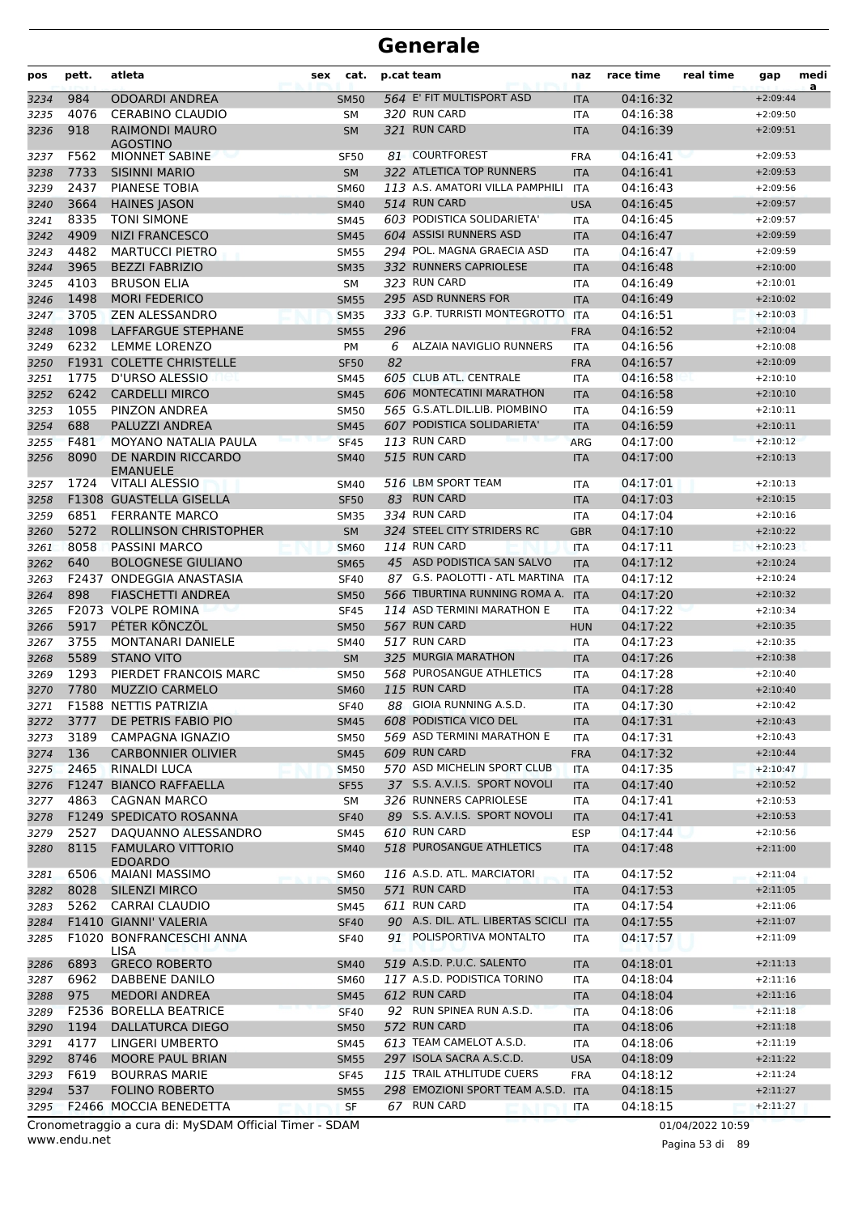# Generale

| pos | pett. | atleta | sex | cat. | p.cat | team | naz | race time | real time | gap | medi a |
|---|---|---|---|---|---|---|---|---|---|---|---|
| 3234 | 984 | ODOARDI ANDREA | | SM50 | 564 | E' FIT MULTISPORT ASD | ITA | 04:16:32 | | +2:09:44 | |
| 3235 | 4076 | CERABINO CLAUDIO | | SM | 320 | RUN CARD | ITA | 04:16:38 | | +2:09:50 | |
| 3236 | 918 | RAIMONDI MAURO AGOSTINO | | SM | 321 | RUN CARD | ITA | 04:16:39 | | +2:09:51 | |
| 3237 | F562 | MIONNET SABINE | | SF50 | 81 | COURTFOREST | FRA | 04:16:41 | | +2:09:53 | |
| 3238 | 7733 | SISINNI MARIO | | SM | 322 | ATLETICA TOP RUNNERS | ITA | 04:16:41 | | +2:09:53 | |
| 3239 | 2437 | PIANESE TOBIA | | SM60 | 113 | A.S. AMATORI VILLA PAMPHILI | ITA | 04:16:43 | | +2:09:56 | |
| 3240 | 3664 | HAINES JASON | | SM40 | 514 | RUN CARD | USA | 04:16:45 | | +2:09:57 | |
| 3241 | 8335 | TONI SIMONE | | SM45 | 603 | PODISTICA SOLIDARIETA' | ITA | 04:16:45 | | +2:09:57 | |
| 3242 | 4909 | NIZI FRANCESCO | | SM45 | 604 | ASSISI RUNNERS ASD | ITA | 04:16:47 | | +2:09:59 | |
| 3243 | 4482 | MARTUCCI PIETRO | | SM55 | 294 | POL. MAGNA GRAECIA ASD | ITA | 04:16:47 | | +2:09:59 | |
| 3244 | 3965 | BEZZI FABRIZIO | | SM35 | 332 | RUNNERS CAPRIOLESE | ITA | 04:16:48 | | +2:10:00 | |
| 3245 | 4103 | BRUSON ELIA | | SM | 323 | RUN CARD | ITA | 04:16:49 | | +2:10:01 | |
| 3246 | 1498 | MORI FEDERICO | | SM55 | 295 | ASD RUNNERS FOR | ITA | 04:16:49 | | +2:10:02 | |
| 3247 | 3705 | ZEN ALESSANDRO | | SM35 | 333 | G.P. TURRISTI MONTEGROTTO | ITA | 04:16:51 | | +2:10:03 | |
| 3248 | 1098 | LAFFARGUE STEPHANE | | SM55 | 296 | | FRA | 04:16:52 | | +2:10:04 | |
| 3249 | 6232 | LEMME LORENZO | | PM | 6 | ALZAIA NAVIGLIO RUNNERS | ITA | 04:16:56 | | +2:10:08 | |
| 3250 | F1931 | COLETTE CHRISTELLE | | SF50 | 82 | | FRA | 04:16:57 | | +2:10:09 | |
| 3251 | 1775 | D'URSO ALESSIO | | SM45 | 605 | CLUB ATL. CENTRALE | ITA | 04:16:58 | | +2:10:10 | |
| 3252 | 6242 | CARDELLI MIRCO | | SM45 | 606 | MONTECATINI MARATHON | ITA | 04:16:58 | | +2:10:10 | |
| 3253 | 1055 | PINZON ANDREA | | SM50 | 565 | G.S.ATL.DIL.LIB. PIOMBINO | ITA | 04:16:59 | | +2:10:11 | |
| 3254 | 688 | PALUZZI ANDREA | | SM45 | 607 | PODISTICA SOLIDARIETA' | ITA | 04:16:59 | | +2:10:11 | |
| 3255 | F481 | MOYANO NATALIA PAULA | | SF45 | 113 | RUN CARD | ARG | 04:17:00 | | +2:10:12 | |
| 3256 | 8090 | DE NARDIN RICCARDO EMANUELE | | SM40 | 515 | RUN CARD | ITA | 04:17:00 | | +2:10:13 | |
| 3257 | 1724 | VITALI ALESSIO | | SM40 | 516 | LBM SPORT TEAM | ITA | 04:17:01 | | +2:10:13 | |
| 3258 | F1308 | GUASTELLA GISELLA | | SF50 | 83 | RUN CARD | ITA | 04:17:03 | | +2:10:15 | |
| 3259 | 6851 | FERRANTE MARCO | | SM35 | 334 | RUN CARD | ITA | 04:17:04 | | +2:10:16 | |
| 3260 | 5272 | ROLLINSON CHRISTOPHER | | SM | 324 | STEEL CITY STRIDERS RC | GBR | 04:17:10 | | +2:10:22 | |
| 3261 | 8058 | PASSINI MARCO | | SM60 | 114 | RUN CARD | ITA | 04:17:11 | | +2:10:23 | |
| 3262 | 640 | BOLOGNESE GIULIANO | | SM65 | 45 | ASD PODISTICA SAN SALVO | ITA | 04:17:12 | | +2:10:24 | |
| 3263 | F2437 | ONDEGGIA ANASTASIA | | SF40 | 87 | G.S. PAOLOTTI - ATL MARTINA | ITA | 04:17:12 | | +2:10:24 | |
| 3264 | 898 | FIASCHETTI ANDREA | | SM50 | 566 | TIBURTINA RUNNING ROMA A. | ITA | 04:17:20 | | +2:10:32 | |
| 3265 | F2073 | VOLPE ROMINA | | SF45 | 114 | ASD TERMINI MARATHON E | ITA | 04:17:22 | | +2:10:34 | |
| 3266 | 5917 | PÉTER KÖNCZÖL | | SM50 | 567 | RUN CARD | HUN | 04:17:22 | | +2:10:35 | |
| 3267 | 3755 | MONTANARI DANIELE | | SM40 | 517 | RUN CARD | ITA | 04:17:23 | | +2:10:35 | |
| 3268 | 5589 | STANO VITO | | SM | 325 | MURGIA MARATHON | ITA | 04:17:26 | | +2:10:38 | |
| 3269 | 1293 | PIERDET FRANCOIS MARC | | SM50 | 568 | PUROSANGUE ATHLETICS | ITA | 04:17:28 | | +2:10:40 | |
| 3270 | 7780 | MUZZIO CARMELO | | SM60 | 115 | RUN CARD | ITA | 04:17:28 | | +2:10:40 | |
| 3271 | F1588 | NETTIS PATRIZIA | | SF40 | 88 | GIOIA RUNNING A.S.D. | ITA | 04:17:30 | | +2:10:42 | |
| 3272 | 3777 | DE PETRIS FABIO PIO | | SM45 | 608 | PODISTICA VICO DEL | ITA | 04:17:31 | | +2:10:43 | |
| 3273 | 3189 | CAMPAGNA IGNAZIO | | SM50 | 569 | ASD TERMINI MARATHON E | ITA | 04:17:31 | | +2:10:43 | |
| 3274 | 136 | CARBONNIER OLIVIER | | SM45 | 609 | RUN CARD | FRA | 04:17:32 | | +2:10:44 | |
| 3275 | 2465 | RINALDI LUCA | | SM50 | 570 | ASD MICHELIN SPORT CLUB | ITA | 04:17:35 | | +2:10:47 | |
| 3276 | F1247 | BIANCO RAFFAELLA | | SF55 | 37 | S.S. A.V.I.S. SPORT NOVOLI | ITA | 04:17:40 | | +2:10:52 | |
| 3277 | 4863 | CAGNAN MARCO | | SM | 326 | RUNNERS CAPRIOLESE | ITA | 04:17:41 | | +2:10:53 | |
| 3278 | F1249 | SPEDICATO ROSANNA | | SF40 | 89 | S.S. A.V.I.S. SPORT NOVOLI | ITA | 04:17:41 | | +2:10:53 | |
| 3279 | 2527 | DAQUANNO ALESSANDRO | | SM45 | 610 | RUN CARD | ESP | 04:17:44 | | +2:10:56 | |
| 3280 | 8115 | FAMULARO VITTORIO EDOARDO | | SM40 | 518 | PUROSANGUE ATHLETICS | ITA | 04:17:48 | | +2:11:00 | |
| 3281 | 6506 | MAIANI MASSIMO | | SM60 | 116 | A.S.D. ATL. MARCIATORI | ITA | 04:17:52 | | +2:11:04 | |
| 3282 | 8028 | SILENZI MIRCO | | SM50 | 571 | RUN CARD | ITA | 04:17:53 | | +2:11:05 | |
| 3283 | 5262 | CARRAI CLAUDIO | | SM45 | 611 | RUN CARD | ITA | 04:17:54 | | +2:11:06 | |
| 3284 | F1410 | GIANNI' VALERIA | | SF40 | 90 | A.S. DIL. ATL. LIBERTAS SCICLI | ITA | 04:17:55 | | +2:11:07 | |
| 3285 | F1020 | BONFRANCESCHI ANNA LISA | | SF40 | 91 | POLISPORTIVA MONTALTO | ITA | 04:17:57 | | +2:11:09 | |
| 3286 | 6893 | GRECO ROBERTO | | SM40 | 519 | A.S.D. P.U.C. SALENTO | ITA | 04:18:01 | | +2:11:13 | |
| 3287 | 6962 | DABBENE DANILO | | SM60 | 117 | A.S.D. PODISTICA TORINO | ITA | 04:18:04 | | +2:11:16 | |
| 3288 | 975 | MEDORI ANDREA | | SM45 | 612 | RUN CARD | ITA | 04:18:04 | | +2:11:16 | |
| 3289 | F2536 | BORELLA BEATRICE | | SF40 | 92 | RUN SPINEA RUN A.S.D. | ITA | 04:18:06 | | +2:11:18 | |
| 3290 | 1194 | DALLATURCA DIEGO | | SM50 | 572 | RUN CARD | ITA | 04:18:06 | | +2:11:18 | |
| 3291 | 4177 | LINGERI UMBERTO | | SM45 | 613 | TEAM CAMELOT A.S.D. | ITA | 04:18:06 | | +2:11:19 | |
| 3292 | 8746 | MOORE PAUL BRIAN | | SM55 | 297 | ISOLA SACRA A.S.C.D. | USA | 04:18:09 | | +2:11:22 | |
| 3293 | F619 | BOURRAS MARIE | | SF45 | 115 | TRAIL ATHLITUDE CUERS | FRA | 04:18:12 | | +2:11:24 | |
| 3294 | 537 | FOLINO ROBERTO | | SM55 | 298 | EMOZIONI SPORT TEAM A.S.D. | ITA | 04:18:15 | | +2:11:27 | |
| 3295 | F2466 | MOCCIA BENEDETTA | | SF | 67 | RUN CARD | ITA | 04:18:15 | | +2:11:27 | |

Cronometraggio a cura di: MySDAM Official Timer - SDAM
www.endu.net
01/04/2022 10:59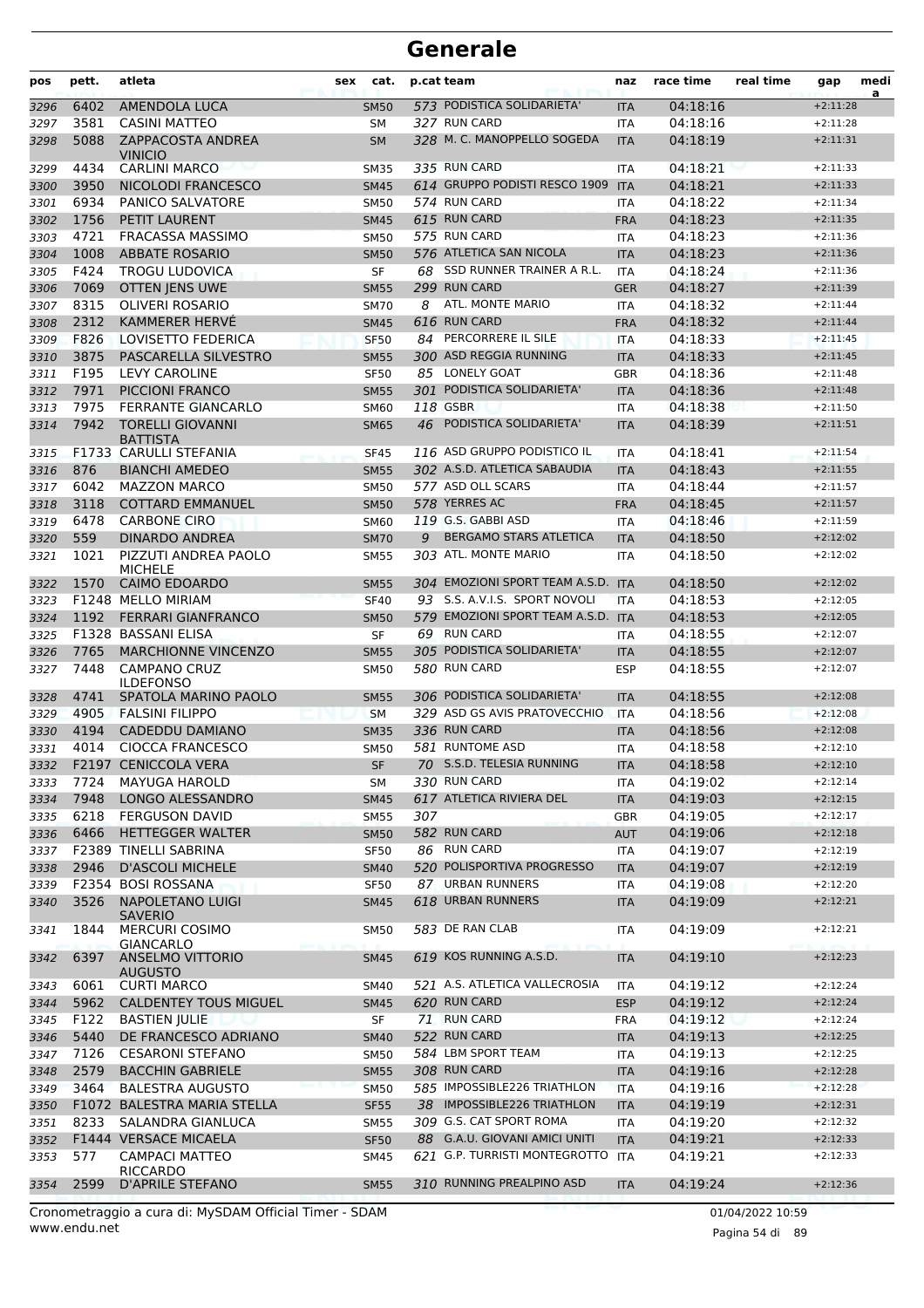# Generale

| pos | pett. | atleta | sex | cat. | p.cat | team | naz | race time | real time | gap | medi a |
|---|---|---|---|---|---|---|---|---|---|---|---|
| 3296 | 6402 | AMENDOLA LUCA | | SM50 | 573 | PODISTICA SOLIDARIETA' | ITA | 04:18:16 | | +2:11:28 | |
| 3297 | 3581 | CASINI MATTEO | | SM | 327 | RUN CARD | ITA | 04:18:16 | | +2:11:28 | |
| 3298 | 5088 | ZAPPACOSTA ANDREA VINICIO | | SM | 328 | M. C. MANOPPELLO SOGEDA | ITA | 04:18:19 | | +2:11:31 | |
| 3299 | 4434 | CARLINI MARCO | | SM35 | 335 | RUN CARD | ITA | 04:18:21 | | +2:11:33 | |
| 3300 | 3950 | NICOLODI FRANCESCO | | SM45 | 614 | GRUPPO PODISTI RESCO 1909 | ITA | 04:18:21 | | +2:11:33 | |
| 3301 | 6934 | PANICO SALVATORE | | SM50 | 574 | RUN CARD | ITA | 04:18:22 | | +2:11:34 | |
| 3302 | 1756 | PETIT LAURENT | | SM45 | 615 | RUN CARD | FRA | 04:18:23 | | +2:11:35 | |
| 3303 | 4721 | FRACASSA MASSIMO | | SM50 | 575 | RUN CARD | ITA | 04:18:23 | | +2:11:36 | |
| 3304 | 1008 | ABBATE ROSARIO | | SM50 | 576 | ATLETICA SAN NICOLA | ITA | 04:18:23 | | +2:11:36 | |
| 3305 | F424 | TROGU LUDOVICA | | SF | 68 | SSD RUNNER TRAINER A R.L. | ITA | 04:18:24 | | +2:11:36 | |
| 3306 | 7069 | OTTEN JENS UWE | | SM55 | 299 | RUN CARD | GER | 04:18:27 | | +2:11:39 | |
| 3307 | 8315 | OLIVERI ROSARIO | | SM70 | 8 | ATL. MONTE MARIO | ITA | 04:18:32 | | +2:11:44 | |
| 3308 | 2312 | KAMMERER HERVÉ | | SM45 | 616 | RUN CARD | FRA | 04:18:32 | | +2:11:44 | |
| 3309 | F826 | LOVISETTO FEDERICA | | SF50 | 84 | PERCORRERE IL SILE | ITA | 04:18:33 | | +2:11:45 | |
| 3310 | 3875 | PASCARELLA SILVESTRO | | SM55 | 300 | ASD REGGIA RUNNING | ITA | 04:18:33 | | +2:11:45 | |
| 3311 | F195 | LEVY CAROLINE | | SF50 | 85 | LONELY GOAT | GBR | 04:18:36 | | +2:11:48 | |
| 3312 | 7971 | PICCIONI FRANCO | | SM55 | 301 | PODISTICA SOLIDARIETA' | ITA | 04:18:36 | | +2:11:48 | |
| 3313 | 7975 | FERRANTE GIANCARLO | | SM60 | 118 | GSBR | ITA | 04:18:38 | | +2:11:50 | |
| 3314 | 7942 | TORELLI GIOVANNI BATTISTA | | SM65 | 46 | PODISTICA SOLIDARIETA' | ITA | 04:18:39 | | +2:11:51 | |
| 3315 | F1733 | CARULLI STEFANIA | | SF45 | 116 | ASD GRUPPO PODISTICO IL | ITA | 04:18:41 | | +2:11:54 | |
| 3316 | 876 | BIANCHI AMEDEO | | SM55 | 302 | A.S.D. ATLETICA SABAUDIA | ITA | 04:18:43 | | +2:11:55 | |
| 3317 | 6042 | MAZZON MARCO | | SM50 | 577 | ASD OLL SCARS | ITA | 04:18:44 | | +2:11:57 | |
| 3318 | 3118 | COTTARD EMMANUEL | | SM50 | 578 | YERRES AC | FRA | 04:18:45 | | +2:11:57 | |
| 3319 | 6478 | CARBONE CIRO | | SM60 | 119 | G.S. GABBI ASD | ITA | 04:18:46 | | +2:11:59 | |
| 3320 | 559 | DINARDO ANDREA | | SM70 | 9 | BERGAMO STARS ATLETICA | ITA | 04:18:50 | | +2:12:02 | |
| 3321 | 1021 | PIZZUTI ANDREA PAOLO MICHELE | | SM55 | 303 | ATL. MONTE MARIO | ITA | 04:18:50 | | +2:12:02 | |
| 3322 | 1570 | CAIMO EDOARDO | | SM55 | 304 | EMOZIONI SPORT TEAM A.S.D. | ITA | 04:18:50 | | +2:12:02 | |
| 3323 | F1248 | MELLO MIRIAM | | SF40 | 93 | S.S. A.V.I.S. SPORT NOVOLI | ITA | 04:18:53 | | +2:12:05 | |
| 3324 | 1192 | FERRARI GIANFRANCO | | SM50 | 579 | EMOZIONI SPORT TEAM A.S.D. | ITA | 04:18:53 | | +2:12:05 | |
| 3325 | F1328 | BASSANI ELISA | | SF | 69 | RUN CARD | ITA | 04:18:55 | | +2:12:07 | |
| 3326 | 7765 | MARCHIONNE VINCENZO | | SM55 | 305 | PODISTICA SOLIDARIETA' | ITA | 04:18:55 | | +2:12:07 | |
| 3327 | 7448 | CAMPANO CRUZ ILDEFONSO | | SM50 | 580 | RUN CARD | ESP | 04:18:55 | | +2:12:07 | |
| 3328 | 4741 | SPATOLA MARINO PAOLO | | SM55 | 306 | PODISTICA SOLIDARIETA' | ITA | 04:18:55 | | +2:12:08 | |
| 3329 | 4905 | FALSINI FILIPPO | | SM | 329 | ASD GS AVIS PRATOVECCHIO | ITA | 04:18:56 | | +2:12:08 | |
| 3330 | 4194 | CADEDDU DAMIANO | | SM35 | 336 | RUN CARD | ITA | 04:18:56 | | +2:12:08 | |
| 3331 | 4014 | CIOCCA FRANCESCO | | SM50 | 581 | RUNTOME ASD | ITA | 04:18:58 | | +2:12:10 | |
| 3332 | F2197 | CENICCOLA VERA | | SF | 70 | S.S.D. TELESIA RUNNING | ITA | 04:18:58 | | +2:12:10 | |
| 3333 | 7724 | MAYUGA HAROLD | | SM | 330 | RUN CARD | ITA | 04:19:02 | | +2:12:14 | |
| 3334 | 7948 | LONGO ALESSANDRO | | SM45 | 617 | ATLETICA RIVIERA DEL | ITA | 04:19:03 | | +2:12:15 | |
| 3335 | 6218 | FERGUSON DAVID | | SM55 | 307 | | GBR | 04:19:05 | | +2:12:17 | |
| 3336 | 6466 | HETTEGGER WALTER | | SM50 | 582 | RUN CARD | AUT | 04:19:06 | | +2:12:18 | |
| 3337 | F2389 | TINELLI SABRINA | | SF50 | 86 | RUN CARD | ITA | 04:19:07 | | +2:12:19 | |
| 3338 | 2946 | D'ASCOLI MICHELE | | SM40 | 520 | POLISPORTIVA PROGRESSO | ITA | 04:19:07 | | +2:12:19 | |
| 3339 | F2354 | BOSI ROSSANA | | SF50 | 87 | URBAN RUNNERS | ITA | 04:19:08 | | +2:12:20 | |
| 3340 | 3526 | NAPOLETANO LUIGI SAVERIO | | SM45 | 618 | URBAN RUNNERS | ITA | 04:19:09 | | +2:12:21 | |
| 3341 | 1844 | MERCURI COSIMO GIANCARLO | | SM50 | 583 | DE RAN CLAB | ITA | 04:19:09 | | +2:12:21 | |
| 3342 | 6397 | ANSELMO VITTORIO AUGUSTO | | SM45 | 619 | KOS RUNNING A.S.D. | ITA | 04:19:10 | | +2:12:23 | |
| 3343 | 6061 | CURTI MARCO | | SM40 | 521 | A.S. ATLETICA VALLECROSIA | ITA | 04:19:12 | | +2:12:24 | |
| 3344 | 5962 | CALDENTEY TOUS MIGUEL | | SM45 | 620 | RUN CARD | ESP | 04:19:12 | | +2:12:24 | |
| 3345 | F122 | BASTIEN JULIE | | SF | 71 | RUN CARD | FRA | 04:19:12 | | +2:12:24 | |
| 3346 | 5440 | DE FRANCESCO ADRIANO | | SM40 | 522 | RUN CARD | ITA | 04:19:13 | | +2:12:25 | |
| 3347 | 7126 | CESARONI STEFANO | | SM50 | 584 | LBM SPORT TEAM | ITA | 04:19:13 | | +2:12:25 | |
| 3348 | 2579 | BACCHIN GABRIELE | | SM55 | 308 | RUN CARD | ITA | 04:19:16 | | +2:12:28 | |
| 3349 | 3464 | BALESTRA AUGUSTO | | SM50 | 585 | IMPOSSIBLE226 TRIATHLON | ITA | 04:19:16 | | +2:12:28 | |
| 3350 | F1072 | BALESTRA MARIA STELLA | | SF55 | 38 | IMPOSSIBLE226 TRIATHLON | ITA | 04:19:19 | | +2:12:31 | |
| 3351 | 8233 | SALANDRA GIANLUCA | | SM55 | 309 | G.S. CAT SPORT ROMA | ITA | 04:19:20 | | +2:12:32 | |
| 3352 | F1444 | VERSACE MICAELA | | SF50 | 88 | G.A.U. GIOVANI AMICI UNITI | ITA | 04:19:21 | | +2:12:33 | |
| 3353 | 577 | CAMPACI MATTEO RICCARDO | | SM45 | 621 | G.P. TURRISTI MONTEGROTTO | ITA | 04:19:21 | | +2:12:33 | |
| 3354 | 2599 | D'APRILE STEFANO | | SM55 | 310 | RUNNING PREALPINO ASD | ITA | 04:19:24 | | +2:12:36 | |

Cronometraggio a cura di: MySDAM Official Timer - SDAM
www.endu.net

01/04/2022 10:59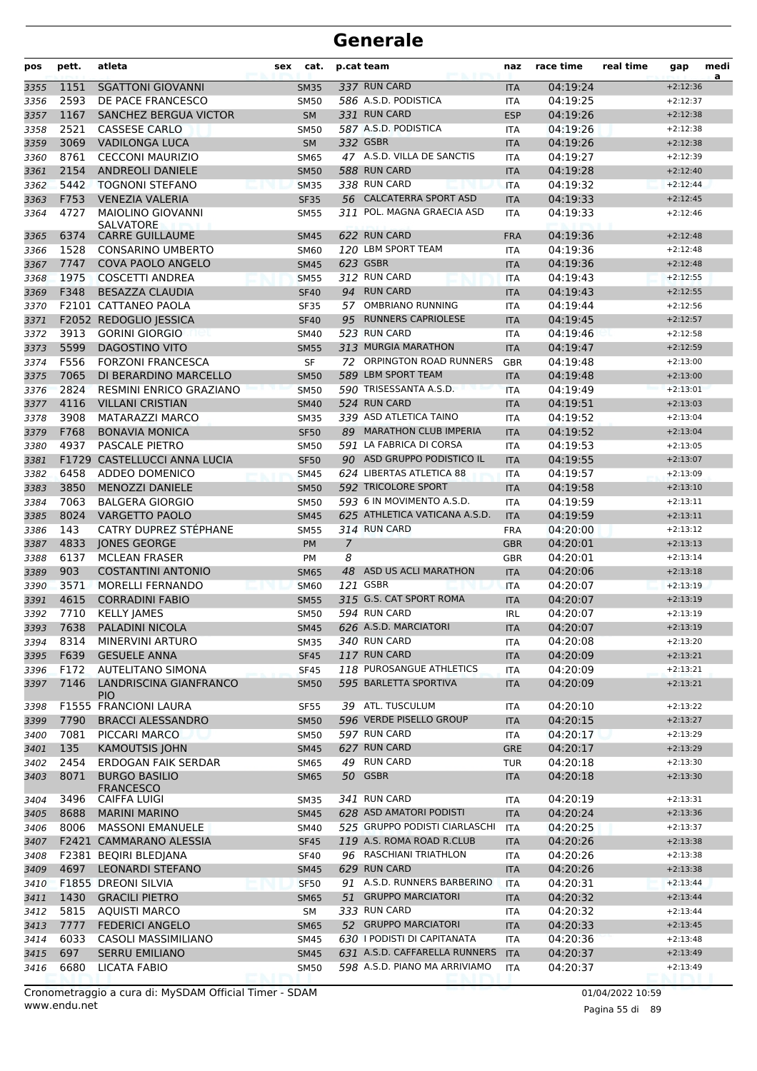# Generale

| pos | pett. | atleta | sex | cat. | p.cat | team | naz | race time | real time | gap | medi a |
|---|---|---|---|---|---|---|---|---|---|---|---|
| 3355 | 1151 | SGATTONI GIOVANNI | | SM35 | 337 | RUN CARD | ITA | 04:19:24 | | +2:12:36 | |
| 3356 | 2593 | DE PACE FRANCESCO | | SM50 | 586 | A.S.D. PODISTICA | ITA | 04:19:25 | | +2:12:37 | |
| 3357 | 1167 | SANCHEZ BERGUA VICTOR | | SM | 331 | RUN CARD | ESP | 04:19:26 | | +2:12:38 | |
| 3358 | 2521 | CASSESE CARLO | | SM50 | 587 | A.S.D. PODISTICA | ITA | 04:19:26 | | +2:12:38 | |
| 3359 | 3069 | VADILONGA LUCA | | SM | 332 | GSBR | ITA | 04:19:26 | | +2:12:38 | |
| 3360 | 8761 | CECCONI MAURIZIO | | SM65 | 47 | A.S.D. VILLA DE SANCTIS | ITA | 04:19:27 | | +2:12:39 | |
| 3361 | 2154 | ANDREOLI DANIELE | | SM50 | 588 | RUN CARD | ITA | 04:19:28 | | +2:12:40 | |
| 3362 | 5442 | TOGNONI STEFANO | | SM35 | 338 | RUN CARD | ITA | 04:19:32 | | +2:12:44 | |
| 3363 | F753 | VENEZIA VALERIA | | SF35 | 56 | CALCATERRA SPORT ASD | ITA | 04:19:33 | | +2:12:45 | |
| 3364 | 4727 | MAIOLINO GIOVANNI SALVATORE | | SM55 | 311 | POL. MAGNA GRAECIA ASD | ITA | 04:19:33 | | +2:12:46 | |
| 3365 | 6374 | CARRE GUILLAUME | | SM45 | 622 | RUN CARD | FRA | 04:19:36 | | +2:12:48 | |
| 3366 | 1528 | CONSARINO UMBERTO | | SM60 | 120 | LBM SPORT TEAM | ITA | 04:19:36 | | +2:12:48 | |
| 3367 | 7747 | COVA PAOLO ANGELO | | SM45 | 623 | GSBR | ITA | 04:19:36 | | +2:12:48 | |
| 3368 | 1975 | COSCETTI ANDREA | | SM55 | 312 | RUN CARD | ITA | 04:19:43 | | +2:12:55 | |
| 3369 | F348 | BESAZZA CLAUDIA | | SF40 | 94 | RUN CARD | ITA | 04:19:43 | | +2:12:55 | |
| 3370 | F2101 | CATTANEO PAOLA | | SF35 | 57 | OMBRIANO RUNNING | ITA | 04:19:44 | | +2:12:56 | |
| 3371 | F2052 | REDOGLIO JESSICA | | SF40 | 95 | RUNNERS CAPRIOLESE | ITA | 04:19:45 | | +2:12:57 | |
| 3372 | 3913 | GORINI GIORGIO | | SM40 | 523 | RUN CARD | ITA | 04:19:46 | | +2:12:58 | |
| 3373 | 5599 | DAGOSTINO VITO | | SM55 | 313 | MURGIA MARATHON | ITA | 04:19:47 | | +2:12:59 | |
| 3374 | F556 | FORZONI FRANCESCA | | SF | 72 | ORPINGTON ROAD RUNNERS | GBR | 04:19:48 | | +2:13:00 | |
| 3375 | 7065 | DI BERARDINO MARCELLO | | SM50 | 589 | LBM SPORT TEAM | ITA | 04:19:48 | | +2:13:00 | |
| 3376 | 2824 | RESMINI ENRICO GRAZIANO | | SM50 | 590 | TRISESSANTA A.S.D. | ITA | 04:19:49 | | +2:13:01 | |
| 3377 | 4116 | VILLANI CRISTIAN | | SM40 | 524 | RUN CARD | ITA | 04:19:51 | | +2:13:03 | |
| 3378 | 3908 | MATARAZZI MARCO | | SM35 | 339 | ASD ATLETICA TAINO | ITA | 04:19:52 | | +2:13:04 | |
| 3379 | F768 | BONAVIA MONICA | | SF50 | 89 | MARATHON CLUB IMPERIA | ITA | 04:19:52 | | +2:13:04 | |
| 3380 | 4937 | PASCALE PIETRO | | SM50 | 591 | LA FABRICA DI CORSA | ITA | 04:19:53 | | +2:13:05 | |
| 3381 | F1729 | CASTELLUCCI ANNA LUCIA | | SF50 | 90 | ASD GRUPPO PODISTICO IL | ITA | 04:19:55 | | +2:13:07 | |
| 3382 | 6458 | ADDEO DOMENICO | | SM45 | 624 | LIBERTAS ATLETICA 88 | ITA | 04:19:57 | | +2:13:09 | |
| 3383 | 3850 | MENOZZI DANIELE | | SM50 | 592 | TRICOLORE SPORT | ITA | 04:19:58 | | +2:13:10 | |
| 3384 | 7063 | BALGERA GIORGIO | | SM50 | 593 | 6 IN MOVIMENTO A.S.D. | ITA | 04:19:59 | | +2:13:11 | |
| 3385 | 8024 | VARGETTO PAOLO | | SM45 | 625 | ATHLETICA VATICANA A.S.D. | ITA | 04:19:59 | | +2:13:11 | |
| 3386 | 143 | CATRY DUPREZ STÉPHANE | | SM55 | 314 | RUN CARD | FRA | 04:20:00 | | +2:13:12 | |
| 3387 | 4833 | JONES GEORGE | | PM | 7 | | GBR | 04:20:01 | | +2:13:13 | |
| 3388 | 6137 | MCLEAN FRASER | | PM | 8 | | GBR | 04:20:01 | | +2:13:14 | |
| 3389 | 903 | COSTANTINI ANTONIO | | SM65 | 48 | ASD US ACLI MARATHON | ITA | 04:20:06 | | +2:13:18 | |
| 3390 | 3571 | MORELLI FERNANDO | | SM60 | 121 | GSBR | ITA | 04:20:07 | | +2:13:19 | |
| 3391 | 4615 | CORRADINI FABIO | | SM55 | 315 | G.S. CAT SPORT ROMA | ITA | 04:20:07 | | +2:13:19 | |
| 3392 | 7710 | KELLY JAMES | | SM50 | 594 | RUN CARD | IRL | 04:20:07 | | +2:13:19 | |
| 3393 | 7638 | PALADINI NICOLA | | SM45 | 626 | A.S.D. MARCIATORI | ITA | 04:20:07 | | +2:13:19 | |
| 3394 | 8314 | MINERVINI ARTURO | | SM35 | 340 | RUN CARD | ITA | 04:20:08 | | +2:13:20 | |
| 3395 | F639 | GESUELE ANNA | | SF45 | 117 | RUN CARD | ITA | 04:20:09 | | +2:13:21 | |
| 3396 | F172 | AUTELITANO SIMONA | | SF45 | 118 | PUROSANGUE ATHLETICS | ITA | 04:20:09 | | +2:13:21 | |
| 3397 | 7146 | LANDRISCINA GIANFRANCO PIO | | SM50 | 595 | BARLETTA SPORTIVA | ITA | 04:20:09 | | +2:13:21 | |
| 3398 | F1555 | FRANCIONI LAURA | | SF55 | 39 | ATL. TUSCULUM | ITA | 04:20:10 | | +2:13:22 | |
| 3399 | 7790 | BRACCI ALESSANDRO | | SM50 | 596 | VERDE PISELLO GROUP | ITA | 04:20:15 | | +2:13:27 | |
| 3400 | 7081 | PICCARI MARCO | | SM50 | 597 | RUN CARD | ITA | 04:20:17 | | +2:13:29 | |
| 3401 | 135 | KAMOUTSIS JOHN | | SM45 | 627 | RUN CARD | GRE | 04:20:17 | | +2:13:29 | |
| 3402 | 2454 | ERDOGAN FAIK SERDAR | | SM65 | 49 | RUN CARD | TUR | 04:20:18 | | +2:13:30 | |
| 3403 | 8071 | BURGO BASILIO FRANCESCO | | SM65 | 50 | GSBR | ITA | 04:20:18 | | +2:13:30 | |
| 3404 | 3496 | CAIFFA LUIGI | | SM35 | 341 | RUN CARD | ITA | 04:20:19 | | +2:13:31 | |
| 3405 | 8688 | MARINI MARINO | | SM45 | 628 | ASD AMATORI PODISTI | ITA | 04:20:24 | | +2:13:36 | |
| 3406 | 8006 | MASSONI EMANUELE | | SM40 | 525 | GRUPPO PODISTI CIARLASCHI | ITA | 04:20:25 | | +2:13:37 | |
| 3407 | F2421 | CAMMARANO ALESSIA | | SF45 | 119 | A.S. ROMA ROAD R.CLUB | ITA | 04:20:26 | | +2:13:38 | |
| 3408 | F2381 | BEQIRI BLEDJANA | | SF40 | 96 | RASCHIANI TRIATHLON | ITA | 04:20:26 | | +2:13:38 | |
| 3409 | 4697 | LEONARDI STEFANO | | SM45 | 629 | RUN CARD | ITA | 04:20:26 | | +2:13:38 | |
| 3410 | F1855 | DREONI SILVIA | | SF50 | 91 | A.S.D. RUNNERS BARBERINO | ITA | 04:20:31 | | +2:13:44 | |
| 3411 | 1430 | GRACILI PIETRO | | SM65 | 51 | GRUPPO MARCIATORI | ITA | 04:20:32 | | +2:13:44 | |
| 3412 | 5815 | AQUISTI MARCO | | SM | 333 | RUN CARD | ITA | 04:20:32 | | +2:13:44 | |
| 3413 | 7777 | FEDERICI ANGELO | | SM65 | 52 | GRUPPO MARCIATORI | ITA | 04:20:33 | | +2:13:45 | |
| 3414 | 6033 | CASOLI MASSIMILIANO | | SM45 | 630 | I PODISTI DI CAPITANATA | ITA | 04:20:36 | | +2:13:48 | |
| 3415 | 697 | SERRU EMILIANO | | SM45 | 631 | A.S.D. CAFFARELLA RUNNERS | ITA | 04:20:37 | | +2:13:49 | |
| 3416 | 6680 | LICATA FABIO | | SM50 | 598 | A.S.D. PIANO MA ARRIVIAMO | ITA | 04:20:37 | | +2:13:49 | |

Cronometraggio a cura di: MySDAM Official Timer - SDAM
www.endu.net

01/04/2022 10:59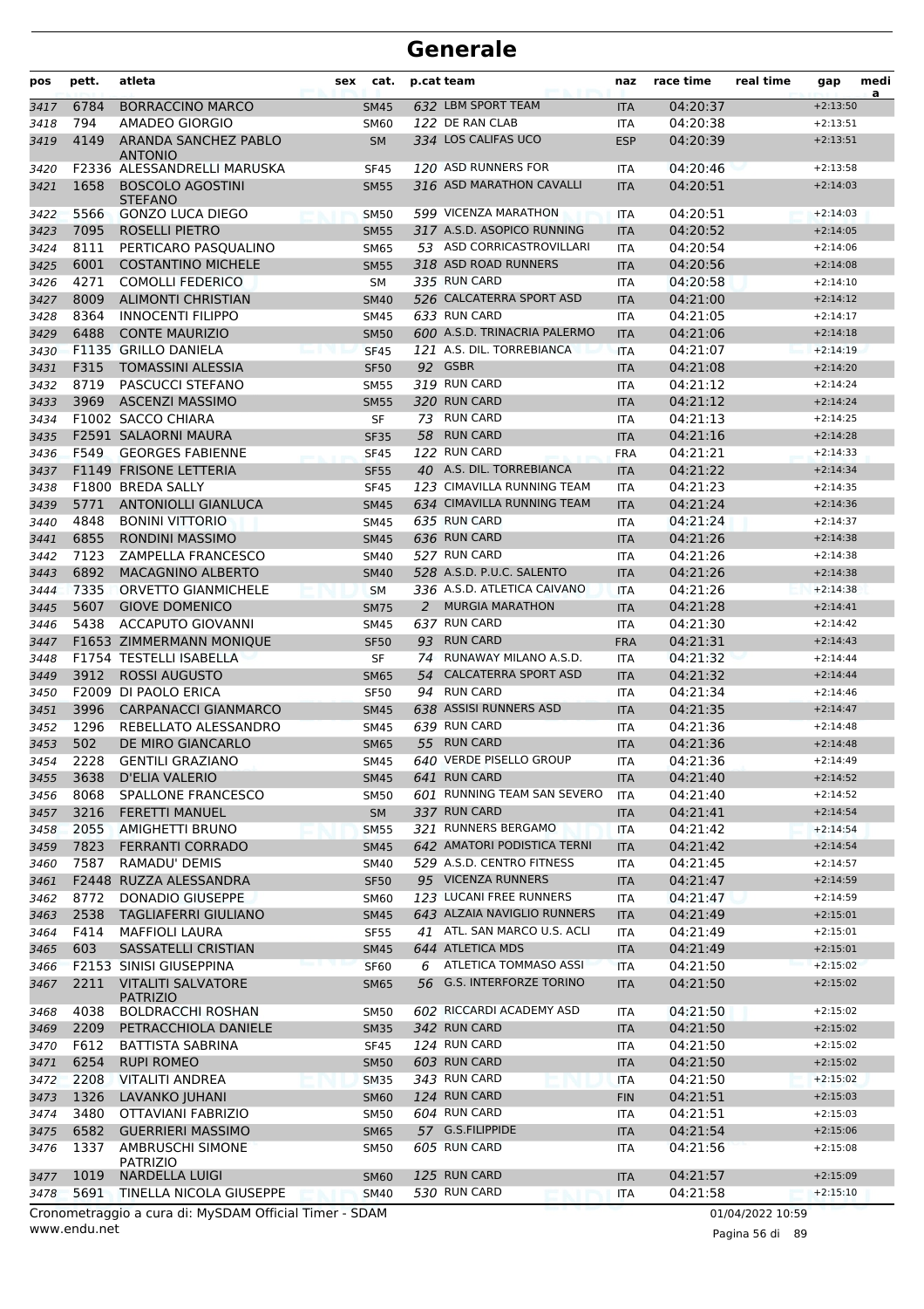# Generale

| pos | pett. | atleta | sex | cat. | p.cat | team | naz | race time | real time | gap | media |
|---|---|---|---|---|---|---|---|---|---|---|---|
| 3417 | 6784 | BORRACCINO MARCO | | SM45 | 632 | LBM SPORT TEAM | ITA | 04:20:37 | | +2:13:50 | |
| 3418 | 794 | AMADEO GIORGIO | | SM60 | 122 | DE RAN CLAB | ITA | 04:20:38 | | +2:13:51 | |
| 3419 | 4149 | ARANDA SANCHEZ PABLO ANTONIO | | SM | 334 | LOS CALIFAS UCO | ESP | 04:20:39 | | +2:13:51 | |
| 3420 | F2336 | ALESSANDRELLI MARUSKA | | SF45 | 120 | ASD RUNNERS FOR | ITA | 04:20:46 | | +2:13:58 | |
| 3421 | 1658 | BOSCOLO AGOSTINI STEFANO | | SM55 | 316 | ASD MARATHON CAVALLI | ITA | 04:20:51 | | +2:14:03 | |
| 3422 | 5566 | GONZO LUCA DIEGO | | SM50 | 599 | VICENZA MARATHON | ITA | 04:20:51 | | +2:14:03 | |
| 3423 | 7095 | ROSELLI PIETRO | | SM55 | 317 | A.S.D. ASOPICO RUNNING | ITA | 04:20:52 | | +2:14:05 | |
| 3424 | 8111 | PERTICARO PASQUALINO | | SM65 | 53 | ASD CORRICASTROVILLARI | ITA | 04:20:54 | | +2:14:06 | |
| 3425 | 6001 | COSTANTINO MICHELE | | SM55 | 318 | ASD ROAD RUNNERS | ITA | 04:20:56 | | +2:14:08 | |
| 3426 | 4271 | COMOLLI FEDERICO | | SM | 335 | RUN CARD | ITA | 04:20:58 | | +2:14:10 | |
| 3427 | 8009 | ALIMONTI CHRISTIAN | | SM40 | 526 | CALCATERRA SPORT ASD | ITA | 04:21:00 | | +2:14:12 | |
| 3428 | 8364 | INNOCENTI FILIPPO | | SM45 | 633 | RUN CARD | ITA | 04:21:05 | | +2:14:17 | |
| 3429 | 6488 | CONTE MAURIZIO | | SM50 | 600 | A.S.D. TRINACRIA PALERMO | ITA | 04:21:06 | | +2:14:18 | |
| 3430 | F1135 | GRILLO DANIELA | | SF45 | 121 | A.S. DIL. TORREBIANCA | ITA | 04:21:07 | | +2:14:19 | |
| 3431 | F315 | TOMASSINI ALESSIA | | SF50 | 92 | GSBR | ITA | 04:21:08 | | +2:14:20 | |
| 3432 | 8719 | PASCUCCI STEFANO | | SM55 | 319 | RUN CARD | ITA | 04:21:12 | | +2:14:24 | |
| 3433 | 3969 | ASCENZI MASSIMO | | SM55 | 320 | RUN CARD | ITA | 04:21:12 | | +2:14:24 | |
| 3434 | F1002 | SACCO CHIARA | | SF | 73 | RUN CARD | ITA | 04:21:13 | | +2:14:25 | |
| 3435 | F2591 | SALAORNI MAURA | | SF35 | 58 | RUN CARD | ITA | 04:21:16 | | +2:14:28 | |
| 3436 | F549 | GEORGES FABIENNE | | SF45 | 122 | RUN CARD | FRA | 04:21:21 | | +2:14:33 | |
| 3437 | F1149 | FRISONE LETTERIA | | SF55 | 40 | A.S. DIL. TORREBIANCA | ITA | 04:21:22 | | +2:14:34 | |
| 3438 | F1800 | BREDA SALLY | | SF45 | 123 | CIMAVILLA RUNNING TEAM | ITA | 04:21:23 | | +2:14:35 | |
| 3439 | 5771 | ANTONIOLLI GIANLUCA | | SM45 | 634 | CIMAVILLA RUNNING TEAM | ITA | 04:21:24 | | +2:14:36 | |
| 3440 | 4848 | BONINI VITTORIO | | SM45 | 635 | RUN CARD | ITA | 04:21:24 | | +2:14:37 | |
| 3441 | 6855 | RONDINI MASSIMO | | SM45 | 636 | RUN CARD | ITA | 04:21:26 | | +2:14:38 | |
| 3442 | 7123 | ZAMPELLA FRANCESCO | | SM40 | 527 | RUN CARD | ITA | 04:21:26 | | +2:14:38 | |
| 3443 | 6892 | MACAGNINO ALBERTO | | SM40 | 528 | A.S.D. P.U.C. SALENTO | ITA | 04:21:26 | | +2:14:38 | |
| 3444 | 7335 | ORVETTO GIANMICHELE | | SM | 336 | A.S.D. ATLETICA CAIVANO | ITA | 04:21:26 | | +2:14:38 | |
| 3445 | 5607 | GIOVE DOMENICO | | SM75 | 2 | MURGIA MARATHON | ITA | 04:21:28 | | +2:14:41 | |
| 3446 | 5438 | ACCAPUTO GIOVANNI | | SM45 | 637 | RUN CARD | ITA | 04:21:30 | | +2:14:42 | |
| 3447 | F1653 | ZIMMERMANN MONIQUE | | SF50 | 93 | RUN CARD | FRA | 04:21:31 | | +2:14:43 | |
| 3448 | F1754 | TESTELLI ISABELLA | | SF | 74 | RUNAWAY MILANO A.S.D. | ITA | 04:21:32 | | +2:14:44 | |
| 3449 | 3912 | ROSSI AUGUSTO | | SM65 | 54 | CALCATERRA SPORT ASD | ITA | 04:21:32 | | +2:14:44 | |
| 3450 | F2009 | DI PAOLO ERICA | | SF50 | 94 | RUN CARD | ITA | 04:21:34 | | +2:14:46 | |
| 3451 | 3996 | CARPANACCI GIANMARCO | | SM45 | 638 | ASSISI RUNNERS ASD | ITA | 04:21:35 | | +2:14:47 | |
| 3452 | 1296 | REBELLATO ALESSANDRO | | SM45 | 639 | RUN CARD | ITA | 04:21:36 | | +2:14:48 | |
| 3453 | 502 | DE MIRO GIANCARLO | | SM65 | 55 | RUN CARD | ITA | 04:21:36 | | +2:14:48 | |
| 3454 | 2228 | GENTILI GRAZIANO | | SM45 | 640 | VERDE PISELLO GROUP | ITA | 04:21:36 | | +2:14:49 | |
| 3455 | 3638 | D'ELIA VALERIO | | SM45 | 641 | RUN CARD | ITA | 04:21:40 | | +2:14:52 | |
| 3456 | 8068 | SPALLONE FRANCESCO | | SM50 | 601 | RUNNING TEAM SAN SEVERO | ITA | 04:21:40 | | +2:14:52 | |
| 3457 | 3216 | FERETTI MANUEL | | SM | 337 | RUN CARD | ITA | 04:21:41 | | +2:14:54 | |
| 3458 | 2055 | AMIGHETTI BRUNO | | SM55 | 321 | RUNNERS BERGAMO | ITA | 04:21:42 | | +2:14:54 | |
| 3459 | 7823 | FERRANTI CORRADO | | SM45 | 642 | AMATORI PODISTICA TERNI | ITA | 04:21:42 | | +2:14:54 | |
| 3460 | 7587 | RAMADU' DEMIS | | SM40 | 529 | A.S.D. CENTRO FITNESS | ITA | 04:21:45 | | +2:14:57 | |
| 3461 | F2448 | RUZZA ALESSANDRA | | SF50 | 95 | VICENZA RUNNERS | ITA | 04:21:47 | | +2:14:59 | |
| 3462 | 8772 | DONADIO GIUSEPPE | | SM60 | 123 | LUCANI FREE RUNNERS | ITA | 04:21:47 | | +2:14:59 | |
| 3463 | 2538 | TAGLIAFERRI GIULIANO | | SM45 | 643 | ALZAIA NAVIGLIO RUNNERS | ITA | 04:21:49 | | +2:15:01 | |
| 3464 | F414 | MAFFIOLI LAURA | | SF55 | 41 | ATL. SAN MARCO U.S. ACLI | ITA | 04:21:49 | | +2:15:01 | |
| 3465 | 603 | SASSATELLI CRISTIAN | | SM45 | 644 | ATLETICA MDS | ITA | 04:21:49 | | +2:15:01 | |
| 3466 | F2153 | SINISI GIUSEPPINA | | SF60 | 6 | ATLETICA TOMMASO ASSI | ITA | 04:21:50 | | +2:15:02 | |
| 3467 | 2211 | VITALITI SALVATORE PATRIZIO | | SM65 | 56 | G.S. INTERFORZE TORINO | ITA | 04:21:50 | | +2:15:02 | |
| 3468 | 4038 | BOLDRACCHI ROSHAN | | SM50 | 602 | RICCARDI ACADEMY ASD | ITA | 04:21:50 | | +2:15:02 | |
| 3469 | 2209 | PETRACCHIOLA DANIELE | | SM35 | 342 | RUN CARD | ITA | 04:21:50 | | +2:15:02 | |
| 3470 | F612 | BATTISTA SABRINA | | SF45 | 124 | RUN CARD | ITA | 04:21:50 | | +2:15:02 | |
| 3471 | 6254 | RUPI ROMEO | | SM50 | 603 | RUN CARD | ITA | 04:21:50 | | +2:15:02 | |
| 3472 | 2208 | VITALITI ANDREA | | SM35 | 343 | RUN CARD | ITA | 04:21:50 | | +2:15:02 | |
| 3473 | 1326 | LAVANKO JUHANI | | SM60 | 124 | RUN CARD | FIN | 04:21:51 | | +2:15:03 | |
| 3474 | 3480 | OTTAVIANI FABRIZIO | | SM50 | 604 | RUN CARD | ITA | 04:21:51 | | +2:15:03 | |
| 3475 | 6582 | GUERRIERI MASSIMO | | SM65 | 57 | G.S.FILIPPIDE | ITA | 04:21:54 | | +2:15:06 | |
| 3476 | 1337 | AMBRUSCHI SIMONE PATRIZIO | | SM50 | 605 | RUN CARD | ITA | 04:21:56 | | +2:15:08 | |
| 3477 | 1019 | NARDELLA LUIGI | | SM60 | 125 | RUN CARD | ITA | 04:21:57 | | +2:15:09 | |
| 3478 | 5691 | TINELLA NICOLA GIUSEPPE | | SM40 | 530 | RUN CARD | ITA | 04:21:58 | | +2:15:10 | |

Cronometraggio a cura di: MySDAM Official Timer - SDAM
www.endu.net
01/04/2022 10:59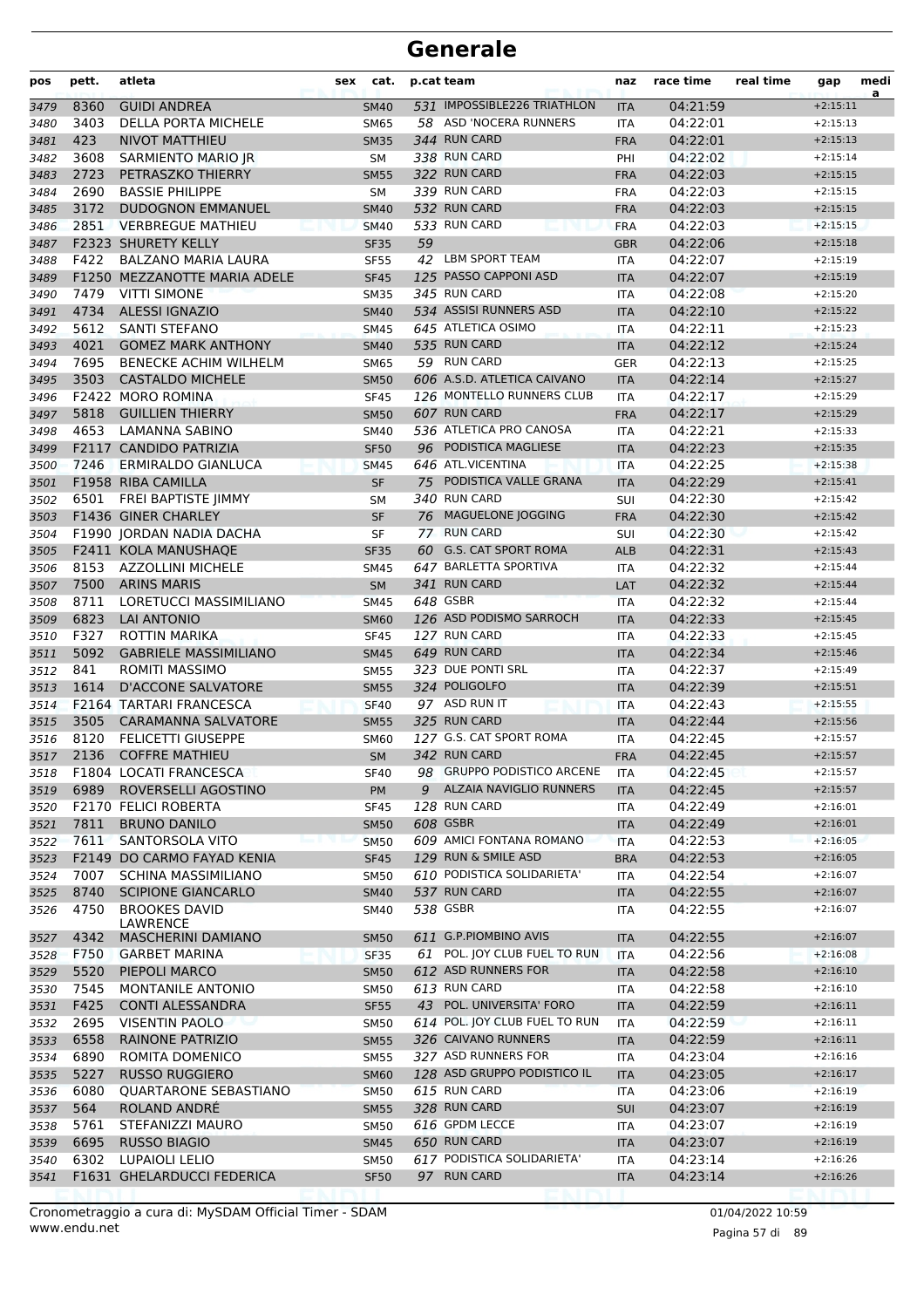# Generale

| pos | pett. | atleta | sex | cat. | p.cat | team | naz | race time | real time | gap | medi a |
|---|---|---|---|---|---|---|---|---|---|---|---|
| 3479 | 8360 | GUIDI ANDREA | | SM40 | 531 | IMPOSSIBLE226 TRIATHLON | ITA | 04:21:59 | | +2:15:11 | |
| 3480 | 3403 | DELLA PORTA MICHELE | | SM65 | 58 | ASD 'NOCERA RUNNERS | ITA | 04:22:01 | | +2:15:13 | |
| 3481 | 423 | NIVOT MATTHIEU | | SM35 | 344 | RUN CARD | FRA | 04:22:01 | | +2:15:13 | |
| 3482 | 3608 | SARMIENTO MARIO JR | | SM | 338 | RUN CARD | PHI | 04:22:02 | | +2:15:14 | |
| 3483 | 2723 | PETRASZKO THIERRY | | SM55 | 322 | RUN CARD | FRA | 04:22:03 | | +2:15:15 | |
| 3484 | 2690 | BASSIE PHILIPPE | | SM | 339 | RUN CARD | FRA | 04:22:03 | | +2:15:15 | |
| 3485 | 3172 | DUDOGNON EMMANUEL | | SM40 | 532 | RUN CARD | FRA | 04:22:03 | | +2:15:15 | |
| 3486 | 2851 | VERBREGUE MATHIEU | | SM40 | 533 | RUN CARD | FRA | 04:22:03 | | +2:15:15 | |
| 3487 | F2323 | SHURETY KELLY | | SF35 | 59 | | GBR | 04:22:06 | | +2:15:18 | |
| 3488 | F422 | BALZANO MARIA LAURA | | SF55 | 42 | LBM SPORT TEAM | ITA | 04:22:07 | | +2:15:19 | |
| 3489 | F1250 | MEZZANOTTE MARIA ADELE | | SF45 | 125 | PASSO CAPPONI ASD | ITA | 04:22:07 | | +2:15:19 | |
| 3490 | 7479 | VITTI SIMONE | | SM35 | 345 | RUN CARD | ITA | 04:22:08 | | +2:15:20 | |
| 3491 | 4734 | ALESSI IGNAZIO | | SM40 | 534 | ASSISI RUNNERS ASD | ITA | 04:22:10 | | +2:15:22 | |
| 3492 | 5612 | SANTI STEFANO | | SM45 | 645 | ATLETICA OSIMO | ITA | 04:22:11 | | +2:15:23 | |
| 3493 | 4021 | GOMEZ MARK ANTHONY | | SM40 | 535 | RUN CARD | ITA | 04:22:12 | | +2:15:24 | |
| 3494 | 7695 | BENECKE ACHIM WILHELM | | SM65 | 59 | RUN CARD | GER | 04:22:13 | | +2:15:25 | |
| 3495 | 3503 | CASTALDO MICHELE | | SM50 | 606 | A.S.D. ATLETICA CAIVANO | ITA | 04:22:14 | | +2:15:27 | |
| 3496 | F2422 | MORO ROMINA | | SF45 | 126 | MONTELLO RUNNERS CLUB | ITA | 04:22:17 | | +2:15:29 | |
| 3497 | 5818 | GUILLIEN THIERRY | | SM50 | 607 | RUN CARD | FRA | 04:22:17 | | +2:15:29 | |
| 3498 | 4653 | LAMANNA SABINO | | SM40 | 536 | ATLETICA PRO CANOSA | ITA | 04:22:21 | | +2:15:33 | |
| 3499 | F2117 | CANDIDO PATRIZIA | | SF50 | 96 | PODISTICA MAGLIESE | ITA | 04:22:23 | | +2:15:35 | |
| 3500 | 7246 | ERMIRALDO GIANLUCA | | SM45 | 646 | ATL.VICENTINA | ITA | 04:22:25 | | +2:15:38 | |
| 3501 | F1958 | RIBA CAMILLA | | SF | 75 | PODISTICA VALLE GRANA | ITA | 04:22:29 | | +2:15:41 | |
| 3502 | 6501 | FREI BAPTISTE JIMMY | | SM | 340 | RUN CARD | SUI | 04:22:30 | | +2:15:42 | |
| 3503 | F1436 | GINER CHARLEY | | SF | 76 | MAGUELONE JOGGING | FRA | 04:22:30 | | +2:15:42 | |
| 3504 | F1990 | JORDAN NADIA DACHA | | SF | 77 | RUN CARD | SUI | 04:22:30 | | +2:15:42 | |
| 3505 | F2411 | KOLA MANUSHAQE | | SF35 | 60 | G.S. CAT SPORT ROMA | ALB | 04:22:31 | | +2:15:43 | |
| 3506 | 8153 | AZZOLLINI MICHELE | | SM45 | 647 | BARLETTA SPORTIVA | ITA | 04:22:32 | | +2:15:44 | |
| 3507 | 7500 | ARINS MARIS | | SM | 341 | RUN CARD | LAT | 04:22:32 | | +2:15:44 | |
| 3508 | 8711 | LORETUCCI MASSIMILIANO | | SM45 | 648 | GSBR | ITA | 04:22:32 | | +2:15:44 | |
| 3509 | 6823 | LAI ANTONIO | | SM60 | 126 | ASD PODISMO SARROCH | ITA | 04:22:33 | | +2:15:45 | |
| 3510 | F327 | ROTTIN MARIKA | | SF45 | 127 | RUN CARD | ITA | 04:22:33 | | +2:15:45 | |
| 3511 | 5092 | GABRIELE MASSIMILIANO | | SM45 | 649 | RUN CARD | ITA | 04:22:34 | | +2:15:46 | |
| 3512 | 841 | ROMITI MASSIMO | | SM55 | 323 | DUE PONTI SRL | ITA | 04:22:37 | | +2:15:49 | |
| 3513 | 1614 | D'ACCONE SALVATORE | | SM55 | 324 | POLIGOLFO | ITA | 04:22:39 | | +2:15:51 | |
| 3514 | F2164 | TARTARI FRANCESCA | | SF40 | 97 | ASD RUN IT | ITA | 04:22:43 | | +2:15:55 | |
| 3515 | 3505 | CARAMANNA SALVATORE | | SM55 | 325 | RUN CARD | ITA | 04:22:44 | | +2:15:56 | |
| 3516 | 8120 | FELICETTI GIUSEPPE | | SM60 | 127 | G.S. CAT SPORT ROMA | ITA | 04:22:45 | | +2:15:57 | |
| 3517 | 2136 | COFFRE MATHIEU | | SM | 342 | RUN CARD | FRA | 04:22:45 | | +2:15:57 | |
| 3518 | F1804 | LOCATI FRANCESCA | | SF40 | 98 | GRUPPO PODISTICO ARCENE | ITA | 04:22:45 | | +2:15:57 | |
| 3519 | 6989 | ROVERSELLI AGOSTINO | | PM | 9 | ALZAIA NAVIGLIO RUNNERS | ITA | 04:22:45 | | +2:15:57 | |
| 3520 | F2170 | FELICI ROBERTA | | SF45 | 128 | RUN CARD | ITA | 04:22:49 | | +2:16:01 | |
| 3521 | 7811 | BRUNO DANILO | | SM50 | 608 | GSBR | ITA | 04:22:49 | | +2:16:01 | |
| 3522 | 7611 | SANTORSOLA VITO | | SM50 | 609 | AMICI FONTANA ROMANO | ITA | 04:22:53 | | +2:16:05 | |
| 3523 | F2149 | DO CARMO FAYAD KENIA | | SF45 | 129 | RUN & SMILE ASD | BRA | 04:22:53 | | +2:16:05 | |
| 3524 | 7007 | SCHINA MASSIMILIANO | | SM50 | 610 | PODISTICA SOLIDARIETA' | ITA | 04:22:54 | | +2:16:07 | |
| 3525 | 8740 | SCIPIONE GIANCARLO | | SM40 | 537 | RUN CARD | ITA | 04:22:55 | | +2:16:07 | |
| 3526 | 4750 | BROOKES DAVID LAWRENCE | | SM40 | 538 | GSBR | ITA | 04:22:55 | | +2:16:07 | |
| 3527 | 4342 | MASCHERINI DAMIANO | | SM50 | 611 | G.P.PIOMBINO AVIS | ITA | 04:22:55 | | +2:16:07 | |
| 3528 | F750 | GARBET MARINA | | SF35 | 61 | POL. JOY CLUB FUEL TO RUN | ITA | 04:22:56 | | +2:16:08 | |
| 3529 | 5520 | PIEPOLI MARCO | | SM50 | 612 | ASD RUNNERS FOR | ITA | 04:22:58 | | +2:16:10 | |
| 3530 | 7545 | MONTANILE ANTONIO | | SM50 | 613 | RUN CARD | ITA | 04:22:58 | | +2:16:10 | |
| 3531 | F425 | CONTI ALESSANDRA | | SF55 | 43 | POL. UNIVERSITA' FORO | ITA | 04:22:59 | | +2:16:11 | |
| 3532 | 2695 | VISENTIN PAOLO | | SM50 | 614 | POL. JOY CLUB FUEL TO RUN | ITA | 04:22:59 | | +2:16:11 | |
| 3533 | 6558 | RAINONE PATRIZIO | | SM55 | 326 | CAIVANO RUNNERS | ITA | 04:22:59 | | +2:16:11 | |
| 3534 | 6890 | ROMITA DOMENICO | | SM55 | 327 | ASD RUNNERS FOR | ITA | 04:23:04 | | +2:16:16 | |
| 3535 | 5227 | RUSSO RUGGIERO | | SM60 | 128 | ASD GRUPPO PODISTICO IL | ITA | 04:23:05 | | +2:16:17 | |
| 3536 | 6080 | QUARTARONE SEBASTIANO | | SM50 | 615 | RUN CARD | ITA | 04:23:06 | | +2:16:19 | |
| 3537 | 564 | ROLAND ANDRÉ | | SM55 | 328 | RUN CARD | SUI | 04:23:07 | | +2:16:19 | |
| 3538 | 5761 | STEFANIZZI MAURO | | SM50 | 616 | GPDM LECCE | ITA | 04:23:07 | | +2:16:19 | |
| 3539 | 6695 | RUSSO BIAGIO | | SM45 | 650 | RUN CARD | ITA | 04:23:07 | | +2:16:19 | |
| 3540 | 6302 | LUPAIOLI LELIO | | SM50 | 617 | PODISTICA SOLIDARIETA' | ITA | 04:23:14 | | +2:16:26 | |
| 3541 | F1631 | GHELARDUCCI FEDERICA | | SF50 | 97 | RUN CARD | ITA | 04:23:14 | | +2:16:26 | |

Cronometraggio a cura di: MySDAM Official Timer - SDAM
www.endu.net

01/04/2022 10:59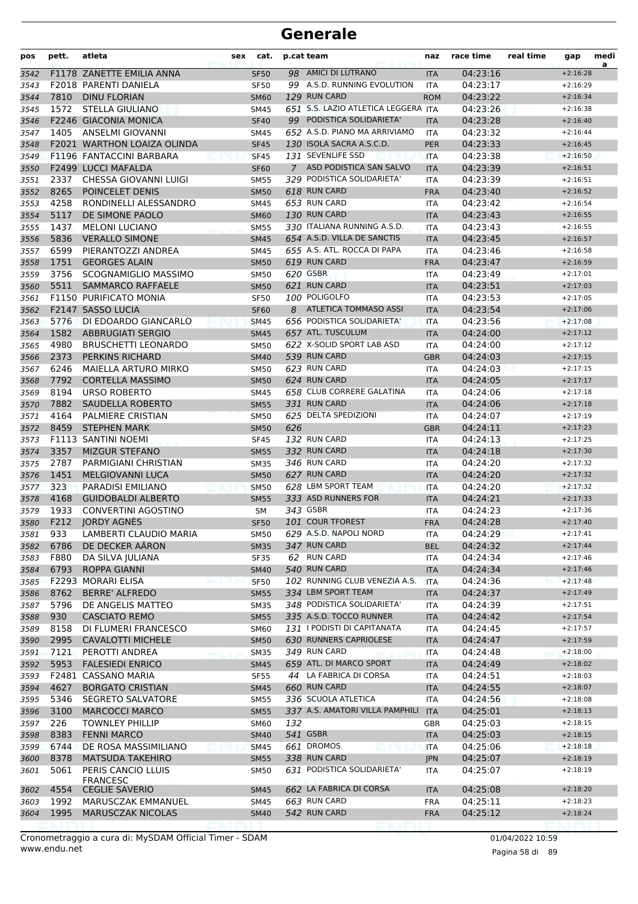# Generale

| pos | pett. | atleta | sex | cat. | p.cat | team | naz | race time | real time | gap | medi a |
|---|---|---|---|---|---|---|---|---|---|---|---|
| 3542 | F1178 | ZANETTE EMILIA ANNA | | SF50 | 98 | AMICI DI LUTRANO | ITA | 04:23:16 | | +2:16:28 | |
| 3543 | F2018 | PARENTI DANIELA | | SF50 | 99 | A.S.D. RUNNING EVOLUTION | ITA | 04:23:17 | | +2:16:29 | |
| 3544 | 7810 | DINU FLORIAN | | SM60 | 129 | RUN CARD | ROM | 04:23:22 | | +2:16:34 | |
| 3545 | 1572 | STELLA GIULIANO | | SM45 | 651 | S.S. LAZIO ATLETICA LEGGERA | ITA | 04:23:26 | | +2:16:38 | |
| 3546 | F2246 | GIACONIA MONICA | | SF40 | 99 | PODISTICA SOLIDARIETA' | ITA | 04:23:28 | | +2:16:40 | |
| 3547 | 1405 | ANSELMI GIOVANNI | | SM45 | 652 | A.S.D. PIANO MA ARRIVIAMO | ITA | 04:23:32 | | +2:16:44 | |
| 3548 | F2021 | WARTHON LOAIZA OLINDA | | SF45 | 130 | ISOLA SACRA A.S.C.D. | PER | 04:23:33 | | +2:16:45 | |
| 3549 | F1196 | FANTACCINI BARBARA | | SF45 | 131 | SEVENLIFE SSD | ITA | 04:23:38 | | +2:16:50 | |
| 3550 | F2499 | LUCCI MAFALDA | | SF60 | 7 | ASD PODISTICA SAN SALVO | ITA | 04:23:39 | | +2:16:51 | |
| 3551 | 2337 | CHESSA GIOVANNI LUIGI | | SM55 | 329 | PODISTICA SOLIDARIETA' | ITA | 04:23:39 | | +2:16:51 | |
| 3552 | 8265 | POINCELET DENIS | | SM50 | 618 | RUN CARD | FRA | 04:23:40 | | +2:16:52 | |
| 3553 | 4258 | RONDINELLI ALESSANDRO | | SM45 | 653 | RUN CARD | ITA | 04:23:42 | | +2:16:54 | |
| 3554 | 5117 | DE SIMONE PAOLO | | SM60 | 130 | RUN CARD | ITA | 04:23:43 | | +2:16:55 | |
| 3555 | 1437 | MELONI LUCIANO | | SM55 | 330 | ITALIANA RUNNING A.S.D. | ITA | 04:23:43 | | +2:16:55 | |
| 3556 | 5836 | VERALLO SIMONE | | SM45 | 654 | A.S.D. VILLA DE SANCTIS | ITA | 04:23:45 | | +2:16:57 | |
| 3557 | 6599 | PIERANTOZZI ANDREA | | SM45 | 655 | A.S. ATL. ROCCA DI PAPA | ITA | 04:23:46 | | +2:16:58 | |
| 3558 | 1751 | GEORGES ALAIN | | SM50 | 619 | RUN CARD | FRA | 04:23:47 | | +2:16:59 | |
| 3559 | 3756 | SCOGNAMIGLIO MASSIMO | | SM50 | 620 | GSBR | ITA | 04:23:49 | | +2:17:01 | |
| 3560 | 5511 | SAMMARCO RAFFAELE | | SM50 | 621 | RUN CARD | ITA | 04:23:51 | | +2:17:03 | |
| 3561 | F1150 | PURIFICATO MONIA | | SF50 | 100 | POLIGOLFO | ITA | 04:23:53 | | +2:17:05 | |
| 3562 | F2147 | SASSO LUCIA | | SF60 | 8 | ATLETICA TOMMASO ASSI | ITA | 04:23:54 | | +2:17:06 | |
| 3563 | 5776 | DI EDOARDO GIANCARLO | | SM45 | 656 | PODISTICA SOLIDARIETA' | ITA | 04:23:56 | | +2:17:08 | |
| 3564 | 1582 | ABBRUGIATI SERGIO | | SM45 | 657 | ATL. TUSCULUM | ITA | 04:24:00 | | +2:17:12 | |
| 3565 | 4980 | BRUSCHETTI LEONARDO | | SM50 | 622 | X-SOLID SPORT LAB ASD | ITA | 04:24:00 | | +2:17:12 | |
| 3566 | 2373 | PERKINS RICHARD | | SM40 | 539 | RUN CARD | GBR | 04:24:03 | | +2:17:15 | |
| 3567 | 6246 | MAIELLA ARTURO MIRKO | | SM50 | 623 | RUN CARD | ITA | 04:24:03 | | +2:17:15 | |
| 3568 | 7792 | CORTELLA MASSIMO | | SM50 | 624 | RUN CARD | ITA | 04:24:05 | | +2:17:17 | |
| 3569 | 8194 | URSO ROBERTO | | SM45 | 658 | CLUB CORRERE GALATINA | ITA | 04:24:06 | | +2:17:18 | |
| 3570 | 7882 | SAUDELLA ROBERTO | | SM55 | 331 | RUN CARD | ITA | 04:24:06 | | +2:17:18 | |
| 3571 | 4164 | PALMIERE CRISTIAN | | SM50 | 625 | DELTA SPEDIZIONI | ITA | 04:24:07 | | +2:17:19 | |
| 3572 | 8459 | STEPHEN MARK | | SM50 | 626 | | GBR | 04:24:11 | | +2:17:23 | |
| 3573 | F1113 | SANTINI NOEMI | | SF45 | 132 | RUN CARD | ITA | 04:24:13 | | +2:17:25 | |
| 3574 | 3357 | MIZGUR STEFANO | | SM55 | 332 | RUN CARD | ITA | 04:24:18 | | +2:17:30 | |
| 3575 | 2787 | PARMIGIANI CHRISTIAN | | SM35 | 346 | RUN CARD | ITA | 04:24:20 | | +2:17:32 | |
| 3576 | 1451 | MELGIOVANNI LUCA | | SM50 | 627 | RUN CARD | ITA | 04:24:20 | | +2:17:32 | |
| 3577 | 323 | PARADISI EMILIANO | | SM50 | 628 | LBM SPORT TEAM | ITA | 04:24:20 | | +2:17:32 | |
| 3578 | 4168 | GUIDOBALDI ALBERTO | | SM55 | 333 | ASD RUNNERS FOR | ITA | 04:24:21 | | +2:17:33 | |
| 3579 | 1933 | CONVERTINI AGOSTINO | | SM | 343 | GSBR | ITA | 04:24:23 | | +2:17:36 | |
| 3580 | F212 | JORDY AGNÈS | | SF50 | 101 | COUR TFOREST | FRA | 04:24:28 | | +2:17:40 | |
| 3581 | 933 | LAMBERTI CLAUDIO MARIA | | SM50 | 629 | A.S.D. NAPOLI NORD | ITA | 04:24:29 | | +2:17:41 | |
| 3582 | 6786 | DE DECKER AÄRON | | SM35 | 347 | RUN CARD | BEL | 04:24:32 | | +2:17:44 | |
| 3583 | F880 | DA SILVA JULIANA | | SF35 | 62 | RUN CARD | ITA | 04:24:34 | | +2:17:46 | |
| 3584 | 6793 | ROPPA GIANNI | | SM40 | 540 | RUN CARD | ITA | 04:24:34 | | +2:17:46 | |
| 3585 | F2293 | MORARI ELISA | | SF50 | 102 | RUNNING CLUB VENEZIA A.S. | ITA | 04:24:36 | | +2:17:48 | |
| 3586 | 8762 | BERRE' ALFREDO | | SM55 | 334 | LBM SPORT TEAM | ITA | 04:24:37 | | +2:17:49 | |
| 3587 | 5796 | DE ANGELIS MATTEO | | SM35 | 348 | PODISTICA SOLIDARIETA' | ITA | 04:24:39 | | +2:17:51 | |
| 3588 | 930 | CASCIATO REMO | | SM55 | 335 | A.S.D. TOCCO RUNNER | ITA | 04:24:42 | | +2:17:54 | |
| 3589 | 8158 | DI FLUMERI FRANCESCO | | SM60 | 131 | I PODISTI DI CAPITANATA | ITA | 04:24:45 | | +2:17:57 | |
| 3590 | 2995 | CAVALOTTI MICHELE | | SM50 | 630 | RUNNERS CAPRIOLESE | ITA | 04:24:47 | | +2:17:59 | |
| 3591 | 7121 | PEROTTI ANDREA | | SM35 | 349 | RUN CARD | ITA | 04:24:48 | | +2:18:00 | |
| 3592 | 5953 | FALESIEDI ENRICO | | SM45 | 659 | ATL. DI MARCO SPORT | ITA | 04:24:49 | | +2:18:02 | |
| 3593 | F2481 | CASSANO MARIA | | SF55 | 44 | LA FABRICA DI CORSA | ITA | 04:24:51 | | +2:18:03 | |
| 3594 | 4627 | BORGATO CRISTIAN | | SM45 | 660 | RUN CARD | ITA | 04:24:55 | | +2:18:07 | |
| 3595 | 5346 | SEGRETO SALVATORE | | SM55 | 336 | SCUOLA ATLETICA | ITA | 04:24:56 | | +2:18:08 | |
| 3596 | 3100 | MARCOCCI MARCO | | SM55 | 337 | A.S. AMATORI VILLA PAMPHILI | ITA | 04:25:01 | | +2:18:13 | |
| 3597 | 226 | TOWNLEY PHILLIP | | SM60 | 132 | | GBR | 04:25:03 | | +2:18:15 | |
| 3598 | 8383 | FENNI MARCO | | SM40 | 541 | GSBR | ITA | 04:25:03 | | +2:18:15 | |
| 3599 | 6744 | DE ROSA MASSIMILIANO | | SM45 | 661 | DROMOS | ITA | 04:25:06 | | +2:18:18 | |
| 3600 | 8378 | MATSUDA TAKEHIRO | | SM55 | 338 | RUN CARD | JPN | 04:25:07 | | +2:18:19 | |
| 3601 | 5061 | PERIS CANCIO LLUIS FRANCESC | | SM50 | 631 | PODISTICA SOLIDARIETA' | ITA | 04:25:07 | | +2:18:19 | |
| 3602 | 4554 | CEGLIE SAVERIO | | SM45 | 662 | LA FABRICA DI CORSA | ITA | 04:25:08 | | +2:18:20 | |
| 3603 | 1992 | MARUSCZAK EMMANUEL | | SM45 | 663 | RUN CARD | FRA | 04:25:11 | | +2:18:23 | |
| 3604 | 1995 | MARUSCZAK NICOLAS | | SM40 | 542 | RUN CARD | FRA | 04:25:12 | | +2:18:24 | |

Cronometraggio a cura di: MySDAM Official Timer - SDAM
www.endu.net

01/04/2022 10:59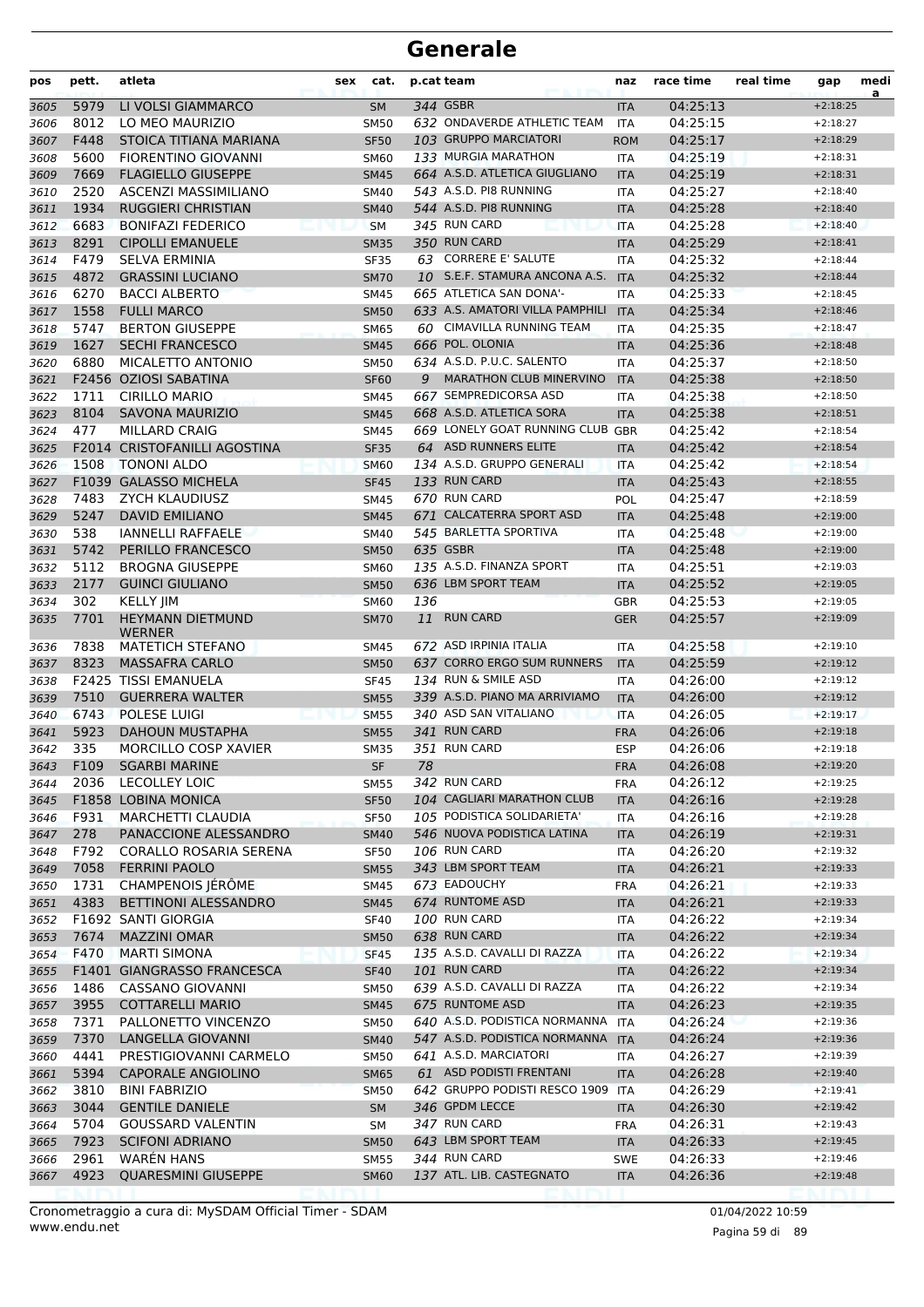# Generale

| pos | pett. | atleta | sex | cat. | p.cat | team | naz | race time | real time | gap | medi a |
|---|---|---|---|---|---|---|---|---|---|---|---|
| 3605 | 5979 | LI VOLSI GIAMMARCO | | SM | 344 | GSBR | ITA | 04:25:13 | | +2:18:25 | |
| 3606 | 8012 | LO MEO MAURIZIO | | SM50 | 632 | ONDAVERDE ATHLETIC TEAM | ITA | 04:25:15 | | +2:18:27 | |
| 3607 | F448 | STOICA TITIANA MARIANA | | SF50 | 103 | GRUPPO MARCIATORI | ROM | 04:25:17 | | +2:18:29 | |
| 3608 | 5600 | FIORENTINO GIOVANNI | | SM60 | 133 | MURGIA MARATHON | ITA | 04:25:19 | | +2:18:31 | |
| 3609 | 7669 | FLAGIELLO GIUSEPPE | | SM45 | 664 | A.S.D. ATLETICA GIUGLIANO | ITA | 04:25:19 | | +2:18:31 | |
| 3610 | 2520 | ASCENZI MASSIMILIANO | | SM40 | 543 | A.S.D. PI8 RUNNING | ITA | 04:25:27 | | +2:18:40 | |
| 3611 | 1934 | RUGGIERI CHRISTIAN | | SM40 | 544 | A.S.D. PI8 RUNNING | ITA | 04:25:28 | | +2:18:40 | |
| 3612 | 6683 | BONIFAZI FEDERICO | | SM | 345 | RUN CARD | ITA | 04:25:28 | | +2:18:40 | |
| 3613 | 8291 | CIPOLLI EMANUELE | | SM35 | 350 | RUN CARD | ITA | 04:25:29 | | +2:18:41 | |
| 3614 | F479 | SELVA ERMINIA | | SF35 | 63 | CORRERE E' SALUTE | ITA | 04:25:32 | | +2:18:44 | |
| 3615 | 4872 | GRASSINI LUCIANO | | SM70 | 10 | S.E.F. STAMURA ANCONA A.S. | ITA | 04:25:32 | | +2:18:44 | |
| 3616 | 6270 | BACCI ALBERTO | | SM45 | 665 | ATLETICA SAN DONA'- | ITA | 04:25:33 | | +2:18:45 | |
| 3617 | 1558 | FULLI MARCO | | SM50 | 633 | A.S. AMATORI VILLA PAMPHILI | ITA | 04:25:34 | | +2:18:46 | |
| 3618 | 5747 | BERTON GIUSEPPE | | SM65 | 60 | CIMAVILLA RUNNING TEAM | ITA | 04:25:35 | | +2:18:47 | |
| 3619 | 1627 | SECHI FRANCESCO | | SM45 | 666 | POL. OLONIA | ITA | 04:25:36 | | +2:18:48 | |
| 3620 | 6880 | MICALETTO ANTONIO | | SM50 | 634 | A.S.D. P.U.C. SALENTO | ITA | 04:25:37 | | +2:18:50 | |
| 3621 | F2456 | OZIOSI SABATINA | | SF60 | 9 | MARATHON CLUB MINERVINO | ITA | 04:25:38 | | +2:18:50 | |
| 3622 | 1711 | CIRILLO MARIO | | SM45 | 667 | SEMPREDICORSA ASD | ITA | 04:25:38 | | +2:18:50 | |
| 3623 | 8104 | SAVONA MAURIZIO | | SM45 | 668 | A.S.D. ATLETICA SORA | ITA | 04:25:38 | | +2:18:51 | |
| 3624 | 477 | MILLARD CRAIG | | SM45 | 669 | LONELY GOAT RUNNING CLUB | GBR | 04:25:42 | | +2:18:54 | |
| 3625 | F2014 | CRISTOFANILLI AGOSTINA | | SF35 | 64 | ASD RUNNERS ELITE | ITA | 04:25:42 | | +2:18:54 | |
| 3626 | 1508 | TONONI ALDO | | SM60 | 134 | A.S.D. GRUPPO GENERALI | ITA | 04:25:42 | | +2:18:54 | |
| 3627 | F1039 | GALASSO MICHELA | | SF45 | 133 | RUN CARD | ITA | 04:25:43 | | +2:18:55 | |
| 3628 | 7483 | ZYCH KLAUDIUSZ | | SM45 | 670 | RUN CARD | POL | 04:25:47 | | +2:18:59 | |
| 3629 | 5247 | DAVID EMILIANO | | SM45 | 671 | CALCATERRA SPORT ASD | ITA | 04:25:48 | | +2:19:00 | |
| 3630 | 538 | IANNELLI RAFFAELE | | SM40 | 545 | BARLETTA SPORTIVA | ITA | 04:25:48 | | +2:19:00 | |
| 3631 | 5742 | PERILLO FRANCESCO | | SM50 | 635 | GSBR | ITA | 04:25:48 | | +2:19:00 | |
| 3632 | 5112 | BROGNA GIUSEPPE | | SM60 | 135 | A.S.D. FINANZA SPORT | ITA | 04:25:51 | | +2:19:03 | |
| 3633 | 2177 | GUINCI GIULIANO | | SM50 | 636 | LBM SPORT TEAM | ITA | 04:25:52 | | +2:19:05 | |
| 3634 | 302 | KELLY JIM | | SM60 | 136 | | GBR | 04:25:53 | | +2:19:05 | |
| 3635 | 7701 | HEYMANN DIETMUND WERNER | | SM70 | 11 | RUN CARD | GER | 04:25:57 | | +2:19:09 | |
| 3636 | 7838 | MATETICH STEFANO | | SM45 | 672 | ASD IRPINIA ITALIA | ITA | 04:25:58 | | +2:19:10 | |
| 3637 | 8323 | MASSAFRA CARLO | | SM50 | 637 | CORRO ERGO SUM RUNNERS | ITA | 04:25:59 | | +2:19:12 | |
| 3638 | F2425 | TISSI EMANUELA | | SF45 | 134 | RUN & SMILE ASD | ITA | 04:26:00 | | +2:19:12 | |
| 3639 | 7510 | GUERRERA WALTER | | SM55 | 339 | A.S.D. PIANO MA ARRIVIAMO | ITA | 04:26:00 | | +2:19:12 | |
| 3640 | 6743 | POLESE LUIGI | | SM55 | 340 | ASD SAN VITALIANO | ITA | 04:26:05 | | +2:19:17 | |
| 3641 | 5923 | DAHOUN MUSTAPHA | | SM55 | 341 | RUN CARD | FRA | 04:26:06 | | +2:19:18 | |
| 3642 | 335 | MORCILLO COSP XAVIER | | SM35 | 351 | RUN CARD | ESP | 04:26:06 | | +2:19:18 | |
| 3643 | F109 | SGARBI MARINE | | SF | 78 | | FRA | 04:26:08 | | +2:19:20 | |
| 3644 | 2036 | LECOLLEY LOIC | | SM55 | 342 | RUN CARD | FRA | 04:26:12 | | +2:19:25 | |
| 3645 | F1858 | LOBINA MONICA | | SF50 | 104 | CAGLIARI MARATHON CLUB | ITA | 04:26:16 | | +2:19:28 | |
| 3646 | F931 | MARCHETTI CLAUDIA | | SF50 | 105 | PODISTICA SOLIDARIETA' | ITA | 04:26:16 | | +2:19:28 | |
| 3647 | 278 | PANACCIONE ALESSANDRO | | SM40 | 546 | NUOVA PODISTICA LATINA | ITA | 04:26:19 | | +2:19:31 | |
| 3648 | F792 | CORALLO ROSARIA SERENA | | SF50 | 106 | RUN CARD | ITA | 04:26:20 | | +2:19:32 | |
| 3649 | 7058 | FERRINI PAOLO | | SM55 | 343 | LBM SPORT TEAM | ITA | 04:26:21 | | +2:19:33 | |
| 3650 | 1731 | CHAMPENOIS JÉRÔME | | SM45 | 673 | EADOUCHY | FRA | 04:26:21 | | +2:19:33 | |
| 3651 | 4383 | BETTINONI ALESSANDRO | | SM45 | 674 | RUNTOME ASD | ITA | 04:26:21 | | +2:19:33 | |
| 3652 | F1692 | SANTI GIORGIA | | SF40 | 100 | RUN CARD | ITA | 04:26:22 | | +2:19:34 | |
| 3653 | 7674 | MAZZINI OMAR | | SM50 | 638 | RUN CARD | ITA | 04:26:22 | | +2:19:34 | |
| 3654 | F470 | MARTI SIMONA | | SF45 | 135 | A.S.D. CAVALLI DI RAZZA | ITA | 04:26:22 | | +2:19:34 | |
| 3655 | F1401 | GIANGRASSO FRANCESCA | | SF40 | 101 | RUN CARD | ITA | 04:26:22 | | +2:19:34 | |
| 3656 | 1486 | CASSANO GIOVANNI | | SM50 | 639 | A.S.D. CAVALLI DI RAZZA | ITA | 04:26:22 | | +2:19:34 | |
| 3657 | 3955 | COTTARELLI MARIO | | SM45 | 675 | RUNTOME ASD | ITA | 04:26:23 | | +2:19:35 | |
| 3658 | 7371 | PALLONETTO VINCENZO | | SM50 | 640 | A.S.D. PODISTICA NORMANNA | ITA | 04:26:24 | | +2:19:36 | |
| 3659 | 7370 | LANGELLA GIOVANNI | | SM40 | 547 | A.S.D. PODISTICA NORMANNA | ITA | 04:26:24 | | +2:19:36 | |
| 3660 | 4441 | PRESTIGIOVANNI CARMELO | | SM50 | 641 | A.S.D. MARCIATORI | ITA | 04:26:27 | | +2:19:39 | |
| 3661 | 5394 | CAPORALE ANGIOLINO | | SM65 | 61 | ASD PODISTI FRENTANI | ITA | 04:26:28 | | +2:19:40 | |
| 3662 | 3810 | BINI FABRIZIO | | SM50 | 642 | GRUPPO PODISTI RESCO 1909 | ITA | 04:26:29 | | +2:19:41 | |
| 3663 | 3044 | GENTILE DANIELE | | SM | 346 | GPDM LECCE | ITA | 04:26:30 | | +2:19:42 | |
| 3664 | 5704 | GOUSSARD VALENTIN | | SM | 347 | RUN CARD | FRA | 04:26:31 | | +2:19:43 | |
| 3665 | 7923 | SCIFONI ADRIANO | | SM50 | 643 | LBM SPORT TEAM | ITA | 04:26:33 | | +2:19:45 | |
| 3666 | 2961 | WARÉN HANS | | SM55 | 344 | RUN CARD | SWE | 04:26:33 | | +2:19:46 | |
| 3667 | 4923 | QUARESMINI GIUSEPPE | | SM60 | 137 | ATL. LIB. CASTEGNATO | ITA | 04:26:36 | | +2:19:48 | |

Cronometraggio a cura di: MySDAM Official Timer - SDAM
www.endu.net

01/04/2022 10:59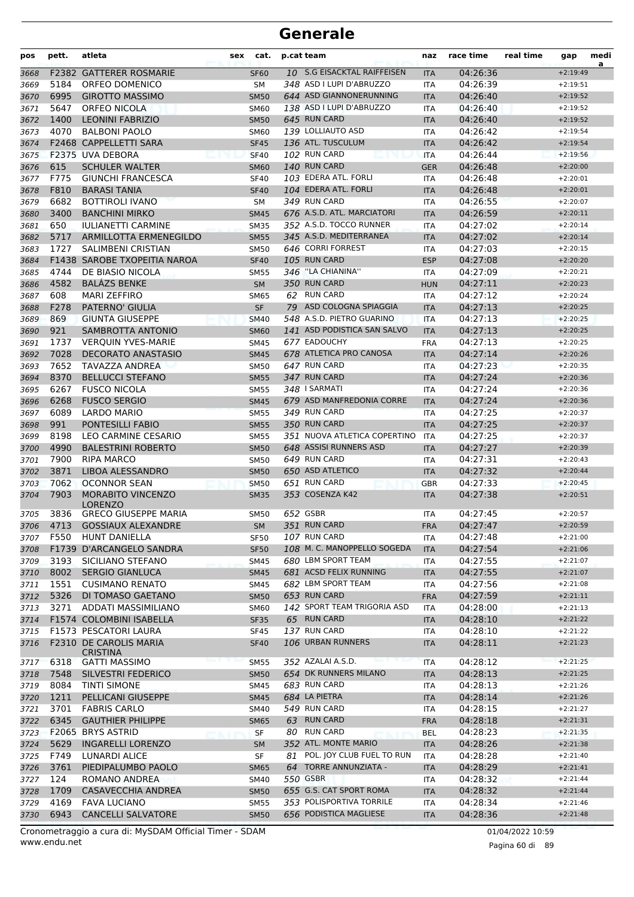# Generale

| pos | pett. | atleta | sex | cat. | p.cat | team | naz | race time | real time | gap | medi a |
|---|---|---|---|---|---|---|---|---|---|---|---|
| 3668 | F2382 | GATTERER ROSMARIE | | SF60 | 10 | S.G EISACKTAL RAIFFEISEN | ITA | 04:26:36 | | +2:19:49 | |
| 3669 | 5184 | ORFEO DOMENICO | | SM | 348 | ASD I LUPI D'ABRUZZO | ITA | 04:26:39 | | +2:19:51 | |
| 3670 | 6995 | GIROTTO MASSIMO | | SM50 | 644 | ASD GIANNONERUNNING | ITA | 04:26:40 | | +2:19:52 | |
| 3671 | 5647 | ORFEO NICOLA | | SM60 | 138 | ASD I LUPI D'ABRUZZO | ITA | 04:26:40 | | +2:19:52 | |
| 3672 | 1400 | LEONINI FABRIZIO | | SM50 | 645 | RUN CARD | ITA | 04:26:40 | | +2:19:52 | |
| 3673 | 4070 | BALBONI PAOLO | | SM60 | 139 | LOLLIAUTO ASD | ITA | 04:26:42 | | +2:19:54 | |
| 3674 | F2468 | CAPPELLETTI SARA | | SF45 | 136 | ATL. TUSCULUM | ITA | 04:26:42 | | +2:19:54 | |
| 3675 | F2375 | UVA DEBORA | | SF40 | 102 | RUN CARD | ITA | 04:26:44 | | +2:19:56 | |
| 3676 | 615 | SCHULER WALTER | | SM60 | 140 | RUN CARD | GER | 04:26:48 | | +2:20:00 | |
| 3677 | F775 | GIUNCHI FRANCESCA | | SF40 | 103 | EDERA ATL. FORLI | ITA | 04:26:48 | | +2:20:01 | |
| 3678 | F810 | BARASI TANIA | | SF40 | 104 | EDERA ATL. FORLI | ITA | 04:26:48 | | +2:20:01 | |
| 3679 | 6682 | BOTTIROLI IVANO | | SM | 349 | RUN CARD | ITA | 04:26:55 | | +2:20:07 | |
| 3680 | 3400 | BANCHINI MIRKO | | SM45 | 676 | A.S.D. ATL. MARCIATORI | ITA | 04:26:59 | | +2:20:11 | |
| 3681 | 650 | IULIANETTI CARMINE | | SM35 | 352 | A.S.D. TOCCO RUNNER | ITA | 04:27:02 | | +2:20:14 | |
| 3682 | 5717 | ARMILLOTTA ERMENEGILDO | | SM55 | 345 | A.S.D. MEDITERRANEA | ITA | 04:27:02 | | +2:20:14 | |
| 3683 | 1727 | SALIMBENI CRISTIAN | | SM50 | 646 | CORRI FORREST | ITA | 04:27:03 | | +2:20:15 | |
| 3684 | F1438 | SAROBE TXOPEITIA NAROA | | SF40 | 105 | RUN CARD | ESP | 04:27:08 | | +2:20:20 | |
| 3685 | 4744 | DE BIASIO NICOLA | | SM55 | 346 | ''LA CHIANINA'' | ITA | 04:27:09 | | +2:20:21 | |
| 3686 | 4582 | BALÁZS BENKE | | SM | 350 | RUN CARD | HUN | 04:27:11 | | +2:20:23 | |
| 3687 | 608 | MARI ZEFFIRO | | SM65 | 62 | RUN CARD | ITA | 04:27:12 | | +2:20:24 | |
| 3688 | F278 | PATERNO' GIULIA | | SF | 79 | ASD COLOGNA SPIAGGIA | ITA | 04:27:13 | | +2:20:25 | |
| 3689 | 869 | GIUNTA GIUSEPPE | | SM40 | 548 | A.S.D. PIETRO GUARINO | ITA | 04:27:13 | | +2:20:25 | |
| 3690 | 921 | SAMBROTTA ANTONIO | | SM60 | 141 | ASD PODISTICA SAN SALVO | ITA | 04:27:13 | | +2:20:25 | |
| 3691 | 1737 | VERQUIN YVES-MARIE | | SM45 | 677 | EADOUCHY | FRA | 04:27:13 | | +2:20:25 | |
| 3692 | 7028 | DECORATO ANASTASIO | | SM45 | 678 | ATLETICA PRO CANOSA | ITA | 04:27:14 | | +2:20:26 | |
| 3693 | 7652 | TAVAZZA ANDREA | | SM50 | 647 | RUN CARD | ITA | 04:27:23 | | +2:20:35 | |
| 3694 | 8370 | BELLUCCI STEFANO | | SM55 | 347 | RUN CARD | ITA | 04:27:24 | | +2:20:36 | |
| 3695 | 6267 | FUSCO NICOLA | | SM55 | 348 | I SARMATI | ITA | 04:27:24 | | +2:20:36 | |
| 3696 | 6268 | FUSCO SERGIO | | SM45 | 679 | ASD MANFREDONIA CORRE | ITA | 04:27:24 | | +2:20:36 | |
| 3697 | 6089 | LARDO MARIO | | SM55 | 349 | RUN CARD | ITA | 04:27:25 | | +2:20:37 | |
| 3698 | 991 | PONTESILLI FABIO | | SM55 | 350 | RUN CARD | ITA | 04:27:25 | | +2:20:37 | |
| 3699 | 8198 | LEO CARMINE CESARIO | | SM55 | 351 | NUOVA ATLETICA COPERTINO | ITA | 04:27:25 | | +2:20:37 | |
| 3700 | 4990 | BALESTRINI ROBERTO | | SM50 | 648 | ASSISI RUNNERS ASD | ITA | 04:27:27 | | +2:20:39 | |
| 3701 | 7900 | RIPA MARCO | | SM50 | 649 | RUN CARD | ITA | 04:27:31 | | +2:20:43 | |
| 3702 | 3871 | LIBOA ALESSANDRO | | SM50 | 650 | ASD ATLETICO | ITA | 04:27:32 | | +2:20:44 | |
| 3703 | 7062 | OCONNOR SEAN | | SM50 | 651 | RUN CARD | GBR | 04:27:33 | | +2:20:45 | |
| 3704 | 7903 | MORABITO VINCENZO LORENZO | | SM35 | 353 | COSENZA K42 | ITA | 04:27:38 | | +2:20:51 | |
| 3705 | 3836 | GRECO GIUSEPPE MARIA | | SM50 | 652 | GSBR | ITA | 04:27:45 | | +2:20:57 | |
| 3706 | 4713 | GOSSIAUX ALEXANDRE | | SM | 351 | RUN CARD | FRA | 04:27:47 | | +2:20:59 | |
| 3707 | F550 | HUNT DANIELLA | | SF50 | 107 | RUN CARD | ITA | 04:27:48 | | +2:21:00 | |
| 3708 | F1739 | D'ARCANGELO SANDRA | | SF50 | 108 | M. C. MANOPPELLO SOGEDA | ITA | 04:27:54 | | +2:21:06 | |
| 3709 | 3193 | SICILIANO STEFANO | | SM45 | 680 | LBM SPORT TEAM | ITA | 04:27:55 | | +2:21:07 | |
| 3710 | 8002 | SERGIO GIANLUCA | | SM45 | 681 | ACSD FELIX RUNNING | ITA | 04:27:55 | | +2:21:07 | |
| 3711 | 1551 | CUSIMANO RENATO | | SM45 | 682 | LBM SPORT TEAM | ITA | 04:27:56 | | +2:21:08 | |
| 3712 | 5326 | DI TOMASO GAETANO | | SM50 | 653 | RUN CARD | FRA | 04:27:59 | | +2:21:11 | |
| 3713 | 3271 | ADDATI MASSIMILIANO | | SM60 | 142 | SPORT TEAM TRIGORIA ASD | ITA | 04:28:00 | | +2:21:13 | |
| 3714 | F1574 | COLOMBINI ISABELLA | | SF35 | 65 | RUN CARD | ITA | 04:28:10 | | +2:21:22 | |
| 3715 | F1573 | PESCATORI LAURA | | SF45 | 137 | RUN CARD | ITA | 04:28:10 | | +2:21:22 | |
| 3716 | F2310 | DE CAROLIS MARIA CRISTINA | | SF40 | 106 | URBAN RUNNERS | ITA | 04:28:11 | | +2:21:23 | |
| 3717 | 6318 | GATTI MASSIMO | | SM55 | 352 | AZALAI A.S.D. | ITA | 04:28:12 | | +2:21:25 | |
| 3718 | 7548 | SILVESTRI FEDERICO | | SM50 | 654 | DK RUNNERS MILANO | ITA | 04:28:13 | | +2:21:25 | |
| 3719 | 8084 | TINTI SIMONE | | SM45 | 683 | RUN CARD | ITA | 04:28:13 | | +2:21:26 | |
| 3720 | 1211 | PELLICANI GIUSEPPE | | SM45 | 684 | LA PIETRA | ITA | 04:28:14 | | +2:21:26 | |
| 3721 | 3701 | FABRIS CARLO | | SM40 | 549 | RUN CARD | ITA | 04:28:15 | | +2:21:27 | |
| 3722 | 6345 | GAUTHIER PHILIPPE | | SM65 | 63 | RUN CARD | FRA | 04:28:18 | | +2:21:31 | |
| 3723 | F2065 | BRYS ASTRID | | SF | 80 | RUN CARD | BEL | 04:28:23 | | +2:21:35 | |
| 3724 | 5629 | INGARELLI LORENZO | | SM | 352 | ATL. MONTE MARIO | ITA | 04:28:26 | | +2:21:38 | |
| 3725 | F749 | LUNARDI ALICE | | SF | 81 | POL. JOY CLUB FUEL TO RUN | ITA | 04:28:28 | | +2:21:40 | |
| 3726 | 3761 | PIEDIPALUMBO PAOLO | | SM65 | 64 | TORRE ANNUNZIATA - | ITA | 04:28:29 | | +2:21:41 | |
| 3727 | 124 | ROMANO ANDREA | | SM40 | 550 | GSBR | ITA | 04:28:32 | | +2:21:44 | |
| 3728 | 1709 | CASAVECCHIA ANDREA | | SM50 | 655 | G.S. CAT SPORT ROMA | ITA | 04:28:32 | | +2:21:44 | |
| 3729 | 4169 | FAVA LUCIANO | | SM55 | 353 | POLISPORTIVA TORRILE | ITA | 04:28:34 | | +2:21:46 | |
| 3730 | 6943 | CANCELLI SALVATORE | | SM50 | 656 | PODISTICA MAGLIESE | ITA | 04:28:36 | | +2:21:48 | |

Cronometraggio a cura di: MySDAM Official Timer - SDAM
www.endu.net

01/04/2022 10:59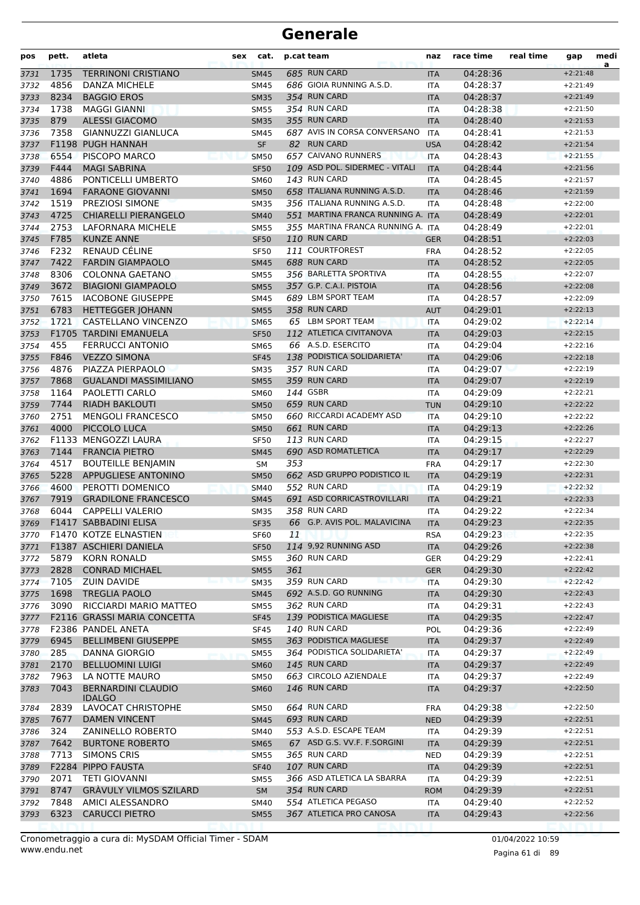# Generale

| pos | pett. | atleta | sex | cat. | p.cat | team | naz | race time | real time | gap | medi a |
|---|---|---|---|---|---|---|---|---|---|---|---|
| 3731 | 1735 | TERRINONI CRISTIANO | | SM45 | 685 | RUN CARD | ITA | 04:28:36 | | +2:21:48 | |
| 3732 | 4856 | DANZA MICHELE | | SM45 | 686 | GIOIA RUNNING A.S.D. | ITA | 04:28:37 | | +2:21:49 | |
| 3733 | 8234 | BAGGIO EROS | | SM35 | 354 | RUN CARD | ITA | 04:28:37 | | +2:21:49 | |
| 3734 | 1738 | MAGGI GIANNI | | SM55 | 354 | RUN CARD | ITA | 04:28:38 | | +2:21:50 | |
| 3735 | 879 | ALESSI GIACOMO | | SM35 | 355 | RUN CARD | ITA | 04:28:40 | | +2:21:53 | |
| 3736 | 7358 | GIANNUZZI GIANLUCA | | SM45 | 687 | AVIS IN CORSA CONVERSANO | ITA | 04:28:41 | | +2:21:53 | |
| 3737 | F1198 | PUGH HANNAH | | SF | 82 | RUN CARD | USA | 04:28:42 | | +2:21:54 | |
| 3738 | 6554 | PISCOPO MARCO | | SM50 | 657 | CAIVANO RUNNERS | ITA | 04:28:43 | | +2:21:55 | |
| 3739 | F444 | MAGI SABRINA | | SF50 | 109 | ASD POL. SIDERMEC - VITALI | ITA | 04:28:44 | | +2:21:56 | |
| 3740 | 4886 | PONTICELLI UMBERTO | | SM60 | 143 | RUN CARD | ITA | 04:28:45 | | +2:21:57 | |
| 3741 | 1694 | FARAONE GIOVANNI | | SM50 | 658 | ITALIANA RUNNING A.S.D. | ITA | 04:28:46 | | +2:21:59 | |
| 3742 | 1519 | PREZIOSI SIMONE | | SM35 | 356 | ITALIANA RUNNING A.S.D. | ITA | 04:28:48 | | +2:22:00 | |
| 3743 | 4725 | CHIARELLI PIERANGELO | | SM40 | 551 | MARTINA FRANCA RUNNING A. | ITA | 04:28:49 | | +2:22:01 | |
| 3744 | 2753 | LAFORNARA MICHELE | | SM55 | 355 | MARTINA FRANCA RUNNING A. | ITA | 04:28:49 | | +2:22:01 | |
| 3745 | F785 | KUNZE ANNE | | SF50 | 110 | RUN CARD | GER | 04:28:51 | | +2:22:03 | |
| 3746 | F232 | RENAUD CÉLINE | | SF50 | 111 | COURTFOREST | FRA | 04:28:52 | | +2:22:05 | |
| 3747 | 7422 | FARDIN GIAMPAOLO | | SM45 | 688 | RUN CARD | ITA | 04:28:52 | | +2:22:05 | |
| 3748 | 8306 | COLONNA GAETANO | | SM55 | 356 | BARLETTA SPORTIVA | ITA | 04:28:55 | | +2:22:07 | |
| 3749 | 3672 | BIAGIONI GIAMPAOLO | | SM55 | 357 | G.P. C.A.I. PISTOIA | ITA | 04:28:56 | | +2:22:08 | |
| 3750 | 7615 | IACOBONE GIUSEPPE | | SM45 | 689 | LBM SPORT TEAM | ITA | 04:28:57 | | +2:22:09 | |
| 3751 | 6783 | HETTEGGER JOHANN | | SM55 | 358 | RUN CARD | AUT | 04:29:01 | | +2:22:13 | |
| 3752 | 1721 | CASTELLANO VINCENZO | | SM65 | 65 | LBM SPORT TEAM | ITA | 04:29:02 | | +2:22:14 | |
| 3753 | F1705 | TARDINI EMANUELA | | SF50 | 112 | ATLETICA CIVITANOVA | ITA | 04:29:03 | | +2:22:15 | |
| 3754 | 455 | FERRUCCI ANTONIO | | SM65 | 66 | A.S.D. ESERCITO | ITA | 04:29:04 | | +2:22:16 | |
| 3755 | F846 | VEZZO SIMONA | | SF45 | 138 | PODISTICA SOLIDARIETA' | ITA | 04:29:06 | | +2:22:18 | |
| 3756 | 4876 | PIAZZA PIERPAOLO | | SM35 | 357 | RUN CARD | ITA | 04:29:07 | | +2:22:19 | |
| 3757 | 7868 | GUALANDI MASSIMILIANO | | SM55 | 359 | RUN CARD | ITA | 04:29:07 | | +2:22:19 | |
| 3758 | 1164 | PAOLETTI CARLO | | SM60 | 144 | GSBR | ITA | 04:29:09 | | +2:22:21 | |
| 3759 | 7744 | RIADH BAKLOUTI | | SM50 | 659 | RUN CARD | TUN | 04:29:10 | | +2:22:22 | |
| 3760 | 2751 | MENGOLI FRANCESCO | | SM50 | 660 | RICCARDI ACADEMY ASD | ITA | 04:29:10 | | +2:22:22 | |
| 3761 | 4000 | PICCOLO LUCA | | SM50 | 661 | RUN CARD | ITA | 04:29:13 | | +2:22:26 | |
| 3762 | F1133 | MENGOZZI LAURA | | SF50 | 113 | RUN CARD | ITA | 04:29:15 | | +2:22:27 | |
| 3763 | 7144 | FRANCIA PIETRO | | SM45 | 690 | ASD ROMATLETICA | ITA | 04:29:17 | | +2:22:29 | |
| 3764 | 4517 | BOUTEILLE BENJAMIN | | SM | 353 | | FRA | 04:29:17 | | +2:22:30 | |
| 3765 | 5228 | APPUGLIESE ANTONINO | | SM50 | 662 | ASD GRUPPO PODISTICO IL | ITA | 04:29:19 | | +2:22:31 | |
| 3766 | 4600 | PEROTTI DOMENICO | | SM40 | 552 | RUN CARD | ITA | 04:29:19 | | +2:22:32 | |
| 3767 | 7919 | GRADILONE FRANCESCO | | SM45 | 691 | ASD CORRICASTROVILLARI | ITA | 04:29:21 | | +2:22:33 | |
| 3768 | 6044 | CAPPELLI VALERIO | | SM35 | 358 | RUN CARD | ITA | 04:29:22 | | +2:22:34 | |
| 3769 | F1417 | SABBADINI ELISA | | SF35 | 66 | G.P. AVIS POL. MALAVICINA | ITA | 04:29:23 | | +2:22:35 | |
| 3770 | F1470 | KOTZE ELNASTIEN | | SF60 | 11 | | RSA | 04:29:23 | | +2:22:35 | |
| 3771 | F1387 | ASCHIERI DANIELA | | SF50 | 114 | 9,92 RUNNING ASD | ITA | 04:29:26 | | +2:22:38 | |
| 3772 | 5879 | KORN RONALD | | SM55 | 360 | RUN CARD | GER | 04:29:29 | | +2:22:41 | |
| 3773 | 2828 | CONRAD MICHAEL | | SM55 | 361 | | GER | 04:29:30 | | +2:22:42 | |
| 3774 | 7105 | ZUIN DAVIDE | | SM35 | 359 | RUN CARD | ITA | 04:29:30 | | +2:22:42 | |
| 3775 | 1698 | TREGLIA PAOLO | | SM45 | 692 | A.S.D. GO RUNNING | ITA | 04:29:30 | | +2:22:43 | |
| 3776 | 3090 | RICCIARDI MARIO MATTEO | | SM55 | 362 | RUN CARD | ITA | 04:29:31 | | +2:22:43 | |
| 3777 | F2116 | GRASSI MARIA CONCETTA | | SF45 | 139 | PODISTICA MAGLIESE | ITA | 04:29:35 | | +2:22:47 | |
| 3778 | F2386 | PANDEL ANETA | | SF45 | 140 | RUN CARD | POL | 04:29:36 | | +2:22:49 | |
| 3779 | 6945 | BELLIMBENI GIUSEPPE | | SM55 | 363 | PODISTICA MAGLIESE | ITA | 04:29:37 | | +2:22:49 | |
| 3780 | 285 | DANNA GIORGIO | | SM55 | 364 | PODISTICA SOLIDARIETA' | ITA | 04:29:37 | | +2:22:49 | |
| 3781 | 2170 | BELLUOMINI LUIGI | | SM60 | 145 | RUN CARD | ITA | 04:29:37 | | +2:22:49 | |
| 3782 | 7963 | LA NOTTE MAURO | | SM50 | 663 | CIRCOLO AZIENDALE | ITA | 04:29:37 | | +2:22:49 | |
| 3783 | 7043 | BERNARDINI CLAUDIO IDALGO | | SM60 | 146 | RUN CARD | ITA | 04:29:37 | | +2:22:50 | |
| 3784 | 2839 | LAVOCAT CHRISTOPHE | | SM50 | 664 | RUN CARD | FRA | 04:29:38 | | +2:22:50 | |
| 3785 | 7677 | DAMEN VINCENT | | SM45 | 693 | RUN CARD | NED | 04:29:39 | | +2:22:51 | |
| 3786 | 324 | ZANINELLO ROBERTO | | SM40 | 553 | A.S.D. ESCAPE TEAM | ITA | 04:29:39 | | +2:22:51 | |
| 3787 | 7642 | BURTONE ROBERTO | | SM65 | 67 | ASD G.S. VV.F. F.SORGINI | ITA | 04:29:39 | | +2:22:51 | |
| 3788 | 7713 | SIMONS CRIS | | SM55 | 365 | RUN CARD | NED | 04:29:39 | | +2:22:51 | |
| 3789 | F2284 | PIPPO FAUSTA | | SF40 | 107 | RUN CARD | ITA | 04:29:39 | | +2:22:51 | |
| 3790 | 2071 | TETI GIOVANNI | | SM55 | 366 | ASD ATLETICA LA SBARRA | ITA | 04:29:39 | | +2:22:51 | |
| 3791 | 8747 | GRÀVULY VILMOS SZILARD | | SM | 354 | RUN CARD | ROM | 04:29:39 | | +2:22:51 | |
| 3792 | 7848 | AMICI ALESSANDRO | | SM40 | 554 | ATLETICA PEGASO | ITA | 04:29:40 | | +2:22:52 | |
| 3793 | 6323 | CARUCCI PIETRO | | SM55 | 367 | ATLETICA PRO CANOSA | ITA | 04:29:43 | | +2:22:56 | |

Cronometraggio a cura di: MySDAM Official Timer - SDAM
www.endu.net

01/04/2022 10:59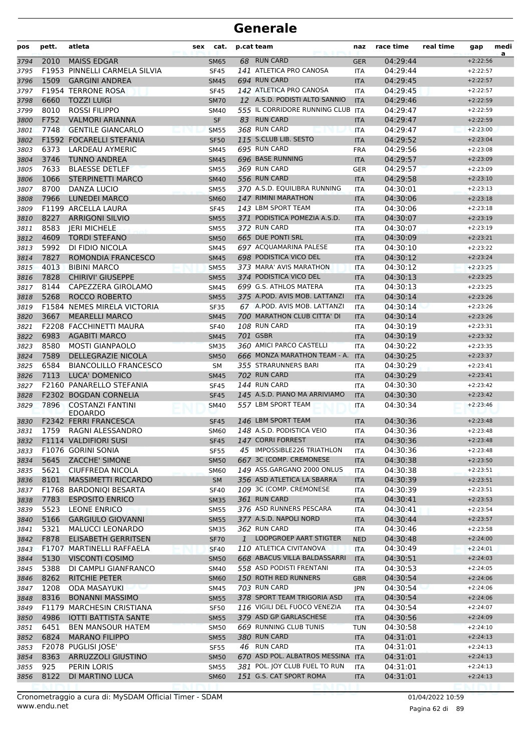# Generale

| pos | pett. | atleta | sex | cat. | p.cat | team | naz | race time | real time | gap | medi a |
|---|---|---|---|---|---|---|---|---|---|---|---|
| 3794 | 2010 | MAISS EDGAR | | SM65 | 68 | RUN CARD | GER | 04:29:44 | | +2:22:56 | |
| 3795 | F1953 | PINNELLI CARMELA SILVIA | | SF45 | 141 | ATLETICA PRO CANOSA | ITA | 04:29:44 | | +2:22:57 | |
| 3796 | 1509 | GARGINI ANDREA | | SM45 | 694 | RUN CARD | ITA | 04:29:45 | | +2:22:57 | |
| 3797 | F1954 | TERRONE ROSA | | SF45 | 142 | ATLETICA PRO CANOSA | ITA | 04:29:45 | | +2:22:57 | |
| 3798 | 6660 | TOZZI LUIGI | | SM70 | 12 | A.S.D. PODISTI ALTO SANNIO | ITA | 04:29:46 | | +2:22:59 | |
| 3799 | 8010 | ROSSI FILIPPO | | SM40 | 555 | IL CORRIDORE RUNNING CLUB | ITA | 04:29:47 | | +2:22:59 | |
| 3800 | F752 | VALMORI ARIANNA | | SF | 83 | RUN CARD | ITA | 04:29:47 | | +2:22:59 | |
| 3801 | 7748 | GENTILE GIANCARLO | | SM55 | 368 | RUN CARD | ITA | 04:29:47 | | +2:23:00 | |
| 3802 | F1592 | FOCARELLI STEFANIA | | SF50 | 115 | S.CLUB LIB. SESTO | ITA | 04:29:52 | | +2:23:04 | |
| 3803 | 6373 | LARDEAU AYMERIC | | SM45 | 695 | RUN CARD | FRA | 04:29:56 | | +2:23:08 | |
| 3804 | 3746 | TUNNO ANDREA | | SM45 | 696 | BASE RUNNING | ITA | 04:29:57 | | +2:23:09 | |
| 3805 | 7633 | BLAESSE DETLEF | | SM55 | 369 | RUN CARD | GER | 04:29:57 | | +2:23:09 | |
| 3806 | 1066 | STERPINETTI MARCO | | SM40 | 556 | RUN CARD | ITA | 04:29:58 | | +2:23:10 | |
| 3807 | 8700 | DANZA LUCIO | | SM55 | 370 | A.S.D. EQUILIBRA RUNNING | ITA | 04:30:01 | | +2:23:13 | |
| 3808 | 7966 | LUNEDEI MARCO | | SM60 | 147 | RIMINI MARATHON | ITA | 04:30:06 | | +2:23:18 | |
| 3809 | F1199 | ARCELLA LAURA | | SF45 | 143 | LBM SPORT TEAM | ITA | 04:30:06 | | +2:23:18 | |
| 3810 | 8227 | ARRIGONI SILVIO | | SM55 | 371 | PODISTICA POMEZIA A.S.D. | ITA | 04:30:07 | | +2:23:19 | |
| 3811 | 8583 | JERI MICHELE | | SM55 | 372 | RUN CARD | ITA | 04:30:07 | | +2:23:19 | |
| 3812 | 4609 | TORDI STEFANO | | SM50 | 665 | DUE PONTI SRL | ITA | 04:30:09 | | +2:23:21 | |
| 3813 | 5992 | DI FIDIO NICOLA | | SM45 | 697 | ACQUAMARINA PALESE | ITA | 04:30:10 | | +2:23:22 | |
| 3814 | 7827 | ROMONDIA FRANCESCO | | SM45 | 698 | PODISTICA VICO DEL | ITA | 04:30:12 | | +2:23:24 | |
| 3815 | 4013 | BIBINI MARCO | | SM55 | 373 | MARA' AVIS MARATHON | ITA | 04:30:12 | | +2:23:25 | |
| 3816 | 7828 | CHIRIVI' GIUSEPPE | | SM55 | 374 | PODISTICA VICO DEL | ITA | 04:30:13 | | +2:23:25 | |
| 3817 | 8144 | CAPEZZERA GIROLAMO | | SM45 | 699 | G.S. ATHLOS MATERA | ITA | 04:30:13 | | +2:23:25 | |
| 3818 | 5268 | ROCCO ROBERTO | | SM55 | 375 | A.POD. AVIS MOB. LATTANZI | ITA | 04:30:14 | | +2:23:26 | |
| 3819 | F1584 | NEMES MIRELA VICTORIA | | SF35 | 67 | A.POD. AVIS MOB. LATTANZI | ITA | 04:30:14 | | +2:23:26 | |
| 3820 | 3667 | MEARELLI MARCO | | SM45 | 700 | MARATHON CLUB CITTA' DI | ITA | 04:30:14 | | +2:23:26 | |
| 3821 | F2208 | FACCHINETTI MAURA | | SF40 | 108 | RUN CARD | ITA | 04:30:19 | | +2:23:31 | |
| 3822 | 6983 | AGABITI MARCO | | SM45 | 701 | GSBR | ITA | 04:30:19 | | +2:23:32 | |
| 3823 | 8580 | MOSTI GIANPAOLO | | SM35 | 360 | AMICI PARCO CASTELLI | ITA | 04:30:22 | | +2:23:35 | |
| 3824 | 7589 | DELLEGRAZIE NICOLA | | SM50 | 666 | MONZA MARATHON TEAM - A. | ITA | 04:30:25 | | +2:23:37 | |
| 3825 | 6584 | BIANCOLILLO FRANCESCO | | SM | 355 | STRARUNNERS BARI | ITA | 04:30:29 | | +2:23:41 | |
| 3826 | 7113 | LUCA' DOMENICO | | SM45 | 702 | RUN CARD | ITA | 04:30:29 | | +2:23:41 | |
| 3827 | F2160 | PANARELLO STEFANIA | | SF45 | 144 | RUN CARD | ITA | 04:30:30 | | +2:23:42 | |
| 3828 | F2302 | BOGDAN CORNELIA | | SF45 | 145 | A.S.D. PIANO MA ARRIVIAMO | ITA | 04:30:30 | | +2:23:42 | |
| 3829 | 7896 | COSTANZI FANTINI EDOARDO | | SM40 | 557 | LBM SPORT TEAM | ITA | 04:30:34 | | +2:23:46 | |
| 3830 | F2342 | FERRI FRANCESCA | | SF45 | 146 | LBM SPORT TEAM | ITA | 04:30:36 | | +2:23:48 | |
| 3831 | 1759 | RAGNI ALESSANDRO | | SM60 | 148 | A.S.D. PODISTICA VEIO | ITA | 04:30:36 | | +2:23:48 | |
| 3832 | F1114 | VALDIFIORI SUSI | | SF45 | 147 | CORRI FORREST | ITA | 04:30:36 | | +2:23:48 | |
| 3833 | F1076 | GORINI SONIA | | SF55 | 45 | IMPOSSIBLE226 TRIATHLON | ITA | 04:30:36 | | +2:23:48 | |
| 3834 | 5645 | ZACCHE' SIMONE | | SM50 | 667 | 3C (COMP. CREMONESE | ITA | 04:30:38 | | +2:23:50 | |
| 3835 | 5621 | CIUFFREDA NICOLA | | SM60 | 149 | ASS.GARGANO 2000 ONLUS | ITA | 04:30:38 | | +2:23:51 | |
| 3836 | 8101 | MASSIMETTI RICCARDO | | SM | 356 | ASD ATLETICA LA SBARRA | ITA | 04:30:39 | | +2:23:51 | |
| 3837 | F1768 | BARDONIQI BESARTA | | SF40 | 109 | 3C (COMP. CREMONESE | ITA | 04:30:39 | | +2:23:51 | |
| 3838 | 7783 | ESPOSITO ENRICO | | SM35 | 361 | RUN CARD | ITA | 04:30:41 | | +2:23:53 | |
| 3839 | 5523 | LEONE ENRICO | | SM55 | 376 | ASD RUNNERS PESCARA | ITA | 04:30:41 | | +2:23:54 | |
| 3840 | 5166 | GARGIULO GIOVANNI | | SM55 | 377 | A.S.D. NAPOLI NORD | ITA | 04:30:44 | | +2:23:57 | |
| 3841 | 5321 | MALUCCI LEONARDO | | SM35 | 362 | RUN CARD | ITA | 04:30:46 | | +2:23:58 | |
| 3842 | F878 | ELISABETH GERRITSEN | | SF70 | 1 | LOOPGROEP AART STIGTER | NED | 04:30:48 | | +2:24:00 | |
| 3843 | F1707 | MARTINELLI RAFFAELA | | SF40 | 110 | ATLETICA CIVITANOVA | ITA | 04:30:49 | | +2:24:01 | |
| 3844 | 5130 | VISCONTI COSIMO | | SM50 | 668 | ABACUS VILLA BALDASSARRI | ITA | 04:30:51 | | +2:24:03 | |
| 3845 | 5388 | DI CAMPLI GIANFRANCO | | SM40 | 558 | ASD PODISTI FRENTANI | ITA | 04:30:53 | | +2:24:05 | |
| 3846 | 8262 | RITCHIE PETER | | SM60 | 150 | ROTH RED RUNNERS | GBR | 04:30:54 | | +2:24:06 | |
| 3847 | 1208 | ODA MASAYUKI | | SM45 | 703 | RUN CARD | JPN | 04:30:54 | | +2:24:06 | |
| 3848 | 8316 | BONANNI MASSIMO | | SM55 | 378 | SPORT TEAM TRIGORIA ASD | ITA | 04:30:54 | | +2:24:06 | |
| 3849 | F1179 | MARCHESIN CRISTIANA | | SF50 | 116 | VIGILI DEL FUOCO VENEZIA | ITA | 04:30:54 | | +2:24:07 | |
| 3850 | 4986 | IOTTI BATTISTA SANTE | | SM55 | 379 | ASD GP GARLASCHESE | ITA | 04:30:56 | | +2:24:09 | |
| 3851 | 6451 | BEN MANSOUR HATEM | | SM50 | 669 | RUNNING CLUB TUNIS | TUN | 04:30:58 | | +2:24:10 | |
| 3852 | 6824 | MARANO FILIPPO | | SM55 | 380 | RUN CARD | ITA | 04:31:01 | | +2:24:13 | |
| 3853 | F2078 | PUGLISI JOSE' | | SF55 | 46 | RUN CARD | ITA | 04:31:01 | | +2:24:13 | |
| 3854 | 8363 | ARRUZZOLI GIUSTINO | | SM50 | 670 | ASD POL. ALBATROS MESSINA | ITA | 04:31:01 | | +2:24:13 | |
| 3855 | 925 | PERIN LORIS | | SM55 | 381 | POL. JOY CLUB FUEL TO RUN | ITA | 04:31:01 | | +2:24:13 | |
| 3856 | 8122 | DI MARTINO LUCA | | SM60 | 151 | G.S. CAT SPORT ROMA | ITA | 04:31:01 | | +2:24:13 | |

Cronometraggio a cura di: MySDAM Official Timer - SDAM
www.endu.net

01/04/2022 10:59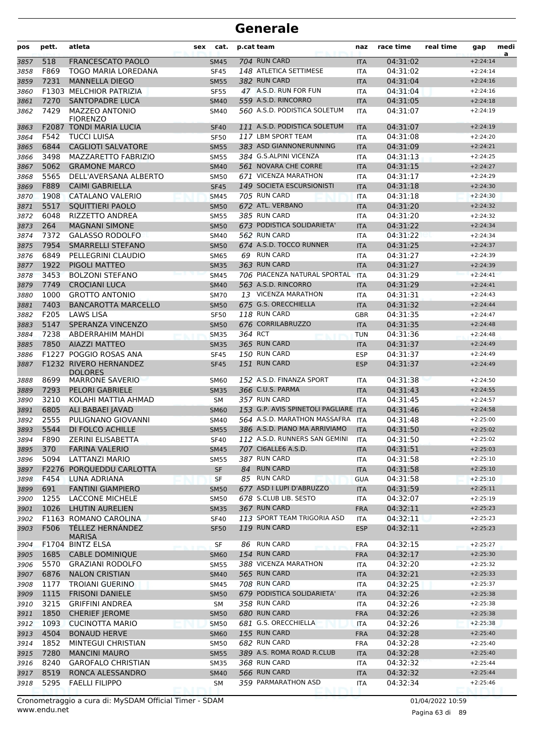# Generale

| pos | pett. | atleta | sex | cat. | p.cat | team | naz | race time | real time | gap | media |
|---|---|---|---|---|---|---|---|---|---|---|---|
| 3857 | 518 | FRANCESCATO PAOLO | | SM45 | 704 | RUN CARD | ITA | 04:31:02 | | +2:24:14 | |
| 3858 | F869 | TOGO MARIA LOREDANA | | SF45 | 148 | ATLETICA SETTIMESE | ITA | 04:31:02 | | +2:24:14 | |
| 3859 | 7231 | MANNELLA DIEGO | | SM55 | 382 | RUN CARD | ITA | 04:31:04 | | +2:24:16 | |
| 3860 | F1303 | MELCHIOR PATRIZIA | | SF55 | 47 | A.S.D. RUN FOR FUN | ITA | 04:31:04 | | +2:24:16 | |
| 3861 | 7270 | SANTOPADRE LUCA | | SM40 | 559 | A.S.D. RINCORRO | ITA | 04:31:05 | | +2:24:18 | |
| 3862 | 7429 | MAZZEO ANTONIO FIORENZO | | SM40 | 560 | A.S.D. PODISTICA SOLETUM | ITA | 04:31:07 | | +2:24:19 | |
| 3863 | F2087 | TONDI MARIA LUCIA | | SF40 | 111 | A.S.D. PODISTICA SOLETUM | ITA | 04:31:07 | | +2:24:19 | |
| 3864 | F542 | TUCCI LUISA | | SF50 | 117 | LBM SPORT TEAM | ITA | 04:31:08 | | +2:24:20 | |
| 3865 | 6844 | CAGLIOTI SALVATORE | | SM55 | 383 | ASD GIANNONERUNNING | ITA | 04:31:09 | | +2:24:21 | |
| 3866 | 3498 | MAZZARETTO FABRIZIO | | SM55 | 384 | G.S.ALPINI VICENZA | ITA | 04:31:13 | | +2:24:25 | |
| 3867 | 5062 | GRAMONE MARCO | | SM40 | 561 | NOVARA CHE CORRE | ITA | 04:31:15 | | +2:24:27 | |
| 3868 | 5565 | DELL'AVERSANA ALBERTO | | SM50 | 671 | VICENZA MARATHON | ITA | 04:31:17 | | +2:24:29 | |
| 3869 | F889 | CAIMI GABRIELLA | | SF45 | 149 | SOCIETA ESCURSIONISTI | ITA | 04:31:18 | | +2:24:30 | |
| 3870 | 1908 | CATALANO VALERIO | | SM45 | 705 | RUN CARD | ITA | 04:31:18 | | +2:24:30 | |
| 3871 | 5517 | SQUITTIERI PAOLO | | SM50 | 672 | ATL. VERBANO | ITA | 04:31:20 | | +2:24:32 | |
| 3872 | 6048 | RIZZETTO ANDREA | | SM55 | 385 | RUN CARD | ITA | 04:31:20 | | +2:24:32 | |
| 3873 | 264 | MAGNANI SIMONE | | SM50 | 673 | PODISTICA SOLIDARIETA' | ITA | 04:31:22 | | +2:24:34 | |
| 3874 | 7372 | GALASSO RODOLFO | | SM40 | 562 | RUN CARD | ITA | 04:31:22 | | +2:24:34 | |
| 3875 | 7954 | SMARRELLI STEFANO | | SM50 | 674 | A.S.D. TOCCO RUNNER | ITA | 04:31:25 | | +2:24:37 | |
| 3876 | 6849 | PELLEGRINI CLAUDIO | | SM65 | 69 | RUN CARD | ITA | 04:31:27 | | +2:24:39 | |
| 3877 | 1922 | PIGOLI MATTEO | | SM35 | 363 | RUN CARD | ITA | 04:31:27 | | +2:24:39 | |
| 3878 | 3453 | BOLZONI STEFANO | | SM45 | 706 | PIACENZA NATURAL SPORTAL | ITA | 04:31:29 | | +2:24:41 | |
| 3879 | 7749 | CROCIANI LUCA | | SM40 | 563 | A.S.D. RINCORRO | ITA | 04:31:29 | | +2:24:41 | |
| 3880 | 1000 | GROTTO ANTONIO | | SM70 | 13 | VICENZA MARATHON | ITA | 04:31:31 | | +2:24:43 | |
| 3881 | 7403 | BANCAROTTA MARCELLO | | SM50 | 675 | G.S. ORECCHIELLA | ITA | 04:31:32 | | +2:24:44 | |
| 3882 | F205 | LAWS LISA | | SF50 | 118 | RUN CARD | GBR | 04:31:35 | | +2:24:47 | |
| 3883 | 5147 | SPERANZA VINCENZO | | SM50 | 676 | CORRILABRUZZO | ITA | 04:31:35 | | +2:24:48 | |
| 3884 | 7238 | ABDERRAHIM MAHDI | | SM35 | 364 | RCT | TUN | 04:31:36 | | +2:24:48 | |
| 3885 | 7850 | AIAZZI MATTEO | | SM35 | 365 | RUN CARD | ITA | 04:31:37 | | +2:24:49 | |
| 3886 | F1227 | POGGIO ROSAS ANA | | SF45 | 150 | RUN CARD | ESP | 04:31:37 | | +2:24:49 | |
| 3887 | F1232 | RIVERO HERNANDEZ DOLORES | | SF45 | 151 | RUN CARD | ESP | 04:31:37 | | +2:24:49 | |
| 3888 | 8699 | MARRONE SAVERIO | | SM60 | 152 | A.S.D. FINANZA SPORT | ITA | 04:31:38 | | +2:24:50 | |
| 3889 | 7293 | PELORI GABRIELE | | SM35 | 366 | C.U.S. PARMA | ITA | 04:31:43 | | +2:24:55 | |
| 3890 | 3210 | KOLAHI MATTIA AHMAD | | SM | 357 | RUN CARD | ITA | 04:31:45 | | +2:24:57 | |
| 3891 | 6805 | ALI BABAEI JAVAD | | SM60 | 153 | G.P. AVIS SPINETOLI PAGLIARE | ITA | 04:31:46 | | +2:24:58 | |
| 3892 | 2555 | PULIGNANO GIOVANNI | | SM40 | 564 | A.S.D. MARATHON MASSAFRA | ITA | 04:31:48 | | +2:25:00 | |
| 3893 | 5544 | DI FOLCO ACHILLE | | SM55 | 386 | A.S.D. PIANO MA ARRIVIAMO | ITA | 04:31:50 | | +2:25:02 | |
| 3894 | F890 | ZERINI ELISABETTA | | SF40 | 112 | A.S.D. RUNNERS SAN GEMINI | ITA | 04:31:50 | | +2:25:02 | |
| 3895 | 370 | FARINA VALERIO | | SM45 | 707 | CI6ALLE6 A.S.D. | ITA | 04:31:51 | | +2:25:03 | |
| 3896 | 5094 | LATTANZI MARIO | | SM55 | 387 | RUN CARD | ITA | 04:31:58 | | +2:25:10 | |
| 3897 | F2276 | PORQUEDDU CARLOTTA | | SF | 84 | RUN CARD | ITA | 04:31:58 | | +2:25:10 | |
| 3898 | F454 | LUNA ADRIANA | | SF | 85 | RUN CARD | GUA | 04:31:58 | | +2:25:10 | |
| 3899 | 691 | FANTINI GIAMPIERO | | SM50 | 677 | ASD I LUPI D'ABRUZZO | ITA | 04:31:59 | | +2:25:11 | |
| 3900 | 1255 | LACCONE MICHELE | | SM50 | 678 | S.CLUB LIB. SESTO | ITA | 04:32:07 | | +2:25:19 | |
| 3901 | 1026 | LHUTIN AURELIEN | | SM35 | 367 | RUN CARD | FRA | 04:32:11 | | +2:25:23 | |
| 3902 | F1163 | ROMANO CAROLINA | | SF40 | 113 | SPORT TEAM TRIGORIA ASD | ITA | 04:32:11 | | +2:25:23 | |
| 3903 | F506 | TÉLLEZ HERNÁNDEZ MARISA | | SF50 | 119 | RUN CARD | ESP | 04:32:11 | | +2:25:23 | |
| 3904 | F1704 | BINTZ ELSA | | SF | 86 | RUN CARD | FRA | 04:32:15 | | +2:25:27 | |
| 3905 | 1685 | CABLE DOMINIQUE | | SM60 | 154 | RUN CARD | FRA | 04:32:17 | | +2:25:30 | |
| 3906 | 5570 | GRAZIANI RODOLFO | | SM55 | 388 | VICENZA MARATHON | ITA | 04:32:20 | | +2:25:32 | |
| 3907 | 6876 | NALON CRISTIAN | | SM40 | 565 | RUN CARD | ITA | 04:32:21 | | +2:25:33 | |
| 3908 | 1177 | TROIANI GUERINO | | SM45 | 708 | RUN CARD | ITA | 04:32:25 | | +2:25:37 | |
| 3909 | 1115 | FRISONI DANIELE | | SM50 | 679 | PODISTICA SOLIDARIETA' | ITA | 04:32:26 | | +2:25:38 | |
| 3910 | 3215 | GRIFFINI ANDREA | | SM | 358 | RUN CARD | ITA | 04:32:26 | | +2:25:38 | |
| 3911 | 1850 | CHERIEF JEROME | | SM50 | 680 | RUN CARD | FRA | 04:32:26 | | +2:25:38 | |
| 3912 | 1093 | CUCINOTTA MARIO | | SM50 | 681 | G.S. ORECCHIELLA | ITA | 04:32:26 | | +2:25:38 | |
| 3913 | 4504 | BONAUD HERVE | | SM60 | 155 | RUN CARD | FRA | 04:32:28 | | +2:25:40 | |
| 3914 | 1852 | MINTEGUI CHRISTIAN | | SM50 | 682 | RUN CARD | FRA | 04:32:28 | | +2:25:40 | |
| 3915 | 7280 | MANCINI MAURO | | SM55 | 389 | A.S. ROMA ROAD R.CLUB | ITA | 04:32:28 | | +2:25:40 | |
| 3916 | 8240 | GAROFALO CHRISTIAN | | SM35 | 368 | RUN CARD | ITA | 04:32:32 | | +2:25:44 | |
| 3917 | 8519 | RONCA ALESSANDRO | | SM40 | 566 | RUN CARD | ITA | 04:32:32 | | +2:25:44 | |
| 3918 | 5295 | FAELLI FILIPPO | | SM | 359 | PARMARATHON ASD | ITA | 04:32:34 | | +2:25:46 | |

Cronometraggio a cura di: MySDAM Official Timer - SDAM
www.endu.net

01/04/2022 10:59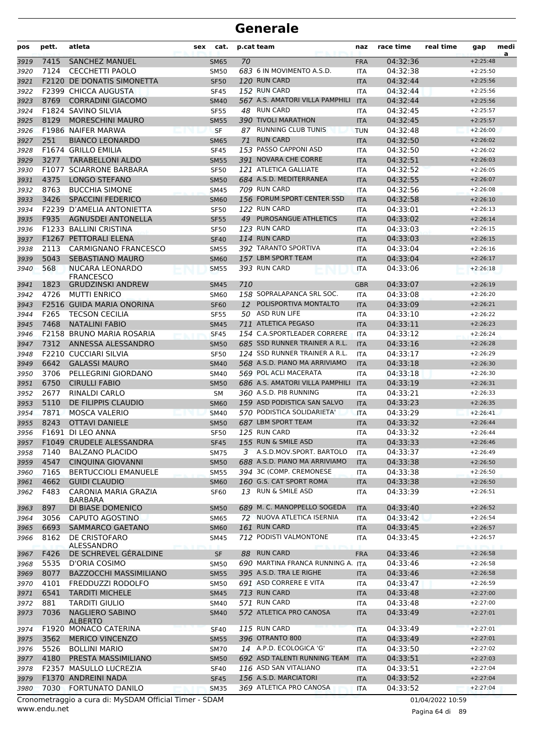# Generale

| pos | pett. | atleta | sex | cat. | p.cat | team | naz | race time | real time | gap | medi a |
|---|---|---|---|---|---|---|---|---|---|---|---|
| 3919 | 7415 | SANCHEZ MANUEL | | SM65 | 70 | | FRA | 04:32:36 | | +2:25:48 | |
| 3920 | 7124 | CECCHETTI PAOLO | | SM50 | 683 | 6 IN MOVIMENTO A.S.D. | ITA | 04:32:38 | | +2:25:50 | |
| 3921 | F2120 | DE DONATIS SIMONETTA | | SF50 | 120 | RUN CARD | ITA | 04:32:44 | | +2:25:56 | |
| 3922 | F2399 | CHICCA AUGUSTA | | SF45 | 152 | RUN CARD | ITA | 04:32:44 | | +2:25:56 | |
| 3923 | 8769 | CORRADINI GIACOMO | | SM40 | 567 | A.S. AMATORI VILLA PAMPHILI | ITA | 04:32:44 | | +2:25:56 | |
| 3924 | F1824 | SAVINO SILVIA | | SF55 | 48 | RUN CARD | ITA | 04:32:45 | | +2:25:57 | |
| 3925 | 8129 | MORESCHINI MAURO | | SM55 | 390 | TIVOLI MARATHON | ITA | 04:32:45 | | +2:25:57 | |
| 3926 | F1986 | NAIFER MARWA | | SF | 87 | RUNNING CLUB TUNIS | TUN | 04:32:48 | | +2:26:00 | |
| 3927 | 251 | BIANCO LEONARDO | | SM65 | 71 | RUN CARD | ITA | 04:32:50 | | +2:26:02 | |
| 3928 | F1674 | GRILLO EMILIA | | SF45 | 153 | PASSO CAPPONI ASD | ITA | 04:32:50 | | +2:26:02 | |
| 3929 | 3277 | TARABELLONI ALDO | | SM55 | 391 | NOVARA CHE CORRE | ITA | 04:32:51 | | +2:26:03 | |
| 3930 | F1077 | SCIARRONE BARBARA | | SF50 | 121 | ATLETICA GALLIATE | ITA | 04:32:52 | | +2:26:05 | |
| 3931 | 4375 | LONGO STEFANO | | SM50 | 684 | A.S.D. MEDITERRANEA | ITA | 04:32:55 | | +2:26:07 | |
| 3932 | 8763 | BUCCHIA SIMONE | | SM45 | 709 | RUN CARD | ITA | 04:32:56 | | +2:26:08 | |
| 3933 | 3426 | SPACCINI FEDERICO | | SM60 | 156 | FORUM SPORT CENTER SSD | ITA | 04:32:58 | | +2:26:10 | |
| 3934 | F2239 | D'AMELIA ANTONIETTA | | SF50 | 122 | RUN CARD | ITA | 04:33:01 | | +2:26:13 | |
| 3935 | F935 | AGNUSDEI ANTONELLA | | SF55 | 49 | PUROSANGUE ATHLETICS | ITA | 04:33:02 | | +2:26:14 | |
| 3936 | F1233 | BALLINI CRISTINA | | SF50 | 123 | RUN CARD | ITA | 04:33:03 | | +2:26:15 | |
| 3937 | F1267 | PETTORALI ELENA | | SF40 | 114 | RUN CARD | ITA | 04:33:03 | | +2:26:15 | |
| 3938 | 2113 | CARMIGNANO FRANCESCO | | SM55 | 392 | TARANTO SPORTIVA | ITA | 04:33:04 | | +2:26:16 | |
| 3939 | 5043 | SEBASTIANO MAURO | | SM60 | 157 | LBM SPORT TEAM | ITA | 04:33:04 | | +2:26:17 | |
| 3940 | 568 | NUCARA LEONARDO FRANCESCO | | SM55 | 393 | RUN CARD | ITA | 04:33:06 | | +2:26:18 | |
| 3941 | 1823 | GRUDZINSKI ANDREW | | SM45 | 710 | | GBR | 04:33:07 | | +2:26:19 | |
| 3942 | 4726 | MUTTI ENRICO | | SM60 | 158 | SOPRALAPANCA SRL SOC. | ITA | 04:33:08 | | +2:26:20 | |
| 3943 | F2516 | GUIDA MARIA ONORINA | | SF60 | 12 | POLISPORTIVA MONTALTO | ITA | 04:33:09 | | +2:26:21 | |
| 3944 | F265 | TECSON CECILIA | | SF55 | 50 | ASD RUN LIFE | ITA | 04:33:10 | | +2:26:22 | |
| 3945 | 7468 | NATALINI FABIO | | SM45 | 711 | ATLETICA PEGASO | ITA | 04:33:11 | | +2:26:23 | |
| 3946 | F2158 | BRUNO MARIA ROSARIA | | SF45 | 154 | C.A.SPORTLEADER CORRERE | ITA | 04:33:12 | | +2:26:24 | |
| 3947 | 7312 | ANNESSA ALESSANDRO | | SM50 | 685 | SSD RUNNER TRAINER A R.L. | ITA | 04:33:16 | | +2:26:28 | |
| 3948 | F2210 | CUCCIARI SILVIA | | SF50 | 124 | SSD RUNNER TRAINER A R.L. | ITA | 04:33:17 | | +2:26:29 | |
| 3949 | 6642 | GALASSI MAURO | | SM40 | 568 | A.S.D. PIANO MA ARRIVIAMO | ITA | 04:33:18 | | +2:26:30 | |
| 3950 | 3706 | PELLEGRINI GIORDANO | | SM40 | 569 | POL ACLI MACERATA | ITA | 04:33:18 | | +2:26:30 | |
| 3951 | 6750 | CIRULLI FABIO | | SM50 | 686 | A.S. AMATORI VILLA PAMPHILI | ITA | 04:33:19 | | +2:26:31 | |
| 3952 | 2677 | RINALDI CARLO | | SM | 360 | A.S.D. PI8 RUNNING | ITA | 04:33:21 | | +2:26:33 | |
| 3953 | 5110 | DE FILIPPIS CLAUDIO | | SM60 | 159 | ASD PODISTICA SAN SALVO | ITA | 04:33:23 | | +2:26:35 | |
| 3954 | 7871 | MOSCA VALERIO | | SM40 | 570 | PODISTICA SOLIDARIETA' | ITA | 04:33:29 | | +2:26:41 | |
| 3955 | 8243 | OTTAVI DANIELE | | SM50 | 687 | LBM SPORT TEAM | ITA | 04:33:32 | | +2:26:44 | |
| 3956 | F1691 | DI LEO ANNA | | SF50 | 125 | RUN CARD | ITA | 04:33:32 | | +2:26:44 | |
| 3957 | F1049 | CRUDELE ALESSANDRA | | SF45 | 155 | RUN & SMILE ASD | ITA | 04:33:33 | | +2:26:46 | |
| 3958 | 7140 | BALZANO PLACIDO | | SM75 | 3 | A.S.D.MOV.SPORT. BARTOLO | ITA | 04:33:37 | | +2:26:49 | |
| 3959 | 4547 | CINQUINA GIOVANNI | | SM50 | 688 | A.S.D. PIANO MA ARRIVIAMO | ITA | 04:33:38 | | +2:26:50 | |
| 3960 | 7165 | BERTUCCIOLI EMANUELE | | SM55 | 394 | 3C (COMP. CREMONESE | ITA | 04:33:38 | | +2:26:50 | |
| 3961 | 4662 | GUIDI CLAUDIO | | SM60 | 160 | G.S. CAT SPORT ROMA | ITA | 04:33:38 | | +2:26:50 | |
| 3962 | F483 | CARONIA MARIA GRAZIA BARBARA | | SF60 | 13 | RUN & SMILE ASD | ITA | 04:33:39 | | +2:26:51 | |
| 3963 | 897 | DI BIASE DOMENICO | | SM50 | 689 | M. C. MANOPPELLO SOGEDA | ITA | 04:33:40 | | +2:26:52 | |
| 3964 | 3056 | CAPUTO AGOSTINO | | SM65 | 72 | NUOVA ATLETICA ISERNIA | ITA | 04:33:42 | | +2:26:54 | |
| 3965 | 6693 | SAMMARCO GAETANO | | SM60 | 161 | RUN CARD | ITA | 04:33:45 | | +2:26:57 | |
| 3966 | 8162 | DE CRISTOFARO ALESSANDRO | | SM45 | 712 | PODISTI VALMONTONE | ITA | 04:33:45 | | +2:26:57 | |
| 3967 | F426 | DE SCHREVEL GÉRALDINE | | SF | 88 | RUN CARD | FRA | 04:33:46 | | +2:26:58 | |
| 3968 | 5535 | D'ORIA COSIMO | | SM50 | 690 | MARTINA FRANCA RUNNING A. | ITA | 04:33:46 | | +2:26:58 | |
| 3969 | 8077 | BAZZOCCHI MASSIMILIANO | | SM55 | 395 | A.S.D. TRA LE RIGHE | ITA | 04:33:46 | | +2:26:58 | |
| 3970 | 4101 | FREDDUZZI RODOLFO | | SM50 | 691 | ASD CORRERE E VITA | ITA | 04:33:47 | | +2:26:59 | |
| 3971 | 6541 | TARDITI MICHELE | | SM45 | 713 | RUN CARD | ITA | 04:33:48 | | +2:27:00 | |
| 3972 | 881 | TARDITI GIULIO | | SM40 | 571 | RUN CARD | ITA | 04:33:48 | | +2:27:00 | |
| 3973 | 7036 | NAGLIERO SABINO ALBERTO | | SM40 | 572 | ATLETICA PRO CANOSA | ITA | 04:33:49 | | +2:27:01 | |
| 3974 | F1920 | MONACO CATERINA | | SF40 | 115 | RUN CARD | ITA | 04:33:49 | | +2:27:01 | |
| 3975 | 3562 | MERICO VINCENZO | | SM55 | 396 | OTRANTO 800 | ITA | 04:33:49 | | +2:27:01 | |
| 3976 | 5526 | BOLLINI MARIO | | SM70 | 14 | A.P.D. ECOLOGICA 'G' | ITA | 04:33:50 | | +2:27:02 | |
| 3977 | 4180 | PRESTA MASSIMILIANO | | SM50 | 692 | ASD TALENTI RUNNING TEAM | ITA | 04:33:51 | | +2:27:03 | |
| 3978 | F2357 | MASULLO LUCREZIA | | SF40 | 116 | ASD SAN VITALIANO | ITA | 04:33:51 | | +2:27:04 | |
| 3979 | F1370 | ANDREINI NADA | | SF45 | 156 | A.S.D. MARCIATORI | ITA | 04:33:52 | | +2:27:04 | |
| 3980 | 7030 | FORTUNATO DANILO | | SM35 | 369 | ATLETICA PRO CANOSA | ITA | 04:33:52 | | +2:27:04 | |

Cronometraggio a cura di: MySDAM Official Timer - SDAM    01/04/2022 10:59

www.endu.net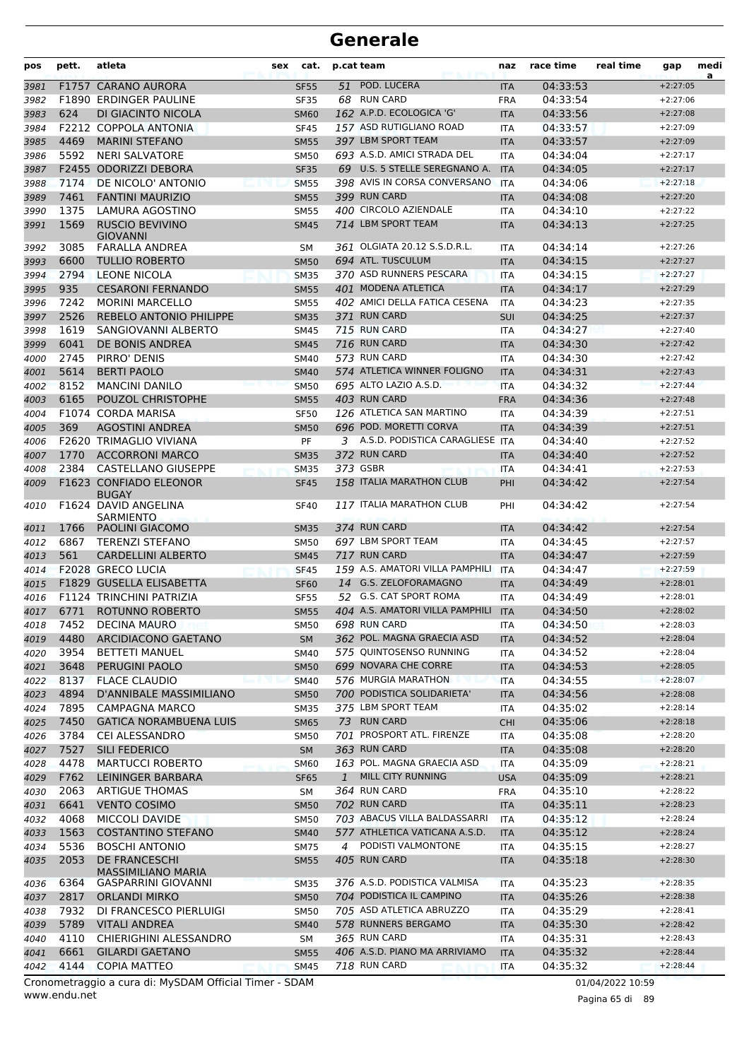# Generale

| pos | pett. | atleta | sex | cat. | p.cat | team | naz | race time | real time | gap | medi a |
|---|---|---|---|---|---|---|---|---|---|---|---|
| 3981 | F1757 | CARANO AURORA | | SF55 | 51 | POD. LUCERA | ITA | 04:33:53 | | +2:27:05 | |
| 3982 | F1890 | ERDINGER PAULINE | | SF35 | 68 | RUN CARD | FRA | 04:33:54 | | +2:27:06 | |
| 3983 | 624 | DI GIACINTO NICOLA | | SM60 | 162 | A.P.D. ECOLOGICA 'G' | ITA | 04:33:56 | | +2:27:08 | |
| 3984 | F2212 | COPPOLA ANTONIA | | SF45 | 157 | ASD RUTIGLIANO ROAD | ITA | 04:33:57 | | +2:27:09 | |
| 3985 | 4469 | MARINI STEFANO | | SM55 | 397 | LBM SPORT TEAM | ITA | 04:33:57 | | +2:27:09 | |
| 3986 | 5592 | NERI SALVATORE | | SM50 | 693 | A.S.D. AMICI STRADA DEL | ITA | 04:34:04 | | +2:27:17 | |
| 3987 | F2455 | ODORIZZI DEBORA | | SF35 | 69 | U.S. 5 STELLE SEREGNANO A. | ITA | 04:34:05 | | +2:27:17 | |
| 3988 | 7174 | DE NICOLO' ANTONIO | | SM55 | 398 | AVIS IN CORSA CONVERSANO | ITA | 04:34:06 | | +2:27:18 | |
| 3989 | 7461 | FANTINI MAURIZIO | | SM55 | 399 | RUN CARD | ITA | 04:34:08 | | +2:27:20 | |
| 3990 | 1375 | LAMURA AGOSTINO | | SM55 | 400 | CIRCOLO AZIENDALE | ITA | 04:34:10 | | +2:27:22 | |
| 3991 | 1569 | RUSCIO BEVIVINO GIOVANNI | | SM45 | 714 | LBM SPORT TEAM | ITA | 04:34:13 | | +2:27:25 | |
| 3992 | 3085 | FARALLA ANDREA | | SM | 361 | OLGIATA 20.12 S.S.D.R.L. | ITA | 04:34:14 | | +2:27:26 | |
| 3993 | 6600 | TULLIO ROBERTO | | SM50 | 694 | ATL. TUSCULUM | ITA | 04:34:15 | | +2:27:27 | |
| 3994 | 2794 | LEONE NICOLA | | SM35 | 370 | ASD RUNNERS PESCARA | ITA | 04:34:15 | | +2:27:27 | |
| 3995 | 935 | CESARONI FERNANDO | | SM55 | 401 | MODENA ATLETICA | ITA | 04:34:17 | | +2:27:29 | |
| 3996 | 7242 | MORINI MARCELLO | | SM55 | 402 | AMICI DELLA FATICA CESENA | ITA | 04:34:23 | | +2:27:35 | |
| 3997 | 2526 | REBELO ANTONIO PHILIPPE | | SM35 | 371 | RUN CARD | SUI | 04:34:25 | | +2:27:37 | |
| 3998 | 1619 | SANGIOVANNI ALBERTO | | SM45 | 715 | RUN CARD | ITA | 04:34:27 | | +2:27:40 | |
| 3999 | 6041 | DE BONIS ANDREA | | SM45 | 716 | RUN CARD | ITA | 04:34:30 | | +2:27:42 | |
| 4000 | 2745 | PIRRO' DENIS | | SM40 | 573 | RUN CARD | ITA | 04:34:30 | | +2:27:42 | |
| 4001 | 5614 | BERTI PAOLO | | SM40 | 574 | ATLETICA WINNER FOLIGNO | ITA | 04:34:31 | | +2:27:43 | |
| 4002 | 8152 | MANCINI DANILO | | SM50 | 695 | ALTO LAZIO A.S.D. | ITA | 04:34:32 | | +2:27:44 | |
| 4003 | 6165 | POUZOL CHRISTOPHE | | SM55 | 403 | RUN CARD | FRA | 04:34:36 | | +2:27:48 | |
| 4004 | F1074 | CORDA MARISA | | SF50 | 126 | ATLETICA SAN MARTINO | ITA | 04:34:39 | | +2:27:51 | |
| 4005 | 369 | AGOSTINI ANDREA | | SM50 | 696 | POD. MORETTI CORVA | ITA | 04:34:39 | | +2:27:51 | |
| 4006 | F2620 | TRIMAGLIO VIVIANA | | PF | 3 | A.S.D. PODISTICA CARAGLIESE | ITA | 04:34:40 | | +2:27:52 | |
| 4007 | 1770 | ACCORRONI MARCO | | SM35 | 372 | RUN CARD | ITA | 04:34:40 | | +2:27:52 | |
| 4008 | 2384 | CASTELLANO GIUSEPPE | | SM35 | 373 | GSBR | ITA | 04:34:41 | | +2:27:53 | |
| 4009 | F1623 | CONFIADO ELEONOR BUGAY | | SF45 | 158 | ITALIA MARATHON CLUB | PHI | 04:34:42 | | +2:27:54 | |
| 4010 | F1624 | DAVID ANGELINA SARMIENTO | | SF40 | 117 | ITALIA MARATHON CLUB | PHI | 04:34:42 | | +2:27:54 | |
| 4011 | 1766 | PAOLINI GIACOMO | | SM35 | 374 | RUN CARD | ITA | 04:34:42 | | +2:27:54 | |
| 4012 | 6867 | TERENZI STEFANO | | SM50 | 697 | LBM SPORT TEAM | ITA | 04:34:45 | | +2:27:57 | |
| 4013 | 561 | CARDELLINI ALBERTO | | SM45 | 717 | RUN CARD | ITA | 04:34:47 | | +2:27:59 | |
| 4014 | F2028 | GRECO LUCIA | | SF45 | 159 | A.S. AMATORI VILLA PAMPHILI | ITA | 04:34:47 | | +2:27:59 | |
| 4015 | F1829 | GUSELLA ELISABETTA | | SF60 | 14 | G.S. ZELOFORAMAGNO | ITA | 04:34:49 | | +2:28:01 | |
| 4016 | F1124 | TRINCHINI PATRIZIA | | SF55 | 52 | G.S. CAT SPORT ROMA | ITA | 04:34:49 | | +2:28:01 | |
| 4017 | 6771 | ROTUNNO ROBERTO | | SM55 | 404 | A.S. AMATORI VILLA PAMPHILI | ITA | 04:34:50 | | +2:28:02 | |
| 4018 | 7452 | DECINA MAURO | | SM50 | 698 | RUN CARD | ITA | 04:34:50 | | +2:28:03 | |
| 4019 | 4480 | ARCIDIACONO GAETANO | | SM | 362 | POL. MAGNA GRAECIA ASD | ITA | 04:34:52 | | +2:28:04 | |
| 4020 | 3954 | BETTETI MANUEL | | SM40 | 575 | QUINTOSENSO RUNNING | ITA | 04:34:52 | | +2:28:04 | |
| 4021 | 3648 | PERUGINI PAOLO | | SM50 | 699 | NOVARA CHE CORRE | ITA | 04:34:53 | | +2:28:05 | |
| 4022 | 8137 | FLACE CLAUDIO | | SM40 | 576 | MURGIA MARATHON | ITA | 04:34:55 | | +2:28:07 | |
| 4023 | 4894 | D'ANNIBALE MASSIMILIANO | | SM50 | 700 | PODISTICA SOLIDARIETA' | ITA | 04:34:56 | | +2:28:08 | |
| 4024 | 7895 | CAMPAGNA MARCO | | SM35 | 375 | LBM SPORT TEAM | ITA | 04:35:02 | | +2:28:14 | |
| 4025 | 7450 | GATICA NORAMBUENA LUIS | | SM65 | 73 | RUN CARD | CHI | 04:35:06 | | +2:28:18 | |
| 4026 | 3784 | CEI ALESSANDRO | | SM50 | 701 | PROSPORT ATL. FIRENZE | ITA | 04:35:08 | | +2:28:20 | |
| 4027 | 7527 | SILI FEDERICO | | SM | 363 | RUN CARD | ITA | 04:35:08 | | +2:28:20 | |
| 4028 | 4478 | MARTUCCI ROBERTO | | SM60 | 163 | POL. MAGNA GRAECIA ASD | ITA | 04:35:09 | | +2:28:21 | |
| 4029 | F762 | LEININGER BARBARA | | SF65 | 1 | MILL CITY RUNNING | USA | 04:35:09 | | +2:28:21 | |
| 4030 | 2063 | ARTIGUE THOMAS | | SM | 364 | RUN CARD | FRA | 04:35:10 | | +2:28:22 | |
| 4031 | 6641 | VENTO COSIMO | | SM50 | 702 | RUN CARD | ITA | 04:35:11 | | +2:28:23 | |
| 4032 | 4068 | MICCOLI DAVIDE | | SM50 | 703 | ABACUS VILLA BALDASSARRI | ITA | 04:35:12 | | +2:28:24 | |
| 4033 | 1563 | COSTANTINO STEFANO | | SM40 | 577 | ATHLETICA VATICANA A.S.D. | ITA | 04:35:12 | | +2:28:24 | |
| 4034 | 5536 | BOSCHI ANTONIO | | SM75 | 4 | PODISTI VALMONTONE | ITA | 04:35:15 | | +2:28:27 | |
| 4035 | 2053 | DE FRANCESCHI MASSIMILIANO MARIA | | SM55 | 405 | RUN CARD | ITA | 04:35:18 | | +2:28:30 | |
| 4036 | 6364 | GASPARRINI GIOVANNI | | SM35 | 376 | A.S.D. PODISTICA VALMISA | ITA | 04:35:23 | | +2:28:35 | |
| 4037 | 2817 | ORLANDI MIRKO | | SM50 | 704 | PODISTICA IL CAMPINO | ITA | 04:35:26 | | +2:28:38 | |
| 4038 | 7932 | DI FRANCESCO PIERLUIGI | | SM50 | 705 | ASD ATLETICA ABRUZZO | ITA | 04:35:29 | | +2:28:41 | |
| 4039 | 5789 | VITALI ANDREA | | SM40 | 578 | RUNNERS BERGAMO | ITA | 04:35:30 | | +2:28:42 | |
| 4040 | 4110 | CHIERIGHINI ALESSANDRO | | SM | 365 | RUN CARD | ITA | 04:35:31 | | +2:28:43 | |
| 4041 | 6661 | GILARDI GAETANO | | SM55 | 406 | A.S.D. PIANO MA ARRIVIAMO | ITA | 04:35:32 | | +2:28:44 | |
| 4042 | 4144 | COPIA MATTEO | | SM45 | 718 | RUN CARD | ITA | 04:35:32 | | +2:28:44 | |

Cronometraggio a cura di: MySDAM Official Timer - SDAM 01/04/2022 10:59
www.endu.net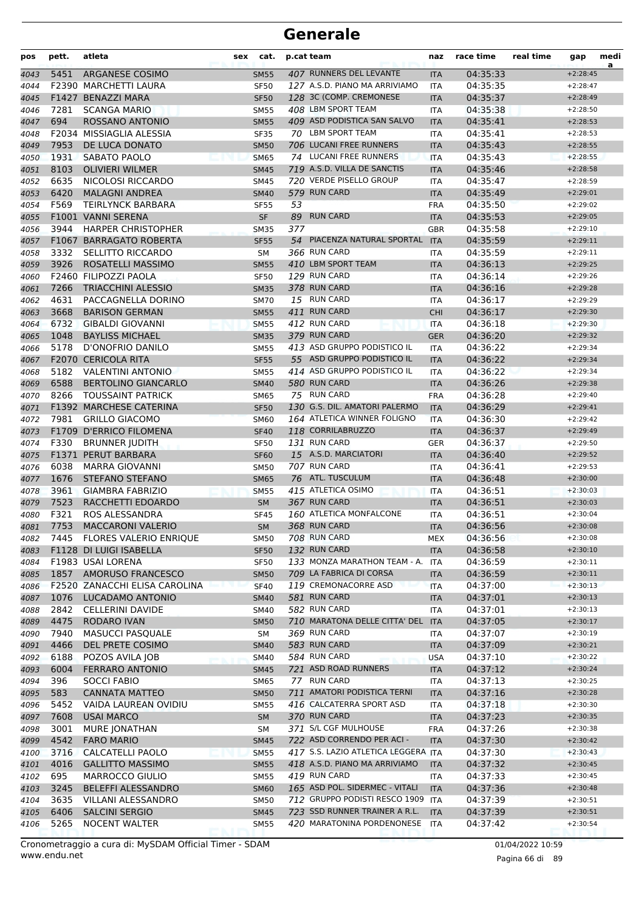# Generale

| pos | pett. | atleta | sex | cat. | p.cat | team | naz | race time | real time | gap | media |
|---|---|---|---|---|---|---|---|---|---|---|---|
| 4043 | 5451 | ARGANESE COSIMO | | SM55 | 407 | RUNNERS DEL LEVANTE | ITA | 04:35:33 | | +2:28:45 | |
| 4044 | F2390 | MARCHETTI LAURA | | SF50 | 127 | A.S.D. PIANO MA ARRIVIAMO | ITA | 04:35:35 | | +2:28:47 | |
| 4045 | F1427 | BENAZZI MARA | | SF50 | 128 | 3C (COMP. CREMONESE | ITA | 04:35:37 | | +2:28:49 | |
| 4046 | 7281 | SCANGA MARIO | | SM55 | 408 | LBM SPORT TEAM | ITA | 04:35:38 | | +2:28:50 | |
| 4047 | 694 | ROSSANO ANTONIO | | SM55 | 409 | ASD PODISTICA SAN SALVO | ITA | 04:35:41 | | +2:28:53 | |
| 4048 | F2034 | MISSIAGLIA ALESSIA | | SF35 | 70 | LBM SPORT TEAM | ITA | 04:35:41 | | +2:28:53 | |
| 4049 | 7953 | DE LUCA DONATO | | SM50 | 706 | LUCANI FREE RUNNERS | ITA | 04:35:43 | | +2:28:55 | |
| 4050 | 1931 | SABATO PAOLO | | SM65 | 74 | LUCANI FREE RUNNERS | ITA | 04:35:43 | | +2:28:55 | |
| 4051 | 8103 | OLIVIERI WILMER | | SM45 | 719 | A.S.D. VILLA DE SANCTIS | ITA | 04:35:46 | | +2:28:58 | |
| 4052 | 6635 | NICOLOSI RICCARDO | | SM45 | 720 | VERDE PISELLO GROUP | ITA | 04:35:47 | | +2:28:59 | |
| 4053 | 6420 | MALAGNI ANDREA | | SM40 | 579 | RUN CARD | ITA | 04:35:49 | | +2:29:01 | |
| 4054 | F569 | TEIRLYNCK BARBARA | | SF55 | 53 | | FRA | 04:35:50 | | +2:29:02 | |
| 4055 | F1001 | VANNI SERENA | | SF | 89 | RUN CARD | ITA | 04:35:53 | | +2:29:05 | |
| 4056 | 3944 | HARPER CHRISTOPHER | | SM35 | 377 | | GBR | 04:35:58 | | +2:29:10 | |
| 4057 | F1067 | BARRAGATO ROBERTA | | SF55 | 54 | PIACENZA NATURAL SPORTAL | ITA | 04:35:59 | | +2:29:11 | |
| 4058 | 3332 | SELLITTO RICCARDO | | SM | 366 | RUN CARD | ITA | 04:35:59 | | +2:29:11 | |
| 4059 | 3926 | ROSATELLI MASSIMO | | SM55 | 410 | LBM SPORT TEAM | ITA | 04:36:13 | | +2:29:25 | |
| 4060 | F2460 | FILIPOZZI PAOLA | | SF50 | 129 | RUN CARD | ITA | 04:36:14 | | +2:29:26 | |
| 4061 | 7266 | TRIACCHINI ALESSIO | | SM35 | 378 | RUN CARD | ITA | 04:36:16 | | +2:29:28 | |
| 4062 | 4631 | PACCAGNELLA DORINO | | SM70 | 15 | RUN CARD | ITA | 04:36:17 | | +2:29:29 | |
| 4063 | 3668 | BARISON GERMAN | | SM55 | 411 | RUN CARD | CHI | 04:36:17 | | +2:29:30 | |
| 4064 | 6732 | GIBALDI GIOVANNI | | SM55 | 412 | RUN CARD | ITA | 04:36:18 | | +2:29:30 | |
| 4065 | 1048 | BAYLISS MICHAEL | | SM35 | 379 | RUN CARD | GER | 04:36:20 | | +2:29:32 | |
| 4066 | 5178 | D'ONOFRIO DANILO | | SM55 | 413 | ASD GRUPPO PODISTICO IL | ITA | 04:36:22 | | +2:29:34 | |
| 4067 | F2070 | CERICOLA RITA | | SF55 | 55 | ASD GRUPPO PODISTICO IL | ITA | 04:36:22 | | +2:29:34 | |
| 4068 | 5182 | VALENTINI ANTONIO | | SM55 | 414 | ASD GRUPPO PODISTICO IL | ITA | 04:36:22 | | +2:29:34 | |
| 4069 | 6588 | BERTOLINO GIANCARLO | | SM40 | 580 | RUN CARD | ITA | 04:36:26 | | +2:29:38 | |
| 4070 | 8266 | TOUSSAINT PATRICK | | SM65 | 75 | RUN CARD | FRA | 04:36:28 | | +2:29:40 | |
| 4071 | F1392 | MARCHESE CATERINA | | SF50 | 130 | G.S. DIL. AMATORI PALERMO | ITA | 04:36:29 | | +2:29:41 | |
| 4072 | 7981 | GRILLO GIACOMO | | SM60 | 164 | ATLETICA WINNER FOLIGNO | ITA | 04:36:30 | | +2:29:42 | |
| 4073 | F1709 | D'ERRICO FILOMENA | | SF40 | 118 | CORRILABRUZZO | ITA | 04:36:37 | | +2:29:49 | |
| 4074 | F330 | BRUNNER JUDITH | | SF50 | 131 | RUN CARD | GER | 04:36:37 | | +2:29:50 | |
| 4075 | F1371 | PERUT BARBARA | | SF60 | 15 | A.S.D. MARCIATORI | ITA | 04:36:40 | | +2:29:52 | |
| 4076 | 6038 | MARRA GIOVANNI | | SM50 | 707 | RUN CARD | ITA | 04:36:41 | | +2:29:53 | |
| 4077 | 1676 | STEFANO STEFANO | | SM65 | 76 | ATL. TUSCULUM | ITA | 04:36:48 | | +2:30:00 | |
| 4078 | 3961 | GIAMBRA FABRIZIO | | SM55 | 415 | ATLETICA OSIMO | ITA | 04:36:51 | | +2:30:03 | |
| 4079 | 7523 | RACCHETTI EDOARDO | | SM | 367 | RUN CARD | ITA | 04:36:51 | | +2:30:03 | |
| 4080 | F321 | ROS ALESSANDRA | | SF45 | 160 | ATLETICA MONFALCONE | ITA | 04:36:51 | | +2:30:04 | |
| 4081 | 7753 | MACCARONI VALERIO | | SM | 368 | RUN CARD | ITA | 04:36:56 | | +2:30:08 | |
| 4082 | 7445 | FLORES VALERIO ENRIQUE | | SM50 | 708 | RUN CARD | MEX | 04:36:56 | | +2:30:08 | |
| 4083 | F1128 | DI LUIGI ISABELLA | | SF50 | 132 | RUN CARD | ITA | 04:36:58 | | +2:30:10 | |
| 4084 | F1983 | USAI LORENA | | SF50 | 133 | MONZA MARATHON TEAM - A. | ITA | 04:36:59 | | +2:30:11 | |
| 4085 | 1857 | AMORUSO FRANCESCO | | SM50 | 709 | LA FABRICA DI CORSA | ITA | 04:36:59 | | +2:30:11 | |
| 4086 | F2520 | ZANACCHI ELISA CAROLINA | | SF40 | 119 | CREMONACORRE ASD | ITA | 04:37:00 | | +2:30:13 | |
| 4087 | 1076 | LUCADAMO ANTONIO | | SM40 | 581 | RUN CARD | ITA | 04:37:01 | | +2:30:13 | |
| 4088 | 2842 | CELLERINI DAVIDE | | SM40 | 582 | RUN CARD | ITA | 04:37:01 | | +2:30:13 | |
| 4089 | 4475 | RODARO IVAN | | SM50 | 710 | MARATONA DELLE CITTA' DEL | ITA | 04:37:05 | | +2:30:17 | |
| 4090 | 7940 | MASUCCI PASQUALE | | SM | 369 | RUN CARD | ITA | 04:37:07 | | +2:30:19 | |
| 4091 | 4466 | DEL PRETE COSIMO | | SM40 | 583 | RUN CARD | ITA | 04:37:09 | | +2:30:21 | |
| 4092 | 6188 | POZOS AVILA JOB | | SM40 | 584 | RUN CARD | USA | 04:37:10 | | +2:30:22 | |
| 4093 | 6004 | FERRARO ANTONIO | | SM45 | 721 | ASD ROAD RUNNERS | ITA | 04:37:12 | | +2:30:24 | |
| 4094 | 396 | SOCCI FABIO | | SM65 | 77 | RUN CARD | ITA | 04:37:13 | | +2:30:25 | |
| 4095 | 583 | CANNATA MATTEO | | SM50 | 711 | AMATORI PODISTICA TERNI | ITA | 04:37:16 | | +2:30:28 | |
| 4096 | 5452 | VAIDA LAUREAN OVIDIU | | SM55 | 416 | CALCATERRA SPORT ASD | ITA | 04:37:18 | | +2:30:30 | |
| 4097 | 7608 | USAI MARCO | | SM | 370 | RUN CARD | ITA | 04:37:23 | | +2:30:35 | |
| 4098 | 3001 | MURE JONATHAN | | SM | 371 | S/L CGF MULHOUSE | FRA | 04:37:26 | | +2:30:38 | |
| 4099 | 4542 | FARO MARIO | | SM45 | 722 | ASD CORRENDO PER ACI - | ITA | 04:37:30 | | +2:30:42 | |
| 4100 | 3716 | CALCATELLI PAOLO | | SM55 | 417 | S.S. LAZIO ATLETICA LEGGERA | ITA | 04:37:30 | | +2:30:43 | |
| 4101 | 4016 | GALLITTO MASSIMO | | SM55 | 418 | A.S.D. PIANO MA ARRIVIAMO | ITA | 04:37:32 | | +2:30:45 | |
| 4102 | 695 | MARROCCO GIULIO | | SM55 | 419 | RUN CARD | ITA | 04:37:33 | | +2:30:45 | |
| 4103 | 3245 | BELEFFI ALESSANDRO | | SM60 | 165 | ASD POL. SIDERMEC - VITALI | ITA | 04:37:36 | | +2:30:48 | |
| 4104 | 3635 | VILLANI ALESSANDRO | | SM50 | 712 | GRUPPO PODISTI RESCO 1909 | ITA | 04:37:39 | | +2:30:51 | |
| 4105 | 6406 | SALCINI SERGIO | | SM45 | 723 | SSD RUNNER TRAINER A R.L. | ITA | 04:37:39 | | +2:30:51 | |
| 4106 | 5265 | NOCENT WALTER | | SM55 | 420 | MARATONINA PORDENONESE | ITA | 04:37:42 | | +2:30:54 | |

Cronometraggio a cura di: MySDAM Official Timer - SDAM
www.endu.net

01/04/2022 10:59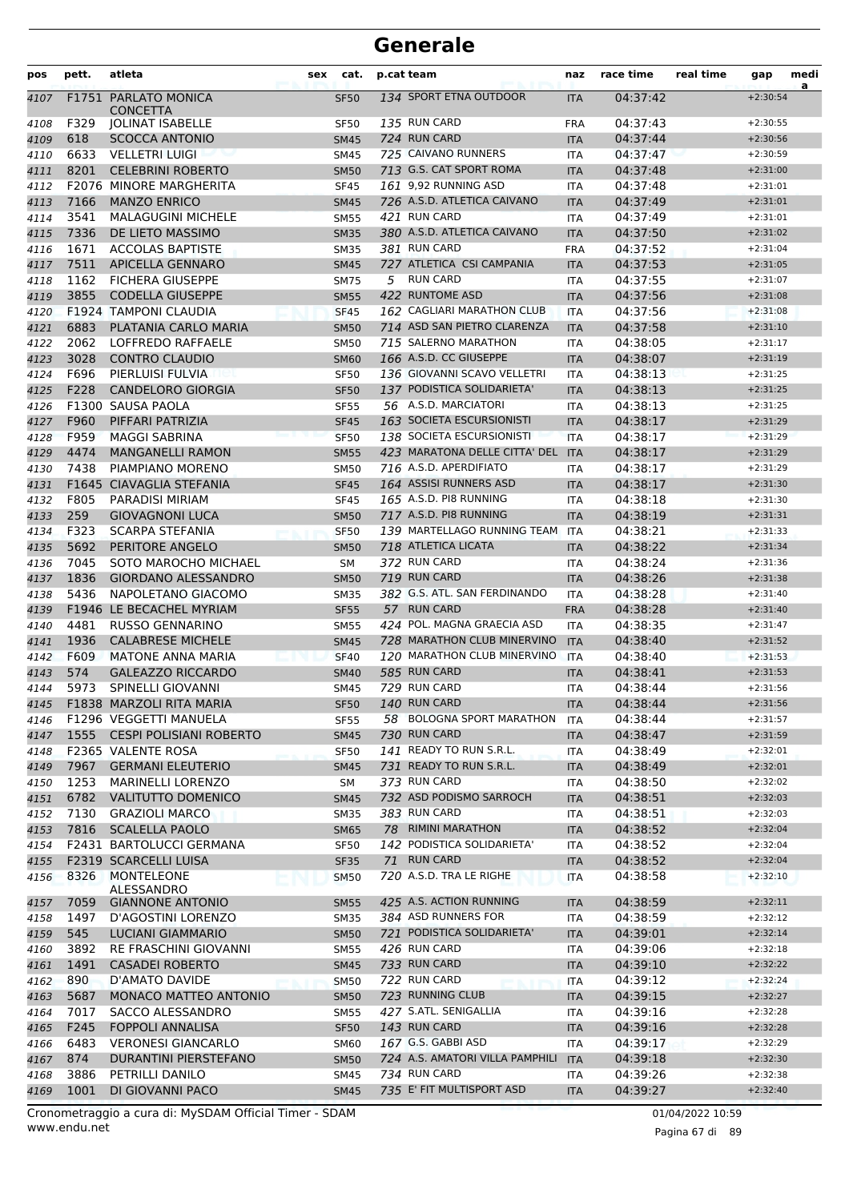# Generale

| pos | pett. | atleta | sex | cat. | p.cat | team | naz | race time | real time | gap | medi a |
|---|---|---|---|---|---|---|---|---|---|---|---|
| 4107 | F1751 | PARLATO MONICA CONCETTA | | SF50 | 134 | SPORT ETNA OUTDOOR | ITA | 04:37:42 | | +2:30:54 | |
| 4108 | F329 | JOLINAT ISABELLE | | SF50 | 135 | RUN CARD | FRA | 04:37:43 | | +2:30:55 | |
| 4109 | 618 | SCOCCA ANTONIO | | SM45 | 724 | RUN CARD | ITA | 04:37:44 | | +2:30:56 | |
| 4110 | 6633 | VELLETRI LUIGI | | SM45 | 725 | CAIVANO RUNNERS | ITA | 04:37:47 | | +2:30:59 | |
| 4111 | 8201 | CELEBRINI ROBERTO | | SM50 | 713 | G.S. CAT SPORT ROMA | ITA | 04:37:48 | | +2:31:00 | |
| 4112 | F2076 | MINORE MARGHERITA | | SF45 | 161 | 9,92 RUNNING ASD | ITA | 04:37:48 | | +2:31:01 | |
| 4113 | 7166 | MANZO ENRICO | | SM45 | 726 | A.S.D. ATLETICA CAIVANO | ITA | 04:37:49 | | +2:31:01 | |
| 4114 | 3541 | MALAGUGINI MICHELE | | SM55 | 421 | RUN CARD | ITA | 04:37:49 | | +2:31:01 | |
| 4115 | 7336 | DE LIETO MASSIMO | | SM35 | 380 | A.S.D. ATLETICA CAIVANO | ITA | 04:37:50 | | +2:31:02 | |
| 4116 | 1671 | ACCOLAS BAPTISTE | | SM35 | 381 | RUN CARD | FRA | 04:37:52 | | +2:31:04 | |
| 4117 | 7511 | APICELLA GENNARO | | SM45 | 727 | ATLETICA CSI CAMPANIA | ITA | 04:37:53 | | +2:31:05 | |
| 4118 | 1162 | FICHERA GIUSEPPE | | SM75 | 5 | RUN CARD | ITA | 04:37:55 | | +2:31:07 | |
| 4119 | 3855 | CODELLA GIUSEPPE | | SM55 | 422 | RUNTOME ASD | ITA | 04:37:56 | | +2:31:08 | |
| 4120 | F1924 | TAMPONI CLAUDIA | | SF45 | 162 | CAGLIARI MARATHON CLUB | ITA | 04:37:56 | | +2:31:08 | |
| 4121 | 6883 | PLATANIA CARLO MARIA | | SM50 | 714 | ASD SAN PIETRO CLARENZA | ITA | 04:37:58 | | +2:31:10 | |
| 4122 | 2062 | LOFFREDO RAFFAELE | | SM50 | 715 | SALERNO MARATHON | ITA | 04:38:05 | | +2:31:17 | |
| 4123 | 3028 | CONTRO CLAUDIO | | SM60 | 166 | A.S.D. CC GIUSEPPE | ITA | 04:38:07 | | +2:31:19 | |
| 4124 | F696 | PIERLUISI FULVIA | | SF50 | 136 | GIOVANNI SCAVO VELLETRI | ITA | 04:38:13 | | +2:31:25 | |
| 4125 | F228 | CANDELORO GIORGIA | | SF50 | 137 | PODISTICA SOLIDARIETA' | ITA | 04:38:13 | | +2:31:25 | |
| 4126 | F1300 | SAUSA PAOLA | | SF55 | 56 | A.S.D. MARCIATORI | ITA | 04:38:13 | | +2:31:25 | |
| 4127 | F960 | PIFFARI PATRIZIA | | SF45 | 163 | SOCIETA ESCURSIONISTI | ITA | 04:38:17 | | +2:31:29 | |
| 4128 | F959 | MAGGI SABRINA | | SF50 | 138 | SOCIETA ESCURSIONISTI | ITA | 04:38:17 | | +2:31:29 | |
| 4129 | 4474 | MANGANELLI RAMON | | SM55 | 423 | MARATONA DELLE CITTA' DEL | ITA | 04:38:17 | | +2:31:29 | |
| 4130 | 7438 | PIAMPIANO MORENO | | SM50 | 716 | A.S.D. APERDIFIATO | ITA | 04:38:17 | | +2:31:29 | |
| 4131 | F1645 | CIAVAGLIA STEFANIA | | SF45 | 164 | ASSISI RUNNERS ASD | ITA | 04:38:17 | | +2:31:30 | |
| 4132 | F805 | PARADISI MIRIAM | | SF45 | 165 | A.S.D. PI8 RUNNING | ITA | 04:38:18 | | +2:31:30 | |
| 4133 | 259 | GIOVAGNONI LUCA | | SM50 | 717 | A.S.D. PI8 RUNNING | ITA | 04:38:19 | | +2:31:31 | |
| 4134 | F323 | SCARPA STEFANIA | | SF50 | 139 | MARTELLAGO RUNNING TEAM | ITA | 04:38:21 | | +2:31:33 | |
| 4135 | 5692 | PERITORE ANGELO | | SM50 | 718 | ATLETICA LICATA | ITA | 04:38:22 | | +2:31:34 | |
| 4136 | 7045 | SOTO MAROCHO MICHAEL | | SM | 372 | RUN CARD | ITA | 04:38:24 | | +2:31:36 | |
| 4137 | 1836 | GIORDANO ALESSANDRO | | SM50 | 719 | RUN CARD | ITA | 04:38:26 | | +2:31:38 | |
| 4138 | 5436 | NAPOLETANO GIACOMO | | SM35 | 382 | G.S. ATL. SAN FERDINANDO | ITA | 04:38:28 | | +2:31:40 | |
| 4139 | F1946 | LE BECACHEL MYRIAM | | SF55 | 57 | RUN CARD | FRA | 04:38:28 | | +2:31:40 | |
| 4140 | 4481 | RUSSO GENNARINO | | SM55 | 424 | POL. MAGNA GRAECIA ASD | ITA | 04:38:35 | | +2:31:47 | |
| 4141 | 1936 | CALABRESE MICHELE | | SM45 | 728 | MARATHON CLUB MINERVINO | ITA | 04:38:40 | | +2:31:52 | |
| 4142 | F609 | MATONE ANNA MARIA | | SF40 | 120 | MARATHON CLUB MINERVINO | ITA | 04:38:40 | | +2:31:53 | |
| 4143 | 574 | GALEAZZO RICCARDO | | SM40 | 585 | RUN CARD | ITA | 04:38:41 | | +2:31:53 | |
| 4144 | 5973 | SPINELLI GIOVANNI | | SM45 | 729 | RUN CARD | ITA | 04:38:44 | | +2:31:56 | |
| 4145 | F1838 | MARZOLI RITA MARIA | | SF50 | 140 | RUN CARD | ITA | 04:38:44 | | +2:31:56 | |
| 4146 | F1296 | VEGGETTI MANUELA | | SF55 | 58 | BOLOGNA SPORT MARATHON | ITA | 04:38:44 | | +2:31:57 | |
| 4147 | 1555 | CESPI POLISIANI ROBERTO | | SM45 | 730 | RUN CARD | ITA | 04:38:47 | | +2:31:59 | |
| 4148 | F2365 | VALENTE ROSA | | SF50 | 141 | READY TO RUN S.R.L. | ITA | 04:38:49 | | +2:32:01 | |
| 4149 | 7967 | GERMANI ELEUTERIO | | SM45 | 731 | READY TO RUN S.R.L. | ITA | 04:38:49 | | +2:32:01 | |
| 4150 | 1253 | MARINELLI LORENZO | | SM | 373 | RUN CARD | ITA | 04:38:50 | | +2:32:02 | |
| 4151 | 6782 | VALITUTTO DOMENICO | | SM45 | 732 | ASD PODISMO SARROCH | ITA | 04:38:51 | | +2:32:03 | |
| 4152 | 7130 | GRAZIOLI MARCO | | SM35 | 383 | RUN CARD | ITA | 04:38:51 | | +2:32:03 | |
| 4153 | 7816 | SCALELLA PAOLO | | SM65 | 78 | RIMINI MARATHON | ITA | 04:38:52 | | +2:32:04 | |
| 4154 | F2431 | BARTOLUCCI GERMANA | | SF50 | 142 | PODISTICA SOLIDARIETA' | ITA | 04:38:52 | | +2:32:04 | |
| 4155 | F2319 | SCARCELLI LUISA | | SF35 | 71 | RUN CARD | ITA | 04:38:52 | | +2:32:04 | |
| 4156 | 8326 | MONTELEONE ALESSANDRO | | SM50 | 720 | A.S.D. TRA LE RIGHE | ITA | 04:38:58 | | +2:32:10 | |
| 4157 | 7059 | GIANNONE ANTONIO | | SM55 | 425 | A.S. ACTION RUNNING | ITA | 04:38:59 | | +2:32:11 | |
| 4158 | 1497 | D'AGOSTINI LORENZO | | SM35 | 384 | ASD RUNNERS FOR | ITA | 04:38:59 | | +2:32:12 | |
| 4159 | 545 | LUCIANI GIAMMARIO | | SM50 | 721 | PODISTICA SOLIDARIETA' | ITA | 04:39:01 | | +2:32:14 | |
| 4160 | 3892 | RE FRASCHINI GIOVANNI | | SM55 | 426 | RUN CARD | ITA | 04:39:06 | | +2:32:18 | |
| 4161 | 1491 | CASADEI ROBERTO | | SM45 | 733 | RUN CARD | ITA | 04:39:10 | | +2:32:22 | |
| 4162 | 890 | D'AMATO DAVIDE | | SM50 | 722 | RUN CARD | ITA | 04:39:12 | | +2:32:24 | |
| 4163 | 5687 | MONACO MATTEO ANTONIO | | SM50 | 723 | RUNNING CLUB | ITA | 04:39:15 | | +2:32:27 | |
| 4164 | 7017 | SACCO ALESSANDRO | | SM55 | 427 | S.ATL. SENIGALLIA | ITA | 04:39:16 | | +2:32:28 | |
| 4165 | F245 | FOPPOLI ANNALISA | | SF50 | 143 | RUN CARD | ITA | 04:39:16 | | +2:32:28 | |
| 4166 | 6483 | VERONESI GIANCARLO | | SM60 | 167 | G.S. GABBI ASD | ITA | 04:39:17 | | +2:32:29 | |
| 4167 | 874 | DURANTINI PIERSTEFANO | | SM50 | 724 | A.S. AMATORI VILLA PAMPHILI | ITA | 04:39:18 | | +2:32:30 | |
| 4168 | 3886 | PETRILLI DANILO | | SM45 | 734 | RUN CARD | ITA | 04:39:26 | | +2:32:38 | |
| 4169 | 1001 | DI GIOVANNI PACO | | SM45 | 735 | E' FIT MULTISPORT ASD | ITA | 04:39:27 | | +2:32:40 | |

Cronometraggio a cura di: MySDAM Official Timer - SDAM
www.endu.net

01/04/2022 10:59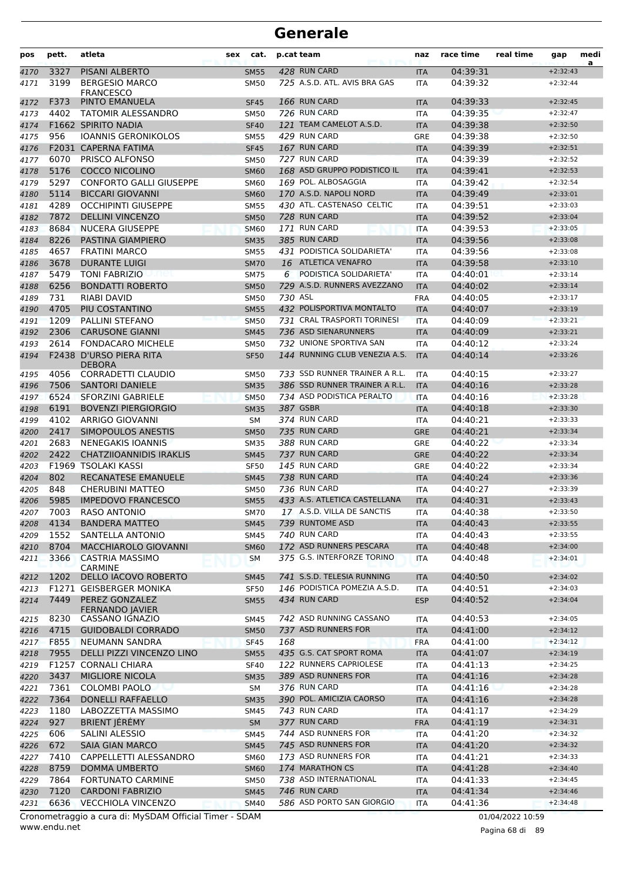# Generale

| pos | pett. | atleta | sex | cat. | p.cat | team | naz | race time | real time | gap | media |
|---|---|---|---|---|---|---|---|---|---|---|---|
| 4170 | 3327 | PISANI ALBERTO | | SM55 | 428 | RUN CARD | ITA | 04:39:31 | | +2:32:43 | |
| 4171 | 3199 | BERGESIO MARCO FRANCESCO | | SM50 | 725 | A.S.D. ATL. AVIS BRA GAS | ITA | 04:39:32 | | +2:32:44 | |
| 4172 | F373 | PINTO EMANUELA | | SF45 | 166 | RUN CARD | ITA | 04:39:33 | | +2:32:45 | |
| 4173 | 4402 | TATOMIR ALESSANDRO | | SM50 | 726 | RUN CARD | ITA | 04:39:35 | | +2:32:47 | |
| 4174 | F1662 | SPIRITO NADIA | | SF40 | 121 | TEAM CAMELOT A.S.D. | ITA | 04:39:38 | | +2:32:50 | |
| 4175 | 956 | IOANNIS GERONIKOLOS | | SM55 | 429 | RUN CARD | GRE | 04:39:38 | | +2:32:50 | |
| 4176 | F2031 | CAPERNA FATIMA | | SF45 | 167 | RUN CARD | ITA | 04:39:39 | | +2:32:51 | |
| 4177 | 6070 | PRISCO ALFONSO | | SM50 | 727 | RUN CARD | ITA | 04:39:39 | | +2:32:52 | |
| 4178 | 5176 | COCCO NICOLINO | | SM60 | 168 | ASD GRUPPO PODISTICO IL | ITA | 04:39:41 | | +2:32:53 | |
| 4179 | 5297 | CONFORTO GALLI GIUSEPPE | | SM60 | 169 | POL. ALBOSAGGIA | ITA | 04:39:42 | | +2:32:54 | |
| 4180 | 5114 | BICCARI GIOVANNI | | SM60 | 170 | A.S.D. NAPOLI NORD | ITA | 04:39:49 | | +2:33:01 | |
| 4181 | 4289 | OCCHIPINTI GIUSEPPE | | SM55 | 430 | ATL. CASTENASO CELTIC | ITA | 04:39:51 | | +2:33:03 | |
| 4182 | 7872 | DELLINI VINCENZO | | SM50 | 728 | RUN CARD | ITA | 04:39:52 | | +2:33:04 | |
| 4183 | 8684 | NUCERA GIUSEPPE | | SM60 | 171 | RUN CARD | ITA | 04:39:53 | | +2:33:05 | |
| 4184 | 8226 | PASTINA GIAMPIERO | | SM35 | 385 | RUN CARD | ITA | 04:39:56 | | +2:33:08 | |
| 4185 | 4657 | FRATINI MARCO | | SM55 | 431 | PODISTICA SOLIDARIETA' | ITA | 04:39:56 | | +2:33:08 | |
| 4186 | 3678 | DURANTE LUIGI | | SM70 | 16 | ATLETICA VENAFRO | ITA | 04:39:58 | | +2:33:10 | |
| 4187 | 5479 | TONI FABRIZIO | | SM75 | 6 | PODISTICA SOLIDARIETA' | ITA | 04:40:01 | | +2:33:14 | |
| 4188 | 6256 | BONDATTI ROBERTO | | SM50 | 729 | A.S.D. RUNNERS AVEZZANO | ITA | 04:40:02 | | +2:33:14 | |
| 4189 | 731 | RIABI DAVID | | SM50 | 730 | ASL | FRA | 04:40:05 | | +2:33:17 | |
| 4190 | 4705 | PIU COSTANTINO | | SM55 | 432 | POLISPORTIVA MONTALTO | ITA | 04:40:07 | | +2:33:19 | |
| 4191 | 1209 | PALLINI STEFANO | | SM50 | 731 | CRAL TRASPORTI TORINESI | ITA | 04:40:09 | | +2:33:21 | |
| 4192 | 2306 | CARUSONE GIANNI | | SM45 | 736 | ASD SIENARUNNERS | ITA | 04:40:09 | | +2:33:21 | |
| 4193 | 2614 | FONDACARO MICHELE | | SM50 | 732 | UNIONE SPORTIVA SAN | ITA | 04:40:12 | | +2:33:24 | |
| 4194 | F2438 | D'URSO PIERA RITA DEBORA | | SF50 | 144 | RUNNING CLUB VENEZIA A.S. | ITA | 04:40:14 | | +2:33:26 | |
| 4195 | 4056 | CORRADETTI CLAUDIO | | SM50 | 733 | SSD RUNNER TRAINER A R.L. | ITA | 04:40:15 | | +2:33:27 | |
| 4196 | 7506 | SANTORI DANIELE | | SM35 | 386 | SSD RUNNER TRAINER A R.L. | ITA | 04:40:16 | | +2:33:28 | |
| 4197 | 6524 | SFORZINI GABRIELE | | SM50 | 734 | ASD PODISTICA PERALTO | ITA | 04:40:16 | | +2:33:28 | |
| 4198 | 6191 | BOVENZI PIERGIORGIO | | SM35 | 387 | GSBR | ITA | 04:40:18 | | +2:33:30 | |
| 4199 | 4102 | ARRIGO GIOVANNI | | SM | 374 | RUN CARD | ITA | 04:40:21 | | +2:33:33 | |
| 4200 | 2417 | SIMOPOULOS ANESTIS | | SM50 | 735 | RUN CARD | GRE | 04:40:21 | | +2:33:34 | |
| 4201 | 2683 | NENEGAKIS IOANNIS | | SM35 | 388 | RUN CARD | GRE | 04:40:22 | | +2:33:34 | |
| 4202 | 2422 | CHATZIIOANNIDIS IRAKLIS | | SM45 | 737 | RUN CARD | GRE | 04:40:22 | | +2:33:34 | |
| 4203 | F1969 | TSOLAKI KASSI | | SF50 | 145 | RUN CARD | GRE | 04:40:22 | | +2:33:34 | |
| 4204 | 802 | RECANATESE EMANUELE | | SM45 | 738 | RUN CARD | ITA | 04:40:24 | | +2:33:36 | |
| 4205 | 848 | CHERUBINI MATTEO | | SM50 | 736 | RUN CARD | ITA | 04:40:27 | | +2:33:39 | |
| 4206 | 5985 | IMPEDOVO FRANCESCO | | SM55 | 433 | A.S. ATLETICA CASTELLANA | ITA | 04:40:31 | | +2:33:43 | |
| 4207 | 7003 | RASO ANTONIO | | SM70 | 17 | A.S.D. VILLA DE SANCTIS | ITA | 04:40:38 | | +2:33:50 | |
| 4208 | 4134 | BANDERA MATTEO | | SM45 | 739 | RUNTOME ASD | ITA | 04:40:43 | | +2:33:55 | |
| 4209 | 1552 | SANTELLA ANTONIO | | SM45 | 740 | RUN CARD | ITA | 04:40:43 | | +2:33:55 | |
| 4210 | 8704 | MACCHIAROLO GIOVANNI | | SM60 | 172 | ASD RUNNERS PESCARA | ITA | 04:40:48 | | +2:34:00 | |
| 4211 | 3366 | CASTRIA MASSIMO CARMINE | | SM | 375 | G.S. INTERFORZE TORINO | ITA | 04:40:48 | | +2:34:01 | |
| 4212 | 1202 | DELLO IACOVO ROBERTO | | SM45 | 741 | S.S.D. TELESIA RUNNING | ITA | 04:40:50 | | +2:34:02 | |
| 4213 | F1271 | GEISBERGER MONIKA | | SF50 | 146 | PODISTICA POMEZIA A.S.D. | ITA | 04:40:51 | | +2:34:03 | |
| 4214 | 7449 | PEREZ GONZALEZ FERNANDO JAVIER | | SM55 | 434 | RUN CARD | ESP | 04:40:52 | | +2:34:04 | |
| 4215 | 8230 | CASSANO IGNAZIO | | SM45 | 742 | ASD RUNNING CASSANO | ITA | 04:40:53 | | +2:34:05 | |
| 4216 | 4715 | GUIDOBALDI CORRADO | | SM50 | 737 | ASD RUNNERS FOR | ITA | 04:41:00 | | +2:34:12 | |
| 4217 | F855 | NEUMANN SANDRA | | SF45 | 168 | | FRA | 04:41:00 | | +2:34:12 | |
| 4218 | 7955 | DELLI PIZZI VINCENZO LINO | | SM55 | 435 | G.S. CAT SPORT ROMA | ITA | 04:41:07 | | +2:34:19 | |
| 4219 | F1257 | CORNALI CHIARA | | SF40 | 122 | RUNNERS CAPRIOLESE | ITA | 04:41:13 | | +2:34:25 | |
| 4220 | 3437 | MIGLIORE NICOLA | | SM35 | 389 | ASD RUNNERS FOR | ITA | 04:41:16 | | +2:34:28 | |
| 4221 | 7361 | COLOMBI PAOLO | | SM | 376 | RUN CARD | ITA | 04:41:16 | | +2:34:28 | |
| 4222 | 7364 | DONELLI RAFFAELLO | | SM35 | 390 | POL. AMICIZIA CAORSO | ITA | 04:41:16 | | +2:34:28 | |
| 4223 | 1180 | LABOZZETTA MASSIMO | | SM45 | 743 | RUN CARD | ITA | 04:41:17 | | +2:34:29 | |
| 4224 | 927 | BRIENT JÉRÉMY | | SM | 377 | RUN CARD | FRA | 04:41:19 | | +2:34:31 | |
| 4225 | 606 | SALINI ALESSIO | | SM45 | 744 | ASD RUNNERS FOR | ITA | 04:41:20 | | +2:34:32 | |
| 4226 | 672 | SAIA GIAN MARCO | | SM45 | 745 | ASD RUNNERS FOR | ITA | 04:41:20 | | +2:34:32 | |
| 4227 | 7410 | CAPPELLETTI ALESSANDRO | | SM60 | 173 | ASD RUNNERS FOR | ITA | 04:41:21 | | +2:34:33 | |
| 4228 | 8759 | DOMMA UMBERTO | | SM60 | 174 | MARATHON CS | ITA | 04:41:28 | | +2:34:40 | |
| 4229 | 7864 | FORTUNATO CARMINE | | SM50 | 738 | ASD INTERNATIONAL | ITA | 04:41:33 | | +2:34:45 | |
| 4230 | 7120 | CARDONI FABRIZIO | | SM45 | 746 | RUN CARD | ITA | 04:41:34 | | +2:34:46 | |
| 4231 | 6636 | VECCHIOLA VINCENZO | | SM40 | 586 | ASD PORTO SAN GIORGIO | ITA | 04:41:36 | | +2:34:48 | |

Cronometraggio a cura di: MySDAM Official Timer - SDAM
www.endu.net
01/04/2022 10:59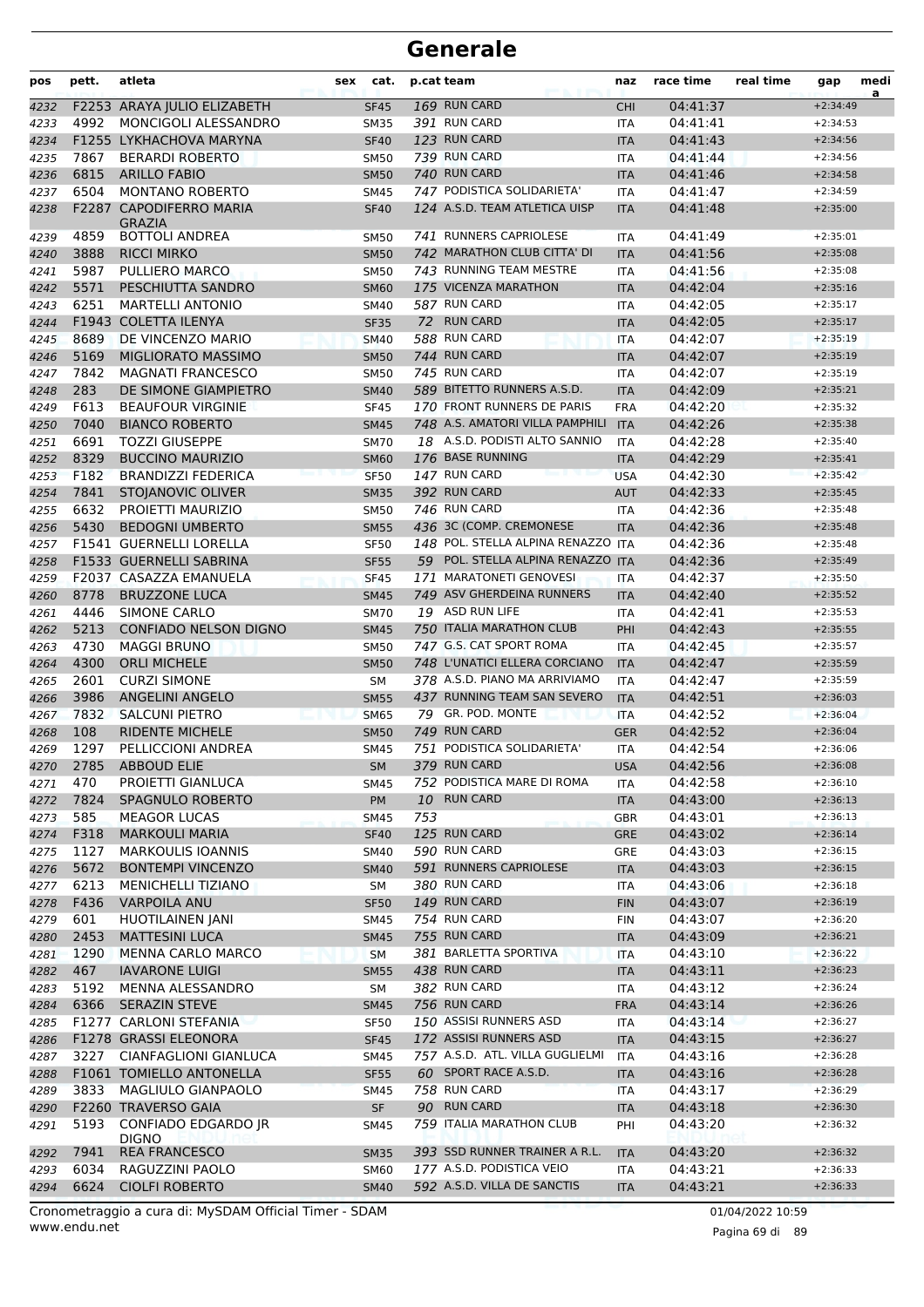# Generale

| pos | pett. | atleta | sex | cat. | p.cat | team | naz | race time | real time | gap | medi a |
|---|---|---|---|---|---|---|---|---|---|---|---|
| 4232 | F2253 | ARAYA JULIO ELIZABETH | | SF45 | 169 | RUN CARD | CHI | 04:41:37 | | +2:34:49 | |
| 4233 | 4992 | MONCIGOLI ALESSANDRO | | SM35 | 391 | RUN CARD | ITA | 04:41:41 | | +2:34:53 | |
| 4234 | F1255 | LYKHACHOVA MARYNA | | SF40 | 123 | RUN CARD | ITA | 04:41:43 | | +2:34:56 | |
| 4235 | 7867 | BERARDI ROBERTO | | SM50 | 739 | RUN CARD | ITA | 04:41:44 | | +2:34:56 | |
| 4236 | 6815 | ARILLO FABIO | | SM50 | 740 | RUN CARD | ITA | 04:41:46 | | +2:34:58 | |
| 4237 | 6504 | MONTANO ROBERTO | | SM45 | 747 | PODISTICA SOLIDARIETA' | ITA | 04:41:47 | | +2:34:59 | |
| 4238 | F2287 | CAPODIFERRO MARIA GRAZIA | | SF40 | 124 | A.S.D. TEAM ATLETICA UISP | ITA | 04:41:48 | | +2:35:00 | |
| 4239 | 4859 | BOTTOLI ANDREA | | SM50 | 741 | RUNNERS CAPRIOLESE | ITA | 04:41:49 | | +2:35:01 | |
| 4240 | 3888 | RICCI MIRKO | | SM50 | 742 | MARATHON CLUB CITTA' DI | ITA | 04:41:56 | | +2:35:08 | |
| 4241 | 5987 | PULLIERO MARCO | | SM50 | 743 | RUNNING TEAM MESTRE | ITA | 04:41:56 | | +2:35:08 | |
| 4242 | 5571 | PESCHIUTTA SANDRO | | SM60 | 175 | VICENZA MARATHON | ITA | 04:42:04 | | +2:35:16 | |
| 4243 | 6251 | MARTELLI ANTONIO | | SM40 | 587 | RUN CARD | ITA | 04:42:05 | | +2:35:17 | |
| 4244 | F1943 | COLETTA ILENYA | | SF35 | 72 | RUN CARD | ITA | 04:42:05 | | +2:35:17 | |
| 4245 | 8689 | DE VINCENZO MARIO | | SM40 | 588 | RUN CARD | ITA | 04:42:07 | | +2:35:19 | |
| 4246 | 5169 | MIGLIORATO MASSIMO | | SM50 | 744 | RUN CARD | ITA | 04:42:07 | | +2:35:19 | |
| 4247 | 7842 | MAGNATI FRANCESCO | | SM50 | 745 | RUN CARD | ITA | 04:42:07 | | +2:35:19 | |
| 4248 | 283 | DE SIMONE GIAMPIETRO | | SM40 | 589 | BITETTO RUNNERS A.S.D. | ITA | 04:42:09 | | +2:35:21 | |
| 4249 | F613 | BEAUFOUR VIRGINIE | | SF45 | 170 | FRONT RUNNERS DE PARIS | FRA | 04:42:20 | | +2:35:32 | |
| 4250 | 7040 | BIANCO ROBERTO | | SM45 | 748 | A.S. AMATORI VILLA PAMPHILI | ITA | 04:42:26 | | +2:35:38 | |
| 4251 | 6691 | TOZZI GIUSEPPE | | SM70 | 18 | A.S.D. PODISTI ALTO SANNIO | ITA | 04:42:28 | | +2:35:40 | |
| 4252 | 8329 | BUCCINO MAURIZIO | | SM60 | 176 | BASE RUNNING | ITA | 04:42:29 | | +2:35:41 | |
| 4253 | F182 | BRANDIZZI FEDERICA | | SF50 | 147 | RUN CARD | USA | 04:42:30 | | +2:35:42 | |
| 4254 | 7841 | STOJANOVIC OLIVER | | SM35 | 392 | RUN CARD | AUT | 04:42:33 | | +2:35:45 | |
| 4255 | 6632 | PROIETTI MAURIZIO | | SM50 | 746 | RUN CARD | ITA | 04:42:36 | | +2:35:48 | |
| 4256 | 5430 | BEDOGNI UMBERTO | | SM55 | 436 | 3C (COMP. CREMONESE | ITA | 04:42:36 | | +2:35:48 | |
| 4257 | F1541 | GUERNELLI LORELLA | | SF50 | 148 | POL. STELLA ALPINA RENAZZO | ITA | 04:42:36 | | +2:35:48 | |
| 4258 | F1533 | GUERNELLI SABRINA | | SF55 | 59 | POL. STELLA ALPINA RENAZZO | ITA | 04:42:36 | | +2:35:49 | |
| 4259 | F2037 | CASAZZA EMANUELA | | SF45 | 171 | MARATONETI GENOVESI | ITA | 04:42:37 | | +2:35:50 | |
| 4260 | 8778 | BRUZZONE LUCA | | SM45 | 749 | ASV GHERDEINA RUNNERS | ITA | 04:42:40 | | +2:35:52 | |
| 4261 | 4446 | SIMONE CARLO | | SM70 | 19 | ASD RUN LIFE | ITA | 04:42:41 | | +2:35:53 | |
| 4262 | 5213 | CONFIADO NELSON DIGNO | | SM45 | 750 | ITALIA MARATHON CLUB | PHI | 04:42:43 | | +2:35:55 | |
| 4263 | 4730 | MAGGI BRUNO | | SM50 | 747 | G.S. CAT SPORT ROMA | ITA | 04:42:45 | | +2:35:57 | |
| 4264 | 4300 | ORLI MICHELE | | SM50 | 748 | L'UNATICI ELLERA CORCIANO | ITA | 04:42:47 | | +2:35:59 | |
| 4265 | 2601 | CURZI SIMONE | | SM | 378 | A.S.D. PIANO MA ARRIVIAMO | ITA | 04:42:47 | | +2:35:59 | |
| 4266 | 3986 | ANGELINI ANGELO | | SM55 | 437 | RUNNING TEAM SAN SEVERO | ITA | 04:42:51 | | +2:36:03 | |
| 4267 | 7832 | SALCUNI PIETRO | | SM65 | 79 | GR. POD. MONTE | ITA | 04:42:52 | | +2:36:04 | |
| 4268 | 108 | RIDENTE MICHELE | | SM50 | 749 | RUN CARD | GER | 04:42:52 | | +2:36:04 | |
| 4269 | 1297 | PELLICCIONI ANDREA | | SM45 | 751 | PODISTICA SOLIDARIETA' | ITA | 04:42:54 | | +2:36:06 | |
| 4270 | 2785 | ABBOUD ELIE | | SM | 379 | RUN CARD | USA | 04:42:56 | | +2:36:08 | |
| 4271 | 470 | PROIETTI GIANLUCA | | SM45 | 752 | PODISTICA MARE DI ROMA | ITA | 04:42:58 | | +2:36:10 | |
| 4272 | 7824 | SPAGNULO ROBERTO | | PM | 10 | RUN CARD | ITA | 04:43:00 | | +2:36:13 | |
| 4273 | 585 | MEAGOR LUCAS | | SM45 | 753 | | GBR | 04:43:01 | | +2:36:13 | |
| 4274 | F318 | MARKOULI MARIA | | SF40 | 125 | RUN CARD | GRE | 04:43:02 | | +2:36:14 | |
| 4275 | 1127 | MARKOULIS IOANNIS | | SM40 | 590 | RUN CARD | GRE | 04:43:03 | | +2:36:15 | |
| 4276 | 5672 | BONTEMPI VINCENZO | | SM40 | 591 | RUNNERS CAPRIOLESE | ITA | 04:43:03 | | +2:36:15 | |
| 4277 | 6213 | MENICHELLI TIZIANO | | SM | 380 | RUN CARD | ITA | 04:43:06 | | +2:36:18 | |
| 4278 | F436 | VARPOILA ANU | | SF50 | 149 | RUN CARD | FIN | 04:43:07 | | +2:36:19 | |
| 4279 | 601 | HUOTILAINEN JANI | | SM45 | 754 | RUN CARD | FIN | 04:43:07 | | +2:36:20 | |
| 4280 | 2453 | MATTESINI LUCA | | SM45 | 755 | RUN CARD | ITA | 04:43:09 | | +2:36:21 | |
| 4281 | 1290 | MENNA CARLO MARCO | | SM | 381 | BARLETTA SPORTIVA | ITA | 04:43:10 | | +2:36:22 | |
| 4282 | 467 | IAVARONE LUIGI | | SM55 | 438 | RUN CARD | ITA | 04:43:11 | | +2:36:23 | |
| 4283 | 5192 | MENNA ALESSANDRO | | SM | 382 | RUN CARD | ITA | 04:43:12 | | +2:36:24 | |
| 4284 | 6366 | SERAZIN STEVE | | SM45 | 756 | RUN CARD | FRA | 04:43:14 | | +2:36:26 | |
| 4285 | F1277 | CARLONI STEFANIA | | SF50 | 150 | ASSISI RUNNERS ASD | ITA | 04:43:14 | | +2:36:27 | |
| 4286 | F1278 | GRASSI ELEONORA | | SF45 | 172 | ASSISI RUNNERS ASD | ITA | 04:43:15 | | +2:36:27 | |
| 4287 | 3227 | CIANFAGLIONI GIANLUCA | | SM45 | 757 | A.S.D. ATL. VILLA GUGLIELMI | ITA | 04:43:16 | | +2:36:28 | |
| 4288 | F1061 | TOMIELLO ANTONELLA | | SF55 | 60 | SPORT RACE A.S.D. | ITA | 04:43:16 | | +2:36:28 | |
| 4289 | 3833 | MAGLIULO GIANPAOLO | | SM45 | 758 | RUN CARD | ITA | 04:43:17 | | +2:36:29 | |
| 4290 | F2260 | TRAVERSO GAIA | | SF | 90 | RUN CARD | ITA | 04:43:18 | | +2:36:30 | |
| 4291 | 5193 | CONFIADO EDGARDO JR DIGNO | | SM45 | 759 | ITALIA MARATHON CLUB | PHI | 04:43:20 | | +2:36:32 | |
| 4292 | 7941 | REA FRANCESCO | | SM35 | 393 | SSD RUNNER TRAINER A R.L. | ITA | 04:43:20 | | +2:36:32 | |
| 4293 | 6034 | RAGUZZINI PAOLO | | SM60 | 177 | A.S.D. PODISTICA VEIO | ITA | 04:43:21 | | +2:36:33 | |
| 4294 | 6624 | CIOLFI ROBERTO | | SM40 | 592 | A.S.D. VILLA DE SANCTIS | ITA | 04:43:21 | | +2:36:33 | |

Cronometraggio a cura di: MySDAM Official Timer - SDAM
www.endu.net

01/04/2022 10:59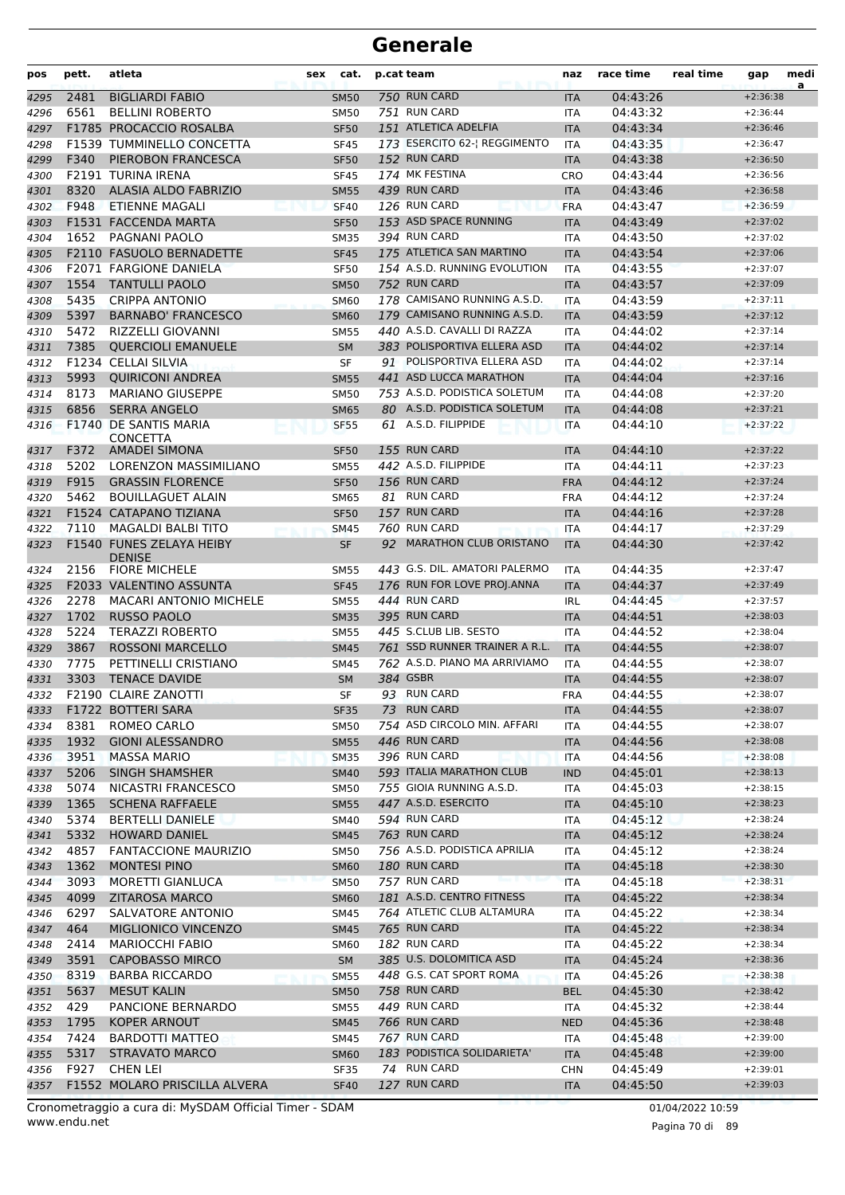# Generale

| pos | pett. | atleta | sex | cat. | p.cat team | naz | race time | real time | gap | medi a |
|---|---|---|---|---|---|---|---|---|---|---|
| 4295 | 2481 | BIGLIARDI FABIO | | SM50 | 750 RUN CARD | ITA | 04:43:26 | | +2:36:38 | |
| 4296 | 6561 | BELLINI ROBERTO | | SM50 | 751 RUN CARD | ITA | 04:43:32 | | +2:36:44 | |
| 4297 | F1785 | PROCACCIO ROSALBA | | SF50 | 151 ATLETICA ADELFIA | ITA | 04:43:34 | | +2:36:46 | |
| 4298 | F1539 | TUMMINELLO CONCETTA | | SF45 | 173 ESERCITO 62-¦ REGGIMENTO | ITA | 04:43:35 | | +2:36:47 | |
| 4299 | F340 | PIEROBON FRANCESCA | | SF50 | 152 RUN CARD | ITA | 04:43:38 | | +2:36:50 | |
| 4300 | F2191 | TURINA IRENA | | SF45 | 174 MK FESTINA | CRO | 04:43:44 | | +2:36:56 | |
| 4301 | 8320 | ALASIA ALDO FABRIZIO | | SM55 | 439 RUN CARD | ITA | 04:43:46 | | +2:36:58 | |
| 4302 | F948 | ETIENNE MAGALI | | SF40 | 126 RUN CARD | FRA | 04:43:47 | | +2:36:59 | |
| 4303 | F1531 | FACCENDA MARTA | | SF50 | 153 ASD SPACE RUNNING | ITA | 04:43:49 | | +2:37:02 | |
| 4304 | 1652 | PAGNANI PAOLO | | SM35 | 394 RUN CARD | ITA | 04:43:50 | | +2:37:02 | |
| 4305 | F2110 | FASUOLO BERNADETTE | | SF45 | 175 ATLETICA SAN MARTINO | ITA | 04:43:54 | | +2:37:06 | |
| 4306 | F2071 | FARGIONE DANIELA | | SF50 | 154 A.S.D. RUNNING EVOLUTION | ITA | 04:43:55 | | +2:37:07 | |
| 4307 | 1554 | TANTULLI PAOLO | | SM50 | 752 RUN CARD | ITA | 04:43:57 | | +2:37:09 | |
| 4308 | 5435 | CRIPPA ANTONIO | | SM60 | 178 CAMISANO RUNNING A.S.D. | ITA | 04:43:59 | | +2:37:11 | |
| 4309 | 5397 | BARNABO' FRANCESCO | | SM60 | 179 CAMISANO RUNNING A.S.D. | ITA | 04:43:59 | | +2:37:12 | |
| 4310 | 5472 | RIZZELLI GIOVANNI | | SM55 | 440 A.S.D. CAVALLI DI RAZZA | ITA | 04:44:02 | | +2:37:14 | |
| 4311 | 7385 | QUERCIOLI EMANUELE | | SM | 383 POLISPORTIVA ELLERA ASD | ITA | 04:44:02 | | +2:37:14 | |
| 4312 | F1234 | CELLAI SILVIA | | SF | 91 POLISPORTIVA ELLERA ASD | ITA | 04:44:02 | | +2:37:14 | |
| 4313 | 5993 | QUIRICONI ANDREA | | SM55 | 441 ASD LUCCA MARATHON | ITA | 04:44:04 | | +2:37:16 | |
| 4314 | 8173 | MARIANO GIUSEPPE | | SM50 | 753 A.S.D. PODISTICA SOLETUM | ITA | 04:44:08 | | +2:37:20 | |
| 4315 | 6856 | SERRA ANGELO | | SM65 | 80 A.S.D. PODISTICA SOLETUM | ITA | 04:44:08 | | +2:37:21 | |
| 4316 | F1740 | DE SANTIS MARIA CONCETTA | | SF55 | 61 A.S.D. FILIPPIDE | ITA | 04:44:10 | | +2:37:22 | |
| 4317 | F372 | AMADEI SIMONA | | SF50 | 155 RUN CARD | ITA | 04:44:10 | | +2:37:22 | |
| 4318 | 5202 | LORENZON MASSIMILIANO | | SM55 | 442 A.S.D. FILIPPIDE | ITA | 04:44:11 | | +2:37:23 | |
| 4319 | F915 | GRASSIN FLORENCE | | SF50 | 156 RUN CARD | FRA | 04:44:12 | | +2:37:24 | |
| 4320 | 5462 | BOUILLAGUET ALAIN | | SM65 | 81 RUN CARD | FRA | 04:44:12 | | +2:37:24 | |
| 4321 | F1524 | CATAPANO TIZIANA | | SF50 | 157 RUN CARD | ITA | 04:44:16 | | +2:37:28 | |
| 4322 | 7110 | MAGALDI BALBI TITO | | SM45 | 760 RUN CARD | ITA | 04:44:17 | | +2:37:29 | |
| 4323 | F1540 | FUNES ZELAYA HEIBY DENISE | | SF | 92 MARATHON CLUB ORISTANO | ITA | 04:44:30 | | +2:37:42 | |
| 4324 | 2156 | FIORE MICHELE | | SM55 | 443 G.S. DIL. AMATORI PALERMO | ITA | 04:44:35 | | +2:37:47 | |
| 4325 | F2033 | VALENTINO ASSUNTA | | SF45 | 176 RUN FOR LOVE PROJ.ANNA | ITA | 04:44:37 | | +2:37:49 | |
| 4326 | 2278 | MACARI ANTONIO MICHELE | | SM55 | 444 RUN CARD | IRL | 04:44:45 | | +2:37:57 | |
| 4327 | 1702 | RUSSO PAOLO | | SM35 | 395 RUN CARD | ITA | 04:44:51 | | +2:38:03 | |
| 4328 | 5224 | TERAZZI ROBERTO | | SM55 | 445 S.CLUB LIB. SESTO | ITA | 04:44:52 | | +2:38:04 | |
| 4329 | 3867 | ROSSONI MARCELLO | | SM45 | 761 SSD RUNNER TRAINER A R.L. | ITA | 04:44:55 | | +2:38:07 | |
| 4330 | 7775 | PETTINELLI CRISTIANO | | SM45 | 762 A.S.D. PIANO MA ARRIVIAMO | ITA | 04:44:55 | | +2:38:07 | |
| 4331 | 3303 | TENACE DAVIDE | | SM | 384 GSBR | ITA | 04:44:55 | | +2:38:07 | |
| 4332 | F2190 | CLAIRE ZANOTTI | | SF | 93 RUN CARD | FRA | 04:44:55 | | +2:38:07 | |
| 4333 | F1722 | BOTTERI SARA | | SF35 | 73 RUN CARD | ITA | 04:44:55 | | +2:38:07 | |
| 4334 | 8381 | ROMEO CARLO | | SM50 | 754 ASD CIRCOLO MIN. AFFARI | ITA | 04:44:55 | | +2:38:07 | |
| 4335 | 1932 | GIONI ALESSANDRO | | SM55 | 446 RUN CARD | ITA | 04:44:56 | | +2:38:08 | |
| 4336 | 3951 | MASSA MARIO | | SM35 | 396 RUN CARD | ITA | 04:44:56 | | +2:38:08 | |
| 4337 | 5206 | SINGH SHAMSHER | | SM40 | 593 ITALIA MARATHON CLUB | IND | 04:45:01 | | +2:38:13 | |
| 4338 | 5074 | NICASTRI FRANCESCO | | SM50 | 755 GIOIA RUNNING A.S.D. | ITA | 04:45:03 | | +2:38:15 | |
| 4339 | 1365 | SCHENA RAFFAELE | | SM55 | 447 A.S.D. ESERCITO | ITA | 04:45:10 | | +2:38:23 | |
| 4340 | 5374 | BERTELLI DANIELE | | SM40 | 594 RUN CARD | ITA | 04:45:12 | | +2:38:24 | |
| 4341 | 5332 | HOWARD DANIEL | | SM45 | 763 RUN CARD | ITA | 04:45:12 | | +2:38:24 | |
| 4342 | 4857 | FANTACCIONE MAURIZIO | | SM50 | 756 A.S.D. PODISTICA APRILIA | ITA | 04:45:12 | | +2:38:24 | |
| 4343 | 1362 | MONTESI PINO | | SM60 | 180 RUN CARD | ITA | 04:45:18 | | +2:38:30 | |
| 4344 | 3093 | MORETTI GIANLUCA | | SM50 | 757 RUN CARD | ITA | 04:45:18 | | +2:38:31 | |
| 4345 | 4099 | ZITAROSA MARCO | | SM60 | 181 A.S.D. CENTRO FITNESS | ITA | 04:45:22 | | +2:38:34 | |
| 4346 | 6297 | SALVATORE ANTONIO | | SM45 | 764 ATLETIC CLUB ALTAMURA | ITA | 04:45:22 | | +2:38:34 | |
| 4347 | 464 | MIGLIONICO VINCENZO | | SM45 | 765 RUN CARD | ITA | 04:45:22 | | +2:38:34 | |
| 4348 | 2414 | MARIOCCHI FABIO | | SM60 | 182 RUN CARD | ITA | 04:45:22 | | +2:38:34 | |
| 4349 | 3591 | CAPOBASSO MIRCO | | SM | 385 U.S. DOLOMITICA ASD | ITA | 04:45:24 | | +2:38:36 | |
| 4350 | 8319 | BARBA RICCARDO | | SM55 | 448 G.S. CAT SPORT ROMA | ITA | 04:45:26 | | +2:38:38 | |
| 4351 | 5637 | MESUT KALIN | | SM50 | 758 RUN CARD | BEL | 04:45:30 | | +2:38:42 | |
| 4352 | 429 | PANCIONE BERNARDO | | SM55 | 449 RUN CARD | ITA | 04:45:32 | | +2:38:44 | |
| 4353 | 1795 | KOPER ARNOUT | | SM45 | 766 RUN CARD | NED | 04:45:36 | | +2:38:48 | |
| 4354 | 7424 | BARDOTTI MATTEO | | SM45 | 767 RUN CARD | ITA | 04:45:48 | | +2:39:00 | |
| 4355 | 5317 | STRAVATO MARCO | | SM60 | 183 PODISTICA SOLIDARIETA' | ITA | 04:45:48 | | +2:39:00 | |
| 4356 | F927 | CHEN LEI | | SF35 | 74 RUN CARD | CHN | 04:45:49 | | +2:39:01 | |
| 4357 | F1552 | MOLARO PRISCILLA ALVERA | | SF40 | 127 RUN CARD | ITA | 04:45:50 | | +2:39:03 | |

Cronometraggio a cura di: MySDAM Official Timer - SDAM
www.endu.net

01/04/2022 10:59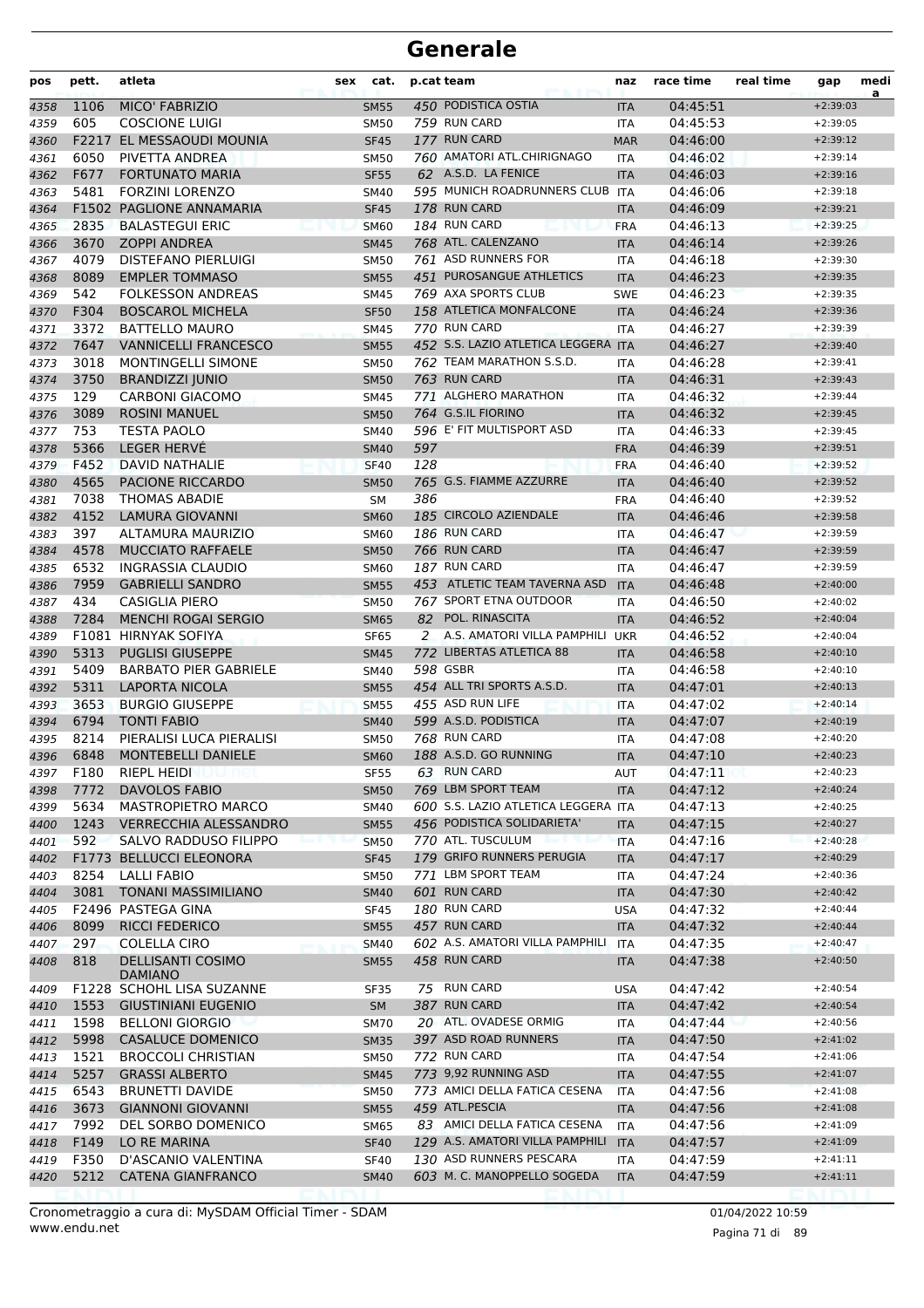# Generale

| pos | pett. | atleta | sex | cat. | p.cat | team | naz | race time | real time | gap | medi a |
|---|---|---|---|---|---|---|---|---|---|---|---|
| 4358 | 1106 | MICO' FABRIZIO | | SM55 | 450 | PODISTICA OSTIA | ITA | 04:45:51 | | +2:39:03 | |
| 4359 | 605 | COSCIONE LUIGI | | SM50 | 759 | RUN CARD | ITA | 04:45:53 | | +2:39:05 | |
| 4360 | F2217 | EL MESSAOUDI MOUNIA | | SF45 | 177 | RUN CARD | MAR | 04:46:00 | | +2:39:12 | |
| 4361 | 6050 | PIVETTA ANDREA | | SM50 | 760 | AMATORI ATL.CHIRIGNAGO | ITA | 04:46:02 | | +2:39:14 | |
| 4362 | F677 | FORTUNATO MARIA | | SF55 | 62 | A.S.D. LA FENICE | ITA | 04:46:03 | | +2:39:16 | |
| 4363 | 5481 | FORZINI LORENZO | | SM40 | 595 | MUNICH ROADRUNNERS CLUB | ITA | 04:46:06 | | +2:39:18 | |
| 4364 | F1502 | PAGLIONE ANNAMARIA | | SF45 | 178 | RUN CARD | ITA | 04:46:09 | | +2:39:21 | |
| 4365 | 2835 | BALASTEGUI ERIC | | SM60 | 184 | RUN CARD | FRA | 04:46:13 | | +2:39:25 | |
| 4366 | 3670 | ZOPPI ANDREA | | SM45 | 768 | ATL. CALENZANO | ITA | 04:46:14 | | +2:39:26 | |
| 4367 | 4079 | DISTEFANO PIERLUIGI | | SM50 | 761 | ASD RUNNERS FOR | ITA | 04:46:18 | | +2:39:30 | |
| 4368 | 8089 | EMPLER TOMMASO | | SM55 | 451 | PUROSANGUE ATHLETICS | ITA | 04:46:23 | | +2:39:35 | |
| 4369 | 542 | FOLKESSON ANDREAS | | SM45 | 769 | AXA SPORTS CLUB | SWE | 04:46:23 | | +2:39:35 | |
| 4370 | F304 | BOSCAROL MICHELA | | SF50 | 158 | ATLETICA MONFALCONE | ITA | 04:46:24 | | +2:39:36 | |
| 4371 | 3372 | BATTELLO MAURO | | SM45 | 770 | RUN CARD | ITA | 04:46:27 | | +2:39:39 | |
| 4372 | 7647 | VANNICELLI FRANCESCO | | SM55 | 452 | S.S. LAZIO ATLETICA LEGGERA | ITA | 04:46:27 | | +2:39:40 | |
| 4373 | 3018 | MONTINGELLI SIMONE | | SM50 | 762 | TEAM MARATHON S.S.D. | ITA | 04:46:28 | | +2:39:41 | |
| 4374 | 3750 | BRANDIZZI JUNIO | | SM50 | 763 | RUN CARD | ITA | 04:46:31 | | +2:39:43 | |
| 4375 | 129 | CARBONI GIACOMO | | SM45 | 771 | ALGHERO MARATHON | ITA | 04:46:32 | | +2:39:44 | |
| 4376 | 3089 | ROSINI MANUEL | | SM50 | 764 | G.S.IL FIORINO | ITA | 04:46:32 | | +2:39:45 | |
| 4377 | 753 | TESTA PAOLO | | SM40 | 596 | E' FIT MULTISPORT ASD | ITA | 04:46:33 | | +2:39:45 | |
| 4378 | 5366 | LEGER HERVÉ | | SM40 | 597 | | FRA | 04:46:39 | | +2:39:51 | |
| 4379 | F452 | DAVID NATHALIE | | SF40 | 128 | | FRA | 04:46:40 | | +2:39:52 | |
| 4380 | 4565 | PACIONE RICCARDO | | SM50 | 765 | G.S. FIAMME AZZURRE | ITA | 04:46:40 | | +2:39:52 | |
| 4381 | 7038 | THOMAS ABADIE | | SM | 386 | | FRA | 04:46:40 | | +2:39:52 | |
| 4382 | 4152 | LAMURA GIOVANNI | | SM60 | 185 | CIRCOLO AZIENDALE | ITA | 04:46:46 | | +2:39:58 | |
| 4383 | 397 | ALTAMURA MAURIZIO | | SM60 | 186 | RUN CARD | ITA | 04:46:47 | | +2:39:59 | |
| 4384 | 4578 | MUCCIATO RAFFAELE | | SM50 | 766 | RUN CARD | ITA | 04:46:47 | | +2:39:59 | |
| 4385 | 6532 | INGRASSIA CLAUDIO | | SM60 | 187 | RUN CARD | ITA | 04:46:47 | | +2:39:59 | |
| 4386 | 7959 | GABRIELLI SANDRO | | SM55 | 453 | ATLETIC TEAM TAVERNA ASD | ITA | 04:46:48 | | +2:40:00 | |
| 4387 | 434 | CASIGLIA PIERO | | SM50 | 767 | SPORT ETNA OUTDOOR | ITA | 04:46:50 | | +2:40:02 | |
| 4388 | 7284 | MENCHI ROGAI SERGIO | | SM65 | 82 | POL. RINASCITA | ITA | 04:46:52 | | +2:40:04 | |
| 4389 | F1081 | HIRNYAK SOFIYA | | SF65 | 2 | A.S. AMATORI VILLA PAMPHILI | UKR | 04:46:52 | | +2:40:04 | |
| 4390 | 5313 | PUGLISI GIUSEPPE | | SM45 | 772 | LIBERTAS ATLETICA 88 | ITA | 04:46:58 | | +2:40:10 | |
| 4391 | 5409 | BARBATO PIER GABRIELE | | SM40 | 598 | GSBR | ITA | 04:46:58 | | +2:40:10 | |
| 4392 | 5311 | LAPORTA NICOLA | | SM55 | 454 | ALL TRI SPORTS A.S.D. | ITA | 04:47:01 | | +2:40:13 | |
| 4393 | 3653 | BURGIO GIUSEPPE | | SM55 | 455 | ASD RUN LIFE | ITA | 04:47:02 | | +2:40:14 | |
| 4394 | 6794 | TONTI FABIO | | SM40 | 599 | A.S.D. PODISTICA | ITA | 04:47:07 | | +2:40:19 | |
| 4395 | 8214 | PIERALISI LUCA PIERALISI | | SM50 | 768 | RUN CARD | ITA | 04:47:08 | | +2:40:20 | |
| 4396 | 6848 | MONTEBELLI DANIELE | | SM60 | 188 | A.S.D. GO RUNNING | ITA | 04:47:10 | | +2:40:23 | |
| 4397 | F180 | RIEPL HEIDI | | SF55 | 63 | RUN CARD | AUT | 04:47:11 | | +2:40:23 | |
| 4398 | 7772 | DAVOLOS FABIO | | SM50 | 769 | LBM SPORT TEAM | ITA | 04:47:12 | | +2:40:24 | |
| 4399 | 5634 | MASTROPIETRO MARCO | | SM40 | 600 | S.S. LAZIO ATLETICA LEGGERA | ITA | 04:47:13 | | +2:40:25 | |
| 4400 | 1243 | VERRECCHIA ALESSANDRO | | SM55 | 456 | PODISTICA SOLIDARIETA' | ITA | 04:47:15 | | +2:40:27 | |
| 4401 | 592 | SALVO RADDUSO FILIPPO | | SM50 | 770 | ATL. TUSCULUM | ITA | 04:47:16 | | +2:40:28 | |
| 4402 | F1773 | BELLUCCI ELEONORA | | SF45 | 179 | GRIFO RUNNERS PERUGIA | ITA | 04:47:17 | | +2:40:29 | |
| 4403 | 8254 | LALLI FABIO | | SM50 | 771 | LBM SPORT TEAM | ITA | 04:47:24 | | +2:40:36 | |
| 4404 | 3081 | TONANI MASSIMILIANO | | SM40 | 601 | RUN CARD | ITA | 04:47:30 | | +2:40:42 | |
| 4405 | F2496 | PASTEGA GINA | | SF45 | 180 | RUN CARD | USA | 04:47:32 | | +2:40:44 | |
| 4406 | 8099 | RICCI FEDERICO | | SM55 | 457 | RUN CARD | ITA | 04:47:32 | | +2:40:44 | |
| 4407 | 297 | COLELLA CIRO | | SM40 | 602 | A.S. AMATORI VILLA PAMPHILI | ITA | 04:47:35 | | +2:40:47 | |
| 4408 | 818 | DELLISANTI COSIMO DAMIANO | | SM55 | 458 | RUN CARD | ITA | 04:47:38 | | +2:40:50 | |
| 4409 | F1228 | SCHOHL LISA SUZANNE | | SF35 | 75 | RUN CARD | USA | 04:47:42 | | +2:40:54 | |
| 4410 | 1553 | GIUSTINIANI EUGENIO | | SM | 387 | RUN CARD | ITA | 04:47:42 | | +2:40:54 | |
| 4411 | 1598 | BELLONI GIORGIO | | SM70 | 20 | ATL. OVADESE ORMIG | ITA | 04:47:44 | | +2:40:56 | |
| 4412 | 5998 | CASALUCE DOMENICO | | SM35 | 397 | ASD ROAD RUNNERS | ITA | 04:47:50 | | +2:41:02 | |
| 4413 | 1521 | BROCCOLI CHRISTIAN | | SM50 | 772 | RUN CARD | ITA | 04:47:54 | | +2:41:06 | |
| 4414 | 5257 | GRASSI ALBERTO | | SM45 | 773 | 9,92 RUNNING ASD | ITA | 04:47:55 | | +2:41:07 | |
| 4415 | 6543 | BRUNETTI DAVIDE | | SM50 | 773 | AMICI DELLA FATICA CESENA | ITA | 04:47:56 | | +2:41:08 | |
| 4416 | 3673 | GIANNONI GIOVANNI | | SM55 | 459 | ATL.PESCIA | ITA | 04:47:56 | | +2:41:08 | |
| 4417 | 7992 | DEL SORBO DOMENICO | | SM65 | 83 | AMICI DELLA FATICA CESENA | ITA | 04:47:56 | | +2:41:09 | |
| 4418 | F149 | LO RE MARINA | | SF40 | 129 | A.S. AMATORI VILLA PAMPHILI | ITA | 04:47:57 | | +2:41:09 | |
| 4419 | F350 | D'ASCANIO VALENTINA | | SF40 | 130 | ASD RUNNERS PESCARA | ITA | 04:47:59 | | +2:41:11 | |
| 4420 | 5212 | CATENA GIANFRANCO | | SM40 | 603 | M. C. MANOPPELLO SOGEDA | ITA | 04:47:59 | | +2:41:11 | |

Cronometraggio a cura di: MySDAM Official Timer - SDAM
www.endu.net

01/04/2022 10:59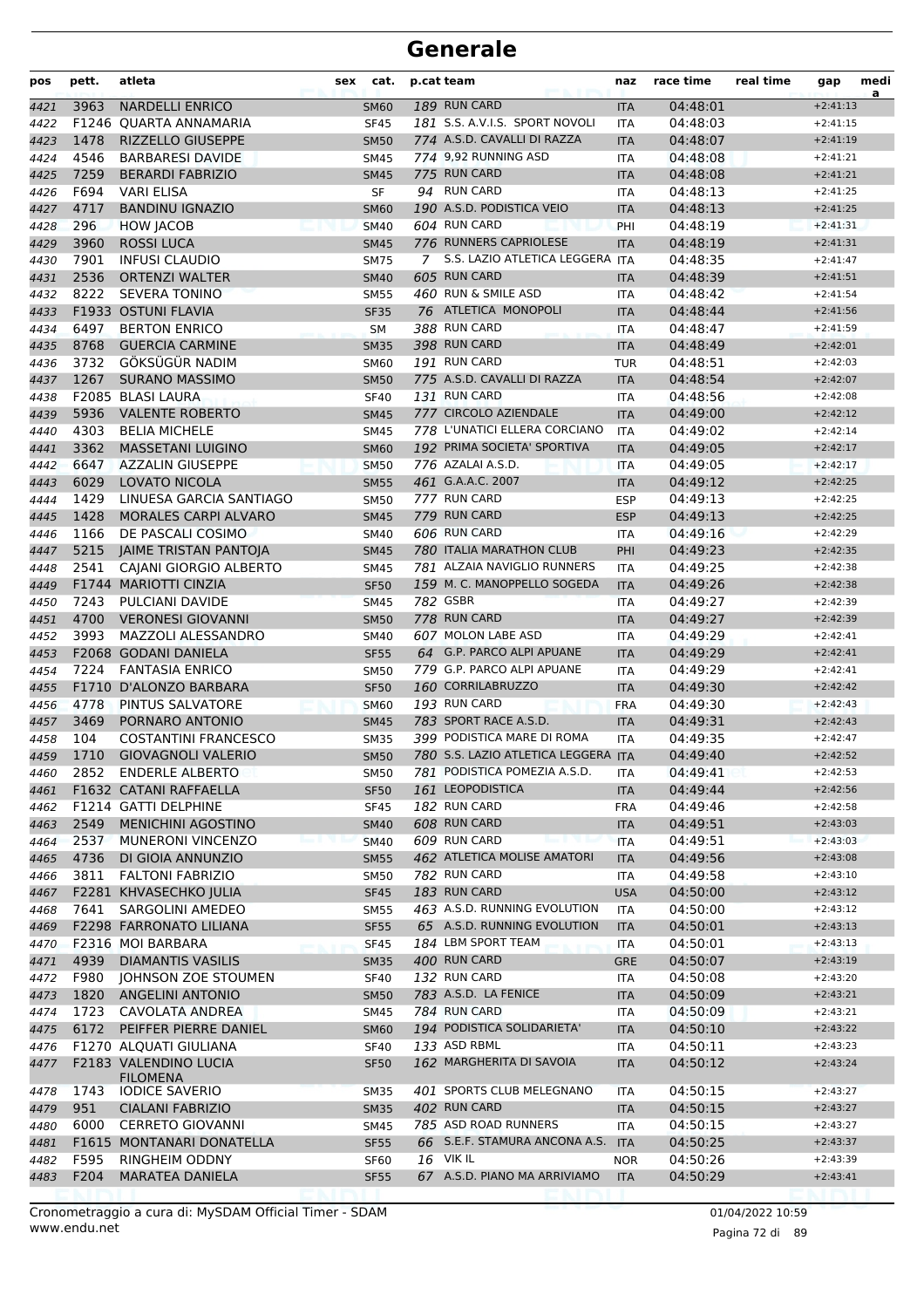# Generale

| pos | pett. | atleta | sex | cat. | p.cat | team | naz | race time | real time | gap | media |
|---|---|---|---|---|---|---|---|---|---|---|---|
| 4421 | 3963 | NARDELLI ENRICO | | SM60 | 189 | RUN CARD | ITA | 04:48:01 | | +2:41:13 | |
| 4422 | F1246 | QUARTA ANNAMARIA | | SF45 | 181 | S.S. A.V.I.S. SPORT NOVOLI | ITA | 04:48:03 | | +2:41:15 | |
| 4423 | 1478 | RIZZELLO GIUSEPPE | | SM50 | 774 | A.S.D. CAVALLI DI RAZZA | ITA | 04:48:07 | | +2:41:19 | |
| 4424 | 4546 | BARBARESI DAVIDE | | SM45 | 774 | 9,92 RUNNING ASD | ITA | 04:48:08 | | +2:41:21 | |
| 4425 | 7259 | BERARDI FABRIZIO | | SM45 | 775 | RUN CARD | ITA | 04:48:08 | | +2:41:21 | |
| 4426 | F694 | VARI ELISA | | SF | 94 | RUN CARD | ITA | 04:48:13 | | +2:41:25 | |
| 4427 | 4717 | BANDINU IGNAZIO | | SM60 | 190 | A.S.D. PODISTICA VEIO | ITA | 04:48:13 | | +2:41:25 | |
| 4428 | 296 | HOW JACOB | | SM40 | 604 | RUN CARD | PHI | 04:48:19 | | +2:41:31 | |
| 4429 | 3960 | ROSSI LUCA | | SM45 | 776 | RUNNERS CAPRIOLESE | ITA | 04:48:19 | | +2:41:31 | |
| 4430 | 7901 | INFUSI CLAUDIO | | SM75 | 7 | S.S. LAZIO ATLETICA LEGGERA | ITA | 04:48:35 | | +2:41:47 | |
| 4431 | 2536 | ORTENZI WALTER | | SM40 | 605 | RUN CARD | ITA | 04:48:39 | | +2:41:51 | |
| 4432 | 8222 | SEVERA TONINO | | SM55 | 460 | RUN & SMILE ASD | ITA | 04:48:42 | | +2:41:54 | |
| 4433 | F1933 | OSTUNI FLAVIA | | SF35 | 76 | ATLETICA MONOPOLI | ITA | 04:48:44 | | +2:41:56 | |
| 4434 | 6497 | BERTON ENRICO | | SM | 388 | RUN CARD | ITA | 04:48:47 | | +2:41:59 | |
| 4435 | 8768 | GUERCIA CARMINE | | SM35 | 398 | RUN CARD | ITA | 04:48:49 | | +2:42:01 | |
| 4436 | 3732 | GÖKSÜGÜR NADIM | | SM60 | 191 | RUN CARD | TUR | 04:48:51 | | +2:42:03 | |
| 4437 | 1267 | SURANO MASSIMO | | SM50 | 775 | A.S.D. CAVALLI DI RAZZA | ITA | 04:48:54 | | +2:42:07 | |
| 4438 | F2085 | BLASI LAURA | | SF40 | 131 | RUN CARD | ITA | 04:48:56 | | +2:42:08 | |
| 4439 | 5936 | VALENTE ROBERTO | | SM45 | 777 | CIRCOLO AZIENDALE | ITA | 04:49:00 | | +2:42:12 | |
| 4440 | 4303 | BELIA MICHELE | | SM45 | 778 | L'UNATICI ELLERA CORCIANO | ITA | 04:49:02 | | +2:42:14 | |
| 4441 | 3362 | MASSETANI LUIGINO | | SM60 | 192 | PRIMA SOCIETA' SPORTIVA | ITA | 04:49:05 | | +2:42:17 | |
| 4442 | 6647 | AZZALIN GIUSEPPE | | SM50 | 776 | AZALAI A.S.D. | ITA | 04:49:05 | | +2:42:17 | |
| 4443 | 6029 | LOVATO NICOLA | | SM55 | 461 | G.A.A.C. 2007 | ITA | 04:49:12 | | +2:42:25 | |
| 4444 | 1429 | LINUESA GARCIA SANTIAGO | | SM50 | 777 | RUN CARD | ESP | 04:49:13 | | +2:42:25 | |
| 4445 | 1428 | MORALES CARPI ALVARO | | SM45 | 779 | RUN CARD | ESP | 04:49:13 | | +2:42:25 | |
| 4446 | 1166 | DE PASCALI COSIMO | | SM40 | 606 | RUN CARD | ITA | 04:49:16 | | +2:42:29 | |
| 4447 | 5215 | JAIME TRISTAN PANTOJA | | SM45 | 780 | ITALIA MARATHON CLUB | PHI | 04:49:23 | | +2:42:35 | |
| 4448 | 2541 | CAJANI GIORGIO ALBERTO | | SM45 | 781 | ALZAIA NAVIGLIO RUNNERS | ITA | 04:49:25 | | +2:42:38 | |
| 4449 | F1744 | MARIOTTI CINZIA | | SF50 | 159 | M. C. MANOPPELLO SOGEDA | ITA | 04:49:26 | | +2:42:38 | |
| 4450 | 7243 | PULCIANI DAVIDE | | SM45 | 782 | GSBR | ITA | 04:49:27 | | +2:42:39 | |
| 4451 | 4700 | VERONESI GIOVANNI | | SM50 | 778 | RUN CARD | ITA | 04:49:27 | | +2:42:39 | |
| 4452 | 3993 | MAZZOLI ALESSANDRO | | SM40 | 607 | MOLON LABE ASD | ITA | 04:49:29 | | +2:42:41 | |
| 4453 | F2068 | GODANI DANIELA | | SF55 | 64 | G.P. PARCO ALPI APUANE | ITA | 04:49:29 | | +2:42:41 | |
| 4454 | 7224 | FANTASIA ENRICO | | SM50 | 779 | G.P. PARCO ALPI APUANE | ITA | 04:49:29 | | +2:42:41 | |
| 4455 | F1710 | D'ALONZO BARBARA | | SF50 | 160 | CORRILABRUZZO | ITA | 04:49:30 | | +2:42:42 | |
| 4456 | 4778 | PINTUS SALVATORE | | SM60 | 193 | RUN CARD | FRA | 04:49:30 | | +2:42:43 | |
| 4457 | 3469 | PORNARO ANTONIO | | SM45 | 783 | SPORT RACE A.S.D. | ITA | 04:49:31 | | +2:42:43 | |
| 4458 | 104 | COSTANTINI FRANCESCO | | SM35 | 399 | PODISTICA MARE DI ROMA | ITA | 04:49:35 | | +2:42:47 | |
| 4459 | 1710 | GIOVAGNOLI VALERIO | | SM50 | 780 | S.S. LAZIO ATLETICA LEGGERA | ITA | 04:49:40 | | +2:42:52 | |
| 4460 | 2852 | ENDERLE ALBERTO | | SM50 | 781 | PODISTICA POMEZIA A.S.D. | ITA | 04:49:41 | | +2:42:53 | |
| 4461 | F1632 | CATANI RAFFAELLA | | SF50 | 161 | LEOPODISTICA | ITA | 04:49:44 | | +2:42:56 | |
| 4462 | F1214 | GATTI DELPHINE | | SF45 | 182 | RUN CARD | FRA | 04:49:46 | | +2:42:58 | |
| 4463 | 2549 | MENICHINI AGOSTINO | | SM40 | 608 | RUN CARD | ITA | 04:49:51 | | +2:43:03 | |
| 4464 | 2537 | MUNERONI VINCENZO | | SM40 | 609 | RUN CARD | ITA | 04:49:51 | | +2:43:03 | |
| 4465 | 4736 | DI GIOIA ANNUNZIO | | SM55 | 462 | ATLETICA MOLISE AMATORI | ITA | 04:49:56 | | +2:43:08 | |
| 4466 | 3811 | FALTONI FABRIZIO | | SM50 | 782 | RUN CARD | ITA | 04:49:58 | | +2:43:10 | |
| 4467 | F2281 | KHVASECHKO JULIA | | SF45 | 183 | RUN CARD | USA | 04:50:00 | | +2:43:12 | |
| 4468 | 7641 | SARGOLINI AMEDEO | | SM55 | 463 | A.S.D. RUNNING EVOLUTION | ITA | 04:50:00 | | +2:43:12 | |
| 4469 | F2298 | FARRONATO LILIANA | | SF55 | 65 | A.S.D. RUNNING EVOLUTION | ITA | 04:50:01 | | +2:43:13 | |
| 4470 | F2316 | MOI BARBARA | | SF45 | 184 | LBM SPORT TEAM | ITA | 04:50:01 | | +2:43:13 | |
| 4471 | 4939 | DIAMANTIS VASILIS | | SM35 | 400 | RUN CARD | GRE | 04:50:07 | | +2:43:19 | |
| 4472 | F980 | JOHNSON ZOE STOUMEN | | SF40 | 132 | RUN CARD | ITA | 04:50:08 | | +2:43:20 | |
| 4473 | 1820 | ANGELINI ANTONIO | | SM50 | 783 | A.S.D. LA FENICE | ITA | 04:50:09 | | +2:43:21 | |
| 4474 | 1723 | CAVOLATA ANDREA | | SM45 | 784 | RUN CARD | ITA | 04:50:09 | | +2:43:21 | |
| 4475 | 6172 | PEIFFER PIERRE DANIEL | | SM60 | 194 | PODISTICA SOLIDARIETA' | ITA | 04:50:10 | | +2:43:22 | |
| 4476 | F1270 | ALQUATI GIULIANA | | SF40 | 133 | ASD RBML | ITA | 04:50:11 | | +2:43:23 | |
| 4477 | F2183 | VALENDINO LUCIA FILOMENA | | SF50 | 162 | MARGHERITA DI SAVOIA | ITA | 04:50:12 | | +2:43:24 | |
| 4478 | 1743 | IODICE SAVERIO | | SM35 | 401 | SPORTS CLUB MELEGNANO | ITA | 04:50:15 | | +2:43:27 | |
| 4479 | 951 | CIALANI FABRIZIO | | SM35 | 402 | RUN CARD | ITA | 04:50:15 | | +2:43:27 | |
| 4480 | 6000 | CERRETO GIOVANNI | | SM45 | 785 | ASD ROAD RUNNERS | ITA | 04:50:15 | | +2:43:27 | |
| 4481 | F1615 | MONTANARI DONATELLA | | SF55 | 66 | S.E.F. STAMURA ANCONA A.S. | ITA | 04:50:25 | | +2:43:37 | |
| 4482 | F595 | RINGHEIM ODDNY | | SF60 | 16 | VIK IL | NOR | 04:50:26 | | +2:43:39 | |
| 4483 | F204 | MARATEA DANIELA | | SF55 | 67 | A.S.D. PIANO MA ARRIVIAMO | ITA | 04:50:29 | | +2:43:41 | |

Cronometraggio a cura di: MySDAM Official Timer - SDAM
www.endu.net

01/04/2022 10:59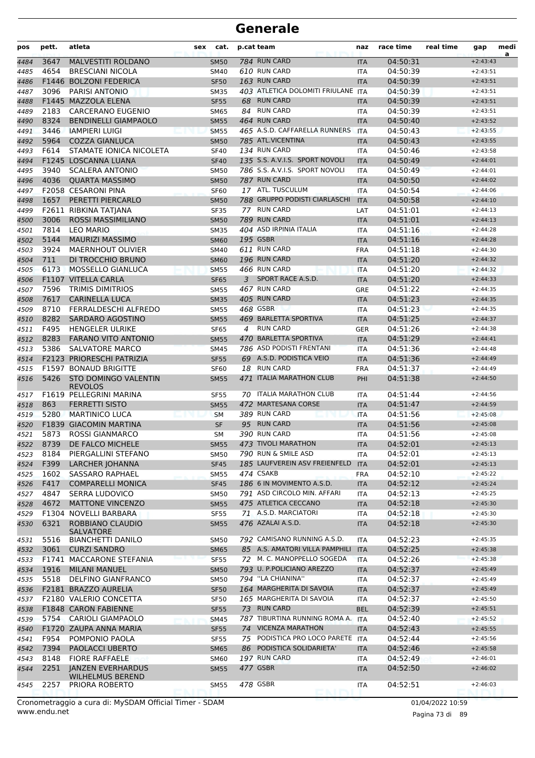# Generale

| pos | pett. | atleta | sex | cat. | p.cat | team | naz | race time | real time | gap | media |
|---|---|---|---|---|---|---|---|---|---|---|---|
| 4484 | 3647 | MALVESTITI ROLDANO | | SM50 | 784 | RUN CARD | ITA | 04:50:31 | | +2:43:43 | |
| 4485 | 4654 | BRESCIANI NICOLA | | SM40 | 610 | RUN CARD | ITA | 04:50:39 | | +2:43:51 | |
| 4486 | F1446 | BOLZONI FEDERICA | | SF50 | 163 | RUN CARD | ITA | 04:50:39 | | +2:43:51 | |
| 4487 | 3096 | PARISI ANTONIO | | SM35 | 403 | ATLETICA DOLOMITI FRIULANE | ITA | 04:50:39 | | +2:43:51 | |
| 4488 | F1445 | MAZZOLA ELENA | | SF55 | 68 | RUN CARD | ITA | 04:50:39 | | +2:43:51 | |
| 4489 | 2183 | CARCERANO EUGENIO | | SM65 | 84 | RUN CARD | ITA | 04:50:39 | | +2:43:51 | |
| 4490 | 8324 | BENDINELLI GIAMPAOLO | | SM55 | 464 | RUN CARD | ITA | 04:50:40 | | +2:43:52 | |
| 4491 | 3446 | IAMPIERI LUIGI | | SM55 | 465 | A.S.D. CAFFARELLA RUNNERS | ITA | 04:50:43 | | +2:43:55 | |
| 4492 | 5964 | COZZA GIANLUCA | | SM50 | 785 | ATL.VICENTINA | ITA | 04:50:43 | | +2:43:55 | |
| 4493 | F614 | STAMATE IONICA NICOLETA | | SF40 | 134 | RUN CARD | ITA | 04:50:46 | | +2:43:58 | |
| 4494 | F1245 | LOSCANNA LUANA | | SF40 | 135 | S.S. A.V.I.S. SPORT NOVOLI | ITA | 04:50:49 | | +2:44:01 | |
| 4495 | 3940 | SCALERA ANTONIO | | SM50 | 786 | S.S. A.V.I.S. SPORT NOVOLI | ITA | 04:50:49 | | +2:44:01 | |
| 4496 | 4036 | QUARTA MASSIMO | | SM50 | 787 | RUN CARD | ITA | 04:50:50 | | +2:44:02 | |
| 4497 | F2058 | CESARONI PINA | | SF60 | 17 | ATL. TUSCULUM | ITA | 04:50:54 | | +2:44:06 | |
| 4498 | 1657 | PERETTI PIERCARLO | | SM50 | 788 | GRUPPO PODISTI CIARLASCHI | ITA | 04:50:58 | | +2:44:10 | |
| 4499 | F2611 | RIBKINA TATJANA | | SF35 | 77 | RUN CARD | LAT | 04:51:01 | | +2:44:13 | |
| 4500 | 3006 | ROSSI MASSIMILIANO | | SM50 | 789 | RUN CARD | ITA | 04:51:01 | | +2:44:13 | |
| 4501 | 7814 | LEO MARIO | | SM35 | 404 | ASD IRPINIA ITALIA | ITA | 04:51:16 | | +2:44:28 | |
| 4502 | 5144 | MAURIZI MASSIMO | | SM60 | 195 | GSBR | ITA | 04:51:16 | | +2:44:28 | |
| 4503 | 3924 | MAERNHOUT OLIVIER | | SM40 | 611 | RUN CARD | FRA | 04:51:18 | | +2:44:30 | |
| 4504 | 711 | DI TROCCHIO BRUNO | | SM60 | 196 | RUN CARD | ITA | 04:51:20 | | +2:44:32 | |
| 4505 | 6173 | MOSSELLO GIANLUCA | | SM55 | 466 | RUN CARD | ITA | 04:51:20 | | +2:44:32 | |
| 4506 | F1107 | VITELLA CARLA | | SF65 | 3 | SPORT RACE A.S.D. | ITA | 04:51:20 | | +2:44:33 | |
| 4507 | 7596 | TRIMIS DIMITRIOS | | SM55 | 467 | RUN CARD | GRE | 04:51:22 | | +2:44:35 | |
| 4508 | 7617 | CARINELLA LUCA | | SM35 | 405 | RUN CARD | ITA | 04:51:23 | | +2:44:35 | |
| 4509 | 8710 | FERRALDESCHI ALFREDO | | SM55 | 468 | GSBR | ITA | 04:51:23 | | +2:44:35 | |
| 4510 | 8282 | SARDARO AGOSTINO | | SM55 | 469 | BARLETTA SPORTIVA | ITA | 04:51:25 | | +2:44:37 | |
| 4511 | F495 | HENGELER ULRIKE | | SF65 | 4 | RUN CARD | GER | 04:51:26 | | +2:44:38 | |
| 4512 | 8283 | FARANO VITO ANTONIO | | SM55 | 470 | BARLETTA SPORTIVA | ITA | 04:51:29 | | +2:44:41 | |
| 4513 | 5386 | SALVATORE MARCO | | SM45 | 786 | ASD PODISTI FRENTANI | ITA | 04:51:36 | | +2:44:48 | |
| 4514 | F2123 | PRIORESCHI PATRIZIA | | SF55 | 69 | A.S.D. PODISTICA VEIO | ITA | 04:51:36 | | +2:44:49 | |
| 4515 | F1597 | BONAUD BRIGITTE | | SF60 | 18 | RUN CARD | FRA | 04:51:37 | | +2:44:49 | |
| 4516 | 5426 | STO DOMINGO VALENTIN REVOLOS | | SM55 | 471 | ITALIA MARATHON CLUB | PHI | 04:51:38 | | +2:44:50 | |
| 4517 | F1619 | PELLEGRINI MARINA | | SF55 | 70 | ITALIA MARATHON CLUB | ITA | 04:51:44 | | +2:44:56 | |
| 4518 | 863 | FERRETTI SISTO | | SM55 | 472 | MARTESANA CORSE | ITA | 04:51:47 | | +2:44:59 | |
| 4519 | 5280 | MARTINICO LUCA | | SM | 389 | RUN CARD | ITA | 04:51:56 | | +2:45:08 | |
| 4520 | F1839 | GIACOMIN MARTINA | | SF | 95 | RUN CARD | ITA | 04:51:56 | | +2:45:08 | |
| 4521 | 5873 | ROSSI GIANMARCO | | SM | 390 | RUN CARD | ITA | 04:51:56 | | +2:45:08 | |
| 4522 | 8739 | DE FALCO MICHELE | | SM55 | 473 | TIVOLI MARATHON | ITA | 04:52:01 | | +2:45:13 | |
| 4523 | 8184 | PIERGALLINI STEFANO | | SM50 | 790 | RUN & SMILE ASD | ITA | 04:52:01 | | +2:45:13 | |
| 4524 | F399 | LARCHER JOHANNA | | SF45 | 185 | LAUFVEREIN ASV FREIENFELD | ITA | 04:52:01 | | +2:45:13 | |
| 4525 | 1602 | SASSARO RAPHAEL | | SM55 | 474 | CSAKB | FRA | 04:52:10 | | +2:45:22 | |
| 4526 | F417 | COMPARELLI MONICA | | SF45 | 186 | 6 IN MOVIMENTO A.S.D. | ITA | 04:52:12 | | +2:45:24 | |
| 4527 | 4847 | SERRA LUDOVICO | | SM50 | 791 | ASD CIRCOLO MIN. AFFARI | ITA | 04:52:13 | | +2:45:25 | |
| 4528 | 4672 | MATTONE VINCENZO | | SM55 | 475 | ATLETICA CECCANO | ITA | 04:52:18 | | +2:45:30 | |
| 4529 | F1304 | NOVELLI BARBARA | | SF55 | 71 | A.S.D. MARCIATORI | ITA | 04:52:18 | | +2:45:30 | |
| 4530 | 6321 | ROBBIANO CLAUDIO SALVATORE | | SM55 | 476 | AZALAI A.S.D. | ITA | 04:52:18 | | +2:45:30 | |
| 4531 | 5516 | BIANCHETTI DANILO | | SM50 | 792 | CAMISANO RUNNING A.S.D. | ITA | 04:52:23 | | +2:45:35 | |
| 4532 | 3061 | CURZI SANDRO | | SM65 | 85 | A.S. AMATORI VILLA PAMPHILI | ITA | 04:52:25 | | +2:45:38 | |
| 4533 | F1741 | MACCARONE STEFANIA | | SF55 | 72 | M. C. MANOPPELLO SOGEDA | ITA | 04:52:26 | | +2:45:38 | |
| 4534 | 1916 | MILANI MANUEL | | SM50 | 793 | U. P.POLICIANO AREZZO | ITA | 04:52:37 | | +2:45:49 | |
| 4535 | 5518 | DELFINO GIANFRANCO | | SM50 | 794 | ''LA CHIANINA'' | ITA | 04:52:37 | | +2:45:49 | |
| 4536 | F2181 | BRAZZO AURELIA | | SF50 | 164 | MARGHERITA DI SAVOIA | ITA | 04:52:37 | | +2:45:49 | |
| 4537 | F2180 | VALERIO CONCETTA | | SF50 | 165 | MARGHERITA DI SAVOIA | ITA | 04:52:37 | | +2:45:50 | |
| 4538 | F1848 | CARON FABIENNE | | SF55 | 73 | RUN CARD | BEL | 04:52:39 | | +2:45:51 | |
| 4539 | 5754 | CARIOLI GIAMPAOLO | | SM45 | 787 | TIBURTINA RUNNING ROMA A. | ITA | 04:52:40 | | +2:45:52 | |
| 4540 | F1720 | ZAUPA ANNA MARIA | | SF55 | 74 | VICENZA MARATHON | ITA | 04:52:43 | | +2:45:55 | |
| 4541 | F954 | POMPONIO PAOLA | | SF55 | 75 | PODISTICA PRO LOCO PARETE | ITA | 04:52:44 | | +2:45:56 | |
| 4542 | 7394 | PAOLACCI UBERTO | | SM65 | 86 | PODISTICA SOLIDARIETA' | ITA | 04:52:46 | | +2:45:58 | |
| 4543 | 8148 | FIORE RAFFAELE | | SM60 | 197 | RUN CARD | ITA | 04:52:49 | | +2:46:01 | |
| 4544 | 2251 | JANZEN EVERHARDUS WILHELMUS BEREND | | SM55 | 477 | GSBR | ITA | 04:52:50 | | +2:46:02 | |
| 4545 | 2257 | PRIORA ROBERTO | | SM55 | 478 | GSBR | ITA | 04:52:51 | | +2:46:03 | |

Cronometraggio a cura di: MySDAM Official Timer - SDAM
www.endu.net
01/04/2022 10:59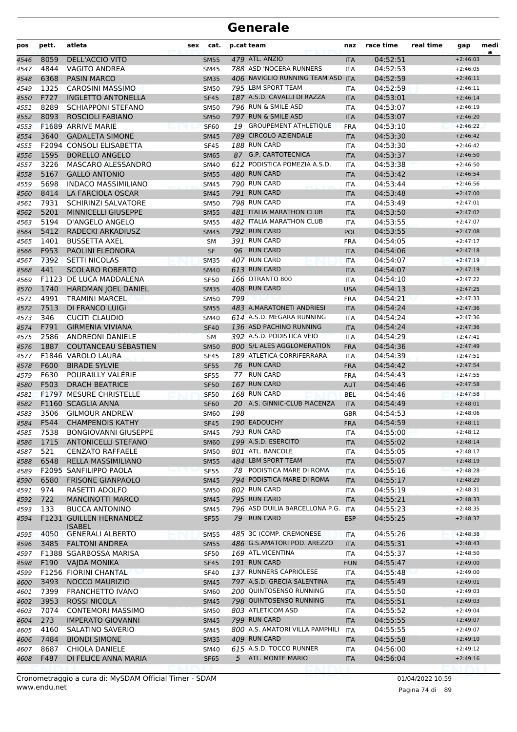# Generale

| pos | pett. | atleta | sex | cat. | p.cat | team | naz | race time | real time | gap | medi a |
|---|---|---|---|---|---|---|---|---|---|---|---|
| 4546 | 8059 | DELL'ACCIO VITO | | SM55 | 479 | ATL. ANZIO | ITA | 04:52:51 | | +2:46:03 | |
| 4547 | 4844 | VAGITO ANDREA | | SM45 | 788 | ASD 'NOCERA RUNNERS | ITA | 04:52:53 | | +2:46:05 | |
| 4548 | 6368 | PASIN MARCO | | SM35 | 406 | NAVIGLIO RUNNING TEAM ASD | ITA | 04:52:59 | | +2:46:11 | |
| 4549 | 1325 | CAROSINI MASSIMO | | SM50 | 795 | LBM SPORT TEAM | ITA | 04:52:59 | | +2:46:11 | |
| 4550 | F727 | INGLETTO ANTONELLA | | SF45 | 187 | A.S.D. CAVALLI DI RAZZA | ITA | 04:53:01 | | +2:46:14 | |
| 4551 | 8289 | SCHIAPPONI STEFANO | | SM50 | 796 | RUN & SMILE ASD | ITA | 04:53:07 | | +2:46:19 | |
| 4552 | 8093 | ROSCIOLI FABIANO | | SM50 | 797 | RUN & SMILE ASD | ITA | 04:53:07 | | +2:46:20 | |
| 4553 | F1689 | ARRIVE MARIE | | SF60 | 19 | GROUPEMENT ATHLETIQUE | FRA | 04:53:10 | | +2:46:22 | |
| 4554 | 3640 | GADALETA SIMONE | | SM45 | 789 | CIRCOLO AZIENDALE | ITA | 04:53:30 | | +2:46:42 | |
| 4555 | F2094 | CONSOLI ELISABETTA | | SF45 | 188 | RUN CARD | ITA | 04:53:30 | | +2:46:42 | |
| 4556 | 1595 | BORELLO ANGELO | | SM65 | 87 | G.P. CARTOTECNICA | ITA | 04:53:37 | | +2:46:50 | |
| 4557 | 3226 | MASCARO ALESSANDRO | | SM40 | 612 | PODISTICA POMEZIA A.S.D. | ITA | 04:53:38 | | +2:46:50 | |
| 4558 | 5167 | GALLO ANTONIO | | SM55 | 480 | RUN CARD | ITA | 04:53:42 | | +2:46:54 | |
| 4559 | 5698 | INDACO MASSIMILIANO | | SM45 | 790 | RUN CARD | ITA | 04:53:44 | | +2:46:56 | |
| 4560 | 8414 | LA FARCIOLA OSCAR | | SM45 | 791 | RUN CARD | ITA | 04:53:48 | | +2:47:00 | |
| 4561 | 7931 | SCHIRINZI SALVATORE | | SM50 | 798 | RUN CARD | ITA | 04:53:49 | | +2:47:01 | |
| 4562 | 5201 | MINNICELLI GIUSEPPE | | SM55 | 481 | ITALIA MARATHON CLUB | ITA | 04:53:50 | | +2:47:02 | |
| 4563 | 5194 | D'ANGELO ANGELO | | SM55 | 482 | ITALIA MARATHON CLUB | ITA | 04:53:55 | | +2:47:07 | |
| 4564 | 5412 | RADECKI ARKADIUSZ | | SM45 | 792 | RUN CARD | POL | 04:53:55 | | +2:47:08 | |
| 4565 | 1401 | BUSSETTA AXEL | | SM | 391 | RUN CARD | FRA | 04:54:05 | | +2:47:17 | |
| 4566 | F953 | PAOLINI ELEONORA | | SF | 96 | RUN CARD | ITA | 04:54:06 | | +2:47:18 | |
| 4567 | 7392 | SETTI NICOLAS | | SM35 | 407 | RUN CARD | ITA | 04:54:07 | | +2:47:19 | |
| 4568 | 441 | SCOLARO ROBERTO | | SM40 | 613 | RUN CARD | ITA | 04:54:07 | | +2:47:19 | |
| 4569 | F1123 | DE LUCA MADDALENA | | SF50 | 166 | OTRANTO 800 | ITA | 04:54:10 | | +2:47:22 | |
| 4570 | 1740 | HARDMAN JOEL DANIEL | | SM35 | 408 | RUN CARD | USA | 04:54:13 | | +2:47:25 | |
| 4571 | 4991 | TRAMINI MARCEL | | SM50 | 799 | | FRA | 04:54:21 | | +2:47:33 | |
| 4572 | 7513 | DI FRANCO LUIGI | | SM55 | 483 | A.MARATONETI ANDRIESI | ITA | 04:54:24 | | +2:47:36 | |
| 4573 | 346 | CUCITI CLAUDIO | | SM40 | 614 | A.S.D. MEGARA RUNNING | ITA | 04:54:24 | | +2:47:36 | |
| 4574 | F791 | GIRMENIA VIVIANA | | SF40 | 136 | ASD PACHINO RUNNING | ITA | 04:54:24 | | +2:47:36 | |
| 4575 | 2586 | ANDREONI DANIELE | | SM | 392 | A.S.D. PODISTICA VEIO | ITA | 04:54:29 | | +2:47:41 | |
| 4576 | 1887 | COUTANCEAU SÉBASTIEN | | SM50 | 800 | S/L ALES AGGLOMERATION | FRA | 04:54:36 | | +2:47:49 | |
| 4577 | F1846 | VAROLO LAURA | | SF45 | 189 | ATLETICA CORRIFERRARA | ITA | 04:54:39 | | +2:47:51 | |
| 4578 | F600 | BIRADE SYLVIE | | SF55 | 76 | RUN CARD | FRA | 04:54:42 | | +2:47:54 | |
| 4579 | F630 | POURAILLY VALÉRIE | | SF55 | 77 | RUN CARD | FRA | 04:54:43 | | +2:47:55 | |
| 4580 | F503 | DRACH BEATRICE | | SF50 | 167 | RUN CARD | AUT | 04:54:46 | | +2:47:58 | |
| 4581 | F1797 | MESURE CHRISTELLE | | SF50 | 168 | RUN CARD | BEL | 04:54:46 | | +2:47:58 | |
| 4582 | F1160 | SCAGLIA ANNA | | SF60 | 20 | A.S. GINNIC-CLUB PIACENZA | ITA | 04:54:49 | | +2:48:01 | |
| 4583 | 3506 | GILMOUR ANDREW | | SM60 | 198 | | GBR | 04:54:53 | | +2:48:06 | |
| 4584 | F544 | CHAMPENOIS KATHY | | SF45 | 190 | EADOUCHY | FRA | 04:54:59 | | +2:48:11 | |
| 4585 | 7538 | BONGIOVANNI GIUSEPPE | | SM45 | 793 | RUN CARD | ITA | 04:55:00 | | +2:48:12 | |
| 4586 | 1715 | ANTONICELLI STEFANO | | SM60 | 199 | A.S.D. ESERCITO | ITA | 04:55:02 | | +2:48:14 | |
| 4587 | 521 | CENZATO RAFFAELE | | SM50 | 801 | ATL. BANCOLE | ITA | 04:55:05 | | +2:48:17 | |
| 4588 | 6548 | RELLA MASSIMILIANO | | SM55 | 484 | LBM SPORT TEAM | ITA | 04:55:07 | | +2:48:19 | |
| 4589 | F2095 | SANFILIPPO PAOLA | | SF55 | 78 | PODISTICA MARE DI ROMA | ITA | 04:55:16 | | +2:48:28 | |
| 4590 | 6580 | FRISONE GIANPAOLO | | SM45 | 794 | PODISTICA MARE DI ROMA | ITA | 04:55:17 | | +2:48:29 | |
| 4591 | 974 | RASETTI ADOLFO | | SM50 | 802 | RUN CARD | ITA | 04:55:19 | | +2:48:31 | |
| 4592 | 722 | MANCINOTTI MARCO | | SM45 | 795 | RUN CARD | ITA | 04:55:21 | | +2:48:33 | |
| 4593 | 133 | BUCCA ANTONINO | | SM45 | 796 | ASD DUILIA BARCELLONA P.G. | ITA | 04:55:23 | | +2:48:35 | |
| 4594 | F1231 | GUILLEN HERNANDEZ ISABEL | | SF55 | 79 | RUN CARD | ESP | 04:55:25 | | +2:48:37 | |
| 4595 | 4050 | GENERALI ALBERTO | | SM55 | 485 | 3C (COMP. CREMONESE | ITA | 04:55:26 | | +2:48:38 | |
| 4596 | 3485 | FALTONI ANDREA | | SM55 | 486 | G.S.AMATORI POD. AREZZO | ITA | 04:55:31 | | +2:48:43 | |
| 4597 | F1388 | SGARBOSSA MARISA | | SF50 | 169 | ATL.VICENTINA | ITA | 04:55:37 | | +2:48:50 | |
| 4598 | F190 | VAJDA MONIKA | | SF45 | 191 | RUN CARD | HUN | 04:55:47 | | +2:49:00 | |
| 4599 | F1256 | FIORINI CHANTAL | | SF40 | 137 | RUNNERS CAPRIOLESE | ITA | 04:55:48 | | +2:49:00 | |
| 4600 | 3493 | NOCCO MAURIZIO | | SM45 | 797 | A.S.D. GRECIA SALENTINA | ITA | 04:55:49 | | +2:49:01 | |
| 4601 | 7399 | FRANCHETTO IVANO | | SM60 | 200 | QUINTOSENSO RUNNING | ITA | 04:55:50 | | +2:49:03 | |
| 4602 | 3953 | ROSSI NICOLA | | SM45 | 798 | QUINTOSENSO RUNNING | ITA | 04:55:51 | | +2:49:03 | |
| 4603 | 7074 | CONTEMORI MASSIMO | | SM50 | 803 | ATLETICOM ASD | ITA | 04:55:52 | | +2:49:04 | |
| 4604 | 273 | IMPERATO GIOVANNI | | SM45 | 799 | RUN CARD | ITA | 04:55:55 | | +2:49:07 | |
| 4605 | 4160 | SALATINO SAVERIO | | SM45 | 800 | A.S. AMATORI VILLA PAMPHILI | ITA | 04:55:55 | | +2:49:07 | |
| 4606 | 7484 | BIONDI SIMONE | | SM35 | 409 | RUN CARD | ITA | 04:55:58 | | +2:49:10 | |
| 4607 | 8687 | CHIOLA DANIELE | | SM40 | 615 | A.S.D. TOCCO RUNNER | ITA | 04:56:00 | | +2:49:12 | |
| 4608 | F487 | DI FELICE ANNA MARIA | | SF65 | 5 | ATL. MONTE MARIO | ITA | 04:56:04 | | +2:49:16 | |

Cronometraggio a cura di: MySDAM Official Timer - SDAM
www.endu.net

01/04/2022 10:59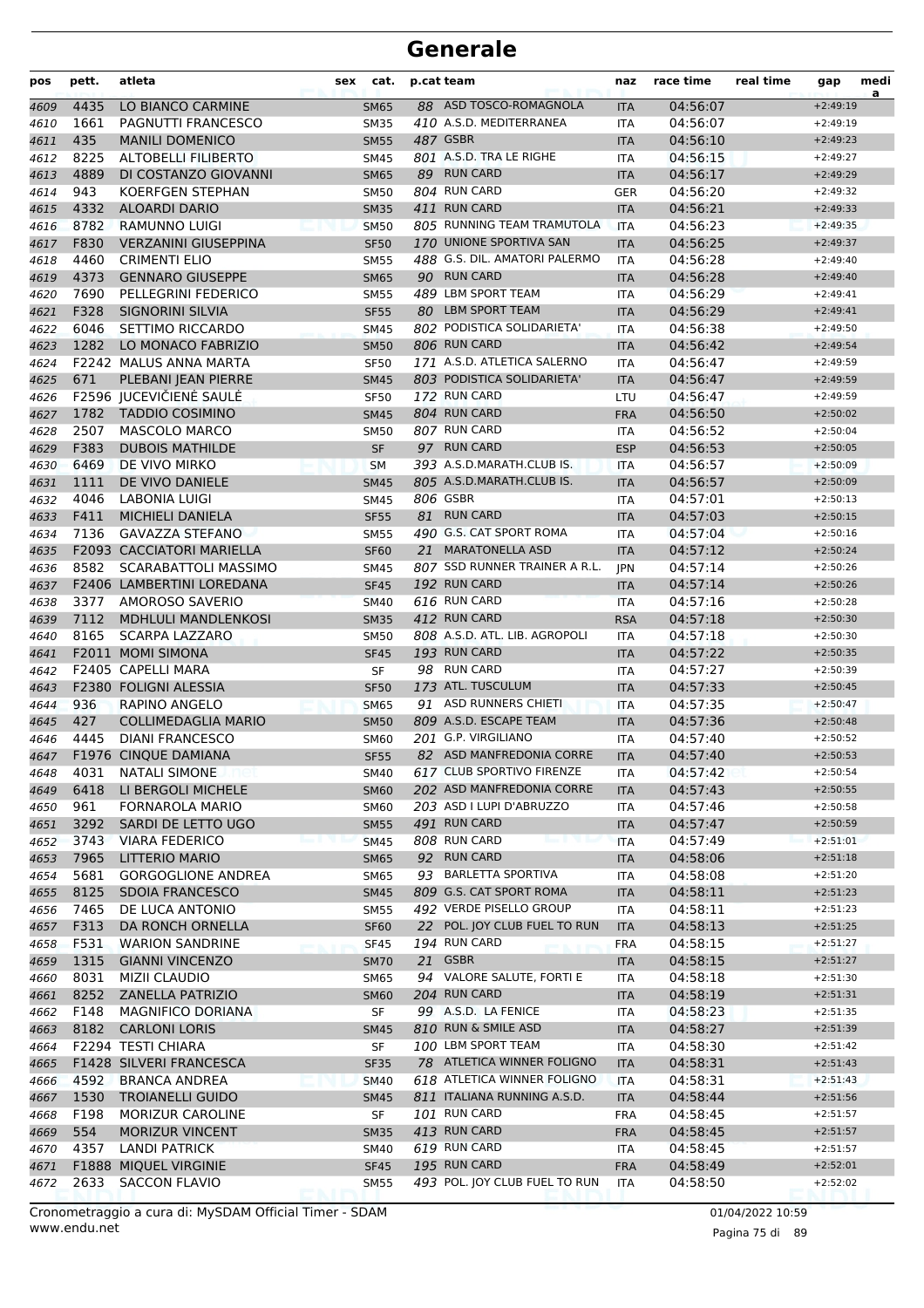# Generale

| pos | pett. | atleta | sex | cat. | p.cat | team | naz | race time | real time | gap | medi a |
|---|---|---|---|---|---|---|---|---|---|---|---|
| 4609 | 4435 | LO BIANCO CARMINE | | SM65 | 88 | ASD TOSCO-ROMAGNOLA | ITA | 04:56:07 | | +2:49:19 | |
| 4610 | 1661 | PAGNUTTI FRANCESCO | | SM35 | 410 | A.S.D. MEDITERRANEA | ITA | 04:56:07 | | +2:49:19 | |
| 4611 | 435 | MANILI DOMENICO | | SM55 | 487 | GSBR | ITA | 04:56:10 | | +2:49:23 | |
| 4612 | 8225 | ALTOBELLI FILIBERTO | | SM45 | 801 | A.S.D. TRA LE RIGHE | ITA | 04:56:15 | | +2:49:27 | |
| 4613 | 4889 | DI COSTANZO GIOVANNI | | SM65 | 89 | RUN CARD | ITA | 04:56:17 | | +2:49:29 | |
| 4614 | 943 | KOERFGEN STEPHAN | | SM50 | 804 | RUN CARD | GER | 04:56:20 | | +2:49:32 | |
| 4615 | 4332 | ALOARDI DARIO | | SM35 | 411 | RUN CARD | ITA | 04:56:21 | | +2:49:33 | |
| 4616 | 8782 | RAMUNNO LUIGI | | SM50 | 805 | RUNNING TEAM TRAMUTOLA | ITA | 04:56:23 | | +2:49:35 | |
| 4617 | F830 | VERZANINI GIUSEPPINA | | SF50 | 170 | UNIONE SPORTIVA SAN | ITA | 04:56:25 | | +2:49:37 | |
| 4618 | 4460 | CRIMENTI ELIO | | SM55 | 488 | G.S. DIL. AMATORI PALERMO | ITA | 04:56:28 | | +2:49:40 | |
| 4619 | 4373 | GENNARO GIUSEPPE | | SM65 | 90 | RUN CARD | ITA | 04:56:28 | | +2:49:40 | |
| 4620 | 7690 | PELLEGRINI FEDERICO | | SM55 | 489 | LBM SPORT TEAM | ITA | 04:56:29 | | +2:49:41 | |
| 4621 | F328 | SIGNORINI SILVIA | | SF55 | 80 | LBM SPORT TEAM | ITA | 04:56:29 | | +2:49:41 | |
| 4622 | 6046 | SETTIMO RICCARDO | | SM45 | 802 | PODISTICA SOLIDARIETA' | ITA | 04:56:38 | | +2:49:50 | |
| 4623 | 1282 | LO MONACO FABRIZIO | | SM50 | 806 | RUN CARD | ITA | 04:56:42 | | +2:49:54 | |
| 4624 | F2242 | MALUS ANNA MARTA | | SF50 | 171 | A.S.D. ATLETICA SALERNO | ITA | 04:56:47 | | +2:49:59 | |
| 4625 | 671 | PLEBANI JEAN PIERRE | | SM45 | 803 | PODISTICA SOLIDARIETA' | ITA | 04:56:47 | | +2:49:59 | |
| 4626 | F2596 | JUCEVIČIENĖ SAULĖ | | SF50 | 172 | RUN CARD | LTU | 04:56:47 | | +2:49:59 | |
| 4627 | 1782 | TADDIO COSIMINO | | SM45 | 804 | RUN CARD | FRA | 04:56:50 | | +2:50:02 | |
| 4628 | 2507 | MASCOLO MARCO | | SM50 | 807 | RUN CARD | ITA | 04:56:52 | | +2:50:04 | |
| 4629 | F383 | DUBOIS MATHILDE | | SF | 97 | RUN CARD | ESP | 04:56:53 | | +2:50:05 | |
| 4630 | 6469 | DE VIVO MIRKO | | SM | 393 | A.S.D.MARATH.CLUB IS. | ITA | 04:56:57 | | +2:50:09 | |
| 4631 | 1111 | DE VIVO DANIELE | | SM45 | 805 | A.S.D.MARATH.CLUB IS. | ITA | 04:56:57 | | +2:50:09 | |
| 4632 | 4046 | LABONIA LUIGI | | SM45 | 806 | GSBR | ITA | 04:57:01 | | +2:50:13 | |
| 4633 | F411 | MICHIELI DANIELA | | SF55 | 81 | RUN CARD | ITA | 04:57:03 | | +2:50:15 | |
| 4634 | 7136 | GAVAZZA STEFANO | | SM55 | 490 | G.S. CAT SPORT ROMA | ITA | 04:57:04 | | +2:50:16 | |
| 4635 | F2093 | CACCIATORI MARIELLA | | SF60 | 21 | MARATONELLA ASD | ITA | 04:57:12 | | +2:50:24 | |
| 4636 | 8582 | SCARABATTOLI MASSIMO | | SM45 | 807 | SSD RUNNER TRAINER A R.L. | JPN | 04:57:14 | | +2:50:26 | |
| 4637 | F2406 | LAMBERTINI LOREDANA | | SF45 | 192 | RUN CARD | ITA | 04:57:14 | | +2:50:26 | |
| 4638 | 3377 | AMOROSO SAVERIO | | SM40 | 616 | RUN CARD | ITA | 04:57:16 | | +2:50:28 | |
| 4639 | 7112 | MDHLULI MANDLENKOSI | | SM35 | 412 | RUN CARD | RSA | 04:57:18 | | +2:50:30 | |
| 4640 | 8165 | SCARPA LAZZARO | | SM50 | 808 | A.S.D. ATL. LIB. AGROPOLI | ITA | 04:57:18 | | +2:50:30 | |
| 4641 | F2011 | MOMI SIMONA | | SF45 | 193 | RUN CARD | ITA | 04:57:22 | | +2:50:35 | |
| 4642 | F2405 | CAPELLI MARA | | SF | 98 | RUN CARD | ITA | 04:57:27 | | +2:50:39 | |
| 4643 | F2380 | FOLIGNI ALESSIA | | SF50 | 173 | ATL. TUSCULUM | ITA | 04:57:33 | | +2:50:45 | |
| 4644 | 936 | RAPINO ANGELO | | SM65 | 91 | ASD RUNNERS CHIETI | ITA | 04:57:35 | | +2:50:47 | |
| 4645 | 427 | COLLIMEDAGLIA MARIO | | SM50 | 809 | A.S.D. ESCAPE TEAM | ITA | 04:57:36 | | +2:50:48 | |
| 4646 | 4445 | DIANI FRANCESCO | | SM60 | 201 | G.P. VIRGILIANO | ITA | 04:57:40 | | +2:50:52 | |
| 4647 | F1976 | CINQUE DAMIANA | | SF55 | 82 | ASD MANFREDONIA CORRE | ITA | 04:57:40 | | +2:50:53 | |
| 4648 | 4031 | NATALI SIMONE | | SM40 | 617 | CLUB SPORTIVO FIRENZE | ITA | 04:57:42 | | +2:50:54 | |
| 4649 | 6418 | LI BERGOLI MICHELE | | SM60 | 202 | ASD MANFREDONIA CORRE | ITA | 04:57:43 | | +2:50:55 | |
| 4650 | 961 | FORNAROLA MARIO | | SM60 | 203 | ASD I LUPI D'ABRUZZO | ITA | 04:57:46 | | +2:50:58 | |
| 4651 | 3292 | SARDI DE LETTO UGO | | SM55 | 491 | RUN CARD | ITA | 04:57:47 | | +2:50:59 | |
| 4652 | 3743 | VIARA FEDERICO | | SM45 | 808 | RUN CARD | ITA | 04:57:49 | | +2:51:01 | |
| 4653 | 7965 | LITTERIO MARIO | | SM65 | 92 | RUN CARD | ITA | 04:58:06 | | +2:51:18 | |
| 4654 | 5681 | GORGOGLIONE ANDREA | | SM65 | 93 | BARLETTA SPORTIVA | ITA | 04:58:08 | | +2:51:20 | |
| 4655 | 8125 | SDOIA FRANCESCO | | SM45 | 809 | G.S. CAT SPORT ROMA | ITA | 04:58:11 | | +2:51:23 | |
| 4656 | 7465 | DE LUCA ANTONIO | | SM55 | 492 | VERDE PISELLO GROUP | ITA | 04:58:11 | | +2:51:23 | |
| 4657 | F313 | DA RONCH ORNELLA | | SF60 | 22 | POL. JOY CLUB FUEL TO RUN | ITA | 04:58:13 | | +2:51:25 | |
| 4658 | F531 | WARION SANDRINE | | SF45 | 194 | RUN CARD | FRA | 04:58:15 | | +2:51:27 | |
| 4659 | 1315 | GIANNI VINCENZO | | SM70 | 21 | GSBR | ITA | 04:58:15 | | +2:51:27 | |
| 4660 | 8031 | MIZII CLAUDIO | | SM65 | 94 | VALORE SALUTE, FORTI E | ITA | 04:58:18 | | +2:51:30 | |
| 4661 | 8252 | ZANELLA PATRIZIO | | SM60 | 204 | RUN CARD | ITA | 04:58:19 | | +2:51:31 | |
| 4662 | F148 | MAGNIFICO DORIANA | | SF | 99 | A.S.D. LA FENICE | ITA | 04:58:23 | | +2:51:35 | |
| 4663 | 8182 | CARLONI LORIS | | SM45 | 810 | RUN & SMILE ASD | ITA | 04:58:27 | | +2:51:39 | |
| 4664 | F2294 | TESTI CHIARA | | SF | 100 | LBM SPORT TEAM | ITA | 04:58:30 | | +2:51:42 | |
| 4665 | F1428 | SILVERI FRANCESCA | | SF35 | 78 | ATLETICA WINNER FOLIGNO | ITA | 04:58:31 | | +2:51:43 | |
| 4666 | 4592 | BRANCA ANDREA | | SM40 | 618 | ATLETICA WINNER FOLIGNO | ITA | 04:58:31 | | +2:51:43 | |
| 4667 | 1530 | TROIANELLI GUIDO | | SM45 | 811 | ITALIANA RUNNING A.S.D. | ITA | 04:58:44 | | +2:51:56 | |
| 4668 | F198 | MORIZUR CAROLINE | | SF | 101 | RUN CARD | FRA | 04:58:45 | | +2:51:57 | |
| 4669 | 554 | MORIZUR VINCENT | | SM35 | 413 | RUN CARD | FRA | 04:58:45 | | +2:51:57 | |
| 4670 | 4357 | LANDI PATRICK | | SM40 | 619 | RUN CARD | ITA | 04:58:45 | | +2:51:57 | |
| 4671 | F1888 | MIQUEL VIRGINIE | | SF45 | 195 | RUN CARD | FRA | 04:58:49 | | +2:52:01 | |
| 4672 | 2633 | SACCON FLAVIO | | SM55 | 493 | POL. JOY CLUB FUEL TO RUN | ITA | 04:58:50 | | +2:52:02 | |

Cronometraggio a cura di: MySDAM Official Timer - SDAM
www.endu.net

01/04/2022 10:59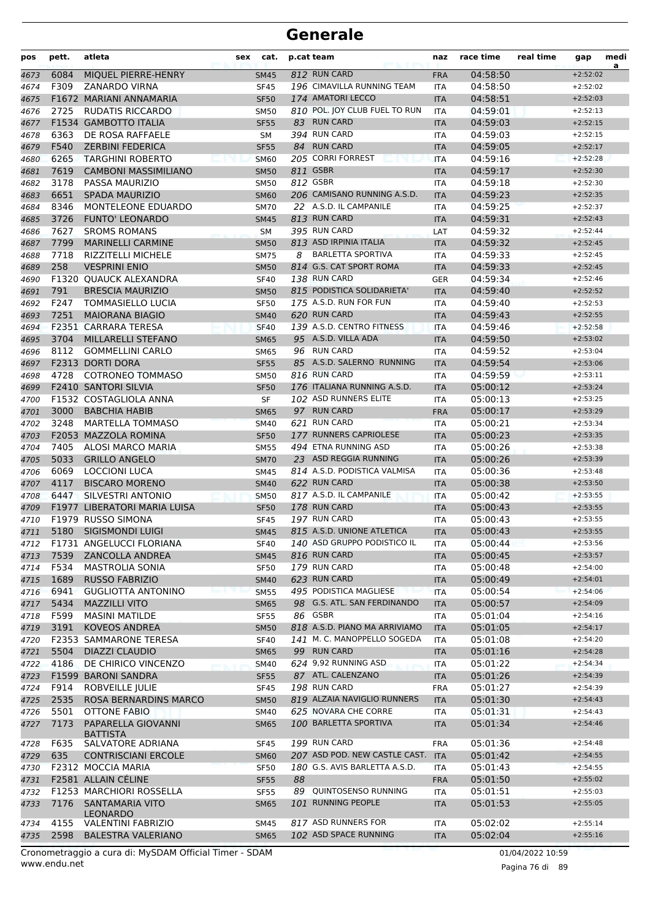# Generale

| pos | pett. | atleta | sex | cat. | p.cat | team | naz | race time | real time | gap | medi a |
|---|---|---|---|---|---|---|---|---|---|---|---|
| 4673 | 6084 | MIQUEL PIERRE-HENRY | | SM45 | 812 | RUN CARD | FRA | 04:58:50 | | +2:52:02 | |
| 4674 | F309 | ZANARDO VIRNA | | SF45 | 196 | CIMAVILLA RUNNING TEAM | ITA | 04:58:50 | | +2:52:02 | |
| 4675 | F1672 | MARIANI ANNAMARIA | | SF50 | 174 | AMATORI LECCO | ITA | 04:58:51 | | +2:52:03 | |
| 4676 | 2725 | RUDATIS RICCARDO | | SM50 | 810 | POL. JOY CLUB FUEL TO RUN | ITA | 04:59:01 | | +2:52:13 | |
| 4677 | F1534 | GAMBOTTO ITALIA | | SF55 | 83 | RUN CARD | ITA | 04:59:03 | | +2:52:15 | |
| 4678 | 6363 | DE ROSA RAFFAELE | | SM | 394 | RUN CARD | ITA | 04:59:03 | | +2:52:15 | |
| 4679 | F540 | ZERBINI FEDERICA | | SF55 | 84 | RUN CARD | ITA | 04:59:05 | | +2:52:17 | |
| 4680 | 6265 | TARGHINI ROBERTO | | SM60 | 205 | CORRI FORREST | ITA | 04:59:16 | | +2:52:28 | |
| 4681 | 7619 | CAMBONI MASSIMILIANO | | SM50 | 811 | GSBR | ITA | 04:59:17 | | +2:52:30 | |
| 4682 | 3178 | PASSA MAURIZIO | | SM50 | 812 | GSBR | ITA | 04:59:18 | | +2:52:30 | |
| 4683 | 6651 | SPADA MAURIZIO | | SM60 | 206 | CAMISANO RUNNING A.S.D. | ITA | 04:59:23 | | +2:52:35 | |
| 4684 | 8346 | MONTELEONE EDUARDO | | SM70 | 22 | A.S.D. IL CAMPANILE | ITA | 04:59:25 | | +2:52:37 | |
| 4685 | 3726 | FUNTO' LEONARDO | | SM45 | 813 | RUN CARD | ITA | 04:59:31 | | +2:52:43 | |
| 4686 | 7627 | SROMS ROMANS | | SM | 395 | RUN CARD | LAT | 04:59:32 | | +2:52:44 | |
| 4687 | 7799 | MARINELLI CARMINE | | SM50 | 813 | ASD IRPINIA ITALIA | ITA | 04:59:32 | | +2:52:45 | |
| 4688 | 7718 | RIZZITELLI MICHELE | | SM75 | 8 | BARLETTA SPORTIVA | ITA | 04:59:33 | | +2:52:45 | |
| 4689 | 258 | VESPRINI ENIO | | SM50 | 814 | G.S. CAT SPORT ROMA | ITA | 04:59:33 | | +2:52:45 | |
| 4690 | F1320 | QUAUCK ALEXANDRA | | SF40 | 138 | RUN CARD | GER | 04:59:34 | | +2:52:46 | |
| 4691 | 791 | BRESCIA MAURIZIO | | SM50 | 815 | PODISTICA SOLIDARIETA' | ITA | 04:59:40 | | +2:52:52 | |
| 4692 | F247 | TOMMASIELLO LUCIA | | SF50 | 175 | A.S.D. RUN FOR FUN | ITA | 04:59:40 | | +2:52:53 | |
| 4693 | 7251 | MAIORANA BIAGIO | | SM40 | 620 | RUN CARD | ITA | 04:59:43 | | +2:52:55 | |
| 4694 | F2351 | CARRARA TERESA | | SF40 | 139 | A.S.D. CENTRO FITNESS | ITA | 04:59:46 | | +2:52:58 | |
| 4695 | 3704 | MILLARELLI STEFANO | | SM65 | 95 | A.S.D. VILLA ADA | ITA | 04:59:50 | | +2:53:02 | |
| 4696 | 8112 | GOMMELLINI CARLO | | SM65 | 96 | RUN CARD | ITA | 04:59:52 | | +2:53:04 | |
| 4697 | F2313 | DORTI DORA | | SF55 | 85 | A.S.D. SALERNO RUNNING | ITA | 04:59:54 | | +2:53:06 | |
| 4698 | 4728 | COTRONEO TOMMASO | | SM50 | 816 | RUN CARD | ITA | 04:59:59 | | +2:53:11 | |
| 4699 | F2410 | SANTORI SILVIA | | SF50 | 176 | ITALIANA RUNNING A.S.D. | ITA | 05:00:12 | | +2:53:24 | |
| 4700 | F1532 | COSTAGLIOLA ANNA | | SF | 102 | ASD RUNNERS ELITE | ITA | 05:00:13 | | +2:53:25 | |
| 4701 | 3000 | BABCHIA HABIB | | SM65 | 97 | RUN CARD | FRA | 05:00:17 | | +2:53:29 | |
| 4702 | 3248 | MARTELLA TOMMASO | | SM40 | 621 | RUN CARD | ITA | 05:00:21 | | +2:53:34 | |
| 4703 | F2053 | MAZZOLA ROMINA | | SF50 | 177 | RUNNERS CAPRIOLESE | ITA | 05:00:23 | | +2:53:35 | |
| 4704 | 7405 | ALOSI MARCO MARIA | | SM55 | 494 | ETNA RUNNING ASD | ITA | 05:00:26 | | +2:53:38 | |
| 4705 | 5033 | GRILLO ANGELO | | SM70 | 23 | ASD REGGIA RUNNING | ITA | 05:00:26 | | +2:53:39 | |
| 4706 | 6069 | LOCCIONI LUCA | | SM45 | 814 | A.S.D. PODISTICA VALMISA | ITA | 05:00:36 | | +2:53:48 | |
| 4707 | 4117 | BISCARO MORENO | | SM40 | 622 | RUN CARD | ITA | 05:00:38 | | +2:53:50 | |
| 4708 | 6447 | SILVESTRI ANTONIO | | SM50 | 817 | A.S.D. IL CAMPANILE | ITA | 05:00:42 | | +2:53:55 | |
| 4709 | F1977 | LIBERATORI MARIA LUISA | | SF50 | 178 | RUN CARD | ITA | 05:00:43 | | +2:53:55 | |
| 4710 | F1979 | RUSSO SIMONA | | SF45 | 197 | RUN CARD | ITA | 05:00:43 | | +2:53:55 | |
| 4711 | 5180 | SIGISMONDI LUIGI | | SM45 | 815 | A.S.D. UNIONE ATLETICA | ITA | 05:00:43 | | +2:53:55 | |
| 4712 | F1731 | ANGELUCCI FLORIANA | | SF40 | 140 | ASD GRUPPO PODISTICO IL | ITA | 05:00:44 | | +2:53:56 | |
| 4713 | 7539 | ZANCOLLA ANDREA | | SM45 | 816 | RUN CARD | ITA | 05:00:45 | | +2:53:57 | |
| 4714 | F534 | MASTROLIA SONIA | | SF50 | 179 | RUN CARD | ITA | 05:00:48 | | +2:54:00 | |
| 4715 | 1689 | RUSSO FABRIZIO | | SM40 | 623 | RUN CARD | ITA | 05:00:49 | | +2:54:01 | |
| 4716 | 6941 | GUGLIOTTA ANTONINO | | SM55 | 495 | PODISTICA MAGLIESE | ITA | 05:00:54 | | +2:54:06 | |
| 4717 | 5434 | MAZZILLI VITO | | SM65 | 98 | G.S. ATL. SAN FERDINANDO | ITA | 05:00:57 | | +2:54:09 | |
| 4718 | F599 | MASINI MATILDE | | SF55 | 86 | GSBR | ITA | 05:01:04 | | +2:54:16 | |
| 4719 | 3191 | KOVEOS ANDREA | | SM50 | 818 | A.S.D. PIANO MA ARRIVIAMO | ITA | 05:01:05 | | +2:54:17 | |
| 4720 | F2353 | SAMMARONE TERESA | | SF40 | 141 | M. C. MANOPPELLO SOGEDA | ITA | 05:01:08 | | +2:54:20 | |
| 4721 | 5504 | DIAZZI CLAUDIO | | SM65 | 99 | RUN CARD | ITA | 05:01:16 | | +2:54:28 | |
| 4722 | 4186 | DE CHIRICO VINCENZO | | SM40 | 624 | 9,92 RUNNING ASD | ITA | 05:01:22 | | +2:54:34 | |
| 4723 | F1599 | BARONI SANDRA | | SF55 | 87 | ATL. CALENZANO | ITA | 05:01:26 | | +2:54:39 | |
| 4724 | F914 | ROBVEILLE JULIE | | SF45 | 198 | RUN CARD | FRA | 05:01:27 | | +2:54:39 | |
| 4725 | 2535 | ROSA BERNARDINS MARCO | | SM50 | 819 | ALZAIA NAVIGLIO RUNNERS | ITA | 05:01:30 | | +2:54:43 | |
| 4726 | 5501 | OTTONE FABIO | | SM40 | 625 | NOVARA CHE CORRE | ITA | 05:01:31 | | +2:54:43 | |
| 4727 | 7173 | PAPARELLA GIOVANNI BATTISTA | | SM65 | 100 | BARLETTA SPORTIVA | ITA | 05:01:34 | | +2:54:46 | |
| 4728 | F635 | SALVATORE ADRIANA | | SF45 | 199 | RUN CARD | FRA | 05:01:36 | | +2:54:48 | |
| 4729 | 635 | CONTRISCIANI ERCOLE | | SM60 | 207 | ASD POD. NEW CASTLE CAST. | ITA | 05:01:42 | | +2:54:55 | |
| 4730 | F2312 | MOCCIA MARIA | | SF50 | 180 | G.S. AVIS BARLETTA A.S.D. | ITA | 05:01:43 | | +2:54:55 | |
| 4731 | F2581 | ALLAIN CÉLINE | | SF55 | 88 | | FRA | 05:01:50 | | +2:55:02 | |
| 4732 | F1253 | MARCHIORI ROSSELLA | | SF55 | 89 | QUINTOSENSO RUNNING | ITA | 05:01:51 | | +2:55:03 | |
| 4733 | 7176 | SANTAMARIA VITO LEONARDO | | SM65 | 101 | RUNNING PEOPLE | ITA | 05:01:53 | | +2:55:05 | |
| 4734 | 4155 | VALENTINI FABRIZIO | | SM45 | 817 | ASD RUNNERS FOR | ITA | 05:02:02 | | +2:55:14 | |
| 4735 | 2598 | BALESTRA VALERIANO | | SM65 | 102 | ASD SPACE RUNNING | ITA | 05:02:04 | | +2:55:16 | |

Cronometraggio a cura di: MySDAM Official Timer - SDAM
www.endu.net

01/04/2022 10:59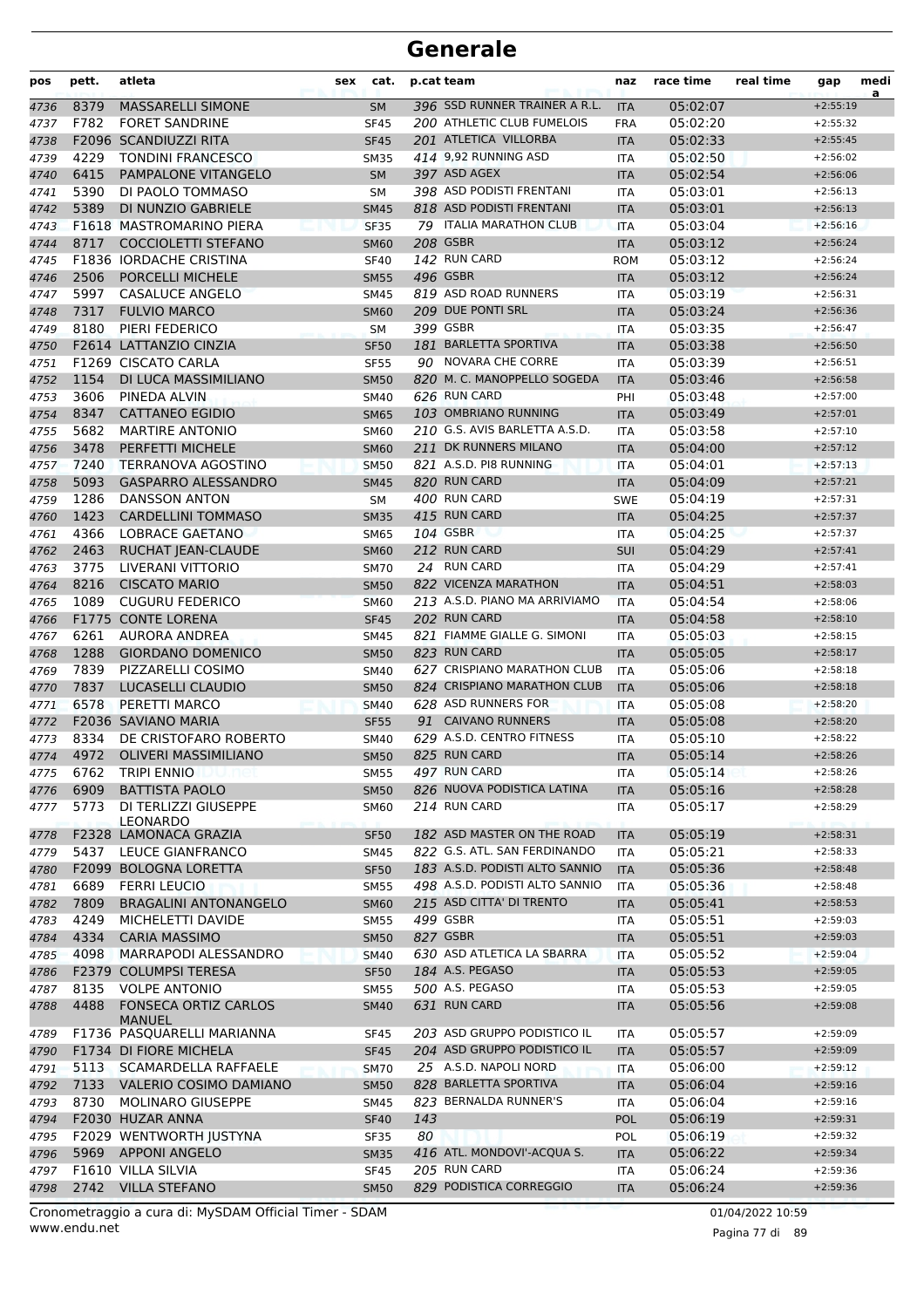# Generale

| pos | pett. | atleta | sex | cat. | p.cat | team | naz | race time | real time | gap | media |
|---|---|---|---|---|---|---|---|---|---|---|---|
| 4736 | 8379 | MASSARELLI SIMONE | | SM | 396 | SSD RUNNER TRAINER A R.L. | ITA | 05:02:07 | | +2:55:19 | |
| 4737 | F782 | FORET SANDRINE | | SF45 | 200 | ATHLETIC CLUB FUMELOIS | FRA | 05:02:20 | | +2:55:32 | |
| 4738 | F2096 | SCANDIUZZI RITA | | SF45 | 201 | ATLETICA VILLORBA | ITA | 05:02:33 | | +2:55:45 | |
| 4739 | 4229 | TONDINI FRANCESCO | | SM35 | 414 | 9,92 RUNNING ASD | ITA | 05:02:50 | | +2:56:02 | |
| 4740 | 6415 | PAMPALONE VITANGELO | | SM | 397 | ASD AGEX | ITA | 05:02:54 | | +2:56:06 | |
| 4741 | 5390 | DI PAOLO TOMMASO | | SM | 398 | ASD PODISTI FRENTANI | ITA | 05:03:01 | | +2:56:13 | |
| 4742 | 5389 | DI NUNZIO GABRIELE | | SM45 | 818 | ASD PODISTI FRENTANI | ITA | 05:03:01 | | +2:56:13 | |
| 4743 | F1618 | MASTROMARINO PIERA | | SF35 | 79 | ITALIA MARATHON CLUB | ITA | 05:03:04 | | +2:56:16 | |
| 4744 | 8717 | COCCIOLETTI STEFANO | | SM60 | 208 | GSBR | ITA | 05:03:12 | | +2:56:24 | |
| 4745 | F1836 | IORDACHE CRISTINA | | SF40 | 142 | RUN CARD | ROM | 05:03:12 | | +2:56:24 | |
| 4746 | 2506 | PORCELLI MICHELE | | SM55 | 496 | GSBR | ITA | 05:03:12 | | +2:56:24 | |
| 4747 | 5997 | CASALUCE ANGELO | | SM45 | 819 | ASD ROAD RUNNERS | ITA | 05:03:19 | | +2:56:31 | |
| 4748 | 7317 | FULVIO MARCO | | SM60 | 209 | DUE PONTI SRL | ITA | 05:03:24 | | +2:56:36 | |
| 4749 | 8180 | PIERI FEDERICO | | SM | 399 | GSBR | ITA | 05:03:35 | | +2:56:47 | |
| 4750 | F2614 | LATTANZIO CINZIA | | SF50 | 181 | BARLETTA SPORTIVA | ITA | 05:03:38 | | +2:56:50 | |
| 4751 | F1269 | CISCATO CARLA | | SF55 | 90 | NOVARA CHE CORRE | ITA | 05:03:39 | | +2:56:51 | |
| 4752 | 1154 | DI LUCA MASSIMILIANO | | SM50 | 820 | M. C. MANOPPELLO SOGEDA | ITA | 05:03:46 | | +2:56:58 | |
| 4753 | 3606 | PINEDA ALVIN | | SM40 | 626 | RUN CARD | PHI | 05:03:48 | | +2:57:00 | |
| 4754 | 8347 | CATTANEO EGIDIO | | SM65 | 103 | OMBRIANO RUNNING | ITA | 05:03:49 | | +2:57:01 | |
| 4755 | 5682 | MARTIRE ANTONIO | | SM60 | 210 | G.S. AVIS BARLETTA A.S.D. | ITA | 05:03:58 | | +2:57:10 | |
| 4756 | 3478 | PERFETTI MICHELE | | SM60 | 211 | DK RUNNERS MILANO | ITA | 05:04:00 | | +2:57:12 | |
| 4757 | 7240 | TERRANOVA AGOSTINO | | SM50 | 821 | A.S.D. PI8 RUNNING | ITA | 05:04:01 | | +2:57:13 | |
| 4758 | 5093 | GASPARRO ALESSANDRO | | SM45 | 820 | RUN CARD | ITA | 05:04:09 | | +2:57:21 | |
| 4759 | 1286 | DANSSON ANTON | | SM | 400 | RUN CARD | SWE | 05:04:19 | | +2:57:31 | |
| 4760 | 1423 | CARDELLINI TOMMASO | | SM35 | 415 | RUN CARD | ITA | 05:04:25 | | +2:57:37 | |
| 4761 | 4366 | LOBRACE GAETANO | | SM65 | 104 | GSBR | ITA | 05:04:25 | | +2:57:37 | |
| 4762 | 2463 | RUCHAT JEAN-CLAUDE | | SM60 | 212 | RUN CARD | SUI | 05:04:29 | | +2:57:41 | |
| 4763 | 3775 | LIVERANI VITTORIO | | SM70 | 24 | RUN CARD | ITA | 05:04:29 | | +2:57:41 | |
| 4764 | 8216 | CISCATO MARIO | | SM50 | 822 | VICENZA MARATHON | ITA | 05:04:51 | | +2:58:03 | |
| 4765 | 1089 | CUGURU FEDERICO | | SM60 | 213 | A.S.D. PIANO MA ARRIVIAMO | ITA | 05:04:54 | | +2:58:06 | |
| 4766 | F1775 | CONTE LORENA | | SF45 | 202 | RUN CARD | ITA | 05:04:58 | | +2:58:10 | |
| 4767 | 6261 | AURORA ANDREA | | SM45 | 821 | FIAMME GIALLE G. SIMONI | ITA | 05:05:03 | | +2:58:15 | |
| 4768 | 1288 | GIORDANO DOMENICO | | SM50 | 823 | RUN CARD | ITA | 05:05:05 | | +2:58:17 | |
| 4769 | 7839 | PIZZARELLI COSIMO | | SM40 | 627 | CRISPIANO MARATHON CLUB | ITA | 05:05:06 | | +2:58:18 | |
| 4770 | 7837 | LUCASELLI CLAUDIO | | SM50 | 824 | CRISPIANO MARATHON CLUB | ITA | 05:05:06 | | +2:58:18 | |
| 4771 | 6578 | PERETTI MARCO | | SM40 | 628 | ASD RUNNERS FOR | ITA | 05:05:08 | | +2:58:20 | |
| 4772 | F2036 | SAVIANO MARIA | | SF55 | 91 | CAIVANO RUNNERS | ITA | 05:05:08 | | +2:58:20 | |
| 4773 | 8334 | DE CRISTOFARO ROBERTO | | SM40 | 629 | A.S.D. CENTRO FITNESS | ITA | 05:05:10 | | +2:58:22 | |
| 4774 | 4972 | OLIVERI MASSIMILIANO | | SM50 | 825 | RUN CARD | ITA | 05:05:14 | | +2:58:26 | |
| 4775 | 6762 | TRIPI ENNIO | | SM55 | 497 | RUN CARD | ITA | 05:05:14 | | +2:58:26 | |
| 4776 | 6909 | BATTISTA PAOLO | | SM50 | 826 | NUOVA PODISTICA LATINA | ITA | 05:05:16 | | +2:58:28 | |
| 4777 | 5773 | DI TERLIZZI GIUSEPPE LEONARDO | | SM60 | 214 | RUN CARD | ITA | 05:05:17 | | +2:58:29 | |
| 4778 | F2328 | LAMONACA GRAZIA | | SF50 | 182 | ASD MASTER ON THE ROAD | ITA | 05:05:19 | | +2:58:31 | |
| 4779 | 5437 | LEUCE GIANFRANCO | | SM45 | 822 | G.S. ATL. SAN FERDINANDO | ITA | 05:05:21 | | +2:58:33 | |
| 4780 | F2099 | BOLOGNA LORETTA | | SF50 | 183 | A.S.D. PODISTI ALTO SANNIO | ITA | 05:05:36 | | +2:58:48 | |
| 4781 | 6689 | FERRI LEUCIO | | SM55 | 498 | A.S.D. PODISTI ALTO SANNIO | ITA | 05:05:36 | | +2:58:48 | |
| 4782 | 7809 | BRAGALINI ANTONANGELO | | SM60 | 215 | ASD CITTA' DI TRENTO | ITA | 05:05:41 | | +2:58:53 | |
| 4783 | 4249 | MICHELETTI DAVIDE | | SM55 | 499 | GSBR | ITA | 05:05:51 | | +2:59:03 | |
| 4784 | 4334 | CARIA MASSIMO | | SM50 | 827 | GSBR | ITA | 05:05:51 | | +2:59:03 | |
| 4785 | 4098 | MARRAPODI ALESSANDRO | | SM40 | 630 | ASD ATLETICA LA SBARRA | ITA | 05:05:52 | | +2:59:04 | |
| 4786 | F2379 | COLUMPSI TERESA | | SF50 | 184 | A.S. PEGASO | ITA | 05:05:53 | | +2:59:05 | |
| 4787 | 8135 | VOLPE ANTONIO | | SM55 | 500 | A.S. PEGASO | ITA | 05:05:53 | | +2:59:05 | |
| 4788 | 4488 | FONSECA ORTIZ CARLOS MANUEL | | SM40 | 631 | RUN CARD | ITA | 05:05:56 | | +2:59:08 | |
| 4789 | F1736 | PASQUARELLI MARIANNA | | SF45 | 203 | ASD GRUPPO PODISTICO IL | ITA | 05:05:57 | | +2:59:09 | |
| 4790 | F1734 | DI FIORE MICHELA | | SF45 | 204 | ASD GRUPPO PODISTICO IL | ITA | 05:05:57 | | +2:59:09 | |
| 4791 | 5113 | SCAMARDELLA RAFFAELE | | SM70 | 25 | A.S.D. NAPOLI NORD | ITA | 05:06:00 | | +2:59:12 | |
| 4792 | 7133 | VALERIO COSIMO DAMIANO | | SM50 | 828 | BARLETTA SPORTIVA | ITA | 05:06:04 | | +2:59:16 | |
| 4793 | 8730 | MOLINARO GIUSEPPE | | SM45 | 823 | BERNALDA RUNNER'S | ITA | 05:06:04 | | +2:59:16 | |
| 4794 | F2030 | HUZAR ANNA | | SF40 | 143 | | POL | 05:06:19 | | +2:59:31 | |
| 4795 | F2029 | WENTWORTH JUSTYNA | | SF35 | 80 | | POL | 05:06:19 | | +2:59:32 | |
| 4796 | 5969 | APPONI ANGELO | | SM35 | 416 | ATL. MONDOVI'-ACQUA S. | ITA | 05:06:22 | | +2:59:34 | |
| 4797 | F1610 | VILLA SILVIA | | SF45 | 205 | RUN CARD | ITA | 05:06:24 | | +2:59:36 | |
| 4798 | 2742 | VILLA STEFANO | | SM50 | 829 | PODISTICA CORREGGIO | ITA | 05:06:24 | | +2:59:36 | |

Cronometraggio a cura di: MySDAM Official Timer - SDAM
www.endu.net

01/04/2022 10:59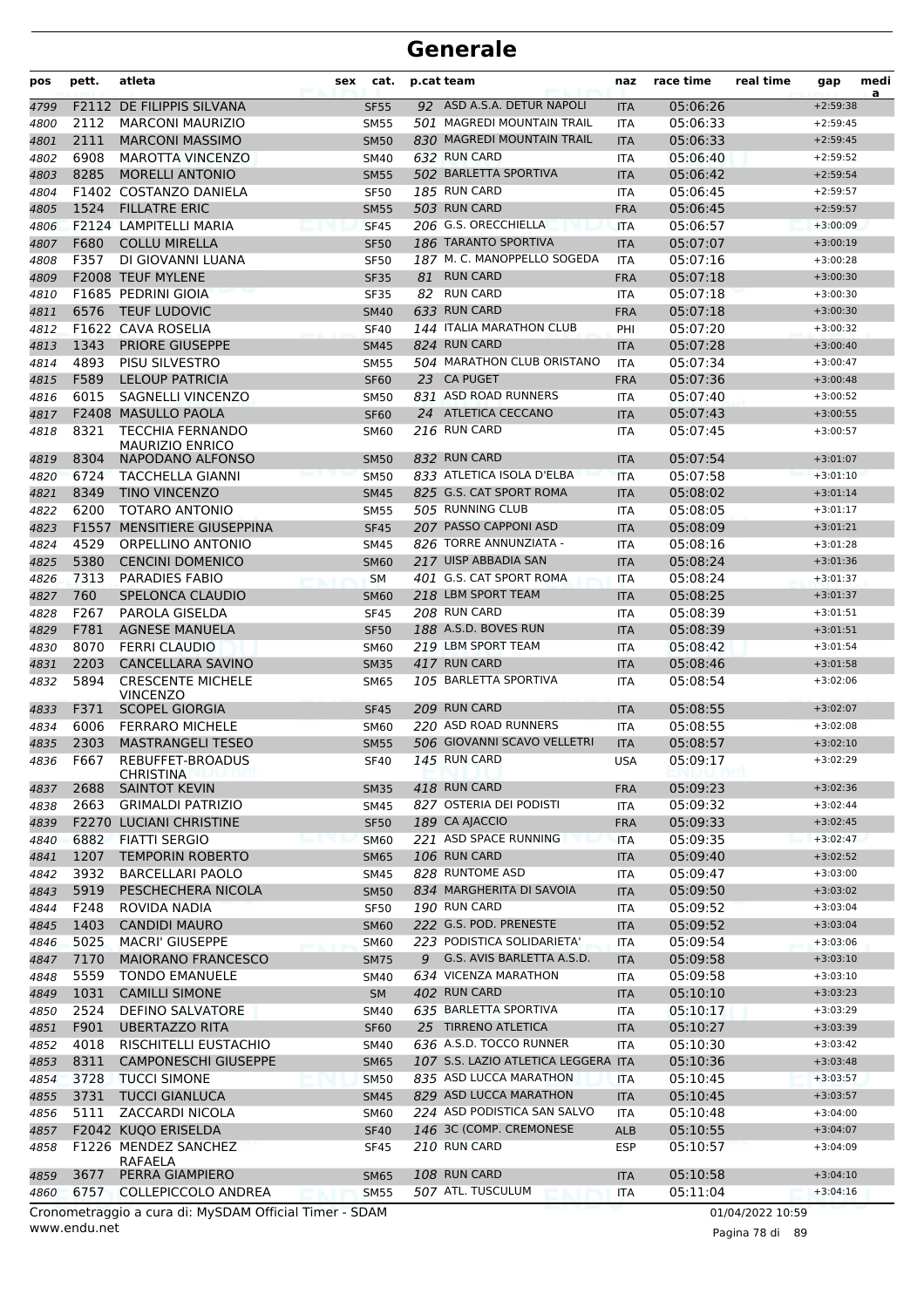# Generale

| pos | pett. | atleta | sex | cat. | p.cat | team | naz | race time | real time | gap | media |
|---|---|---|---|---|---|---|---|---|---|---|---|
| 4799 | F2112 | DE FILIPPIS SILVANA | | SF55 | 92 | ASD A.S.A. DETUR NAPOLI | ITA | 05:06:26 | | +2:59:38 | |
| 4800 | 2112 | MARCONI MAURIZIO | | SM55 | 501 | MAGREDI MOUNTAIN TRAIL | ITA | 05:06:33 | | +2:59:45 | |
| 4801 | 2111 | MARCONI MASSIMO | | SM50 | 830 | MAGREDI MOUNTAIN TRAIL | ITA | 05:06:33 | | +2:59:45 | |
| 4802 | 6908 | MAROTTA VINCENZO | | SM40 | 632 | RUN CARD | ITA | 05:06:40 | | +2:59:52 | |
| 4803 | 8285 | MORELLI ANTONIO | | SM55 | 502 | BARLETTA SPORTIVA | ITA | 05:06:42 | | +2:59:54 | |
| 4804 | F1402 | COSTANZO DANIELA | | SF50 | 185 | RUN CARD | ITA | 05:06:45 | | +2:59:57 | |
| 4805 | 1524 | FILLATRE ERIC | | SM55 | 503 | RUN CARD | FRA | 05:06:45 | | +2:59:57 | |
| 4806 | F2124 | LAMPITELLI MARIA | | SF45 | 206 | G.S. ORECCHIELLA | ITA | 05:06:57 | | +3:00:09 | |
| 4807 | F680 | COLLU MIRELLA | | SF50 | 186 | TARANTO SPORTIVA | ITA | 05:07:07 | | +3:00:19 | |
| 4808 | F357 | DI GIOVANNI LUANA | | SF50 | 187 | M. C. MANOPPELLO SOGEDA | ITA | 05:07:16 | | +3:00:28 | |
| 4809 | F2008 | TEUF MYLENE | | SF35 | 81 | RUN CARD | FRA | 05:07:18 | | +3:00:30 | |
| 4810 | F1685 | PEDRINI GIOIA | | SF35 | 82 | RUN CARD | ITA | 05:07:18 | | +3:00:30 | |
| 4811 | 6576 | TEUF LUDOVIC | | SM40 | 633 | RUN CARD | FRA | 05:07:18 | | +3:00:30 | |
| 4812 | F1622 | CAVA ROSELIA | | SF40 | 144 | ITALIA MARATHON CLUB | PHI | 05:07:20 | | +3:00:32 | |
| 4813 | 1343 | PRIORE GIUSEPPE | | SM45 | 824 | RUN CARD | ITA | 05:07:28 | | +3:00:40 | |
| 4814 | 4893 | PISU SILVESTRO | | SM55 | 504 | MARATHON CLUB ORISTANO | ITA | 05:07:34 | | +3:00:47 | |
| 4815 | F589 | LELOUP PATRICIA | | SF60 | 23 | CA PUGET | FRA | 05:07:36 | | +3:00:48 | |
| 4816 | 6015 | SAGNELLI VINCENZO | | SM50 | 831 | ASD ROAD RUNNERS | ITA | 05:07:40 | | +3:00:52 | |
| 4817 | F2408 | MASULLO PAOLA | | SF60 | 24 | ATLETICA CECCANO | ITA | 05:07:43 | | +3:00:55 | |
| 4818 | 8321 | TECCHIA FERNANDO MAURIZIO ENRICO | | SM60 | 216 | RUN CARD | ITA | 05:07:45 | | +3:00:57 | |
| 4819 | 8304 | NAPODANO ALFONSO | | SM50 | 832 | RUN CARD | ITA | 05:07:54 | | +3:01:07 | |
| 4820 | 6724 | TACCHELLA GIANNI | | SM50 | 833 | ATLETICA ISOLA D'ELBA | ITA | 05:07:58 | | +3:01:10 | |
| 4821 | 8349 | TINO VINCENZO | | SM45 | 825 | G.S. CAT SPORT ROMA | ITA | 05:08:02 | | +3:01:14 | |
| 4822 | 6200 | TOTARO ANTONIO | | SM55 | 505 | RUNNING CLUB | ITA | 05:08:05 | | +3:01:17 | |
| 4823 | F1557 | MENSITIERE GIUSEPPINA | | SF45 | 207 | PASSO CAPPONI ASD | ITA | 05:08:09 | | +3:01:21 | |
| 4824 | 4529 | ORPELLINO ANTONIO | | SM45 | 826 | TORRE ANNUNZIATA - | ITA | 05:08:16 | | +3:01:28 | |
| 4825 | 5380 | CENCINI DOMENICO | | SM60 | 217 | UISP ABBADIA SAN | ITA | 05:08:24 | | +3:01:36 | |
| 4826 | 7313 | PARADIES FABIO | | SM | 401 | G.S. CAT SPORT ROMA | ITA | 05:08:24 | | +3:01:37 | |
| 4827 | 760 | SPELONCA CLAUDIO | | SM60 | 218 | LBM SPORT TEAM | ITA | 05:08:25 | | +3:01:37 | |
| 4828 | F267 | PAROLA GISELDA | | SF45 | 208 | RUN CARD | ITA | 05:08:39 | | +3:01:51 | |
| 4829 | F781 | AGNESE MANUELA | | SF50 | 188 | A.S.D. BOVES RUN | ITA | 05:08:39 | | +3:01:51 | |
| 4830 | 8070 | FERRI CLAUDIO | | SM60 | 219 | LBM SPORT TEAM | ITA | 05:08:42 | | +3:01:54 | |
| 4831 | 2203 | CANCELLARA SAVINO | | SM35 | 417 | RUN CARD | ITA | 05:08:46 | | +3:01:58 | |
| 4832 | 5894 | CRESCENTE MICHELE VINCENZO | | SM65 | 105 | BARLETTA SPORTIVA | ITA | 05:08:54 | | +3:02:06 | |
| 4833 | F371 | SCOPEL GIORGIA | | SF45 | 209 | RUN CARD | ITA | 05:08:55 | | +3:02:07 | |
| 4834 | 6006 | FERRARO MICHELE | | SM60 | 220 | ASD ROAD RUNNERS | ITA | 05:08:55 | | +3:02:08 | |
| 4835 | 2303 | MASTRANGELI TESEO | | SM55 | 506 | GIOVANNI SCAVO VELLETRI | ITA | 05:08:57 | | +3:02:10 | |
| 4836 | F667 | REBUFFET-BROADUS CHRISTINA | | SF40 | 145 | RUN CARD | USA | 05:09:17 | | +3:02:29 | |
| 4837 | 2688 | SAINTOT KEVIN | | SM35 | 418 | RUN CARD | FRA | 05:09:23 | | +3:02:36 | |
| 4838 | 2663 | GRIMALDI PATRIZIO | | SM45 | 827 | OSTERIA DEI PODISTI | ITA | 05:09:32 | | +3:02:44 | |
| 4839 | F2270 | LUCIANI CHRISTINE | | SF50 | 189 | CA AJACCIO | FRA | 05:09:33 | | +3:02:45 | |
| 4840 | 6882 | FIATTI SERGIO | | SM60 | 221 | ASD SPACE RUNNING | ITA | 05:09:35 | | +3:02:47 | |
| 4841 | 1207 | TEMPORIN ROBERTO | | SM65 | 106 | RUN CARD | ITA | 05:09:40 | | +3:02:52 | |
| 4842 | 3932 | BARCELLARI PAOLO | | SM45 | 828 | RUNTOME ASD | ITA | 05:09:47 | | +3:03:00 | |
| 4843 | 5919 | PESCHECHERA NICOLA | | SM50 | 834 | MARGHERITA DI SAVOIA | ITA | 05:09:50 | | +3:03:02 | |
| 4844 | F248 | ROVIDA NADIA | | SF50 | 190 | RUN CARD | ITA | 05:09:52 | | +3:03:04 | |
| 4845 | 1403 | CANDIDI MAURO | | SM60 | 222 | G.S. POD. PRENESTE | ITA | 05:09:52 | | +3:03:04 | |
| 4846 | 5025 | MACRI' GIUSEPPE | | SM60 | 223 | PODISTICA SOLIDARIETA' | ITA | 05:09:54 | | +3:03:06 | |
| 4847 | 7170 | MAIORANO FRANCESCO | | SM75 | 9 | G.S. AVIS BARLETTA A.S.D. | ITA | 05:09:58 | | +3:03:10 | |
| 4848 | 5559 | TONDO EMANUELE | | SM40 | 634 | VICENZA MARATHON | ITA | 05:09:58 | | +3:03:10 | |
| 4849 | 1031 | CAMILLI SIMONE | | SM | 402 | RUN CARD | ITA | 05:10:10 | | +3:03:23 | |
| 4850 | 2524 | DEFINO SALVATORE | | SM40 | 635 | BARLETTA SPORTIVA | ITA | 05:10:17 | | +3:03:29 | |
| 4851 | F901 | UBERTAZZO RITA | | SF60 | 25 | TIRRENO ATLETICA | ITA | 05:10:27 | | +3:03:39 | |
| 4852 | 4018 | RISCHITELLI EUSTACHIO | | SM40 | 636 | A.S.D. TOCCO RUNNER | ITA | 05:10:30 | | +3:03:42 | |
| 4853 | 8311 | CAMPONESCHI GIUSEPPE | | SM65 | 107 | S.S. LAZIO ATLETICA LEGGERA | ITA | 05:10:36 | | +3:03:48 | |
| 4854 | 3728 | TUCCI SIMONE | | SM50 | 835 | ASD LUCCA MARATHON | ITA | 05:10:45 | | +3:03:57 | |
| 4855 | 3731 | TUCCI GIANLUCA | | SM45 | 829 | ASD LUCCA MARATHON | ITA | 05:10:45 | | +3:03:57 | |
| 4856 | 5111 | ZACCARDI NICOLA | | SM60 | 224 | ASD PODISTICA SAN SALVO | ITA | 05:10:48 | | +3:04:00 | |
| 4857 | F2042 | KUQO ERISELDA | | SF40 | 146 | 3C (COMP. CREMONESE | ALB | 05:10:55 | | +3:04:07 | |
| 4858 | F1226 | MENDEZ SANCHEZ RAFAELA | | SF45 | 210 | RUN CARD | ESP | 05:10:57 | | +3:04:09 | |
| 4859 | 3677 | PERRA GIAMPIERO | | SM65 | 108 | RUN CARD | ITA | 05:10:58 | | +3:04:10 | |
| 4860 | 6757 | COLLEPICCOLO ANDREA | | SM55 | 507 | ATL. TUSCULUM | ITA | 05:11:04 | | +3:04:16 | |

Cronometraggio a cura di: MySDAM Official Timer - SDAM
www.endu.net

01/04/2022 10:59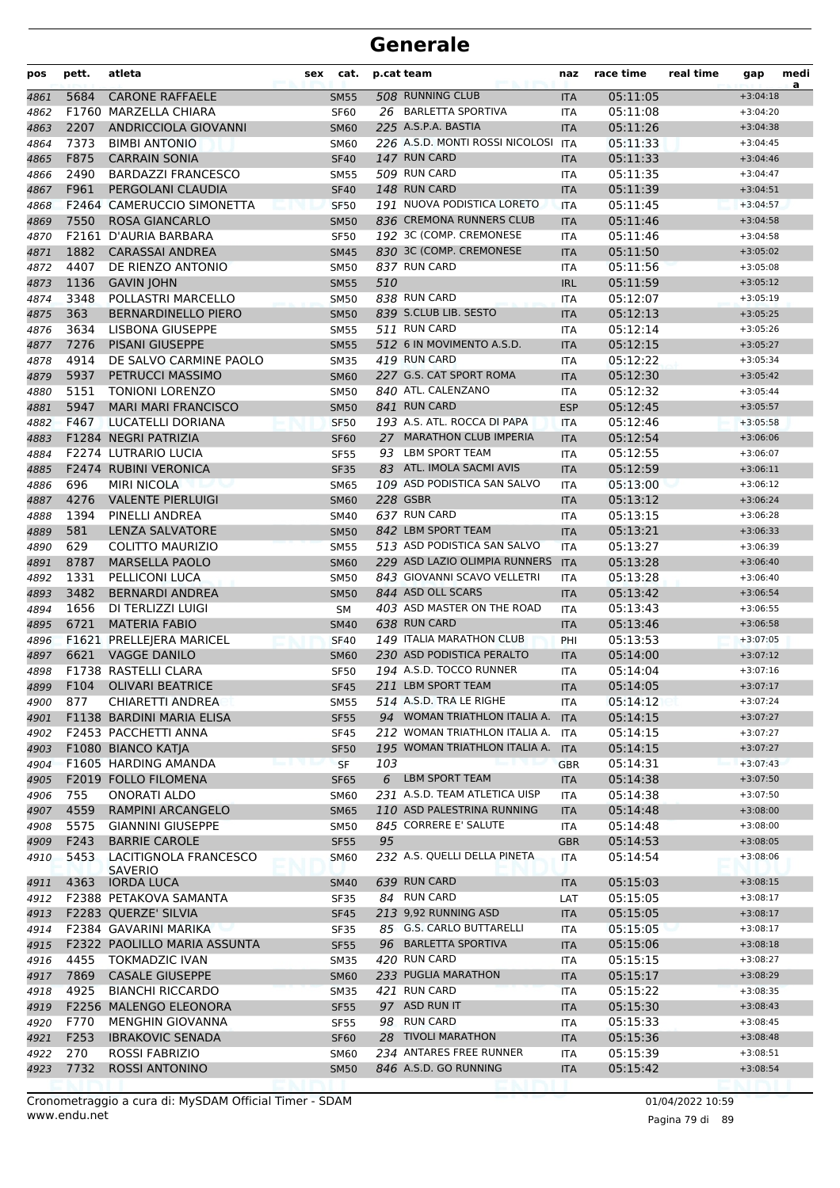# Generale

| pos | pett. | atleta | sex | cat. | p.cat | team | naz | race time | real time | gap | medi a |
|---|---|---|---|---|---|---|---|---|---|---|---|
| 4861 | 5684 | CARONE RAFFAELE | | SM55 | 508 | RUNNING CLUB | ITA | 05:11:05 | | +3:04:18 | |
| 4862 | F1760 | MARZELLA CHIARA | | SF60 | 26 | BARLETTA SPORTIVA | ITA | 05:11:08 | | +3:04:20 | |
| 4863 | 2207 | ANDRICCIOLA GIOVANNI | | SM60 | 225 | A.S.P.A. BASTIA | ITA | 05:11:26 | | +3:04:38 | |
| 4864 | 7373 | BIMBI ANTONIO | | SM60 | 226 | A.S.D. MONTI ROSSI NICOLOSI | ITA | 05:11:33 | | +3:04:45 | |
| 4865 | F875 | CARRAIN SONIA | | SF40 | 147 | RUN CARD | ITA | 05:11:33 | | +3:04:46 | |
| 4866 | 2490 | BARDAZZI FRANCESCO | | SM55 | 509 | RUN CARD | ITA | 05:11:35 | | +3:04:47 | |
| 4867 | F961 | PERGOLANI CLAUDIA | | SF40 | 148 | RUN CARD | ITA | 05:11:39 | | +3:04:51 | |
| 4868 | F2464 | CAMERUCCIO SIMONETTA | | SF50 | 191 | NUOVA PODISTICA LORETO | ITA | 05:11:45 | | +3:04:57 | |
| 4869 | 7550 | ROSA GIANCARLO | | SM50 | 836 | CREMONA RUNNERS CLUB | ITA | 05:11:46 | | +3:04:58 | |
| 4870 | F2161 | D'AURIA BARBARA | | SF50 | 192 | 3C (COMP. CREMONESE | ITA | 05:11:46 | | +3:04:58 | |
| 4871 | 1882 | CARASSAI ANDREA | | SM45 | 830 | 3C (COMP. CREMONESE | ITA | 05:11:50 | | +3:05:02 | |
| 4872 | 4407 | DE RIENZO ANTONIO | | SM50 | 837 | RUN CARD | ITA | 05:11:56 | | +3:05:08 | |
| 4873 | 1136 | GAVIN JOHN | | SM55 | 510 | | IRL | 05:11:59 | | +3:05:12 | |
| 4874 | 3348 | POLLASTRI MARCELLO | | SM50 | 838 | RUN CARD | ITA | 05:12:07 | | +3:05:19 | |
| 4875 | 363 | BERNARDINELLO PIERO | | SM50 | 839 | S.CLUB LIB. SESTO | ITA | 05:12:13 | | +3:05:25 | |
| 4876 | 3634 | LISBONA GIUSEPPE | | SM55 | 511 | RUN CARD | ITA | 05:12:14 | | +3:05:26 | |
| 4877 | 7276 | PISANI GIUSEPPE | | SM55 | 512 | 6 IN MOVIMENTO A.S.D. | ITA | 05:12:15 | | +3:05:27 | |
| 4878 | 4914 | DE SALVO CARMINE PAOLO | | SM35 | 419 | RUN CARD | ITA | 05:12:22 | | +3:05:34 | |
| 4879 | 5937 | PETRUCCI MASSIMO | | SM60 | 227 | G.S. CAT SPORT ROMA | ITA | 05:12:30 | | +3:05:42 | |
| 4880 | 5151 | TONIONI LORENZO | | SM50 | 840 | ATL. CALENZANO | ITA | 05:12:32 | | +3:05:44 | |
| 4881 | 5947 | MARI MARI FRANCISCO | | SM50 | 841 | RUN CARD | ESP | 05:12:45 | | +3:05:57 | |
| 4882 | F467 | LUCATELLI DORIANA | | SF50 | 193 | A.S. ATL. ROCCA DI PAPA | ITA | 05:12:46 | | +3:05:58 | |
| 4883 | F1284 | NEGRI PATRIZIA | | SF60 | 27 | MARATHON CLUB IMPERIA | ITA | 05:12:54 | | +3:06:06 | |
| 4884 | F2274 | LUTRARIO LUCIA | | SF55 | 93 | LBM SPORT TEAM | ITA | 05:12:55 | | +3:06:07 | |
| 4885 | F2474 | RUBINI VERONICA | | SF35 | 83 | ATL. IMOLA SACMI AVIS | ITA | 05:12:59 | | +3:06:11 | |
| 4886 | 696 | MIRI NICOLA | | SM65 | 109 | ASD PODISTICA SAN SALVO | ITA | 05:13:00 | | +3:06:12 | |
| 4887 | 4276 | VALENTE PIERLUIGI | | SM60 | 228 | GSBR | ITA | 05:13:12 | | +3:06:24 | |
| 4888 | 1394 | PINELLI ANDREA | | SM40 | 637 | RUN CARD | ITA | 05:13:15 | | +3:06:28 | |
| 4889 | 581 | LENZA SALVATORE | | SM50 | 842 | LBM SPORT TEAM | ITA | 05:13:21 | | +3:06:33 | |
| 4890 | 629 | COLITTO MAURIZIO | | SM55 | 513 | ASD PODISTICA SAN SALVO | ITA | 05:13:27 | | +3:06:39 | |
| 4891 | 8787 | MARSELLA PAOLO | | SM60 | 229 | ASD LAZIO OLIMPIA RUNNERS | ITA | 05:13:28 | | +3:06:40 | |
| 4892 | 1331 | PELLICONI LUCA | | SM50 | 843 | GIOVANNI SCAVO VELLETRI | ITA | 05:13:28 | | +3:06:40 | |
| 4893 | 3482 | BERNARDI ANDREA | | SM50 | 844 | ASD OLL SCARS | ITA | 05:13:42 | | +3:06:54 | |
| 4894 | 1656 | DI TERLIZZI LUIGI | | SM | 403 | ASD MASTER ON THE ROAD | ITA | 05:13:43 | | +3:06:55 | |
| 4895 | 6721 | MATERIA FABIO | | SM40 | 638 | RUN CARD | ITA | 05:13:46 | | +3:06:58 | |
| 4896 | F1621 | PRELLEJERA MARICEL | | SF40 | 149 | ITALIA MARATHON CLUB | PHI | 05:13:53 | | +3:07:05 | |
| 4897 | 6621 | VAGGE DANILO | | SM60 | 230 | ASD PODISTICA PERALTO | ITA | 05:14:00 | | +3:07:12 | |
| 4898 | F1738 | RASTELLI CLARA | | SF50 | 194 | A.S.D. TOCCO RUNNER | ITA | 05:14:04 | | +3:07:16 | |
| 4899 | F104 | OLIVARI BEATRICE | | SF45 | 211 | LBM SPORT TEAM | ITA | 05:14:05 | | +3:07:17 | |
| 4900 | 877 | CHIARETTI ANDREA | | SM55 | 514 | A.S.D. TRA LE RIGHE | ITA | 05:14:12 | | +3:07:24 | |
| 4901 | F1138 | BARDINI MARIA ELISA | | SF55 | 94 | WOMAN TRIATHLON ITALIA A. | ITA | 05:14:15 | | +3:07:27 | |
| 4902 | F2453 | PACCHETTI ANNA | | SF45 | 212 | WOMAN TRIATHLON ITALIA A. | ITA | 05:14:15 | | +3:07:27 | |
| 4903 | F1080 | BIANCO KATJA | | SF50 | 195 | WOMAN TRIATHLON ITALIA A. | ITA | 05:14:15 | | +3:07:27 | |
| 4904 | F1605 | HARDING AMANDA | | SF | 103 | | GBR | 05:14:31 | | +3:07:43 | |
| 4905 | F2019 | FOLLO FILOMENA | | SF65 | 6 | LBM SPORT TEAM | ITA | 05:14:38 | | +3:07:50 | |
| 4906 | 755 | ONORATI ALDO | | SM60 | 231 | A.S.D. TEAM ATLETICA UISP | ITA | 05:14:38 | | +3:07:50 | |
| 4907 | 4559 | RAMPINI ARCANGELO | | SM65 | 110 | ASD PALESTRINA RUNNING | ITA | 05:14:48 | | +3:08:00 | |
| 4908 | 5575 | GIANNINI GIUSEPPE | | SM50 | 845 | CORRERE E' SALUTE | ITA | 05:14:48 | | +3:08:00 | |
| 4909 | F243 | BARRIE CAROLE | | SF55 | 95 | | GBR | 05:14:53 | | +3:08:05 | |
| 4910 | 5453 | LACITIGNOLA FRANCESCO SAVERIO | | SM60 | 232 | A.S. QUELLI DELLA PINETA | ITA | 05:14:54 | | +3:08:06 | |
| 4911 | 4363 | IORDA LUCA | | SM40 | 639 | RUN CARD | ITA | 05:15:03 | | +3:08:15 | |
| 4912 | F2388 | PETAKOVA SAMANTA | | SF35 | 84 | RUN CARD | LAT | 05:15:05 | | +3:08:17 | |
| 4913 | F2283 | QUERZE' SILVIA | | SF45 | 213 | 9,92 RUNNING ASD | ITA | 05:15:05 | | +3:08:17 | |
| 4914 | F2384 | GAVARINI MARIKA | | SF35 | 85 | G.S. CARLO BUTTARELLI | ITA | 05:15:05 | | +3:08:17 | |
| 4915 | F2322 | PAOLILLO MARIA ASSUNTA | | SF55 | 96 | BARLETTA SPORTIVA | ITA | 05:15:06 | | +3:08:18 | |
| 4916 | 4455 | TOKMADZIC IVAN | | SM35 | 420 | RUN CARD | ITA | 05:15:15 | | +3:08:27 | |
| 4917 | 7869 | CASALE GIUSEPPE | | SM60 | 233 | PUGLIA MARATHON | ITA | 05:15:17 | | +3:08:29 | |
| 4918 | 4925 | BIANCHI RICCARDO | | SM35 | 421 | RUN CARD | ITA | 05:15:22 | | +3:08:35 | |
| 4919 | F2256 | MALENGO ELEONORA | | SF55 | 97 | ASD RUN IT | ITA | 05:15:30 | | +3:08:43 | |
| 4920 | F770 | MENGHIN GIOVANNA | | SF55 | 98 | RUN CARD | ITA | 05:15:33 | | +3:08:45 | |
| 4921 | F253 | IBRAKOVIC SENADA | | SF60 | 28 | TIVOLI MARATHON | ITA | 05:15:36 | | +3:08:48 | |
| 4922 | 270 | ROSSI FABRIZIO | | SM60 | 234 | ANTARES FREE RUNNER | ITA | 05:15:39 | | +3:08:51 | |
| 4923 | 7732 | ROSSI ANTONINO | | SM50 | 846 | A.S.D. GO RUNNING | ITA | 05:15:42 | | +3:08:54 | |

Cronometraggio a cura di: MySDAM Official Timer - SDAM
www.endu.net

01/04/2022 10:59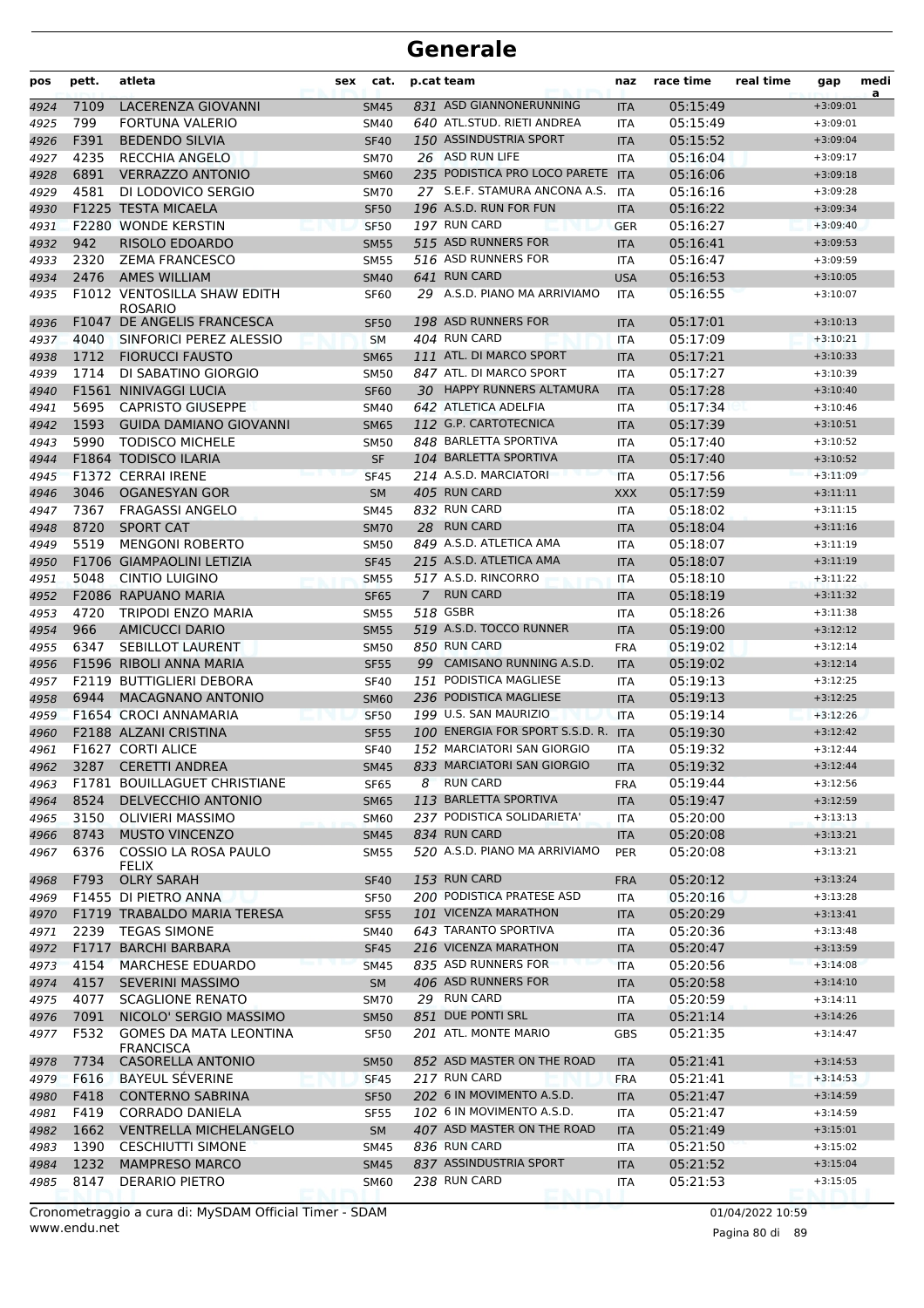# Generale

| pos | pett. | atleta | sex | cat. | p.cat | team | naz | race time | real time | gap | media |
|---|---|---|---|---|---|---|---|---|---|---|---|
| 4924 | 7109 | LACERENZA GIOVANNI | | SM45 | 831 | ASD GIANNONERUNNING | ITA | 05:15:49 | | +3:09:01 | |
| 4925 | 799 | FORTUNA VALERIO | | SM40 | 640 | ATL.STUD. RIETI ANDREA | ITA | 05:15:49 | | +3:09:01 | |
| 4926 | F391 | BEDENDO SILVIA | | SF40 | 150 | ASSINDUSTRIA SPORT | ITA | 05:15:52 | | +3:09:04 | |
| 4927 | 4235 | RECCHIA ANGELO | | SM70 | 26 | ASD RUN LIFE | ITA | 05:16:04 | | +3:09:17 | |
| 4928 | 6891 | VERRAZZO ANTONIO | | SM60 | 235 | PODISTICA PRO LOCO PARETE | ITA | 05:16:06 | | +3:09:18 | |
| 4929 | 4581 | DI LODOVICO SERGIO | | SM70 | 27 | S.E.F. STAMURA ANCONA A.S. | ITA | 05:16:16 | | +3:09:28 | |
| 4930 | F1225 | TESTA MICAELA | | SF50 | 196 | A.S.D. RUN FOR FUN | ITA | 05:16:22 | | +3:09:34 | |
| 4931 | F2280 | WONDE KERSTIN | | SF50 | 197 | RUN CARD | GER | 05:16:27 | | +3:09:40 | |
| 4932 | 942 | RISOLO EDOARDO | | SM55 | 515 | ASD RUNNERS FOR | ITA | 05:16:41 | | +3:09:53 | |
| 4933 | 2320 | ZEMA FRANCESCO | | SM55 | 516 | ASD RUNNERS FOR | ITA | 05:16:47 | | +3:09:59 | |
| 4934 | 2476 | AMES WILLIAM | | SM40 | 641 | RUN CARD | USA | 05:16:53 | | +3:10:05 | |
| 4935 | F1012 | VENTOSILLA SHAW EDITH ROSARIO | | SF60 | 29 | A.S.D. PIANO MA ARRIVIAMO | ITA | 05:16:55 | | +3:10:07 | |
| 4936 | F1047 | DE ANGELIS FRANCESCA | | SF50 | 198 | ASD RUNNERS FOR | ITA | 05:17:01 | | +3:10:13 | |
| 4937 | 4040 | SINFORICI PEREZ ALESSIO | | SM | 404 | RUN CARD | ITA | 05:17:09 | | +3:10:21 | |
| 4938 | 1712 | FIORUCCI FAUSTO | | SM65 | 111 | ATL. DI MARCO SPORT | ITA | 05:17:21 | | +3:10:33 | |
| 4939 | 1714 | DI SABATINO GIORGIO | | SM50 | 847 | ATL. DI MARCO SPORT | ITA | 05:17:27 | | +3:10:39 | |
| 4940 | F1561 | NINIVAGGI LUCIA | | SF60 | 30 | HAPPY RUNNERS ALTAMURA | ITA | 05:17:28 | | +3:10:40 | |
| 4941 | 5695 | CAPRISTO GIUSEPPE | | SM40 | 642 | ATLETICA ADELFIA | ITA | 05:17:34 | | +3:10:46 | |
| 4942 | 1593 | GUIDA DAMIANO GIOVANNI | | SM65 | 112 | G.P. CARTOTECNICA | ITA | 05:17:39 | | +3:10:51 | |
| 4943 | 5990 | TODISCO MICHELE | | SM50 | 848 | BARLETTA SPORTIVA | ITA | 05:17:40 | | +3:10:52 | |
| 4944 | F1864 | TODISCO ILARIA | | SF | 104 | BARLETTA SPORTIVA | ITA | 05:17:40 | | +3:10:52 | |
| 4945 | F1372 | CERRAI IRENE | | SF45 | 214 | A.S.D. MARCIATORI | ITA | 05:17:56 | | +3:11:09 | |
| 4946 | 3046 | OGANESYAN GOR | | SM | 405 | RUN CARD | XXX | 05:17:59 | | +3:11:11 | |
| 4947 | 7367 | FRAGASSI ANGELO | | SM45 | 832 | RUN CARD | ITA | 05:18:02 | | +3:11:15 | |
| 4948 | 8720 | SPORT CAT | | SM70 | 28 | RUN CARD | ITA | 05:18:04 | | +3:11:16 | |
| 4949 | 5519 | MENGONI ROBERTO | | SM50 | 849 | A.S.D. ATLETICA AMA | ITA | 05:18:07 | | +3:11:19 | |
| 4950 | F1706 | GIAMPAOLINI LETIZIA | | SF45 | 215 | A.S.D. ATLETICA AMA | ITA | 05:18:07 | | +3:11:19 | |
| 4951 | 5048 | CINTIO LUIGINO | | SM55 | 517 | A.S.D. RINCORRO | ITA | 05:18:10 | | +3:11:22 | |
| 4952 | F2086 | RAPUANO MARIA | | SF65 | 7 | RUN CARD | ITA | 05:18:19 | | +3:11:32 | |
| 4953 | 4720 | TRIPODI ENZO MARIA | | SM55 | 518 | GSBR | ITA | 05:18:26 | | +3:11:38 | |
| 4954 | 966 | AMICUCCI DARIO | | SM55 | 519 | A.S.D. TOCCO RUNNER | ITA | 05:19:00 | | +3:12:12 | |
| 4955 | 6347 | SEBILLOT LAURENT | | SM50 | 850 | RUN CARD | FRA | 05:19:02 | | +3:12:14 | |
| 4956 | F1596 | RIBOLI ANNA MARIA | | SF55 | 99 | CAMISANO RUNNING A.S.D. | ITA | 05:19:02 | | +3:12:14 | |
| 4957 | F2119 | BUTTIGLIERI DEBORA | | SF40 | 151 | PODISTICA MAGLIESE | ITA | 05:19:13 | | +3:12:25 | |
| 4958 | 6944 | MACAGNANO ANTONIO | | SM60 | 236 | PODISTICA MAGLIESE | ITA | 05:19:13 | | +3:12:25 | |
| 4959 | F1654 | CROCI ANNAMARIA | | SF50 | 199 | U.S. SAN MAURIZIO | ITA | 05:19:14 | | +3:12:26 | |
| 4960 | F2188 | ALZANI CRISTINA | | SF55 | 100 | ENERGIA FOR SPORT S.S.D. R. | ITA | 05:19:30 | | +3:12:42 | |
| 4961 | F1627 | CORTI ALICE | | SF40 | 152 | MARCIATORI SAN GIORGIO | ITA | 05:19:32 | | +3:12:44 | |
| 4962 | 3287 | CERETTI ANDREA | | SM45 | 833 | MARCIATORI SAN GIORGIO | ITA | 05:19:32 | | +3:12:44 | |
| 4963 | F1781 | BOUILLAGUET CHRISTIANE | | SF65 | 8 | RUN CARD | FRA | 05:19:44 | | +3:12:56 | |
| 4964 | 8524 | DELVECCHIO ANTONIO | | SM65 | 113 | BARLETTA SPORTIVA | ITA | 05:19:47 | | +3:12:59 | |
| 4965 | 3150 | OLIVIERI MASSIMO | | SM60 | 237 | PODISTICA SOLIDARIETA' | ITA | 05:20:00 | | +3:13:13 | |
| 4966 | 8743 | MUSTO VINCENZO | | SM45 | 834 | RUN CARD | ITA | 05:20:08 | | +3:13:21 | |
| 4967 | 6376 | COSSIO LA ROSA PAULO FELIX | | SM55 | 520 | A.S.D. PIANO MA ARRIVIAMO | PER | 05:20:08 | | +3:13:21 | |
| 4968 | F793 | OLRY SARAH | | SF40 | 153 | RUN CARD | FRA | 05:20:12 | | +3:13:24 | |
| 4969 | F1455 | DI PIETRO ANNA | | SF50 | 200 | PODISTICA PRATESE ASD | ITA | 05:20:16 | | +3:13:28 | |
| 4970 | F1719 | TRABALDO MARIA TERESA | | SF55 | 101 | VICENZA MARATHON | ITA | 05:20:29 | | +3:13:41 | |
| 4971 | 2239 | TEGAS SIMONE | | SM40 | 643 | TARANTO SPORTIVA | ITA | 05:20:36 | | +3:13:48 | |
| 4972 | F1717 | BARCHI BARBARA | | SF45 | 216 | VICENZA MARATHON | ITA | 05:20:47 | | +3:13:59 | |
| 4973 | 4154 | MARCHESE EDUARDO | | SM45 | 835 | ASD RUNNERS FOR | ITA | 05:20:56 | | +3:14:08 | |
| 4974 | 4157 | SEVERINI MASSIMO | | SM | 406 | ASD RUNNERS FOR | ITA | 05:20:58 | | +3:14:10 | |
| 4975 | 4077 | SCAGLIONE RENATO | | SM70 | 29 | RUN CARD | ITA | 05:20:59 | | +3:14:11 | |
| 4976 | 7091 | NICOLO' SERGIO MASSIMO | | SM50 | 851 | DUE PONTI SRL | ITA | 05:21:14 | | +3:14:26 | |
| 4977 | F532 | GOMES DA MATA LEONTINA FRANCISCA | | SF50 | 201 | ATL. MONTE MARIO | GBS | 05:21:35 | | +3:14:47 | |
| 4978 | 7734 | CASORELLA ANTONIO | | SM50 | 852 | ASD MASTER ON THE ROAD | ITA | 05:21:41 | | +3:14:53 | |
| 4979 | F616 | BAYEUL SÉVERINE | | SF45 | 217 | RUN CARD | FRA | 05:21:41 | | +3:14:53 | |
| 4980 | F418 | CONTERNO SABRINA | | SF50 | 202 | 6 IN MOVIMENTO A.S.D. | ITA | 05:21:47 | | +3:14:59 | |
| 4981 | F419 | CORRADO DANIELA | | SF55 | 102 | 6 IN MOVIMENTO A.S.D. | ITA | 05:21:47 | | +3:14:59 | |
| 4982 | 1662 | VENTRELLA MICHELANGELO | | SM | 407 | ASD MASTER ON THE ROAD | ITA | 05:21:49 | | +3:15:01 | |
| 4983 | 1390 | CESCHIUTTI SIMONE | | SM45 | 836 | RUN CARD | ITA | 05:21:50 | | +3:15:02 | |
| 4984 | 1232 | MAMPRESO MARCO | | SM45 | 837 | ASSINDUSTRIA SPORT | ITA | 05:21:52 | | +3:15:04 | |
| 4985 | 8147 | DERARIO PIETRO | | SM60 | 238 | RUN CARD | ITA | 05:21:53 | | +3:15:05 | |

Cronometraggio a cura di: MySDAM Official Timer - SDAM
www.endu.net

01/04/2022 10:59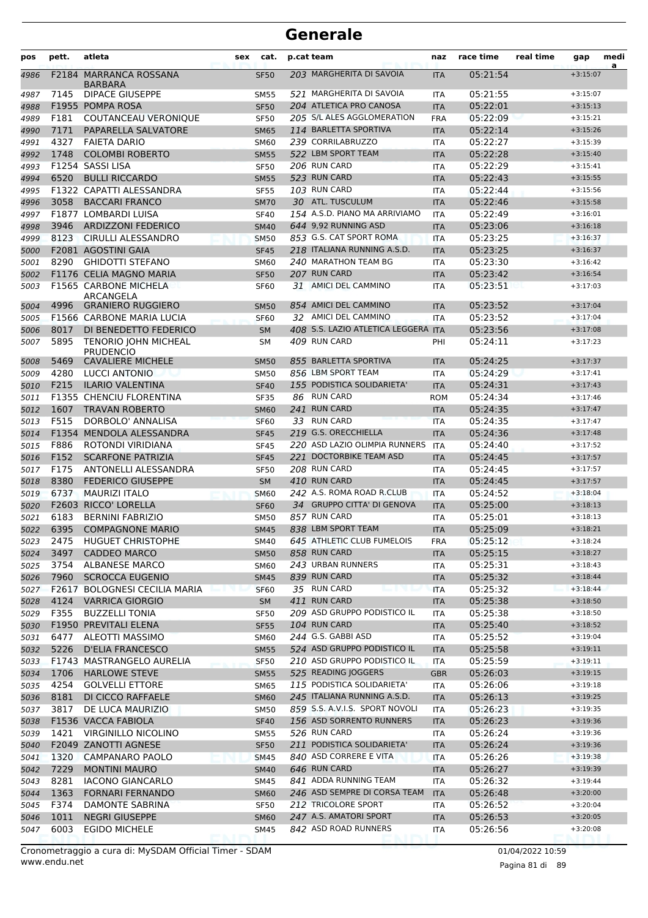# Generale

| pos | pett. | atleta | sex | cat. | p.cat | team | naz | race time | real time | gap | media |
|---|---|---|---|---|---|---|---|---|---|---|---|
| 4986 | F2184 | MARRANCA ROSSANA BARBARA | | SF50 | 203 | MARGHERITA DI SAVOIA | ITA | 05:21:54 | | +3:15:07 | |
| 4987 | 7145 | DIPACE GIUSEPPE | | SM55 | 521 | MARGHERITA DI SAVOIA | ITA | 05:21:55 | | +3:15:07 | |
| 4988 | F1955 | POMPA ROSA | | SF50 | 204 | ATLETICA PRO CANOSA | ITA | 05:22:01 | | +3:15:13 | |
| 4989 | F181 | COUTANCEAU VERONIQUE | | SF50 | 205 | S/L ALES AGGLOMERATION | FRA | 05:22:09 | | +3:15:21 | |
| 4990 | 7171 | PAPARELLA SALVATORE | | SM65 | 114 | BARLETTA SPORTIVA | ITA | 05:22:14 | | +3:15:26 | |
| 4991 | 4327 | FAIETA DARIO | | SM60 | 239 | CORRILABRUZZO | ITA | 05:22:27 | | +3:15:39 | |
| 4992 | 1748 | COLOMBI ROBERTO | | SM55 | 522 | LBM SPORT TEAM | ITA | 05:22:28 | | +3:15:40 | |
| 4993 | F1254 | SASSI LISA | | SF50 | 206 | RUN CARD | ITA | 05:22:29 | | +3:15:41 | |
| 4994 | 6520 | BULLI RICCARDO | | SM55 | 523 | RUN CARD | ITA | 05:22:43 | | +3:15:55 | |
| 4995 | F1322 | CAPATTI ALESSANDRA | | SF55 | 103 | RUN CARD | ITA | 05:22:44 | | +3:15:56 | |
| 4996 | 3058 | BACCARI FRANCO | | SM70 | 30 | ATL. TUSCULUM | ITA | 05:22:46 | | +3:15:58 | |
| 4997 | F1877 | LOMBARDI LUISA | | SF40 | 154 | A.S.D. PIANO MA ARRIVIAMO | ITA | 05:22:49 | | +3:16:01 | |
| 4998 | 3946 | ARDIZZONI FEDERICO | | SM40 | 644 | 9,92 RUNNING ASD | ITA | 05:23:06 | | +3:16:18 | |
| 4999 | 8123 | CIRULLI ALESSANDRO | | SM50 | 853 | G.S. CAT SPORT ROMA | ITA | 05:23:25 | | +3:16:37 | |
| 5000 | F2081 | AGOSTINI GAIA | | SF45 | 218 | ITALIANA RUNNING A.S.D. | ITA | 05:23:25 | | +3:16:37 | |
| 5001 | 8290 | GHIDOTTI STEFANO | | SM60 | 240 | MARATHON TEAM BG | ITA | 05:23:30 | | +3:16:42 | |
| 5002 | F1176 | CELIA MAGNO MARIA | | SF50 | 207 | RUN CARD | ITA | 05:23:42 | | +3:16:54 | |
| 5003 | F1565 | CARBONE MICHELA ARCANGELA | | SF60 | 31 | AMICI DEL CAMMINO | ITA | 05:23:51 | | +3:17:03 | |
| 5004 | 4996 | GRANIERO RUGGIERO | | SM50 | 854 | AMICI DEL CAMMINO | ITA | 05:23:52 | | +3:17:04 | |
| 5005 | F1566 | CARBONE MARIA LUCIA | | SF60 | 32 | AMICI DEL CAMMINO | ITA | 05:23:52 | | +3:17:04 | |
| 5006 | 8017 | DI BENEDETTO FEDERICO | | SM | 408 | S.S. LAZIO ATLETICA LEGGERA | ITA | 05:23:56 | | +3:17:08 | |
| 5007 | 5895 | TENORIO JOHN MICHEAL PRUDENCIO | | SM | 409 | RUN CARD | PHI | 05:24:11 | | +3:17:23 | |
| 5008 | 5469 | CAVALIERE MICHELE | | SM50 | 855 | BARLETTA SPORTIVA | ITA | 05:24:25 | | +3:17:37 | |
| 5009 | 4280 | LUCCI ANTONIO | | SM50 | 856 | LBM SPORT TEAM | ITA | 05:24:29 | | +3:17:41 | |
| 5010 | F215 | ILARIO VALENTINA | | SF40 | 155 | PODISTICA SOLIDARIETA' | ITA | 05:24:31 | | +3:17:43 | |
| 5011 | F1355 | CHENCIU FLORENTINA | | SF35 | 86 | RUN CARD | ROM | 05:24:34 | | +3:17:46 | |
| 5012 | 1607 | TRAVAN ROBERTO | | SM60 | 241 | RUN CARD | ITA | 05:24:35 | | +3:17:47 | |
| 5013 | F515 | DORBOLO' ANNALISA | | SF60 | 33 | RUN CARD | ITA | 05:24:35 | | +3:17:47 | |
| 5014 | F1354 | MENDOLA ALESSANDRA | | SF45 | 219 | G.S. ORECCHIELLA | ITA | 05:24:36 | | +3:17:48 | |
| 5015 | F886 | ROTONDI VIRIDIANA | | SF45 | 220 | ASD LAZIO OLIMPIA RUNNERS | ITA | 05:24:40 | | +3:17:52 | |
| 5016 | F152 | SCARFONE PATRIZIA | | SF45 | 221 | DOCTORBIKE TEAM ASD | ITA | 05:24:45 | | +3:17:57 | |
| 5017 | F175 | ANTONELLI ALESSANDRA | | SF50 | 208 | RUN CARD | ITA | 05:24:45 | | +3:17:57 | |
| 5018 | 8380 | FEDERICO GIUSEPPE | | SM | 410 | RUN CARD | ITA | 05:24:45 | | +3:17:57 | |
| 5019 | 6737 | MAURIZI ITALO | | SM60 | 242 | A.S. ROMA ROAD R.CLUB | ITA | 05:24:52 | | +3:18:04 | |
| 5020 | F2603 | RICCO' LORELLA | | SF60 | 34 | GRUPPO CITTA' DI GENOVA | ITA | 05:25:00 | | +3:18:13 | |
| 5021 | 6183 | BERNINI FABRIZIO | | SM50 | 857 | RUN CARD | ITA | 05:25:01 | | +3:18:13 | |
| 5022 | 6395 | COMPAGNONE MARIO | | SM45 | 838 | LBM SPORT TEAM | ITA | 05:25:09 | | +3:18:21 | |
| 5023 | 2475 | HUGUET CHRISTOPHE | | SM40 | 645 | ATHLETIC CLUB FUMELOIS | FRA | 05:25:12 | | +3:18:24 | |
| 5024 | 3497 | CADDEO MARCO | | SM50 | 858 | RUN CARD | ITA | 05:25:15 | | +3:18:27 | |
| 5025 | 3754 | ALBANESE MARCO | | SM60 | 243 | URBAN RUNNERS | ITA | 05:25:31 | | +3:18:43 | |
| 5026 | 7960 | SCROCCA EUGENIO | | SM45 | 839 | RUN CARD | ITA | 05:25:32 | | +3:18:44 | |
| 5027 | F2617 | BOLOGNESI CECILIA MARIA | | SF60 | 35 | RUN CARD | ITA | 05:25:32 | | +3:18:44 | |
| 5028 | 4124 | VARRICA GIORGIO | | SM | 411 | RUN CARD | ITA | 05:25:38 | | +3:18:50 | |
| 5029 | F355 | BUZZELLI TONIA | | SF50 | 209 | ASD GRUPPO PODISTICO IL | ITA | 05:25:38 | | +3:18:50 | |
| 5030 | F1950 | PREVITALI ELENA | | SF55 | 104 | RUN CARD | ITA | 05:25:40 | | +3:18:52 | |
| 5031 | 6477 | ALEOTTI MASSIMO | | SM60 | 244 | G.S. GABBI ASD | ITA | 05:25:52 | | +3:19:04 | |
| 5032 | 5226 | D'ELIA FRANCESCO | | SM55 | 524 | ASD GRUPPO PODISTICO IL | ITA | 05:25:58 | | +3:19:11 | |
| 5033 | F1743 | MASTRANGELO AURELIA | | SF50 | 210 | ASD GRUPPO PODISTICO IL | ITA | 05:25:59 | | +3:19:11 | |
| 5034 | 1706 | HARLOWE STEVE | | SM55 | 525 | READING JOGGERS | GBR | 05:26:03 | | +3:19:15 | |
| 5035 | 4254 | GOLVELLI ETTORE | | SM65 | 115 | PODISTICA SOLIDARIETA' | ITA | 05:26:06 | | +3:19:18 | |
| 5036 | 8181 | DI CICCO RAFFAELE | | SM60 | 245 | ITALIANA RUNNING A.S.D. | ITA | 05:26:13 | | +3:19:25 | |
| 5037 | 3817 | DE LUCA MAURIZIO | | SM50 | 859 | S.S. A.V.I.S. SPORT NOVOLI | ITA | 05:26:23 | | +3:19:35 | |
| 5038 | F1536 | VACCA FABIOLA | | SF40 | 156 | ASD SORRENTO RUNNERS | ITA | 05:26:23 | | +3:19:36 | |
| 5039 | 1421 | VIRGINILLO NICOLINO | | SM55 | 526 | RUN CARD | ITA | 05:26:24 | | +3:19:36 | |
| 5040 | F2049 | ZANOTTI AGNESE | | SF50 | 211 | PODISTICA SOLIDARIETA' | ITA | 05:26:24 | | +3:19:36 | |
| 5041 | 1320 | CAMPANARO PAOLO | | SM45 | 840 | ASD CORRERE E VITA | ITA | 05:26:26 | | +3:19:38 | |
| 5042 | 7229 | MONTINI MAURO | | SM40 | 646 | RUN CARD | ITA | 05:26:27 | | +3:19:39 | |
| 5043 | 8281 | IACONO GIANCARLO | | SM45 | 841 | ADDA RUNNING TEAM | ITA | 05:26:32 | | +3:19:44 | |
| 5044 | 1363 | FORNARI FERNANDO | | SM60 | 246 | ASD SEMPRE DI CORSA TEAM | ITA | 05:26:48 | | +3:20:00 | |
| 5045 | F374 | DAMONTE SABRINA | | SF50 | 212 | TRICOLORE SPORT | ITA | 05:26:52 | | +3:20:04 | |
| 5046 | 1011 | NEGRI GIUSEPPE | | SM60 | 247 | A.S. AMATORI SPORT | ITA | 05:26:53 | | +3:20:05 | |
| 5047 | 6003 | EGIDO MICHELE | | SM45 | 842 | ASD ROAD RUNNERS | ITA | 05:26:56 | | +3:20:08 | |

Cronometraggio a cura di: MySDAM Official Timer - SDAM
www.endu.net
01/04/2022 10:59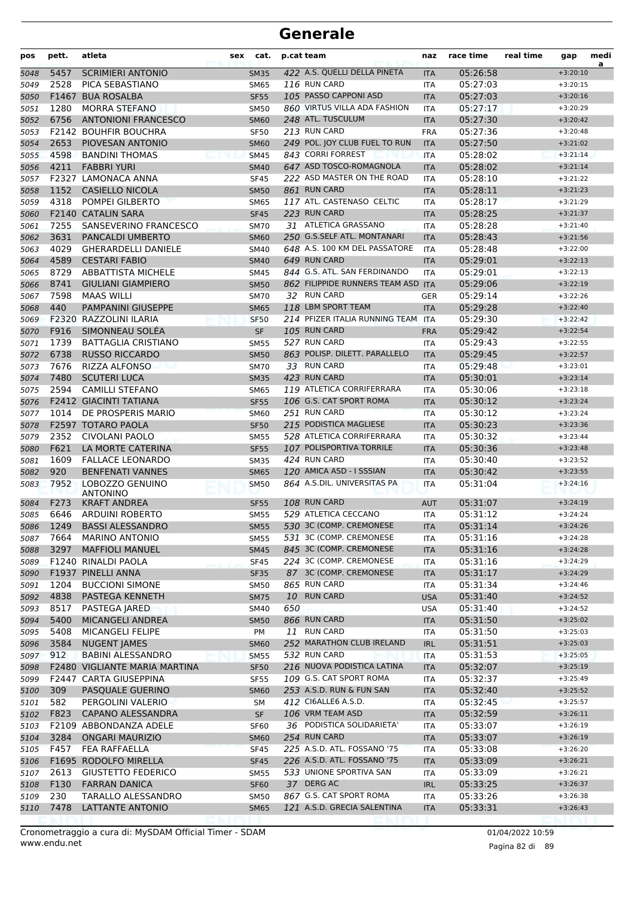# Generale

| pos | pett. | atleta | sex | cat. | p.cat | team | naz | race time | real time | gap | medi a |
|---|---|---|---|---|---|---|---|---|---|---|---|
| 5048 | 5457 | SCRIMIERI ANTONIO | | SM35 | 422 | A.S. QUELLI DELLA PINETA | ITA | 05:26:58 | | +3:20:10 | |
| 5049 | 2528 | PICA SEBASTIANO | | SM65 | 116 | RUN CARD | ITA | 05:27:03 | | +3:20:15 | |
| 5050 | F1467 | BUA ROSALBA | | SF55 | 105 | PASSO CAPPONI ASD | ITA | 05:27:03 | | +3:20:16 | |
| 5051 | 1280 | MORRA STEFANO | | SM50 | 860 | VIRTUS VILLA ADA FASHION | ITA | 05:27:17 | | +3:20:29 | |
| 5052 | 6756 | ANTONIONI FRANCESCO | | SM60 | 248 | ATL. TUSCULUM | ITA | 05:27:30 | | +3:20:42 | |
| 5053 | F2142 | BOUHFIR BOUCHRA | | SF50 | 213 | RUN CARD | FRA | 05:27:36 | | +3:20:48 | |
| 5054 | 2653 | PIOVESAN ANTONIO | | SM60 | 249 | POL. JOY CLUB FUEL TO RUN | ITA | 05:27:50 | | +3:21:02 | |
| 5055 | 4598 | BANDINI THOMAS | | SM45 | 843 | CORRI FORREST | ITA | 05:28:02 | | +3:21:14 | |
| 5056 | 4211 | FABBRI YURI | | SM40 | 647 | ASD TOSCO-ROMAGNOLA | ITA | 05:28:02 | | +3:21:14 | |
| 5057 | F2327 | LAMONACA ANNA | | SF45 | 222 | ASD MASTER ON THE ROAD | ITA | 05:28:10 | | +3:21:22 | |
| 5058 | 1152 | CASIELLO NICOLA | | SM50 | 861 | RUN CARD | ITA | 05:28:11 | | +3:21:23 | |
| 5059 | 4318 | POMPEI GILBERTO | | SM65 | 117 | ATL. CASTENASO CELTIC | ITA | 05:28:17 | | +3:21:29 | |
| 5060 | F2140 | CATALIN SARA | | SF45 | 223 | RUN CARD | ITA | 05:28:25 | | +3:21:37 | |
| 5061 | 7255 | SANSEVERINO FRANCESCO | | SM70 | 31 | ATLETICA GRASSANO | ITA | 05:28:28 | | +3:21:40 | |
| 5062 | 3631 | PANCALDI UMBERTO | | SM60 | 250 | G.S.SELF ATL. MONTANARI | ITA | 05:28:43 | | +3:21:56 | |
| 5063 | 4029 | GHERARDELLI DANIELE | | SM40 | 648 | A.S. 100 KM DEL PASSATORE | ITA | 05:28:48 | | +3:22:00 | |
| 5064 | 4589 | CESTARI FABIO | | SM40 | 649 | RUN CARD | ITA | 05:29:01 | | +3:22:13 | |
| 5065 | 8729 | ABBATTISTA MICHELE | | SM45 | 844 | G.S. ATL. SAN FERDINANDO | ITA | 05:29:01 | | +3:22:13 | |
| 5066 | 8741 | GIULIANI GIAMPIERO | | SM50 | 862 | FILIPPIDE RUNNERS TEAM ASD | ITA | 05:29:06 | | +3:22:19 | |
| 5067 | 7598 | MAAS WILLI | | SM70 | 32 | RUN CARD | GER | 05:29:14 | | +3:22:26 | |
| 5068 | 440 | PAMPANINI GIUSEPPE | | SM65 | 118 | LBM SPORT TEAM | ITA | 05:29:28 | | +3:22:40 | |
| 5069 | F2320 | RAZZOLINI ILARIA | | SF50 | 214 | PFIZER ITALIA RUNNING TEAM | ITA | 05:29:30 | | +3:22:42 | |
| 5070 | F916 | SIMONNEAU SOLÉA | | SF | 105 | RUN CARD | FRA | 05:29:42 | | +3:22:54 | |
| 5071 | 1739 | BATTAGLIA CRISTIANO | | SM55 | 527 | RUN CARD | ITA | 05:29:43 | | +3:22:55 | |
| 5072 | 6738 | RUSSO RICCARDO | | SM50 | 863 | POLISP. DILETT. PARALLELO | ITA | 05:29:45 | | +3:22:57 | |
| 5073 | 7676 | RIZZA ALFONSO | | SM70 | 33 | RUN CARD | ITA | 05:29:48 | | +3:23:01 | |
| 5074 | 7480 | SCUTERI LUCA | | SM35 | 423 | RUN CARD | ITA | 05:30:01 | | +3:23:14 | |
| 5075 | 2594 | CAMILLI STEFANO | | SM65 | 119 | ATLETICA CORRIFERRARA | ITA | 05:30:06 | | +3:23:18 | |
| 5076 | F2412 | GIACINTI TATIANA | | SF55 | 106 | G.S. CAT SPORT ROMA | ITA | 05:30:12 | | +3:23:24 | |
| 5077 | 1014 | DE PROSPERIS MARIO | | SM60 | 251 | RUN CARD | ITA | 05:30:12 | | +3:23:24 | |
| 5078 | F2597 | TOTARO PAOLA | | SF50 | 215 | PODISTICA MAGLIESE | ITA | 05:30:23 | | +3:23:36 | |
| 5079 | 2352 | CIVOLANI PAOLO | | SM55 | 528 | ATLETICA CORRIFERRARA | ITA | 05:30:32 | | +3:23:44 | |
| 5080 | F621 | LA MORTE CATERINA | | SF55 | 107 | POLISPORTIVA TORRILE | ITA | 05:30:36 | | +3:23:48 | |
| 5081 | 1609 | FALLACE LEONARDO | | SM35 | 424 | RUN CARD | ITA | 05:30:40 | | +3:23:52 | |
| 5082 | 920 | BENFENATI VANNES | | SM65 | 120 | AMICA ASD - I SSSIAN | ITA | 05:30:42 | | +3:23:55 | |
| 5083 | 7952 | LOBOZZO GENUINO ANTONINO | | SM50 | 864 | A.S.DIL. UNIVERSITAS PA | ITA | 05:31:04 | | +3:24:16 | |
| 5084 | F273 | KRAFT ANDREA | | SF55 | 108 | RUN CARD | AUT | 05:31:07 | | +3:24:19 | |
| 5085 | 6646 | ARDUINI ROBERTO | | SM55 | 529 | ATLETICA CECCANO | ITA | 05:31:12 | | +3:24:24 | |
| 5086 | 1249 | BASSI ALESSANDRO | | SM55 | 530 | 3C (COMP. CREMONESE | ITA | 05:31:14 | | +3:24:26 | |
| 5087 | 7664 | MARINO ANTONIO | | SM55 | 531 | 3C (COMP. CREMONESE | ITA | 05:31:16 | | +3:24:28 | |
| 5088 | 3297 | MAFFIOLI MANUEL | | SM45 | 845 | 3C (COMP. CREMONESE | ITA | 05:31:16 | | +3:24:28 | |
| 5089 | F1240 | RINALDI PAOLA | | SF45 | 224 | 3C (COMP. CREMONESE | ITA | 05:31:16 | | +3:24:29 | |
| 5090 | F1937 | PINELLI ANNA | | SF35 | 87 | 3C (COMP. CREMONESE | ITA | 05:31:17 | | +3:24:29 | |
| 5091 | 1204 | BUCCIONI SIMONE | | SM50 | 865 | RUN CARD | ITA | 05:31:34 | | +3:24:46 | |
| 5092 | 4838 | PASTEGA KENNETH | | SM75 | 10 | RUN CARD | USA | 05:31:40 | | +3:24:52 | |
| 5093 | 8517 | PASTEGA JARED | | SM40 | 650 | | USA | 05:31:40 | | +3:24:52 | |
| 5094 | 5400 | MICANGELI ANDREA | | SM50 | 866 | RUN CARD | ITA | 05:31:50 | | +3:25:02 | |
| 5095 | 5408 | MICANGELI FELIPE | | PM | 11 | RUN CARD | ITA | 05:31:50 | | +3:25:03 | |
| 5096 | 3584 | NUGENT JAMES | | SM60 | 252 | MARATHON CLUB IRELAND | IRL | 05:31:51 | | +3:25:03 | |
| 5097 | 912 | BABINI ALESSANDRO | | SM55 | 532 | RUN CARD | ITA | 05:31:53 | | +3:25:05 | |
| 5098 | F2480 | VIGLIANTE MARIA MARTINA | | SF50 | 216 | NUOVA PODISTICA LATINA | ITA | 05:32:07 | | +3:25:19 | |
| 5099 | F2447 | CARTA GIUSEPPINA | | SF55 | 109 | G.S. CAT SPORT ROMA | ITA | 05:32:37 | | +3:25:49 | |
| 5100 | 309 | PASQUALE GUERINO | | SM60 | 253 | A.S.D. RUN & FUN SAN | ITA | 05:32:40 | | +3:25:52 | |
| 5101 | 582 | PERGOLINI VALERIO | | SM | 412 | CI6ALLE6 A.S.D. | ITA | 05:32:45 | | +3:25:57 | |
| 5102 | F823 | CAPANO ALESSANDRA | | SF | 106 | VRM TEAM ASD | ITA | 05:32:59 | | +3:26:11 | |
| 5103 | F2109 | ABBONDANZA ADELE | | SF60 | 36 | PODISTICA SOLIDARIETA' | ITA | 05:33:07 | | +3:26:19 | |
| 5104 | 3284 | ONGARI MAURIZIO | | SM60 | 254 | RUN CARD | ITA | 05:33:07 | | +3:26:19 | |
| 5105 | F457 | FEA RAFFAELLA | | SF45 | 225 | A.S.D. ATL. FOSSANO '75 | ITA | 05:33:08 | | +3:26:20 | |
| 5106 | F1695 | RODOLFO MIRELLA | | SF45 | 226 | A.S.D. ATL. FOSSANO '75 | ITA | 05:33:09 | | +3:26:21 | |
| 5107 | 2613 | GIUSTETTO FEDERICO | | SM55 | 533 | UNIONE SPORTIVA SAN | ITA | 05:33:09 | | +3:26:21 | |
| 5108 | F130 | FARRAN DANICA | | SF60 | 37 | DERG AC | IRL | 05:33:25 | | +3:26:37 | |
| 5109 | 230 | TARALLO ALESSANDRO | | SM50 | 867 | G.S. CAT SPORT ROMA | ITA | 05:33:26 | | +3:26:38 | |
| 5110 | 7478 | LATTANTE ANTONIO | | SM65 | 121 | A.S.D. GRECIA SALENTINA | ITA | 05:33:31 | | +3:26:43 | |

Cronometraggio a cura di: MySDAM Official Timer - SDAM
www.endu.net

01/04/2022 10:59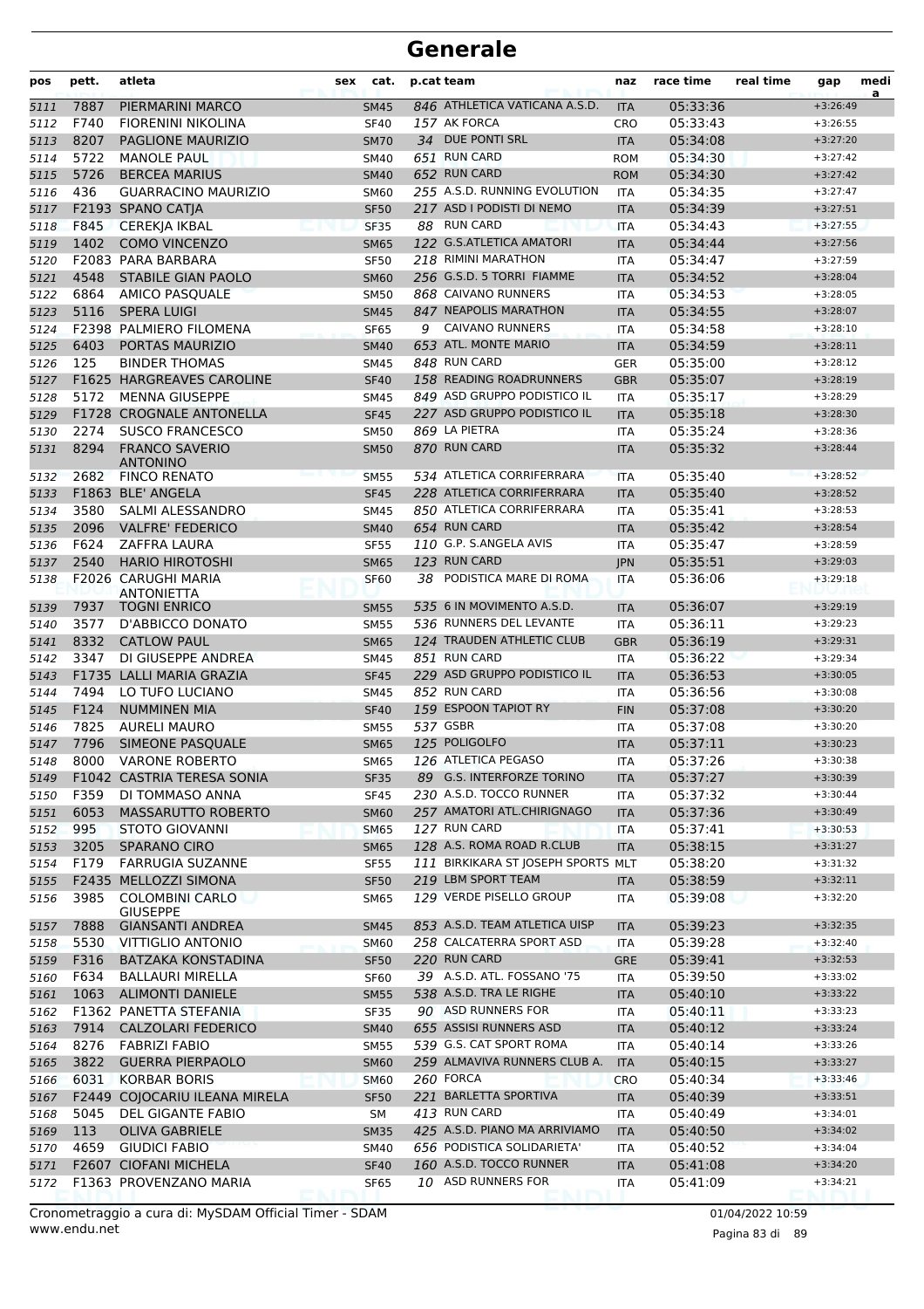# Generale

| pos | pett. | atleta | sex | cat. | p.cat team | naz | race time | real time | gap | media |
|---|---|---|---|---|---|---|---|---|---|---|
| 5111 | 7887 | PIERMARINI MARCO | | SM45 | 846 ATHLETICA VATICANA A.S.D. | ITA | 05:33:36 | | +3:26:49 | |
| 5112 | F740 | FIORENINI NIKOLINA | | SF40 | 157 AK FORCA | CRO | 05:33:43 | | +3:26:55 | |
| 5113 | 8207 | PAGLIONE MAURIZIO | | SM70 | 34 DUE PONTI SRL | ITA | 05:34:08 | | +3:27:20 | |
| 5114 | 5722 | MANOLE PAUL | | SM40 | 651 RUN CARD | ROM | 05:34:30 | | +3:27:42 | |
| 5115 | 5726 | BERCEA MARIUS | | SM40 | 652 RUN CARD | ROM | 05:34:30 | | +3:27:42 | |
| 5116 | 436 | GUARRACINO MAURIZIO | | SM60 | 255 A.S.D. RUNNING EVOLUTION | ITA | 05:34:35 | | +3:27:47 | |
| 5117 | F2193 | SPANO CATJA | | SF50 | 217 ASD I PODISTI DI NEMO | ITA | 05:34:39 | | +3:27:51 | |
| 5118 | F845 | CEREKJA IKBAL | | SF35 | 88 RUN CARD | ITA | 05:34:43 | | +3:27:55 | |
| 5119 | 1402 | COMO VINCENZO | | SM65 | 122 G.S.ATLETICA AMATORI | ITA | 05:34:44 | | +3:27:56 | |
| 5120 | F2083 | PARA BARBARA | | SF50 | 218 RIMINI MARATHON | ITA | 05:34:47 | | +3:27:59 | |
| 5121 | 4548 | STABILE GIAN PAOLO | | SM60 | 256 G.S.D. 5 TORRI FIAMME | ITA | 05:34:52 | | +3:28:04 | |
| 5122 | 6864 | AMICO PASQUALE | | SM50 | 868 CAIVANO RUNNERS | ITA | 05:34:53 | | +3:28:05 | |
| 5123 | 5116 | SPERA LUIGI | | SM45 | 847 NEAPOLIS MARATHON | ITA | 05:34:55 | | +3:28:07 | |
| 5124 | F2398 | PALMIERO FILOMENA | | SF65 | 9 CAIVANO RUNNERS | ITA | 05:34:58 | | +3:28:10 | |
| 5125 | 6403 | PORTAS MAURIZIO | | SM40 | 653 ATL. MONTE MARIO | ITA | 05:34:59 | | +3:28:11 | |
| 5126 | 125 | BINDER THOMAS | | SM45 | 848 RUN CARD | GER | 05:35:00 | | +3:28:12 | |
| 5127 | F1625 | HARGREAVES CAROLINE | | SF40 | 158 READING ROADRUNNERS | GBR | 05:35:07 | | +3:28:19 | |
| 5128 | 5172 | MENNA GIUSEPPE | | SM45 | 849 ASD GRUPPO PODISTICO IL | ITA | 05:35:17 | | +3:28:29 | |
| 5129 | F1728 | CROGNALE ANTONELLA | | SF45 | 227 ASD GRUPPO PODISTICO IL | ITA | 05:35:18 | | +3:28:30 | |
| 5130 | 2274 | SUSCO FRANCESCO | | SM50 | 869 LA PIETRA | ITA | 05:35:24 | | +3:28:36 | |
| 5131 | 8294 | FRANCO SAVERIO ANTONINO | | SM50 | 870 RUN CARD | ITA | 05:35:32 | | +3:28:44 | |
| 5132 | 2682 | FINCO RENATO | | SM55 | 534 ATLETICA CORRIFERRARA | ITA | 05:35:40 | | +3:28:52 | |
| 5133 | F1863 | BLE' ANGELA | | SF45 | 228 ATLETICA CORRIFERRARA | ITA | 05:35:40 | | +3:28:52 | |
| 5134 | 3580 | SALMI ALESSANDRO | | SM45 | 850 ATLETICA CORRIFERRARA | ITA | 05:35:41 | | +3:28:53 | |
| 5135 | 2096 | VALFRE' FEDERICO | | SM40 | 654 RUN CARD | ITA | 05:35:42 | | +3:28:54 | |
| 5136 | F624 | ZAFFRA LAURA | | SF55 | 110 G.P. S.ANGELA AVIS | ITA | 05:35:47 | | +3:28:59 | |
| 5137 | 2540 | HARIO HIROTOSHI | | SM65 | 123 RUN CARD | JPN | 05:35:51 | | +3:29:03 | |
| 5138 | F2026 | CARUGHI MARIA ANTONIETTA | | SF60 | 38 PODISTICA MARE DI ROMA | ITA | 05:36:06 | | +3:29:18 | |
| 5139 | 7937 | TOGNI ENRICO | | SM55 | 535 6 IN MOVIMENTO A.S.D. | ITA | 05:36:07 | | +3:29:19 | |
| 5140 | 3577 | D'ABBICCO DONATO | | SM55 | 536 RUNNERS DEL LEVANTE | ITA | 05:36:11 | | +3:29:23 | |
| 5141 | 8332 | CATLOW PAUL | | SM65 | 124 TRAUDEN ATHLETIC CLUB | GBR | 05:36:19 | | +3:29:31 | |
| 5142 | 3347 | DI GIUSEPPE ANDREA | | SM45 | 851 RUN CARD | ITA | 05:36:22 | | +3:29:34 | |
| 5143 | F1735 | LALLI MARIA GRAZIA | | SF45 | 229 ASD GRUPPO PODISTICO IL | ITA | 05:36:53 | | +3:30:05 | |
| 5144 | 7494 | LO TUFO LUCIANO | | SM45 | 852 RUN CARD | ITA | 05:36:56 | | +3:30:08 | |
| 5145 | F124 | NUMMINEN MIA | | SF40 | 159 ESPOON TAPIOT RY | FIN | 05:37:08 | | +3:30:20 | |
| 5146 | 7825 | AURELI MAURO | | SM55 | 537 GSBR | ITA | 05:37:08 | | +3:30:20 | |
| 5147 | 7796 | SIMEONE PASQUALE | | SM65 | 125 POLIGOLFO | ITA | 05:37:11 | | +3:30:23 | |
| 5148 | 8000 | VARONE ROBERTO | | SM65 | 126 ATLETICA PEGASO | ITA | 05:37:26 | | +3:30:38 | |
| 5149 | F1042 | CASTRIA TERESA SONIA | | SF35 | 89 G.S. INTERFORZE TORINO | ITA | 05:37:27 | | +3:30:39 | |
| 5150 | F359 | DI TOMMASO ANNA | | SF45 | 230 A.S.D. TOCCO RUNNER | ITA | 05:37:32 | | +3:30:44 | |
| 5151 | 6053 | MASSARUTTO ROBERTO | | SM60 | 257 AMATORI ATL.CHIRIGNAGO | ITA | 05:37:36 | | +3:30:49 | |
| 5152 | 995 | STOTO GIOVANNI | | SM65 | 127 RUN CARD | ITA | 05:37:41 | | +3:30:53 | |
| 5153 | 3205 | SPARANO CIRO | | SM65 | 128 A.S. ROMA ROAD R.CLUB | ITA | 05:38:15 | | +3:31:27 | |
| 5154 | F179 | FARRUGIA SUZANNE | | SF55 | 111 BIRKIKARA ST JOSEPH SPORTS | MLT | 05:38:20 | | +3:31:32 | |
| 5155 | F2435 | MELLOZZI SIMONA | | SF50 | 219 LBM SPORT TEAM | ITA | 05:38:59 | | +3:32:11 | |
| 5156 | 3985 | COLOMBINI CARLO GIUSEPPE | | SM65 | 129 VERDE PISELLO GROUP | ITA | 05:39:08 | | +3:32:20 | |
| 5157 | 7888 | GIANSANTI ANDREA | | SM45 | 853 A.S.D. TEAM ATLETICA UISP | ITA | 05:39:23 | | +3:32:35 | |
| 5158 | 5530 | VITTIGLIO ANTONIO | | SM60 | 258 CALCATERRA SPORT ASD | ITA | 05:39:28 | | +3:32:40 | |
| 5159 | F316 | BATZAKA KONSTADINA | | SF50 | 220 RUN CARD | GRE | 05:39:41 | | +3:32:53 | |
| 5160 | F634 | BALLAURI MIRELLA | | SF60 | 39 A.S.D. ATL. FOSSANO '75 | ITA | 05:39:50 | | +3:33:02 | |
| 5161 | 1063 | ALIMONTI DANIELE | | SM55 | 538 A.S.D. TRA LE RIGHE | ITA | 05:40:10 | | +3:33:22 | |
| 5162 | F1362 | PANETTA STEFANIA | | SF35 | 90 ASD RUNNERS FOR | ITA | 05:40:11 | | +3:33:23 | |
| 5163 | 7914 | CALZOLARI FEDERICO | | SM40 | 655 ASSISI RUNNERS ASD | ITA | 05:40:12 | | +3:33:24 | |
| 5164 | 8276 | FABRIZI FABIO | | SM55 | 539 G.S. CAT SPORT ROMA | ITA | 05:40:14 | | +3:33:26 | |
| 5165 | 3822 | GUERRA PIERPAOLO | | SM60 | 259 ALMAVIVA RUNNERS CLUB A. | ITA | 05:40:15 | | +3:33:27 | |
| 5166 | 6031 | KORBAR BORIS | | SM60 | 260 FORCA | CRO | 05:40:34 | | +3:33:46 | |
| 5167 | F2449 | COJOCARIU ILEANA MIRELA | | SF50 | 221 BARLETTA SPORTIVA | ITA | 05:40:39 | | +3:33:51 | |
| 5168 | 5045 | DEL GIGANTE FABIO | | SM | 413 RUN CARD | ITA | 05:40:49 | | +3:34:01 | |
| 5169 | 113 | OLIVA GABRIELE | | SM35 | 425 A.S.D. PIANO MA ARRIVIAMO | ITA | 05:40:50 | | +3:34:02 | |
| 5170 | 4659 | GIUDICI FABIO | | SM40 | 656 PODISTICA SOLIDARIETA' | ITA | 05:40:52 | | +3:34:04 | |
| 5171 | F2607 | CIOFANI MICHELA | | SF40 | 160 A.S.D. TOCCO RUNNER | ITA | 05:41:08 | | +3:34:20 | |
| 5172 | F1363 | PROVENZANO MARIA | | SF65 | 10 ASD RUNNERS FOR | ITA | 05:41:09 | | +3:34:21 | |

Cronometraggio a cura di: MySDAM Official Timer - SDAM
www.endu.net

01/04/2022 10:59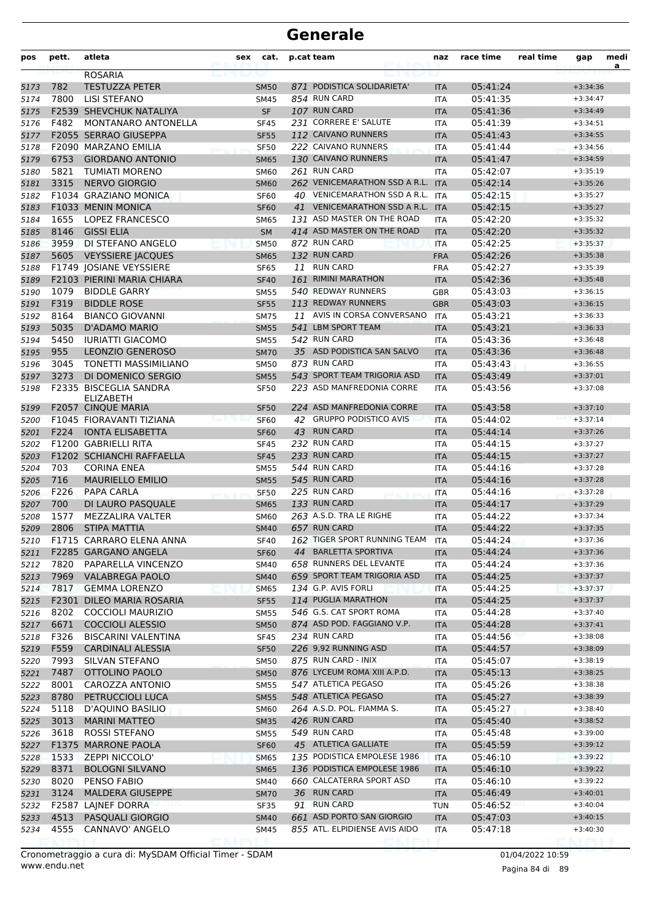# Generale

| pos | pett. | atleta | sex | cat. | p.cat | team | naz | race time | real time | gap | medi a |
|---|---|---|---|---|---|---|---|---|---|---|---|
| | | ROSARIA | | | | | | | | | |
| 5173 | 782 | TESTUZZA PETER | | SM50 | 871 | PODISTICA SOLIDARIETA' | ITA | 05:41:24 | | +3:34:36 | |
| 5174 | 7800 | LISI STEFANO | | SM45 | 854 | RUN CARD | ITA | 05:41:35 | | +3:34:47 | |
| 5175 | F2539 | SHEVCHUK NATALIYA | | SF | 107 | RUN CARD | ITA | 05:41:36 | | +3:34:49 | |
| 5176 | F482 | MONTANARO ANTONELLA | | SF45 | 231 | CORRERE E' SALUTE | ITA | 05:41:39 | | +3:34:51 | |
| 5177 | F2055 | SERRAO GIUSEPPA | | SF55 | 112 | CAIVANO RUNNERS | ITA | 05:41:43 | | +3:34:55 | |
| 5178 | F2090 | MARZANO EMILIA | | SF50 | 222 | CAIVANO RUNNERS | ITA | 05:41:44 | | +3:34:56 | |
| 5179 | 6753 | GIORDANO ANTONIO | | SM65 | 130 | CAIVANO RUNNERS | ITA | 05:41:47 | | +3:34:59 | |
| 5180 | 5821 | TUMIATI MORENO | | SM60 | 261 | RUN CARD | ITA | 05:42:07 | | +3:35:19 | |
| 5181 | 3315 | NERVO GIORGIO | | SM60 | 262 | VENICEMARATHON SSD A R.L. | ITA | 05:42:14 | | +3:35:26 | |
| 5182 | F1034 | GRAZIANO MONICA | | SF60 | 40 | VENICEMARATHON SSD A R.L. | ITA | 05:42:15 | | +3:35:27 | |
| 5183 | F1033 | MENIN MONICA | | SF60 | 41 | VENICEMARATHON SSD A R.L. | ITA | 05:42:15 | | +3:35:27 | |
| 5184 | 1655 | LOPEZ FRANCESCO | | SM65 | 131 | ASD MASTER ON THE ROAD | ITA | 05:42:20 | | +3:35:32 | |
| 5185 | 8146 | GISSI ELIA | | SM | 414 | ASD MASTER ON THE ROAD | ITA | 05:42:20 | | +3:35:32 | |
| 5186 | 3959 | DI STEFANO ANGELO | | SM50 | 872 | RUN CARD | ITA | 05:42:25 | | +3:35:37 | |
| 5187 | 5605 | VEYSSIERE JACQUES | | SM65 | 132 | RUN CARD | FRA | 05:42:26 | | +3:35:38 | |
| 5188 | F1749 | JOSIANE VEYSSIERE | | SF65 | 11 | RUN CARD | FRA | 05:42:27 | | +3:35:39 | |
| 5189 | F2103 | PIERINI MARIA CHIARA | | SF40 | 161 | RIMINI MARATHON | ITA | 05:42:36 | | +3:35:48 | |
| 5190 | 1079 | BIDDLE GARRY | | SM55 | 540 | REDWAY RUNNERS | GBR | 05:43:03 | | +3:36:15 | |
| 5191 | F319 | BIDDLE ROSE | | SF55 | 113 | REDWAY RUNNERS | GBR | 05:43:03 | | +3:36:15 | |
| 5192 | 8164 | BIANCO GIOVANNI | | SM75 | 11 | AVIS IN CORSA CONVERSANO | ITA | 05:43:21 | | +3:36:33 | |
| 5193 | 5035 | D'ADAMO MARIO | | SM55 | 541 | LBM SPORT TEAM | ITA | 05:43:21 | | +3:36:33 | |
| 5194 | 5450 | IURIATTI GIACOMO | | SM55 | 542 | RUN CARD | ITA | 05:43:36 | | +3:36:48 | |
| 5195 | 955 | LEONZIO GENEROSO | | SM70 | 35 | ASD PODISTICA SAN SALVO | ITA | 05:43:36 | | +3:36:48 | |
| 5196 | 3045 | TONETTI MASSIMILIANO | | SM50 | 873 | RUN CARD | ITA | 05:43:43 | | +3:36:55 | |
| 5197 | 3273 | DI DOMENICO SERGIO | | SM55 | 543 | SPORT TEAM TRIGORIA ASD | ITA | 05:43:49 | | +3:37:01 | |
| 5198 | F2335 | BISCEGLIA SANDRA ELIZABETH | | SF50 | 223 | ASD MANFREDONIA CORRE | ITA | 05:43:56 | | +3:37:08 | |
| 5199 | F2057 | CINQUE MARIA | | SF50 | 224 | ASD MANFREDONIA CORRE | ITA | 05:43:58 | | +3:37:10 | |
| 5200 | F1045 | FIORAVANTI TIZIANA | | SF60 | 42 | GRUPPO PODISTICO AVIS | ITA | 05:44:02 | | +3:37:14 | |
| 5201 | F224 | IONTA ELISABETTA | | SF60 | 43 | RUN CARD | ITA | 05:44:14 | | +3:37:26 | |
| 5202 | F1200 | GABRIELLI RITA | | SF45 | 232 | RUN CARD | ITA | 05:44:15 | | +3:37:27 | |
| 5203 | F1202 | SCHIANCHI RAFFAELLA | | SF45 | 233 | RUN CARD | ITA | 05:44:15 | | +3:37:27 | |
| 5204 | 703 | CORINA ENEA | | SM55 | 544 | RUN CARD | ITA | 05:44:16 | | +3:37:28 | |
| 5205 | 716 | MAURIELLO EMILIO | | SM55 | 545 | RUN CARD | ITA | 05:44:16 | | +3:37:28 | |
| 5206 | F226 | PAPA CARLA | | SF50 | 225 | RUN CARD | ITA | 05:44:16 | | +3:37:28 | |
| 5207 | 700 | DI LAURO PASQUALE | | SM65 | 133 | RUN CARD | ITA | 05:44:17 | | +3:37:29 | |
| 5208 | 1577 | MEZZALIRA VALTER | | SM60 | 263 | A.S.D. TRA LE RIGHE | ITA | 05:44:22 | | +3:37:34 | |
| 5209 | 2806 | STIPA MATTIA | | SM40 | 657 | RUN CARD | ITA | 05:44:22 | | +3:37:35 | |
| 5210 | F1715 | CARRARO ELENA ANNA | | SF40 | 162 | TIGER SPORT RUNNING TEAM | ITA | 05:44:24 | | +3:37:36 | |
| 5211 | F2285 | GARGANO ANGELA | | SF60 | 44 | BARLETTA SPORTIVA | ITA | 05:44:24 | | +3:37:36 | |
| 5212 | 7820 | PAPARELLA VINCENZO | | SM40 | 658 | RUNNERS DEL LEVANTE | ITA | 05:44:24 | | +3:37:36 | |
| 5213 | 7969 | VALABREGA PAOLO | | SM40 | 659 | SPORT TEAM TRIGORIA ASD | ITA | 05:44:25 | | +3:37:37 | |
| 5214 | 7817 | GEMMA LORENZO | | SM65 | 134 | G.P. AVIS FORLI | ITA | 05:44:25 | | +3:37:37 | |
| 5215 | F2301 | DILEO MARIA ROSARIA | | SF55 | 114 | PUGLIA MARATHON | ITA | 05:44:25 | | +3:37:37 | |
| 5216 | 8202 | COCCIOLI MAURIZIO | | SM55 | 546 | G.S. CAT SPORT ROMA | ITA | 05:44:28 | | +3:37:40 | |
| 5217 | 6671 | COCCIOLI ALESSIO | | SM50 | 874 | ASD POD. FAGGIANO V.P. | ITA | 05:44:28 | | +3:37:41 | |
| 5218 | F326 | BISCARINI VALENTINA | | SF45 | 234 | RUN CARD | ITA | 05:44:56 | | +3:38:08 | |
| 5219 | F559 | CARDINALI ALESSIA | | SF50 | 226 | 9,92 RUNNING ASD | ITA | 05:44:57 | | +3:38:09 | |
| 5220 | 7993 | SILVAN STEFANO | | SM50 | 875 | RUN CARD - INIX | ITA | 05:45:07 | | +3:38:19 | |
| 5221 | 7487 | OTTOLINO PAOLO | | SM50 | 876 | LYCEUM ROMA XIII A.P.D. | ITA | 05:45:13 | | +3:38:25 | |
| 5222 | 8001 | CAROZZA ANTONIO | | SM55 | 547 | ATLETICA PEGASO | ITA | 05:45:26 | | +3:38:38 | |
| 5223 | 8780 | PETRUCCIOLI LUCA | | SM55 | 548 | ATLETICA PEGASO | ITA | 05:45:27 | | +3:38:39 | |
| 5224 | 5118 | D'AQUINO BASILIO | | SM60 | 264 | A.S.D. POL. FIAMMA S. | ITA | 05:45:27 | | +3:38:40 | |
| 5225 | 3013 | MARINI MATTEO | | SM35 | 426 | RUN CARD | ITA | 05:45:40 | | +3:38:52 | |
| 5226 | 3618 | ROSSI STEFANO | | SM55 | 549 | RUN CARD | ITA | 05:45:48 | | +3:39:00 | |
| 5227 | F1375 | MARRONE PAOLA | | SF60 | 45 | ATLETICA GALLIATE | ITA | 05:45:59 | | +3:39:12 | |
| 5228 | 1533 | ZEPPI NICCOLO' | | SM65 | 135 | PODISTICA EMPOLESE 1986 | ITA | 05:46:10 | | +3:39:22 | |
| 5229 | 8371 | BOLOGNI SILVANO | | SM65 | 136 | PODISTICA EMPOLESE 1986 | ITA | 05:46:10 | | +3:39:22 | |
| 5230 | 8020 | PENSO FABIO | | SM40 | 660 | CALCATERRA SPORT ASD | ITA | 05:46:10 | | +3:39:22 | |
| 5231 | 3124 | MALDERA GIUSEPPE | | SM70 | 36 | RUN CARD | ITA | 05:46:49 | | +3:40:01 | |
| 5232 | F2587 | LAJNEF DORRA | | SF35 | 91 | RUN CARD | TUN | 05:46:52 | | +3:40:04 | |
| 5233 | 4513 | PASQUALI GIORGIO | | SM40 | 661 | ASD PORTO SAN GIORGIO | ITA | 05:47:03 | | +3:40:15 | |
| 5234 | 4555 | CANNAVO' ANGELO | | SM45 | 855 | ATL. ELPIDIENSE AVIS AIDO | ITA | 05:47:18 | | +3:40:30 | |

Cronometraggio a cura di: MySDAM Official Timer - SDAM
www.endu.net

01/04/2022 10:59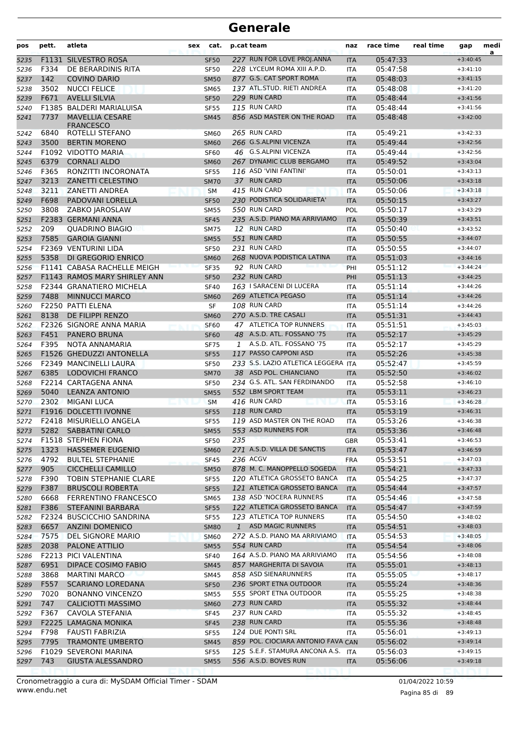# Generale

| pos | pett. | atleta | sex | cat. | p.cat | team | naz | race time | real time | gap | medi a |
|---|---|---|---|---|---|---|---|---|---|---|---|
| 5235 | F1131 | SILVESTRO ROSA | | SF50 | 227 | RUN FOR LOVE PROJ.ANNA | ITA | 05:47:33 | | +3:40:45 | |
| 5236 | F334 | DE BERARDINIS RITA | | SF50 | 228 | LYCEUM ROMA XIII A.P.D. | ITA | 05:47:58 | | +3:41:10 | |
| 5237 | 142 | COVINO DARIO | | SM50 | 877 | G.S. CAT SPORT ROMA | ITA | 05:48:03 | | +3:41:15 | |
| 5238 | 3502 | NUCCI FELICE | | SM65 | 137 | ATL.STUD. RIETI ANDREA | ITA | 05:48:08 | | +3:41:20 | |
| 5239 | F671 | AVELLI SILVIA | | SF50 | 229 | RUN CARD | ITA | 05:48:44 | | +3:41:56 | |
| 5240 | F1385 | BALDERI MARIALUISA | | SF55 | 115 | RUN CARD | ITA | 05:48:44 | | +3:41:56 | |
| 5241 | 7737 | MAVELLIA CESARE FRANCESCO | | SM45 | 856 | ASD MASTER ON THE ROAD | ITA | 05:48:48 | | +3:42:00 | |
| 5242 | 6840 | ROTELLI STEFANO | | SM60 | 265 | RUN CARD | ITA | 05:49:21 | | +3:42:33 | |
| 5243 | 3500 | BERTIN MORENO | | SM60 | 266 | G.S.ALPINI VICENZA | ITA | 05:49:44 | | +3:42:56 | |
| 5244 | F1092 | VIDOTTO MARIA | | SF60 | 46 | G.S.ALPINI VICENZA | ITA | 05:49:44 | | +3:42:56 | |
| 5245 | 6379 | CORNALI ALDO | | SM60 | 267 | DYNAMIC CLUB BERGAMO | ITA | 05:49:52 | | +3:43:04 | |
| 5246 | F365 | RONZITTI INCORONATA | | SF55 | 116 | ASD 'VINI FANTINI' | ITA | 05:50:01 | | +3:43:13 | |
| 5247 | 3213 | ZANETTI CELESTINO | | SM70 | 37 | RUN CARD | ITA | 05:50:06 | | +3:43:18 | |
| 5248 | 3211 | ZANETTI ANDREA | | SM | 415 | RUN CARD | ITA | 05:50:06 | | +3:43:18 | |
| 5249 | F698 | PADOVANI LORELLA | | SF50 | 230 | PODISTICA SOLIDARIETA' | ITA | 05:50:15 | | +3:43:27 | |
| 5250 | 3808 | ZABKO JAROSLAW | | SM55 | 550 | RUN CARD | POL | 05:50:17 | | +3:43:29 | |
| 5251 | F2383 | GERMANI ANNA | | SF45 | 235 | A.S.D. PIANO MA ARRIVIAMO | ITA | 05:50:39 | | +3:43:51 | |
| 5252 | 209 | QUADRINO BIAGIO | | SM75 | 12 | RUN CARD | ITA | 05:50:40 | | +3:43:52 | |
| 5253 | 7585 | GAROIA GIANNI | | SM55 | 551 | RUN CARD | ITA | 05:50:55 | | +3:44:07 | |
| 5254 | F2369 | VENTURINI LIDA | | SF50 | 231 | RUN CARD | ITA | 05:50:55 | | +3:44:07 | |
| 5255 | 5358 | DI GREGORIO ENRICO | | SM60 | 268 | NUOVA PODISTICA LATINA | ITA | 05:51:03 | | +3:44:16 | |
| 5256 | F1141 | CABASA RACHELLE MEIGH | | SF35 | 92 | RUN CARD | PHI | 05:51:12 | | +3:44:24 | |
| 5257 | F1143 | RAMOS MARY SHIRLEY ANN | | SF50 | 232 | RUN CARD | PHI | 05:51:13 | | +3:44:25 | |
| 5258 | F2344 | GRANATIERO MICHELA | | SF40 | 163 | I SARACENI DI LUCERA | ITA | 05:51:14 | | +3:44:26 | |
| 5259 | 7488 | MINNUCCI MARCO | | SM60 | 269 | ATLETICA PEGASO | ITA | 05:51:14 | | +3:44:26 | |
| 5260 | F2250 | PATTI ELENA | | SF | 108 | RUN CARD | ITA | 05:51:14 | | +3:44:26 | |
| 5261 | 8138 | DE FILIPPI RENZO | | SM60 | 270 | A.S.D. TRE CASALI | ITA | 05:51:31 | | +3:44:43 | |
| 5262 | F2326 | SIGNORE ANNA MARIA | | SF60 | 47 | ATLETICA TOP RUNNERS | ITA | 05:51:51 | | +3:45:03 | |
| 5263 | F451 | PANERO BRUNA | | SF60 | 48 | A.S.D. ATL. FOSSANO '75 | ITA | 05:52:17 | | +3:45:29 | |
| 5264 | F395 | NOTA ANNAMARIA | | SF75 | 1 | A.S.D. ATL. FOSSANO '75 | ITA | 05:52:17 | | +3:45:29 | |
| 5265 | F1526 | GHEDUZZI ANTONELLA | | SF55 | 117 | PASSO CAPPONI ASD | ITA | 05:52:26 | | +3:45:38 | |
| 5266 | F2349 | MANCINELLI LAURA | | SF50 | 233 | S.S. LAZIO ATLETICA LEGGERA | ITA | 05:52:47 | | +3:45:59 | |
| 5267 | 6385 | LODOVICHI FRANCO | | SM70 | 38 | ASD POL. CHIANCIANO | ITA | 05:52:50 | | +3:46:02 | |
| 5268 | F2214 | CARTAGENA ANNA | | SF50 | 234 | G.S. ATL. SAN FERDINANDO | ITA | 05:52:58 | | +3:46:10 | |
| 5269 | 5040 | LEANZA ANTONIO | | SM55 | 552 | LBM SPORT TEAM | ITA | 05:53:11 | | +3:46:23 | |
| 5270 | 2302 | MIGANI LUCA | | SM | 416 | RUN CARD | ITA | 05:53:16 | | +3:46:28 | |
| 5271 | F1916 | DOLCETTI IVONNE | | SF55 | 118 | RUN CARD | ITA | 05:53:19 | | +3:46:31 | |
| 5272 | F2418 | MISURIELLO ANGELA | | SF55 | 119 | ASD MASTER ON THE ROAD | ITA | 05:53:26 | | +3:46:38 | |
| 5273 | 5282 | SABBATINI CARLO | | SM55 | 553 | ASD RUNNERS FOR | ITA | 05:53:36 | | +3:46:48 | |
| 5274 | F1518 | STEPHEN FIONA | | SF50 | 235 | | GBR | 05:53:41 | | +3:46:53 | |
| 5275 | 1323 | HASSEMER EUGENIO | | SM60 | 271 | A.S.D. VILLA DE SANCTIS | ITA | 05:53:47 | | +3:46:59 | |
| 5276 | 4792 | BULTEL STEPHANIE | | SF45 | 236 | ACGV | FRA | 05:53:51 | | +3:47:03 | |
| 5277 | 905 | CICCHELLI CAMILLO | | SM50 | 878 | M. C. MANOPPELLO SOGEDA | ITA | 05:54:21 | | +3:47:33 | |
| 5278 | F390 | TOBIN STEPHANIE CLARE | | SF55 | 120 | ATLETICA GROSSETO BANCA | ITA | 05:54:25 | | +3:47:37 | |
| 5279 | F387 | BRUSCOLI ROBERTA | | SF55 | 121 | ATLETICA GROSSETO BANCA | ITA | 05:54:44 | | +3:47:57 | |
| 5280 | 6668 | FERRENTINO FRANCESCO | | SM65 | 138 | ASD 'NOCERA RUNNERS | ITA | 05:54:46 | | +3:47:58 | |
| 5281 | F386 | STEFANINI BARBARA | | SF55 | 122 | ATLETICA GROSSETO BANCA | ITA | 05:54:47 | | +3:47:59 | |
| 5282 | F2324 | BUSCICCHIO SANDRINA | | SF55 | 123 | ATLETICA TOP RUNNERS | ITA | 05:54:50 | | +3:48:02 | |
| 5283 | 6657 | ANZINI DOMENICO | | SM80 | 1 | ASD MAGIC RUNNERS | ITA | 05:54:51 | | +3:48:03 | |
| 5284 | 7575 | DEL SIGNORE MARIO | | SM60 | 272 | A.S.D. PIANO MA ARRIVIAMO | ITA | 05:54:53 | | +3:48:05 | |
| 5285 | 2038 | PALONE ATTILIO | | SM55 | 554 | RUN CARD | ITA | 05:54:54 | | +3:48:06 | |
| 5286 | F2213 | PICI VALENTINA | | SF40 | 164 | A.S.D. PIANO MA ARRIVIAMO | ITA | 05:54:56 | | +3:48:08 | |
| 5287 | 6951 | DIPACE COSIMO FABIO | | SM45 | 857 | MARGHERITA DI SAVOIA | ITA | 05:55:01 | | +3:48:13 | |
| 5288 | 3868 | MARTINI MARCO | | SM45 | 858 | ASD SIENARUNNERS | ITA | 05:55:05 | | +3:48:17 | |
| 5289 | F557 | SCARIANO LOREDANA | | SF50 | 236 | SPORT ETNA OUTDOOR | ITA | 05:55:24 | | +3:48:36 | |
| 5290 | 7020 | BONANNO VINCENZO | | SM55 | 555 | SPORT ETNA OUTDOOR | ITA | 05:55:25 | | +3:48:38 | |
| 5291 | 747 | CALICIOTTI MASSIMO | | SM60 | 273 | RUN CARD | ITA | 05:55:32 | | +3:48:44 | |
| 5292 | F367 | CAVOLA STEFANIA | | SF45 | 237 | RUN CARD | ITA | 05:55:32 | | +3:48:45 | |
| 5293 | F2225 | LAMAGNA MONIKA | | SF45 | 238 | RUN CARD | ITA | 05:55:36 | | +3:48:48 | |
| 5294 | F798 | FAUSTI FABRIZIA | | SF55 | 124 | DUE PONTI SRL | ITA | 05:56:01 | | +3:49:13 | |
| 5295 | 7795 | TRAMONTE UMBERTO | | SM45 | 859 | POL. CIOCIARA ANTONIO FAVA | CAN | 05:56:02 | | +3:49:14 | |
| 5296 | F1029 | SEVERONI MARINA | | SF55 | 125 | S.E.F. STAMURA ANCONA A.S. | ITA | 05:56:03 | | +3:49:15 | |
| 5297 | 743 | GIUSTA ALESSANDRO | | SM55 | 556 | A.S.D. BOVES RUN | ITA | 05:56:06 | | +3:49:18 | |

Cronometraggio a cura di: MySDAM Official Timer - SDAM
www.endu.net

01/04/2022 10:59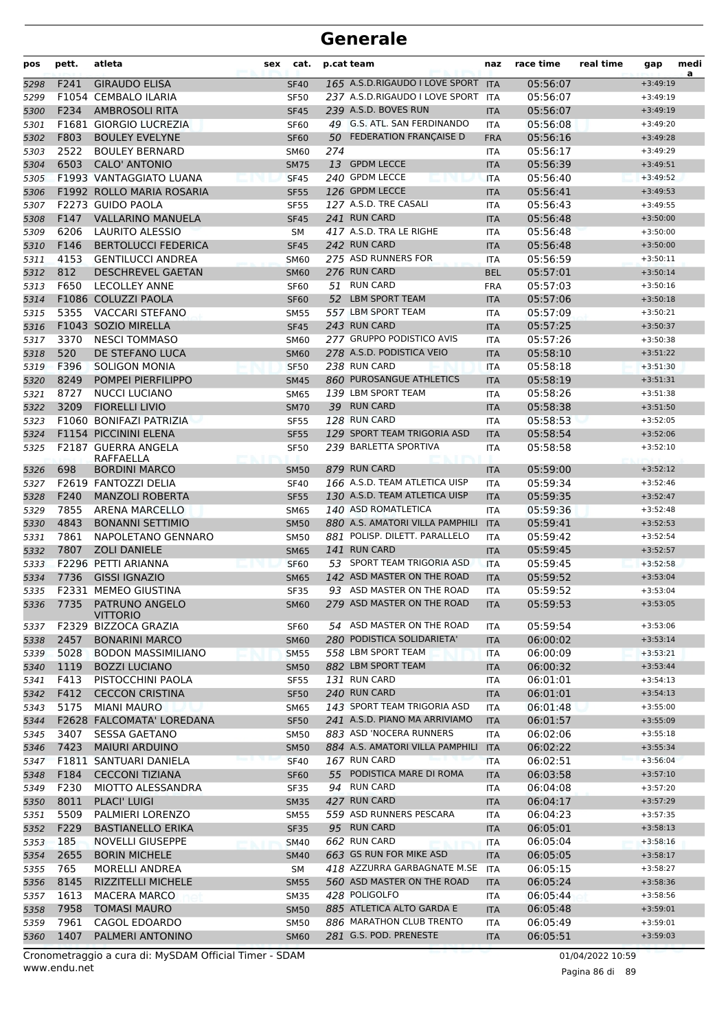# Generale

| pos | pett. | atleta | sex | cat. | p.cat | team | naz | race time | real time | gap | media |
|---|---|---|---|---|---|---|---|---|---|---|---|
| 5298 | F241 | GIRAUDO ELISA | | SF40 | 165 | A.S.D.RIGAUDO I LOVE SPORT | ITA | 05:56:07 | | +3:49:19 | |
| 5299 | F1054 | CEMBALO ILARIA | | SF50 | 237 | A.S.D.RIGAUDO I LOVE SPORT | ITA | 05:56:07 | | +3:49:19 | |
| 5300 | F234 | AMBROSOLI RITA | | SF45 | 239 | A.S.D. BOVES RUN | ITA | 05:56:07 | | +3:49:19 | |
| 5301 | F1681 | GIORGIO LUCREZIA | | SF60 | 49 | G.S. ATL. SAN FERDINANDO | ITA | 05:56:08 | | +3:49:20 | |
| 5302 | F803 | BOULEY EVELYNE | | SF60 | 50 | FEDERATION FRANÇAISE D | FRA | 05:56:16 | | +3:49:28 | |
| 5303 | 2522 | BOULEY BERNARD | | SM60 | 274 | | ITA | 05:56:17 | | +3:49:29 | |
| 5304 | 6503 | CALO' ANTONIO | | SM75 | 13 | GPDM LECCE | ITA | 05:56:39 | | +3:49:51 | |
| 5305 | F1993 | VANTAGGIATO LUANA | | SF45 | 240 | GPDM LECCE | ITA | 05:56:40 | | +3:49:52 | |
| 5306 | F1992 | ROLLO MARIA ROSARIA | | SF55 | 126 | GPDM LECCE | ITA | 05:56:41 | | +3:49:53 | |
| 5307 | F2273 | GUIDO PAOLA | | SF55 | 127 | A.S.D. TRE CASALI | ITA | 05:56:43 | | +3:49:55 | |
| 5308 | F147 | VALLARINO MANUELA | | SF45 | 241 | RUN CARD | ITA | 05:56:48 | | +3:50:00 | |
| 5309 | 6206 | LAURITO ALESSIO | | SM | 417 | A.S.D. TRA LE RIGHE | ITA | 05:56:48 | | +3:50:00 | |
| 5310 | F146 | BERTOLUCCI FEDERICA | | SF45 | 242 | RUN CARD | ITA | 05:56:48 | | +3:50:00 | |
| 5311 | 4153 | GENTILUCCI ANDREA | | SM60 | 275 | ASD RUNNERS FOR | ITA | 05:56:59 | | +3:50:11 | |
| 5312 | 812 | DESCHREVEL GAETAN | | SM60 | 276 | RUN CARD | BEL | 05:57:01 | | +3:50:14 | |
| 5313 | F650 | LECOLLEY ANNE | | SF60 | 51 | RUN CARD | FRA | 05:57:03 | | +3:50:16 | |
| 5314 | F1086 | COLUZZI PAOLA | | SF60 | 52 | LBM SPORT TEAM | ITA | 05:57:06 | | +3:50:18 | |
| 5315 | 5355 | VACCARI STEFANO | | SM55 | 557 | LBM SPORT TEAM | ITA | 05:57:09 | | +3:50:21 | |
| 5316 | F1043 | SOZIO MIRELLA | | SF45 | 243 | RUN CARD | ITA | 05:57:25 | | +3:50:37 | |
| 5317 | 3370 | NESCI TOMMASO | | SM60 | 277 | GRUPPO PODISTICO AVIS | ITA | 05:57:26 | | +3:50:38 | |
| 5318 | 520 | DE STEFANO LUCA | | SM60 | 278 | A.S.D. PODISTICA VEIO | ITA | 05:58:10 | | +3:51:22 | |
| 5319 | F396 | SOLIGON MONIA | | SF50 | 238 | RUN CARD | ITA | 05:58:18 | | +3:51:30 | |
| 5320 | 8249 | POMPEI PIERFILIPPO | | SM45 | 860 | PUROSANGUE ATHLETICS | ITA | 05:58:19 | | +3:51:31 | |
| 5321 | 8727 | NUCCI LUCIANO | | SM65 | 139 | LBM SPORT TEAM | ITA | 05:58:26 | | +3:51:38 | |
| 5322 | 3209 | FIORELLI LIVIO | | SM70 | 39 | RUN CARD | ITA | 05:58:38 | | +3:51:50 | |
| 5323 | F1060 | BONIFAZI PATRIZIA | | SF55 | 128 | RUN CARD | ITA | 05:58:53 | | +3:52:05 | |
| 5324 | F1154 | PICCININI ELENA | | SF55 | 129 | SPORT TEAM TRIGORIA ASD | ITA | 05:58:54 | | +3:52:06 | |
| 5325 | F2187 | GUERRA ANGELA RAFFAELLA | | SF50 | 239 | BARLETTA SPORTIVA | ITA | 05:58:58 | | +3:52:10 | |
| 5326 | 698 | BORDINI MARCO | | SM50 | 879 | RUN CARD | ITA | 05:59:00 | | +3:52:12 | |
| 5327 | F2619 | FANTOZZI DELIA | | SF40 | 166 | A.S.D. TEAM ATLETICA UISP | ITA | 05:59:34 | | +3:52:46 | |
| 5328 | F240 | MANZOLI ROBERTA | | SF55 | 130 | A.S.D. TEAM ATLETICA UISP | ITA | 05:59:35 | | +3:52:47 | |
| 5329 | 7855 | ARENA MARCELLO | | SM65 | 140 | ASD ROMATLETICA | ITA | 05:59:36 | | +3:52:48 | |
| 5330 | 4843 | BONANNI SETTIMIO | | SM50 | 880 | A.S. AMATORI VILLA PAMPHILI | ITA | 05:59:41 | | +3:52:53 | |
| 5331 | 7861 | NAPOLETANO GENNARO | | SM50 | 881 | POLISP. DILETT. PARALLELO | ITA | 05:59:42 | | +3:52:54 | |
| 5332 | 7807 | ZOLI DANIELE | | SM65 | 141 | RUN CARD | ITA | 05:59:45 | | +3:52:57 | |
| 5333 | F2296 | PETTI ARIANNA | | SF60 | 53 | SPORT TEAM TRIGORIA ASD | ITA | 05:59:45 | | +3:52:58 | |
| 5334 | 7736 | GISSI IGNAZIO | | SM65 | 142 | ASD MASTER ON THE ROAD | ITA | 05:59:52 | | +3:53:04 | |
| 5335 | F2331 | MEMEO GIUSTINA | | SF35 | 93 | ASD MASTER ON THE ROAD | ITA | 05:59:52 | | +3:53:04 | |
| 5336 | 7735 | PATRUNO ANGELO VITTORIO | | SM60 | 279 | ASD MASTER ON THE ROAD | ITA | 05:59:53 | | +3:53:05 | |
| 5337 | F2329 | BIZZOCA GRAZIA | | SF60 | 54 | ASD MASTER ON THE ROAD | ITA | 05:59:54 | | +3:53:06 | |
| 5338 | 2457 | BONARINI MARCO | | SM60 | 280 | PODISTICA SOLIDARIETA' | ITA | 06:00:02 | | +3:53:14 | |
| 5339 | 5028 | BODON MASSIMILIANO | | SM55 | 558 | LBM SPORT TEAM | ITA | 06:00:09 | | +3:53:21 | |
| 5340 | 1119 | BOZZI LUCIANO | | SM50 | 882 | LBM SPORT TEAM | ITA | 06:00:32 | | +3:53:44 | |
| 5341 | F413 | PISTOCCHINI PAOLA | | SF55 | 131 | RUN CARD | ITA | 06:01:01 | | +3:54:13 | |
| 5342 | F412 | CECCON CRISTINA | | SF50 | 240 | RUN CARD | ITA | 06:01:01 | | +3:54:13 | |
| 5343 | 5175 | MIANI MAURO | | SM65 | 143 | SPORT TEAM TRIGORIA ASD | ITA | 06:01:48 | | +3:55:00 | |
| 5344 | F2628 | FALCOMATA' LOREDANA | | SF50 | 241 | A.S.D. PIANO MA ARRIVIAMO | ITA | 06:01:57 | | +3:55:09 | |
| 5345 | 3407 | SESSA GAETANO | | SM50 | 883 | ASD 'NOCERA RUNNERS | ITA | 06:02:06 | | +3:55:18 | |
| 5346 | 7423 | MAIURI ARDUINO | | SM50 | 884 | A.S. AMATORI VILLA PAMPHILI | ITA | 06:02:22 | | +3:55:34 | |
| 5347 | F1811 | SANTUARI DANIELA | | SF40 | 167 | RUN CARD | ITA | 06:02:51 | | +3:56:04 | |
| 5348 | F184 | CECCONI TIZIANA | | SF60 | 55 | PODISTICA MARE DI ROMA | ITA | 06:03:58 | | +3:57:10 | |
| 5349 | F230 | MIOTTO ALESSANDRA | | SF35 | 94 | RUN CARD | ITA | 06:04:08 | | +3:57:20 | |
| 5350 | 8011 | PLACI' LUIGI | | SM35 | 427 | RUN CARD | ITA | 06:04:17 | | +3:57:29 | |
| 5351 | 5509 | PALMIERI LORENZO | | SM55 | 559 | ASD RUNNERS PESCARA | ITA | 06:04:23 | | +3:57:35 | |
| 5352 | F229 | BASTIANELLO ERIKA | | SF35 | 95 | RUN CARD | ITA | 06:05:01 | | +3:58:13 | |
| 5353 | 185 | NOVELLI GIUSEPPE | | SM40 | 662 | RUN CARD | ITA | 06:05:04 | | +3:58:16 | |
| 5354 | 2655 | BORIN MICHELE | | SM40 | 663 | GS RUN FOR MIKE ASD | ITA | 06:05:05 | | +3:58:17 | |
| 5355 | 765 | MORELLI ANDREA | | SM | 418 | AZZURRA GARBAGNATE M.SE | ITA | 06:05:15 | | +3:58:27 | |
| 5356 | 8145 | RIZZITELLI MICHELE | | SM55 | 560 | ASD MASTER ON THE ROAD | ITA | 06:05:24 | | +3:58:36 | |
| 5357 | 1613 | MACERA MARCO | | SM35 | 428 | POLIGOLFO | ITA | 06:05:44 | | +3:58:56 | |
| 5358 | 7958 | TOMASI MAURO | | SM50 | 885 | ATLETICA ALTO GARDA E | ITA | 06:05:48 | | +3:59:01 | |
| 5359 | 7961 | CAGOL EDOARDO | | SM50 | 886 | MARATHON CLUB TRENTO | ITA | 06:05:49 | | +3:59:01 | |
| 5360 | 1407 | PALMERI ANTONINO | | SM60 | 281 | G.S. POD. PRENESTE | ITA | 06:05:51 | | +3:59:03 | |

Cronometraggio a cura di: MySDAM Official Timer - SDAM
www.endu.net

01/04/2022 10:59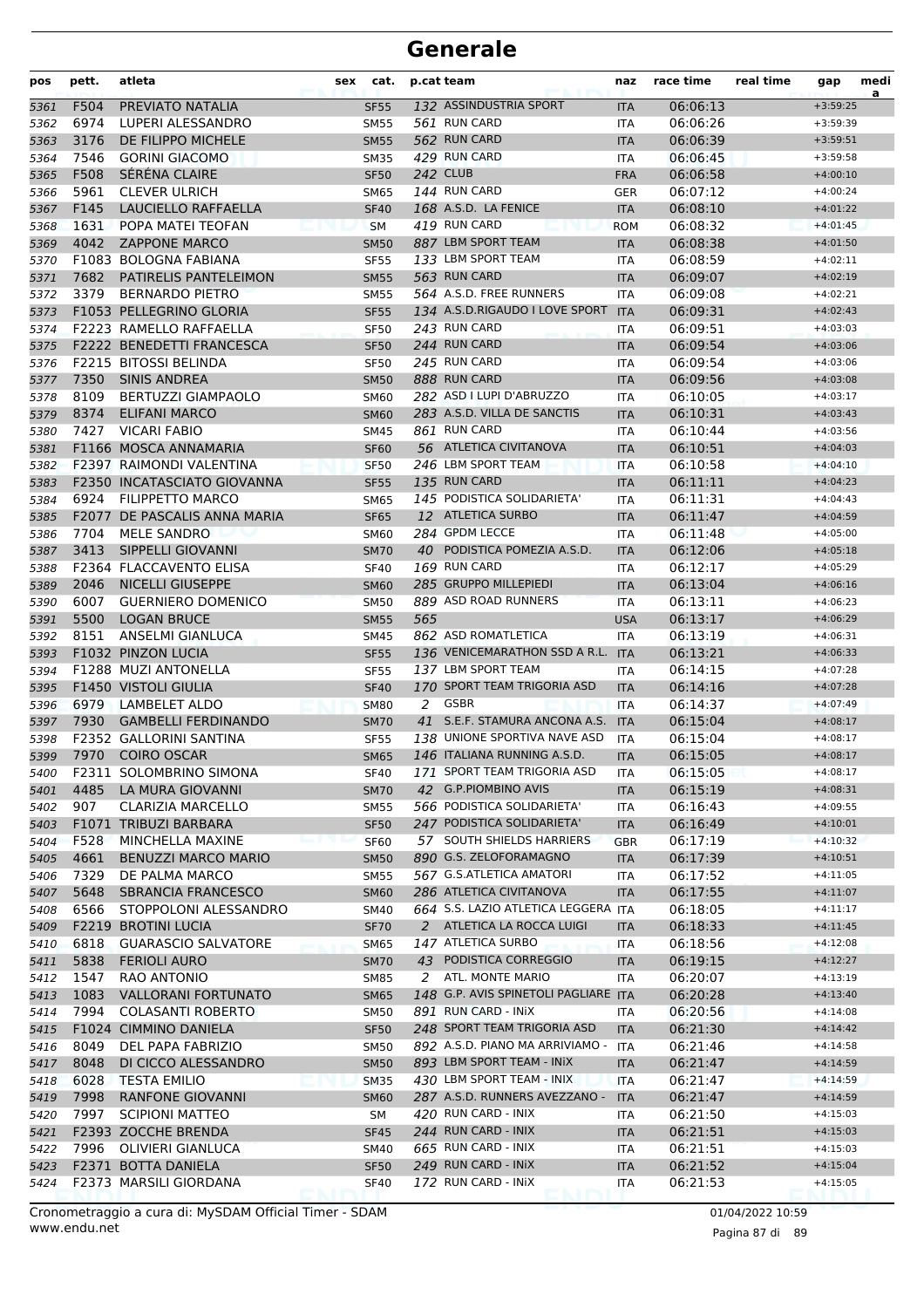# Generale

| pos | pett. | atleta | sex | cat. | p.cat | team | naz | race time | real time | gap | medi a |
|---|---|---|---|---|---|---|---|---|---|---|---|
| 5361 | F504 | PREVIATO NATALIA | | SF55 | 132 | ASSINDUSTRIA SPORT | ITA | 06:06:13 | | +3:59:25 | |
| 5362 | 6974 | LUPERI ALESSANDRO | | SM55 | 561 | RUN CARD | ITA | 06:06:26 | | +3:59:39 | |
| 5363 | 3176 | DE FILIPPO MICHELE | | SM55 | 562 | RUN CARD | ITA | 06:06:39 | | +3:59:51 | |
| 5364 | 7546 | GORINI GIACOMO | | SM35 | 429 | RUN CARD | ITA | 06:06:45 | | +3:59:58 | |
| 5365 | F508 | SÉRÉNA CLAIRE | | SF50 | 242 | CLUB | FRA | 06:06:58 | | +4:00:10 | |
| 5366 | 5961 | CLEVER ULRICH | | SM65 | 144 | RUN CARD | GER | 06:07:12 | | +4:00:24 | |
| 5367 | F145 | LAUCIELLO RAFFAELLA | | SF40 | 168 | A.S.D. LA FENICE | ITA | 06:08:10 | | +4:01:22 | |
| 5368 | 1631 | POPA MATEI TEOFAN | | SM | 419 | RUN CARD | ROM | 06:08:32 | | +4:01:45 | |
| 5369 | 4042 | ZAPPONE MARCO | | SM50 | 887 | LBM SPORT TEAM | ITA | 06:08:38 | | +4:01:50 | |
| 5370 | F1083 | BOLOGNA FABIANA | | SF55 | 133 | LBM SPORT TEAM | ITA | 06:08:59 | | +4:02:11 | |
| 5371 | 7682 | PATIRELIS PANTELEIMON | | SM55 | 563 | RUN CARD | ITA | 06:09:07 | | +4:02:19 | |
| 5372 | 3379 | BERNARDO PIETRO | | SM55 | 564 | A.S.D. FREE RUNNERS | ITA | 06:09:08 | | +4:02:21 | |
| 5373 | F1053 | PELLEGRINO GLORIA | | SF55 | 134 | A.S.D.RIGAUDO I LOVE SPORT | ITA | 06:09:31 | | +4:02:43 | |
| 5374 | F2223 | RAMELLO RAFFAELLA | | SF50 | 243 | RUN CARD | ITA | 06:09:51 | | +4:03:03 | |
| 5375 | F2222 | BENEDETTI FRANCESCA | | SF50 | 244 | RUN CARD | ITA | 06:09:54 | | +4:03:06 | |
| 5376 | F2215 | BITOSSI BELINDA | | SF50 | 245 | RUN CARD | ITA | 06:09:54 | | +4:03:06 | |
| 5377 | 7350 | SINIS ANDREA | | SM50 | 888 | RUN CARD | ITA | 06:09:56 | | +4:03:08 | |
| 5378 | 8109 | BERTUZZI GIAMPAOLO | | SM60 | 282 | ASD I LUPI D'ABRUZZO | ITA | 06:10:05 | | +4:03:17 | |
| 5379 | 8374 | ELIFANI MARCO | | SM60 | 283 | A.S.D. VILLA DE SANCTIS | ITA | 06:10:31 | | +4:03:43 | |
| 5380 | 7427 | VICARI FABIO | | SM45 | 861 | RUN CARD | ITA | 06:10:44 | | +4:03:56 | |
| 5381 | F1166 | MOSCA ANNAMARIA | | SF60 | 56 | ATLETICA CIVITANOVA | ITA | 06:10:51 | | +4:04:03 | |
| 5382 | F2397 | RAIMONDI VALENTINA | | SF50 | 246 | LBM SPORT TEAM | ITA | 06:10:58 | | +4:04:10 | |
| 5383 | F2350 | INCATASCIATO GIOVANNA | | SF55 | 135 | RUN CARD | ITA | 06:11:11 | | +4:04:23 | |
| 5384 | 6924 | FILIPPETTO MARCO | | SM65 | 145 | PODISTICA SOLIDARIETA' | ITA | 06:11:31 | | +4:04:43 | |
| 5385 | F2077 | DE PASCALIS ANNA MARIA | | SF65 | 12 | ATLETICA SURBO | ITA | 06:11:47 | | +4:04:59 | |
| 5386 | 7704 | MELE SANDRO | | SM60 | 284 | GPDM LECCE | ITA | 06:11:48 | | +4:05:00 | |
| 5387 | 3413 | SIPPELLI GIOVANNI | | SM70 | 40 | PODISTICA POMEZIA A.S.D. | ITA | 06:12:06 | | +4:05:18 | |
| 5388 | F2364 | FLACCAVENTO ELISA | | SF40 | 169 | RUN CARD | ITA | 06:12:17 | | +4:05:29 | |
| 5389 | 2046 | NICELLI GIUSEPPE | | SM60 | 285 | GRUPPO MILLEPIEDI | ITA | 06:13:04 | | +4:06:16 | |
| 5390 | 6007 | GUERNIERO DOMENICO | | SM50 | 889 | ASD ROAD RUNNERS | ITA | 06:13:11 | | +4:06:23 | |
| 5391 | 5500 | LOGAN BRUCE | | SM55 | 565 | | USA | 06:13:17 | | +4:06:29 | |
| 5392 | 8151 | ANSELMI GIANLUCA | | SM45 | 862 | ASD ROMATLETICA | ITA | 06:13:19 | | +4:06:31 | |
| 5393 | F1032 | PINZON LUCIA | | SF55 | 136 | VENICEMARATHON SSD A R.L. | ITA | 06:13:21 | | +4:06:33 | |
| 5394 | F1288 | MUZI ANTONELLA | | SF55 | 137 | LBM SPORT TEAM | ITA | 06:14:15 | | +4:07:28 | |
| 5395 | F1450 | VISTOLI GIULIA | | SF40 | 170 | SPORT TEAM TRIGORIA ASD | ITA | 06:14:16 | | +4:07:28 | |
| 5396 | 6979 | LAMBELET ALDO | | SM80 | 2 | GSBR | ITA | 06:14:37 | | +4:07:49 | |
| 5397 | 7930 | GAMBELLI FERDINANDO | | SM70 | 41 | S.E.F. STAMURA ANCONA A.S. | ITA | 06:15:04 | | +4:08:17 | |
| 5398 | F2352 | GALLORINI SANTINA | | SF55 | 138 | UNIONE SPORTIVA NAVE ASD | ITA | 06:15:04 | | +4:08:17 | |
| 5399 | 7970 | COIRO OSCAR | | SM65 | 146 | ITALIANA RUNNING A.S.D. | ITA | 06:15:05 | | +4:08:17 | |
| 5400 | F2311 | SOLOMBRINO SIMONA | | SF40 | 171 | SPORT TEAM TRIGORIA ASD | ITA | 06:15:05 | | +4:08:17 | |
| 5401 | 4485 | LA MURA GIOVANNI | | SM70 | 42 | G.P.PIOMBINO AVIS | ITA | 06:15:19 | | +4:08:31 | |
| 5402 | 907 | CLARIZIA MARCELLO | | SM55 | 566 | PODISTICA SOLIDARIETA' | ITA | 06:16:43 | | +4:09:55 | |
| 5403 | F1071 | TRIBUZI BARBARA | | SF50 | 247 | PODISTICA SOLIDARIETA' | ITA | 06:16:49 | | +4:10:01 | |
| 5404 | F528 | MINCHELLA MAXINE | | SF60 | 57 | SOUTH SHIELDS HARRIERS | GBR | 06:17:19 | | +4:10:32 | |
| 5405 | 4661 | BENUZZI MARCO MARIO | | SM50 | 890 | G.S. ZELOFORAMAGNO | ITA | 06:17:39 | | +4:10:51 | |
| 5406 | 7329 | DE PALMA MARCO | | SM55 | 567 | G.S.ATLETICA AMATORI | ITA | 06:17:52 | | +4:11:05 | |
| 5407 | 5648 | SBRANCIA FRANCESCO | | SM60 | 286 | ATLETICA CIVITANOVA | ITA | 06:17:55 | | +4:11:07 | |
| 5408 | 6566 | STOPPOLONI ALESSANDRO | | SM40 | 664 | S.S. LAZIO ATLETICA LEGGERA | ITA | 06:18:05 | | +4:11:17 | |
| 5409 | F2219 | BROTINI LUCIA | | SF70 | 2 | ATLETICA LA ROCCA LUIGI | ITA | 06:18:33 | | +4:11:45 | |
| 5410 | 6818 | GUARASCIO SALVATORE | | SM65 | 147 | ATLETICA SURBO | ITA | 06:18:56 | | +4:12:08 | |
| 5411 | 5838 | FERIOLI AURO | | SM70 | 43 | PODISTICA CORREGGIO | ITA | 06:19:15 | | +4:12:27 | |
| 5412 | 1547 | RAO ANTONIO | | SM85 | 2 | ATL. MONTE MARIO | ITA | 06:20:07 | | +4:13:19 | |
| 5413 | 1083 | VALLORANI FORTUNATO | | SM65 | 148 | G.P. AVIS SPINETOLI PAGLIARE | ITA | 06:20:28 | | +4:13:40 | |
| 5414 | 7994 | COLASANTI ROBERTO | | SM50 | 891 | RUN CARD - INiX | ITA | 06:20:56 | | +4:14:08 | |
| 5415 | F1024 | CIMMINO DANIELA | | SF50 | 248 | SPORT TEAM TRIGORIA ASD | ITA | 06:21:30 | | +4:14:42 | |
| 5416 | 8049 | DEL PAPA FABRIZIO | | SM50 | 892 | A.S.D. PIANO MA ARRIVIAMO - | ITA | 06:21:46 | | +4:14:58 | |
| 5417 | 8048 | DI CICCO ALESSANDRO | | SM50 | 893 | LBM SPORT TEAM - INiX | ITA | 06:21:47 | | +4:14:59 | |
| 5418 | 6028 | TESTA EMILIO | | SM35 | 430 | LBM SPORT TEAM - INIX | ITA | 06:21:47 | | +4:14:59 | |
| 5419 | 7998 | RANFONE GIOVANNI | | SM60 | 287 | A.S.D. RUNNERS AVEZZANO - | ITA | 06:21:47 | | +4:14:59 | |
| 5420 | 7997 | SCIPIONI MATTEO | | SM | 420 | RUN CARD - INIX | ITA | 06:21:50 | | +4:15:03 | |
| 5421 | F2393 | ZOCCHE BRENDA | | SF45 | 244 | RUN CARD - INIX | ITA | 06:21:51 | | +4:15:03 | |
| 5422 | 7996 | OLIVIERI GIANLUCA | | SM40 | 665 | RUN CARD - INIX | ITA | 06:21:51 | | +4:15:03 | |
| 5423 | F2371 | BOTTA DANIELA | | SF50 | 249 | RUN CARD - INiX | ITA | 06:21:52 | | +4:15:04 | |
| 5424 | F2373 | MARSILI GIORDANA | | SF40 | 172 | RUN CARD - INiX | ITA | 06:21:53 | | +4:15:05 | |

Cronometraggio a cura di: MySDAM Official Timer - SDAM
www.endu.net

01/04/2022 10:59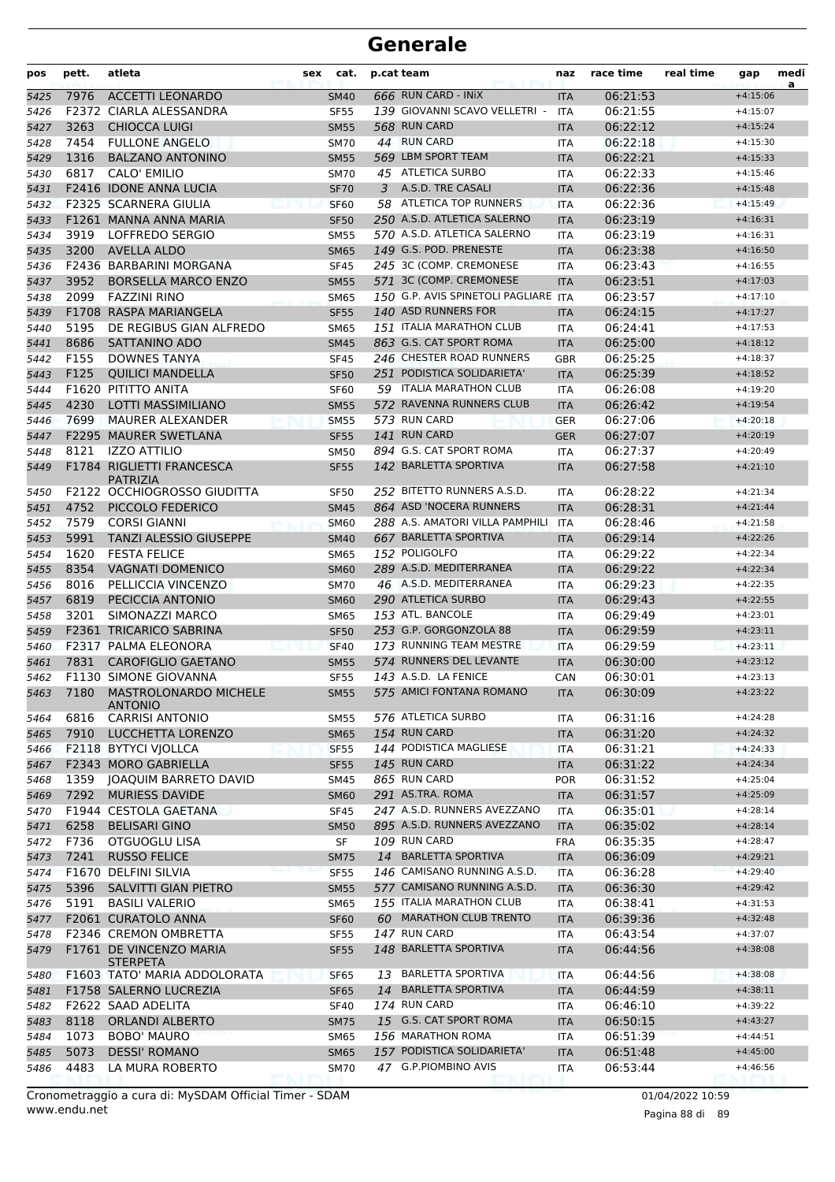# Generale

| pos | pett. | atleta | sex | cat. | p.cat | team | naz | race time | real time | gap | media |
|---|---|---|---|---|---|---|---|---|---|---|---|
| 5425 | 7976 | ACCETTI LEONARDO | | SM40 | 666 | RUN CARD - INiX | ITA | 06:21:53 | | +4:15:06 | |
| 5426 | F2372 | CIARLA ALESSANDRA | | SF55 | 139 | GIOVANNI SCAVO VELLETRI - | ITA | 06:21:55 | | +4:15:07 | |
| 5427 | 3263 | CHIOCCA LUIGI | | SM55 | 568 | RUN CARD | ITA | 06:22:12 | | +4:15:24 | |
| 5428 | 7454 | FULLONE ANGELO | | SM70 | 44 | RUN CARD | ITA | 06:22:18 | | +4:15:30 | |
| 5429 | 1316 | BALZANO ANTONINO | | SM55 | 569 | LBM SPORT TEAM | ITA | 06:22:21 | | +4:15:33 | |
| 5430 | 6817 | CALO' EMILIO | | SM70 | 45 | ATLETICA SURBO | ITA | 06:22:33 | | +4:15:46 | |
| 5431 | F2416 | IDONE ANNA LUCIA | | SF70 | 3 | A.S.D. TRE CASALI | ITA | 06:22:36 | | +4:15:48 | |
| 5432 | F2325 | SCARNERA GIULIA | | SF60 | 58 | ATLETICA TOP RUNNERS | ITA | 06:22:36 | | +4:15:49 | |
| 5433 | F1261 | MANNA ANNA MARIA | | SF50 | 250 | A.S.D. ATLETICA SALERNO | ITA | 06:23:19 | | +4:16:31 | |
| 5434 | 3919 | LOFFREDO SERGIO | | SM55 | 570 | A.S.D. ATLETICA SALERNO | ITA | 06:23:19 | | +4:16:31 | |
| 5435 | 3200 | AVELLA ALDO | | SM65 | 149 | G.S. POD. PRENESTE | ITA | 06:23:38 | | +4:16:50 | |
| 5436 | F2436 | BARBARINI MORGANA | | SF45 | 245 | 3C (COMP. CREMONESE | ITA | 06:23:43 | | +4:16:55 | |
| 5437 | 3952 | BORSELLA MARCO ENZO | | SM55 | 571 | 3C (COMP. CREMONESE | ITA | 06:23:51 | | +4:17:03 | |
| 5438 | 2099 | FAZZINI RINO | | SM65 | 150 | G.P. AVIS SPINETOLI PAGLIARE | ITA | 06:23:57 | | +4:17:10 | |
| 5439 | F1708 | RASPA MARIANGELA | | SF55 | 140 | ASD RUNNERS FOR | ITA | 06:24:15 | | +4:17:27 | |
| 5440 | 5195 | DE REGIBUS GIAN ALFREDO | | SM65 | 151 | ITALIA MARATHON CLUB | ITA | 06:24:41 | | +4:17:53 | |
| 5441 | 8686 | SATTANINO ADO | | SM45 | 863 | G.S. CAT SPORT ROMA | ITA | 06:25:00 | | +4:18:12 | |
| 5442 | F155 | DOWNES TANYA | | SF45 | 246 | CHESTER ROAD RUNNERS | GBR | 06:25:25 | | +4:18:37 | |
| 5443 | F125 | QUILICI MANDELLA | | SF50 | 251 | PODISTICA SOLIDARIETA' | ITA | 06:25:39 | | +4:18:52 | |
| 5444 | F1620 | PITITTO ANITA | | SF60 | 59 | ITALIA MARATHON CLUB | ITA | 06:26:08 | | +4:19:20 | |
| 5445 | 4230 | LOTTI MASSIMILIANO | | SM55 | 572 | RAVENNA RUNNERS CLUB | ITA | 06:26:42 | | +4:19:54 | |
| 5446 | 7699 | MAURER ALEXANDER | | SM55 | 573 | RUN CARD | GER | 06:27:06 | | +4:20:18 | |
| 5447 | F2295 | MAURER SWETLANA | | SF55 | 141 | RUN CARD | GER | 06:27:07 | | +4:20:19 | |
| 5448 | 8121 | IZZO ATTILIO | | SM50 | 894 | G.S. CAT SPORT ROMA | ITA | 06:27:37 | | +4:20:49 | |
| 5449 | F1784 | RIGLIETTI FRANCESCA PATRIZIA | | SF55 | 142 | BARLETTA SPORTIVA | ITA | 06:27:58 | | +4:21:10 | |
| 5450 | F2122 | OCCHIOGROSSO GIUDITTA | | SF50 | 252 | BITETTO RUNNERS A.S.D. | ITA | 06:28:22 | | +4:21:34 | |
| 5451 | 4752 | PICCOLO FEDERICO | | SM45 | 864 | ASD 'NOCERA RUNNERS | ITA | 06:28:31 | | +4:21:44 | |
| 5452 | 7579 | CORSI GIANNI | | SM60 | 288 | A.S. AMATORI VILLA PAMPHILI | ITA | 06:28:46 | | +4:21:58 | |
| 5453 | 5991 | TANZI ALESSIO GIUSEPPE | | SM40 | 667 | BARLETTA SPORTIVA | ITA | 06:29:14 | | +4:22:26 | |
| 5454 | 1620 | FESTA FELICE | | SM65 | 152 | POLIGOLFO | ITA | 06:29:22 | | +4:22:34 | |
| 5455 | 8354 | VAGNATI DOMENICO | | SM60 | 289 | A.S.D. MEDITERRANEA | ITA | 06:29:22 | | +4:22:34 | |
| 5456 | 8016 | PELLICCIA VINCENZO | | SM70 | 46 | A.S.D. MEDITERRANEA | ITA | 06:29:23 | | +4:22:35 | |
| 5457 | 6819 | PECICCIA ANTONIO | | SM60 | 290 | ATLETICA SURBO | ITA | 06:29:43 | | +4:22:55 | |
| 5458 | 3201 | SIMONAZZI MARCO | | SM65 | 153 | ATL. BANCOLE | ITA | 06:29:49 | | +4:23:01 | |
| 5459 | F2361 | TRICARICO SABRINA | | SF50 | 253 | G.P. GORGONZOLA 88 | ITA | 06:29:59 | | +4:23:11 | |
| 5460 | F2317 | PALMA ELEONORA | | SF40 | 173 | RUNNING TEAM MESTRE | ITA | 06:29:59 | | +4:23:11 | |
| 5461 | 7831 | CAROFIGLIO GAETANO | | SM55 | 574 | RUNNERS DEL LEVANTE | ITA | 06:30:00 | | +4:23:12 | |
| 5462 | F1130 | SIMONE GIOVANNA | | SF55 | 143 | A.S.D. LA FENICE | CAN | 06:30:01 | | +4:23:13 | |
| 5463 | 7180 | MASTROLONARDO MICHELE ANTONIO | | SM55 | 575 | AMICI FONTANA ROMANO | ITA | 06:30:09 | | +4:23:22 | |
| 5464 | 6816 | CARRISI ANTONIO | | SM55 | 576 | ATLETICA SURBO | ITA | 06:31:16 | | +4:24:28 | |
| 5465 | 7910 | LUCCHETTA LORENZO | | SM65 | 154 | RUN CARD | ITA | 06:31:20 | | +4:24:32 | |
| 5466 | F2118 | BYTYCI VJOLLCA | | SF55 | 144 | PODISTICA MAGLIESE | ITA | 06:31:21 | | +4:24:33 | |
| 5467 | F2343 | MORO GABRIELLA | | SF55 | 145 | RUN CARD | ITA | 06:31:22 | | +4:24:34 | |
| 5468 | 1359 | JOAQUIM BARRETO DAVID | | SM45 | 865 | RUN CARD | POR | 06:31:52 | | +4:25:04 | |
| 5469 | 7292 | MURIESS DAVIDE | | SM60 | 291 | AS.TRA. ROMA | ITA | 06:31:57 | | +4:25:09 | |
| 5470 | F1944 | CESTOLA GAETANA | | SF45 | 247 | A.S.D. RUNNERS AVEZZANO | ITA | 06:35:01 | | +4:28:14 | |
| 5471 | 6258 | BELISARI GINO | | SM50 | 895 | A.S.D. RUNNERS AVEZZANO | ITA | 06:35:02 | | +4:28:14 | |
| 5472 | F736 | OTGUOGLU LISA | | SF | 109 | RUN CARD | FRA | 06:35:35 | | +4:28:47 | |
| 5473 | 7241 | RUSSO FELICE | | SM75 | 14 | BARLETTA SPORTIVA | ITA | 06:36:09 | | +4:29:21 | |
| 5474 | F1670 | DELFINI SILVIA | | SF55 | 146 | CAMISANO RUNNING A.S.D. | ITA | 06:36:28 | | +4:29:40 | |
| 5475 | 5396 | SALVITTI GIAN PIETRO | | SM55 | 577 | CAMISANO RUNNING A.S.D. | ITA | 06:36:30 | | +4:29:42 | |
| 5476 | 5191 | BASILI VALERIO | | SM65 | 155 | ITALIA MARATHON CLUB | ITA | 06:38:41 | | +4:31:53 | |
| 5477 | F2061 | CURATOLO ANNA | | SF60 | 60 | MARATHON CLUB TRENTO | ITA | 06:39:36 | | +4:32:48 | |
| 5478 | F2346 | CREMON OMBRETTA | | SF55 | 147 | RUN CARD | ITA | 06:43:54 | | +4:37:07 | |
| 5479 | F1761 | DE VINCENZO MARIA STERPETA | | SF55 | 148 | BARLETTA SPORTIVA | ITA | 06:44:56 | | +4:38:08 | |
| 5480 | F1603 | TATO' MARIA ADDOLORATA | | SF65 | 13 | BARLETTA SPORTIVA | ITA | 06:44:56 | | +4:38:08 | |
| 5481 | F1758 | SALERNO LUCREZIA | | SF65 | 14 | BARLETTA SPORTIVA | ITA | 06:44:59 | | +4:38:11 | |
| 5482 | F2622 | SAAD ADELITA | | SF40 | 174 | RUN CARD | ITA | 06:46:10 | | +4:39:22 | |
| 5483 | 8118 | ORLANDI ALBERTO | | SM75 | 15 | G.S. CAT SPORT ROMA | ITA | 06:50:15 | | +4:43:27 | |
| 5484 | 1073 | BOBO' MAURO | | SM65 | 156 | MARATHON ROMA | ITA | 06:51:39 | | +4:44:51 | |
| 5485 | 5073 | DESSI' ROMANO | | SM65 | 157 | PODISTICA SOLIDARIETA' | ITA | 06:51:48 | | +4:45:00 | |
| 5486 | 4483 | LA MURA ROBERTO | | SM70 | 47 | G.P.PIOMBINO AVIS | ITA | 06:53:44 | | +4:46:56 | |

Cronometraggio a cura di: MySDAM Official Timer - SDAM
www.endu.net

01/04/2022 10:59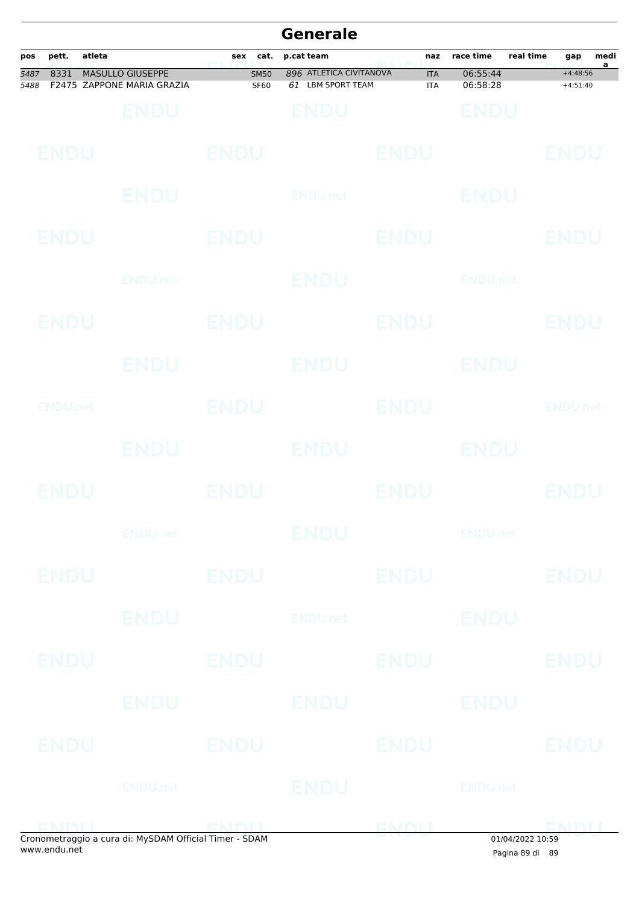# Generale

| pos | pett. | atleta | sex | cat. | p.cat | team | naz | race time | real time | gap | media |
|---|---|---|---|---|---|---|---|---|---|---|---|
| 5487 | 8331 | MASULLO GIUSEPPE | | SM50 | 896 | ATLETICA CIVITANOVA | ITA | 06:55:44 | | +4:48:56 | |
| 5488 | F2475 | ZAPPONE MARIA GRAZIA | | SF60 | 61 | LBM SPORT TEAM | ITA | 06:58:28 | | +4:51:40 | |

Cronometraggio a cura di: MySDAM Official Timer - SDAM
www.endu.net

01/04/2022 10:59